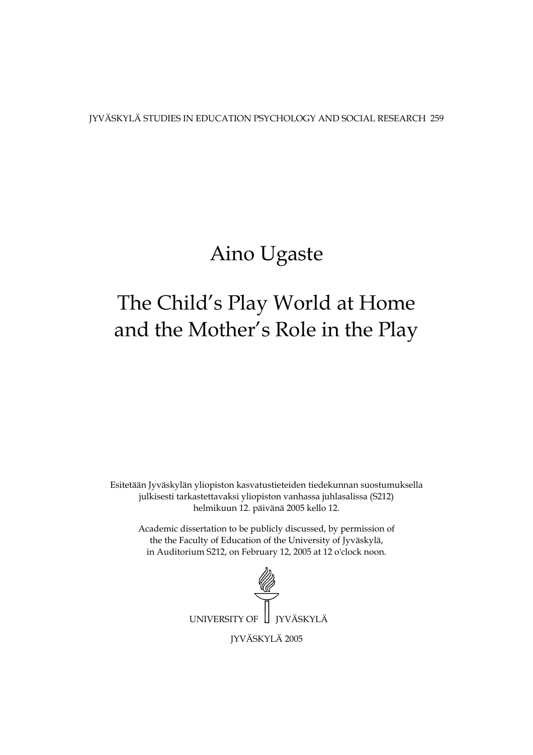JYVÄSKYLÄ STUDIES IN EDUCATION PSYCHOLOGY AND SOCIAL RESEARCH 259

# Aino Ugaste

# The Child's Play World at Home and the Mother's Role in the Play

Esitetään Jyväskylän yliopiston kasvatustieteiden tiedekunnan suostumuksella julkisesti tarkastettavaksi yliopiston vanhassa juhlasalissa (S212) helmikuun 12. päivänä 2005 kello 12.

Academic dissertation to be publicly discussed, by permission of the the Faculty of Education of the University of Jyväskylä, in Auditorium S212, on February 12, 2005 at 12 o'clock noon.

UNIVERSITY OF JYVÄSKYLÄ

JYVÄSKYLÄ 2005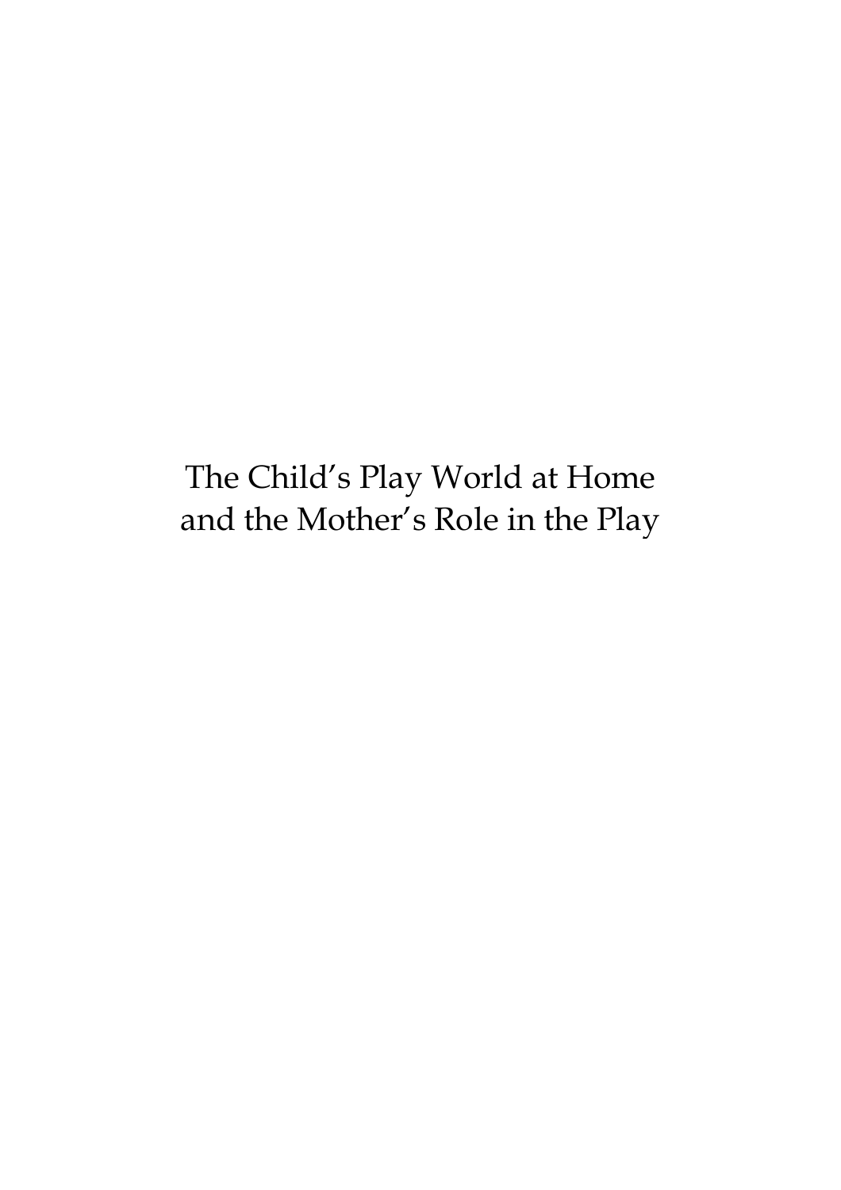# The Child's Play World at Home and the Mother's Role in the Play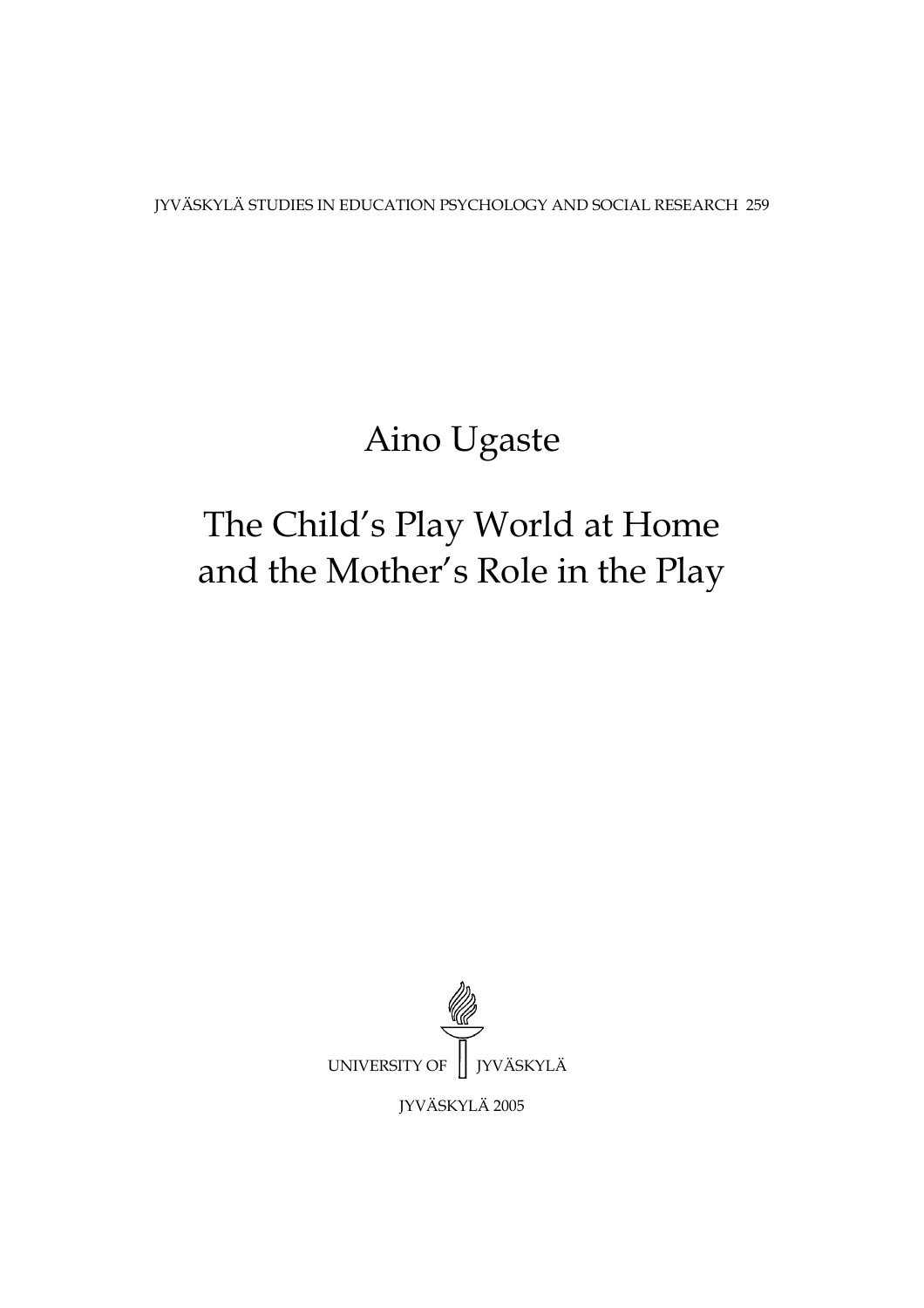JYVÄSKYLÄ STUDIES IN EDUCATION PSYCHOLOGY AND SOCIAL RESEARCH 259

# Aino Ugaste

# The Child's Play World at Home and the Mother's Role in the Play

UNIVERSITY OF JYVÄSKYLÄ

JYVÄSKYLÄ 2005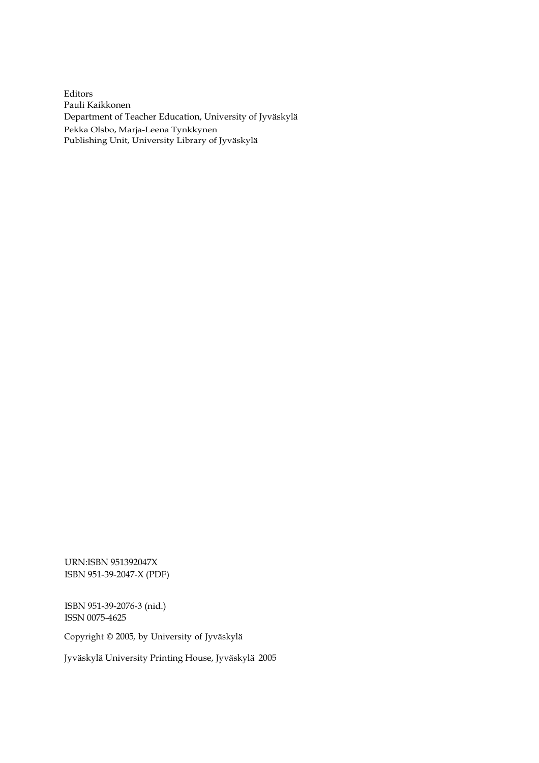Editors
Pauli Kaikkonen
Department of Teacher Education, University of Jyväskylä
Pekka Olsbo, Marja-Leena Tynkkynen
Publishing Unit, University Library of Jyväskylä

URN:ISBN 951392047X
ISBN 951-39-2047-X (PDF)

ISBN 951-39-2076-3 (nid.)
ISSN 0075-4625

Copyright © 2005, by University of Jyväskylä

Jyväskylä University Printing House, Jyväskylä 2005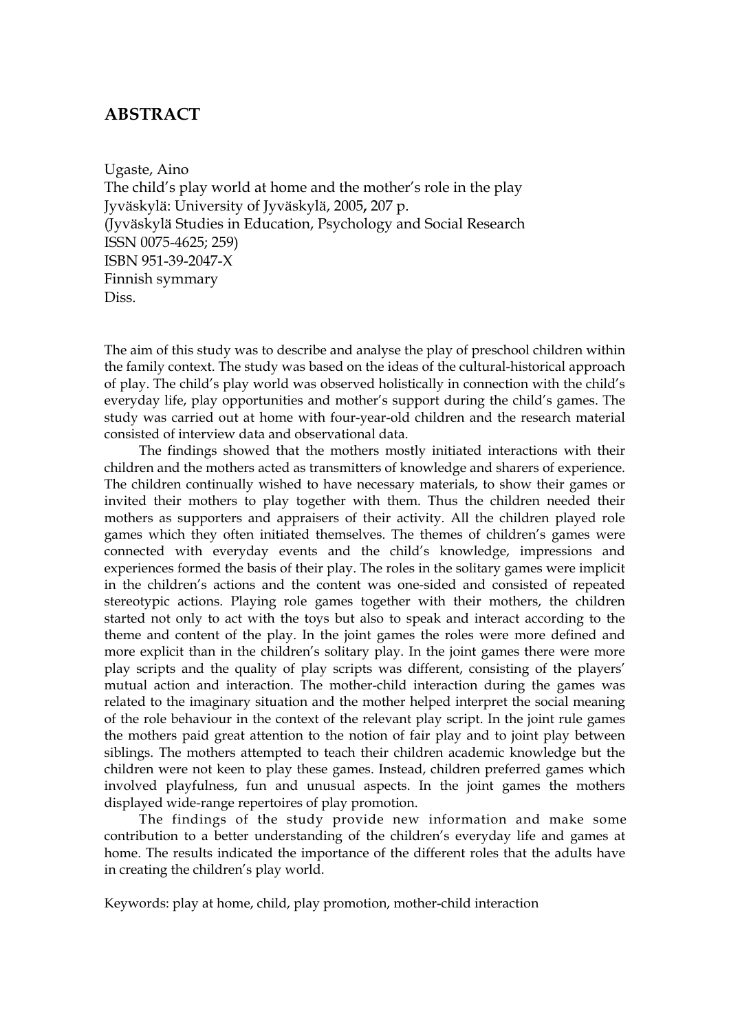# ABSTRACT

Ugaste, Aino
The child's play world at home and the mother's role in the play
Jyväskylä: University of Jyväskylä, 2005, 207 p.
(Jyväskylä Studies in Education, Psychology and Social Research
ISSN 0075-4625; 259)
ISBN 951-39-2047-X
Finnish symmary
Diss.

The aim of this study was to describe and analyse the play of preschool children within the family context. The study was based on the ideas of the cultural-historical approach of play. The child's play world was observed holistically in connection with the child's everyday life, play opportunities and mother's support during the child's games. The study was carried out at home with four-year-old children and the research material consisted of interview data and observational data.

The findings showed that the mothers mostly initiated interactions with their children and the mothers acted as transmitters of knowledge and sharers of experience. The children continually wished to have necessary materials, to show their games or invited their mothers to play together with them. Thus the children needed their mothers as supporters and appraisers of their activity. All the children played role games which they often initiated themselves. The themes of children's games were connected with everyday events and the child's knowledge, impressions and experiences formed the basis of their play. The roles in the solitary games were implicit in the children's actions and the content was one-sided and consisted of repeated stereotypic actions. Playing role games together with their mothers, the children started not only to act with the toys but also to speak and interact according to the theme and content of the play. In the joint games the roles were more defined and more explicit than in the children's solitary play. In the joint games there were more play scripts and the quality of play scripts was different, consisting of the players' mutual action and interaction. The mother-child interaction during the games was related to the imaginary situation and the mother helped interpret the social meaning of the role behaviour in the context of the relevant play script. In the joint rule games the mothers paid great attention to the notion of fair play and to joint play between siblings. The mothers attempted to teach their children academic knowledge but the children were not keen to play these games. Instead, children preferred games which involved playfulness, fun and unusual aspects. In the joint games the mothers displayed wide-range repertoires of play promotion.

The findings of the study provide new information and make some contribution to a better understanding of the children's everyday life and games at home. The results indicated the importance of the different roles that the adults have in creating the children's play world.

Keywords: play at home, child, play promotion, mother-child interaction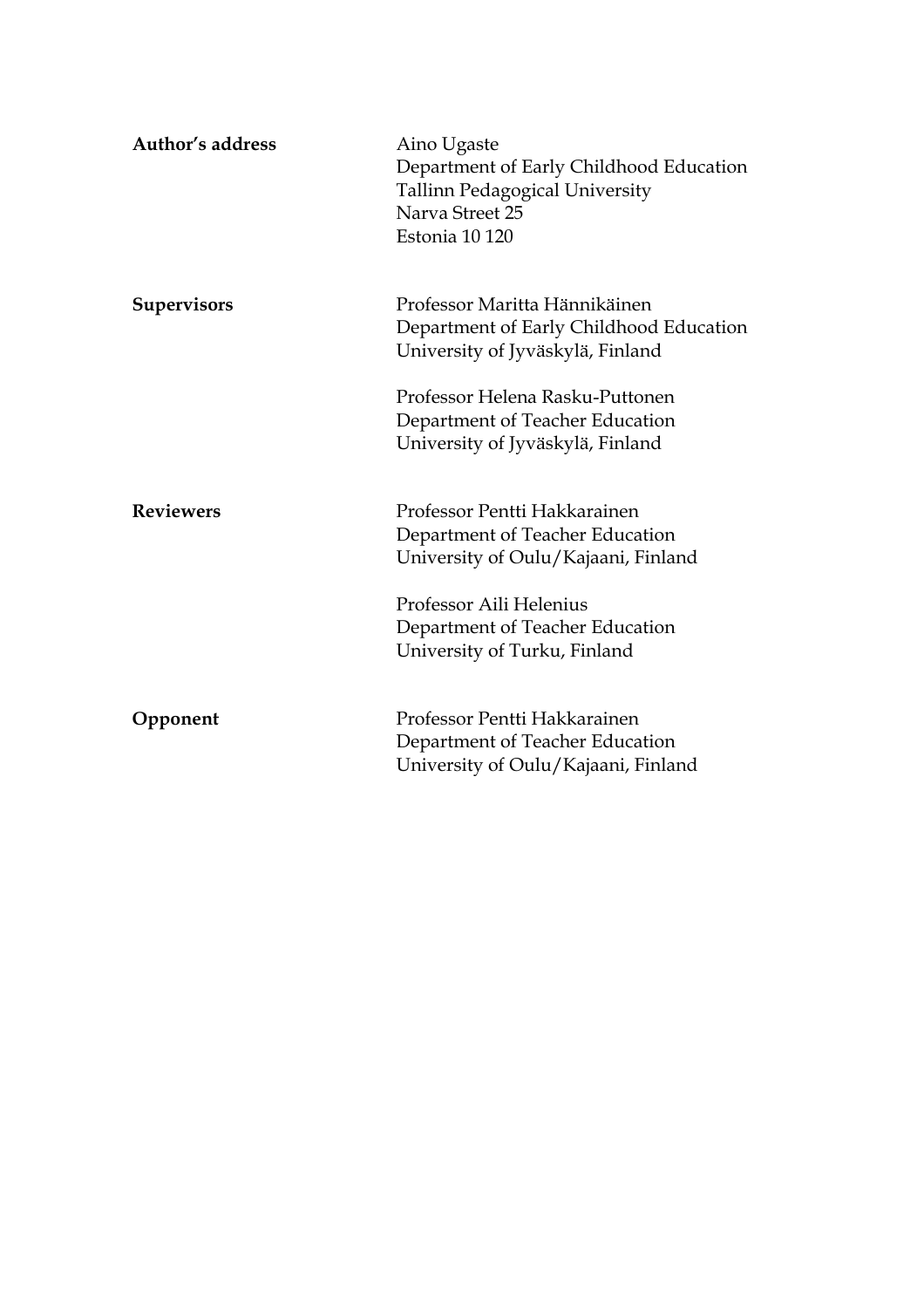**Author's address**

Aino Ugaste
Department of Early Childhood Education
Tallinn Pedagogical University
Narva Street 25
Estonia 10 120

**Supervisors**

Professor Maritta Hännikäinen
Department of Early Childhood Education
University of Jyväskylä, Finland

Professor Helena Rasku-Puttonen
Department of Teacher Education
University of Jyväskylä, Finland

**Reviewers**

Professor Pentti Hakkarainen
Department of Teacher Education
University of Oulu/Kajaani, Finland

Professor Aili Helenius
Department of Teacher Education
University of Turku, Finland

**Opponent**

Professor Pentti Hakkarainen
Department of Teacher Education
University of Oulu/Kajaani, Finland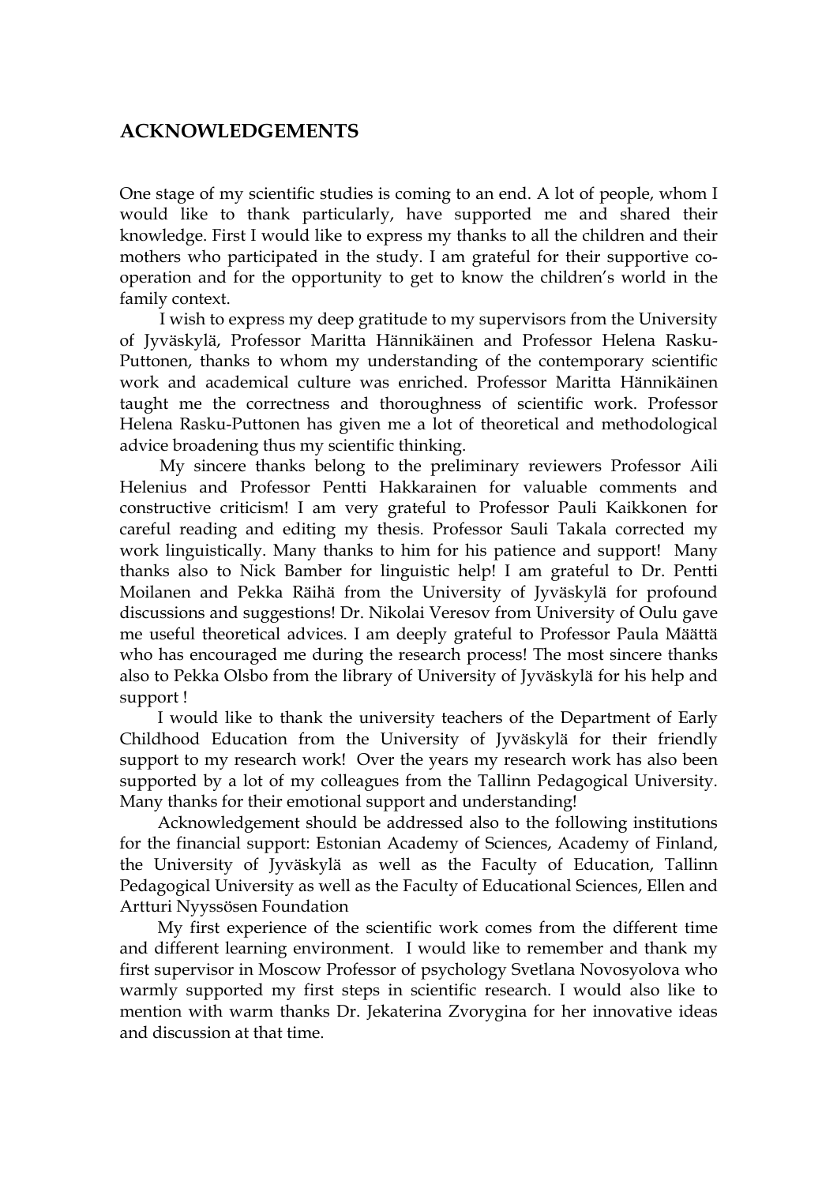## ACKNOWLEDGEMENTS

One stage of my scientific studies is coming to an end. A lot of people, whom I would like to thank particularly, have supported me and shared their knowledge. First I would like to express my thanks to all the children and their mothers who participated in the study. I am grateful for their supportive co-operation and for the opportunity to get to know the children's world in the family context.

I wish to express my deep gratitude to my supervisors from the University of Jyväskylä, Professor Maritta Hännikäinen and Professor Helena Rasku-Puttonen, thanks to whom my understanding of the contemporary scientific work and academical culture was enriched. Professor Maritta Hännikäinen taught me the correctness and thoroughness of scientific work. Professor Helena Rasku-Puttonen has given me a lot of theoretical and methodological advice broadening thus my scientific thinking.

My sincere thanks belong to the preliminary reviewers Professor Aili Helenius and Professor Pentti Hakkarainen for valuable comments and constructive criticism! I am very grateful to Professor Pauli Kaikkonen for careful reading and editing my thesis. Professor Sauli Takala corrected my work linguistically. Many thanks to him for his patience and support! Many thanks also to Nick Bamber for linguistic help! I am grateful to Dr. Pentti Moilanen and Pekka Räihä from the University of Jyväskylä for profound discussions and suggestions! Dr. Nikolai Veresov from University of Oulu gave me useful theoretical advices. I am deeply grateful to Professor Paula Määttä who has encouraged me during the research process! The most sincere thanks also to Pekka Olsbo from the library of University of Jyväskylä for his help and support !

I would like to thank the university teachers of the Department of Early Childhood Education from the University of Jyväskylä for their friendly support to my research work! Over the years my research work has also been supported by a lot of my colleagues from the Tallinn Pedagogical University. Many thanks for their emotional support and understanding!

Acknowledgement should be addressed also to the following institutions for the financial support: Estonian Academy of Sciences, Academy of Finland, the University of Jyväskylä as well as the Faculty of Education, Tallinn Pedagogical University as well as the Faculty of Educational Sciences, Ellen and Artturi Nyyssösen Foundation

My first experience of the scientific work comes from the different time and different learning environment. I would like to remember and thank my first supervisor in Moscow Professor of psychology Svetlana Novosyolova who warmly supported my first steps in scientific research. I would also like to mention with warm thanks Dr. Jekaterina Zvorygina for her innovative ideas and discussion at that time.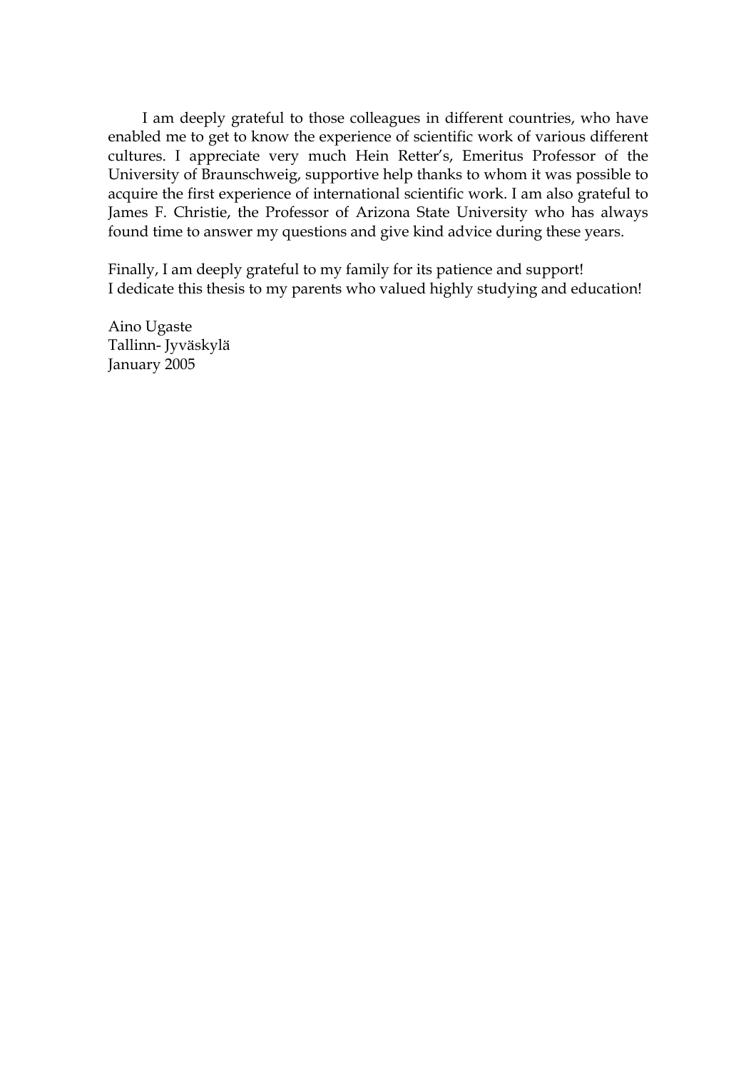I am deeply grateful to those colleagues in different countries, who have enabled me to get to know the experience of scientific work of various different cultures. I appreciate very much Hein Retter's, Emeritus Professor of the University of Braunschweig, supportive help thanks to whom it was possible to acquire the first experience of international scientific work. I am also grateful to James F. Christie, the Professor of Arizona State University who has always found time to answer my questions and give kind advice during these years.

Finally, I am deeply grateful to my family for its patience and support!
I dedicate this thesis to my parents who valued highly studying and education!

Aino Ugaste
Tallinn- Jyväskylä
January 2005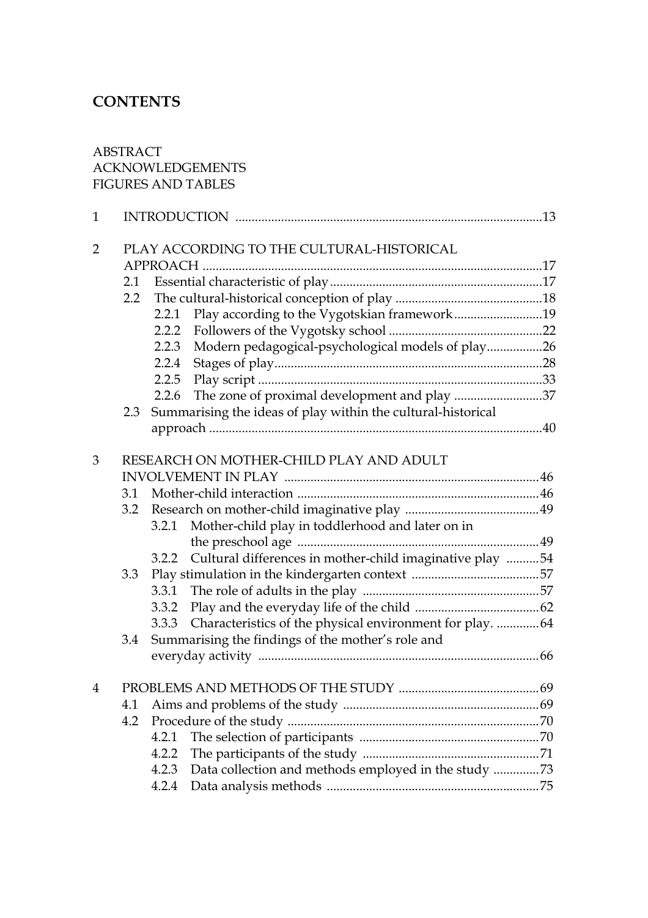# CONTENTS

ABSTRACT
ACKNOWLEDGEMENTS
FIGURES AND TABLES

1 INTRODUCTION ........................................................................................13

2 PLAY ACCORDING TO THE CULTURAL-HISTORICAL APPROACH ......................................................................................................17
- 2.1 Essential characteristic of play................................................................17
- 2.2 The cultural-historical conception of play ............................................18
  - 2.2.1 Play according to the Vygotskian framework...........................19
  - 2.2.2 Followers of the Vygotsky school ...............................................22
  - 2.2.3 Modern pedagogical-psychological models of play.................26
  - 2.2.4 Stages of play..................................................................................28
  - 2.2.5 Play script .......................................................................................33
  - 2.2.6 The zone of proximal development and play ...........................37
- 2.3 Summarising the ideas of play within the cultural-historical approach .....................................................................................................40

3 RESEARCH ON MOTHER-CHILD PLAY AND ADULT INVOLVEMENT IN PLAY .............................................................................46
- 3.1 Mother-child interaction .........................................................................46
- 3.2 Research on mother-child imaginative play .........................................49
  - 3.2.1 Mother-child play in toddlerhood and later on in the preschool age .........................................................................49
  - 3.2.2 Cultural differences in mother-child imaginative play ..........54
- 3.3 Play stimulation in the kindergarten context .......................................57
  - 3.3.1 The role of adults in the play ......................................................57
  - 3.3.2 Play and the everyday life of the child ......................................62
  - 3.3.3 Characteristics of the physical environment for play. .............64
- 3.4 Summarising the findings of the mother's role and everyday activity .....................................................................................66

4 PROBLEMS AND METHODS OF THE STUDY ...........................................69
- 4.1 Aims and problems of the study ............................................................69
- 4.2 Procedure of the study ............................................................................70
  - 4.2.1 The selection of participants .......................................................70
  - 4.2.2 The participants of the study ......................................................71
  - 4.2.3 Data collection and methods employed in the study ..............73
  - 4.2.4 Data analysis methods .................................................................75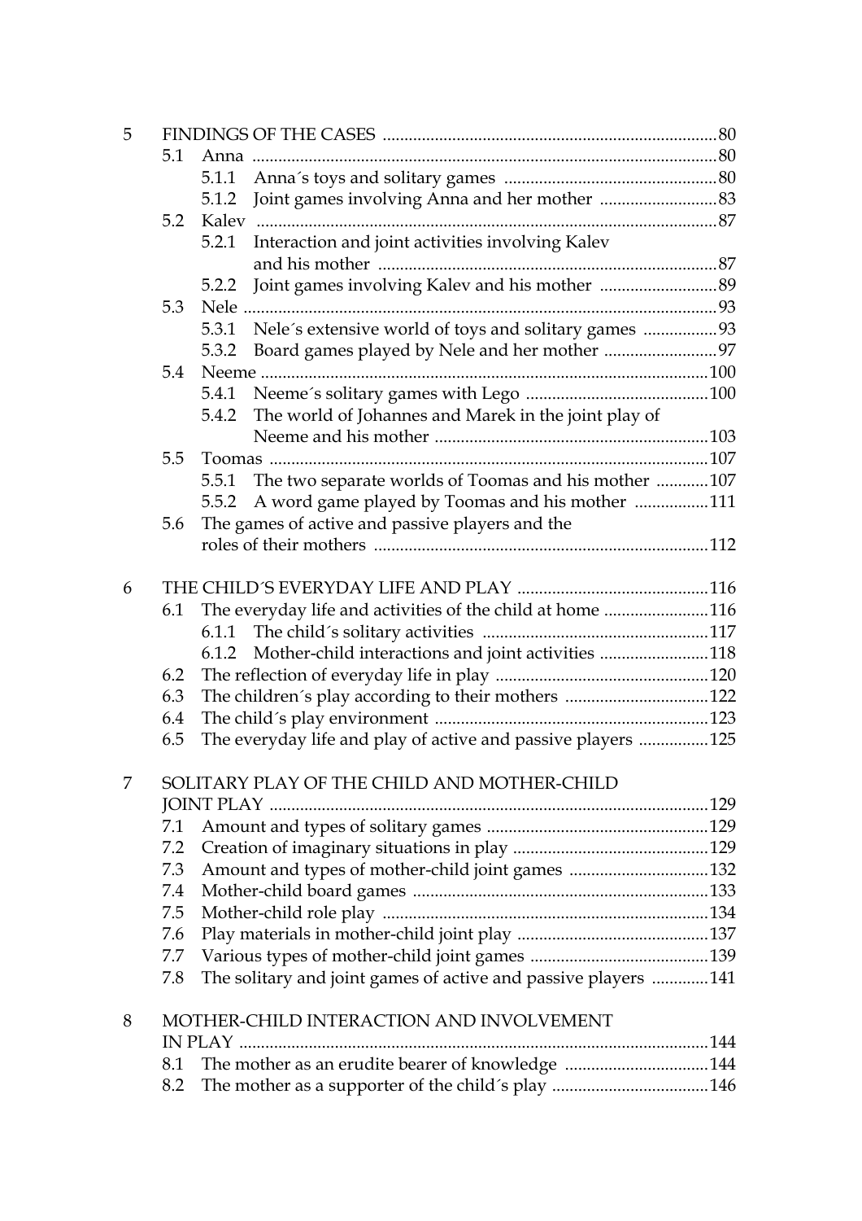5 FINDINGS OF THE CASES ........................................................................... 80
- 5.1 Anna ......................................................................................................... 80
  - 5.1.1 Anna´s toys and solitary games ................................................ 80
  - 5.1.2 Joint games involving Anna and her mother ........................... 83
- 5.2 Kalev ......................................................................................................... 87
  - 5.2.1 Interaction and joint activities involving Kalev and his mother ............................................................................ 87
  - 5.2.2 Joint games involving Kalev and his mother ........................... 89
- 5.3 Nele ........................................................................................................... 93
  - 5.3.1 Nele´s extensive world of toys and solitary games ................. 93
  - 5.3.2 Board games played by Nele and her mother .......................... 97
- 5.4 Neeme ..................................................................................................... 100
  - 5.4.1 Neeme´s solitary games with Lego .......................................... 100
  - 5.4.2 The world of Johannes and Marek in the joint play of Neeme and his mother .............................................................. 103
- 5.5 Toomas .................................................................................................... 107
  - 5.5.1 The two separate worlds of Toomas and his mother ............ 107
  - 5.5.2 A word game played by Toomas and his mother ................. 111
- 5.6 The games of active and passive players and the roles of their mothers ............................................................................ 112

6 THE CHILD´S EVERYDAY LIFE AND PLAY ............................................ 116
- 6.1 The everyday life and activities of the child at home ........................ 116
  - 6.1.1 The child´s solitary activities .................................................... 117
  - 6.1.2 Mother-child interactions and joint activities ......................... 118
- 6.2 The reflection of everyday life in play ................................................ 120
- 6.3 The children´s play according to their mothers ................................ 122
- 6.4 The child´s play environment .............................................................. 123
- 6.5 The everyday life and play of active and passive players ................ 125

7 SOLITARY PLAY OF THE CHILD AND MOTHER-CHILD JOINT PLAY ..................................................................................................... 129
- 7.1 Amount and types of solitary games ................................................... 129
- 7.2 Creation of imaginary situations in play ............................................. 129
- 7.3 Amount and types of mother-child joint games ................................ 132
- 7.4 Mother-child board games ................................................................... 133
- 7.5 Mother-child role play .......................................................................... 134
- 7.6 Play materials in mother-child joint play ............................................ 137
- 7.7 Various types of mother-child joint games ......................................... 139
- 7.8 The solitary and joint games of active and passive players ............. 141

8 MOTHER-CHILD INTERACTION AND INVOLVEMENT IN PLAY ........................................................................................................... 144
- 8.1 The mother as an erudite bearer of knowledge ................................. 144
- 8.2 The mother as a supporter of the child´s play .................................... 146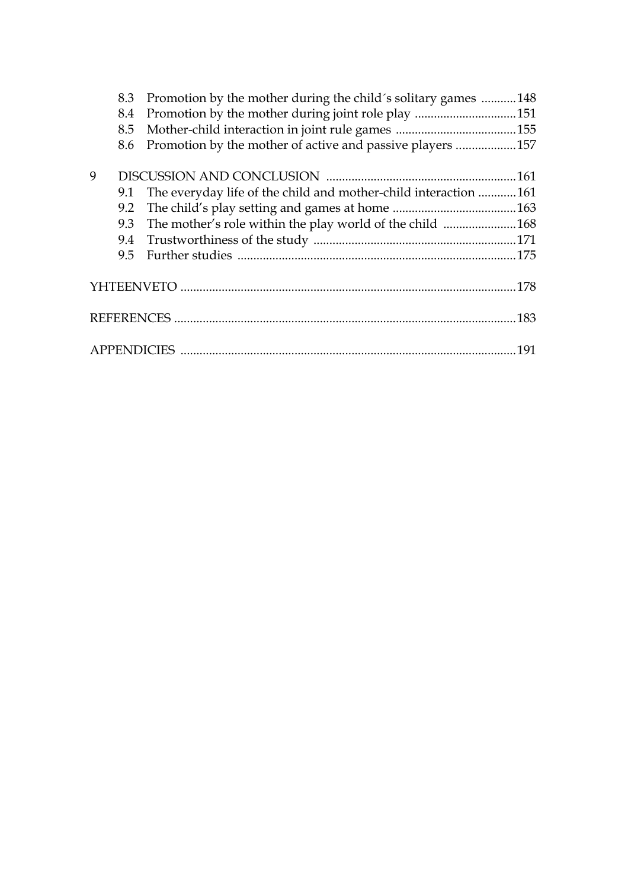8.3 Promotion by the mother during the child´s solitary games ........... 148
8.4 Promotion by the mother during joint role play ................................ 151
8.5 Mother-child interaction in joint rule games ...................................... 155
8.6 Promotion by the mother of active and passive players ................... 157

9 DISCUSSION AND CONCLUSION ........................................................... 161
9.1 The everyday life of the child and mother-child interaction ............ 161
9.2 The child's play setting and games at home ....................................... 163
9.3 The mother's role within the play world of the child ....................... 168
9.4 Trustworthiness of the study ............................................................... 171
9.5 Further studies ....................................................................................... 175

YHTEENVETO ......................................................................................................... 178

REFERENCES ........................................................................................................... 183

APPENDICIES ......................................................................................................... 191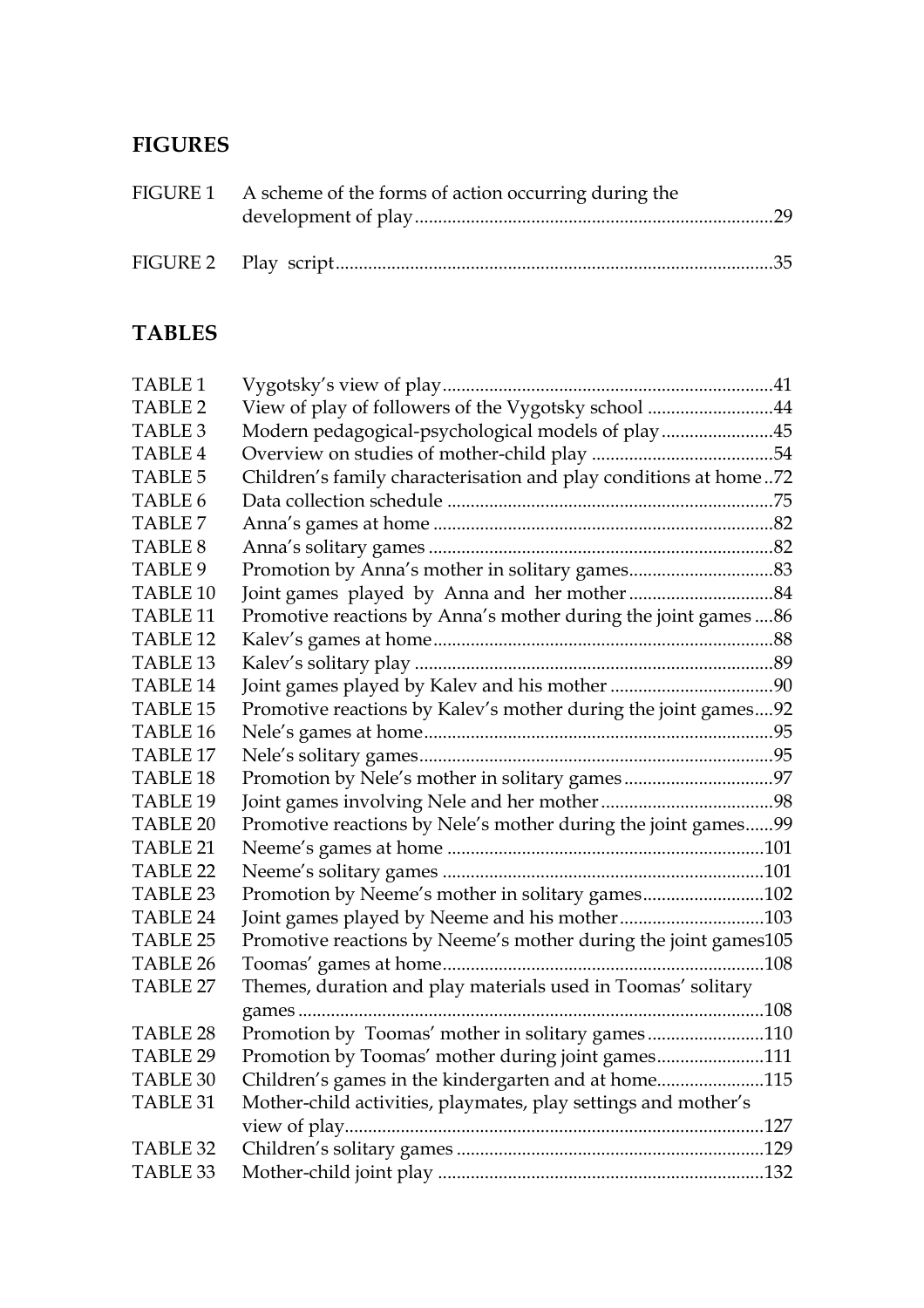## FIGURES

| | | |
|---|---|---|
| FIGURE 1 | A scheme of the forms of action occurring during the development of play | 29 |
| FIGURE 2 | Play script | 35 |

## TABLES

| | | |
|---|---|---|
| TABLE 1 | Vygotsky's view of play | 41 |
| TABLE 2 | View of play of followers of the Vygotsky school | 44 |
| TABLE 3 | Modern pedagogical-psychological models of play | 45 |
| TABLE 4 | Overview on studies of mother-child play | 54 |
| TABLE 5 | Children's family characterisation and play conditions at home | 72 |
| TABLE 6 | Data collection schedule | 75 |
| TABLE 7 | Anna's games at home | 82 |
| TABLE 8 | Anna's solitary games | 82 |
| TABLE 9 | Promotion by Anna's mother in solitary games | 83 |
| TABLE 10 | Joint games played by Anna and her mother | 84 |
| TABLE 11 | Promotive reactions by Anna's mother during the joint games | 86 |
| TABLE 12 | Kalev's games at home | 88 |
| TABLE 13 | Kalev's solitary play | 89 |
| TABLE 14 | Joint games played by Kalev and his mother | 90 |
| TABLE 15 | Promotive reactions by Kalev's mother during the joint games | 92 |
| TABLE 16 | Nele's games at home | 95 |
| TABLE 17 | Nele's solitary games | 95 |
| TABLE 18 | Promotion by Nele's mother in solitary games | 97 |
| TABLE 19 | Joint games involving Nele and her mother | 98 |
| TABLE 20 | Promotive reactions by Nele's mother during the joint games | 99 |
| TABLE 21 | Neeme's games at home | 101 |
| TABLE 22 | Neeme's solitary games | 101 |
| TABLE 23 | Promotion by Neeme's mother in solitary games | 102 |
| TABLE 24 | Joint games played by Neeme and his mother | 103 |
| TABLE 25 | Promotive reactions by Neeme's mother during the joint games | 105 |
| TABLE 26 | Toomas' games at home | 108 |
| TABLE 27 | Themes, duration and play materials used in Toomas' solitary games | 108 |
| TABLE 28 | Promotion by Toomas' mother in solitary games | 110 |
| TABLE 29 | Promotion by Toomas' mother during joint games | 111 |
| TABLE 30 | Children's games in the kindergarten and at home | 115 |
| TABLE 31 | Mother-child activities, playmates, play settings and mother's view of play | 127 |
| TABLE 32 | Children's solitary games | 129 |
| TABLE 33 | Mother-child joint play | 132 |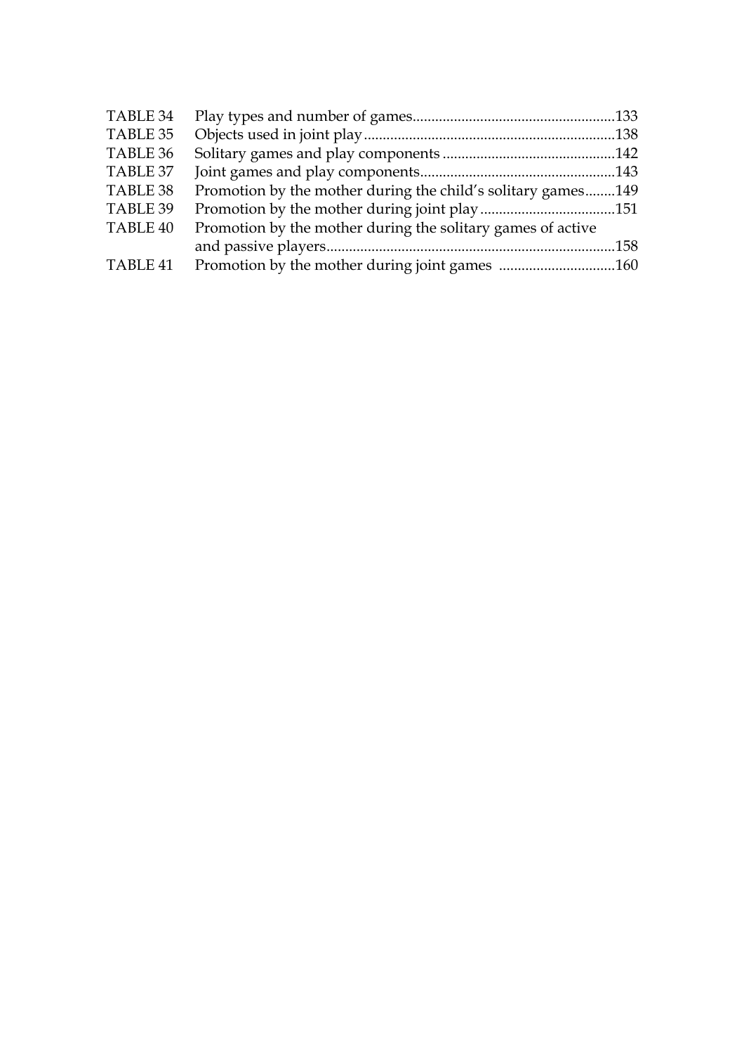| | | |
|---|---|---|
| TABLE 34 | Play types and number of games | 133 |
| TABLE 35 | Objects used in joint play | 138 |
| TABLE 36 | Solitary games and play components | 142 |
| TABLE 37 | Joint games and play components | 143 |
| TABLE 38 | Promotion by the mother during the child's solitary games | 149 |
| TABLE 39 | Promotion by the mother during joint play | 151 |
| TABLE 40 | Promotion by the mother during the solitary games of active and passive players | 158 |
| TABLE 41 | Promotion by the mother during joint games | 160 |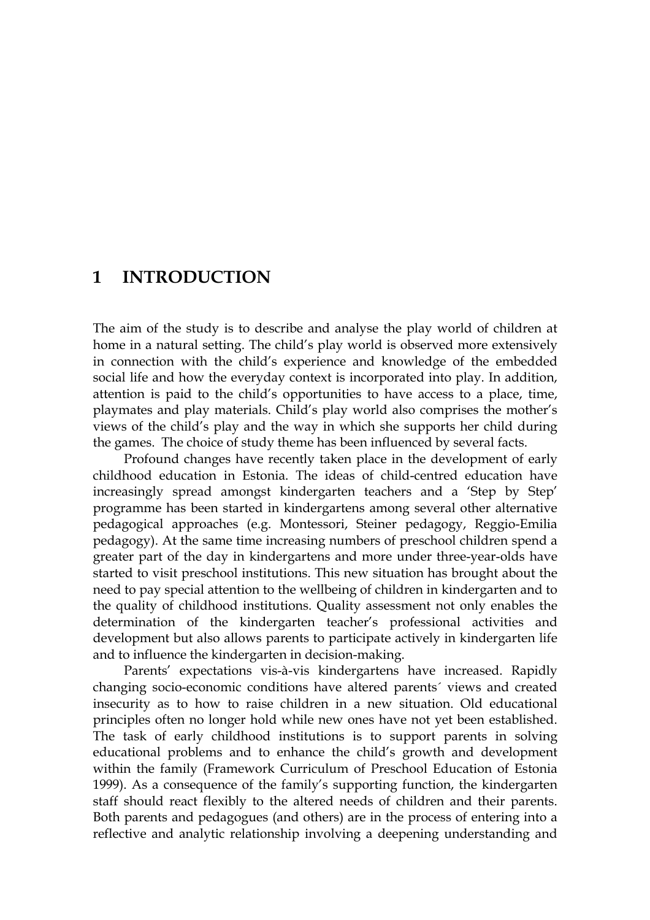# 1 INTRODUCTION

The aim of the study is to describe and analyse the play world of children at home in a natural setting. The child's play world is observed more extensively in connection with the child's experience and knowledge of the embedded social life and how the everyday context is incorporated into play. In addition, attention is paid to the child's opportunities to have access to a place, time, playmates and play materials. Child's play world also comprises the mother's views of the child's play and the way in which she supports her child during the games. The choice of study theme has been influenced by several facts.

Profound changes have recently taken place in the development of early childhood education in Estonia. The ideas of child-centred education have increasingly spread amongst kindergarten teachers and a 'Step by Step' programme has been started in kindergartens among several other alternative pedagogical approaches (e.g. Montessori, Steiner pedagogy, Reggio-Emilia pedagogy). At the same time increasing numbers of preschool children spend a greater part of the day in kindergartens and more under three-year-olds have started to visit preschool institutions. This new situation has brought about the need to pay special attention to the wellbeing of children in kindergarten and to the quality of childhood institutions. Quality assessment not only enables the determination of the kindergarten teacher's professional activities and development but also allows parents to participate actively in kindergarten life and to influence the kindergarten in decision-making.

Parents' expectations vis-à-vis kindergartens have increased. Rapidly changing socio-economic conditions have altered parents´ views and created insecurity as to how to raise children in a new situation. Old educational principles often no longer hold while new ones have not yet been established. The task of early childhood institutions is to support parents in solving educational problems and to enhance the child's growth and development within the family (Framework Curriculum of Preschool Education of Estonia 1999). As a consequence of the family's supporting function, the kindergarten staff should react flexibly to the altered needs of children and their parents. Both parents and pedagogues (and others) are in the process of entering into a reflective and analytic relationship involving a deepening understanding and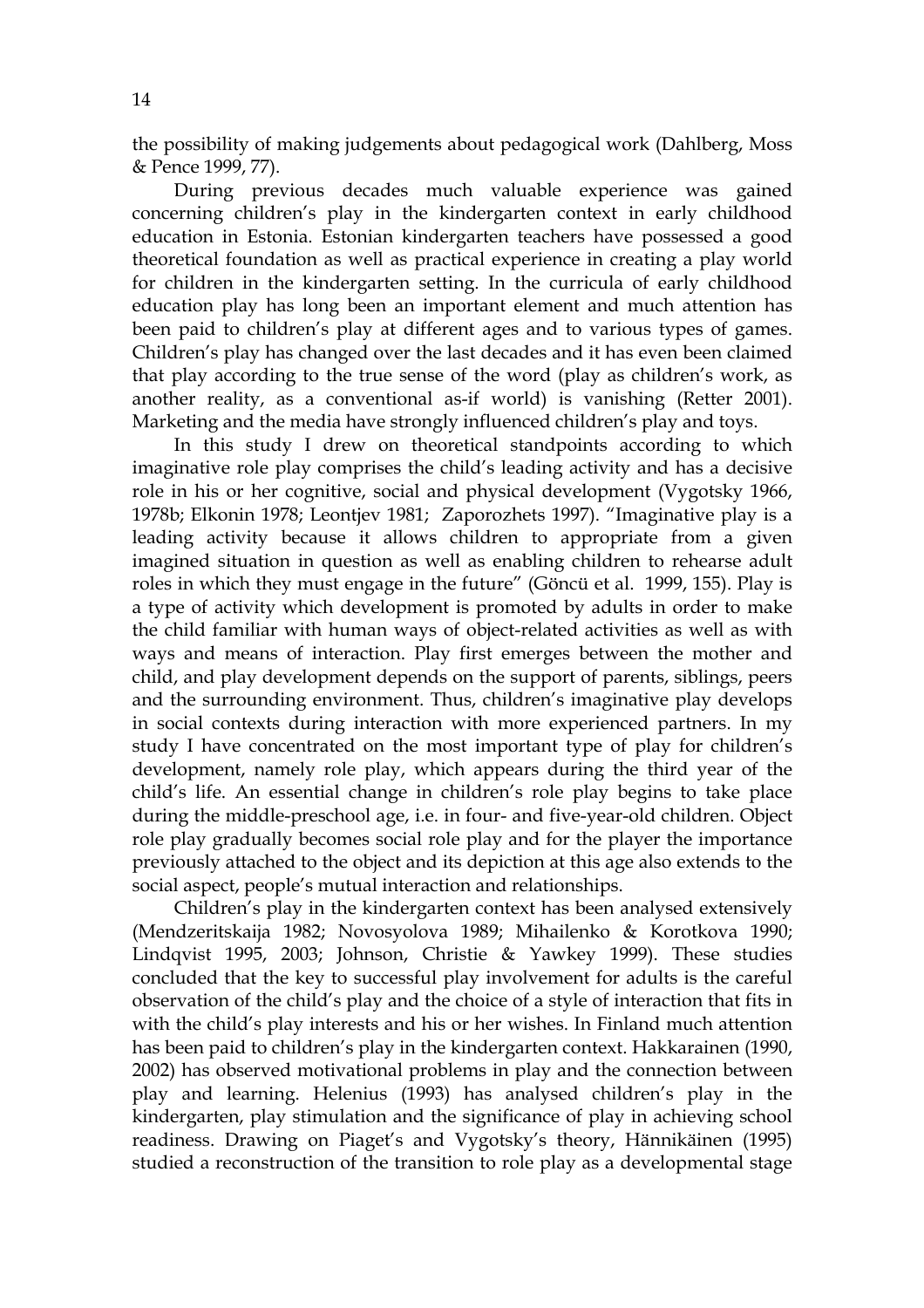the possibility of making judgements about pedagogical work (Dahlberg, Moss & Pence 1999, 77).

During previous decades much valuable experience was gained concerning children's play in the kindergarten context in early childhood education in Estonia. Estonian kindergarten teachers have possessed a good theoretical foundation as well as practical experience in creating a play world for children in the kindergarten setting. In the curricula of early childhood education play has long been an important element and much attention has been paid to children's play at different ages and to various types of games. Children's play has changed over the last decades and it has even been claimed that play according to the true sense of the word (play as children's work, as another reality, as a conventional as-if world) is vanishing (Retter 2001). Marketing and the media have strongly influenced children's play and toys.

In this study I drew on theoretical standpoints according to which imaginative role play comprises the child's leading activity and has a decisive role in his or her cognitive, social and physical development (Vygotsky 1966, 1978b; Elkonin 1978; Leontjev 1981; Zaporozhets 1997). "Imaginative play is a leading activity because it allows children to appropriate from a given imagined situation in question as well as enabling children to rehearse adult roles in which they must engage in the future" (Göncü et al. 1999, 155). Play is a type of activity which development is promoted by adults in order to make the child familiar with human ways of object-related activities as well as with ways and means of interaction. Play first emerges between the mother and child, and play development depends on the support of parents, siblings, peers and the surrounding environment. Thus, children's imaginative play develops in social contexts during interaction with more experienced partners. In my study I have concentrated on the most important type of play for children's development, namely role play, which appears during the third year of the child's life. An essential change in children's role play begins to take place during the middle-preschool age, i.e. in four- and five-year-old children. Object role play gradually becomes social role play and for the player the importance previously attached to the object and its depiction at this age also extends to the social aspect, people's mutual interaction and relationships.

Children's play in the kindergarten context has been analysed extensively (Mendzeritskaija 1982; Novosyolova 1989; Mihailenko & Korotkova 1990; Lindqvist 1995, 2003; Johnson, Christie & Yawkey 1999). These studies concluded that the key to successful play involvement for adults is the careful observation of the child's play and the choice of a style of interaction that fits in with the child's play interests and his or her wishes. In Finland much attention has been paid to children's play in the kindergarten context. Hakkarainen (1990, 2002) has observed motivational problems in play and the connection between play and learning. Helenius (1993) has analysed children's play in the kindergarten, play stimulation and the significance of play in achieving school readiness. Drawing on Piaget's and Vygotsky's theory, Hännikäinen (1995) studied a reconstruction of the transition to role play as a developmental stage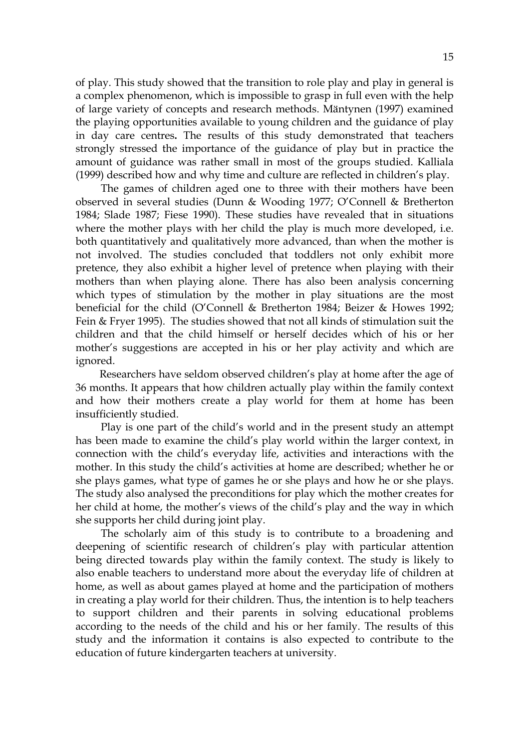of play. This study showed that the transition to role play and play in general is a complex phenomenon, which is impossible to grasp in full even with the help of large variety of concepts and research methods. Mäntynen (1997) examined the playing opportunities available to young children and the guidance of play in day care centres**.** The results of this study demonstrated that teachers strongly stressed the importance of the guidance of play but in practice the amount of guidance was rather small in most of the groups studied. Kalliala (1999) described how and why time and culture are reflected in children's play.

The games of children aged one to three with their mothers have been observed in several studies (Dunn & Wooding 1977; O'Connell & Bretherton 1984; Slade 1987; Fiese 1990). These studies have revealed that in situations where the mother plays with her child the play is much more developed, i.e. both quantitatively and qualitatively more advanced, than when the mother is not involved. The studies concluded that toddlers not only exhibit more pretence, they also exhibit a higher level of pretence when playing with their mothers than when playing alone. There has also been analysis concerning which types of stimulation by the mother in play situations are the most beneficial for the child (O'Connell & Bretherton 1984; Beizer & Howes 1992; Fein & Fryer 1995). The studies showed that not all kinds of stimulation suit the children and that the child himself or herself decides which of his or her mother's suggestions are accepted in his or her play activity and which are ignored.

Researchers have seldom observed children's play at home after the age of 36 months. It appears that how children actually play within the family context and how their mothers create a play world for them at home has been insufficiently studied.

Play is one part of the child's world and in the present study an attempt has been made to examine the child's play world within the larger context, in connection with the child's everyday life, activities and interactions with the mother. In this study the child's activities at home are described; whether he or she plays games, what type of games he or she plays and how he or she plays. The study also analysed the preconditions for play which the mother creates for her child at home, the mother's views of the child's play and the way in which she supports her child during joint play.

The scholarly aim of this study is to contribute to a broadening and deepening of scientific research of children's play with particular attention being directed towards play within the family context. The study is likely to also enable teachers to understand more about the everyday life of children at home, as well as about games played at home and the participation of mothers in creating a play world for their children. Thus, the intention is to help teachers to support children and their parents in solving educational problems according to the needs of the child and his or her family. The results of this study and the information it contains is also expected to contribute to the education of future kindergarten teachers at university.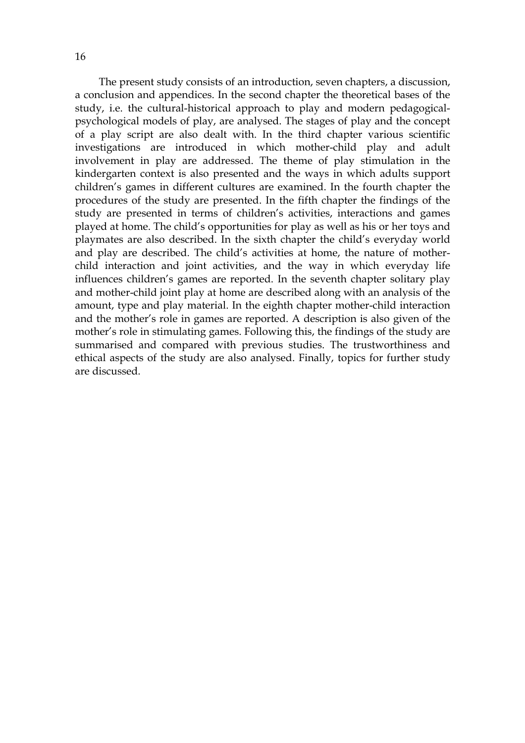The present study consists of an introduction, seven chapters, a discussion, a conclusion and appendices. In the second chapter the theoretical bases of the study, i.e. the cultural-historical approach to play and modern pedagogical-psychological models of play, are analysed. The stages of play and the concept of a play script are also dealt with. In the third chapter various scientific investigations are introduced in which mother-child play and adult involvement in play are addressed. The theme of play stimulation in the kindergarten context is also presented and the ways in which adults support children's games in different cultures are examined. In the fourth chapter the procedures of the study are presented. In the fifth chapter the findings of the study are presented in terms of children's activities, interactions and games played at home. The child's opportunities for play as well as his or her toys and playmates are also described. In the sixth chapter the child's everyday world and play are described. The child's activities at home, the nature of mother-child interaction and joint activities, and the way in which everyday life influences children's games are reported. In the seventh chapter solitary play and mother-child joint play at home are described along with an analysis of the amount, type and play material. In the eighth chapter mother-child interaction and the mother's role in games are reported. A description is also given of the mother's role in stimulating games. Following this, the findings of the study are summarised and compared with previous studies. The trustworthiness and ethical aspects of the study are also analysed. Finally, topics for further study are discussed.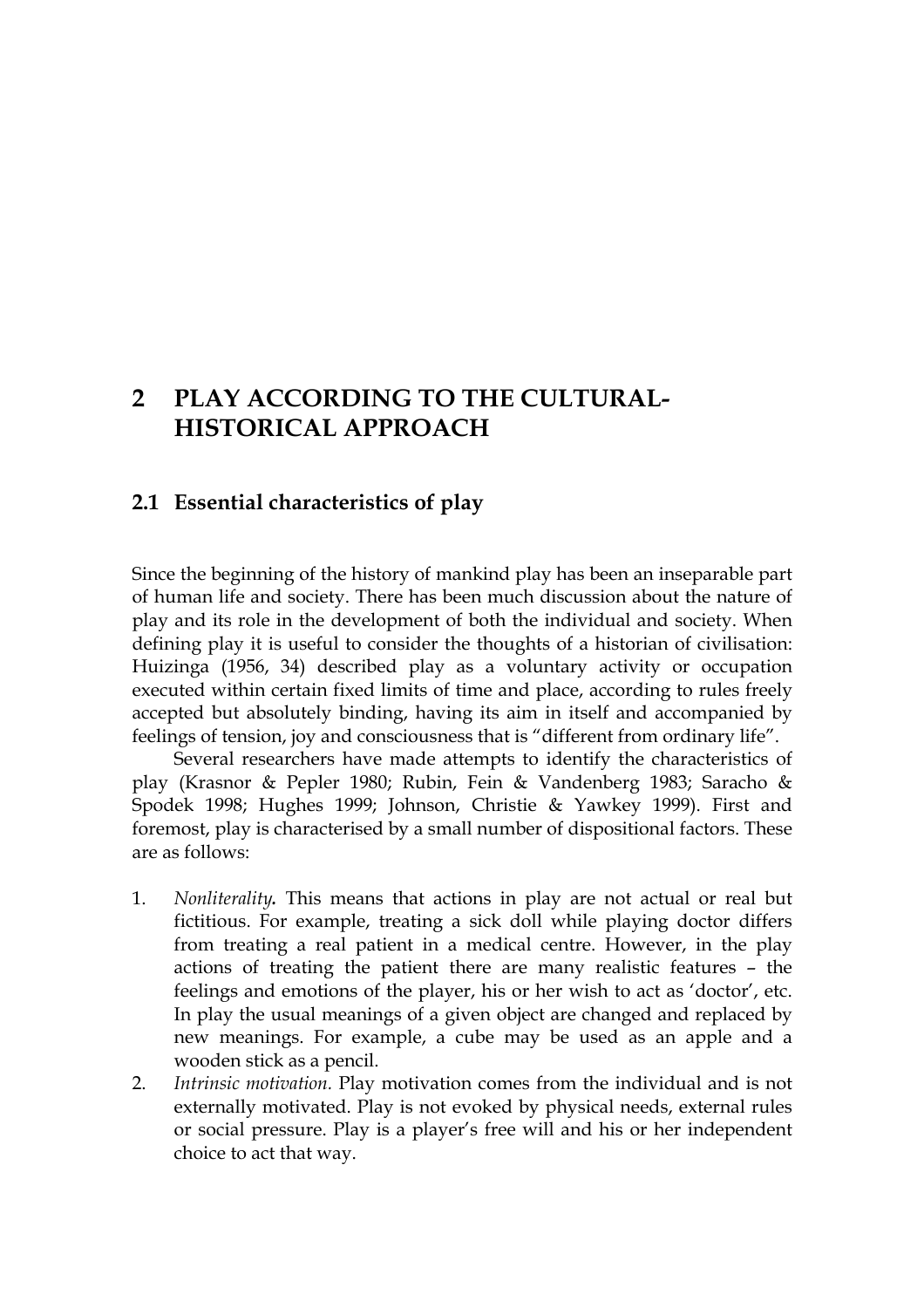# 2 PLAY ACCORDING TO THE CULTURAL-HISTORICAL APPROACH

## 2.1 Essential characteristics of play

Since the beginning of the history of mankind play has been an inseparable part of human life and society. There has been much discussion about the nature of play and its role in the development of both the individual and society. When defining play it is useful to consider the thoughts of a historian of civilisation: Huizinga (1956, 34) described play as a voluntary activity or occupation executed within certain fixed limits of time and place, according to rules freely accepted but absolutely binding, having its aim in itself and accompanied by feelings of tension, joy and consciousness that is "different from ordinary life".

Several researchers have made attempts to identify the characteristics of play (Krasnor & Pepler 1980; Rubin, Fein & Vandenberg 1983; Saracho & Spodek 1998; Hughes 1999; Johnson, Christie & Yawkey 1999). First and foremost, play is characterised by a small number of dispositional factors. These are as follows:

1. *Nonliterality.* This means that actions in play are not actual or real but fictitious. For example, treating a sick doll while playing doctor differs from treating a real patient in a medical centre. However, in the play actions of treating the patient there are many realistic features – the feelings and emotions of the player, his or her wish to act as 'doctor', etc. In play the usual meanings of a given object are changed and replaced by new meanings. For example, a cube may be used as an apple and a wooden stick as a pencil.
2. *Intrinsic motivation.* Play motivation comes from the individual and is not externally motivated. Play is not evoked by physical needs, external rules or social pressure. Play is a player's free will and his or her independent choice to act that way.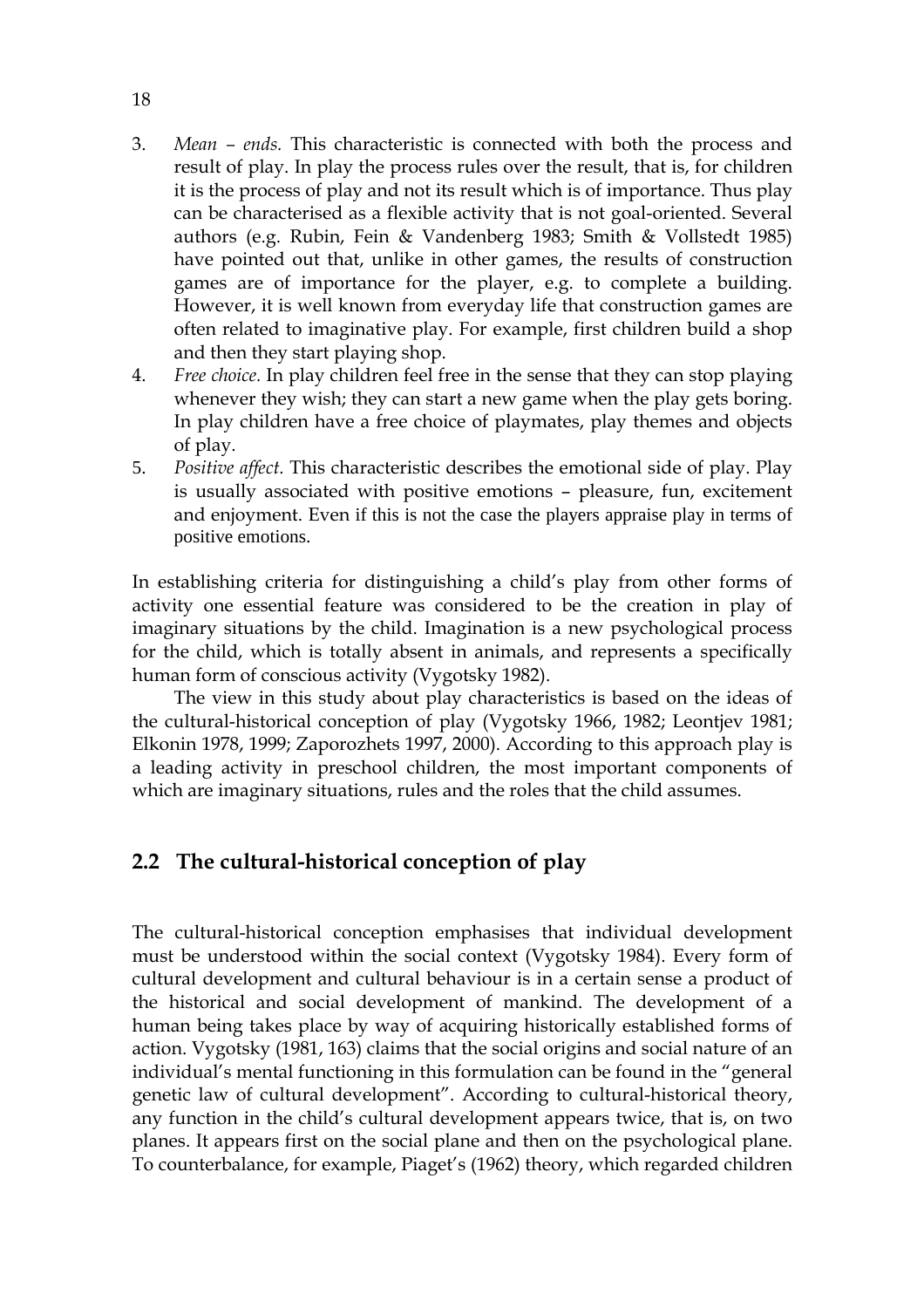3. *Mean – ends.* This characteristic is connected with both the process and result of play. In play the process rules over the result, that is, for children it is the process of play and not its result which is of importance. Thus play can be characterised as a flexible activity that is not goal-oriented. Several authors (e.g. Rubin, Fein & Vandenberg 1983; Smith & Vollstedt 1985) have pointed out that, unlike in other games, the results of construction games are of importance for the player, e.g. to complete a building. However, it is well known from everyday life that construction games are often related to imaginative play. For example, first children build a shop and then they start playing shop.
4. *Free choice.* In play children feel free in the sense that they can stop playing whenever they wish; they can start a new game when the play gets boring. In play children have a free choice of playmates, play themes and objects of play.
5. *Positive affect.* This characteristic describes the emotional side of play. Play is usually associated with positive emotions – pleasure, fun, excitement and enjoyment. Even if this is not the case the players appraise play in terms of positive emotions.

In establishing criteria for distinguishing a child's play from other forms of activity one essential feature was considered to be the creation in play of imaginary situations by the child. Imagination is a new psychological process for the child, which is totally absent in animals, and represents a specifically human form of conscious activity (Vygotsky 1982).

The view in this study about play characteristics is based on the ideas of the cultural-historical conception of play (Vygotsky 1966, 1982; Leontjev 1981; Elkonin 1978, 1999; Zaporozhets 1997, 2000). According to this approach play is a leading activity in preschool children, the most important components of which are imaginary situations, rules and the roles that the child assumes.

## 2.2 The cultural-historical conception of play

The cultural-historical conception emphasises that individual development must be understood within the social context (Vygotsky 1984). Every form of cultural development and cultural behaviour is in a certain sense a product of the historical and social development of mankind. The development of a human being takes place by way of acquiring historically established forms of action. Vygotsky (1981, 163) claims that the social origins and social nature of an individual's mental functioning in this formulation can be found in the "general genetic law of cultural development". According to cultural-historical theory, any function in the child's cultural development appears twice, that is, on two planes. It appears first on the social plane and then on the psychological plane. To counterbalance, for example, Piaget's (1962) theory, which regarded children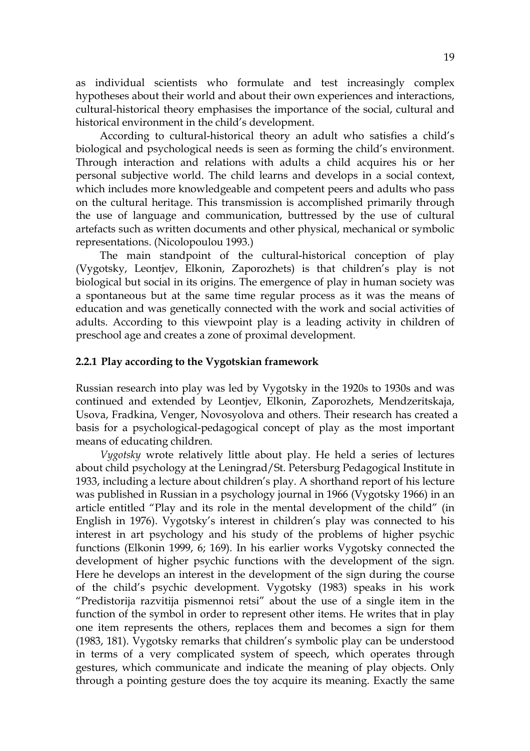as individual scientists who formulate and test increasingly complex hypotheses about their world and about their own experiences and interactions, cultural-historical theory emphasises the importance of the social, cultural and historical environment in the child's development.

According to cultural-historical theory an adult who satisfies a child's biological and psychological needs is seen as forming the child's environment. Through interaction and relations with adults a child acquires his or her personal subjective world. The child learns and develops in a social context, which includes more knowledgeable and competent peers and adults who pass on the cultural heritage. This transmission is accomplished primarily through the use of language and communication, buttressed by the use of cultural artefacts such as written documents and other physical, mechanical or symbolic representations. (Nicolopoulou 1993.)

The main standpoint of the cultural-historical conception of play (Vygotsky, Leontjev, Elkonin, Zaporozhets) is that children's play is not biological but social in its origins. The emergence of play in human society was a spontaneous but at the same time regular process as it was the means of education and was genetically connected with the work and social activities of adults. According to this viewpoint play is a leading activity in children of preschool age and creates a zone of proximal development.

### 2.2.1 Play according to the Vygotskian framework

Russian research into play was led by Vygotsky in the 1920s to 1930s and was continued and extended by Leontjev, Elkonin, Zaporozhets, Mendzeritskaja, Usova, Fradkina, Venger, Novosyolova and others. Their research has created a basis for a psychological-pedagogical concept of play as the most important means of educating children.

*Vygotsky* wrote relatively little about play. He held a series of lectures about child psychology at the Leningrad/St. Petersburg Pedagogical Institute in 1933, including a lecture about children's play. A shorthand report of his lecture was published in Russian in a psychology journal in 1966 (Vygotsky 1966) in an article entitled "Play and its role in the mental development of the child" (in English in 1976). Vygotsky's interest in children's play was connected to his interest in art psychology and his study of the problems of higher psychic functions (Elkonin 1999, 6; 169). In his earlier works Vygotsky connected the development of higher psychic functions with the development of the sign. Here he develops an interest in the development of the sign during the course of the child's psychic development. Vygotsky (1983) speaks in his work "Predistorija razvitija pismennoi retsi" about the use of a single item in the function of the symbol in order to represent other items. He writes that in play one item represents the others, replaces them and becomes a sign for them (1983, 181). Vygotsky remarks that children's symbolic play can be understood in terms of a very complicated system of speech, which operates through gestures, which communicate and indicate the meaning of play objects. Only through a pointing gesture does the toy acquire its meaning. Exactly the same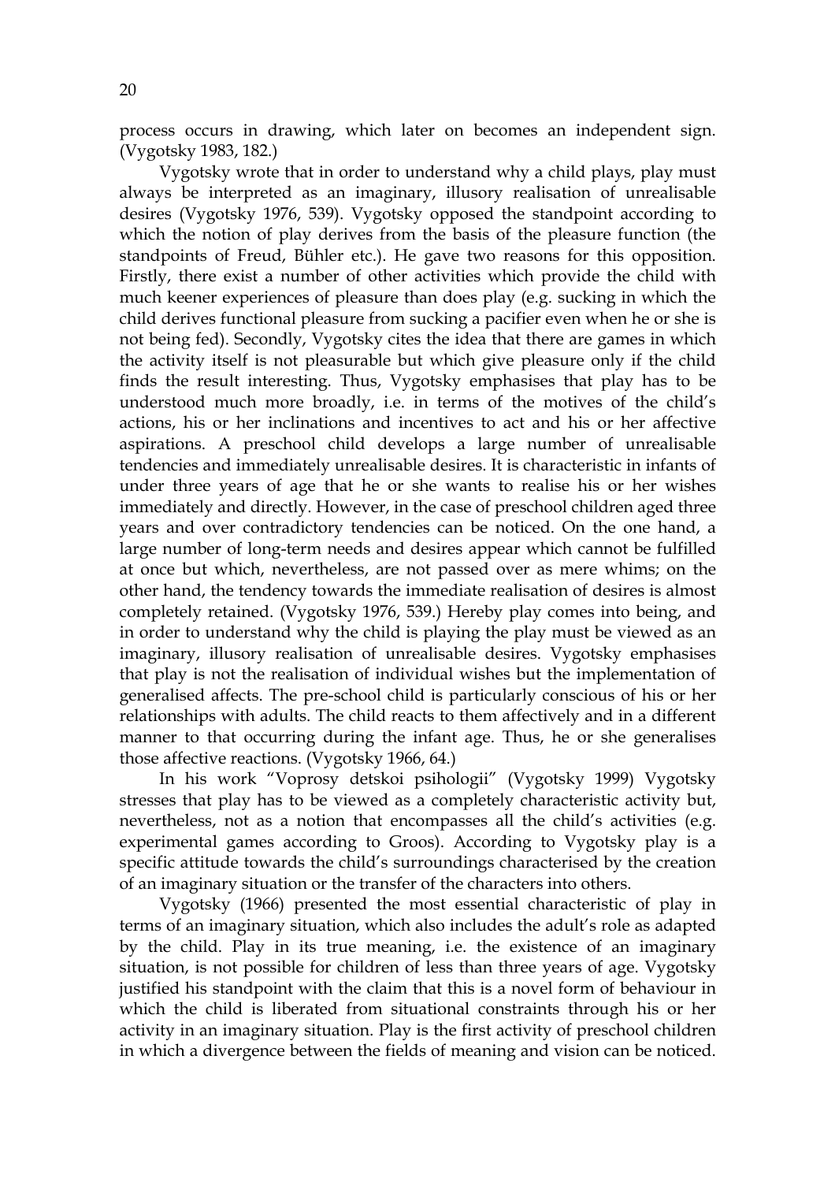process occurs in drawing, which later on becomes an independent sign. (Vygotsky 1983, 182.)

Vygotsky wrote that in order to understand why a child plays, play must always be interpreted as an imaginary, illusory realisation of unrealisable desires (Vygotsky 1976, 539). Vygotsky opposed the standpoint according to which the notion of play derives from the basis of the pleasure function (the standpoints of Freud, Bühler etc.). He gave two reasons for this opposition. Firstly, there exist a number of other activities which provide the child with much keener experiences of pleasure than does play (e.g. sucking in which the child derives functional pleasure from sucking a pacifier even when he or she is not being fed). Secondly, Vygotsky cites the idea that there are games in which the activity itself is not pleasurable but which give pleasure only if the child finds the result interesting. Thus, Vygotsky emphasises that play has to be understood much more broadly, i.e. in terms of the motives of the child's actions, his or her inclinations and incentives to act and his or her affective aspirations. A preschool child develops a large number of unrealisable tendencies and immediately unrealisable desires. It is characteristic in infants of under three years of age that he or she wants to realise his or her wishes immediately and directly. However, in the case of preschool children aged three years and over contradictory tendencies can be noticed. On the one hand, a large number of long-term needs and desires appear which cannot be fulfilled at once but which, nevertheless, are not passed over as mere whims; on the other hand, the tendency towards the immediate realisation of desires is almost completely retained. (Vygotsky 1976, 539.) Hereby play comes into being, and in order to understand why the child is playing the play must be viewed as an imaginary, illusory realisation of unrealisable desires. Vygotsky emphasises that play is not the realisation of individual wishes but the implementation of generalised affects. The pre-school child is particularly conscious of his or her relationships with adults. The child reacts to them affectively and in a different manner to that occurring during the infant age. Thus, he or she generalises those affective reactions. (Vygotsky 1966, 64.)

In his work "Voprosy detskoi psihologii" (Vygotsky 1999) Vygotsky stresses that play has to be viewed as a completely characteristic activity but, nevertheless, not as a notion that encompasses all the child's activities (e.g. experimental games according to Groos). According to Vygotsky play is a specific attitude towards the child's surroundings characterised by the creation of an imaginary situation or the transfer of the characters into others.

Vygotsky (1966) presented the most essential characteristic of play in terms of an imaginary situation, which also includes the adult's role as adapted by the child. Play in its true meaning, i.e. the existence of an imaginary situation, is not possible for children of less than three years of age. Vygotsky justified his standpoint with the claim that this is a novel form of behaviour in which the child is liberated from situational constraints through his or her activity in an imaginary situation. Play is the first activity of preschool children in which a divergence between the fields of meaning and vision can be noticed.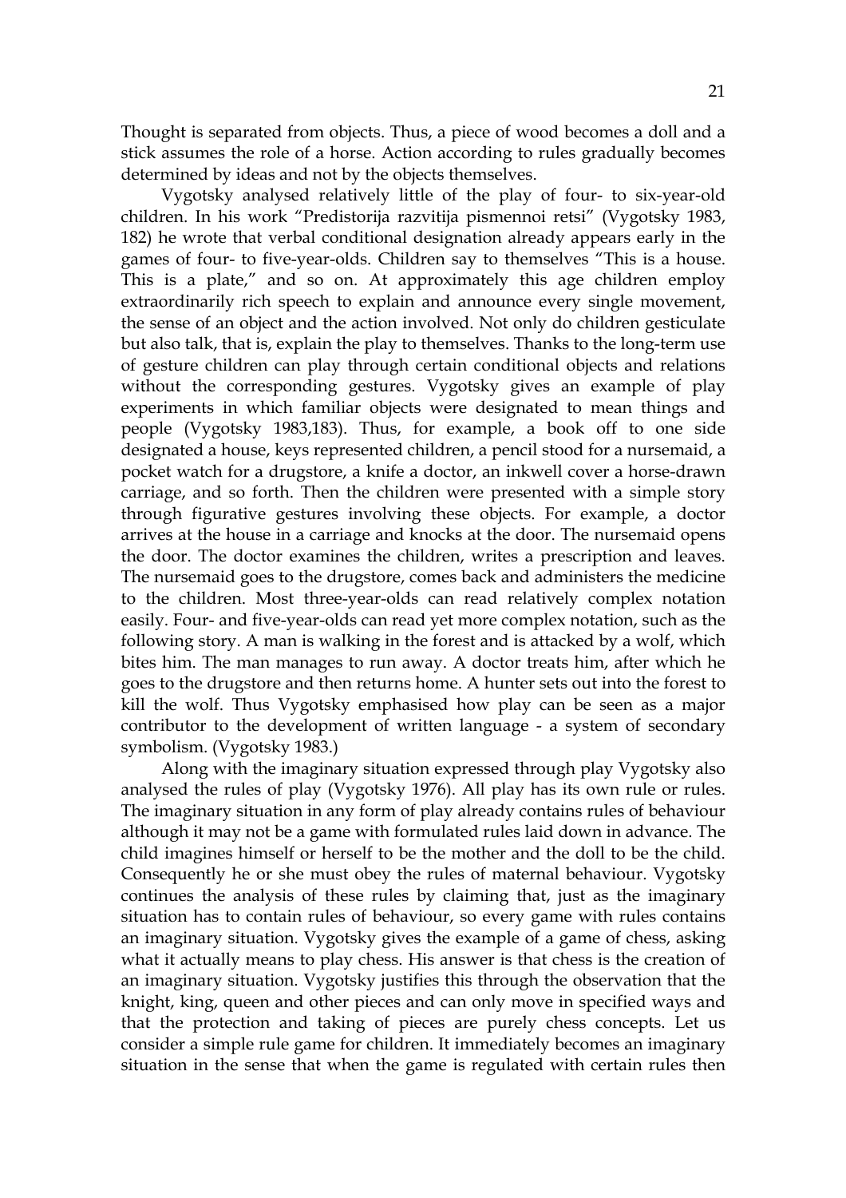Thought is separated from objects. Thus, a piece of wood becomes a doll and a stick assumes the role of a horse. Action according to rules gradually becomes determined by ideas and not by the objects themselves.

Vygotsky analysed relatively little of the play of four- to six-year-old children. In his work "Predistorija razvitija pismennoi retsi" (Vygotsky 1983, 182) he wrote that verbal conditional designation already appears early in the games of four- to five-year-olds. Children say to themselves "This is a house. This is a plate," and so on. At approximately this age children employ extraordinarily rich speech to explain and announce every single movement, the sense of an object and the action involved. Not only do children gesticulate but also talk, that is, explain the play to themselves. Thanks to the long-term use of gesture children can play through certain conditional objects and relations without the corresponding gestures. Vygotsky gives an example of play experiments in which familiar objects were designated to mean things and people (Vygotsky 1983,183). Thus, for example, a book off to one side designated a house, keys represented children, a pencil stood for a nursemaid, a pocket watch for a drugstore, a knife a doctor, an inkwell cover a horse-drawn carriage, and so forth. Then the children were presented with a simple story through figurative gestures involving these objects. For example, a doctor arrives at the house in a carriage and knocks at the door. The nursemaid opens the door. The doctor examines the children, writes a prescription and leaves. The nursemaid goes to the drugstore, comes back and administers the medicine to the children. Most three-year-olds can read relatively complex notation easily. Four- and five-year-olds can read yet more complex notation, such as the following story. A man is walking in the forest and is attacked by a wolf, which bites him. The man manages to run away. A doctor treats him, after which he goes to the drugstore and then returns home. A hunter sets out into the forest to kill the wolf. Thus Vygotsky emphasised how play can be seen as a major contributor to the development of written language - a system of secondary symbolism. (Vygotsky 1983.)

Along with the imaginary situation expressed through play Vygotsky also analysed the rules of play (Vygotsky 1976). All play has its own rule or rules. The imaginary situation in any form of play already contains rules of behaviour although it may not be a game with formulated rules laid down in advance. The child imagines himself or herself to be the mother and the doll to be the child. Consequently he or she must obey the rules of maternal behaviour. Vygotsky continues the analysis of these rules by claiming that, just as the imaginary situation has to contain rules of behaviour, so every game with rules contains an imaginary situation. Vygotsky gives the example of a game of chess, asking what it actually means to play chess. His answer is that chess is the creation of an imaginary situation. Vygotsky justifies this through the observation that the knight, king, queen and other pieces and can only move in specified ways and that the protection and taking of pieces are purely chess concepts. Let us consider a simple rule game for children. It immediately becomes an imaginary situation in the sense that when the game is regulated with certain rules then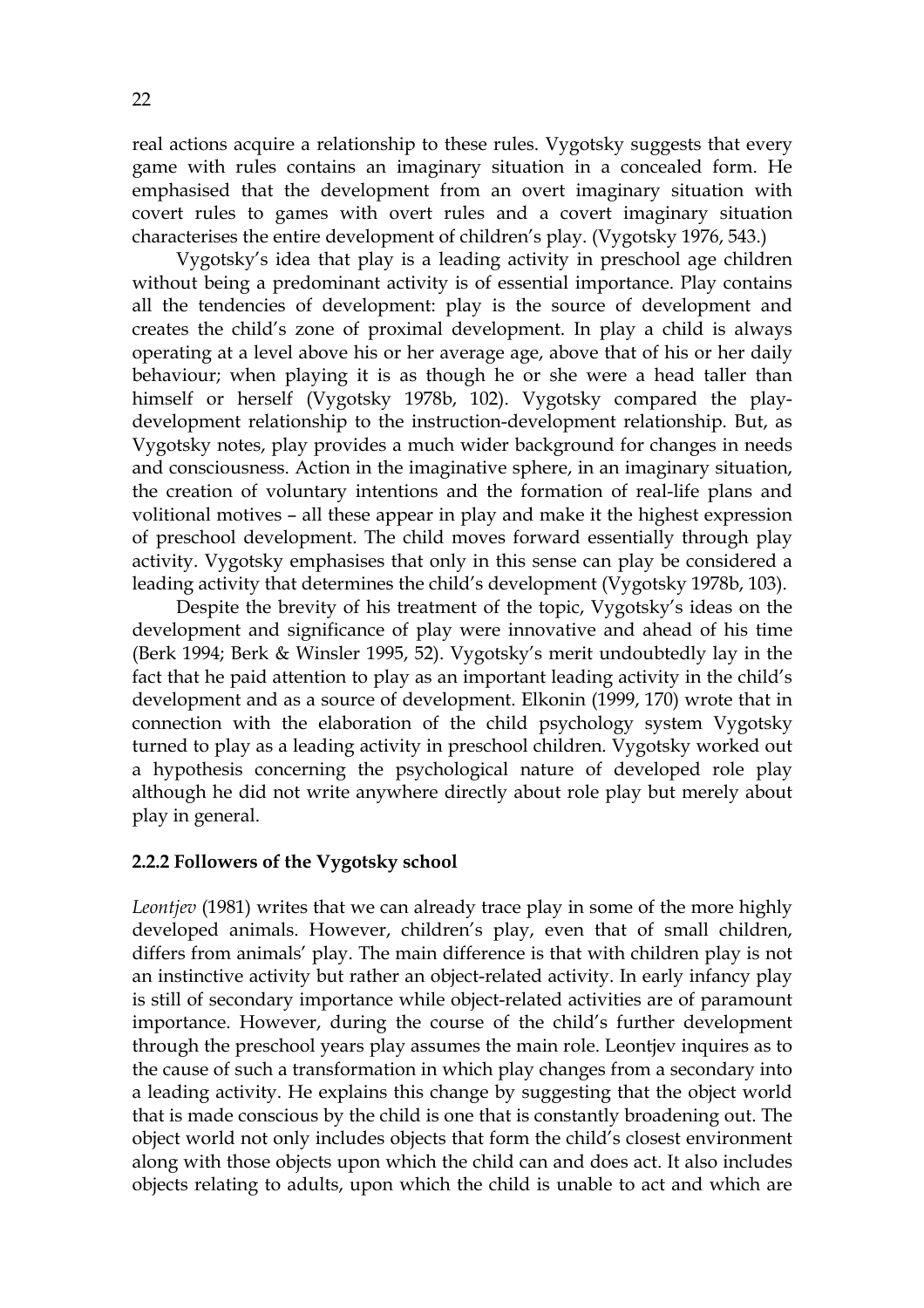real actions acquire a relationship to these rules. Vygotsky suggests that every game with rules contains an imaginary situation in a concealed form. He emphasised that the development from an overt imaginary situation with covert rules to games with overt rules and a covert imaginary situation characterises the entire development of children's play. (Vygotsky 1976, 543.)

Vygotsky's idea that play is a leading activity in preschool age children without being a predominant activity is of essential importance. Play contains all the tendencies of development: play is the source of development and creates the child's zone of proximal development. In play a child is always operating at a level above his or her average age, above that of his or her daily behaviour; when playing it is as though he or she were a head taller than himself or herself (Vygotsky 1978b, 102). Vygotsky compared the play-development relationship to the instruction-development relationship. But, as Vygotsky notes, play provides a much wider background for changes in needs and consciousness. Action in the imaginative sphere, in an imaginary situation, the creation of voluntary intentions and the formation of real-life plans and volitional motives – all these appear in play and make it the highest expression of preschool development. The child moves forward essentially through play activity. Vygotsky emphasises that only in this sense can play be considered a leading activity that determines the child's development (Vygotsky 1978b, 103).

Despite the brevity of his treatment of the topic, Vygotsky's ideas on the development and significance of play were innovative and ahead of his time (Berk 1994; Berk & Winsler 1995, 52). Vygotsky's merit undoubtedly lay in the fact that he paid attention to play as an important leading activity in the child's development and as a source of development. Elkonin (1999, 170) wrote that in connection with the elaboration of the child psychology system Vygotsky turned to play as a leading activity in preschool children. Vygotsky worked out a hypothesis concerning the psychological nature of developed role play although he did not write anywhere directly about role play but merely about play in general.

### 2.2.2 Followers of the Vygotsky school

*Leontjev* (1981) writes that we can already trace play in some of the more highly developed animals. However, children's play, even that of small children, differs from animals' play. The main difference is that with children play is not an instinctive activity but rather an object-related activity. In early infancy play is still of secondary importance while object-related activities are of paramount importance. However, during the course of the child's further development through the preschool years play assumes the main role. Leontjev inquires as to the cause of such a transformation in which play changes from a secondary into a leading activity. He explains this change by suggesting that the object world that is made conscious by the child is one that is constantly broadening out. The object world not only includes objects that form the child's closest environment along with those objects upon which the child can and does act. It also includes objects relating to adults, upon which the child is unable to act and which are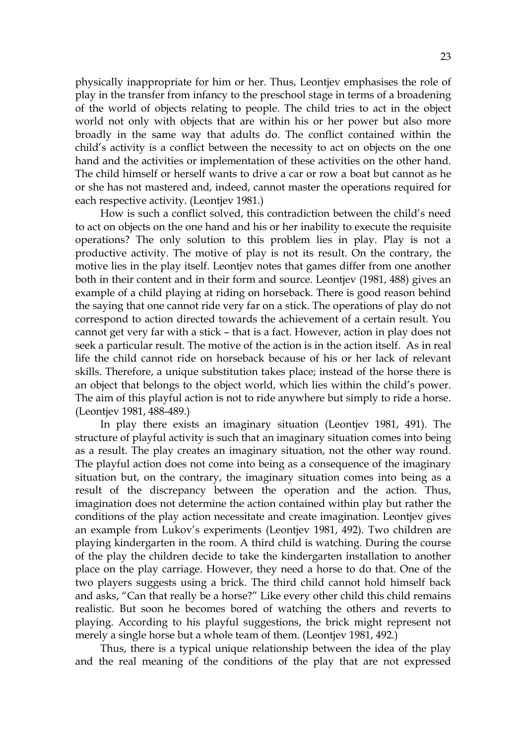physically inappropriate for him or her. Thus, Leontjev emphasises the role of play in the transfer from infancy to the preschool stage in terms of a broadening of the world of objects relating to people. The child tries to act in the object world not only with objects that are within his or her power but also more broadly in the same way that adults do. The conflict contained within the child's activity is a conflict between the necessity to act on objects on the one hand and the activities or implementation of these activities on the other hand. The child himself or herself wants to drive a car or row a boat but cannot as he or she has not mastered and, indeed, cannot master the operations required for each respective activity. (Leontjev 1981.)

How is such a conflict solved, this contradiction between the child's need to act on objects on the one hand and his or her inability to execute the requisite operations? The only solution to this problem lies in play. Play is not a productive activity. The motive of play is not its result. On the contrary, the motive lies in the play itself. Leontjev notes that games differ from one another both in their content and in their form and source. Leontjev (1981, 488) gives an example of a child playing at riding on horseback. There is good reason behind the saying that one cannot ride very far on a stick. The operations of play do not correspond to action directed towards the achievement of a certain result. You cannot get very far with a stick – that is a fact. However, action in play does not seek a particular result. The motive of the action is in the action itself. As in real life the child cannot ride on horseback because of his or her lack of relevant skills. Therefore, a unique substitution takes place; instead of the horse there is an object that belongs to the object world, which lies within the child's power. The aim of this playful action is not to ride anywhere but simply to ride a horse. (Leontjev 1981, 488-489.)

In play there exists an imaginary situation (Leontjev 1981, 491). The structure of playful activity is such that an imaginary situation comes into being as a result. The play creates an imaginary situation, not the other way round. The playful action does not come into being as a consequence of the imaginary situation but, on the contrary, the imaginary situation comes into being as a result of the discrepancy between the operation and the action. Thus, imagination does not determine the action contained within play but rather the conditions of the play action necessitate and create imagination. Leontjev gives an example from Lukov's experiments (Leontjev 1981, 492). Two children are playing kindergarten in the room. A third child is watching. During the course of the play the children decide to take the kindergarten installation to another place on the play carriage. However, they need a horse to do that. One of the two players suggests using a brick. The third child cannot hold himself back and asks, "Can that really be a horse?" Like every other child this child remains realistic. But soon he becomes bored of watching the others and reverts to playing. According to his playful suggestions, the brick might represent not merely a single horse but a whole team of them. (Leontjev 1981, 492.)

Thus, there is a typical unique relationship between the idea of the play and the real meaning of the conditions of the play that are not expressed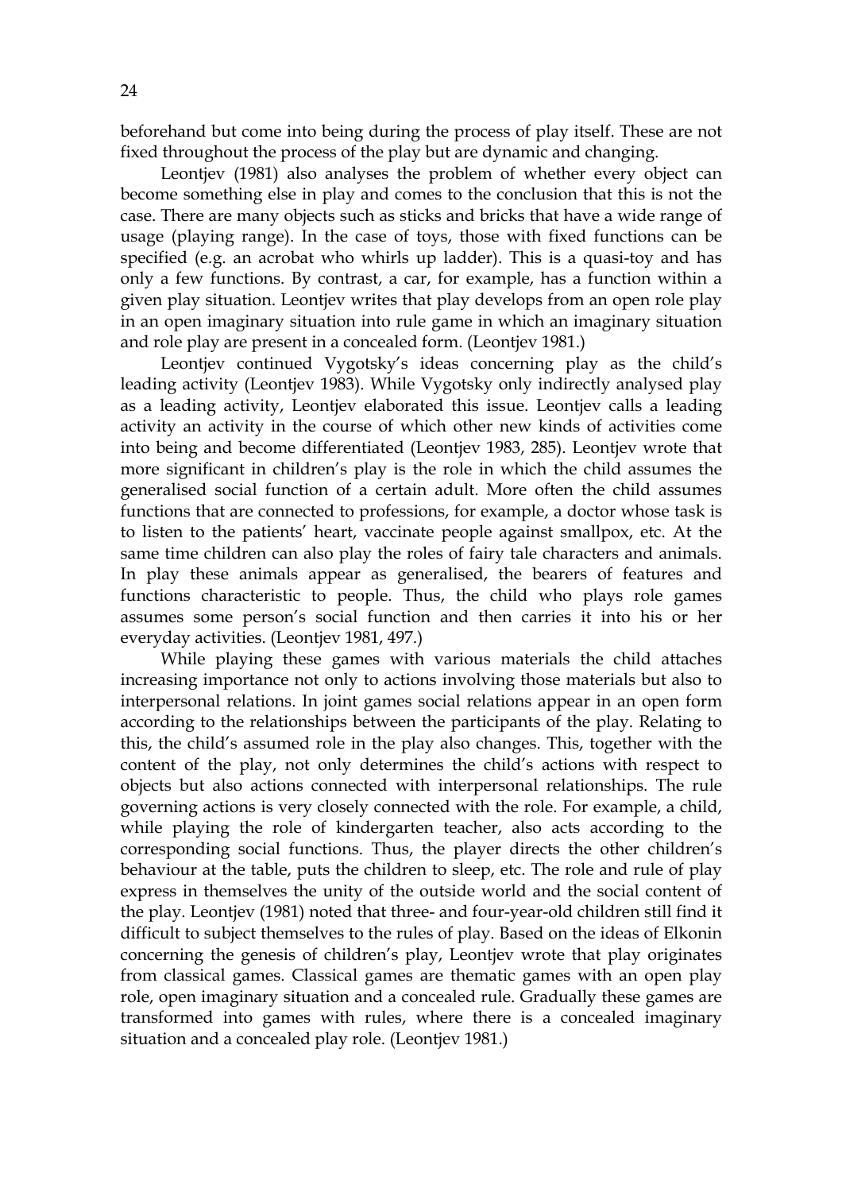beforehand but come into being during the process of play itself. These are not fixed throughout the process of the play but are dynamic and changing.

Leontjev (1981) also analyses the problem of whether every object can become something else in play and comes to the conclusion that this is not the case. There are many objects such as sticks and bricks that have a wide range of usage (playing range). In the case of toys, those with fixed functions can be specified (e.g. an acrobat who whirls up ladder). This is a quasi-toy and has only a few functions. By contrast, a car, for example, has a function within a given play situation. Leontjev writes that play develops from an open role play in an open imaginary situation into rule game in which an imaginary situation and role play are present in a concealed form. (Leontjev 1981.)

Leontjev continued Vygotsky's ideas concerning play as the child's leading activity (Leontjev 1983). While Vygotsky only indirectly analysed play as a leading activity, Leontjev elaborated this issue. Leontjev calls a leading activity an activity in the course of which other new kinds of activities come into being and become differentiated (Leontjev 1983, 285). Leontjev wrote that more significant in children's play is the role in which the child assumes the generalised social function of a certain adult. More often the child assumes functions that are connected to professions, for example, a doctor whose task is to listen to the patients' heart, vaccinate people against smallpox, etc. At the same time children can also play the roles of fairy tale characters and animals. In play these animals appear as generalised, the bearers of features and functions characteristic to people. Thus, the child who plays role games assumes some person's social function and then carries it into his or her everyday activities. (Leontjev 1981, 497.)

While playing these games with various materials the child attaches increasing importance not only to actions involving those materials but also to interpersonal relations. In joint games social relations appear in an open form according to the relationships between the participants of the play. Relating to this, the child's assumed role in the play also changes. This, together with the content of the play, not only determines the child's actions with respect to objects but also actions connected with interpersonal relationships. The rule governing actions is very closely connected with the role. For example, a child, while playing the role of kindergarten teacher, also acts according to the corresponding social functions. Thus, the player directs the other children's behaviour at the table, puts the children to sleep, etc. The role and rule of play express in themselves the unity of the outside world and the social content of the play. Leontjev (1981) noted that three- and four-year-old children still find it difficult to subject themselves to the rules of play. Based on the ideas of Elkonin concerning the genesis of children's play, Leontjev wrote that play originates from classical games. Classical games are thematic games with an open play role, open imaginary situation and a concealed rule. Gradually these games are transformed into games with rules, where there is a concealed imaginary situation and a concealed play role. (Leontjev 1981.)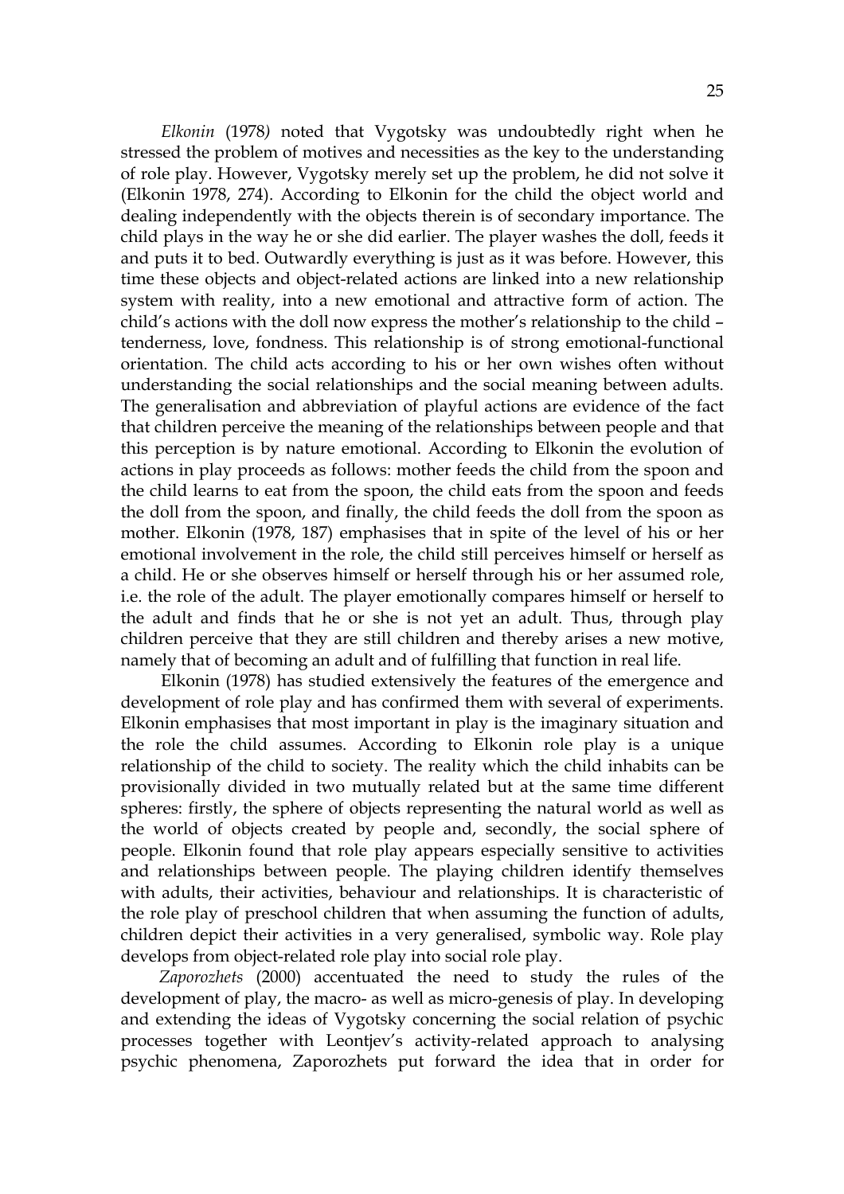*Elkonin* (1978*)* noted that Vygotsky was undoubtedly right when he stressed the problem of motives and necessities as the key to the understanding of role play. However, Vygotsky merely set up the problem, he did not solve it (Elkonin 1978, 274). According to Elkonin for the child the object world and dealing independently with the objects therein is of secondary importance. The child plays in the way he or she did earlier. The player washes the doll, feeds it and puts it to bed. Outwardly everything is just as it was before. However, this time these objects and object-related actions are linked into a new relationship system with reality, into a new emotional and attractive form of action. The child's actions with the doll now express the mother's relationship to the child – tenderness, love, fondness. This relationship is of strong emotional-functional orientation. The child acts according to his or her own wishes often without understanding the social relationships and the social meaning between adults. The generalisation and abbreviation of playful actions are evidence of the fact that children perceive the meaning of the relationships between people and that this perception is by nature emotional. According to Elkonin the evolution of actions in play proceeds as follows: mother feeds the child from the spoon and the child learns to eat from the spoon, the child eats from the spoon and feeds the doll from the spoon, and finally, the child feeds the doll from the spoon as mother. Elkonin (1978, 187) emphasises that in spite of the level of his or her emotional involvement in the role, the child still perceives himself or herself as a child. He or she observes himself or herself through his or her assumed role, i.e. the role of the adult. The player emotionally compares himself or herself to the adult and finds that he or she is not yet an adult. Thus, through play children perceive that they are still children and thereby arises a new motive, namely that of becoming an adult and of fulfilling that function in real life.

Elkonin (1978) has studied extensively the features of the emergence and development of role play and has confirmed them with several of experiments. Elkonin emphasises that most important in play is the imaginary situation and the role the child assumes. According to Elkonin role play is a unique relationship of the child to society. The reality which the child inhabits can be provisionally divided in two mutually related but at the same time different spheres: firstly, the sphere of objects representing the natural world as well as the world of objects created by people and, secondly, the social sphere of people. Elkonin found that role play appears especially sensitive to activities and relationships between people. The playing children identify themselves with adults, their activities, behaviour and relationships. It is characteristic of the role play of preschool children that when assuming the function of adults, children depict their activities in a very generalised, symbolic way. Role play develops from object-related role play into social role play.

*Zaporozhets* (2000) accentuated the need to study the rules of the development of play, the macro- as well as micro-genesis of play. In developing and extending the ideas of Vygotsky concerning the social relation of psychic processes together with Leontjev's activity-related approach to analysing psychic phenomena, Zaporozhets put forward the idea that in order for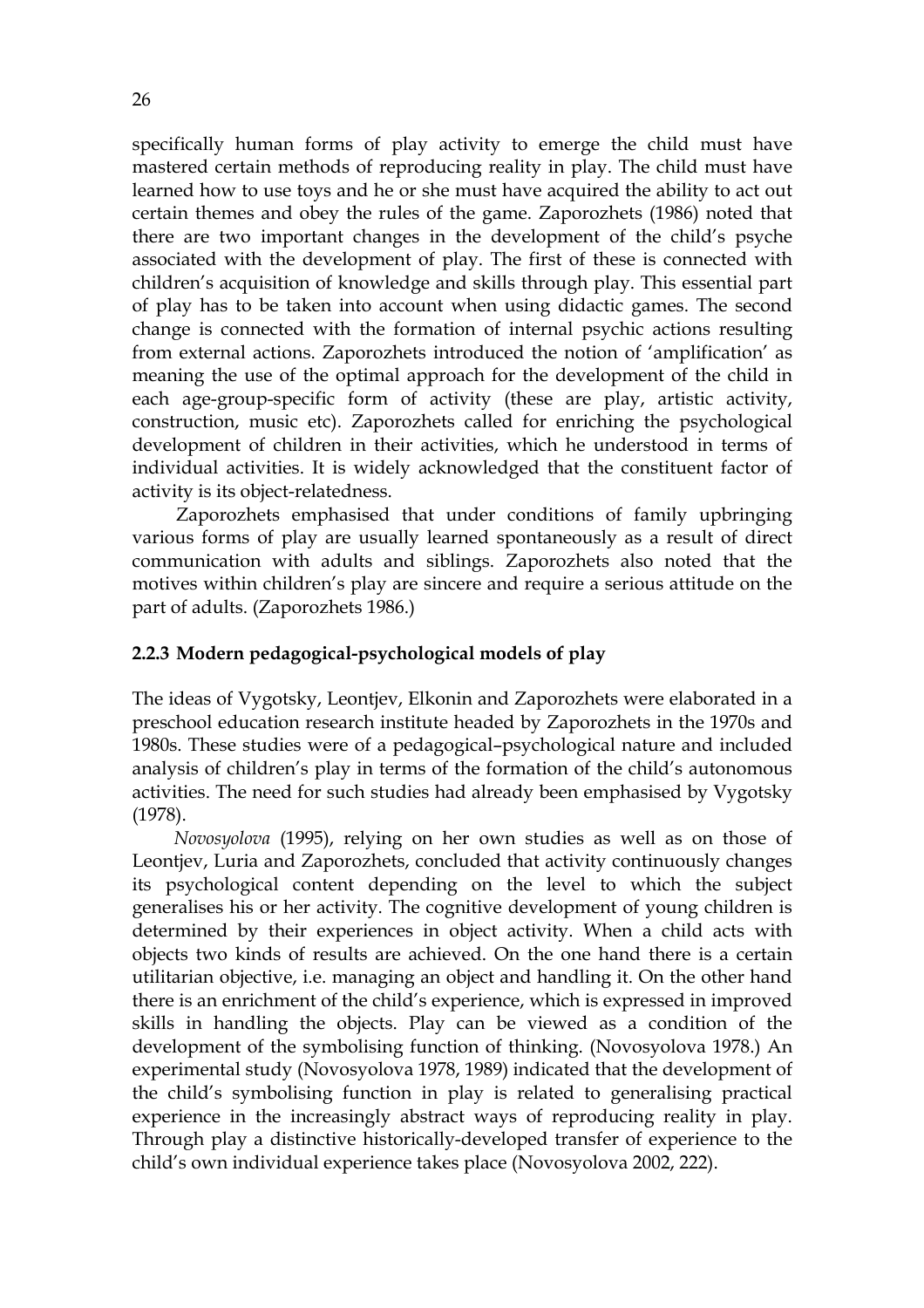specifically human forms of play activity to emerge the child must have mastered certain methods of reproducing reality in play. The child must have learned how to use toys and he or she must have acquired the ability to act out certain themes and obey the rules of the game. Zaporozhets (1986) noted that there are two important changes in the development of the child's psyche associated with the development of play. The first of these is connected with children's acquisition of knowledge and skills through play. This essential part of play has to be taken into account when using didactic games. The second change is connected with the formation of internal psychic actions resulting from external actions. Zaporozhets introduced the notion of 'amplification' as meaning the use of the optimal approach for the development of the child in each age-group-specific form of activity (these are play, artistic activity, construction, music etc). Zaporozhets called for enriching the psychological development of children in their activities, which he understood in terms of individual activities. It is widely acknowledged that the constituent factor of activity is its object-relatedness.

Zaporozhets emphasised that under conditions of family upbringing various forms of play are usually learned spontaneously as a result of direct communication with adults and siblings. Zaporozhets also noted that the motives within children's play are sincere and require a serious attitude on the part of adults. (Zaporozhets 1986.)

### 2.2.3 Modern pedagogical-psychological models of play

The ideas of Vygotsky, Leontjev, Elkonin and Zaporozhets were elaborated in a preschool education research institute headed by Zaporozhets in the 1970s and 1980s. These studies were of a pedagogical–psychological nature and included analysis of children's play in terms of the formation of the child's autonomous activities. The need for such studies had already been emphasised by Vygotsky (1978).

*Novosyolova* (1995), relying on her own studies as well as on those of Leontjev, Luria and Zaporozhets, concluded that activity continuously changes its psychological content depending on the level to which the subject generalises his or her activity. The cognitive development of young children is determined by their experiences in object activity. When a child acts with objects two kinds of results are achieved. On the one hand there is a certain utilitarian objective, i.e. managing an object and handling it. On the other hand there is an enrichment of the child's experience, which is expressed in improved skills in handling the objects. Play can be viewed as a condition of the development of the symbolising function of thinking. (Novosyolova 1978.) An experimental study (Novosyolova 1978, 1989) indicated that the development of the child's symbolising function in play is related to generalising practical experience in the increasingly abstract ways of reproducing reality in play. Through play a distinctive historically-developed transfer of experience to the child's own individual experience takes place (Novosyolova 2002, 222).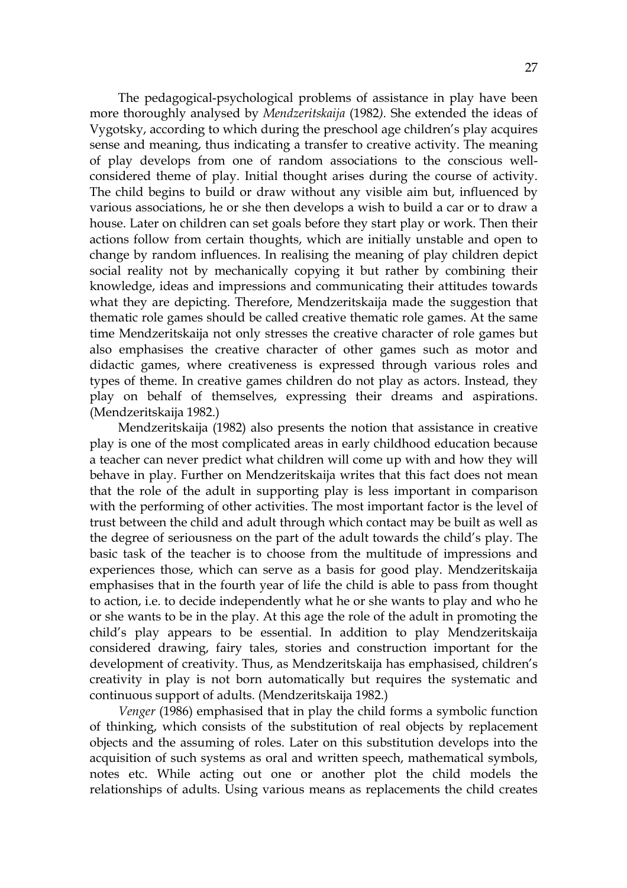The pedagogical-psychological problems of assistance in play have been more thoroughly analysed by *Mendzeritskaija* (1982*).* She extended the ideas of Vygotsky, according to which during the preschool age children's play acquires sense and meaning, thus indicating a transfer to creative activity. The meaning of play develops from one of random associations to the conscious well-considered theme of play. Initial thought arises during the course of activity. The child begins to build or draw without any visible aim but, influenced by various associations, he or she then develops a wish to build a car or to draw a house. Later on children can set goals before they start play or work. Then their actions follow from certain thoughts, which are initially unstable and open to change by random influences. In realising the meaning of play children depict social reality not by mechanically copying it but rather by combining their knowledge, ideas and impressions and communicating their attitudes towards what they are depicting. Therefore, Mendzeritskaija made the suggestion that thematic role games should be called creative thematic role games. At the same time Mendzeritskaija not only stresses the creative character of role games but also emphasises the creative character of other games such as motor and didactic games, where creativeness is expressed through various roles and types of theme. In creative games children do not play as actors. Instead, they play on behalf of themselves, expressing their dreams and aspirations. (Mendzeritskaija 1982.)

Mendzeritskaija (1982) also presents the notion that assistance in creative play is one of the most complicated areas in early childhood education because a teacher can never predict what children will come up with and how they will behave in play. Further on Mendzeritskaija writes that this fact does not mean that the role of the adult in supporting play is less important in comparison with the performing of other activities. The most important factor is the level of trust between the child and adult through which contact may be built as well as the degree of seriousness on the part of the adult towards the child's play. The basic task of the teacher is to choose from the multitude of impressions and experiences those, which can serve as a basis for good play. Mendzeritskaija emphasises that in the fourth year of life the child is able to pass from thought to action, i.e. to decide independently what he or she wants to play and who he or she wants to be in the play. At this age the role of the adult in promoting the child's play appears to be essential. In addition to play Mendzeritskaija considered drawing, fairy tales, stories and construction important for the development of creativity. Thus, as Mendzeritskaija has emphasised, children's creativity in play is not born automatically but requires the systematic and continuous support of adults. (Mendzeritskaija 1982.)

*Venger* (1986) emphasised that in play the child forms a symbolic function of thinking, which consists of the substitution of real objects by replacement objects and the assuming of roles. Later on this substitution develops into the acquisition of such systems as oral and written speech, mathematical symbols, notes etc. While acting out one or another plot the child models the relationships of adults. Using various means as replacements the child creates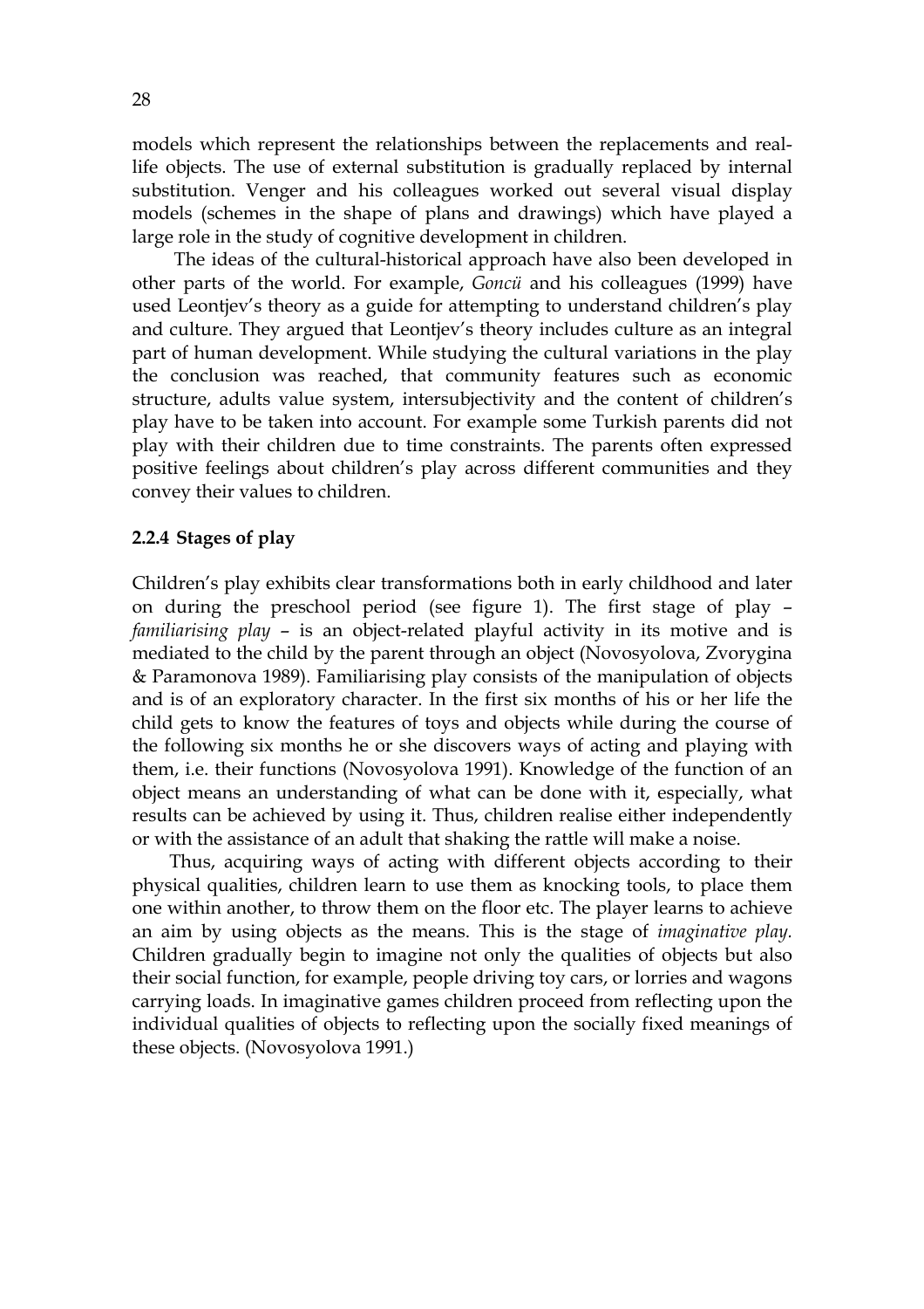models which represent the relationships between the replacements and real-life objects. The use of external substitution is gradually replaced by internal substitution. Venger and his colleagues worked out several visual display models (schemes in the shape of plans and drawings) which have played a large role in the study of cognitive development in children.

The ideas of the cultural-historical approach have also been developed in other parts of the world. For example, *Goncü* and his colleagues (1999) have used Leontjev's theory as a guide for attempting to understand children's play and culture. They argued that Leontjev's theory includes culture as an integral part of human development. While studying the cultural variations in the play the conclusion was reached, that community features such as economic structure, adults value system, intersubjectivity and the content of children's play have to be taken into account. For example some Turkish parents did not play with their children due to time constraints. The parents often expressed positive feelings about children's play across different communities and they convey their values to children.

### 2.2.4 Stages of play

Children's play exhibits clear transformations both in early childhood and later on during the preschool period (see figure 1). The first stage of play – *familiarising play* – is an object-related playful activity in its motive and is mediated to the child by the parent through an object (Novosyolova, Zvorygina & Paramonova 1989). Familiarising play consists of the manipulation of objects and is of an exploratory character. In the first six months of his or her life the child gets to know the features of toys and objects while during the course of the following six months he or she discovers ways of acting and playing with them, i.e. their functions (Novosyolova 1991). Knowledge of the function of an object means an understanding of what can be done with it, especially, what results can be achieved by using it. Thus, children realise either independently or with the assistance of an adult that shaking the rattle will make a noise.

Thus, acquiring ways of acting with different objects according to their physical qualities, children learn to use them as knocking tools, to place them one within another, to throw them on the floor etc. The player learns to achieve an aim by using objects as the means. This is the stage of *imaginative play.* Children gradually begin to imagine not only the qualities of objects but also their social function, for example, people driving toy cars, or lorries and wagons carrying loads. In imaginative games children proceed from reflecting upon the individual qualities of objects to reflecting upon the socially fixed meanings of these objects. (Novosyolova 1991.)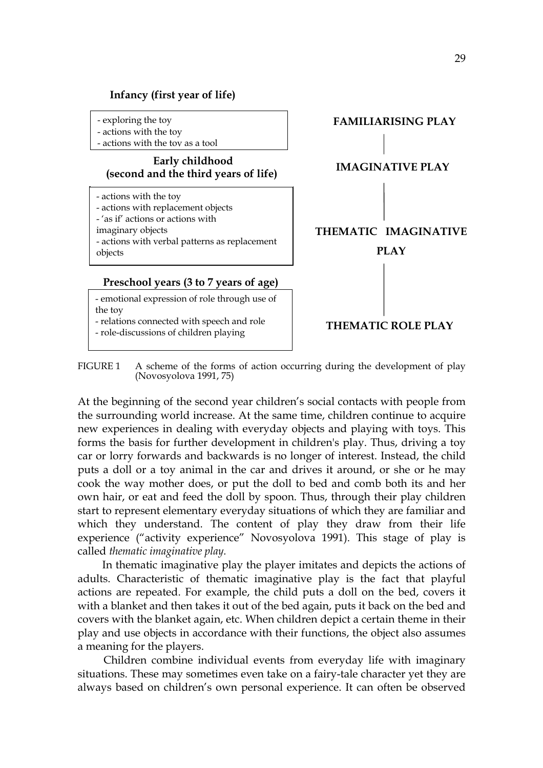**Infancy (first year of life)**

- exploring the toy
- actions with the toy
- actions with the toy as a tool

**Early childhood (second and the third years of life)**

- actions with the toy
- actions with replacement objects
- 'as if' actions or actions with imaginary objects
- actions with verbal patterns as replacement objects

**Preschool years (3 to 7 years of age)**

- emotional expression of role through use of the toy
- relations connected with speech and role
- role-discussions of children playing

**FAMILIARISING PLAY**

**IMAGINATIVE PLAY**

**THEMATIC IMAGINATIVE PLAY**

**THEMATIC ROLE PLAY**

FIGURE 1 A scheme of the forms of action occurring during the development of play (Novosyolova 1991, 75)

At the beginning of the second year children's social contacts with people from the surrounding world increase. At the same time, children continue to acquire new experiences in dealing with everyday objects and playing with toys. This forms the basis for further development in children's play. Thus, driving a toy car or lorry forwards and backwards is no longer of interest. Instead, the child puts a doll or a toy animal in the car and drives it around, or she or he may cook the way mother does, or put the doll to bed and comb both its and her own hair, or eat and feed the doll by spoon. Thus, through their play children start to represent elementary everyday situations of which they are familiar and which they understand. The content of play they draw from their life experience ("activity experience" Novosyolova 1991). This stage of play is called *thematic imaginative play.*

In thematic imaginative play the player imitates and depicts the actions of adults. Characteristic of thematic imaginative play is the fact that playful actions are repeated. For example, the child puts a doll on the bed, covers it with a blanket and then takes it out of the bed again, puts it back on the bed and covers with the blanket again, etc. When children depict a certain theme in their play and use objects in accordance with their functions, the object also assumes a meaning for the players.

Children combine individual events from everyday life with imaginary situations. These may sometimes even take on a fairy-tale character yet they are always based on children's own personal experience. It can often be observed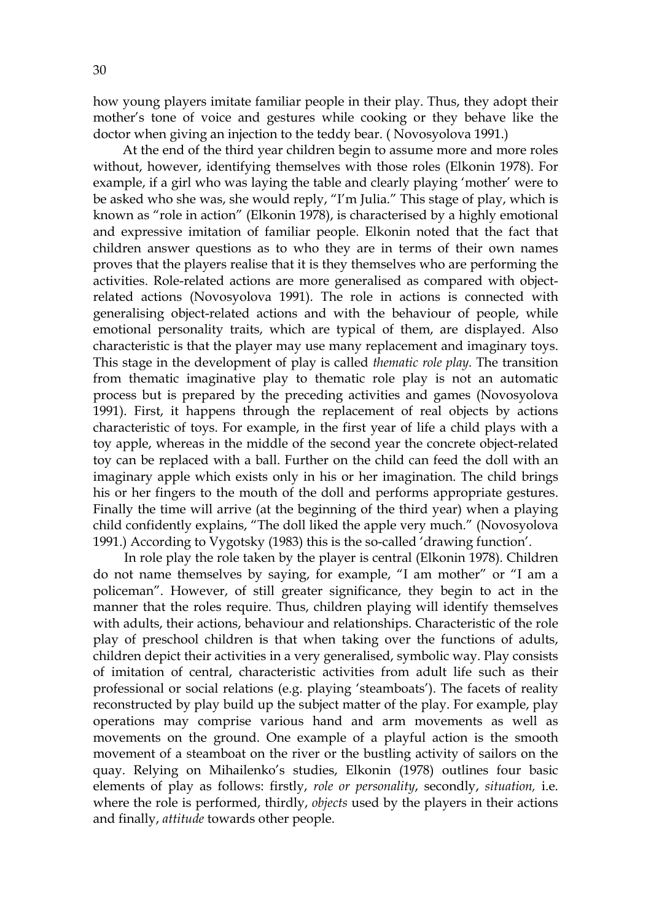how young players imitate familiar people in their play. Thus, they adopt their mother's tone of voice and gestures while cooking or they behave like the doctor when giving an injection to the teddy bear. ( Novosyolova 1991.)

At the end of the third year children begin to assume more and more roles without, however, identifying themselves with those roles (Elkonin 1978). For example, if a girl who was laying the table and clearly playing 'mother' were to be asked who she was, she would reply, "I'm Julia." This stage of play, which is known as "role in action" (Elkonin 1978), is characterised by a highly emotional and expressive imitation of familiar people. Elkonin noted that the fact that children answer questions as to who they are in terms of their own names proves that the players realise that it is they themselves who are performing the activities. Role-related actions are more generalised as compared with object-related actions (Novosyolova 1991). The role in actions is connected with generalising object-related actions and with the behaviour of people, while emotional personality traits, which are typical of them, are displayed. Also characteristic is that the player may use many replacement and imaginary toys. This stage in the development of play is called *thematic role play.* The transition from thematic imaginative play to thematic role play is not an automatic process but is prepared by the preceding activities and games (Novosyolova 1991). First, it happens through the replacement of real objects by actions characteristic of toys. For example, in the first year of life a child plays with a toy apple, whereas in the middle of the second year the concrete object-related toy can be replaced with a ball. Further on the child can feed the doll with an imaginary apple which exists only in his or her imagination. The child brings his or her fingers to the mouth of the doll and performs appropriate gestures. Finally the time will arrive (at the beginning of the third year) when a playing child confidently explains, "The doll liked the apple very much." (Novosyolova 1991.) According to Vygotsky (1983) this is the so-called 'drawing function'.

In role play the role taken by the player is central (Elkonin 1978). Children do not name themselves by saying, for example, "I am mother" or "I am a policeman". However, of still greater significance, they begin to act in the manner that the roles require. Thus, children playing will identify themselves with adults, their actions, behaviour and relationships. Characteristic of the role play of preschool children is that when taking over the functions of adults, children depict their activities in a very generalised, symbolic way. Play consists of imitation of central, characteristic activities from adult life such as their professional or social relations (e.g. playing 'steamboats'). The facets of reality reconstructed by play build up the subject matter of the play. For example, play operations may comprise various hand and arm movements as well as movements on the ground. One example of a playful action is the smooth movement of a steamboat on the river or the bustling activity of sailors on the quay. Relying on Mihailenko's studies, Elkonin (1978) outlines four basic elements of play as follows: firstly, *role or personality*, secondly, *situation,* i.e. where the role is performed, thirdly, *objects* used by the players in their actions and finally, *attitude* towards other people.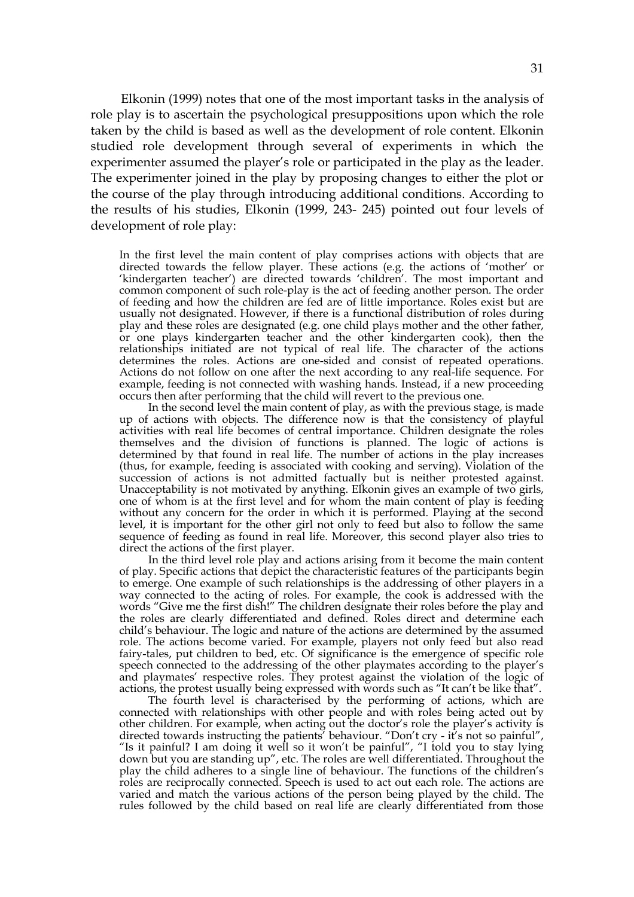Elkonin (1999) notes that one of the most important tasks in the analysis of role play is to ascertain the psychological presuppositions upon which the role taken by the child is based as well as the development of role content. Elkonin studied role development through several of experiments in which the experimenter assumed the player's role or participated in the play as the leader. The experimenter joined in the play by proposing changes to either the plot or the course of the play through introducing additional conditions. According to the results of his studies, Elkonin (1999, 243- 245) pointed out four levels of development of role play:

> In the first level the main content of play comprises actions with objects that are directed towards the fellow player. These actions (e.g. the actions of 'mother' or 'kindergarten teacher') are directed towards 'children'. The most important and common component of such role-play is the act of feeding another person. The order of feeding and how the children are fed are of little importance. Roles exist but are usually not designated. However, if there is a functional distribution of roles during play and these roles are designated (e.g. one child plays mother and the other father, or one plays kindergarten teacher and the other kindergarten cook), then the relationships initiated are not typical of real life. The character of the actions determines the roles. Actions are one-sided and consist of repeated operations. Actions do not follow on one after the next according to any real-life sequence. For example, feeding is not connected with washing hands. Instead, if a new proceeding occurs then after performing that the child will revert to the previous one.
>
> In the second level the main content of play, as with the previous stage, is made up of actions with objects. The difference now is that the consistency of playful activities with real life becomes of central importance. Children designate the roles themselves and the division of functions is planned. The logic of actions is determined by that found in real life. The number of actions in the play increases (thus, for example, feeding is associated with cooking and serving). Violation of the succession of actions is not admitted factually but is neither protested against. Unacceptability is not motivated by anything. Elkonin gives an example of two girls, one of whom is at the first level and for whom the main content of play is feeding without any concern for the order in which it is performed. Playing at the second level, it is important for the other girl not only to feed but also to follow the same sequence of feeding as found in real life. Moreover, this second player also tries to direct the actions of the first player.
>
> In the third level role play and actions arising from it become the main content of play. Specific actions that depict the characteristic features of the participants begin to emerge. One example of such relationships is the addressing of other players in a way connected to the acting of roles. For example, the cook is addressed with the words "Give me the first dish!" The children designate their roles before the play and the roles are clearly differentiated and defined. Roles direct and determine each child's behaviour. The logic and nature of the actions are determined by the assumed role. The actions become varied. For example, players not only feed but also read fairy-tales, put children to bed, etc. Of significance is the emergence of specific role speech connected to the addressing of the other playmates according to the player's and playmates' respective roles. They protest against the violation of the logic of actions, the protest usually being expressed with words such as "It can't be like that".
>
> The fourth level is characterised by the performing of actions, which are connected with relationships with other people and with roles being acted out by other children. For example, when acting out the doctor's role the player's activity is directed towards instructing the patients' behaviour. "Don't cry - it's not so painful", "Is it painful? I am doing it well so it won't be painful", "I told you to stay lying down but you are standing up", etc. The roles are well differentiated. Throughout the play the child adheres to a single line of behaviour. The functions of the children's roles are reciprocally connected. Speech is used to act out each role. The actions are varied and match the various actions of the person being played by the child. The rules followed by the child based on real life are clearly differentiated from those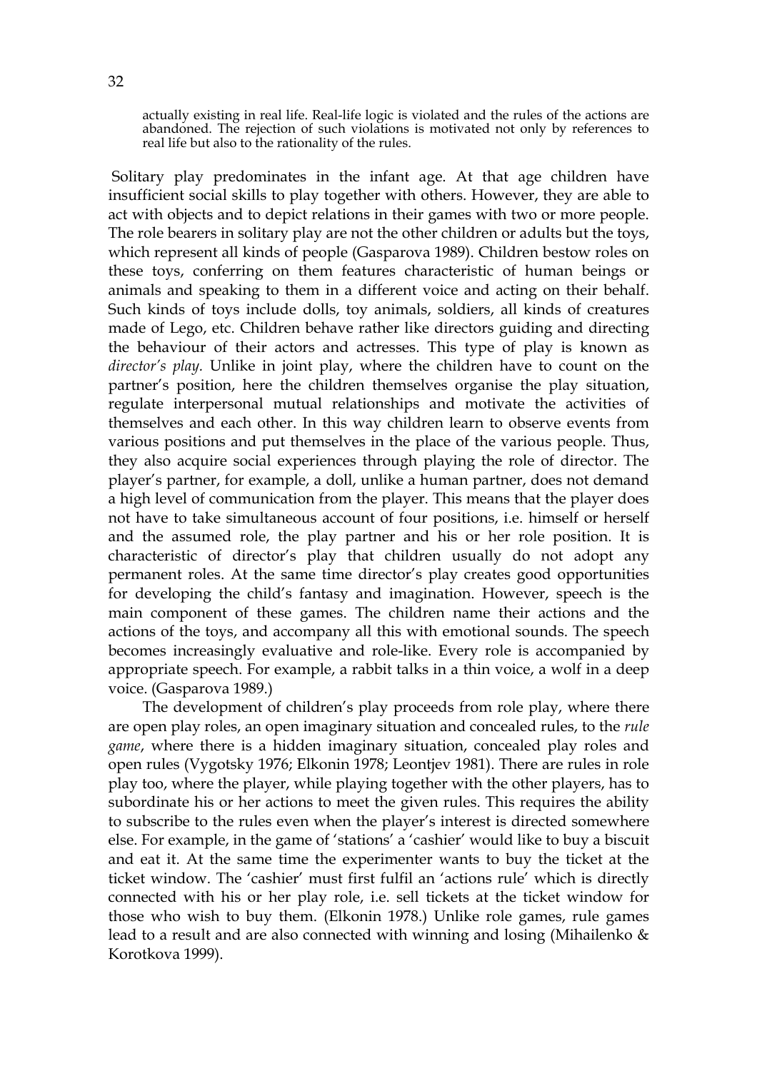actually existing in real life. Real-life logic is violated and the rules of the actions are abandoned. The rejection of such violations is motivated not only by references to real life but also to the rationality of the rules.

Solitary play predominates in the infant age. At that age children have insufficient social skills to play together with others. However, they are able to act with objects and to depict relations in their games with two or more people. The role bearers in solitary play are not the other children or adults but the toys, which represent all kinds of people (Gasparova 1989). Children bestow roles on these toys, conferring on them features characteristic of human beings or animals and speaking to them in a different voice and acting on their behalf. Such kinds of toys include dolls, toy animals, soldiers, all kinds of creatures made of Lego, etc. Children behave rather like directors guiding and directing the behaviour of their actors and actresses. This type of play is known as *director's play*. Unlike in joint play, where the children have to count on the partner's position, here the children themselves organise the play situation, regulate interpersonal mutual relationships and motivate the activities of themselves and each other. In this way children learn to observe events from various positions and put themselves in the place of the various people. Thus, they also acquire social experiences through playing the role of director. The player's partner, for example, a doll, unlike a human partner, does not demand a high level of communication from the player. This means that the player does not have to take simultaneous account of four positions, i.e. himself or herself and the assumed role, the play partner and his or her role position. It is characteristic of director's play that children usually do not adopt any permanent roles. At the same time director's play creates good opportunities for developing the child's fantasy and imagination. However, speech is the main component of these games. The children name their actions and the actions of the toys, and accompany all this with emotional sounds. The speech becomes increasingly evaluative and role-like. Every role is accompanied by appropriate speech. For example, a rabbit talks in a thin voice, a wolf in a deep voice. (Gasparova 1989.)

The development of children's play proceeds from role play, where there are open play roles, an open imaginary situation and concealed rules, to the *rule game*, where there is a hidden imaginary situation, concealed play roles and open rules (Vygotsky 1976; Elkonin 1978; Leontjev 1981). There are rules in role play too, where the player, while playing together with the other players, has to subordinate his or her actions to meet the given rules. This requires the ability to subscribe to the rules even when the player's interest is directed somewhere else. For example, in the game of 'stations' a 'cashier' would like to buy a biscuit and eat it. At the same time the experimenter wants to buy the ticket at the ticket window. The 'cashier' must first fulfil an 'actions rule' which is directly connected with his or her play role, i.e. sell tickets at the ticket window for those who wish to buy them. (Elkonin 1978.) Unlike role games, rule games lead to a result and are also connected with winning and losing (Mihailenko & Korotkova 1999).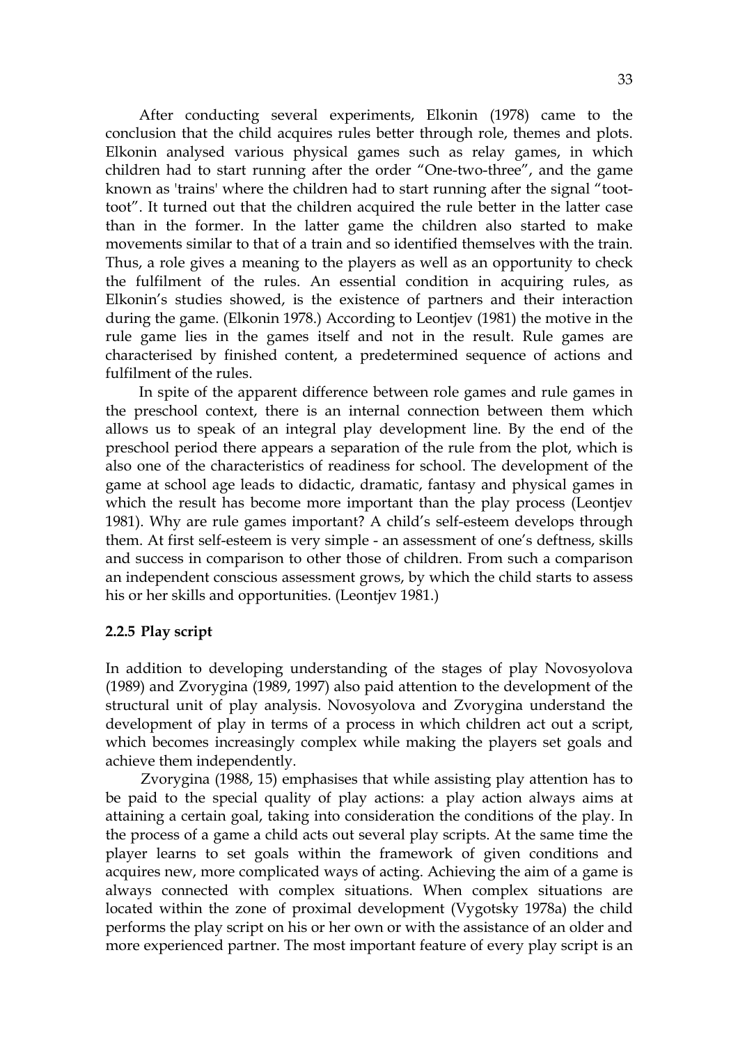After conducting several experiments, Elkonin (1978) came to the conclusion that the child acquires rules better through role, themes and plots. Elkonin analysed various physical games such as relay games, in which children had to start running after the order "One-two-three", and the game known as 'trains' where the children had to start running after the signal "toot-toot". It turned out that the children acquired the rule better in the latter case than in the former. In the latter game the children also started to make movements similar to that of a train and so identified themselves with the train. Thus, a role gives a meaning to the players as well as an opportunity to check the fulfilment of the rules. An essential condition in acquiring rules, as Elkonin's studies showed, is the existence of partners and their interaction during the game. (Elkonin 1978.) According to Leontjev (1981) the motive in the rule game lies in the games itself and not in the result. Rule games are characterised by finished content, a predetermined sequence of actions and fulfilment of the rules.

In spite of the apparent difference between role games and rule games in the preschool context, there is an internal connection between them which allows us to speak of an integral play development line. By the end of the preschool period there appears a separation of the rule from the plot, which is also one of the characteristics of readiness for school. The development of the game at school age leads to didactic, dramatic, fantasy and physical games in which the result has become more important than the play process (Leontjev 1981). Why are rule games important? A child's self-esteem develops through them. At first self-esteem is very simple - an assessment of one's deftness, skills and success in comparison to other those of children. From such a comparison an independent conscious assessment grows, by which the child starts to assess his or her skills and opportunities. (Leontjev 1981.)

### 2.2.5 Play script

In addition to developing understanding of the stages of play Novosyolova (1989) and Zvorygina (1989, 1997) also paid attention to the development of the structural unit of play analysis. Novosyolova and Zvorygina understand the development of play in terms of a process in which children act out a script, which becomes increasingly complex while making the players set goals and achieve them independently.

Zvorygina (1988, 15) emphasises that while assisting play attention has to be paid to the special quality of play actions: a play action always aims at attaining a certain goal, taking into consideration the conditions of the play. In the process of a game a child acts out several play scripts. At the same time the player learns to set goals within the framework of given conditions and acquires new, more complicated ways of acting. Achieving the aim of a game is always connected with complex situations. When complex situations are located within the zone of proximal development (Vygotsky 1978a) the child performs the play script on his or her own or with the assistance of an older and more experienced partner. The most important feature of every play script is an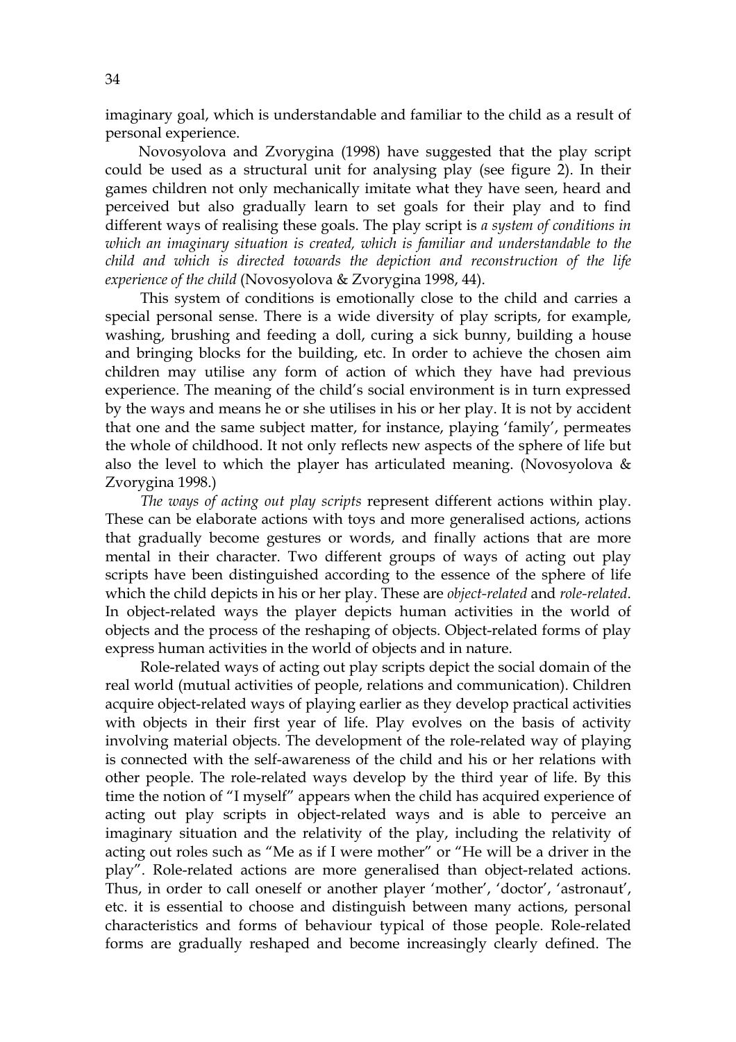imaginary goal, which is understandable and familiar to the child as a result of personal experience.

Novosyolova and Zvorygina (1998) have suggested that the play script could be used as a structural unit for analysing play (see figure 2). In their games children not only mechanically imitate what they have seen, heard and perceived but also gradually learn to set goals for their play and to find different ways of realising these goals. The play script is *a system of conditions in which an imaginary situation is created, which is familiar and understandable to the child and which is directed towards the depiction and reconstruction of the life experience of the child* (Novosyolova & Zvorygina 1998, 44).

This system of conditions is emotionally close to the child and carries a special personal sense. There is a wide diversity of play scripts, for example, washing, brushing and feeding a doll, curing a sick bunny, building a house and bringing blocks for the building, etc. In order to achieve the chosen aim children may utilise any form of action of which they have had previous experience. The meaning of the child's social environment is in turn expressed by the ways and means he or she utilises in his or her play. It is not by accident that one and the same subject matter, for instance, playing 'family', permeates the whole of childhood. It not only reflects new aspects of the sphere of life but also the level to which the player has articulated meaning. (Novosyolova & Zvorygina 1998.)

*The ways of acting out play scripts* represent different actions within play. These can be elaborate actions with toys and more generalised actions, actions that gradually become gestures or words, and finally actions that are more mental in their character. Two different groups of ways of acting out play scripts have been distinguished according to the essence of the sphere of life which the child depicts in his or her play. These are *object-related* and *role-related*. In object-related ways the player depicts human activities in the world of objects and the process of the reshaping of objects. Object-related forms of play express human activities in the world of objects and in nature.

Role-related ways of acting out play scripts depict the social domain of the real world (mutual activities of people, relations and communication). Children acquire object-related ways of playing earlier as they develop practical activities with objects in their first year of life. Play evolves on the basis of activity involving material objects. The development of the role-related way of playing is connected with the self-awareness of the child and his or her relations with other people. The role-related ways develop by the third year of life. By this time the notion of "I myself" appears when the child has acquired experience of acting out play scripts in object-related ways and is able to perceive an imaginary situation and the relativity of the play, including the relativity of acting out roles such as "Me as if I were mother" or "He will be a driver in the play". Role-related actions are more generalised than object-related actions. Thus, in order to call oneself or another player 'mother', 'doctor', 'astronaut', etc. it is essential to choose and distinguish between many actions, personal characteristics and forms of behaviour typical of those people. Role-related forms are gradually reshaped and become increasingly clearly defined. The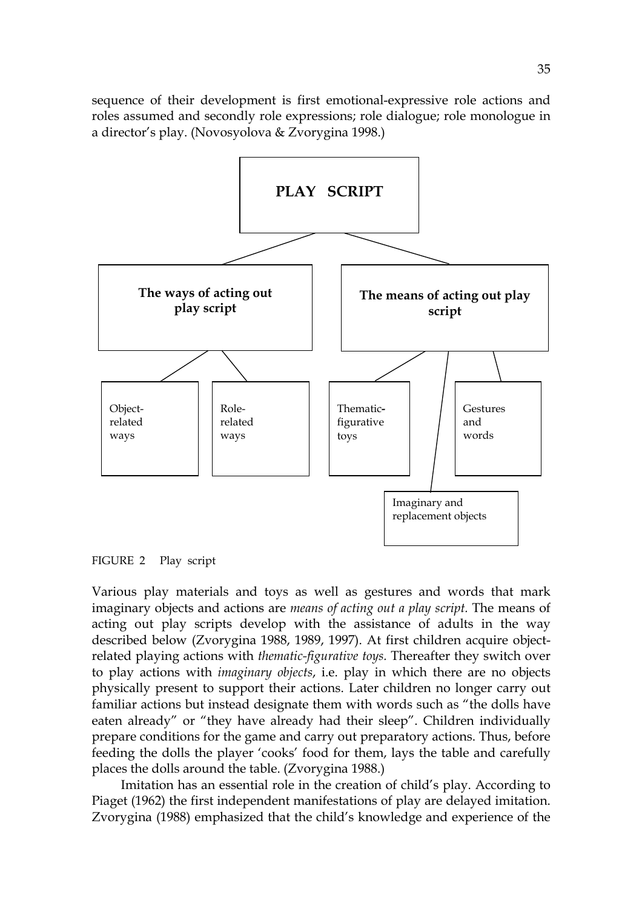sequence of their development is first emotional-expressive role actions and roles assumed and secondly role expressions; role dialogue; role monologue in a director's play. (Novosyolova & Zvorygina 1998.)

**PLAY SCRIPT**

- **The ways of acting out play script**
  - Object-related ways
  - Role-related ways
- **The means of acting out play script**
  - Thematic-figurative toys
  - Imaginary and replacement objects
  - Gestures and words

FIGURE 2 Play script

Various play materials and toys as well as gestures and words that mark imaginary objects and actions are *means of acting out a play script.* The means of acting out play scripts develop with the assistance of adults in the way described below (Zvorygina 1988, 1989, 1997). At first children acquire object-related playing actions with *thematic-figurative toys.* Thereafter they switch over to play actions with *imaginary objects*, i.e. play in which there are no objects physically present to support their actions. Later children no longer carry out familiar actions but instead designate them with words such as "the dolls have eaten already" or "they have already had their sleep". Children individually prepare conditions for the game and carry out preparatory actions. Thus, before feeding the dolls the player 'cooks' food for them, lays the table and carefully places the dolls around the table. (Zvorygina 1988.)

Imitation has an essential role in the creation of child's play. According to Piaget (1962) the first independent manifestations of play are delayed imitation. Zvorygina (1988) emphasized that the child's knowledge and experience of the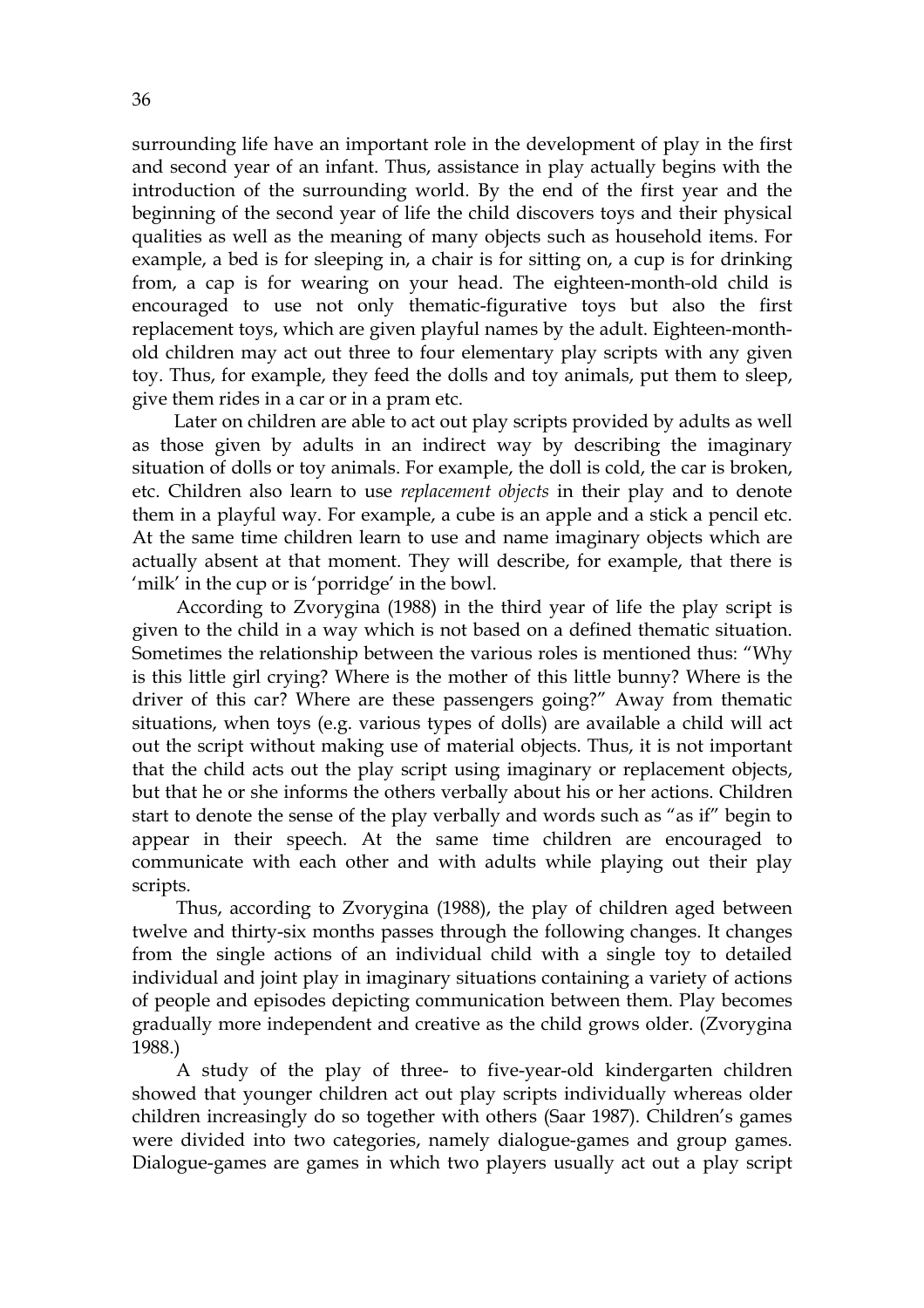surrounding life have an important role in the development of play in the first and second year of an infant. Thus, assistance in play actually begins with the introduction of the surrounding world. By the end of the first year and the beginning of the second year of life the child discovers toys and their physical qualities as well as the meaning of many objects such as household items. For example, a bed is for sleeping in, a chair is for sitting on, a cup is for drinking from, a cap is for wearing on your head. The eighteen-month-old child is encouraged to use not only thematic-figurative toys but also the first replacement toys, which are given playful names by the adult. Eighteen-month-old children may act out three to four elementary play scripts with any given toy. Thus, for example, they feed the dolls and toy animals, put them to sleep, give them rides in a car or in a pram etc.

Later on children are able to act out play scripts provided by adults as well as those given by adults in an indirect way by describing the imaginary situation of dolls or toy animals. For example, the doll is cold, the car is broken, etc. Children also learn to use *replacement objects* in their play and to denote them in a playful way. For example, a cube is an apple and a stick a pencil etc. At the same time children learn to use and name imaginary objects which are actually absent at that moment. They will describe, for example, that there is 'milk' in the cup or is 'porridge' in the bowl.

According to Zvorygina (1988) in the third year of life the play script is given to the child in a way which is not based on a defined thematic situation. Sometimes the relationship between the various roles is mentioned thus: "Why is this little girl crying? Where is the mother of this little bunny? Where is the driver of this car? Where are these passengers going?" Away from thematic situations, when toys (e.g. various types of dolls) are available a child will act out the script without making use of material objects. Thus, it is not important that the child acts out the play script using imaginary or replacement objects, but that he or she informs the others verbally about his or her actions. Children start to denote the sense of the play verbally and words such as "as if" begin to appear in their speech. At the same time children are encouraged to communicate with each other and with adults while playing out their play scripts.

Thus, according to Zvorygina (1988), the play of children aged between twelve and thirty-six months passes through the following changes. It changes from the single actions of an individual child with a single toy to detailed individual and joint play in imaginary situations containing a variety of actions of people and episodes depicting communication between them. Play becomes gradually more independent and creative as the child grows older. (Zvorygina 1988.)

A study of the play of three- to five-year-old kindergarten children showed that younger children act out play scripts individually whereas older children increasingly do so together with others (Saar 1987). Children's games were divided into two categories, namely dialogue-games and group games. Dialogue-games are games in which two players usually act out a play script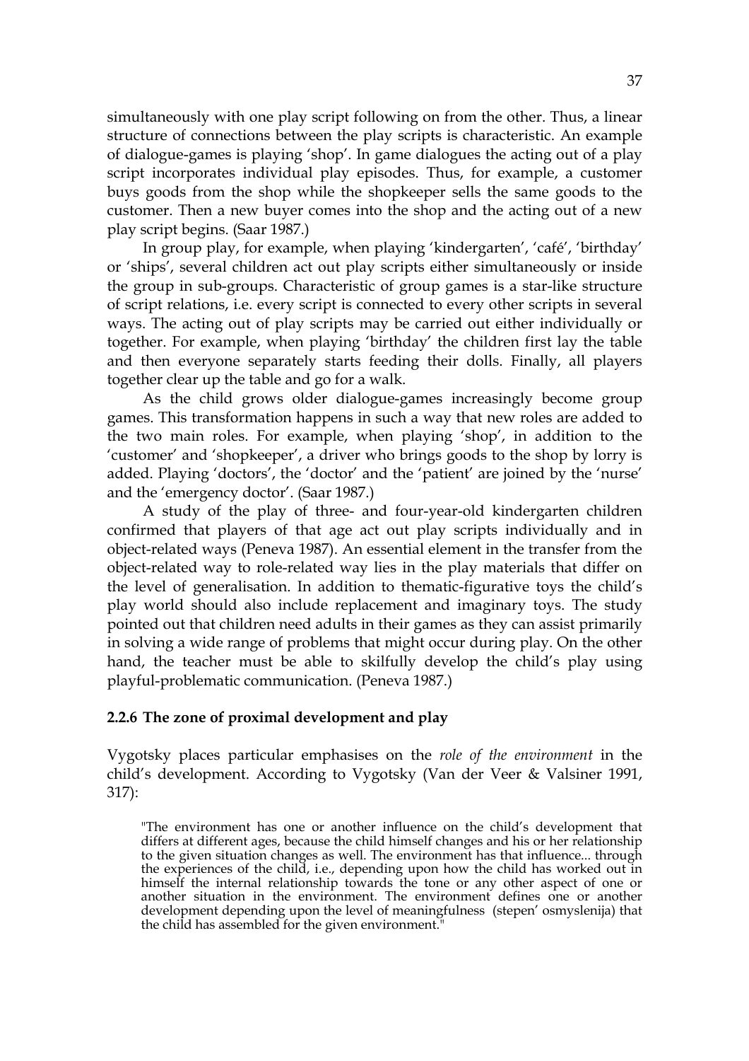simultaneously with one play script following on from the other. Thus, a linear structure of connections between the play scripts is characteristic. An example of dialogue-games is playing 'shop'. In game dialogues the acting out of a play script incorporates individual play episodes. Thus, for example, a customer buys goods from the shop while the shopkeeper sells the same goods to the customer. Then a new buyer comes into the shop and the acting out of a new play script begins. (Saar 1987.)

In group play, for example, when playing 'kindergarten', 'café', 'birthday' or 'ships', several children act out play scripts either simultaneously or inside the group in sub-groups. Characteristic of group games is a star-like structure of script relations, i.e. every script is connected to every other scripts in several ways. The acting out of play scripts may be carried out either individually or together. For example, when playing 'birthday' the children first lay the table and then everyone separately starts feeding their dolls. Finally, all players together clear up the table and go for a walk.

As the child grows older dialogue-games increasingly become group games. This transformation happens in such a way that new roles are added to the two main roles. For example, when playing 'shop', in addition to the 'customer' and 'shopkeeper', a driver who brings goods to the shop by lorry is added. Playing 'doctors', the 'doctor' and the 'patient' are joined by the 'nurse' and the 'emergency doctor'. (Saar 1987.)

A study of the play of three- and four-year-old kindergarten children confirmed that players of that age act out play scripts individually and in object-related ways (Peneva 1987). An essential element in the transfer from the object-related way to role-related way lies in the play materials that differ on the level of generalisation. In addition to thematic-figurative toys the child's play world should also include replacement and imaginary toys. The study pointed out that children need adults in their games as they can assist primarily in solving a wide range of problems that might occur during play. On the other hand, the teacher must be able to skilfully develop the child's play using playful-problematic communication. (Peneva 1987.)

### 2.2.6 The zone of proximal development and play

Vygotsky places particular emphasises on the *role of the environment* in the child's development. According to Vygotsky (Van der Veer & Valsiner 1991, 317):

> "The environment has one or another influence on the child's development that differs at different ages, because the child himself changes and his or her relationship to the given situation changes as well. The environment has that influence... through the experiences of the child, i.e., depending upon how the child has worked out in himself the internal relationship towards the tone or any other aspect of one or another situation in the environment. The environment defines one or another development depending upon the level of meaningfulness (stepen' osmyslenija) that the child has assembled for the given environment."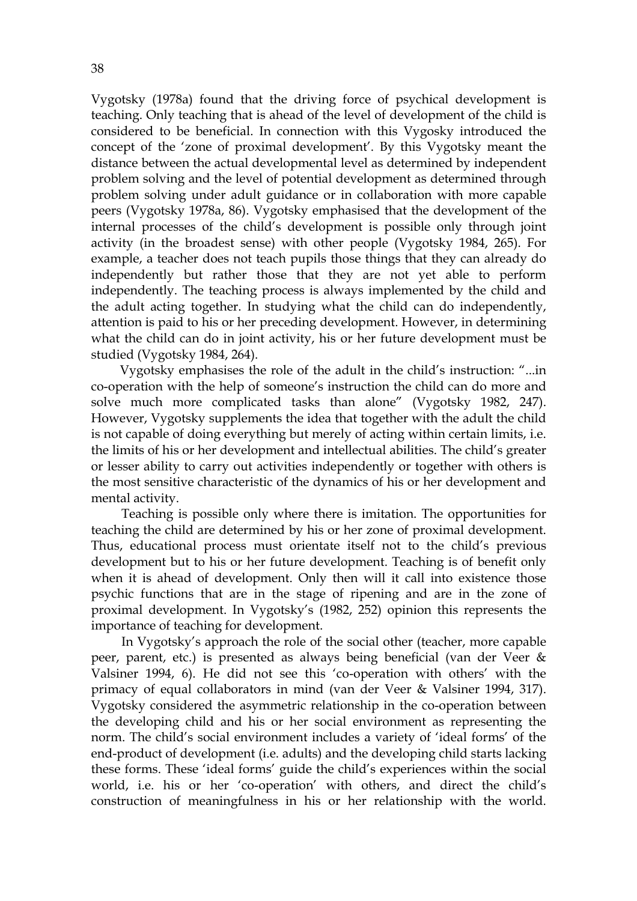Vygotsky (1978a) found that the driving force of psychical development is teaching. Only teaching that is ahead of the level of development of the child is considered to be beneficial. In connection with this Vygosky introduced the concept of the 'zone of proximal development'. By this Vygotsky meant the distance between the actual developmental level as determined by independent problem solving and the level of potential development as determined through problem solving under adult guidance or in collaboration with more capable peers (Vygotsky 1978a, 86). Vygotsky emphasised that the development of the internal processes of the child's development is possible only through joint activity (in the broadest sense) with other people (Vygotsky 1984, 265). For example, a teacher does not teach pupils those things that they can already do independently but rather those that they are not yet able to perform independently. The teaching process is always implemented by the child and the adult acting together. In studying what the child can do independently, attention is paid to his or her preceding development. However, in determining what the child can do in joint activity, his or her future development must be studied (Vygotsky 1984, 264).

Vygotsky emphasises the role of the adult in the child's instruction: "...in co-operation with the help of someone's instruction the child can do more and solve much more complicated tasks than alone" (Vygotsky 1982, 247). However, Vygotsky supplements the idea that together with the adult the child is not capable of doing everything but merely of acting within certain limits, i.e. the limits of his or her development and intellectual abilities. The child's greater or lesser ability to carry out activities independently or together with others is the most sensitive characteristic of the dynamics of his or her development and mental activity.

Teaching is possible only where there is imitation. The opportunities for teaching the child are determined by his or her zone of proximal development. Thus, educational process must orientate itself not to the child's previous development but to his or her future development. Teaching is of benefit only when it is ahead of development. Only then will it call into existence those psychic functions that are in the stage of ripening and are in the zone of proximal development. In Vygotsky's (1982, 252) opinion this represents the importance of teaching for development.

In Vygotsky's approach the role of the social other (teacher, more capable peer, parent, etc.) is presented as always being beneficial (van der Veer & Valsiner 1994, 6). He did not see this 'co-operation with others' with the primacy of equal collaborators in mind (van der Veer & Valsiner 1994, 317). Vygotsky considered the asymmetric relationship in the co-operation between the developing child and his or her social environment as representing the norm. The child's social environment includes a variety of 'ideal forms' of the end-product of development (i.e. adults) and the developing child starts lacking these forms. These 'ideal forms' guide the child's experiences within the social world, i.e. his or her 'co-operation' with others, and direct the child's construction of meaningfulness in his or her relationship with the world.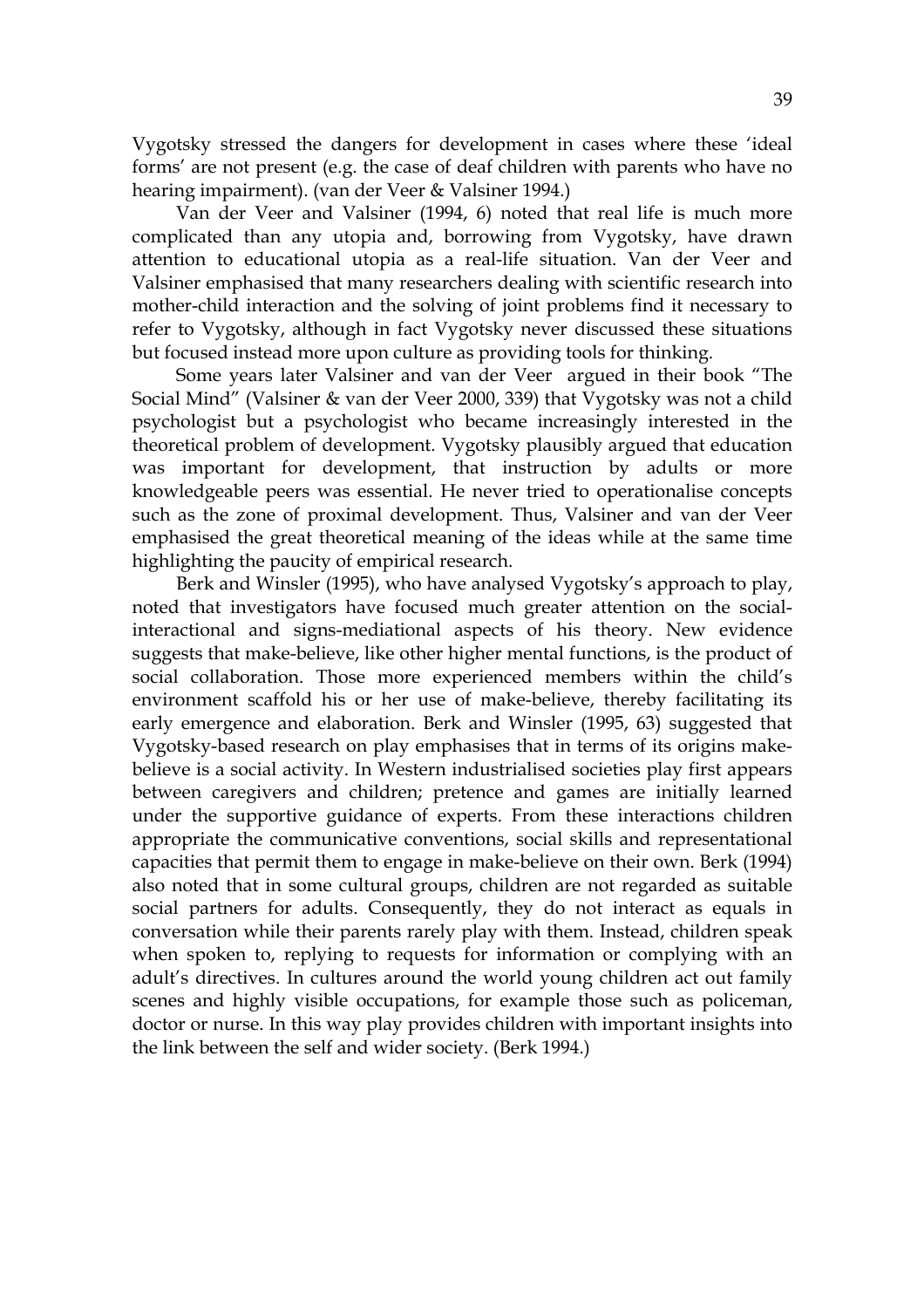Vygotsky stressed the dangers for development in cases where these 'ideal forms' are not present (e.g. the case of deaf children with parents who have no hearing impairment). (van der Veer & Valsiner 1994.)

Van der Veer and Valsiner (1994, 6) noted that real life is much more complicated than any utopia and, borrowing from Vygotsky, have drawn attention to educational utopia as a real-life situation. Van der Veer and Valsiner emphasised that many researchers dealing with scientific research into mother-child interaction and the solving of joint problems find it necessary to refer to Vygotsky, although in fact Vygotsky never discussed these situations but focused instead more upon culture as providing tools for thinking.

Some years later Valsiner and van der Veer argued in their book "The Social Mind" (Valsiner & van der Veer 2000, 339) that Vygotsky was not a child psychologist but a psychologist who became increasingly interested in the theoretical problem of development. Vygotsky plausibly argued that education was important for development, that instruction by adults or more knowledgeable peers was essential. He never tried to operationalise concepts such as the zone of proximal development. Thus, Valsiner and van der Veer emphasised the great theoretical meaning of the ideas while at the same time highlighting the paucity of empirical research.

Berk and Winsler (1995), who have analysed Vygotsky's approach to play, noted that investigators have focused much greater attention on the social-interactional and signs-mediational aspects of his theory. New evidence suggests that make-believe, like other higher mental functions, is the product of social collaboration. Those more experienced members within the child's environment scaffold his or her use of make-believe, thereby facilitating its early emergence and elaboration. Berk and Winsler (1995, 63) suggested that Vygotsky-based research on play emphasises that in terms of its origins make-believe is a social activity. In Western industrialised societies play first appears between caregivers and children; pretence and games are initially learned under the supportive guidance of experts. From these interactions children appropriate the communicative conventions, social skills and representational capacities that permit them to engage in make-believe on their own. Berk (1994) also noted that in some cultural groups, children are not regarded as suitable social partners for adults. Consequently, they do not interact as equals in conversation while their parents rarely play with them. Instead, children speak when spoken to, replying to requests for information or complying with an adult's directives. In cultures around the world young children act out family scenes and highly visible occupations, for example those such as policeman, doctor or nurse. In this way play provides children with important insights into the link between the self and wider society. (Berk 1994.)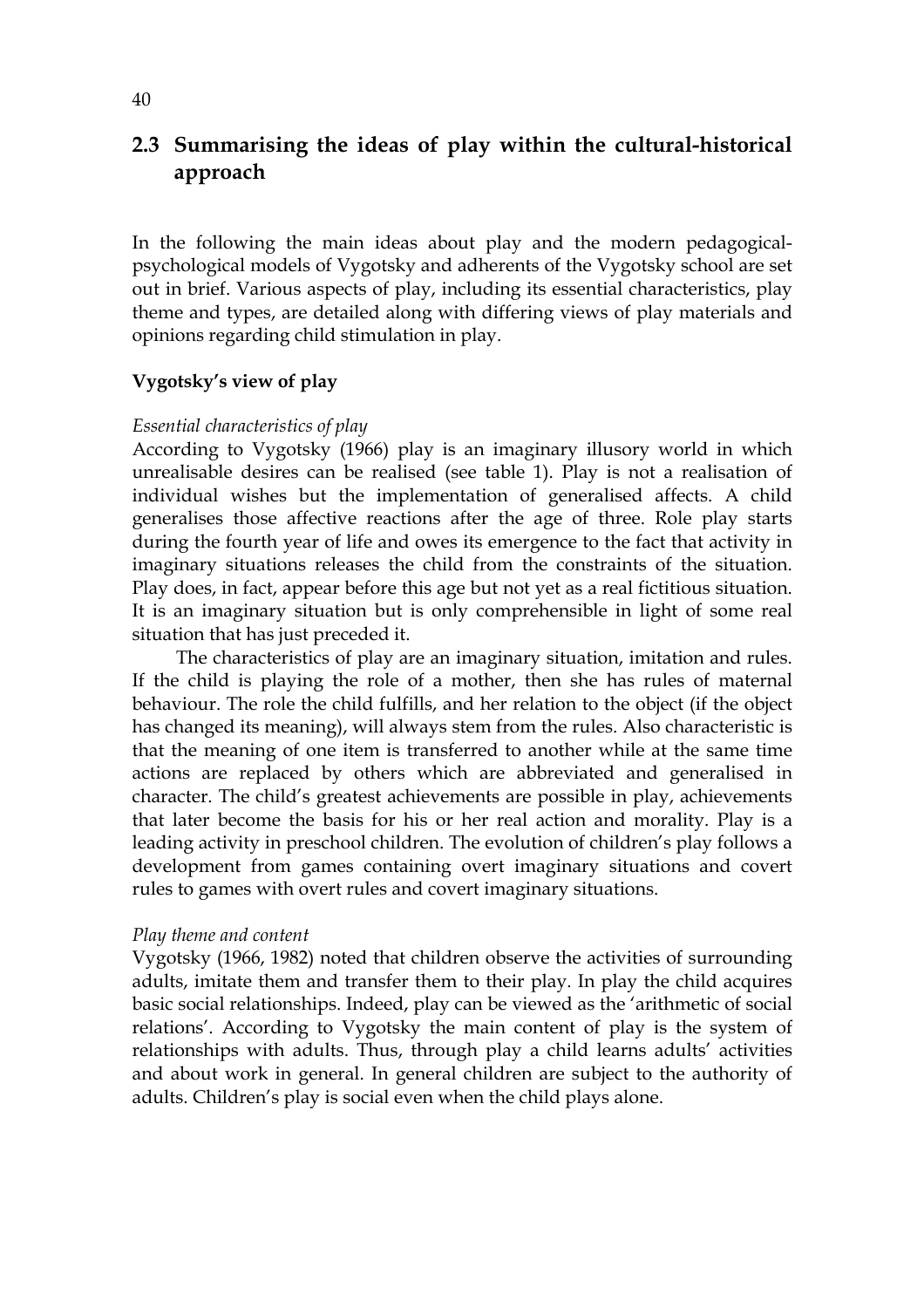## 2.3 Summarising the ideas of play within the cultural-historical approach

In the following the main ideas about play and the modern pedagogical-psychological models of Vygotsky and adherents of the Vygotsky school are set out in brief. Various aspects of play, including its essential characteristics, play theme and types, are detailed along with differing views of play materials and opinions regarding child stimulation in play.

**Vygotsky's view of play**

*Essential characteristics of play*

According to Vygotsky (1966) play is an imaginary illusory world in which unrealisable desires can be realised (see table 1). Play is not a realisation of individual wishes but the implementation of generalised affects. A child generalises those affective reactions after the age of three. Role play starts during the fourth year of life and owes its emergence to the fact that activity in imaginary situations releases the child from the constraints of the situation. Play does, in fact, appear before this age but not yet as a real fictitious situation. It is an imaginary situation but is only comprehensible in light of some real situation that has just preceded it.

The characteristics of play are an imaginary situation, imitation and rules. If the child is playing the role of a mother, then she has rules of maternal behaviour. The role the child fulfills, and her relation to the object (if the object has changed its meaning), will always stem from the rules. Also characteristic is that the meaning of one item is transferred to another while at the same time actions are replaced by others which are abbreviated and generalised in character. The child's greatest achievements are possible in play, achievements that later become the basis for his or her real action and morality. Play is a leading activity in preschool children. The evolution of children's play follows a development from games containing overt imaginary situations and covert rules to games with overt rules and covert imaginary situations.

*Play theme and content*

Vygotsky (1966, 1982) noted that children observe the activities of surrounding adults, imitate them and transfer them to their play. In play the child acquires basic social relationships. Indeed, play can be viewed as the 'arithmetic of social relations'. According to Vygotsky the main content of play is the system of relationships with adults. Thus, through play a child learns adults' activities and about work in general. In general children are subject to the authority of adults. Children's play is social even when the child plays alone.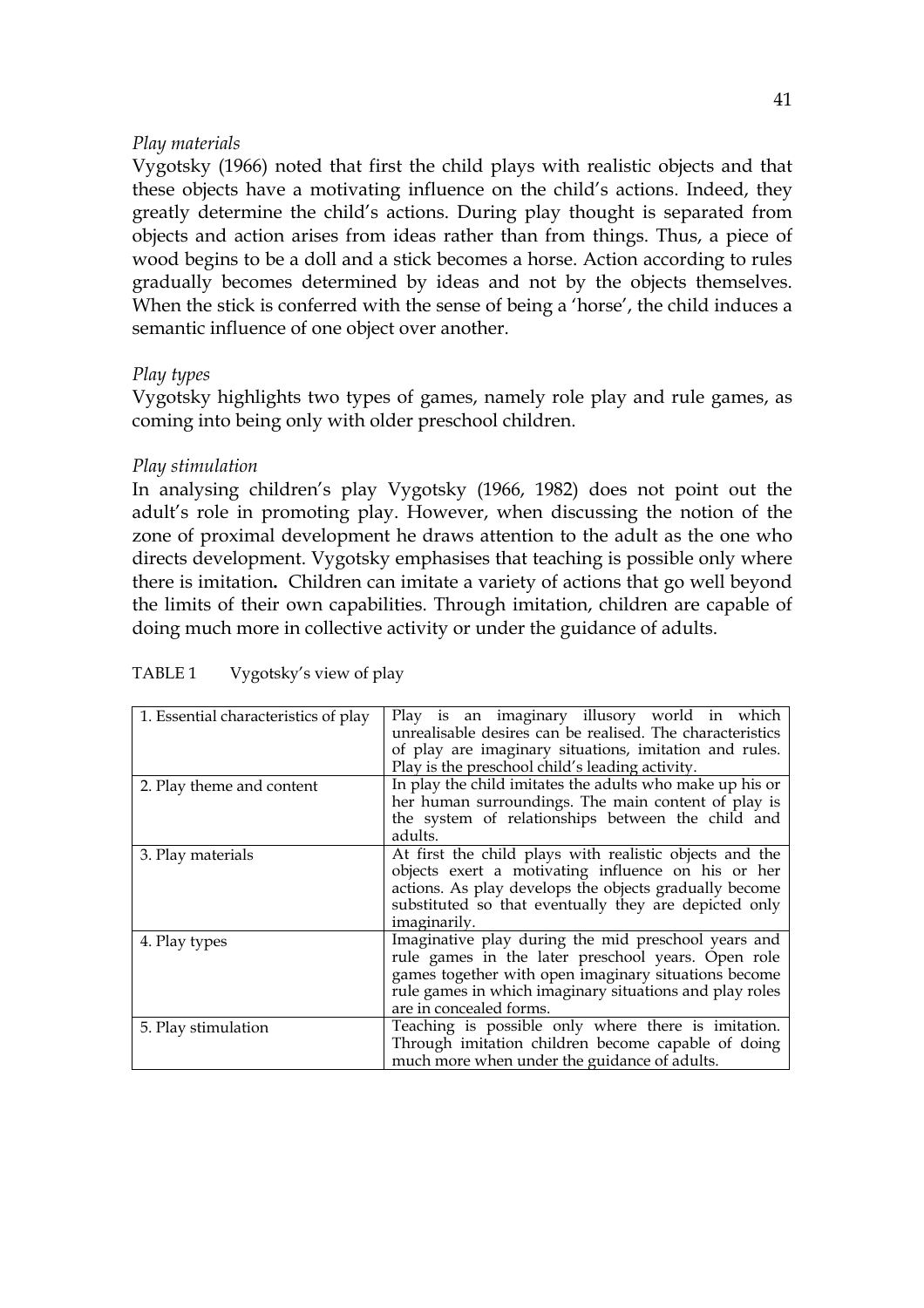*Play materials*

Vygotsky (1966) noted that first the child plays with realistic objects and that these objects have a motivating influence on the child's actions. Indeed, they greatly determine the child's actions. During play thought is separated from objects and action arises from ideas rather than from things. Thus, a piece of wood begins to be a doll and a stick becomes a horse. Action according to rules gradually becomes determined by ideas and not by the objects themselves. When the stick is conferred with the sense of being a 'horse', the child induces a semantic influence of one object over another.

*Play types*

Vygotsky highlights two types of games, namely role play and rule games, as coming into being only with older preschool children.

*Play stimulation*

In analysing children's play Vygotsky (1966, 1982) does not point out the adult's role in promoting play. However, when discussing the notion of the zone of proximal development he draws attention to the adult as the one who directs development. Vygotsky emphasises that teaching is possible only where there is imitation. Children can imitate a variety of actions that go well beyond the limits of their own capabilities. Through imitation, children are capable of doing much more in collective activity or under the guidance of adults.

TABLE 1 Vygotsky's view of play

| | |
|---|---|
| 1. Essential characteristics of play | Play is an imaginary illusory world in which unrealisable desires can be realised. The characteristics of play are imaginary situations, imitation and rules. Play is the preschool child's leading activity. |
| 2. Play theme and content | In play the child imitates the adults who make up his or her human surroundings. The main content of play is the system of relationships between the child and adults. |
| 3. Play materials | At first the child plays with realistic objects and the objects exert a motivating influence on his or her actions. As play develops the objects gradually become substituted so that eventually they are depicted only imaginarily. |
| 4. Play types | Imaginative play during the mid preschool years and rule games in the later preschool years. Open role games together with open imaginary situations become rule games in which imaginary situations and play roles are in concealed forms. |
| 5. Play stimulation | Teaching is possible only where there is imitation. Through imitation children become capable of doing much more when under the guidance of adults. |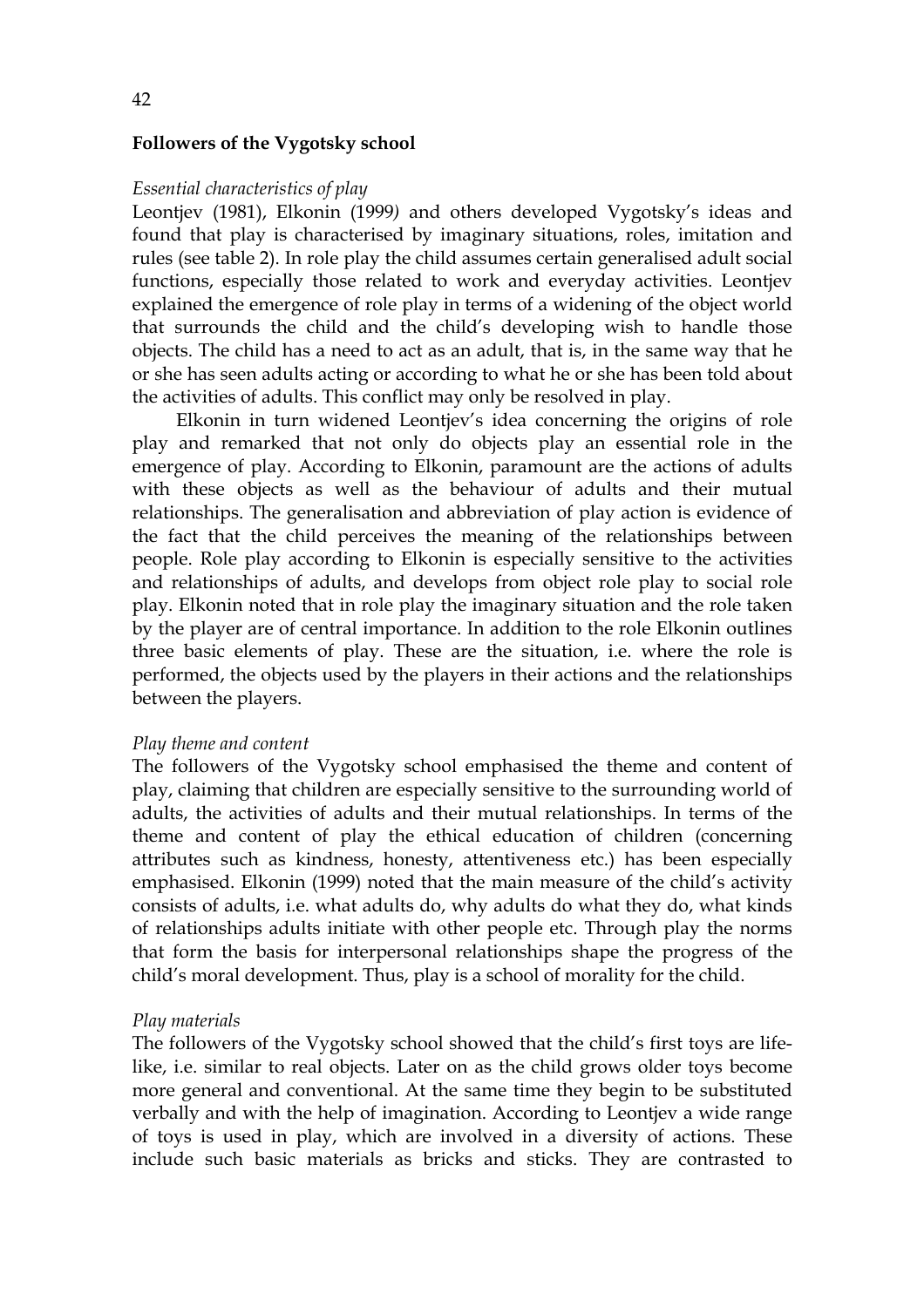## Followers of the Vygotsky school

*Essential characteristics of play*

Leontjev (1981), Elkonin (1999*)* and others developed Vygotsky's ideas and found that play is characterised by imaginary situations, roles, imitation and rules (see table 2). In role play the child assumes certain generalised adult social functions, especially those related to work and everyday activities. Leontjev explained the emergence of role play in terms of a widening of the object world that surrounds the child and the child's developing wish to handle those objects. The child has a need to act as an adult, that is, in the same way that he or she has seen adults acting or according to what he or she has been told about the activities of adults. This conflict may only be resolved in play.

Elkonin in turn widened Leontjev's idea concerning the origins of role play and remarked that not only do objects play an essential role in the emergence of play. According to Elkonin, paramount are the actions of adults with these objects as well as the behaviour of adults and their mutual relationships. The generalisation and abbreviation of play action is evidence of the fact that the child perceives the meaning of the relationships between people. Role play according to Elkonin is especially sensitive to the activities and relationships of adults, and develops from object role play to social role play. Elkonin noted that in role play the imaginary situation and the role taken by the player are of central importance. In addition to the role Elkonin outlines three basic elements of play. These are the situation, i.e. where the role is performed, the objects used by the players in their actions and the relationships between the players.

*Play theme and content*

The followers of the Vygotsky school emphasised the theme and content of play, claiming that children are especially sensitive to the surrounding world of adults, the activities of adults and their mutual relationships. In terms of the theme and content of play the ethical education of children (concerning attributes such as kindness, honesty, attentiveness etc.) has been especially emphasised. Elkonin (1999) noted that the main measure of the child's activity consists of adults, i.e. what adults do, why adults do what they do, what kinds of relationships adults initiate with other people etc. Through play the norms that form the basis for interpersonal relationships shape the progress of the child's moral development. Thus, play is a school of morality for the child.

*Play materials*

The followers of the Vygotsky school showed that the child's first toys are life-like, i.e. similar to real objects. Later on as the child grows older toys become more general and conventional. At the same time they begin to be substituted verbally and with the help of imagination. According to Leontjev a wide range of toys is used in play, which are involved in a diversity of actions. These include such basic materials as bricks and sticks. They are contrasted to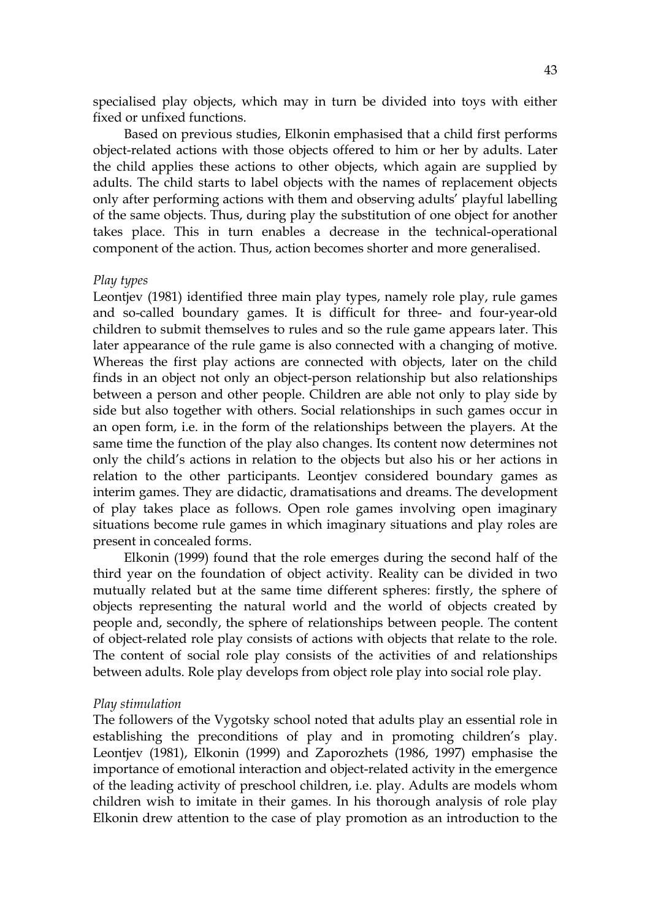specialised play objects, which may in turn be divided into toys with either fixed or unfixed functions.

Based on previous studies, Elkonin emphasised that a child first performs object-related actions with those objects offered to him or her by adults. Later the child applies these actions to other objects, which again are supplied by adults. The child starts to label objects with the names of replacement objects only after performing actions with them and observing adults' playful labelling of the same objects. Thus, during play the substitution of one object for another takes place. This in turn enables a decrease in the technical-operational component of the action. Thus, action becomes shorter and more generalised.

*Play types*

Leontjev (1981) identified three main play types, namely role play, rule games and so-called boundary games. It is difficult for three- and four-year-old children to submit themselves to rules and so the rule game appears later. This later appearance of the rule game is also connected with a changing of motive. Whereas the first play actions are connected with objects, later on the child finds in an object not only an object-person relationship but also relationships between a person and other people. Children are able not only to play side by side but also together with others. Social relationships in such games occur in an open form, i.e. in the form of the relationships between the players. At the same time the function of the play also changes. Its content now determines not only the child's actions in relation to the objects but also his or her actions in relation to the other participants. Leontjev considered boundary games as interim games. They are didactic, dramatisations and dreams. The development of play takes place as follows. Open role games involving open imaginary situations become rule games in which imaginary situations and play roles are present in concealed forms.

Elkonin (1999) found that the role emerges during the second half of the third year on the foundation of object activity. Reality can be divided in two mutually related but at the same time different spheres: firstly, the sphere of objects representing the natural world and the world of objects created by people and, secondly, the sphere of relationships between people. The content of object-related role play consists of actions with objects that relate to the role. The content of social role play consists of the activities of and relationships between adults. Role play develops from object role play into social role play.

*Play stimulation*

The followers of the Vygotsky school noted that adults play an essential role in establishing the preconditions of play and in promoting children's play. Leontjev (1981), Elkonin (1999) and Zaporozhets (1986, 1997) emphasise the importance of emotional interaction and object-related activity in the emergence of the leading activity of preschool children, i.e. play. Adults are models whom children wish to imitate in their games. In his thorough analysis of role play Elkonin drew attention to the case of play promotion as an introduction to the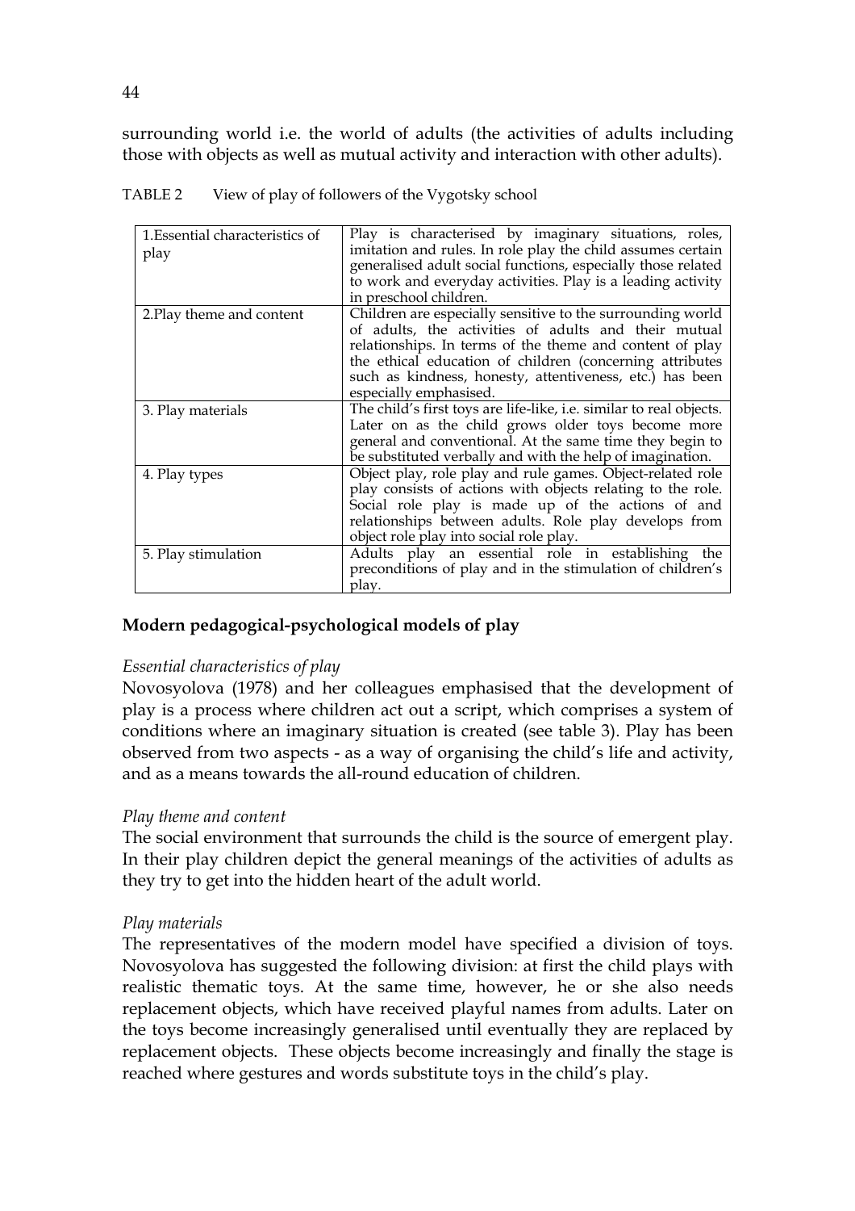surrounding world i.e. the world of adults (the activities of adults including those with objects as well as mutual activity and interaction with other adults).

TABLE 2 View of play of followers of the Vygotsky school

| | |
|---|---|
| 1.Essential characteristics of play | Play is characterised by imaginary situations, roles, imitation and rules. In role play the child assumes certain generalised adult social functions, especially those related to work and everyday activities. Play is a leading activity in preschool children. |
| 2.Play theme and content | Children are especially sensitive to the surrounding world of adults, the activities of adults and their mutual relationships. In terms of the theme and content of play the ethical education of children (concerning attributes such as kindness, honesty, attentiveness, etc.) has been especially emphasised. |
| 3. Play materials | The child's first toys are life-like, i.e. similar to real objects. Later on as the child grows older toys become more general and conventional. At the same time they begin to be substituted verbally and with the help of imagination. |
| 4. Play types | Object play, role play and rule games. Object-related role play consists of actions with objects relating to the role. Social role play is made up of the actions of and relationships between adults. Role play develops from object role play into social role play. |
| 5. Play stimulation | Adults play an essential role in establishing the preconditions of play and in the stimulation of children's play. |

## Modern pedagogical-psychological models of play

*Essential characteristics of play*

Novosyolova (1978) and her colleagues emphasised that the development of play is a process where children act out a script, which comprises a system of conditions where an imaginary situation is created (see table 3). Play has been observed from two aspects - as a way of organising the child's life and activity, and as a means towards the all-round education of children.

*Play theme and content*

The social environment that surrounds the child is the source of emergent play. In their play children depict the general meanings of the activities of adults as they try to get into the hidden heart of the adult world.

*Play materials*

The representatives of the modern model have specified a division of toys. Novosyolova has suggested the following division: at first the child plays with realistic thematic toys. At the same time, however, he or she also needs replacement objects, which have received playful names from adults. Later on the toys become increasingly generalised until eventually they are replaced by replacement objects. These objects become increasingly and finally the stage is reached where gestures and words substitute toys in the child's play.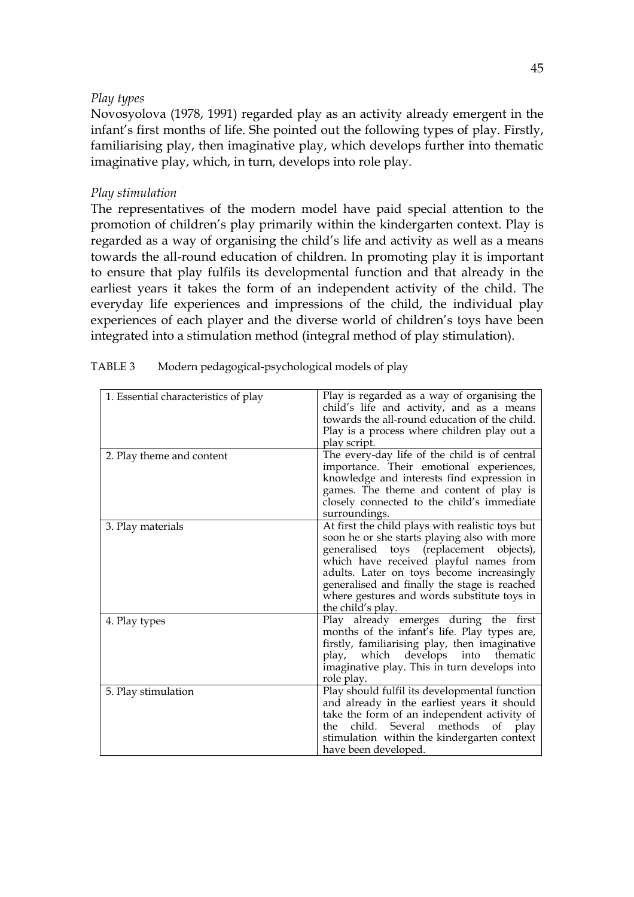*Play types*

Novosyolova (1978, 1991) regarded play as an activity already emergent in the infant's first months of life. She pointed out the following types of play. Firstly, familiarising play, then imaginative play, which develops further into thematic imaginative play, which, in turn, develops into role play.

*Play stimulation*

The representatives of the modern model have paid special attention to the promotion of children's play primarily within the kindergarten context. Play is regarded as a way of organising the child's life and activity as well as a means towards the all-round education of children. In promoting play it is important to ensure that play fulfils its developmental function and that already in the earliest years it takes the form of an independent activity of the child. The everyday life experiences and impressions of the child, the individual play experiences of each player and the diverse world of children's toys have been integrated into a stimulation method (integral method of play stimulation).

TABLE 3 Modern pedagogical-psychological models of play

| | |
|---|---|
| 1. Essential characteristics of play | Play is regarded as a way of organising the child's life and activity, and as a means towards the all-round education of the child. Play is a process where children play out a play script. |
| 2. Play theme and content | The every-day life of the child is of central importance. Their emotional experiences, knowledge and interests find expression in games. The theme and content of play is closely connected to the child's immediate surroundings. |
| 3. Play materials | At first the child plays with realistic toys but soon he or she starts playing also with more generalised toys (replacement objects), which have received playful names from adults. Later on toys become increasingly generalised and finally the stage is reached where gestures and words substitute toys in the child's play. |
| 4. Play types | Play already emerges during the first months of the infant's life. Play types are, firstly, familiarising play, then imaginative play, which develops into thematic imaginative play. This in turn develops into role play. |
| 5. Play stimulation | Play should fulfil its developmental function and already in the earliest years it should take the form of an independent activity of the child. Several methods of play stimulation within the kindergarten context have been developed. |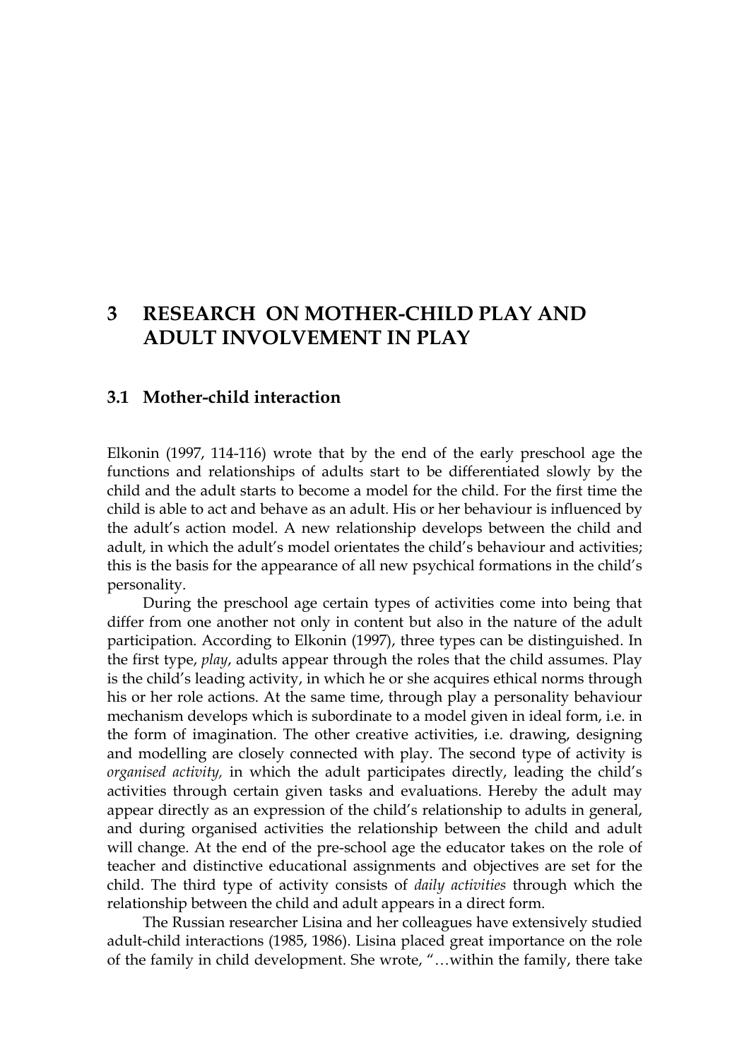# 3 RESEARCH ON MOTHER-CHILD PLAY AND ADULT INVOLVEMENT IN PLAY

## 3.1 Mother-child interaction

Elkonin (1997, 114-116) wrote that by the end of the early preschool age the functions and relationships of adults start to be differentiated slowly by the child and the adult starts to become a model for the child. For the first time the child is able to act and behave as an adult. His or her behaviour is influenced by the adult's action model. A new relationship develops between the child and adult, in which the adult's model orientates the child's behaviour and activities; this is the basis for the appearance of all new psychical formations in the child's personality.

During the preschool age certain types of activities come into being that differ from one another not only in content but also in the nature of the adult participation. According to Elkonin (1997), three types can be distinguished. In the first type, *play*, adults appear through the roles that the child assumes. Play is the child's leading activity, in which he or she acquires ethical norms through his or her role actions. At the same time, through play a personality behaviour mechanism develops which is subordinate to a model given in ideal form, i.e. in the form of imagination. The other creative activities, i.e. drawing, designing and modelling are closely connected with play. The second type of activity is *organised activity,* in which the adult participates directly, leading the child's activities through certain given tasks and evaluations. Hereby the adult may appear directly as an expression of the child's relationship to adults in general, and during organised activities the relationship between the child and adult will change. At the end of the pre-school age the educator takes on the role of teacher and distinctive educational assignments and objectives are set for the child. The third type of activity consists of *daily activities* through which the relationship between the child and adult appears in a direct form.

The Russian researcher Lisina and her colleagues have extensively studied adult-child interactions (1985, 1986). Lisina placed great importance on the role of the family in child development. She wrote, "…within the family, there take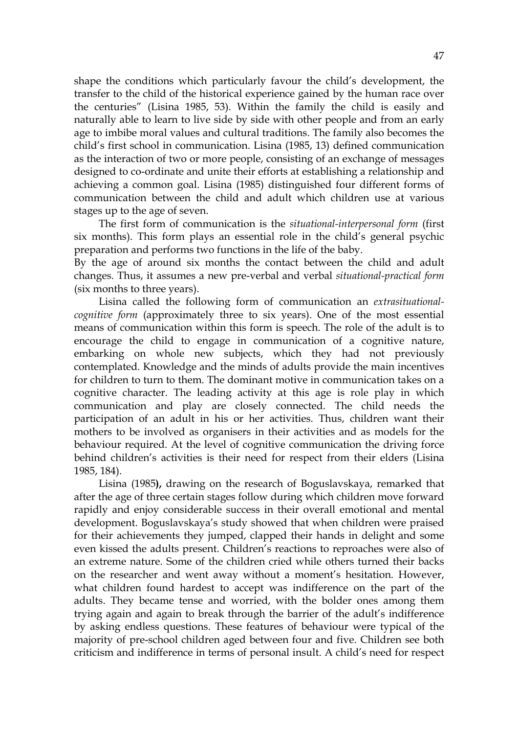shape the conditions which particularly favour the child's development, the transfer to the child of the historical experience gained by the human race over the centuries" (Lisina 1985, 53). Within the family the child is easily and naturally able to learn to live side by side with other people and from an early age to imbibe moral values and cultural traditions. The family also becomes the child's first school in communication. Lisina (1985, 13) defined communication as the interaction of two or more people, consisting of an exchange of messages designed to co-ordinate and unite their efforts at establishing a relationship and achieving a common goal. Lisina (1985) distinguished four different forms of communication between the child and adult which children use at various stages up to the age of seven.

The first form of communication is the *situational-interpersonal form* (first six months). This form plays an essential role in the child's general psychic preparation and performs two functions in the life of the baby.

By the age of around six months the contact between the child and adult changes. Thus, it assumes a new pre-verbal and verbal *situational-practical form* (six months to three years).

Lisina called the following form of communication an *extrasituational-cognitive form* (approximately three to six years). One of the most essential means of communication within this form is speech. The role of the adult is to encourage the child to engage in communication of a cognitive nature, embarking on whole new subjects, which they had not previously contemplated. Knowledge and the minds of adults provide the main incentives for children to turn to them. The dominant motive in communication takes on a cognitive character. The leading activity at this age is role play in which communication and play are closely connected. The child needs the participation of an adult in his or her activities. Thus, children want their mothers to be involved as organisers in their activities and as models for the behaviour required. At the level of cognitive communication the driving force behind children's activities is their need for respect from their elders (Lisina 1985, 184).

Lisina (1985**),** drawing on the research of Boguslavskaya, remarked that after the age of three certain stages follow during which children move forward rapidly and enjoy considerable success in their overall emotional and mental development. Boguslavskaya's study showed that when children were praised for their achievements they jumped, clapped their hands in delight and some even kissed the adults present. Children's reactions to reproaches were also of an extreme nature. Some of the children cried while others turned their backs on the researcher and went away without a moment's hesitation. However, what children found hardest to accept was indifference on the part of the adults. They became tense and worried, with the bolder ones among them trying again and again to break through the barrier of the adult's indifference by asking endless questions. These features of behaviour were typical of the majority of pre-school children aged between four and five. Children see both criticism and indifference in terms of personal insult. A child's need for respect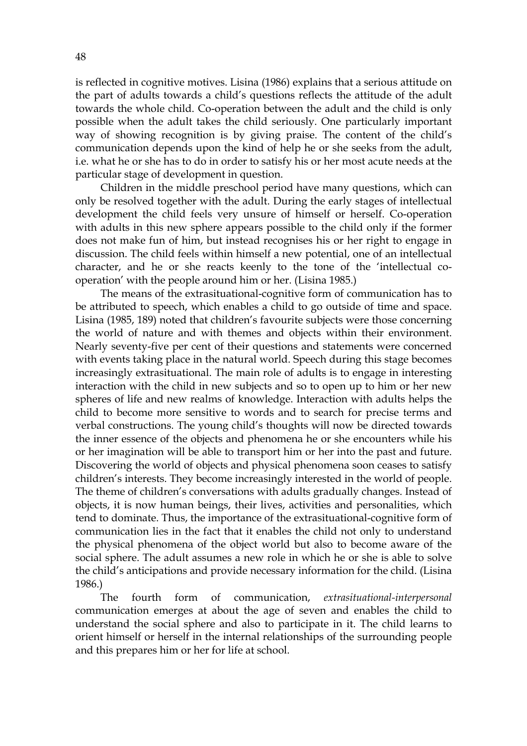is reflected in cognitive motives. Lisina (1986) explains that a serious attitude on the part of adults towards a child's questions reflects the attitude of the adult towards the whole child. Co-operation between the adult and the child is only possible when the adult takes the child seriously. One particularly important way of showing recognition is by giving praise. The content of the child's communication depends upon the kind of help he or she seeks from the adult, i.e. what he or she has to do in order to satisfy his or her most acute needs at the particular stage of development in question.

Children in the middle preschool period have many questions, which can only be resolved together with the adult. During the early stages of intellectual development the child feels very unsure of himself or herself. Co-operation with adults in this new sphere appears possible to the child only if the former does not make fun of him, but instead recognises his or her right to engage in discussion. The child feels within himself a new potential, one of an intellectual character, and he or she reacts keenly to the tone of the 'intellectual co-operation' with the people around him or her. (Lisina 1985.)

The means of the extrasituational-cognitive form of communication has to be attributed to speech, which enables a child to go outside of time and space. Lisina (1985, 189) noted that children's favourite subjects were those concerning the world of nature and with themes and objects within their environment. Nearly seventy-five per cent of their questions and statements were concerned with events taking place in the natural world. Speech during this stage becomes increasingly extrasituational. The main role of adults is to engage in interesting interaction with the child in new subjects and so to open up to him or her new spheres of life and new realms of knowledge. Interaction with adults helps the child to become more sensitive to words and to search for precise terms and verbal constructions. The young child's thoughts will now be directed towards the inner essence of the objects and phenomena he or she encounters while his or her imagination will be able to transport him or her into the past and future. Discovering the world of objects and physical phenomena soon ceases to satisfy children's interests. They become increasingly interested in the world of people. The theme of children's conversations with adults gradually changes. Instead of objects, it is now human beings, their lives, activities and personalities, which tend to dominate. Thus, the importance of the extrasituational-cognitive form of communication lies in the fact that it enables the child not only to understand the physical phenomena of the object world but also to become aware of the social sphere. The adult assumes a new role in which he or she is able to solve the child's anticipations and provide necessary information for the child. (Lisina 1986.)

The fourth form of communication, *extrasituational-interpersonal* communication emerges at about the age of seven and enables the child to understand the social sphere and also to participate in it. The child learns to orient himself or herself in the internal relationships of the surrounding people and this prepares him or her for life at school.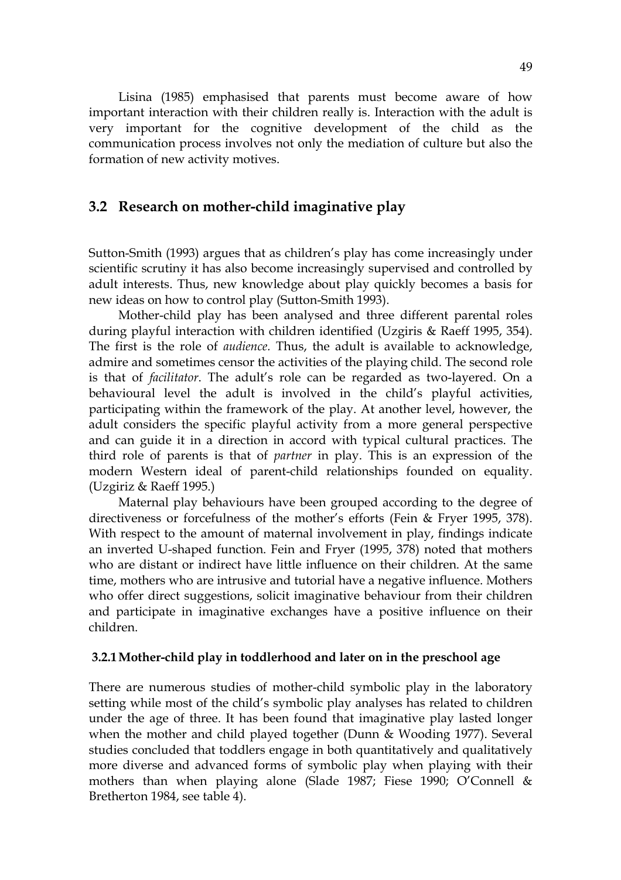Lisina (1985) emphasised that parents must become aware of how important interaction with their children really is. Interaction with the adult is very important for the cognitive development of the child as the communication process involves not only the mediation of culture but also the formation of new activity motives.

## 3.2 Research on mother-child imaginative play

Sutton-Smith (1993) argues that as children's play has come increasingly under scientific scrutiny it has also become increasingly supervised and controlled by adult interests. Thus, new knowledge about play quickly becomes a basis for new ideas on how to control play (Sutton-Smith 1993).

Mother-child play has been analysed and three different parental roles during playful interaction with children identified (Uzgiris & Raeff 1995, 354). The first is the role of *audience*. Thus, the adult is available to acknowledge, admire and sometimes censor the activities of the playing child. The second role is that of *facilitator*. The adult's role can be regarded as two-layered. On a behavioural level the adult is involved in the child's playful activities, participating within the framework of the play. At another level, however, the adult considers the specific playful activity from a more general perspective and can guide it in a direction in accord with typical cultural practices. The third role of parents is that of *partner* in play. This is an expression of the modern Western ideal of parent-child relationships founded on equality. (Uzgiriz & Raeff 1995.)

Maternal play behaviours have been grouped according to the degree of directiveness or forcefulness of the mother's efforts (Fein & Fryer 1995, 378). With respect to the amount of maternal involvement in play, findings indicate an inverted U-shaped function. Fein and Fryer (1995, 378) noted that mothers who are distant or indirect have little influence on their children. At the same time, mothers who are intrusive and tutorial have a negative influence. Mothers who offer direct suggestions, solicit imaginative behaviour from their children and participate in imaginative exchanges have a positive influence on their children.

### 3.2.1 Mother-child play in toddlerhood and later on in the preschool age

There are numerous studies of mother-child symbolic play in the laboratory setting while most of the child's symbolic play analyses has related to children under the age of three. It has been found that imaginative play lasted longer when the mother and child played together (Dunn & Wooding 1977). Several studies concluded that toddlers engage in both quantitatively and qualitatively more diverse and advanced forms of symbolic play when playing with their mothers than when playing alone (Slade 1987; Fiese 1990; O'Connell & Bretherton 1984, see table 4).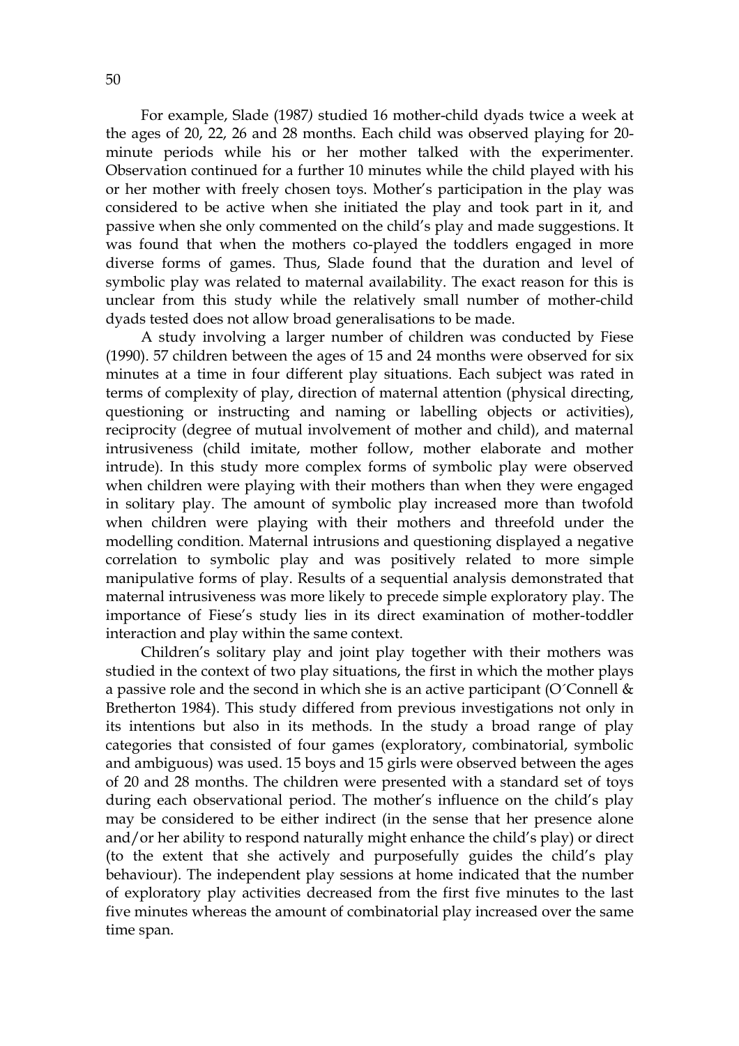For example, Slade (1987) studied 16 mother-child dyads twice a week at the ages of 20, 22, 26 and 28 months. Each child was observed playing for 20-minute periods while his or her mother talked with the experimenter. Observation continued for a further 10 minutes while the child played with his or her mother with freely chosen toys. Mother's participation in the play was considered to be active when she initiated the play and took part in it, and passive when she only commented on the child's play and made suggestions. It was found that when the mothers co-played the toddlers engaged in more diverse forms of games. Thus, Slade found that the duration and level of symbolic play was related to maternal availability. The exact reason for this is unclear from this study while the relatively small number of mother-child dyads tested does not allow broad generalisations to be made.

A study involving a larger number of children was conducted by Fiese (1990). 57 children between the ages of 15 and 24 months were observed for six minutes at a time in four different play situations. Each subject was rated in terms of complexity of play, direction of maternal attention (physical directing, questioning or instructing and naming or labelling objects or activities), reciprocity (degree of mutual involvement of mother and child), and maternal intrusiveness (child imitate, mother follow, mother elaborate and mother intrude). In this study more complex forms of symbolic play were observed when children were playing with their mothers than when they were engaged in solitary play. The amount of symbolic play increased more than twofold when children were playing with their mothers and threefold under the modelling condition. Maternal intrusions and questioning displayed a negative correlation to symbolic play and was positively related to more simple manipulative forms of play. Results of a sequential analysis demonstrated that maternal intrusiveness was more likely to precede simple exploratory play. The importance of Fiese's study lies in its direct examination of mother-toddler interaction and play within the same context.

Children's solitary play and joint play together with their mothers was studied in the context of two play situations, the first in which the mother plays a passive role and the second in which she is an active participant (O´Connell & Bretherton 1984). This study differed from previous investigations not only in its intentions but also in its methods. In the study a broad range of play categories that consisted of four games (exploratory, combinatorial, symbolic and ambiguous) was used. 15 boys and 15 girls were observed between the ages of 20 and 28 months. The children were presented with a standard set of toys during each observational period. The mother's influence on the child's play may be considered to be either indirect (in the sense that her presence alone and/or her ability to respond naturally might enhance the child's play) or direct (to the extent that she actively and purposefully guides the child's play behaviour). The independent play sessions at home indicated that the number of exploratory play activities decreased from the first five minutes to the last five minutes whereas the amount of combinatorial play increased over the same time span.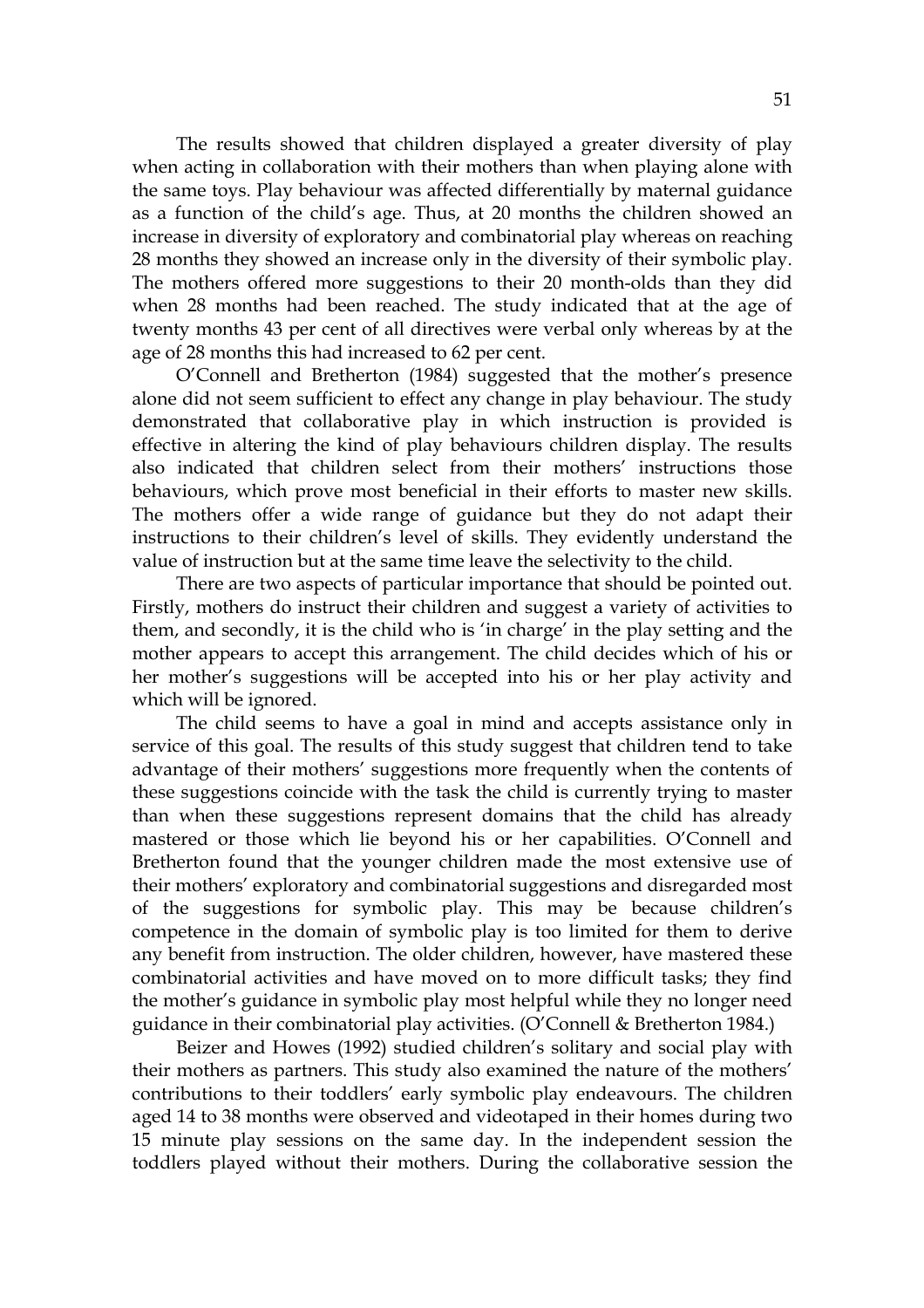The results showed that children displayed a greater diversity of play when acting in collaboration with their mothers than when playing alone with the same toys. Play behaviour was affected differentially by maternal guidance as a function of the child's age. Thus, at 20 months the children showed an increase in diversity of exploratory and combinatorial play whereas on reaching 28 months they showed an increase only in the diversity of their symbolic play. The mothers offered more suggestions to their 20 month-olds than they did when 28 months had been reached. The study indicated that at the age of twenty months 43 per cent of all directives were verbal only whereas by at the age of 28 months this had increased to 62 per cent.

O'Connell and Bretherton (1984) suggested that the mother's presence alone did not seem sufficient to effect any change in play behaviour. The study demonstrated that collaborative play in which instruction is provided is effective in altering the kind of play behaviours children display. The results also indicated that children select from their mothers' instructions those behaviours, which prove most beneficial in their efforts to master new skills. The mothers offer a wide range of guidance but they do not adapt their instructions to their children's level of skills. They evidently understand the value of instruction but at the same time leave the selectivity to the child.

There are two aspects of particular importance that should be pointed out. Firstly, mothers do instruct their children and suggest a variety of activities to them, and secondly, it is the child who is 'in charge' in the play setting and the mother appears to accept this arrangement. The child decides which of his or her mother's suggestions will be accepted into his or her play activity and which will be ignored.

The child seems to have a goal in mind and accepts assistance only in service of this goal. The results of this study suggest that children tend to take advantage of their mothers' suggestions more frequently when the contents of these suggestions coincide with the task the child is currently trying to master than when these suggestions represent domains that the child has already mastered or those which lie beyond his or her capabilities. O'Connell and Bretherton found that the younger children made the most extensive use of their mothers' exploratory and combinatorial suggestions and disregarded most of the suggestions for symbolic play. This may be because children's competence in the domain of symbolic play is too limited for them to derive any benefit from instruction. The older children, however, have mastered these combinatorial activities and have moved on to more difficult tasks; they find the mother's guidance in symbolic play most helpful while they no longer need guidance in their combinatorial play activities. (O'Connell & Bretherton 1984.)

Beizer and Howes (1992) studied children's solitary and social play with their mothers as partners. This study also examined the nature of the mothers' contributions to their toddlers' early symbolic play endeavours. The children aged 14 to 38 months were observed and videotaped in their homes during two 15 minute play sessions on the same day. In the independent session the toddlers played without their mothers. During the collaborative session the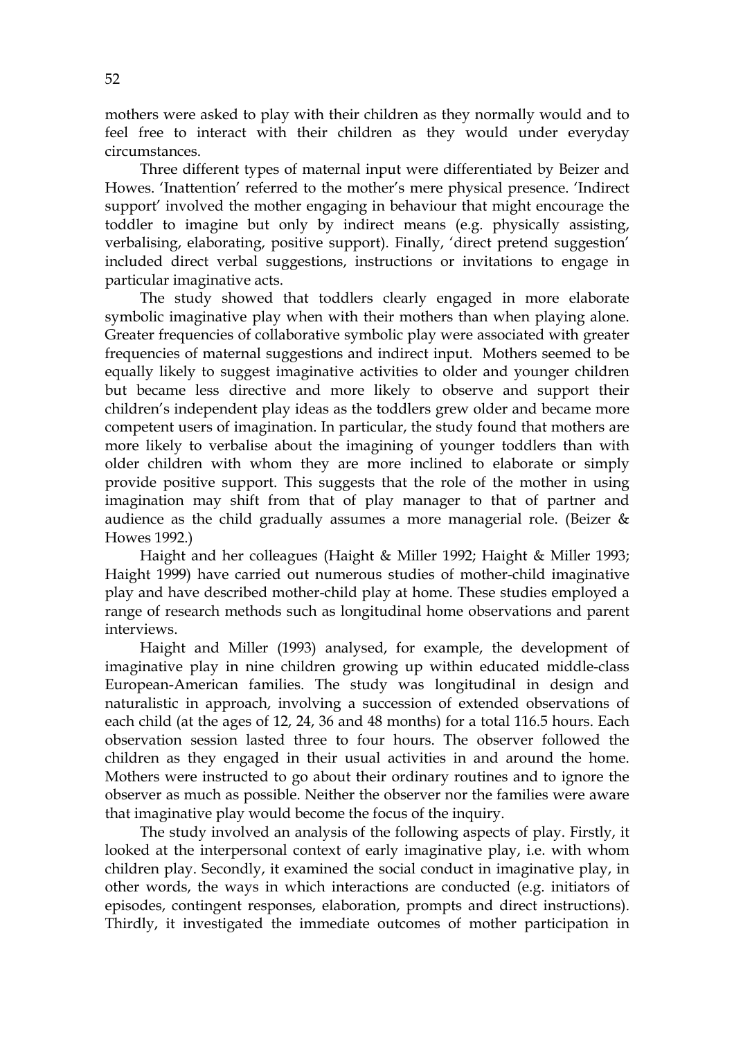mothers were asked to play with their children as they normally would and to feel free to interact with their children as they would under everyday circumstances.

Three different types of maternal input were differentiated by Beizer and Howes. 'Inattention' referred to the mother's mere physical presence. 'Indirect support' involved the mother engaging in behaviour that might encourage the toddler to imagine but only by indirect means (e.g. physically assisting, verbalising, elaborating, positive support). Finally, 'direct pretend suggestion' included direct verbal suggestions, instructions or invitations to engage in particular imaginative acts.

The study showed that toddlers clearly engaged in more elaborate symbolic imaginative play when with their mothers than when playing alone. Greater frequencies of collaborative symbolic play were associated with greater frequencies of maternal suggestions and indirect input. Mothers seemed to be equally likely to suggest imaginative activities to older and younger children but became less directive and more likely to observe and support their children's independent play ideas as the toddlers grew older and became more competent users of imagination. In particular, the study found that mothers are more likely to verbalise about the imagining of younger toddlers than with older children with whom they are more inclined to elaborate or simply provide positive support. This suggests that the role of the mother in using imagination may shift from that of play manager to that of partner and audience as the child gradually assumes a more managerial role. (Beizer & Howes 1992.)

Haight and her colleagues (Haight & Miller 1992; Haight & Miller 1993; Haight 1999) have carried out numerous studies of mother-child imaginative play and have described mother-child play at home. These studies employed a range of research methods such as longitudinal home observations and parent interviews.

Haight and Miller (1993) analysed, for example, the development of imaginative play in nine children growing up within educated middle-class European-American families. The study was longitudinal in design and naturalistic in approach, involving a succession of extended observations of each child (at the ages of 12, 24, 36 and 48 months) for a total 116.5 hours. Each observation session lasted three to four hours. The observer followed the children as they engaged in their usual activities in and around the home. Mothers were instructed to go about their ordinary routines and to ignore the observer as much as possible. Neither the observer nor the families were aware that imaginative play would become the focus of the inquiry.

The study involved an analysis of the following aspects of play. Firstly, it looked at the interpersonal context of early imaginative play, i.e. with whom children play. Secondly, it examined the social conduct in imaginative play, in other words, the ways in which interactions are conducted (e.g. initiators of episodes, contingent responses, elaboration, prompts and direct instructions). Thirdly, it investigated the immediate outcomes of mother participation in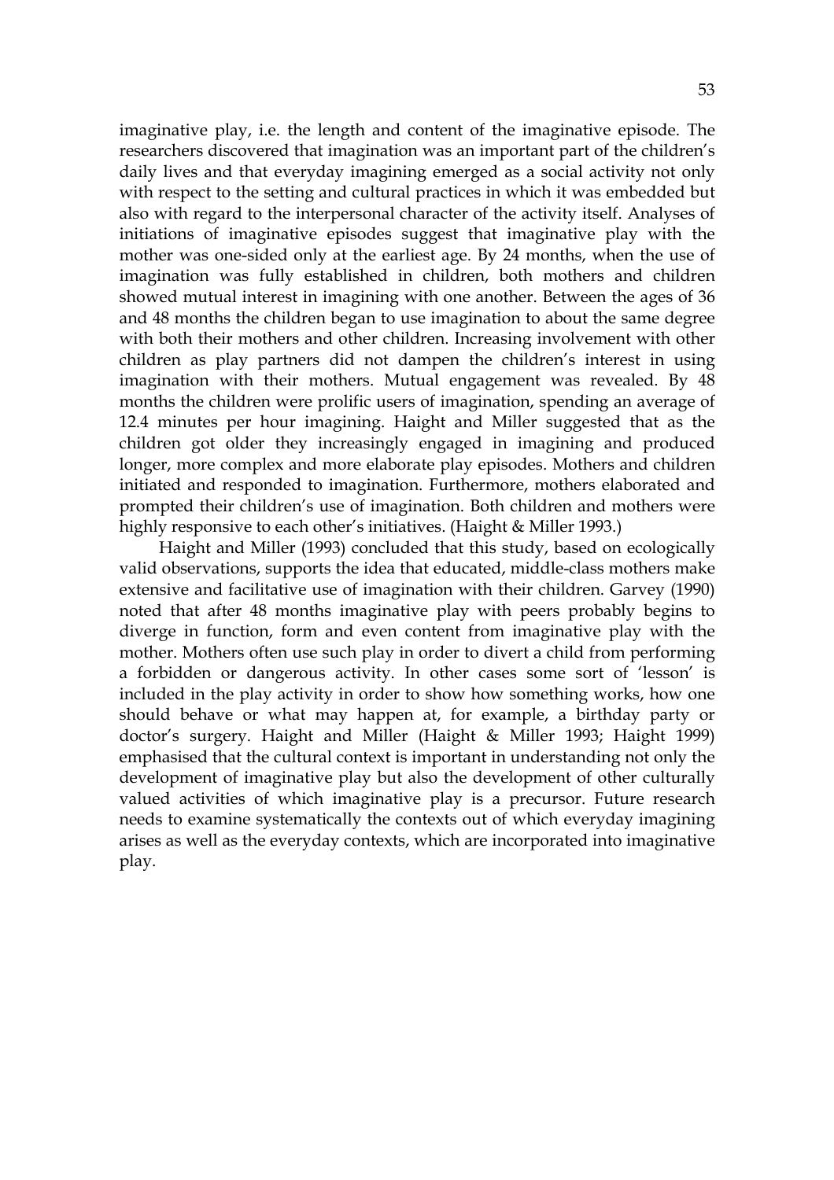imaginative play, i.e. the length and content of the imaginative episode. The researchers discovered that imagination was an important part of the children's daily lives and that everyday imagining emerged as a social activity not only with respect to the setting and cultural practices in which it was embedded but also with regard to the interpersonal character of the activity itself. Analyses of initiations of imaginative episodes suggest that imaginative play with the mother was one-sided only at the earliest age. By 24 months, when the use of imagination was fully established in children, both mothers and children showed mutual interest in imagining with one another. Between the ages of 36 and 48 months the children began to use imagination to about the same degree with both their mothers and other children. Increasing involvement with other children as play partners did not dampen the children's interest in using imagination with their mothers. Mutual engagement was revealed. By 48 months the children were prolific users of imagination, spending an average of 12.4 minutes per hour imagining. Haight and Miller suggested that as the children got older they increasingly engaged in imagining and produced longer, more complex and more elaborate play episodes. Mothers and children initiated and responded to imagination. Furthermore, mothers elaborated and prompted their children's use of imagination. Both children and mothers were highly responsive to each other's initiatives. (Haight & Miller 1993.)

Haight and Miller (1993) concluded that this study, based on ecologically valid observations, supports the idea that educated, middle-class mothers make extensive and facilitative use of imagination with their children. Garvey (1990) noted that after 48 months imaginative play with peers probably begins to diverge in function, form and even content from imaginative play with the mother. Mothers often use such play in order to divert a child from performing a forbidden or dangerous activity. In other cases some sort of 'lesson' is included in the play activity in order to show how something works, how one should behave or what may happen at, for example, a birthday party or doctor's surgery. Haight and Miller (Haight & Miller 1993; Haight 1999) emphasised that the cultural context is important in understanding not only the development of imaginative play but also the development of other culturally valued activities of which imaginative play is a precursor. Future research needs to examine systematically the contexts out of which everyday imagining arises as well as the everyday contexts, which are incorporated into imaginative play.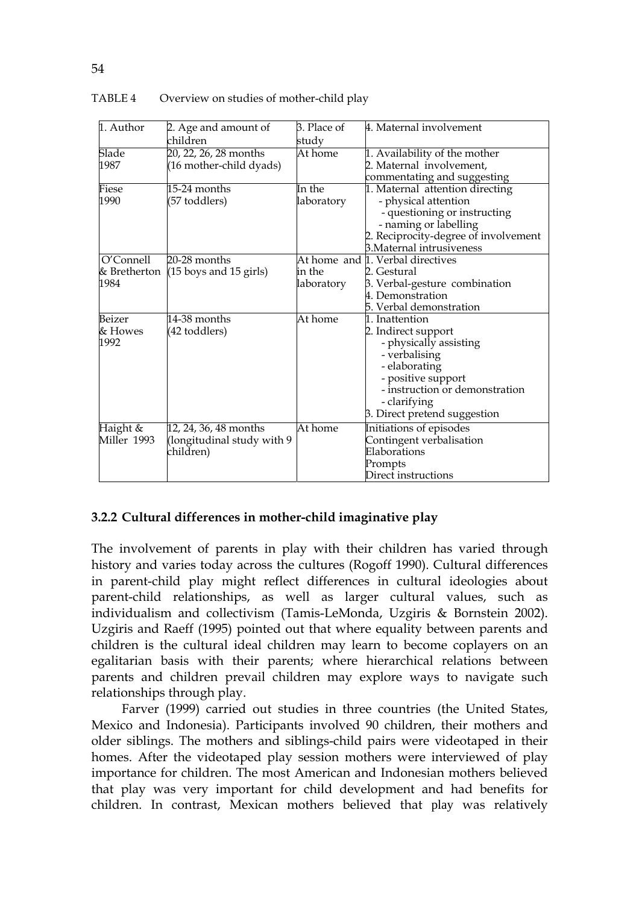TABLE 4 Overview on studies of mother-child play

| 1. Author | 2. Age and amount of children | 3. Place of study | 4. Maternal involvement |
|---|---|---|---|
| Slade 1987 | 20, 22, 26, 28 months (16 mother-child dyads) | At home | 1. Availability of the mother<br>2. Maternal involvement, commentating and suggesting |
| Fiese 1990 | 15-24 months (57 toddlers) | In the laboratory | 1. Maternal attention directing<br>- physical attention<br>- questioning or instructing<br>- naming or labelling<br>2. Reciprocity-degree of involvement<br>3.Maternal intrusiveness |
| O'Connell & Bretherton 1984 | 20-28 months (15 boys and 15 girls) | At home and in the laboratory | 1. Verbal directives<br>2. Gestural<br>3. Verbal-gesture combination<br>4. Demonstration<br>5. Verbal demonstration |
| Beizer & Howes 1992 | 14-38 months (42 toddlers) | At home | 1. Inattention<br>2. Indirect support<br>- physically assisting<br>- verbalising<br>- elaborating<br>- positive support<br>- instruction or demonstration<br>- clarifying<br>3. Direct pretend suggestion |
| Haight & Miller 1993 | 12, 24, 36, 48 months (longitudinal study with 9 children) | At home | Initiations of episodes<br>Contingent verbalisation<br>Elaborations<br>Prompts<br>Direct instructions |

### 3.2.2 Cultural differences in mother-child imaginative play

The involvement of parents in play with their children has varied through history and varies today across the cultures (Rogoff 1990). Cultural differences in parent-child play might reflect differences in cultural ideologies about parent-child relationships, as well as larger cultural values, such as individualism and collectivism (Tamis-LeMonda, Uzgiris & Bornstein 2002). Uzgiris and Raeff (1995) pointed out that where equality between parents and children is the cultural ideal children may learn to become coplayers on an egalitarian basis with their parents; where hierarchical relations between parents and children prevail children may explore ways to navigate such relationships through play.

Farver (1999) carried out studies in three countries (the United States, Mexico and Indonesia). Participants involved 90 children, their mothers and older siblings. The mothers and siblings-child pairs were videotaped in their homes. After the videotaped play session mothers were interviewed of play importance for children. The most American and Indonesian mothers believed that play was very important for child development and had benefits for children. In contrast, Mexican mothers believed that play was relatively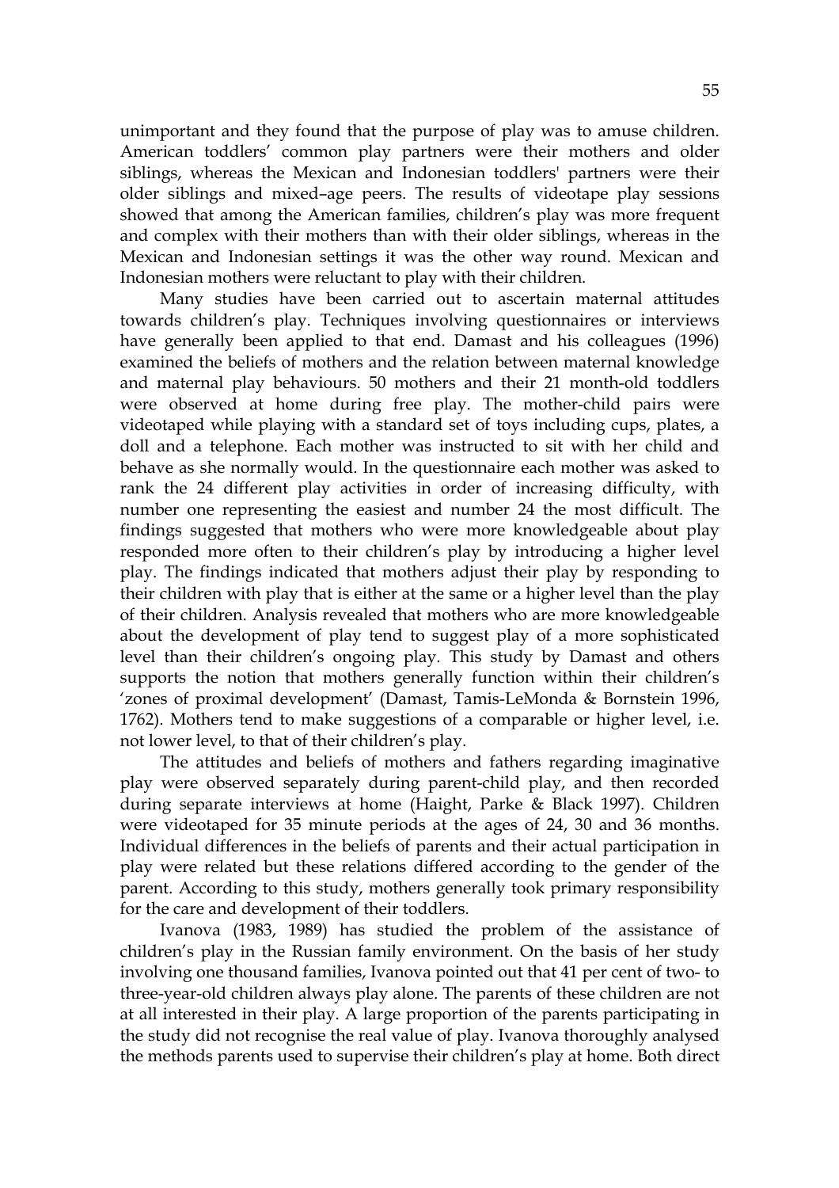unimportant and they found that the purpose of play was to amuse children. American toddlers' common play partners were their mothers and older siblings, whereas the Mexican and Indonesian toddlers' partners were their older siblings and mixed–age peers. The results of videotape play sessions showed that among the American families, children's play was more frequent and complex with their mothers than with their older siblings, whereas in the Mexican and Indonesian settings it was the other way round. Mexican and Indonesian mothers were reluctant to play with their children.

Many studies have been carried out to ascertain maternal attitudes towards children's play. Techniques involving questionnaires or interviews have generally been applied to that end. Damast and his colleagues (1996) examined the beliefs of mothers and the relation between maternal knowledge and maternal play behaviours. 50 mothers and their 21 month-old toddlers were observed at home during free play. The mother-child pairs were videotaped while playing with a standard set of toys including cups, plates, a doll and a telephone. Each mother was instructed to sit with her child and behave as she normally would. In the questionnaire each mother was asked to rank the 24 different play activities in order of increasing difficulty, with number one representing the easiest and number 24 the most difficult. The findings suggested that mothers who were more knowledgeable about play responded more often to their children's play by introducing a higher level play. The findings indicated that mothers adjust their play by responding to their children with play that is either at the same or a higher level than the play of their children. Analysis revealed that mothers who are more knowledgeable about the development of play tend to suggest play of a more sophisticated level than their children's ongoing play. This study by Damast and others supports the notion that mothers generally function within their children's 'zones of proximal development' (Damast, Tamis-LeMonda & Bornstein 1996, 1762). Mothers tend to make suggestions of a comparable or higher level, i.e. not lower level, to that of their children's play.

The attitudes and beliefs of mothers and fathers regarding imaginative play were observed separately during parent-child play, and then recorded during separate interviews at home (Haight, Parke & Black 1997). Children were videotaped for 35 minute periods at the ages of 24, 30 and 36 months. Individual differences in the beliefs of parents and their actual participation in play were related but these relations differed according to the gender of the parent. According to this study, mothers generally took primary responsibility for the care and development of their toddlers.

Ivanova (1983, 1989) has studied the problem of the assistance of children's play in the Russian family environment. On the basis of her study involving one thousand families, Ivanova pointed out that 41 per cent of two- to three-year-old children always play alone. The parents of these children are not at all interested in their play. A large proportion of the parents participating in the study did not recognise the real value of play. Ivanova thoroughly analysed the methods parents used to supervise their children's play at home. Both direct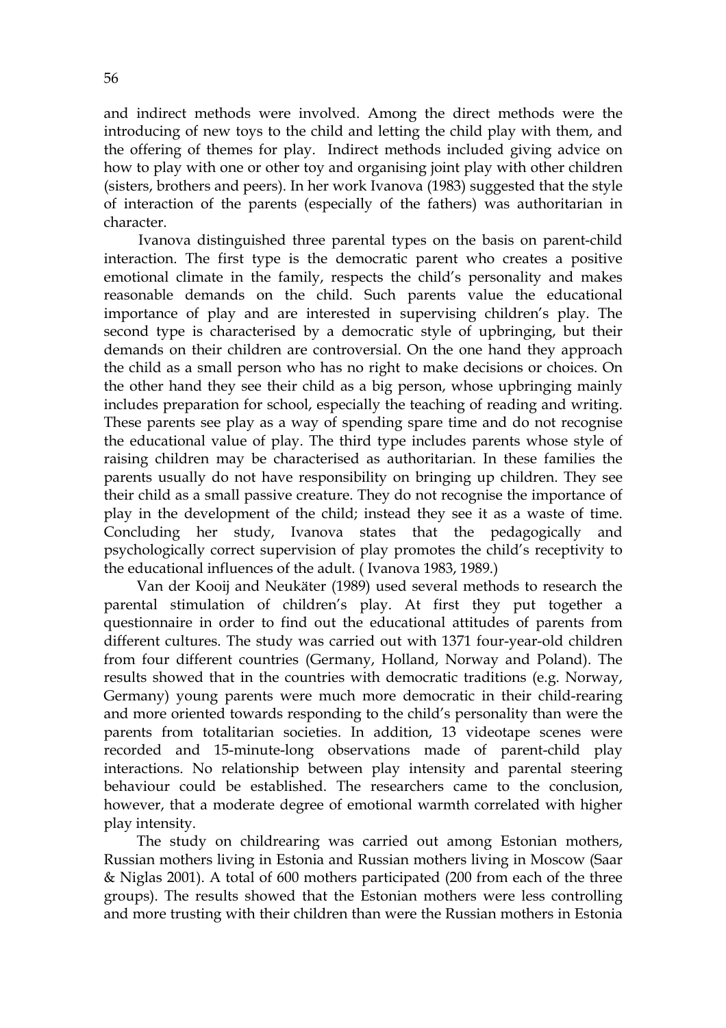and indirect methods were involved. Among the direct methods were the introducing of new toys to the child and letting the child play with them, and the offering of themes for play. Indirect methods included giving advice on how to play with one or other toy and organising joint play with other children (sisters, brothers and peers). In her work Ivanova (1983) suggested that the style of interaction of the parents (especially of the fathers) was authoritarian in character.

Ivanova distinguished three parental types on the basis on parent-child interaction. The first type is the democratic parent who creates a positive emotional climate in the family, respects the child's personality and makes reasonable demands on the child. Such parents value the educational importance of play and are interested in supervising children's play. The second type is characterised by a democratic style of upbringing, but their demands on their children are controversial. On the one hand they approach the child as a small person who has no right to make decisions or choices. On the other hand they see their child as a big person, whose upbringing mainly includes preparation for school, especially the teaching of reading and writing. These parents see play as a way of spending spare time and do not recognise the educational value of play. The third type includes parents whose style of raising children may be characterised as authoritarian. In these families the parents usually do not have responsibility on bringing up children. They see their child as a small passive creature. They do not recognise the importance of play in the development of the child; instead they see it as a waste of time. Concluding her study, Ivanova states that the pedagogically and psychologically correct supervision of play promotes the child's receptivity to the educational influences of the adult. ( Ivanova 1983, 1989.)

Van der Kooij and Neukäter (1989) used several methods to research the parental stimulation of children's play. At first they put together a questionnaire in order to find out the educational attitudes of parents from different cultures. The study was carried out with 1371 four-year-old children from four different countries (Germany, Holland, Norway and Poland). The results showed that in the countries with democratic traditions (e.g. Norway, Germany) young parents were much more democratic in their child-rearing and more oriented towards responding to the child's personality than were the parents from totalitarian societies. In addition, 13 videotape scenes were recorded and 15-minute-long observations made of parent-child play interactions. No relationship between play intensity and parental steering behaviour could be established. The researchers came to the conclusion, however, that a moderate degree of emotional warmth correlated with higher play intensity.

The study on childrearing was carried out among Estonian mothers, Russian mothers living in Estonia and Russian mothers living in Moscow (Saar & Niglas 2001). A total of 600 mothers participated (200 from each of the three groups). The results showed that the Estonian mothers were less controlling and more trusting with their children than were the Russian mothers in Estonia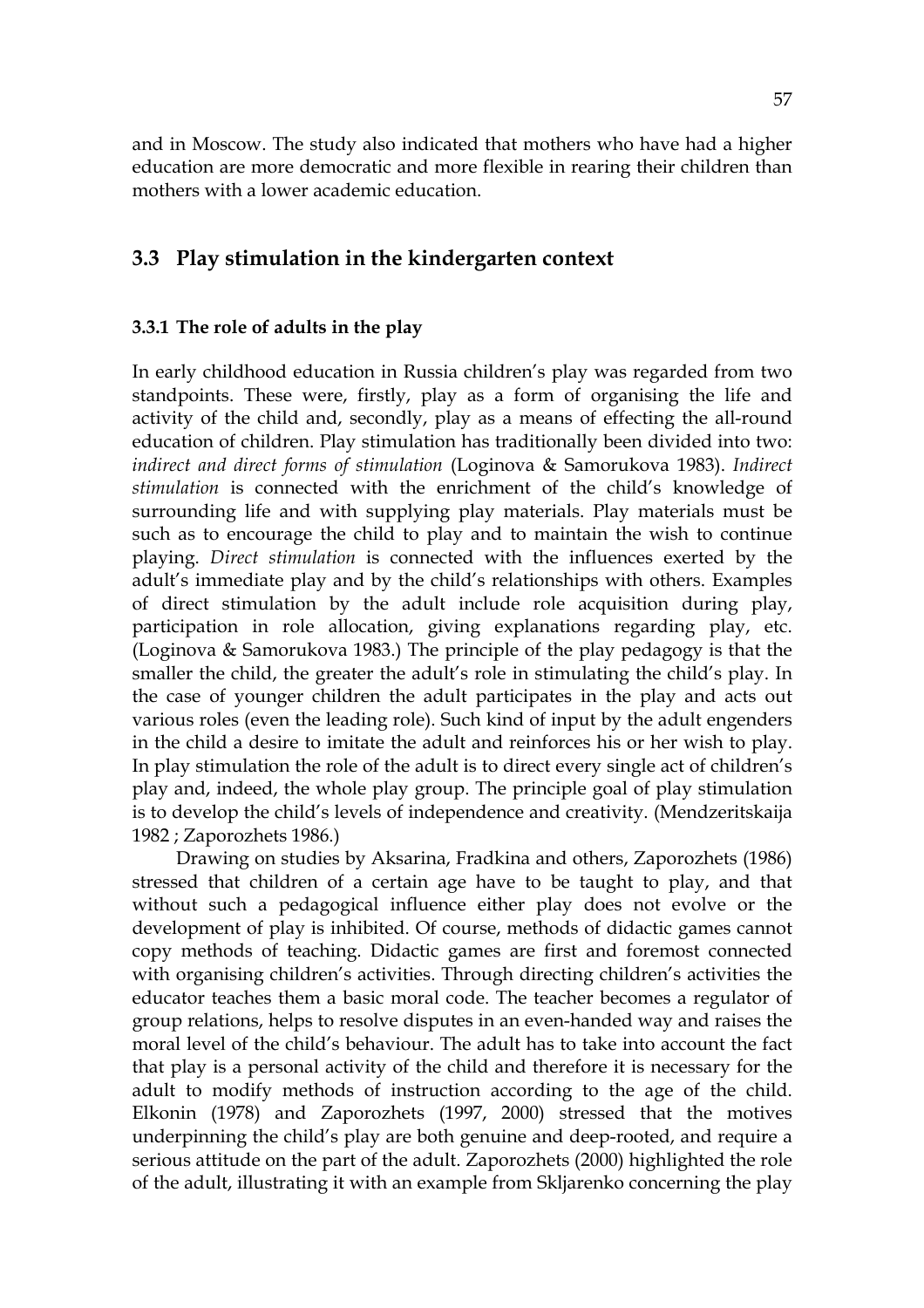and in Moscow. The study also indicated that mothers who have had a higher education are more democratic and more flexible in rearing their children than mothers with a lower academic education.

## 3.3 Play stimulation in the kindergarten context

### 3.3.1 The role of adults in the play

In early childhood education in Russia children's play was regarded from two standpoints. These were, firstly, play as a form of organising the life and activity of the child and, secondly, play as a means of effecting the all-round education of children. Play stimulation has traditionally been divided into two: *indirect and direct forms of stimulation* (Loginova & Samorukova 1983). *Indirect stimulation* is connected with the enrichment of the child's knowledge of surrounding life and with supplying play materials. Play materials must be such as to encourage the child to play and to maintain the wish to continue playing. *Direct stimulation* is connected with the influences exerted by the adult's immediate play and by the child's relationships with others. Examples of direct stimulation by the adult include role acquisition during play, participation in role allocation, giving explanations regarding play, etc. (Loginova & Samorukova 1983.) The principle of the play pedagogy is that the smaller the child, the greater the adult's role in stimulating the child's play. In the case of younger children the adult participates in the play and acts out various roles (even the leading role). Such kind of input by the adult engenders in the child a desire to imitate the adult and reinforces his or her wish to play. In play stimulation the role of the adult is to direct every single act of children's play and, indeed, the whole play group. The principle goal of play stimulation is to develop the child's levels of independence and creativity. (Mendzeritskaija 1982 ; Zaporozhets 1986.)

Drawing on studies by Aksarina, Fradkina and others, Zaporozhets (1986) stressed that children of a certain age have to be taught to play, and that without such a pedagogical influence either play does not evolve or the development of play is inhibited. Of course, methods of didactic games cannot copy methods of teaching. Didactic games are first and foremost connected with organising children's activities. Through directing children's activities the educator teaches them a basic moral code. The teacher becomes a regulator of group relations, helps to resolve disputes in an even-handed way and raises the moral level of the child's behaviour. The adult has to take into account the fact that play is a personal activity of the child and therefore it is necessary for the adult to modify methods of instruction according to the age of the child. Elkonin (1978) and Zaporozhets (1997, 2000) stressed that the motives underpinning the child's play are both genuine and deep-rooted, and require a serious attitude on the part of the adult. Zaporozhets (2000) highlighted the role of the adult, illustrating it with an example from Skljarenko concerning the play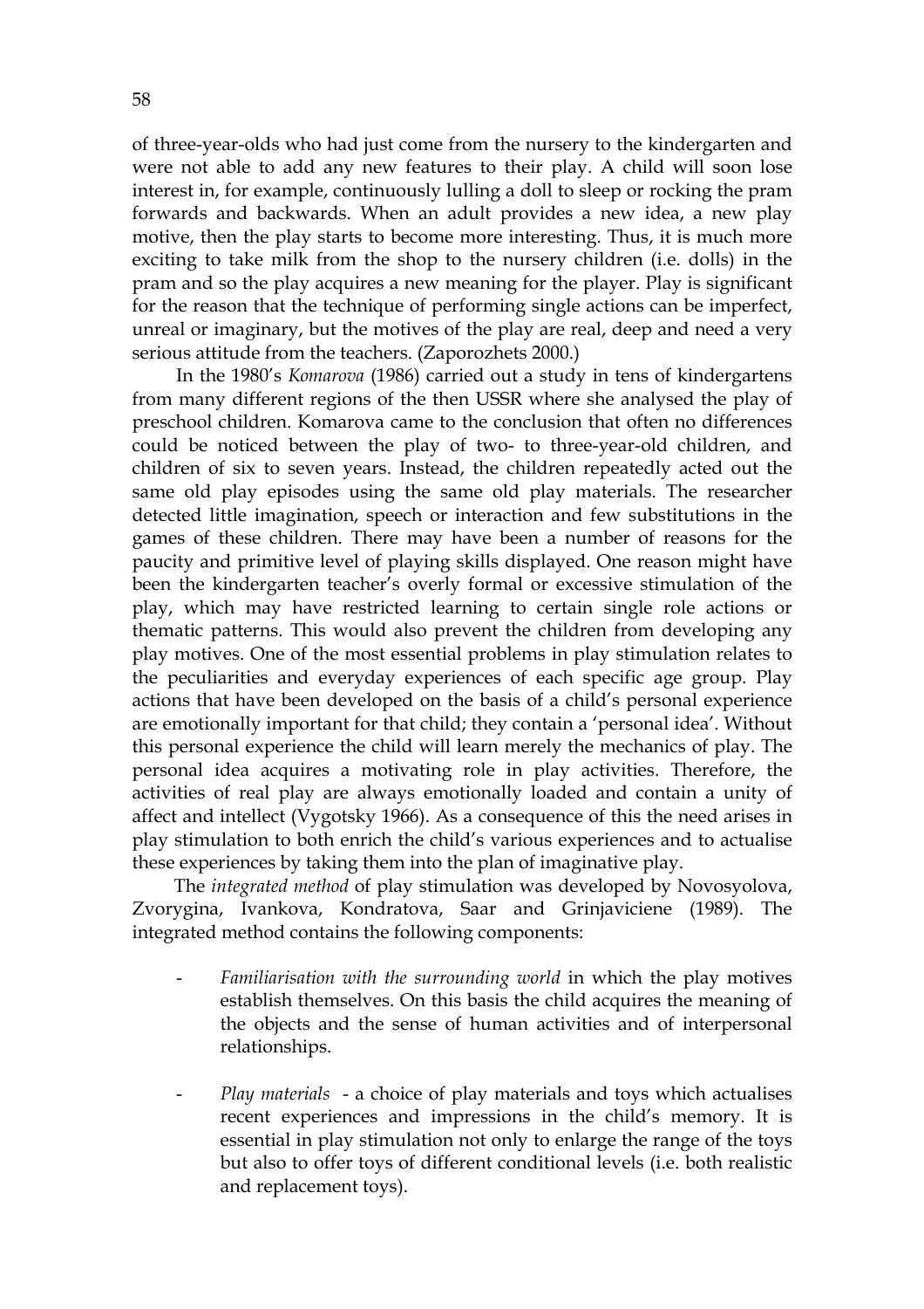of three-year-olds who had just come from the nursery to the kindergarten and were not able to add any new features to their play. A child will soon lose interest in, for example, continuously lulling a doll to sleep or rocking the pram forwards and backwards. When an adult provides a new idea, a new play motive, then the play starts to become more interesting. Thus, it is much more exciting to take milk from the shop to the nursery children (i.e. dolls) in the pram and so the play acquires a new meaning for the player. Play is significant for the reason that the technique of performing single actions can be imperfect, unreal or imaginary, but the motives of the play are real, deep and need a very serious attitude from the teachers. (Zaporozhets 2000.)

In the 1980's *Komarova* (1986) carried out a study in tens of kindergartens from many different regions of the then USSR where she analysed the play of preschool children. Komarova came to the conclusion that often no differences could be noticed between the play of two- to three-year-old children, and children of six to seven years. Instead, the children repeatedly acted out the same old play episodes using the same old play materials. The researcher detected little imagination, speech or interaction and few substitutions in the games of these children. There may have been a number of reasons for the paucity and primitive level of playing skills displayed. One reason might have been the kindergarten teacher's overly formal or excessive stimulation of the play, which may have restricted learning to certain single role actions or thematic patterns. This would also prevent the children from developing any play motives. One of the most essential problems in play stimulation relates to the peculiarities and everyday experiences of each specific age group. Play actions that have been developed on the basis of a child's personal experience are emotionally important for that child; they contain a 'personal idea'. Without this personal experience the child will learn merely the mechanics of play. The personal idea acquires a motivating role in play activities. Therefore, the activities of real play are always emotionally loaded and contain a unity of affect and intellect (Vygotsky 1966). As a consequence of this the need arises in play stimulation to both enrich the child's various experiences and to actualise these experiences by taking them into the plan of imaginative play.

The *integrated method* of play stimulation was developed by Novosyolova, Zvorygina, Ivankova, Kondratova, Saar and Grinjaviciene (1989). The integrated method contains the following components:

- *Familiarisation with the surrounding world* in which the play motives establish themselves. On this basis the child acquires the meaning of the objects and the sense of human activities and of interpersonal relationships.

- *Play materials* - a choice of play materials and toys which actualises recent experiences and impressions in the child's memory. It is essential in play stimulation not only to enlarge the range of the toys but also to offer toys of different conditional levels (i.e. both realistic and replacement toys).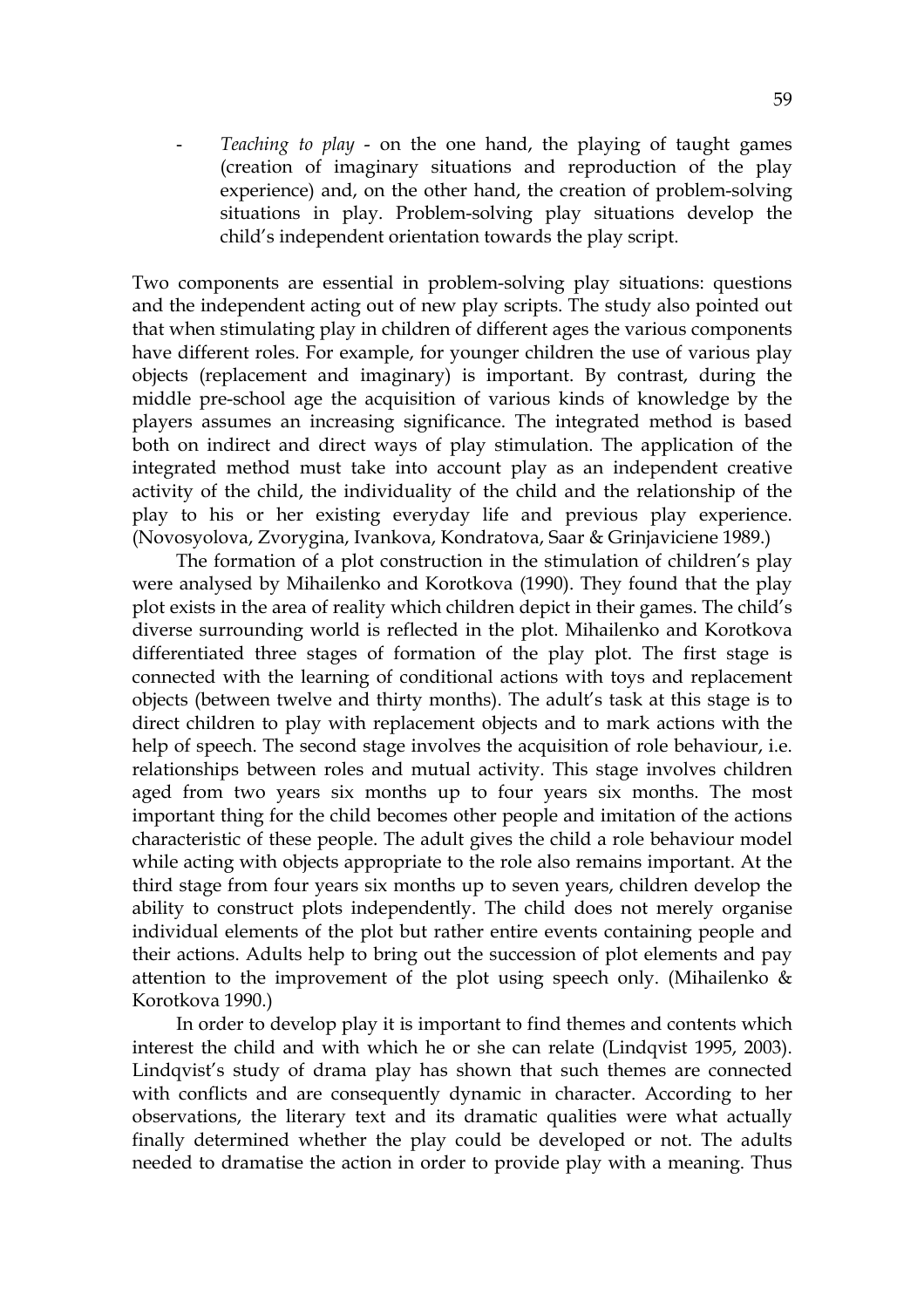- *Teaching to play* - on the one hand, the playing of taught games (creation of imaginary situations and reproduction of the play experience) and, on the other hand, the creation of problem-solving situations in play. Problem-solving play situations develop the child's independent orientation towards the play script.

Two components are essential in problem-solving play situations: questions and the independent acting out of new play scripts. The study also pointed out that when stimulating play in children of different ages the various components have different roles. For example, for younger children the use of various play objects (replacement and imaginary) is important. By contrast, during the middle pre-school age the acquisition of various kinds of knowledge by the players assumes an increasing significance. The integrated method is based both on indirect and direct ways of play stimulation. The application of the integrated method must take into account play as an independent creative activity of the child, the individuality of the child and the relationship of the play to his or her existing everyday life and previous play experience. (Novosyolova, Zvorygina, Ivankova, Kondratova, Saar & Grinjaviciene 1989.)

The formation of a plot construction in the stimulation of children's play were analysed by Mihailenko and Korotkova (1990). They found that the play plot exists in the area of reality which children depict in their games. The child's diverse surrounding world is reflected in the plot. Mihailenko and Korotkova differentiated three stages of formation of the play plot. The first stage is connected with the learning of conditional actions with toys and replacement objects (between twelve and thirty months). The adult's task at this stage is to direct children to play with replacement objects and to mark actions with the help of speech. The second stage involves the acquisition of role behaviour, i.e. relationships between roles and mutual activity. This stage involves children aged from two years six months up to four years six months. The most important thing for the child becomes other people and imitation of the actions characteristic of these people. The adult gives the child a role behaviour model while acting with objects appropriate to the role also remains important. At the third stage from four years six months up to seven years, children develop the ability to construct plots independently. The child does not merely organise individual elements of the plot but rather entire events containing people and their actions. Adults help to bring out the succession of plot elements and pay attention to the improvement of the plot using speech only. (Mihailenko & Korotkova 1990.)

In order to develop play it is important to find themes and contents which interest the child and with which he or she can relate (Lindqvist 1995, 2003). Lindqvist's study of drama play has shown that such themes are connected with conflicts and are consequently dynamic in character. According to her observations, the literary text and its dramatic qualities were what actually finally determined whether the play could be developed or not. The adults needed to dramatise the action in order to provide play with a meaning. Thus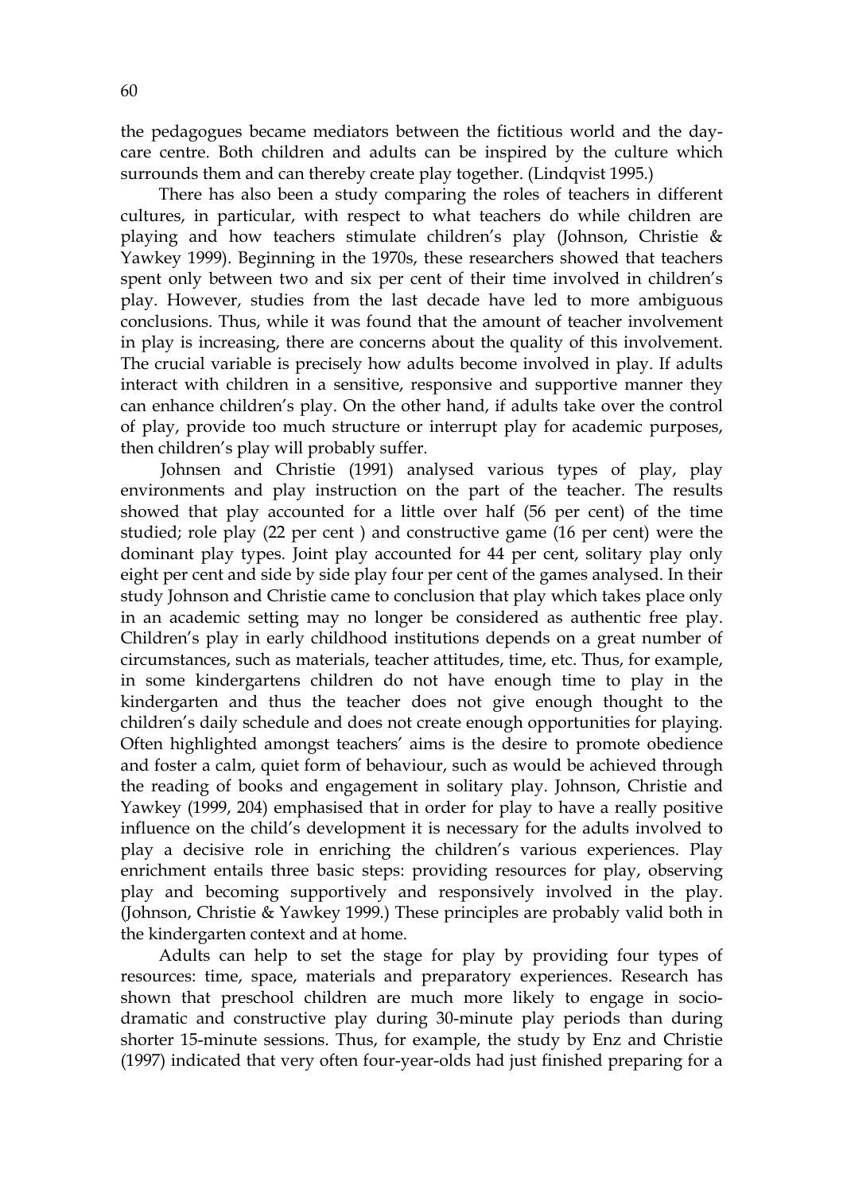the pedagogues became mediators between the fictitious world and the day-care centre. Both children and adults can be inspired by the culture which surrounds them and can thereby create play together. (Lindqvist 1995.)

There has also been a study comparing the roles of teachers in different cultures, in particular, with respect to what teachers do while children are playing and how teachers stimulate children's play (Johnson, Christie & Yawkey 1999). Beginning in the 1970s, these researchers showed that teachers spent only between two and six per cent of their time involved in children's play. However, studies from the last decade have led to more ambiguous conclusions. Thus, while it was found that the amount of teacher involvement in play is increasing, there are concerns about the quality of this involvement. The crucial variable is precisely how adults become involved in play. If adults interact with children in a sensitive, responsive and supportive manner they can enhance children's play. On the other hand, if adults take over the control of play, provide too much structure or interrupt play for academic purposes, then children's play will probably suffer.

Johnsen and Christie (1991) analysed various types of play, play environments and play instruction on the part of the teacher. The results showed that play accounted for a little over half (56 per cent) of the time studied; role play (22 per cent ) and constructive game (16 per cent) were the dominant play types. Joint play accounted for 44 per cent, solitary play only eight per cent and side by side play four per cent of the games analysed. In their study Johnson and Christie came to conclusion that play which takes place only in an academic setting may no longer be considered as authentic free play. Children's play in early childhood institutions depends on a great number of circumstances, such as materials, teacher attitudes, time, etc. Thus, for example, in some kindergartens children do not have enough time to play in the kindergarten and thus the teacher does not give enough thought to the children's daily schedule and does not create enough opportunities for playing. Often highlighted amongst teachers' aims is the desire to promote obedience and foster a calm, quiet form of behaviour, such as would be achieved through the reading of books and engagement in solitary play. Johnson, Christie and Yawkey (1999, 204) emphasised that in order for play to have a really positive influence on the child's development it is necessary for the adults involved to play a decisive role in enriching the children's various experiences. Play enrichment entails three basic steps: providing resources for play, observing play and becoming supportively and responsively involved in the play. (Johnson, Christie & Yawkey 1999.) These principles are probably valid both in the kindergarten context and at home.

Adults can help to set the stage for play by providing four types of resources: time, space, materials and preparatory experiences. Research has shown that preschool children are much more likely to engage in socio-dramatic and constructive play during 30-minute play periods than during shorter 15-minute sessions. Thus, for example, the study by Enz and Christie (1997) indicated that very often four-year-olds had just finished preparing for a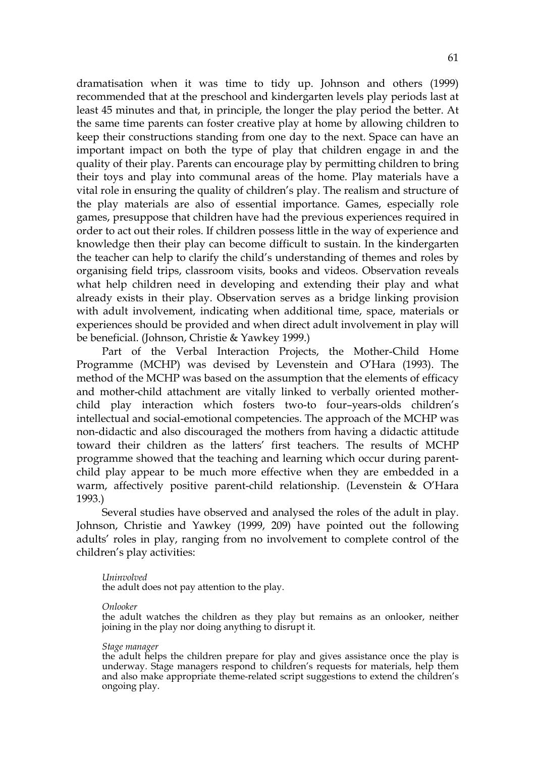dramatisation when it was time to tidy up. Johnson and others (1999) recommended that at the preschool and kindergarten levels play periods last at least 45 minutes and that, in principle, the longer the play period the better. At the same time parents can foster creative play at home by allowing children to keep their constructions standing from one day to the next. Space can have an important impact on both the type of play that children engage in and the quality of their play. Parents can encourage play by permitting children to bring their toys and play into communal areas of the home. Play materials have a vital role in ensuring the quality of children's play. The realism and structure of the play materials are also of essential importance. Games, especially role games, presuppose that children have had the previous experiences required in order to act out their roles. If children possess little in the way of experience and knowledge then their play can become difficult to sustain. In the kindergarten the teacher can help to clarify the child's understanding of themes and roles by organising field trips, classroom visits, books and videos. Observation reveals what help children need in developing and extending their play and what already exists in their play. Observation serves as a bridge linking provision with adult involvement, indicating when additional time, space, materials or experiences should be provided and when direct adult involvement in play will be beneficial. (Johnson, Christie & Yawkey 1999.)

Part of the Verbal Interaction Projects, the Mother-Child Home Programme (MCHP) was devised by Levenstein and O'Hara (1993). The method of the MCHP was based on the assumption that the elements of efficacy and mother-child attachment are vitally linked to verbally oriented mother-child play interaction which fosters two-to four–years-olds children's intellectual and social-emotional competencies. The approach of the MCHP was non-didactic and also discouraged the mothers from having a didactic attitude toward their children as the latters' first teachers. The results of MCHP programme showed that the teaching and learning which occur during parent-child play appear to be much more effective when they are embedded in a warm, affectively positive parent-child relationship. (Levenstein & O'Hara 1993.)

Several studies have observed and analysed the roles of the adult in play. Johnson, Christie and Yawkey (1999, 209) have pointed out the following adults' roles in play, ranging from no involvement to complete control of the children's play activities:

> *Uninvolved*
> the adult does not pay attention to the play.
>
> *Onlooker*
> the adult watches the children as they play but remains as an onlooker, neither joining in the play nor doing anything to disrupt it.
>
> *Stage manager*
> the adult helps the children prepare for play and gives assistance once the play is underway. Stage managers respond to children's requests for materials, help them and also make appropriate theme-related script suggestions to extend the children's ongoing play.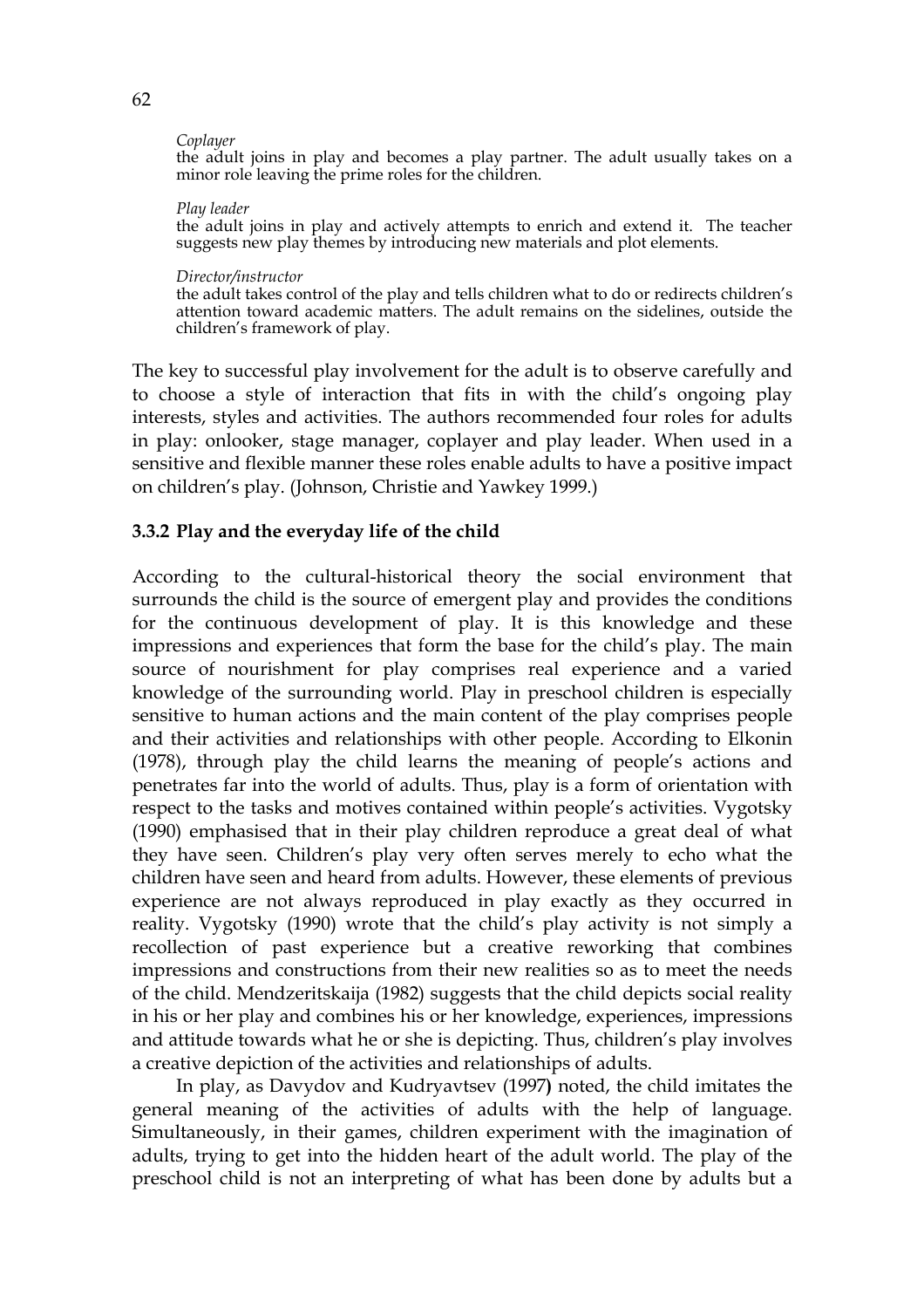*Coplayer*
the adult joins in play and becomes a play partner. The adult usually takes on a minor role leaving the prime roles for the children.

*Play leader*
the adult joins in play and actively attempts to enrich and extend it. The teacher suggests new play themes by introducing new materials and plot elements.

*Director/instructor*
the adult takes control of the play and tells children what to do or redirects children's attention toward academic matters. The adult remains on the sidelines, outside the children's framework of play.

The key to successful play involvement for the adult is to observe carefully and to choose a style of interaction that fits in with the child's ongoing play interests, styles and activities. The authors recommended four roles for adults in play: onlooker, stage manager, coplayer and play leader. When used in a sensitive and flexible manner these roles enable adults to have a positive impact on children's play. (Johnson, Christie and Yawkey 1999.)

### 3.3.2 Play and the everyday life of the child

According to the cultural-historical theory the social environment that surrounds the child is the source of emergent play and provides the conditions for the continuous development of play. It is this knowledge and these impressions and experiences that form the base for the child's play. The main source of nourishment for play comprises real experience and a varied knowledge of the surrounding world. Play in preschool children is especially sensitive to human actions and the main content of the play comprises people and their activities and relationships with other people. According to Elkonin (1978), through play the child learns the meaning of people's actions and penetrates far into the world of adults. Thus, play is a form of orientation with respect to the tasks and motives contained within people's activities. Vygotsky (1990) emphasised that in their play children reproduce a great deal of what they have seen. Children's play very often serves merely to echo what the children have seen and heard from adults. However, these elements of previous experience are not always reproduced in play exactly as they occurred in reality. Vygotsky (1990) wrote that the child's play activity is not simply a recollection of past experience but a creative reworking that combines impressions and constructions from their new realities so as to meet the needs of the child. Mendzeritskaija (1982) suggests that the child depicts social reality in his or her play and combines his or her knowledge, experiences, impressions and attitude towards what he or she is depicting. Thus, children's play involves a creative depiction of the activities and relationships of adults.

In play, as Davydov and Kudryavtsev (1997**)** noted, the child imitates the general meaning of the activities of adults with the help of language. Simultaneously, in their games, children experiment with the imagination of adults, trying to get into the hidden heart of the adult world. The play of the preschool child is not an interpreting of what has been done by adults but a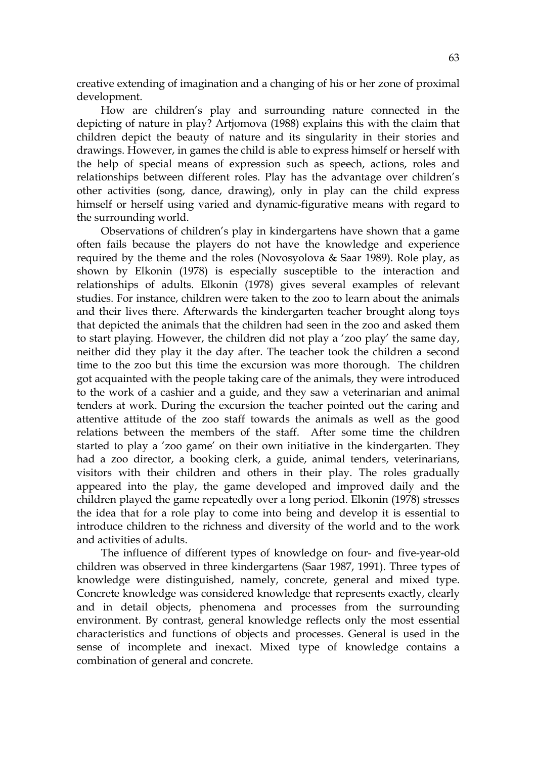creative extending of imagination and a changing of his or her zone of proximal development.

How are children's play and surrounding nature connected in the depicting of nature in play? Artjomova (1988) explains this with the claim that children depict the beauty of nature and its singularity in their stories and drawings. However, in games the child is able to express himself or herself with the help of special means of expression such as speech, actions, roles and relationships between different roles. Play has the advantage over children's other activities (song, dance, drawing), only in play can the child express himself or herself using varied and dynamic-figurative means with regard to the surrounding world.

Observations of children's play in kindergartens have shown that a game often fails because the players do not have the knowledge and experience required by the theme and the roles (Novosyolova & Saar 1989). Role play, as shown by Elkonin (1978) is especially susceptible to the interaction and relationships of adults. Elkonin (1978) gives several examples of relevant studies. For instance, children were taken to the zoo to learn about the animals and their lives there. Afterwards the kindergarten teacher brought along toys that depicted the animals that the children had seen in the zoo and asked them to start playing. However, the children did not play a 'zoo play' the same day, neither did they play it the day after. The teacher took the children a second time to the zoo but this time the excursion was more thorough. The children got acquainted with the people taking care of the animals, they were introduced to the work of a cashier and a guide, and they saw a veterinarian and animal tenders at work. During the excursion the teacher pointed out the caring and attentive attitude of the zoo staff towards the animals as well as the good relations between the members of the staff. After some time the children started to play a 'zoo game' on their own initiative in the kindergarten. They had a zoo director, a booking clerk, a guide, animal tenders, veterinarians, visitors with their children and others in their play. The roles gradually appeared into the play, the game developed and improved daily and the children played the game repeatedly over a long period. Elkonin (1978) stresses the idea that for a role play to come into being and develop it is essential to introduce children to the richness and diversity of the world and to the work and activities of adults.

The influence of different types of knowledge on four- and five-year-old children was observed in three kindergartens (Saar 1987, 1991). Three types of knowledge were distinguished, namely, concrete, general and mixed type. Concrete knowledge was considered knowledge that represents exactly, clearly and in detail objects, phenomena and processes from the surrounding environment. By contrast, general knowledge reflects only the most essential characteristics and functions of objects and processes. General is used in the sense of incomplete and inexact. Mixed type of knowledge contains a combination of general and concrete.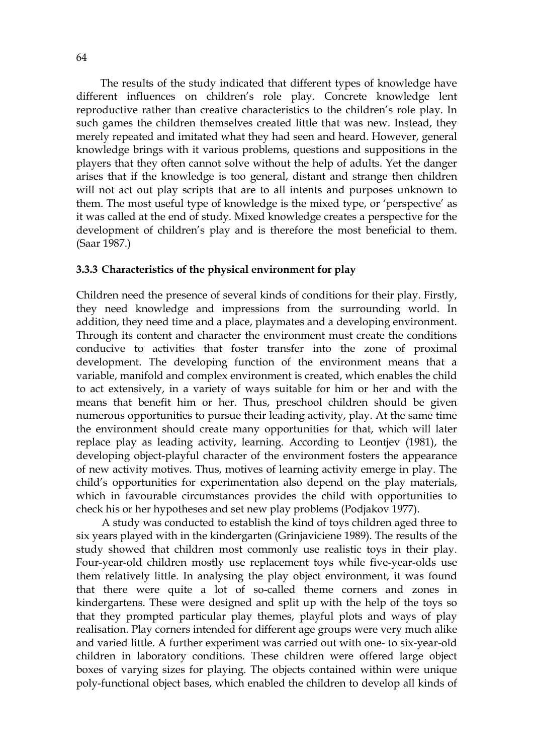The results of the study indicated that different types of knowledge have different influences on children's role play. Concrete knowledge lent reproductive rather than creative characteristics to the children's role play. In such games the children themselves created little that was new. Instead, they merely repeated and imitated what they had seen and heard. However, general knowledge brings with it various problems, questions and suppositions in the players that they often cannot solve without the help of adults. Yet the danger arises that if the knowledge is too general, distant and strange then children will not act out play scripts that are to all intents and purposes unknown to them. The most useful type of knowledge is the mixed type, or 'perspective' as it was called at the end of study. Mixed knowledge creates a perspective for the development of children's play and is therefore the most beneficial to them. (Saar 1987.)

### 3.3.3 Characteristics of the physical environment for play

Children need the presence of several kinds of conditions for their play. Firstly, they need knowledge and impressions from the surrounding world. In addition, they need time and a place, playmates and a developing environment. Through its content and character the environment must create the conditions conducive to activities that foster transfer into the zone of proximal development. The developing function of the environment means that a variable, manifold and complex environment is created, which enables the child to act extensively, in a variety of ways suitable for him or her and with the means that benefit him or her. Thus, preschool children should be given numerous opportunities to pursue their leading activity, play. At the same time the environment should create many opportunities for that, which will later replace play as leading activity, learning. According to Leontjev (1981), the developing object-playful character of the environment fosters the appearance of new activity motives. Thus, motives of learning activity emerge in play. The child's opportunities for experimentation also depend on the play materials, which in favourable circumstances provides the child with opportunities to check his or her hypotheses and set new play problems (Podjakov 1977).

A study was conducted to establish the kind of toys children aged three to six years played with in the kindergarten (Grinjaviciene 1989). The results of the study showed that children most commonly use realistic toys in their play. Four-year-old children mostly use replacement toys while five-year-olds use them relatively little. In analysing the play object environment, it was found that there were quite a lot of so-called theme corners and zones in kindergartens. These were designed and split up with the help of the toys so that they prompted particular play themes, playful plots and ways of play realisation. Play corners intended for different age groups were very much alike and varied little. A further experiment was carried out with one- to six-year-old children in laboratory conditions. These children were offered large object boxes of varying sizes for playing. The objects contained within were unique poly-functional object bases, which enabled the children to develop all kinds of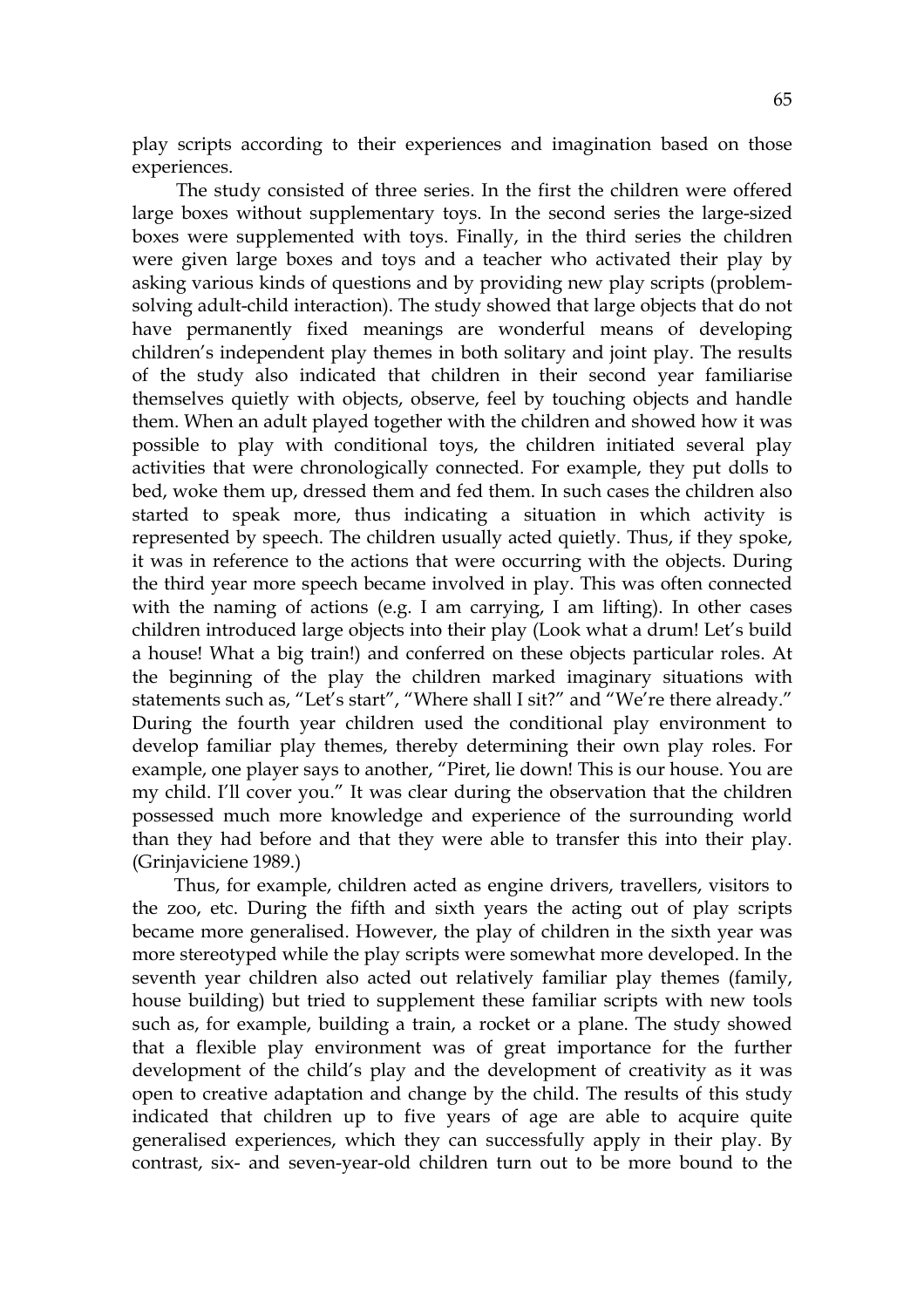play scripts according to their experiences and imagination based on those experiences.

The study consisted of three series. In the first the children were offered large boxes without supplementary toys. In the second series the large-sized boxes were supplemented with toys. Finally, in the third series the children were given large boxes and toys and a teacher who activated their play by asking various kinds of questions and by providing new play scripts (problem-solving adult-child interaction). The study showed that large objects that do not have permanently fixed meanings are wonderful means of developing children's independent play themes in both solitary and joint play. The results of the study also indicated that children in their second year familiarise themselves quietly with objects, observe, feel by touching objects and handle them. When an adult played together with the children and showed how it was possible to play with conditional toys, the children initiated several play activities that were chronologically connected. For example, they put dolls to bed, woke them up, dressed them and fed them. In such cases the children also started to speak more, thus indicating a situation in which activity is represented by speech. The children usually acted quietly. Thus, if they spoke, it was in reference to the actions that were occurring with the objects. During the third year more speech became involved in play. This was often connected with the naming of actions (e.g. I am carrying, I am lifting). In other cases children introduced large objects into their play (Look what a drum! Let's build a house! What a big train!) and conferred on these objects particular roles. At the beginning of the play the children marked imaginary situations with statements such as, "Let's start", "Where shall I sit?" and "We're there already." During the fourth year children used the conditional play environment to develop familiar play themes, thereby determining their own play roles. For example, one player says to another, "Piret, lie down! This is our house. You are my child. I'll cover you." It was clear during the observation that the children possessed much more knowledge and experience of the surrounding world than they had before and that they were able to transfer this into their play. (Grinjaviciene 1989.)

Thus, for example, children acted as engine drivers, travellers, visitors to the zoo, etc. During the fifth and sixth years the acting out of play scripts became more generalised. However, the play of children in the sixth year was more stereotyped while the play scripts were somewhat more developed. In the seventh year children also acted out relatively familiar play themes (family, house building) but tried to supplement these familiar scripts with new tools such as, for example, building a train, a rocket or a plane. The study showed that a flexible play environment was of great importance for the further development of the child's play and the development of creativity as it was open to creative adaptation and change by the child. The results of this study indicated that children up to five years of age are able to acquire quite generalised experiences, which they can successfully apply in their play. By contrast, six- and seven-year-old children turn out to be more bound to the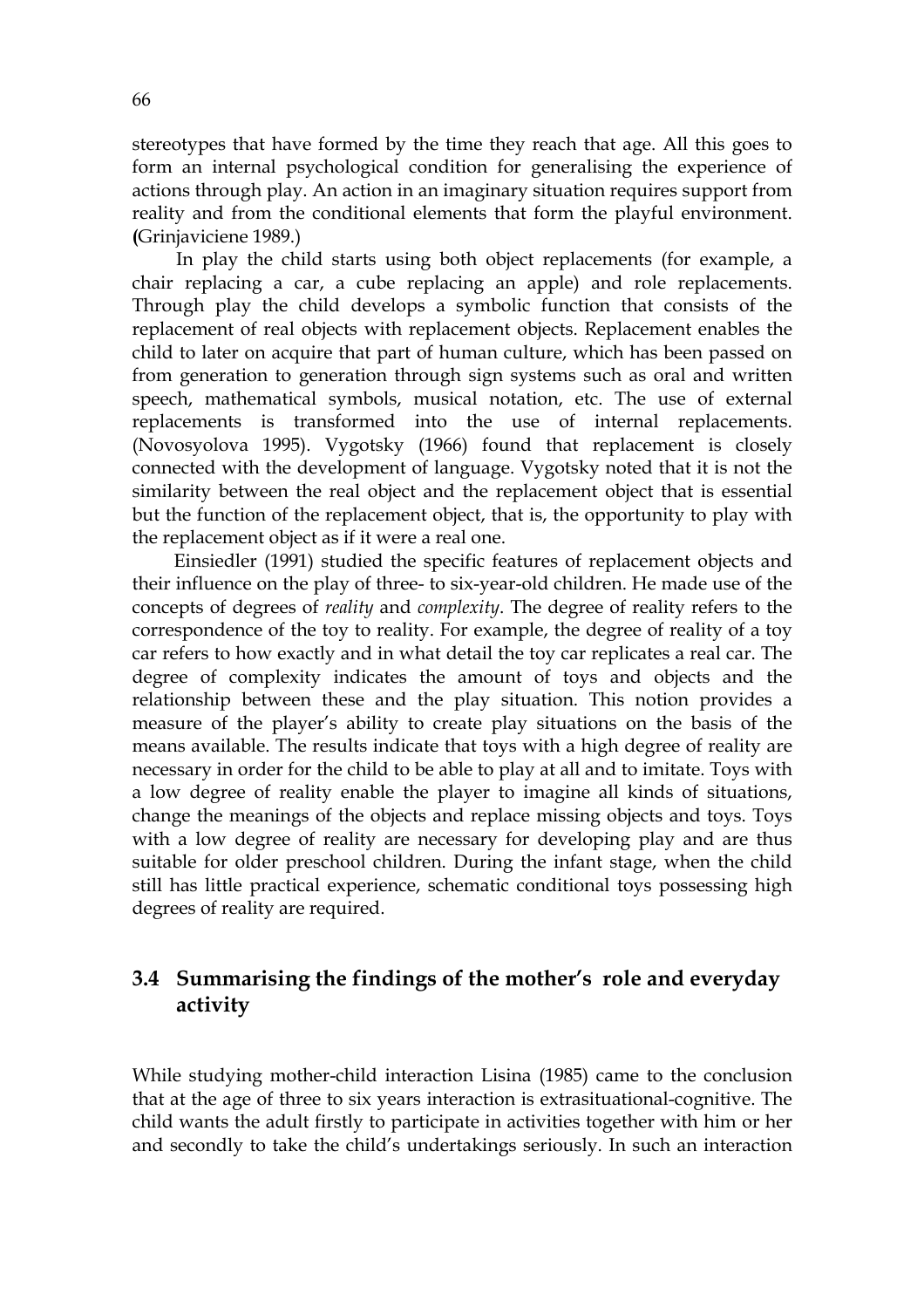stereotypes that have formed by the time they reach that age. All this goes to form an internal psychological condition for generalising the experience of actions through play. An action in an imaginary situation requires support from reality and from the conditional elements that form the playful environment. (Grinjaviciene 1989.)

In play the child starts using both object replacements (for example, a chair replacing a car, a cube replacing an apple) and role replacements. Through play the child develops a symbolic function that consists of the replacement of real objects with replacement objects. Replacement enables the child to later on acquire that part of human culture, which has been passed on from generation to generation through sign systems such as oral and written speech, mathematical symbols, musical notation, etc. The use of external replacements is transformed into the use of internal replacements. (Novosyolova 1995). Vygotsky (1966) found that replacement is closely connected with the development of language. Vygotsky noted that it is not the similarity between the real object and the replacement object that is essential but the function of the replacement object, that is, the opportunity to play with the replacement object as if it were a real one.

Einsiedler (1991) studied the specific features of replacement objects and their influence on the play of three- to six-year-old children. He made use of the concepts of degrees of *reality* and *complexity*. The degree of reality refers to the correspondence of the toy to reality. For example, the degree of reality of a toy car refers to how exactly and in what detail the toy car replicates a real car. The degree of complexity indicates the amount of toys and objects and the relationship between these and the play situation. This notion provides a measure of the player's ability to create play situations on the basis of the means available. The results indicate that toys with a high degree of reality are necessary in order for the child to be able to play at all and to imitate. Toys with a low degree of reality enable the player to imagine all kinds of situations, change the meanings of the objects and replace missing objects and toys. Toys with a low degree of reality are necessary for developing play and are thus suitable for older preschool children. During the infant stage, when the child still has little practical experience, schematic conditional toys possessing high degrees of reality are required.

## 3.4 Summarising the findings of the mother's role and everyday activity

While studying mother-child interaction Lisina (1985) came to the conclusion that at the age of three to six years interaction is extrasituational-cognitive. The child wants the adult firstly to participate in activities together with him or her and secondly to take the child's undertakings seriously. In such an interaction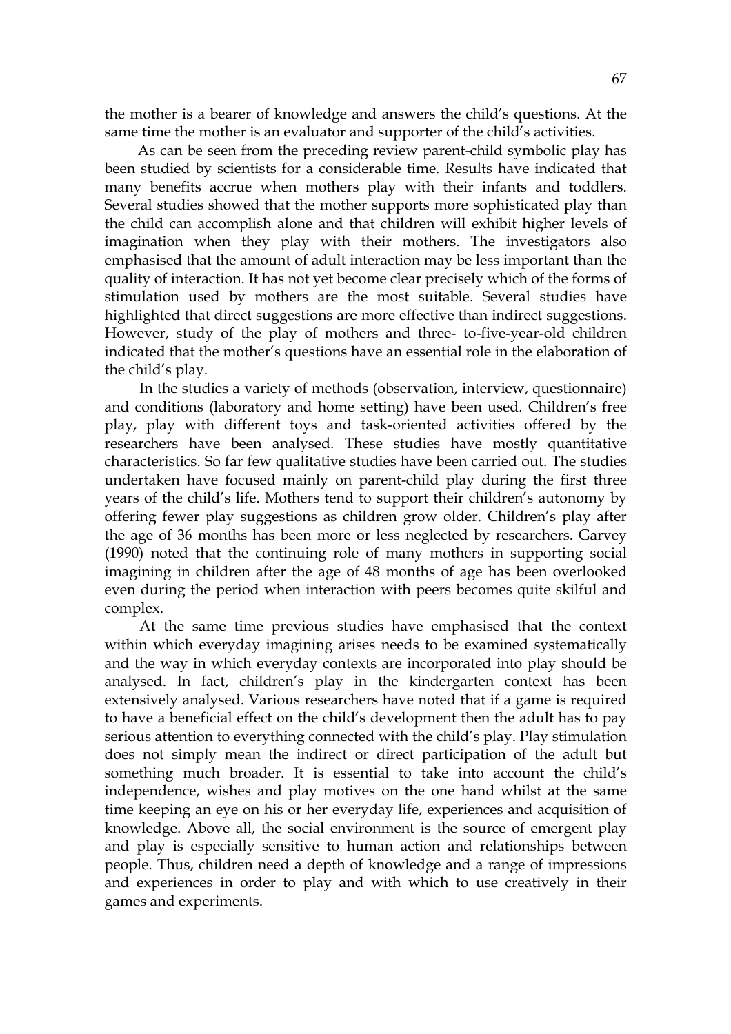the mother is a bearer of knowledge and answers the child's questions. At the same time the mother is an evaluator and supporter of the child's activities.

As can be seen from the preceding review parent-child symbolic play has been studied by scientists for a considerable time. Results have indicated that many benefits accrue when mothers play with their infants and toddlers. Several studies showed that the mother supports more sophisticated play than the child can accomplish alone and that children will exhibit higher levels of imagination when they play with their mothers. The investigators also emphasised that the amount of adult interaction may be less important than the quality of interaction. It has not yet become clear precisely which of the forms of stimulation used by mothers are the most suitable. Several studies have highlighted that direct suggestions are more effective than indirect suggestions. However, study of the play of mothers and three- to-five-year-old children indicated that the mother's questions have an essential role in the elaboration of the child's play.

In the studies a variety of methods (observation, interview, questionnaire) and conditions (laboratory and home setting) have been used. Children's free play, play with different toys and task-oriented activities offered by the researchers have been analysed. These studies have mostly quantitative characteristics. So far few qualitative studies have been carried out. The studies undertaken have focused mainly on parent-child play during the first three years of the child's life. Mothers tend to support their children's autonomy by offering fewer play suggestions as children grow older. Children's play after the age of 36 months has been more or less neglected by researchers. Garvey (1990) noted that the continuing role of many mothers in supporting social imagining in children after the age of 48 months of age has been overlooked even during the period when interaction with peers becomes quite skilful and complex.

At the same time previous studies have emphasised that the context within which everyday imagining arises needs to be examined systematically and the way in which everyday contexts are incorporated into play should be analysed. In fact, children's play in the kindergarten context has been extensively analysed. Various researchers have noted that if a game is required to have a beneficial effect on the child's development then the adult has to pay serious attention to everything connected with the child's play. Play stimulation does not simply mean the indirect or direct participation of the adult but something much broader. It is essential to take into account the child's independence, wishes and play motives on the one hand whilst at the same time keeping an eye on his or her everyday life, experiences and acquisition of knowledge. Above all, the social environment is the source of emergent play and play is especially sensitive to human action and relationships between people. Thus, children need a depth of knowledge and a range of impressions and experiences in order to play and with which to use creatively in their games and experiments.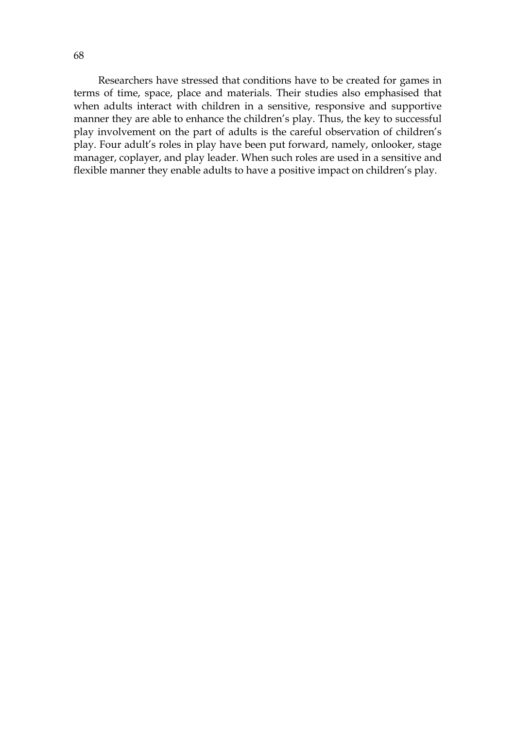Researchers have stressed that conditions have to be created for games in terms of time, space, place and materials. Their studies also emphasised that when adults interact with children in a sensitive, responsive and supportive manner they are able to enhance the children's play. Thus, the key to successful play involvement on the part of adults is the careful observation of children's play. Four adult's roles in play have been put forward, namely, onlooker, stage manager, coplayer, and play leader. When such roles are used in a sensitive and flexible manner they enable adults to have a positive impact on children's play.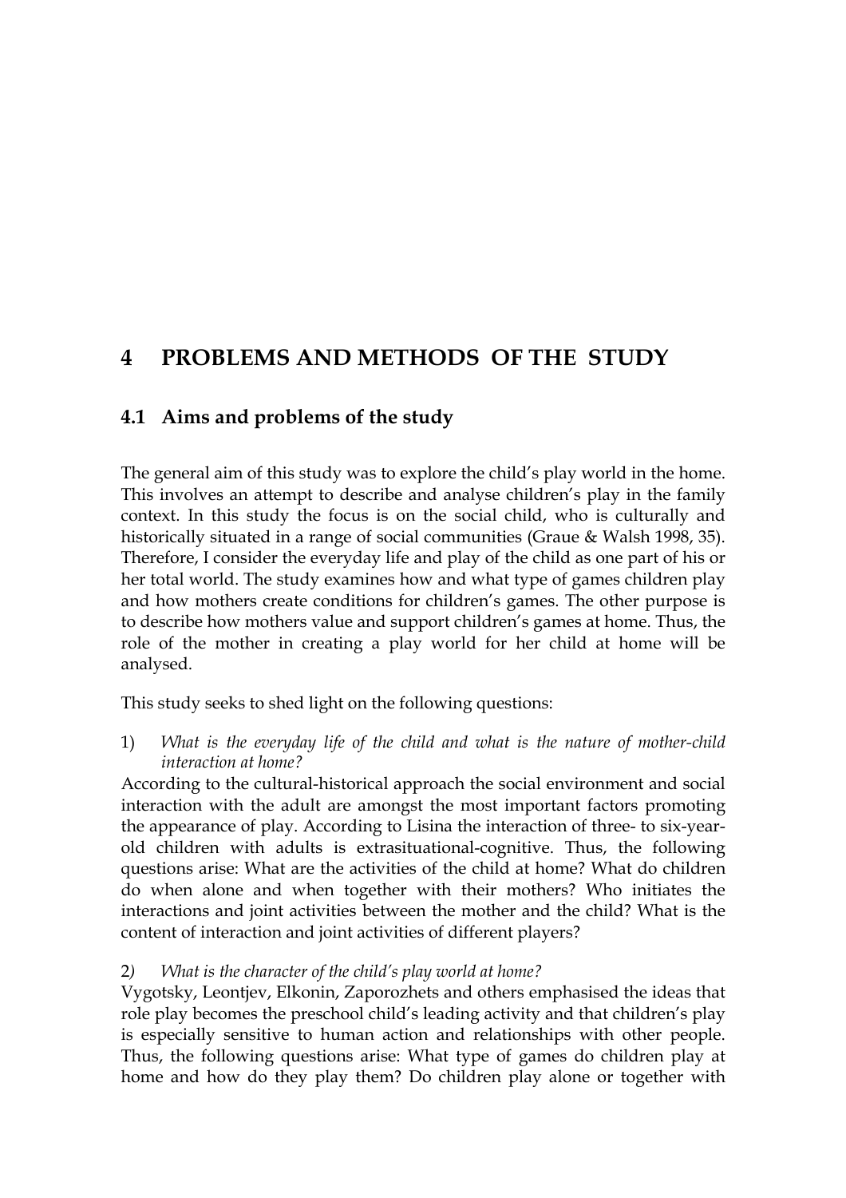# 4 PROBLEMS AND METHODS OF THE STUDY

## 4.1 Aims and problems of the study

The general aim of this study was to explore the child's play world in the home. This involves an attempt to describe and analyse children's play in the family context. In this study the focus is on the social child, who is culturally and historically situated in a range of social communities (Graue & Walsh 1998, 35). Therefore, I consider the everyday life and play of the child as one part of his or her total world. The study examines how and what type of games children play and how mothers create conditions for children's games. The other purpose is to describe how mothers value and support children's games at home. Thus, the role of the mother in creating a play world for her child at home will be analysed.

This study seeks to shed light on the following questions:

1) *What is the everyday life of the child and what is the nature of mother-child interaction at home?*

According to the cultural-historical approach the social environment and social interaction with the adult are amongst the most important factors promoting the appearance of play. According to Lisina the interaction of three- to six-year-old children with adults is extrasituational-cognitive. Thus, the following questions arise: What are the activities of the child at home? What do children do when alone and when together with their mothers? Who initiates the interactions and joint activities between the mother and the child? What is the content of interaction and joint activities of different players?

2) *What is the character of the child's play world at home?*

Vygotsky, Leontjev, Elkonin, Zaporozhets and others emphasised the ideas that role play becomes the preschool child's leading activity and that children's play is especially sensitive to human action and relationships with other people. Thus, the following questions arise: What type of games do children play at home and how do they play them? Do children play alone or together with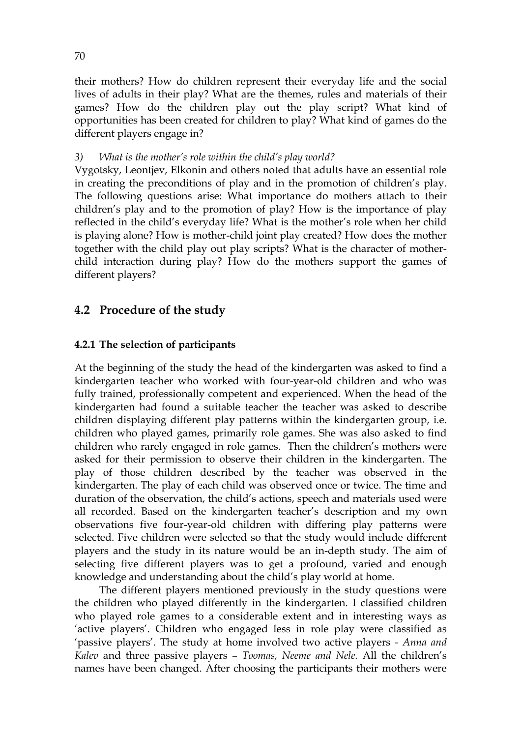their mothers? How do children represent their everyday life and the social lives of adults in their play? What are the themes, rules and materials of their games? How do the children play out the play script? What kind of opportunities has been created for children to play? What kind of games do the different players engage in?

*3) What is the mother's role within the child's play world?*

Vygotsky, Leontjev, Elkonin and others noted that adults have an essential role in creating the preconditions of play and in the promotion of children's play. The following questions arise: What importance do mothers attach to their children's play and to the promotion of play? How is the importance of play reflected in the child's everyday life? What is the mother's role when her child is playing alone? How is mother-child joint play created? How does the mother together with the child play out play scripts? What is the character of mother-child interaction during play? How do the mothers support the games of different players?

## 4.2 Procedure of the study

### 4.2.1 The selection of participants

At the beginning of the study the head of the kindergarten was asked to find a kindergarten teacher who worked with four-year-old children and who was fully trained, professionally competent and experienced. When the head of the kindergarten had found a suitable teacher the teacher was asked to describe children displaying different play patterns within the kindergarten group, i.e. children who played games, primarily role games. She was also asked to find children who rarely engaged in role games. Then the children's mothers were asked for their permission to observe their children in the kindergarten. The play of those children described by the teacher was observed in the kindergarten. The play of each child was observed once or twice. The time and duration of the observation, the child's actions, speech and materials used were all recorded. Based on the kindergarten teacher's description and my own observations five four-year-old children with differing play patterns were selected. Five children were selected so that the study would include different players and the study in its nature would be an in-depth study. The aim of selecting five different players was to get a profound, varied and enough knowledge and understanding about the child's play world at home.

The different players mentioned previously in the study questions were the children who played differently in the kindergarten. I classified children who played role games to a considerable extent and in interesting ways as 'active players'. Children who engaged less in role play were classified as 'passive players'. The study at home involved two active players - *Anna and Kalev* and three passive players – *Toomas, Neeme and Nele.* All the children's names have been changed. After choosing the participants their mothers were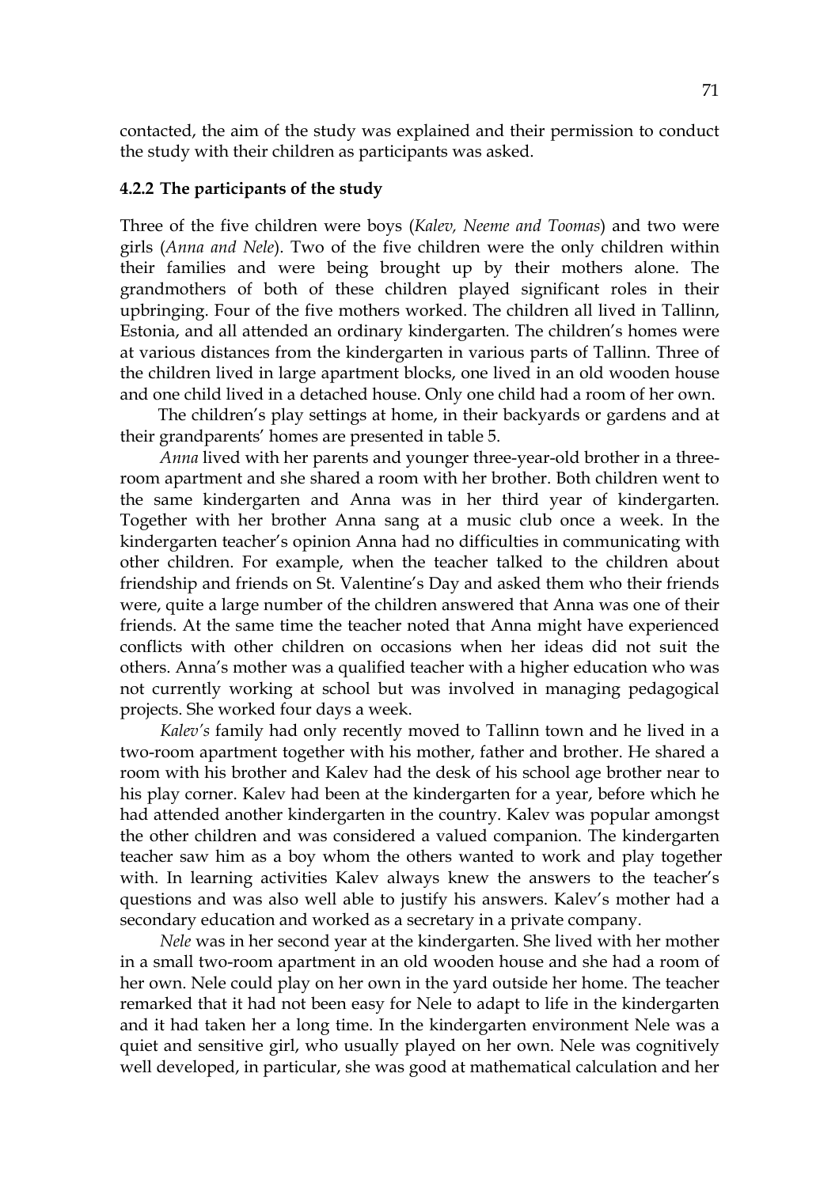contacted, the aim of the study was explained and their permission to conduct the study with their children as participants was asked.

### 4.2.2 The participants of the study

Three of the five children were boys (*Kalev, Neeme and Toomas*) and two were girls (*Anna and Nele*). Two of the five children were the only children within their families and were being brought up by their mothers alone. The grandmothers of both of these children played significant roles in their upbringing. Four of the five mothers worked. The children all lived in Tallinn, Estonia, and all attended an ordinary kindergarten. The children's homes were at various distances from the kindergarten in various parts of Tallinn. Three of the children lived in large apartment blocks, one lived in an old wooden house and one child lived in a detached house. Only one child had a room of her own.

The children's play settings at home, in their backyards or gardens and at their grandparents' homes are presented in table 5.

*Anna* lived with her parents and younger three-year-old brother in a three-room apartment and she shared a room with her brother. Both children went to the same kindergarten and Anna was in her third year of kindergarten. Together with her brother Anna sang at a music club once a week. In the kindergarten teacher's opinion Anna had no difficulties in communicating with other children. For example, when the teacher talked to the children about friendship and friends on St. Valentine's Day and asked them who their friends were, quite a large number of the children answered that Anna was one of their friends. At the same time the teacher noted that Anna might have experienced conflicts with other children on occasions when her ideas did not suit the others. Anna's mother was a qualified teacher with a higher education who was not currently working at school but was involved in managing pedagogical projects. She worked four days a week.

*Kalev's* family had only recently moved to Tallinn town and he lived in a two-room apartment together with his mother, father and brother. He shared a room with his brother and Kalev had the desk of his school age brother near to his play corner. Kalev had been at the kindergarten for a year, before which he had attended another kindergarten in the country. Kalev was popular amongst the other children and was considered a valued companion. The kindergarten teacher saw him as a boy whom the others wanted to work and play together with. In learning activities Kalev always knew the answers to the teacher's questions and was also well able to justify his answers. Kalev's mother had a secondary education and worked as a secretary in a private company.

*Nele* was in her second year at the kindergarten. She lived with her mother in a small two-room apartment in an old wooden house and she had a room of her own. Nele could play on her own in the yard outside her home. The teacher remarked that it had not been easy for Nele to adapt to life in the kindergarten and it had taken her a long time. In the kindergarten environment Nele was a quiet and sensitive girl, who usually played on her own. Nele was cognitively well developed, in particular, she was good at mathematical calculation and her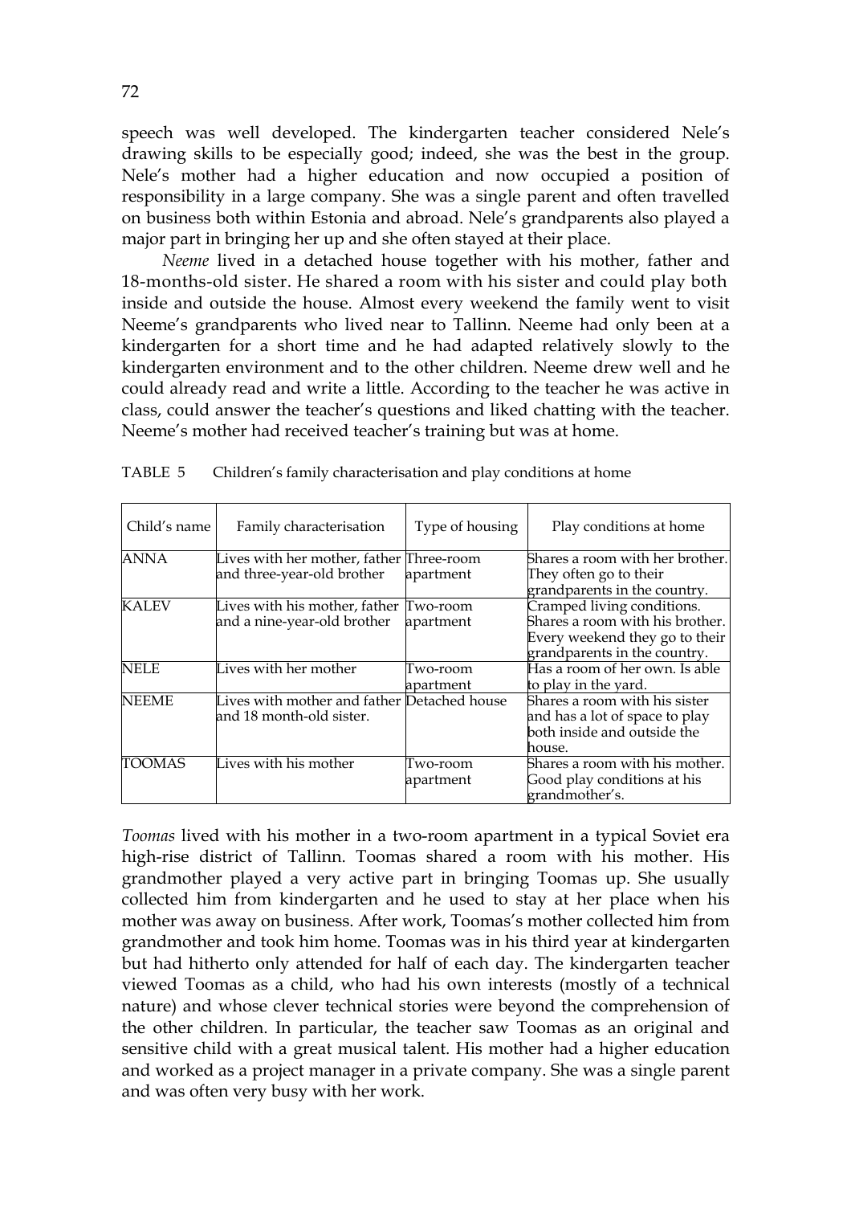speech was well developed. The kindergarten teacher considered Nele's drawing skills to be especially good; indeed, she was the best in the group. Nele's mother had a higher education and now occupied a position of responsibility in a large company. She was a single parent and often travelled on business both within Estonia and abroad. Nele's grandparents also played a major part in bringing her up and she often stayed at their place.

*Neeme* lived in a detached house together with his mother, father and 18-months-old sister. He shared a room with his sister and could play both inside and outside the house. Almost every weekend the family went to visit Neeme's grandparents who lived near to Tallinn. Neeme had only been at a kindergarten for a short time and he had adapted relatively slowly to the kindergarten environment and to the other children. Neeme drew well and he could already read and write a little. According to the teacher he was active in class, could answer the teacher's questions and liked chatting with the teacher. Neeme's mother had received teacher's training but was at home.

TABLE 5 Children's family characterisation and play conditions at home

| Child's name | Family characterisation | Type of housing | Play conditions at home |
|---|---|---|---|
| ANNA | Lives with her mother, father and three-year-old brother | Three-room apartment | Shares a room with her brother. They often go to their grandparents in the country. |
| KALEV | Lives with his mother, father and a nine-year-old brother | Two-room apartment | Cramped living conditions. Shares a room with his brother. Every weekend they go to their grandparents in the country. |
| NELE | Lives with her mother | Two-room apartment | Has a room of her own. Is able to play in the yard. |
| NEEME | Lives with mother and father and 18 month-old sister. | Detached house | Shares a room with his sister and has a lot of space to play both inside and outside the house. |
| TOOMAS | Lives with his mother | Two-room apartment | Shares a room with his mother. Good play conditions at his grandmother's. |

*Toomas* lived with his mother in a two-room apartment in a typical Soviet era high-rise district of Tallinn. Toomas shared a room with his mother. His grandmother played a very active part in bringing Toomas up. She usually collected him from kindergarten and he used to stay at her place when his mother was away on business. After work, Toomas's mother collected him from grandmother and took him home. Toomas was in his third year at kindergarten but had hitherto only attended for half of each day. The kindergarten teacher viewed Toomas as a child, who had his own interests (mostly of a technical nature) and whose clever technical stories were beyond the comprehension of the other children. In particular, the teacher saw Toomas as an original and sensitive child with a great musical talent. His mother had a higher education and worked as a project manager in a private company. She was a single parent and was often very busy with her work.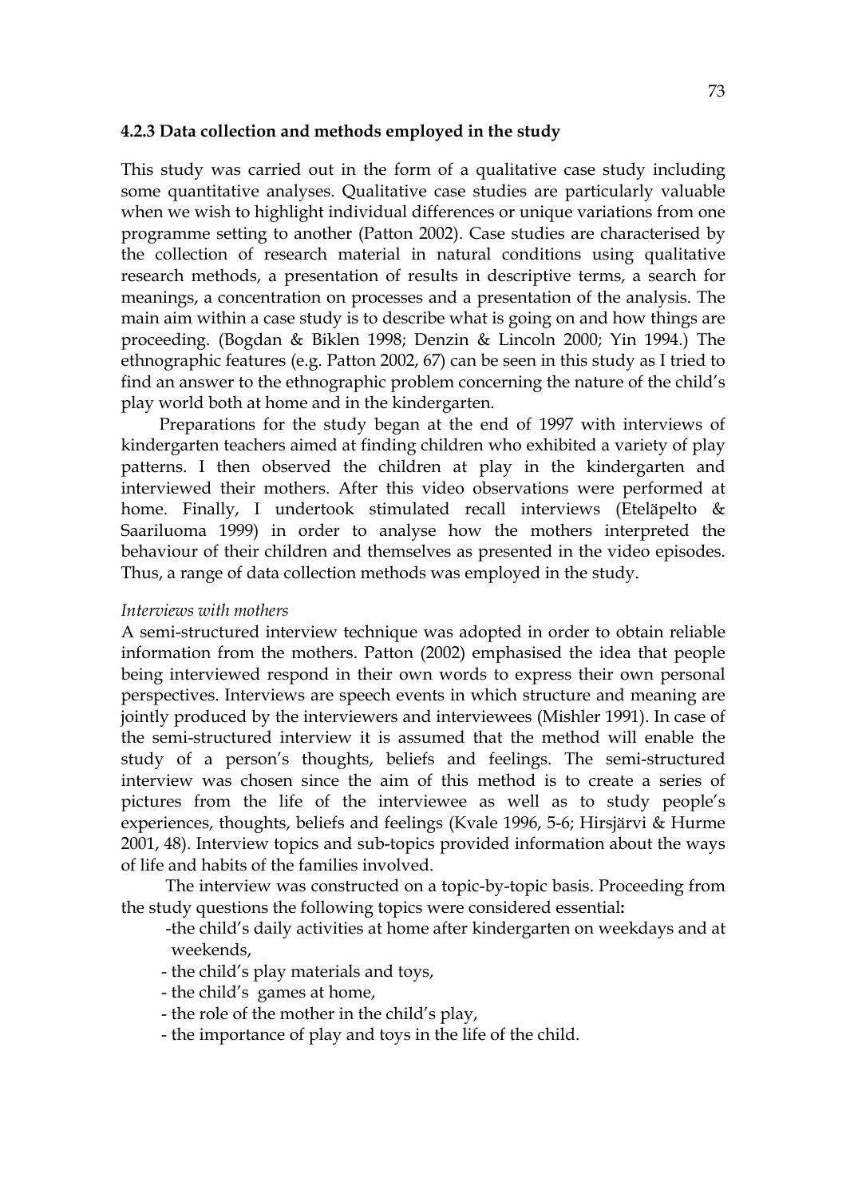### 4.2.3 Data collection and methods employed in the study

This study was carried out in the form of a qualitative case study including some quantitative analyses. Qualitative case studies are particularly valuable when we wish to highlight individual differences or unique variations from one programme setting to another (Patton 2002). Case studies are characterised by the collection of research material in natural conditions using qualitative research methods, a presentation of results in descriptive terms, a search for meanings, a concentration on processes and a presentation of the analysis. The main aim within a case study is to describe what is going on and how things are proceeding. (Bogdan & Biklen 1998; Denzin & Lincoln 2000; Yin 1994.) The ethnographic features (e.g. Patton 2002, 67) can be seen in this study as I tried to find an answer to the ethnographic problem concerning the nature of the child's play world both at home and in the kindergarten.

Preparations for the study began at the end of 1997 with interviews of kindergarten teachers aimed at finding children who exhibited a variety of play patterns. I then observed the children at play in the kindergarten and interviewed their mothers. After this video observations were performed at home. Finally, I undertook stimulated recall interviews (Eteläpelto & Saariluoma 1999) in order to analyse how the mothers interpreted the behaviour of their children and themselves as presented in the video episodes. Thus, a range of data collection methods was employed in the study.

*Interviews with mothers*

A semi-structured interview technique was adopted in order to obtain reliable information from the mothers. Patton (2002) emphasised the idea that people being interviewed respond in their own words to express their own personal perspectives. Interviews are speech events in which structure and meaning are jointly produced by the interviewers and interviewees (Mishler 1991). In case of the semi-structured interview it is assumed that the method will enable the study of a person's thoughts, beliefs and feelings. The semi-structured interview was chosen since the aim of this method is to create a series of pictures from the life of the interviewee as well as to study people's experiences, thoughts, beliefs and feelings (Kvale 1996, 5-6; Hirsjärvi & Hurme 2001, 48). Interview topics and sub-topics provided information about the ways of life and habits of the families involved.

The interview was constructed on a topic-by-topic basis. Proceeding from the study questions the following topics were considered essential**:**

- the child's daily activities at home after kindergarten on weekdays and at weekends,
- the child's play materials and toys,
- the child's games at home,
- the role of the mother in the child's play,
- the importance of play and toys in the life of the child.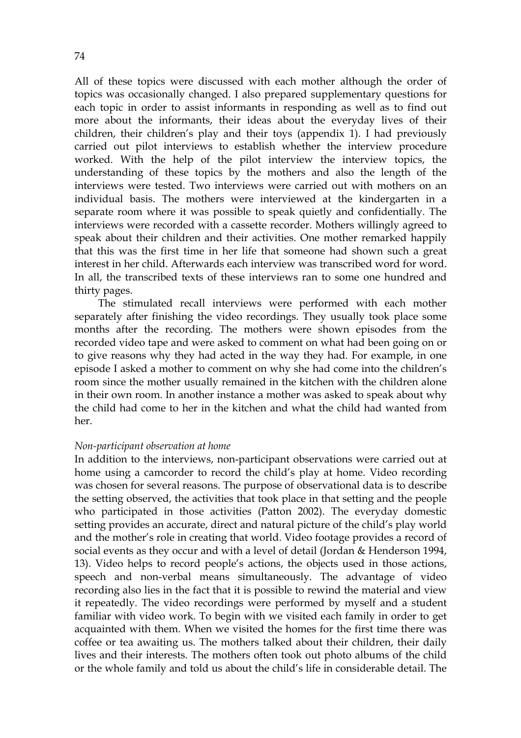All of these topics were discussed with each mother although the order of topics was occasionally changed. I also prepared supplementary questions for each topic in order to assist informants in responding as well as to find out more about the informants, their ideas about the everyday lives of their children, their children's play and their toys (appendix 1). I had previously carried out pilot interviews to establish whether the interview procedure worked. With the help of the pilot interview the interview topics, the understanding of these topics by the mothers and also the length of the interviews were tested. Two interviews were carried out with mothers on an individual basis. The mothers were interviewed at the kindergarten in a separate room where it was possible to speak quietly and confidentially. The interviews were recorded with a cassette recorder. Mothers willingly agreed to speak about their children and their activities. One mother remarked happily that this was the first time in her life that someone had shown such a great interest in her child. Afterwards each interview was transcribed word for word. In all, the transcribed texts of these interviews ran to some one hundred and thirty pages.

The stimulated recall interviews were performed with each mother separately after finishing the video recordings. They usually took place some months after the recording. The mothers were shown episodes from the recorded video tape and were asked to comment on what had been going on or to give reasons why they had acted in the way they had. For example, in one episode I asked a mother to comment on why she had come into the children's room since the mother usually remained in the kitchen with the children alone in their own room. In another instance a mother was asked to speak about why the child had come to her in the kitchen and what the child had wanted from her.

*Non-participant observation at home*

In addition to the interviews, non-participant observations were carried out at home using a camcorder to record the child's play at home. Video recording was chosen for several reasons. The purpose of observational data is to describe the setting observed, the activities that took place in that setting and the people who participated in those activities (Patton 2002). The everyday domestic setting provides an accurate, direct and natural picture of the child's play world and the mother's role in creating that world. Video footage provides a record of social events as they occur and with a level of detail (Jordan & Henderson 1994, 13). Video helps to record people's actions, the objects used in those actions, speech and non-verbal means simultaneously. The advantage of video recording also lies in the fact that it is possible to rewind the material and view it repeatedly. The video recordings were performed by myself and a student familiar with video work. To begin with we visited each family in order to get acquainted with them. When we visited the homes for the first time there was coffee or tea awaiting us. The mothers talked about their children, their daily lives and their interests. The mothers often took out photo albums of the child or the whole family and told us about the child's life in considerable detail. The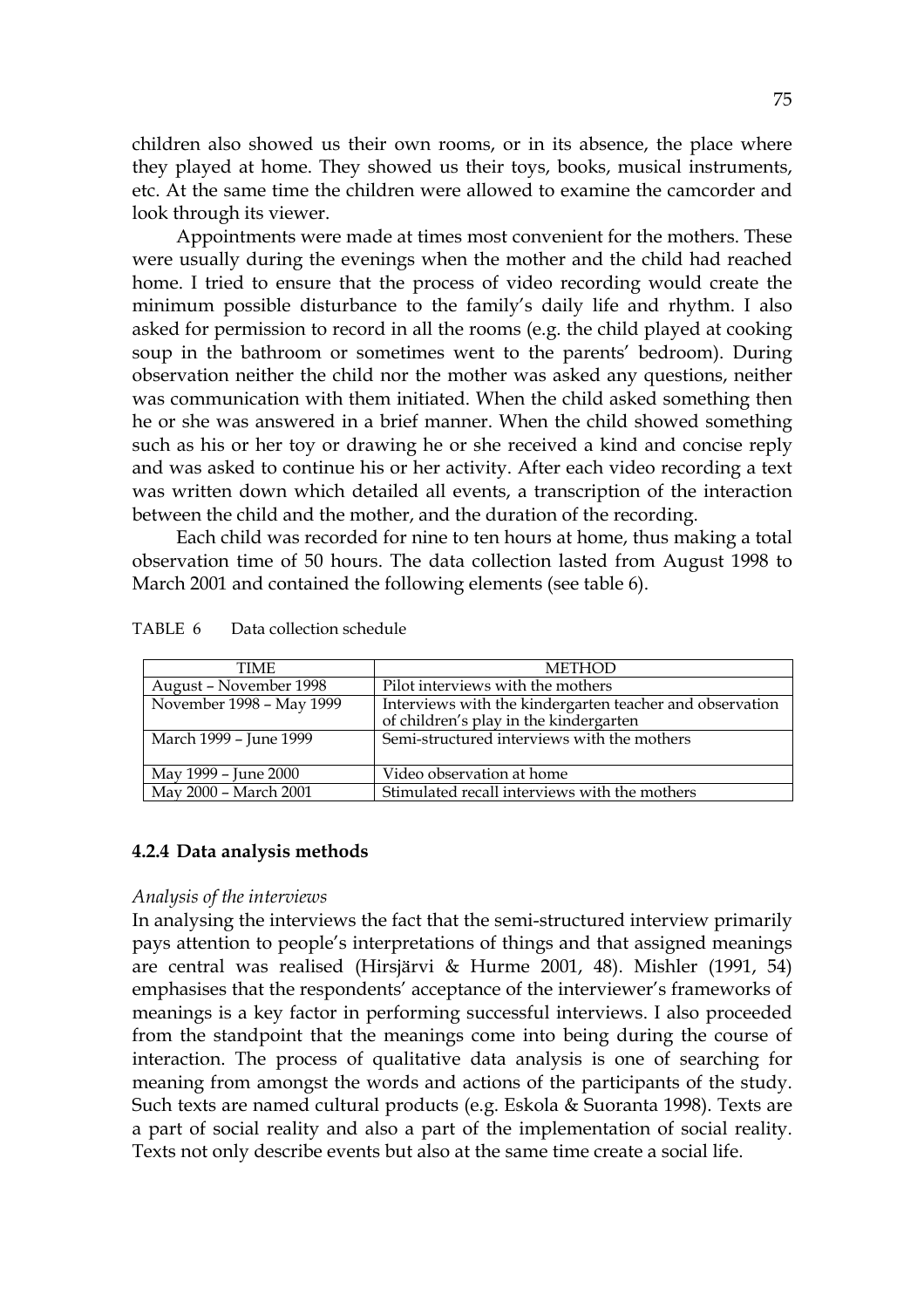children also showed us their own rooms, or in its absence, the place where they played at home. They showed us their toys, books, musical instruments, etc. At the same time the children were allowed to examine the camcorder and look through its viewer.

Appointments were made at times most convenient for the mothers. These were usually during the evenings when the mother and the child had reached home. I tried to ensure that the process of video recording would create the minimum possible disturbance to the family's daily life and rhythm. I also asked for permission to record in all the rooms (e.g. the child played at cooking soup in the bathroom or sometimes went to the parents' bedroom). During observation neither the child nor the mother was asked any questions, neither was communication with them initiated. When the child asked something then he or she was answered in a brief manner. When the child showed something such as his or her toy or drawing he or she received a kind and concise reply and was asked to continue his or her activity. After each video recording a text was written down which detailed all events, a transcription of the interaction between the child and the mother, and the duration of the recording.

Each child was recorded for nine to ten hours at home, thus making a total observation time of 50 hours. The data collection lasted from August 1998 to March 2001 and contained the following elements (see table 6).

TABLE 6 Data collection schedule

| TIME | METHOD |
|---|---|
| August – November 1998 | Pilot interviews with the mothers |
| November 1998 – May 1999 | Interviews with the kindergarten teacher and observation of children's play in the kindergarten |
| March 1999 – June 1999 | Semi-structured interviews with the mothers |
| May 1999 – June 2000 | Video observation at home |
| May 2000 – March 2001 | Stimulated recall interviews with the mothers |

### 4.2.4 Data analysis methods

*Analysis of the interviews*

In analysing the interviews the fact that the semi-structured interview primarily pays attention to people's interpretations of things and that assigned meanings are central was realised (Hirsjärvi & Hurme 2001, 48). Mishler (1991, 54) emphasises that the respondents' acceptance of the interviewer's frameworks of meanings is a key factor in performing successful interviews. I also proceeded from the standpoint that the meanings come into being during the course of interaction. The process of qualitative data analysis is one of searching for meaning from amongst the words and actions of the participants of the study. Such texts are named cultural products (e.g. Eskola & Suoranta 1998). Texts are a part of social reality and also a part of the implementation of social reality. Texts not only describe events but also at the same time create a social life.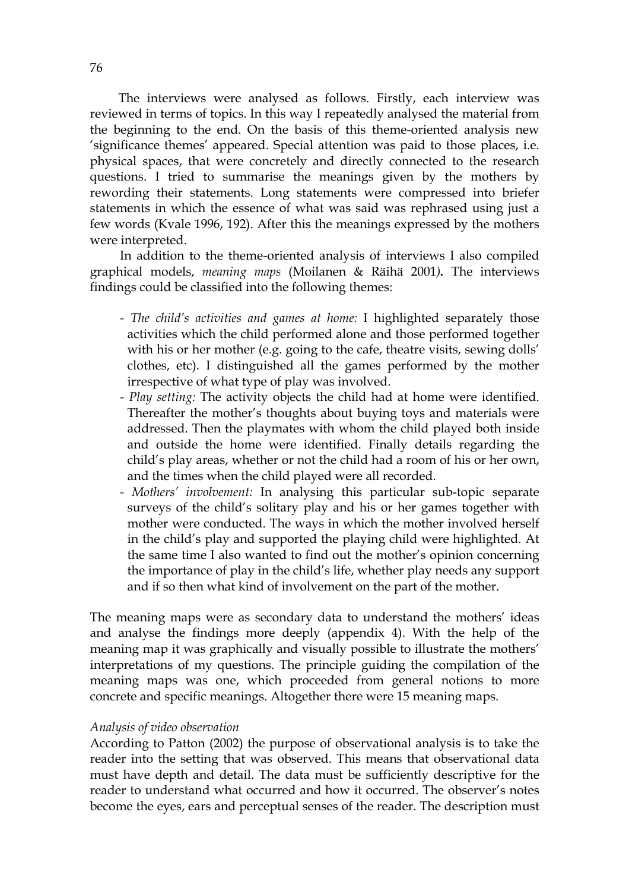The interviews were analysed as follows. Firstly, each interview was reviewed in terms of topics. In this way I repeatedly analysed the material from the beginning to the end. On the basis of this theme-oriented analysis new 'significance themes' appeared. Special attention was paid to those places, i.e. physical spaces, that were concretely and directly connected to the research questions. I tried to summarise the meanings given by the mothers by rewording their statements. Long statements were compressed into briefer statements in which the essence of what was said was rephrased using just a few words (Kvale 1996, 192). After this the meanings expressed by the mothers were interpreted.

In addition to the theme-oriented analysis of interviews I also compiled graphical models, *meaning maps* (Moilanen & Räihä 2001). The interviews findings could be classified into the following themes:

- *The child's activities and games at home:* I highlighted separately those activities which the child performed alone and those performed together with his or her mother (e.g. going to the cafe, theatre visits, sewing dolls' clothes, etc). I distinguished all the games performed by the mother irrespective of what type of play was involved.
- *Play setting:* The activity objects the child had at home were identified. Thereafter the mother's thoughts about buying toys and materials were addressed. Then the playmates with whom the child played both inside and outside the home were identified. Finally details regarding the child's play areas, whether or not the child had a room of his or her own, and the times when the child played were all recorded.
- *Mothers' involvement:* In analysing this particular sub-topic separate surveys of the child's solitary play and his or her games together with mother were conducted. The ways in which the mother involved herself in the child's play and supported the playing child were highlighted. At the same time I also wanted to find out the mother's opinion concerning the importance of play in the child's life, whether play needs any support and if so then what kind of involvement on the part of the mother.

The meaning maps were as secondary data to understand the mothers' ideas and analyse the findings more deeply (appendix 4). With the help of the meaning map it was graphically and visually possible to illustrate the mothers' interpretations of my questions. The principle guiding the compilation of the meaning maps was one, which proceeded from general notions to more concrete and specific meanings. Altogether there were 15 meaning maps.

*Analysis of video observation*

According to Patton (2002) the purpose of observational analysis is to take the reader into the setting that was observed. This means that observational data must have depth and detail. The data must be sufficiently descriptive for the reader to understand what occurred and how it occurred. The observer's notes become the eyes, ears and perceptual senses of the reader. The description must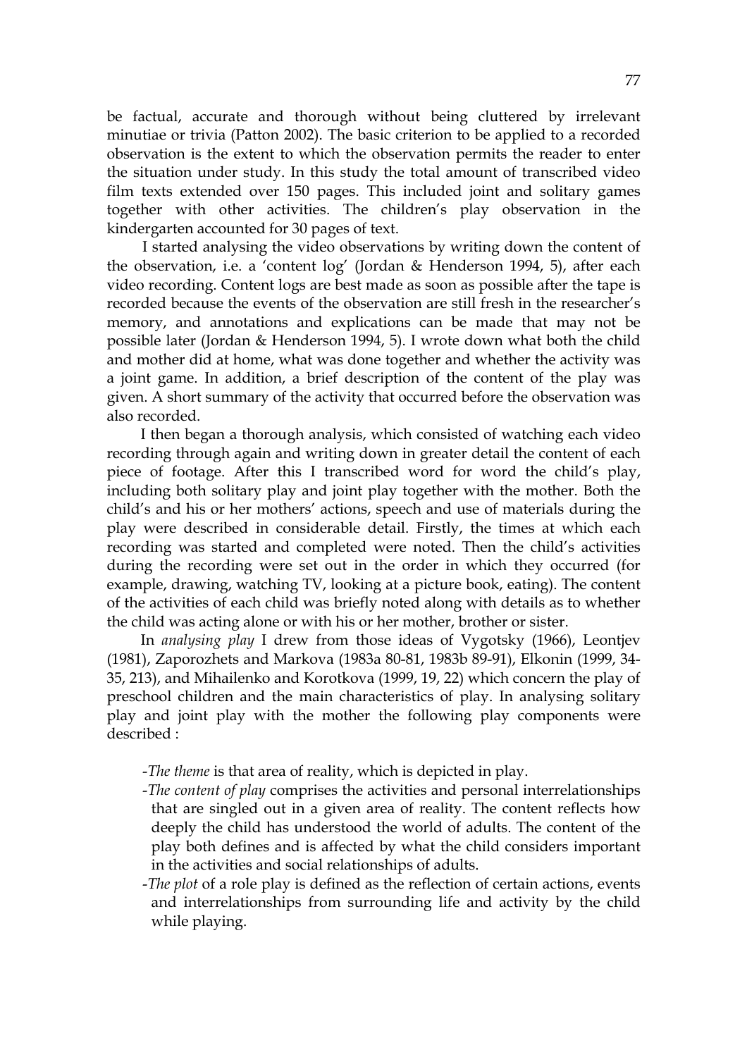be factual, accurate and thorough without being cluttered by irrelevant minutiae or trivia (Patton 2002). The basic criterion to be applied to a recorded observation is the extent to which the observation permits the reader to enter the situation under study. In this study the total amount of transcribed video film texts extended over 150 pages. This included joint and solitary games together with other activities. The children's play observation in the kindergarten accounted for 30 pages of text.

I started analysing the video observations by writing down the content of the observation, i.e. a 'content log' (Jordan & Henderson 1994, 5), after each video recording. Content logs are best made as soon as possible after the tape is recorded because the events of the observation are still fresh in the researcher's memory, and annotations and explications can be made that may not be possible later (Jordan & Henderson 1994, 5). I wrote down what both the child and mother did at home, what was done together and whether the activity was a joint game. In addition, a brief description of the content of the play was given. A short summary of the activity that occurred before the observation was also recorded.

I then began a thorough analysis, which consisted of watching each video recording through again and writing down in greater detail the content of each piece of footage. After this I transcribed word for word the child's play, including both solitary play and joint play together with the mother. Both the child's and his or her mothers' actions, speech and use of materials during the play were described in considerable detail. Firstly, the times at which each recording was started and completed were noted. Then the child's activities during the recording were set out in the order in which they occurred (for example, drawing, watching TV, looking at a picture book, eating). The content of the activities of each child was briefly noted along with details as to whether the child was acting alone or with his or her mother, brother or sister.

In *analysing play* I drew from those ideas of Vygotsky (1966), Leontjev (1981), Zaporozhets and Markova (1983a 80-81, 1983b 89-91), Elkonin (1999, 34-35, 213), and Mihailenko and Korotkova (1999, 19, 22) which concern the play of preschool children and the main characteristics of play. In analysing solitary play and joint play with the mother the following play components were described :

- *The theme* is that area of reality, which is depicted in play.
- *The content of play* comprises the activities and personal interrelationships that are singled out in a given area of reality. The content reflects how deeply the child has understood the world of adults. The content of the play both defines and is affected by what the child considers important in the activities and social relationships of adults.
- *The plot* of a role play is defined as the reflection of certain actions, events and interrelationships from surrounding life and activity by the child while playing.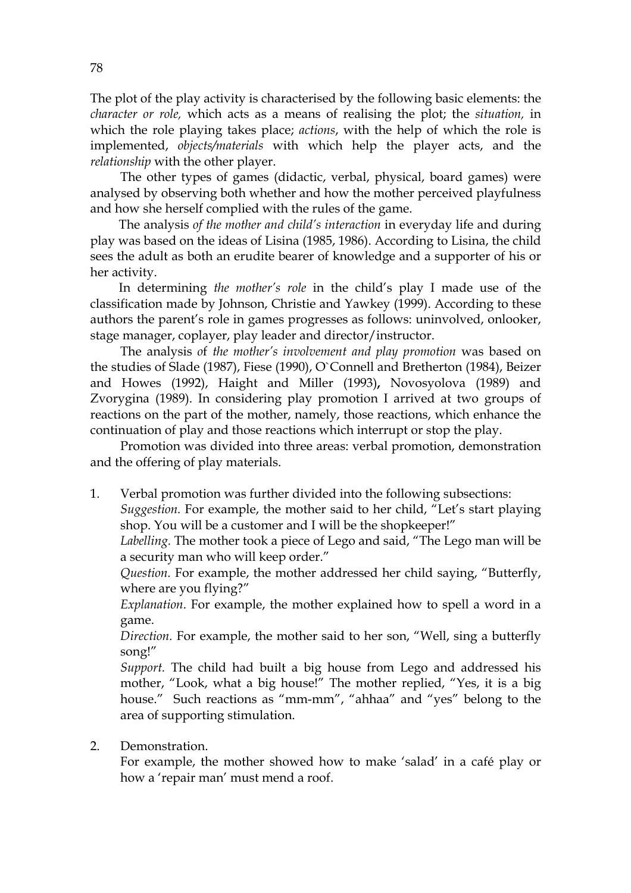The plot of the play activity is characterised by the following basic elements: the *character or role,* which acts as a means of realising the plot; the *situation,* in which the role playing takes place; *actions*, with the help of which the role is implemented, *objects/materials* with which help the player acts, and the *relationship* with the other player.

The other types of games (didactic, verbal, physical, board games) were analysed by observing both whether and how the mother perceived playfulness and how she herself complied with the rules of the game.

The analysis *of the mother and child's interaction* in everyday life and during play was based on the ideas of Lisina (1985, 1986). According to Lisina, the child sees the adult as both an erudite bearer of knowledge and a supporter of his or her activity.

In determining *the mother's role* in the child's play I made use of the classification made by Johnson, Christie and Yawkey (1999). According to these authors the parent's role in games progresses as follows: uninvolved, onlooker, stage manager, coplayer, play leader and director/instructor.

The analysis *of the mother's involvement and play promotion* was based on the studies of Slade (1987), Fiese (1990), O`Connell and Bretherton (1984), Beizer and Howes (1992), Haight and Miller (1993)**,** Novosyolova (1989) and Zvorygina (1989). In considering play promotion I arrived at two groups of reactions on the part of the mother, namely, those reactions, which enhance the continuation of play and those reactions which interrupt or stop the play.

Promotion was divided into three areas: verbal promotion, demonstration and the offering of play materials.

1. Verbal promotion was further divided into the following subsections:
   *Suggestion.* For example, the mother said to her child, "Let's start playing shop. You will be a customer and I will be the shopkeeper!"
   *Labelling.* The mother took a piece of Lego and said, "The Lego man will be a security man who will keep order."
   *Question.* For example, the mother addressed her child saying, "Butterfly, where are you flying?"
   *Explanation*. For example, the mother explained how to spell a word in a game.
   *Direction.* For example, the mother said to her son, "Well, sing a butterfly song!"
   *Support.* The child had built a big house from Lego and addressed his mother, "Look, what a big house!" The mother replied, "Yes, it is a big house." Such reactions as "mm-mm", "ahhaa" and "yes" belong to the area of supporting stimulation.

2. Demonstration.
   For example, the mother showed how to make 'salad' in a café play or how a 'repair man' must mend a roof.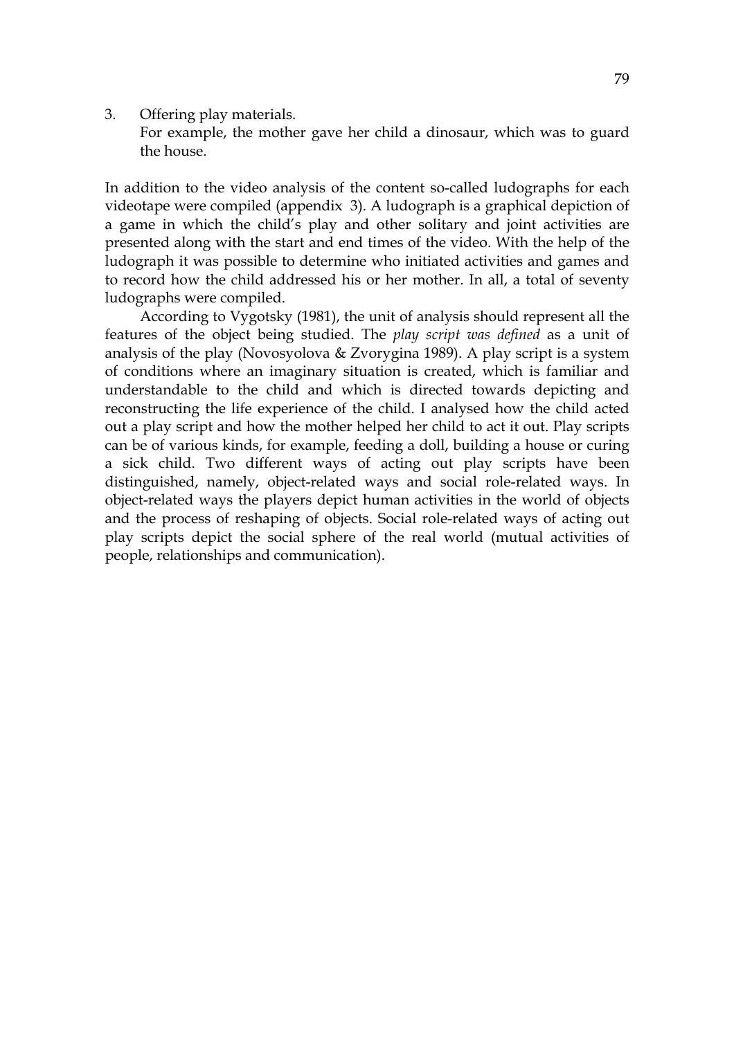3. Offering play materials.
   For example, the mother gave her child a dinosaur, which was to guard the house.

In addition to the video analysis of the content so-called ludographs for each videotape were compiled (appendix 3). A ludograph is a graphical depiction of a game in which the child's play and other solitary and joint activities are presented along with the start and end times of the video. With the help of the ludograph it was possible to determine who initiated activities and games and to record how the child addressed his or her mother. In all, a total of seventy ludographs were compiled.

According to Vygotsky (1981), the unit of analysis should represent all the features of the object being studied. The *play script was defined* as a unit of analysis of the play (Novosyolova & Zvorygina 1989). A play script is a system of conditions where an imaginary situation is created, which is familiar and understandable to the child and which is directed towards depicting and reconstructing the life experience of the child. I analysed how the child acted out a play script and how the mother helped her child to act it out. Play scripts can be of various kinds, for example, feeding a doll, building a house or curing a sick child. Two different ways of acting out play scripts have been distinguished, namely, object-related ways and social role-related ways. In object-related ways the players depict human activities in the world of objects and the process of reshaping of objects. Social role-related ways of acting out play scripts depict the social sphere of the real world (mutual activities of people, relationships and communication).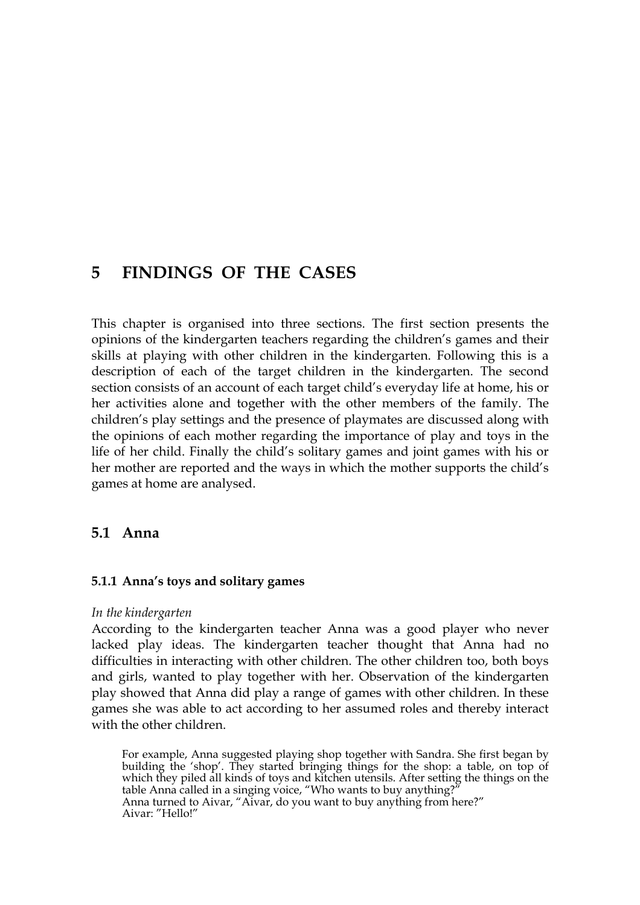# 5 FINDINGS OF THE CASES

This chapter is organised into three sections. The first section presents the opinions of the kindergarten teachers regarding the children's games and their skills at playing with other children in the kindergarten. Following this is a description of each of the target children in the kindergarten. The second section consists of an account of each target child's everyday life at home, his or her activities alone and together with the other members of the family. The children's play settings and the presence of playmates are discussed along with the opinions of each mother regarding the importance of play and toys in the life of her child. Finally the child's solitary games and joint games with his or her mother are reported and the ways in which the mother supports the child's games at home are analysed.

## 5.1 Anna

### 5.1.1 Anna's toys and solitary games

*In the kindergarten*

According to the kindergarten teacher Anna was a good player who never lacked play ideas. The kindergarten teacher thought that Anna had no difficulties in interacting with other children. The other children too, both boys and girls, wanted to play together with her. Observation of the kindergarten play showed that Anna did play a range of games with other children. In these games she was able to act according to her assumed roles and thereby interact with the other children.

> For example, Anna suggested playing shop together with Sandra. She first began by building the 'shop'. They started bringing things for the shop: a table, on top of which they piled all kinds of toys and kitchen utensils. After setting the things on the table Anna called in a singing voice, "Who wants to buy anything?"
> Anna turned to Aivar, "Aivar, do you want to buy anything from here?"
> Aivar: "Hello!"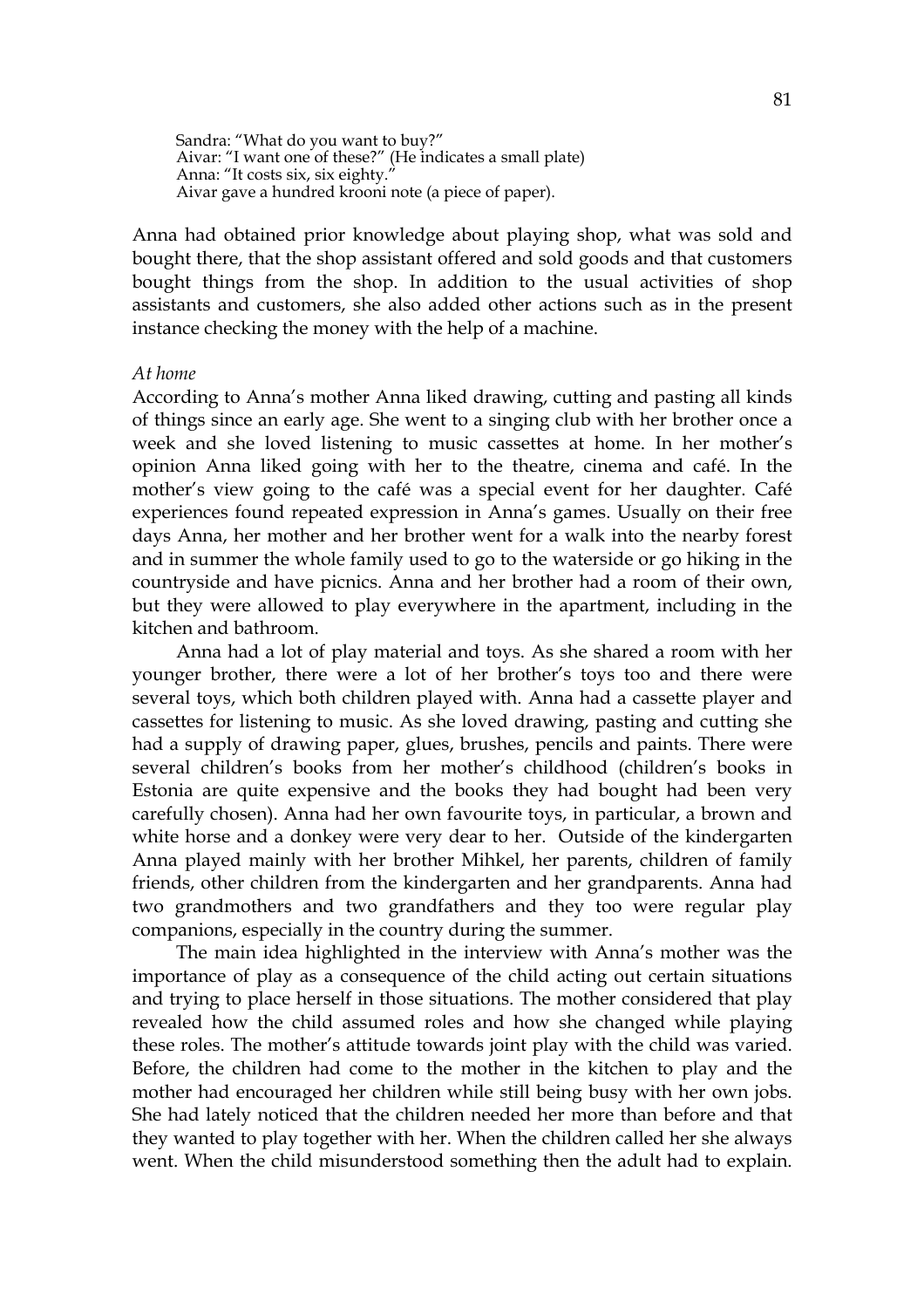> Sandra: "What do you want to buy?"
> Aivar: "I want one of these?" (He indicates a small plate)
> Anna: "It costs six, six eighty."
> Aivar gave a hundred krooni note (a piece of paper).

Anna had obtained prior knowledge about playing shop, what was sold and bought there, that the shop assistant offered and sold goods and that customers bought things from the shop. In addition to the usual activities of shop assistants and customers, she also added other actions such as in the present instance checking the money with the help of a machine.

*At home*

According to Anna's mother Anna liked drawing, cutting and pasting all kinds of things since an early age. She went to a singing club with her brother once a week and she loved listening to music cassettes at home. In her mother's opinion Anna liked going with her to the theatre, cinema and café. In the mother's view going to the café was a special event for her daughter. Café experiences found repeated expression in Anna's games. Usually on their free days Anna, her mother and her brother went for a walk into the nearby forest and in summer the whole family used to go to the waterside or go hiking in the countryside and have picnics. Anna and her brother had a room of their own, but they were allowed to play everywhere in the apartment, including in the kitchen and bathroom.

Anna had a lot of play material and toys. As she shared a room with her younger brother, there were a lot of her brother's toys too and there were several toys, which both children played with. Anna had a cassette player and cassettes for listening to music. As she loved drawing, pasting and cutting she had a supply of drawing paper, glues, brushes, pencils and paints. There were several children's books from her mother's childhood (children's books in Estonia are quite expensive and the books they had bought had been very carefully chosen). Anna had her own favourite toys, in particular, a brown and white horse and a donkey were very dear to her. Outside of the kindergarten Anna played mainly with her brother Mihkel, her parents, children of family friends, other children from the kindergarten and her grandparents. Anna had two grandmothers and two grandfathers and they too were regular play companions, especially in the country during the summer.

The main idea highlighted in the interview with Anna's mother was the importance of play as a consequence of the child acting out certain situations and trying to place herself in those situations. The mother considered that play revealed how the child assumed roles and how she changed while playing these roles. The mother's attitude towards joint play with the child was varied. Before, the children had come to the mother in the kitchen to play and the mother had encouraged her children while still being busy with her own jobs. She had lately noticed that the children needed her more than before and that they wanted to play together with her. When the children called her she always went. When the child misunderstood something then the adult had to explain.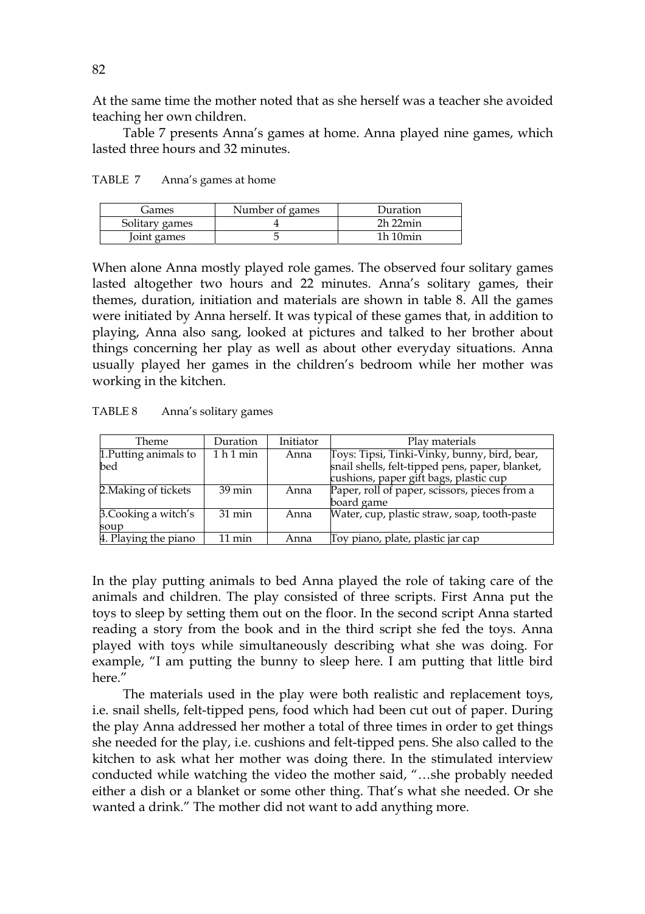At the same time the mother noted that as she herself was a teacher she avoided teaching her own children.

Table 7 presents Anna's games at home. Anna played nine games, which lasted three hours and 32 minutes.

TABLE 7 Anna's games at home

| Games | Number of games | Duration |
|---|---|---|
| Solitary games | 4 | 2h 22min |
| Joint games | 5 | 1h 10min |

When alone Anna mostly played role games. The observed four solitary games lasted altogether two hours and 22 minutes. Anna's solitary games, their themes, duration, initiation and materials are shown in table 8. All the games were initiated by Anna herself. It was typical of these games that, in addition to playing, Anna also sang, looked at pictures and talked to her brother about things concerning her play as well as about other everyday situations. Anna usually played her games in the children's bedroom while her mother was working in the kitchen.

TABLE 8 Anna's solitary games

| Theme | Duration | Initiator | Play materials |
|---|---|---|---|
| 1.Putting animals to bed | 1 h 1 min | Anna | Toys: Tipsi, Tinki-Vinky, bunny, bird, bear, snail shells, felt-tipped pens, paper, blanket, cushions, paper gift bags, plastic cup |
| 2.Making of tickets | 39 min | Anna | Paper, roll of paper, scissors, pieces from a board game |
| 3.Cooking a witch's soup | 31 min | Anna | Water, cup, plastic straw, soap, tooth-paste |
| 4. Playing the piano | 11 min | Anna | Toy piano, plate, plastic jar cap |

In the play putting animals to bed Anna played the role of taking care of the animals and children. The play consisted of three scripts. First Anna put the toys to sleep by setting them out on the floor. In the second script Anna started reading a story from the book and in the third script she fed the toys. Anna played with toys while simultaneously describing what she was doing. For example, "I am putting the bunny to sleep here. I am putting that little bird here."

The materials used in the play were both realistic and replacement toys, i.e. snail shells, felt-tipped pens, food which had been cut out of paper. During the play Anna addressed her mother a total of three times in order to get things she needed for the play, i.e. cushions and felt-tipped pens. She also called to the kitchen to ask what her mother was doing there. In the stimulated interview conducted while watching the video the mother said, "…she probably needed either a dish or a blanket or some other thing. That's what she needed. Or she wanted a drink." The mother did not want to add anything more.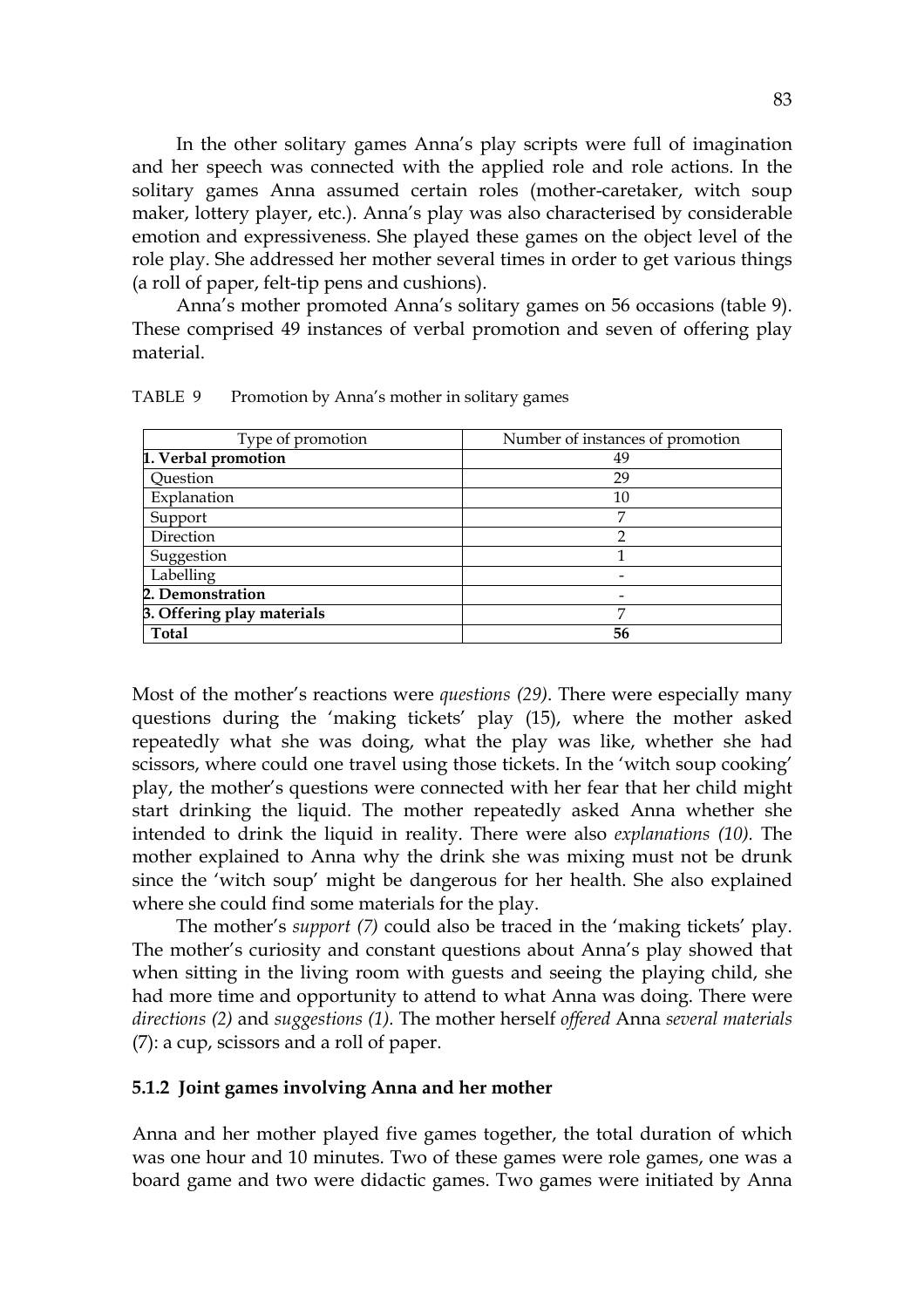In the other solitary games Anna's play scripts were full of imagination and her speech was connected with the applied role and role actions. In the solitary games Anna assumed certain roles (mother-caretaker, witch soup maker, lottery player, etc.). Anna's play was also characterised by considerable emotion and expressiveness. She played these games on the object level of the role play. She addressed her mother several times in order to get various things (a roll of paper, felt-tip pens and cushions).

Anna's mother promoted Anna's solitary games on 56 occasions (table 9). These comprised 49 instances of verbal promotion and seven of offering play material.

TABLE 9 Promotion by Anna's mother in solitary games

| Type of promotion | Number of instances of promotion |
|---|---|
| **1. Verbal promotion** | 49 |
| Question | 29 |
| Explanation | 10 |
| Support | 7 |
| Direction | 2 |
| Suggestion | 1 |
| Labelling | - |
| **2. Demonstration** | - |
| **3. Offering play materials** | 7 |
| **Total** | **56** |

Most of the mother's reactions were *questions (29)*. There were especially many questions during the 'making tickets' play (15), where the mother asked repeatedly what she was doing, what the play was like, whether she had scissors, where could one travel using those tickets. In the 'witch soup cooking' play, the mother's questions were connected with her fear that her child might start drinking the liquid. The mother repeatedly asked Anna whether she intended to drink the liquid in reality. There were also *explanations (10).* The mother explained to Anna why the drink she was mixing must not be drunk since the 'witch soup' might be dangerous for her health. She also explained where she could find some materials for the play.

The mother's *support (7)* could also be traced in the 'making tickets' play. The mother's curiosity and constant questions about Anna's play showed that when sitting in the living room with guests and seeing the playing child, she had more time and opportunity to attend to what Anna was doing. There were *directions (2)* and *suggestions (1).* The mother herself *offered* Anna *several materials* (7): a cup, scissors and a roll of paper.

### 5.1.2 Joint games involving Anna and her mother

Anna and her mother played five games together, the total duration of which was one hour and 10 minutes. Two of these games were role games, one was a board game and two were didactic games. Two games were initiated by Anna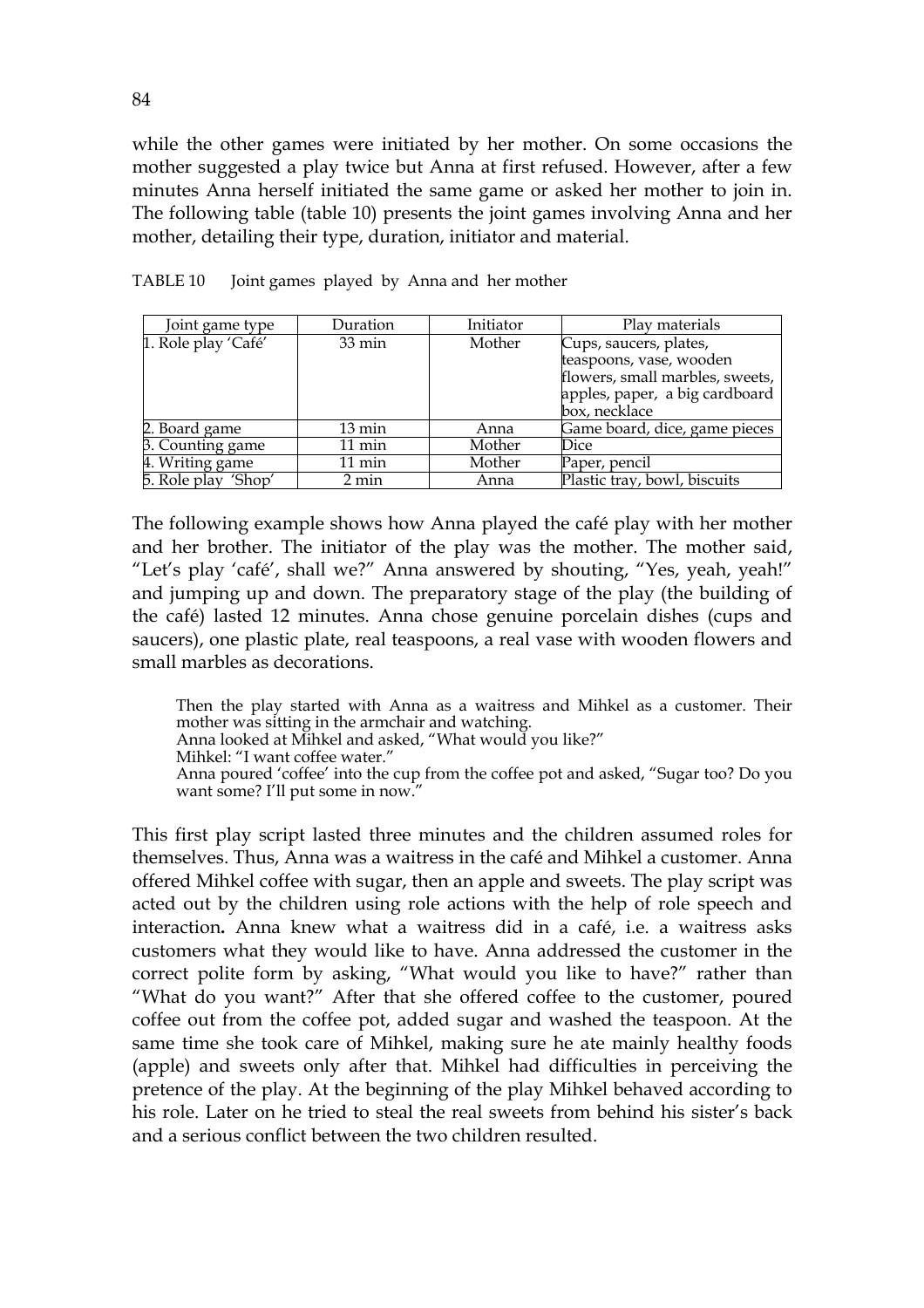while the other games were initiated by her mother. On some occasions the mother suggested a play twice but Anna at first refused. However, after a few minutes Anna herself initiated the same game or asked her mother to join in. The following table (table 10) presents the joint games involving Anna and her mother, detailing their type, duration, initiator and material.

TABLE 10 Joint games played by Anna and her mother

| Joint game type | Duration | Initiator | Play materials |
|---|---|---|---|
| 1. Role play 'Café' | 33 min | Mother | Cups, saucers, plates, teaspoons, vase, wooden flowers, small marbles, sweets, apples, paper, a big cardboard box, necklace |
| 2. Board game | 13 min | Anna | Game board, dice, game pieces |
| 3. Counting game | 11 min | Mother | Dice |
| 4. Writing game | 11 min | Mother | Paper, pencil |
| 5. Role play 'Shop' | 2 min | Anna | Plastic tray, bowl, biscuits |

The following example shows how Anna played the café play with her mother and her brother. The initiator of the play was the mother. The mother said, "Let's play 'café', shall we?" Anna answered by shouting, "Yes, yeah, yeah!" and jumping up and down. The preparatory stage of the play (the building of the café) lasted 12 minutes. Anna chose genuine porcelain dishes (cups and saucers), one plastic plate, real teaspoons, a real vase with wooden flowers and small marbles as decorations.

> Then the play started with Anna as a waitress and Mihkel as a customer. Their mother was sitting in the armchair and watching.
> Anna looked at Mihkel and asked, "What would you like?"
> Mihkel: "I want coffee water."
> Anna poured 'coffee' into the cup from the coffee pot and asked, "Sugar too? Do you want some? I'll put some in now."

This first play script lasted three minutes and the children assumed roles for themselves. Thus, Anna was a waitress in the café and Mihkel a customer. Anna offered Mihkel coffee with sugar, then an apple and sweets. The play script was acted out by the children using role actions with the help of role speech and interaction**.** Anna knew what a waitress did in a café, i.e. a waitress asks customers what they would like to have. Anna addressed the customer in the correct polite form by asking, "What would you like to have?" rather than "What do you want?" After that she offered coffee to the customer, poured coffee out from the coffee pot, added sugar and washed the teaspoon. At the same time she took care of Mihkel, making sure he ate mainly healthy foods (apple) and sweets only after that. Mihkel had difficulties in perceiving the pretence of the play. At the beginning of the play Mihkel behaved according to his role. Later on he tried to steal the real sweets from behind his sister's back and a serious conflict between the two children resulted.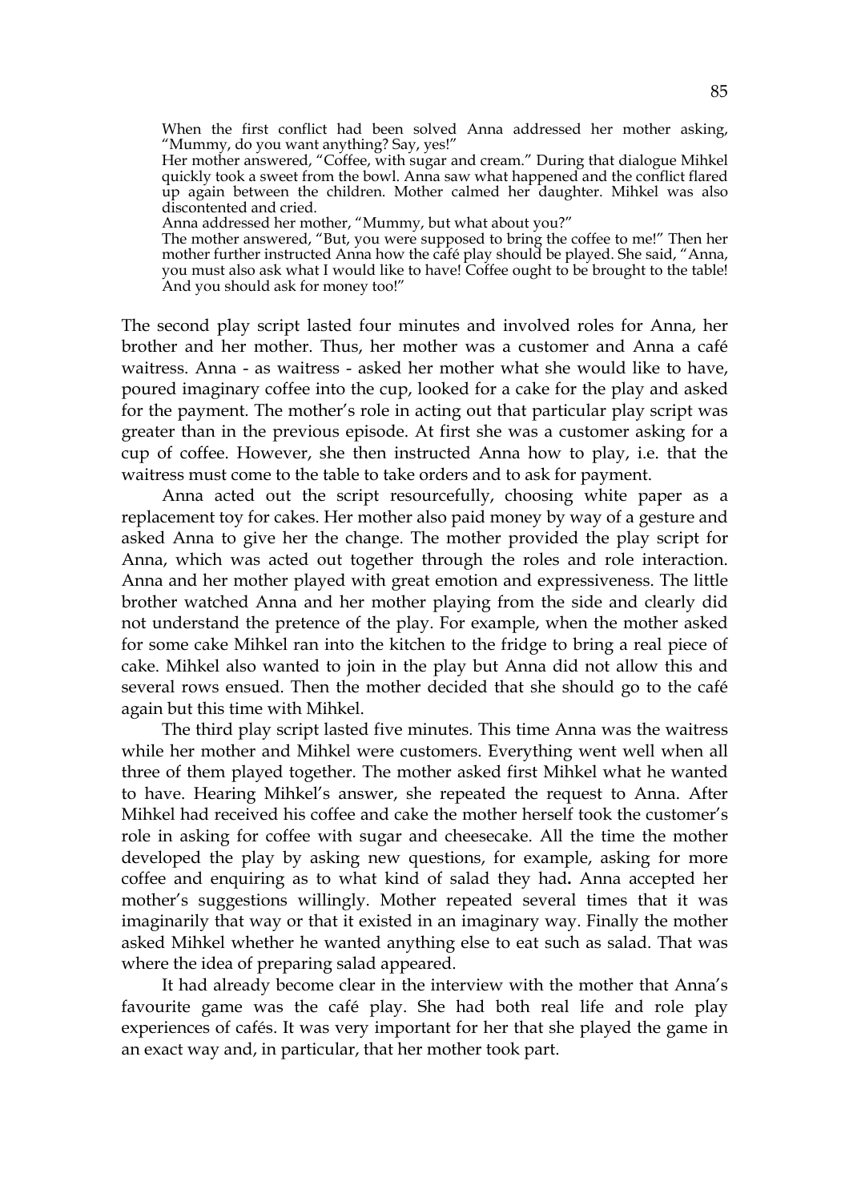> When the first conflict had been solved Anna addressed her mother asking, "Mummy, do you want anything? Say, yes!"
> Her mother answered, "Coffee, with sugar and cream." During that dialogue Mihkel quickly took a sweet from the bowl. Anna saw what happened and the conflict flared up again between the children. Mother calmed her daughter. Mihkel was also discontented and cried.
> Anna addressed her mother, "Mummy, but what about you?"
> The mother answered, "But, you were supposed to bring the coffee to me!" Then her mother further instructed Anna how the café play should be played. She said, "Anna, you must also ask what I would like to have! Coffee ought to be brought to the table! And you should ask for money too!"

The second play script lasted four minutes and involved roles for Anna, her brother and her mother. Thus, her mother was a customer and Anna a café waitress. Anna - as waitress - asked her mother what she would like to have, poured imaginary coffee into the cup, looked for a cake for the play and asked for the payment. The mother's role in acting out that particular play script was greater than in the previous episode. At first she was a customer asking for a cup of coffee. However, she then instructed Anna how to play, i.e. that the waitress must come to the table to take orders and to ask for payment.

Anna acted out the script resourcefully, choosing white paper as a replacement toy for cakes. Her mother also paid money by way of a gesture and asked Anna to give her the change. The mother provided the play script for Anna, which was acted out together through the roles and role interaction. Anna and her mother played with great emotion and expressiveness. The little brother watched Anna and her mother playing from the side and clearly did not understand the pretence of the play. For example, when the mother asked for some cake Mihkel ran into the kitchen to the fridge to bring a real piece of cake. Mihkel also wanted to join in the play but Anna did not allow this and several rows ensued. Then the mother decided that she should go to the café again but this time with Mihkel.

The third play script lasted five minutes. This time Anna was the waitress while her mother and Mihkel were customers. Everything went well when all three of them played together. The mother asked first Mihkel what he wanted to have. Hearing Mihkel's answer, she repeated the request to Anna. After Mihkel had received his coffee and cake the mother herself took the customer's role in asking for coffee with sugar and cheesecake. All the time the mother developed the play by asking new questions, for example, asking for more coffee and enquiring as to what kind of salad they had**.** Anna accepted her mother's suggestions willingly. Mother repeated several times that it was imaginarily that way or that it existed in an imaginary way. Finally the mother asked Mihkel whether he wanted anything else to eat such as salad. That was where the idea of preparing salad appeared.

It had already become clear in the interview with the mother that Anna's favourite game was the café play. She had both real life and role play experiences of cafés. It was very important for her that she played the game in an exact way and, in particular, that her mother took part.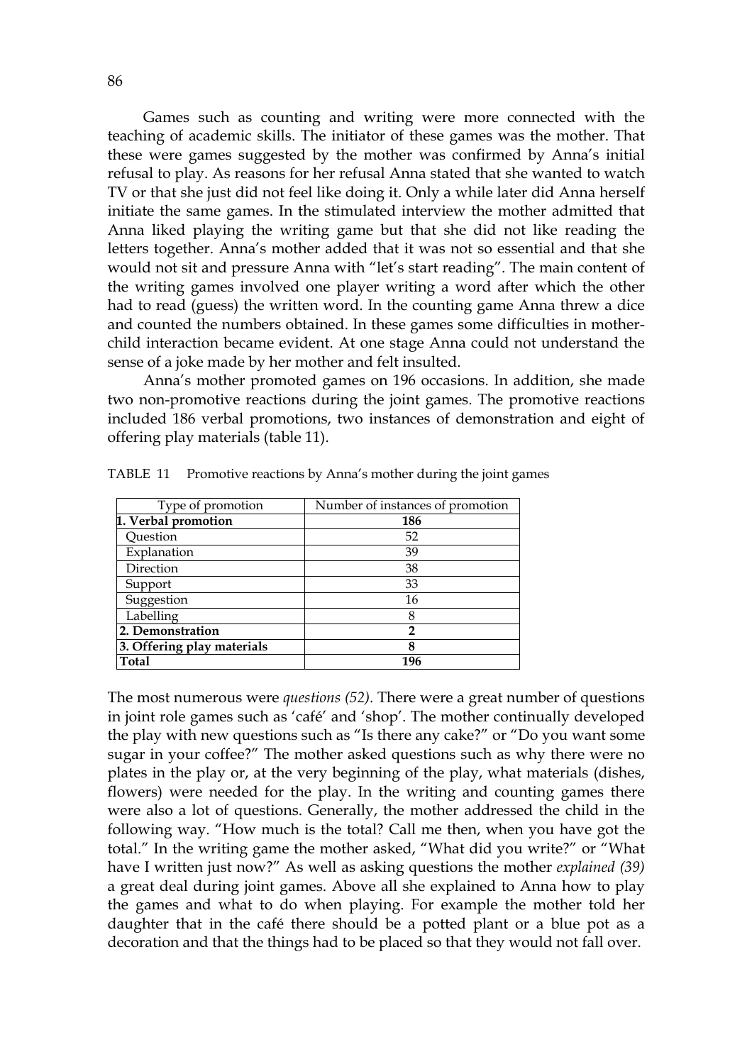Games such as counting and writing were more connected with the teaching of academic skills. The initiator of these games was the mother. That these were games suggested by the mother was confirmed by Anna's initial refusal to play. As reasons for her refusal Anna stated that she wanted to watch TV or that she just did not feel like doing it. Only a while later did Anna herself initiate the same games. In the stimulated interview the mother admitted that Anna liked playing the writing game but that she did not like reading the letters together. Anna's mother added that it was not so essential and that she would not sit and pressure Anna with "let's start reading". The main content of the writing games involved one player writing a word after which the other had to read (guess) the written word. In the counting game Anna threw a dice and counted the numbers obtained. In these games some difficulties in mother-child interaction became evident. At one stage Anna could not understand the sense of a joke made by her mother and felt insulted.

Anna's mother promoted games on 196 occasions. In addition, she made two non-promotive reactions during the joint games. The promotive reactions included 186 verbal promotions, two instances of demonstration and eight of offering play materials (table 11).

TABLE 11 Promotive reactions by Anna's mother during the joint games

| Type of promotion | Number of instances of promotion |
|---|---|
| **1. Verbal promotion** | **186** |
| Question | 52 |
| Explanation | 39 |
| Direction | 38 |
| Support | 33 |
| Suggestion | 16 |
| Labelling | 8 |
| **2. Demonstration** | **2** |
| **3. Offering play materials** | **8** |
| **Total** | **196** |

The most numerous were *questions (52)*. There were a great number of questions in joint role games such as 'café' and 'shop'. The mother continually developed the play with new questions such as "Is there any cake?" or "Do you want some sugar in your coffee?" The mother asked questions such as why there were no plates in the play or, at the very beginning of the play, what materials (dishes, flowers) were needed for the play. In the writing and counting games there were also a lot of questions. Generally, the mother addressed the child in the following way. "How much is the total? Call me then, when you have got the total." In the writing game the mother asked, "What did you write?" or "What have I written just now?" As well as asking questions the mother *explained (39)* a great deal during joint games. Above all she explained to Anna how to play the games and what to do when playing. For example the mother told her daughter that in the café there should be a potted plant or a blue pot as a decoration and that the things had to be placed so that they would not fall over.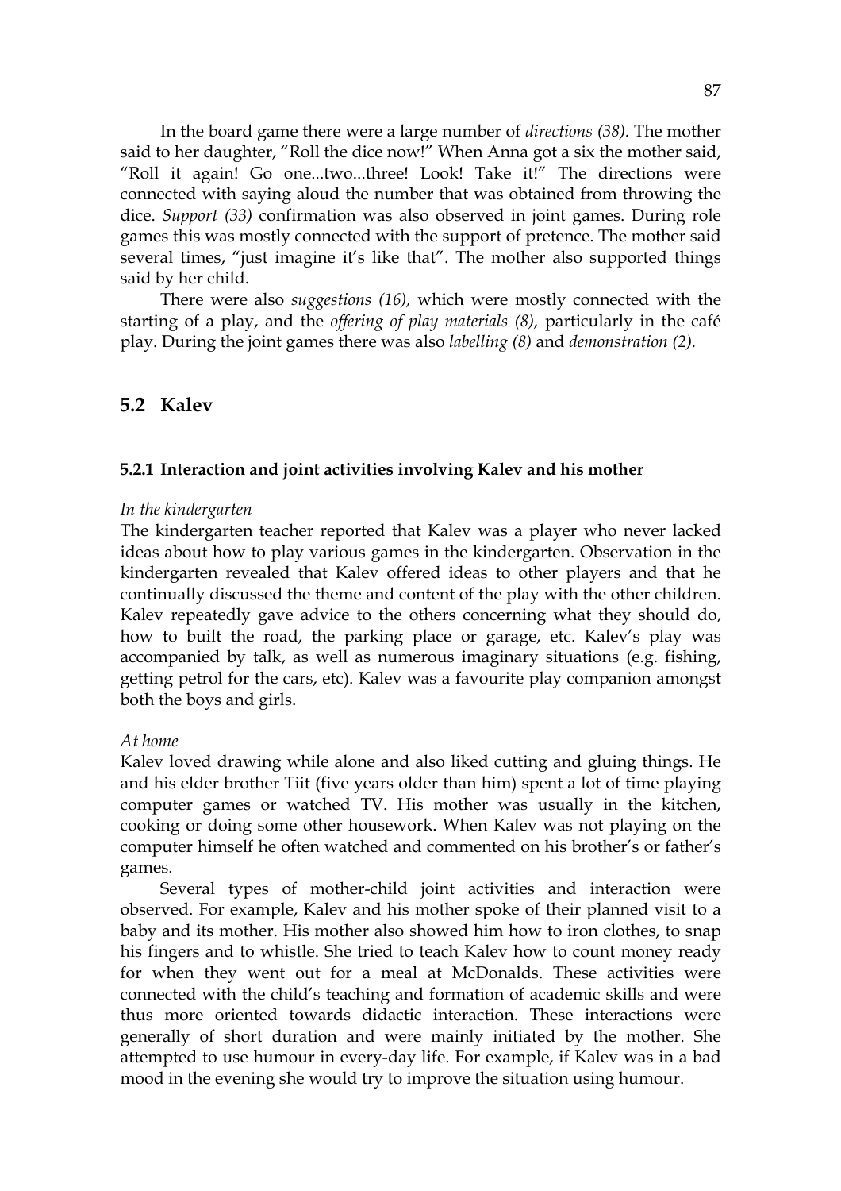In the board game there were a large number of *directions (38).* The mother said to her daughter, "Roll the dice now!" When Anna got a six the mother said, "Roll it again! Go one...two...three! Look! Take it!" The directions were connected with saying aloud the number that was obtained from throwing the dice. *Support (33)* confirmation was also observed in joint games. During role games this was mostly connected with the support of pretence. The mother said several times, "just imagine it's like that". The mother also supported things said by her child.

There were also *suggestions (16),* which were mostly connected with the starting of a play, and the *offering of play materials (8),* particularly in the café play. During the joint games there was also *labelling (8)* and *demonstration (2).*

## 5.2 Kalev

### 5.2.1 Interaction and joint activities involving Kalev and his mother

*In the kindergarten*

The kindergarten teacher reported that Kalev was a player who never lacked ideas about how to play various games in the kindergarten. Observation in the kindergarten revealed that Kalev offered ideas to other players and that he continually discussed the theme and content of the play with the other children. Kalev repeatedly gave advice to the others concerning what they should do, how to built the road, the parking place or garage, etc. Kalev's play was accompanied by talk, as well as numerous imaginary situations (e.g. fishing, getting petrol for the cars, etc). Kalev was a favourite play companion amongst both the boys and girls.

*At home*

Kalev loved drawing while alone and also liked cutting and gluing things. He and his elder brother Tiit (five years older than him) spent a lot of time playing computer games or watched TV. His mother was usually in the kitchen, cooking or doing some other housework. When Kalev was not playing on the computer himself he often watched and commented on his brother's or father's games.

Several types of mother-child joint activities and interaction were observed. For example, Kalev and his mother spoke of their planned visit to a baby and its mother. His mother also showed him how to iron clothes, to snap his fingers and to whistle. She tried to teach Kalev how to count money ready for when they went out for a meal at McDonalds. These activities were connected with the child's teaching and formation of academic skills and were thus more oriented towards didactic interaction. These interactions were generally of short duration and were mainly initiated by the mother. She attempted to use humour in every-day life. For example, if Kalev was in a bad mood in the evening she would try to improve the situation using humour.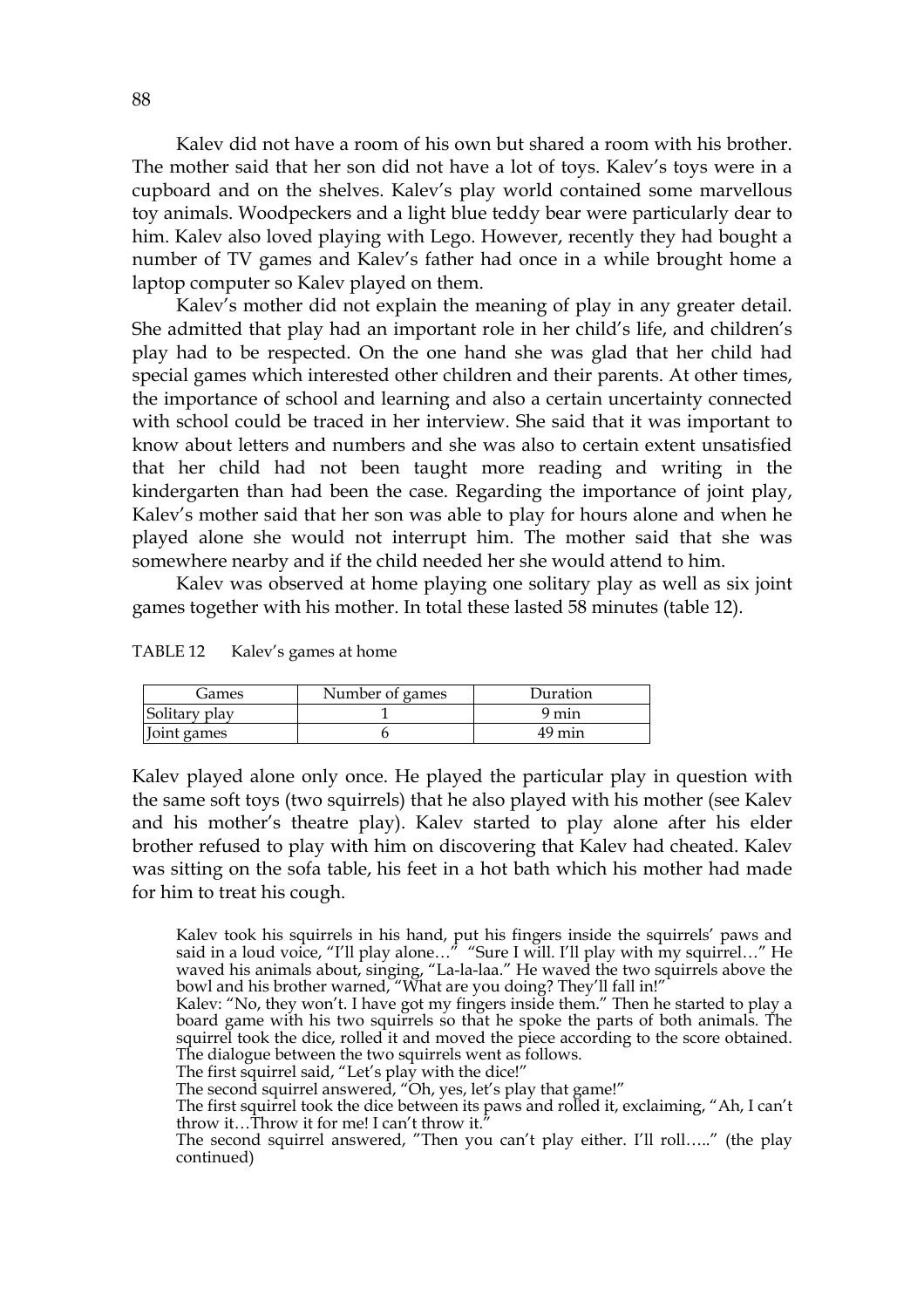Kalev did not have a room of his own but shared a room with his brother. The mother said that her son did not have a lot of toys. Kalev's toys were in a cupboard and on the shelves. Kalev's play world contained some marvellous toy animals. Woodpeckers and a light blue teddy bear were particularly dear to him. Kalev also loved playing with Lego. However, recently they had bought a number of TV games and Kalev's father had once in a while brought home a laptop computer so Kalev played on them.

Kalev's mother did not explain the meaning of play in any greater detail. She admitted that play had an important role in her child's life, and children's play had to be respected. On the one hand she was glad that her child had special games which interested other children and their parents. At other times, the importance of school and learning and also a certain uncertainty connected with school could be traced in her interview. She said that it was important to know about letters and numbers and she was also to certain extent unsatisfied that her child had not been taught more reading and writing in the kindergarten than had been the case. Regarding the importance of joint play, Kalev's mother said that her son was able to play for hours alone and when he played alone she would not interrupt him. The mother said that she was somewhere nearby and if the child needed her she would attend to him.

Kalev was observed at home playing one solitary play as well as six joint games together with his mother. In total these lasted 58 minutes (table 12).

TABLE 12 Kalev's games at home

| Games | Number of games | Duration |
|---|---|---|
| Solitary play | 1 | 9 min |
| Joint games | 6 | 49 min |

Kalev played alone only once. He played the particular play in question with the same soft toys (two squirrels) that he also played with his mother (see Kalev and his mother's theatre play). Kalev started to play alone after his elder brother refused to play with him on discovering that Kalev had cheated. Kalev was sitting on the sofa table, his feet in a hot bath which his mother had made for him to treat his cough.

> Kalev took his squirrels in his hand, put his fingers inside the squirrels' paws and said in a loud voice, "I'll play alone…" "Sure I will. I'll play with my squirrel…" He waved his animals about, singing, "La-la-laa." He waved the two squirrels above the bowl and his brother warned, "What are you doing? They'll fall in!"
> Kalev: "No, they won't. I have got my fingers inside them." Then he started to play a board game with his two squirrels so that he spoke the parts of both animals. The squirrel took the dice, rolled it and moved the piece according to the score obtained. The dialogue between the two squirrels went as follows.
> The first squirrel said, "Let's play with the dice!"
> The second squirrel answered, "Oh, yes, let's play that game!"
> The first squirrel took the dice between its paws and rolled it, exclaiming, "Ah, I can't throw it…Throw it for me! I can't throw it."
> The second squirrel answered, "Then you can't play either. I'll roll….." (the play continued)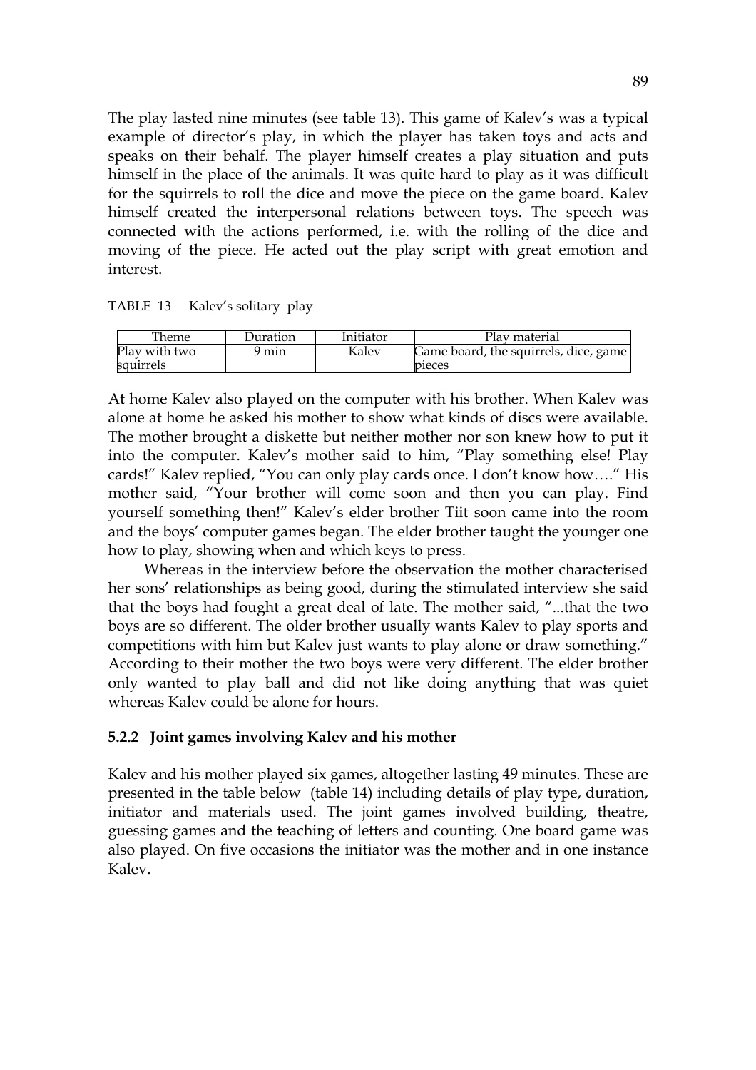The play lasted nine minutes (see table 13). This game of Kalev's was a typical example of director's play, in which the player has taken toys and acts and speaks on their behalf. The player himself creates a play situation and puts himself in the place of the animals. It was quite hard to play as it was difficult for the squirrels to roll the dice and move the piece on the game board. Kalev himself created the interpersonal relations between toys. The speech was connected with the actions performed, i.e. with the rolling of the dice and moving of the piece. He acted out the play script with great emotion and interest.

TABLE 13 Kalev's solitary play

| Theme | Duration | Initiator | Play material |
|---|---|---|---|
| Play with two squirrels | 9 min | Kalev | Game board, the squirrels, dice, game pieces |

At home Kalev also played on the computer with his brother. When Kalev was alone at home he asked his mother to show what kinds of discs were available. The mother brought a diskette but neither mother nor son knew how to put it into the computer. Kalev's mother said to him, "Play something else! Play cards!" Kalev replied, "You can only play cards once. I don't know how…." His mother said, "Your brother will come soon and then you can play. Find yourself something then!" Kalev's elder brother Tiit soon came into the room and the boys' computer games began. The elder brother taught the younger one how to play, showing when and which keys to press.

Whereas in the interview before the observation the mother characterised her sons' relationships as being good, during the stimulated interview she said that the boys had fought a great deal of late. The mother said, "...that the two boys are so different. The older brother usually wants Kalev to play sports and competitions with him but Kalev just wants to play alone or draw something." According to their mother the two boys were very different. The elder brother only wanted to play ball and did not like doing anything that was quiet whereas Kalev could be alone for hours.

### 5.2.2 Joint games involving Kalev and his mother

Kalev and his mother played six games, altogether lasting 49 minutes. These are presented in the table below (table 14) including details of play type, duration, initiator and materials used. The joint games involved building, theatre, guessing games and the teaching of letters and counting. One board game was also played. On five occasions the initiator was the mother and in one instance Kalev.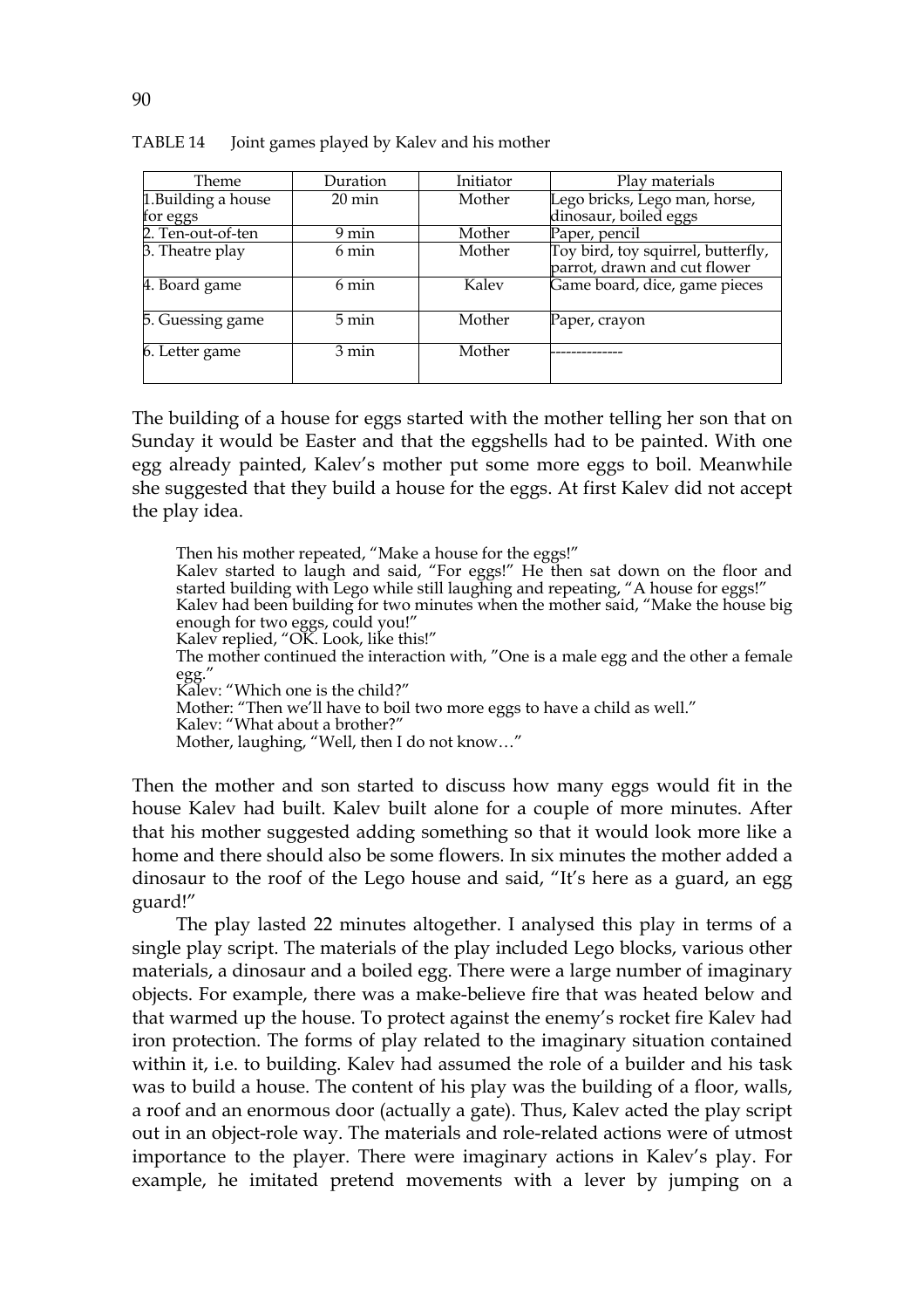TABLE 14 Joint games played by Kalev and his mother

| Theme | Duration | Initiator | Play materials |
|---|---|---|---|
| 1.Building a house for eggs | 20 min | Mother | Lego bricks, Lego man, horse, dinosaur, boiled eggs |
| 2. Ten-out-of-ten | 9 min | Mother | Paper, pencil |
| 3. Theatre play | 6 min | Mother | Toy bird, toy squirrel, butterfly, parrot, drawn and cut flower |
| 4. Board game | 6 min | Kalev | Game board, dice, game pieces |
| 5. Guessing game | 5 min | Mother | Paper, crayon |
| 6. Letter game | 3 min | Mother | -------------- |

The building of a house for eggs started with the mother telling her son that on Sunday it would be Easter and that the eggshells had to be painted. With one egg already painted, Kalev's mother put some more eggs to boil. Meanwhile she suggested that they build a house for the eggs. At first Kalev did not accept the play idea.

> Then his mother repeated, "Make a house for the eggs!"
> Kalev started to laugh and said, "For eggs!" He then sat down on the floor and started building with Lego while still laughing and repeating, "A house for eggs!"
> Kalev had been building for two minutes when the mother said, "Make the house big enough for two eggs, could you!"
> Kalev replied, "OK. Look, like this!"
> The mother continued the interaction with, "One is a male egg and the other a female egg."
> Kalev: "Which one is the child?"
> Mother: "Then we'll have to boil two more eggs to have a child as well."
> Kalev: "What about a brother?"
> Mother, laughing, "Well, then I do not know…"

Then the mother and son started to discuss how many eggs would fit in the house Kalev had built. Kalev built alone for a couple of more minutes. After that his mother suggested adding something so that it would look more like a home and there should also be some flowers. In six minutes the mother added a dinosaur to the roof of the Lego house and said, "It's here as a guard, an egg guard!"

The play lasted 22 minutes altogether. I analysed this play in terms of a single play script. The materials of the play included Lego blocks, various other materials, a dinosaur and a boiled egg. There were a large number of imaginary objects. For example, there was a make-believe fire that was heated below and that warmed up the house. To protect against the enemy's rocket fire Kalev had iron protection. The forms of play related to the imaginary situation contained within it, i.e. to building. Kalev had assumed the role of a builder and his task was to build a house. The content of his play was the building of a floor, walls, a roof and an enormous door (actually a gate). Thus, Kalev acted the play script out in an object-role way. The materials and role-related actions were of utmost importance to the player. There were imaginary actions in Kalev's play. For example, he imitated pretend movements with a lever by jumping on a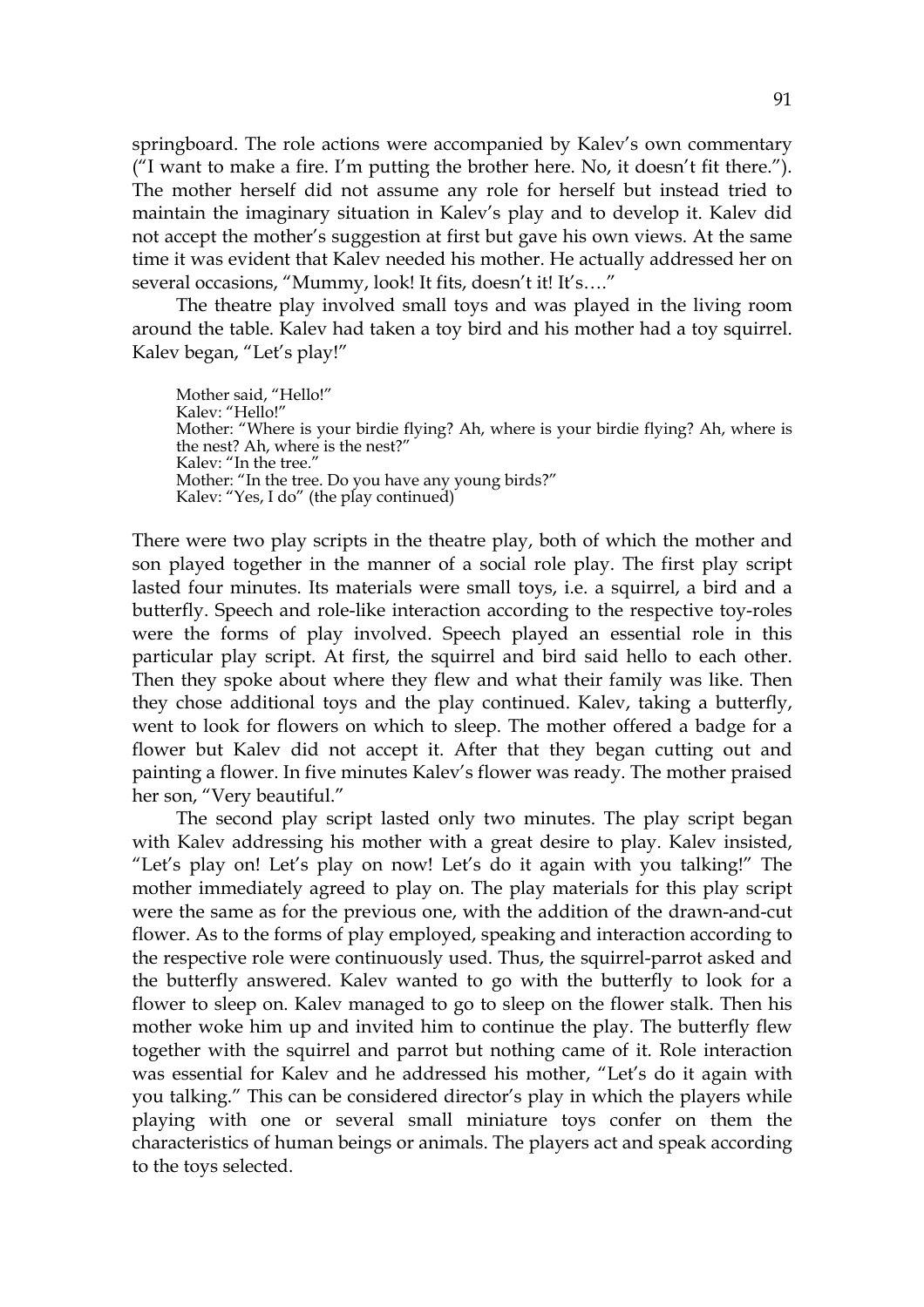springboard. The role actions were accompanied by Kalev's own commentary ("I want to make a fire. I'm putting the brother here. No, it doesn't fit there."). The mother herself did not assume any role for herself but instead tried to maintain the imaginary situation in Kalev's play and to develop it. Kalev did not accept the mother's suggestion at first but gave his own views. At the same time it was evident that Kalev needed his mother. He actually addressed her on several occasions, "Mummy, look! It fits, doesn't it! It's…."

The theatre play involved small toys and was played in the living room around the table. Kalev had taken a toy bird and his mother had a toy squirrel. Kalev began, "Let's play!"

> Mother said, "Hello!"
> Kalev: "Hello!"
> Mother: "Where is your birdie flying? Ah, where is your birdie flying? Ah, where is the nest? Ah, where is the nest?"
> Kalev: "In the tree."
> Mother: "In the tree. Do you have any young birds?"
> Kalev: "Yes, I do" (the play continued)

There were two play scripts in the theatre play, both of which the mother and son played together in the manner of a social role play. The first play script lasted four minutes. Its materials were small toys, i.e. a squirrel, a bird and a butterfly. Speech and role-like interaction according to the respective toy-roles were the forms of play involved. Speech played an essential role in this particular play script. At first, the squirrel and bird said hello to each other. Then they spoke about where they flew and what their family was like. Then they chose additional toys and the play continued. Kalev, taking a butterfly, went to look for flowers on which to sleep. The mother offered a badge for a flower but Kalev did not accept it. After that they began cutting out and painting a flower. In five minutes Kalev's flower was ready. The mother praised her son, "Very beautiful."

The second play script lasted only two minutes. The play script began with Kalev addressing his mother with a great desire to play. Kalev insisted, "Let's play on! Let's play on now! Let's do it again with you talking!" The mother immediately agreed to play on. The play materials for this play script were the same as for the previous one, with the addition of the drawn-and-cut flower. As to the forms of play employed, speaking and interaction according to the respective role were continuously used. Thus, the squirrel-parrot asked and the butterfly answered. Kalev wanted to go with the butterfly to look for a flower to sleep on. Kalev managed to go to sleep on the flower stalk. Then his mother woke him up and invited him to continue the play. The butterfly flew together with the squirrel and parrot but nothing came of it. Role interaction was essential for Kalev and he addressed his mother, "Let's do it again with you talking." This can be considered director's play in which the players while playing with one or several small miniature toys confer on them the characteristics of human beings or animals. The players act and speak according to the toys selected.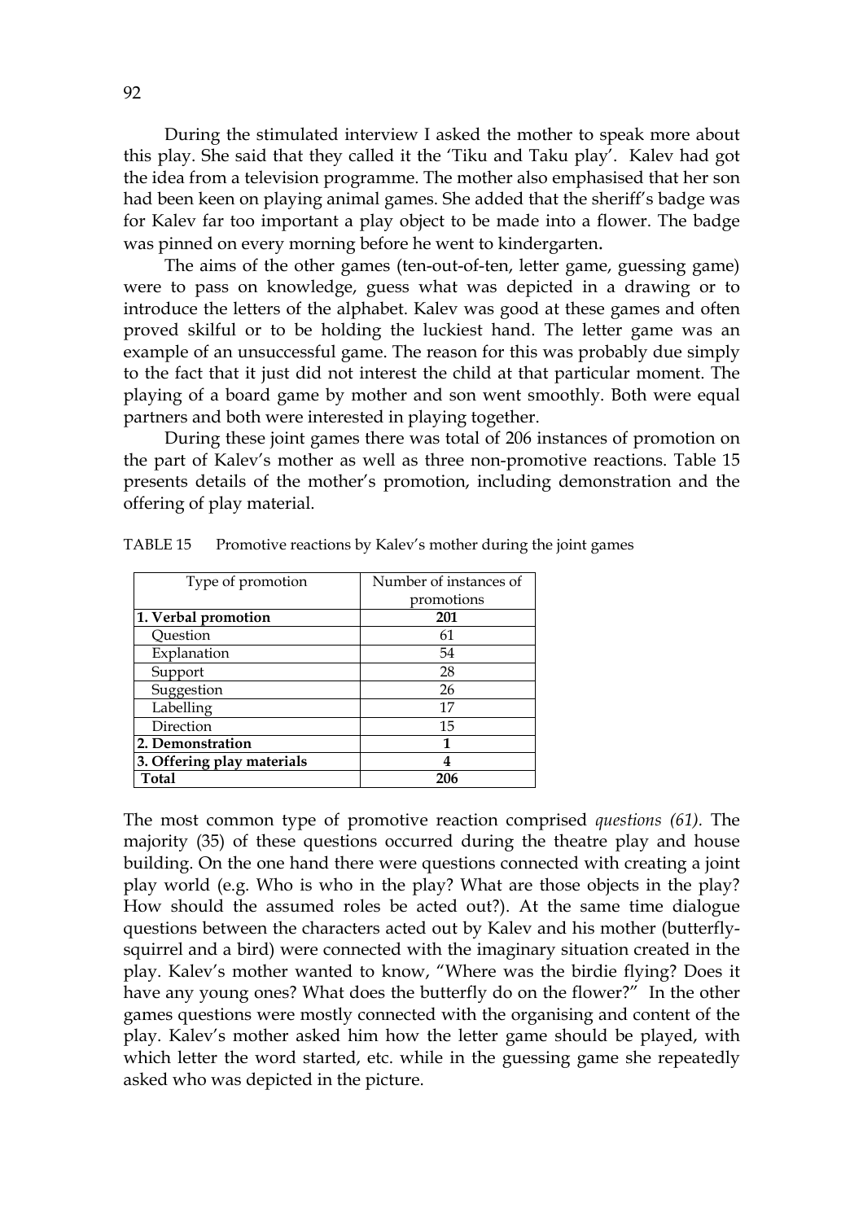During the stimulated interview I asked the mother to speak more about this play. She said that they called it the 'Tiku and Taku play'. Kalev had got the idea from a television programme. The mother also emphasised that her son had been keen on playing animal games. She added that the sheriff's badge was for Kalev far too important a play object to be made into a flower. The badge was pinned on every morning before he went to kindergarten.

The aims of the other games (ten-out-of-ten, letter game, guessing game) were to pass on knowledge, guess what was depicted in a drawing or to introduce the letters of the alphabet. Kalev was good at these games and often proved skilful or to be holding the luckiest hand. The letter game was an example of an unsuccessful game. The reason for this was probably due simply to the fact that it just did not interest the child at that particular moment. The playing of a board game by mother and son went smoothly. Both were equal partners and both were interested in playing together.

During these joint games there was total of 206 instances of promotion on the part of Kalev's mother as well as three non-promotive reactions. Table 15 presents details of the mother's promotion, including demonstration and the offering of play material.

TABLE 15 Promotive reactions by Kalev's mother during the joint games

| Type of promotion | Number of instances of promotions |
|---|---|
| **1. Verbal promotion** | **201** |
| Question | 61 |
| Explanation | 54 |
| Support | 28 |
| Suggestion | 26 |
| Labelling | 17 |
| Direction | 15 |
| **2. Demonstration** | **1** |
| **3. Offering play materials** | **4** |
| **Total** | **206** |

The most common type of promotive reaction comprised *questions (61).* The majority (35) of these questions occurred during the theatre play and house building. On the one hand there were questions connected with creating a joint play world (e.g. Who is who in the play? What are those objects in the play? How should the assumed roles be acted out?). At the same time dialogue questions between the characters acted out by Kalev and his mother (butterfly-squirrel and a bird) were connected with the imaginary situation created in the play. Kalev's mother wanted to know, "Where was the birdie flying? Does it have any young ones? What does the butterfly do on the flower?" In the other games questions were mostly connected with the organising and content of the play. Kalev's mother asked him how the letter game should be played, with which letter the word started, etc. while in the guessing game she repeatedly asked who was depicted in the picture.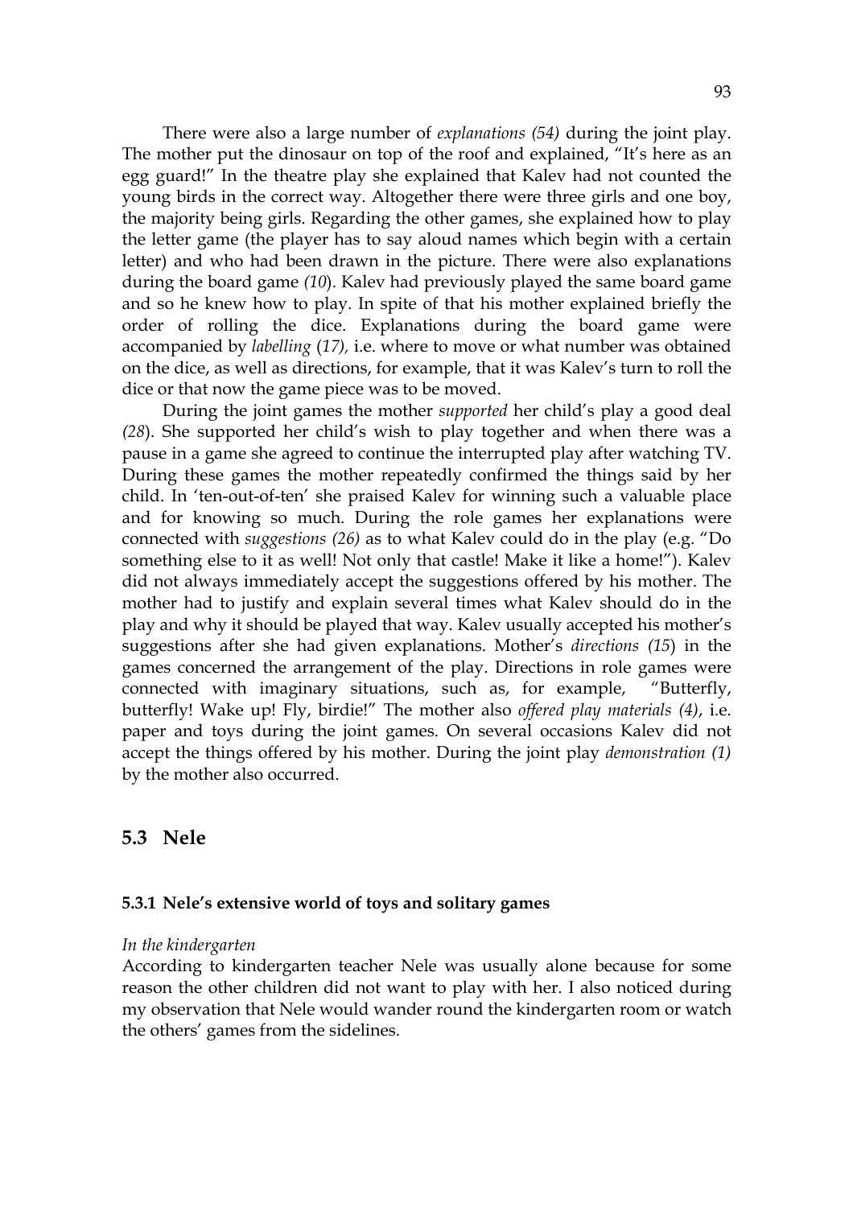There were also a large number of *explanations (54)* during the joint play. The mother put the dinosaur on top of the roof and explained, "It's here as an egg guard!" In the theatre play she explained that Kalev had not counted the young birds in the correct way. Altogether there were three girls and one boy, the majority being girls. Regarding the other games, she explained how to play the letter game (the player has to say aloud names which begin with a certain letter) and who had been drawn in the picture. There were also explanations during the board game *(10*). Kalev had previously played the same board game and so he knew how to play. In spite of that his mother explained briefly the order of rolling the dice. Explanations during the board game were accompanied by *labelling* (*17),* i.e. where to move or what number was obtained on the dice, as well as directions, for example, that it was Kalev's turn to roll the dice or that now the game piece was to be moved.

During the joint games the mother *supported* her child's play a good deal *(28*). She supported her child's wish to play together and when there was a pause in a game she agreed to continue the interrupted play after watching TV. During these games the mother repeatedly confirmed the things said by her child. In 'ten-out-of-ten' she praised Kalev for winning such a valuable place and for knowing so much. During the role games her explanations were connected with *suggestions (26)* as to what Kalev could do in the play (e.g. "Do something else to it as well! Not only that castle! Make it like a home!"). Kalev did not always immediately accept the suggestions offered by his mother. The mother had to justify and explain several times what Kalev should do in the play and why it should be played that way. Kalev usually accepted his mother's suggestions after she had given explanations. Mother's *directions (15*) in the games concerned the arrangement of the play. Directions in role games were connected with imaginary situations, such as, for example, "Butterfly, butterfly! Wake up! Fly, birdie!" The mother also *offered play materials (4)*, i.e. paper and toys during the joint games. On several occasions Kalev did not accept the things offered by his mother. During the joint play *demonstration (1)* by the mother also occurred.

## 5.3 Nele

### 5.3.1 Nele's extensive world of toys and solitary games

*In the kindergarten*

According to kindergarten teacher Nele was usually alone because for some reason the other children did not want to play with her. I also noticed during my observation that Nele would wander round the kindergarten room or watch the others' games from the sidelines.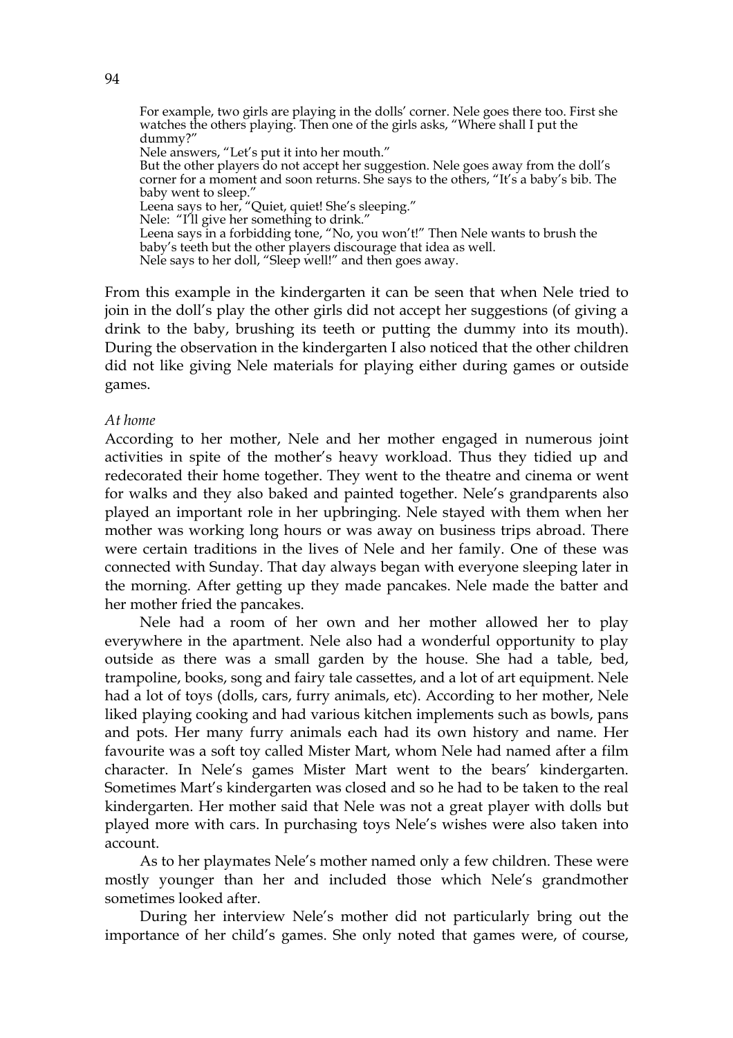> For example, two girls are playing in the dolls' corner. Nele goes there too. First she watches the others playing. Then one of the girls asks, "Where shall I put the dummy?"
> Nele answers, "Let's put it into her mouth."
> But the other players do not accept her suggestion. Nele goes away from the doll's corner for a moment and soon returns. She says to the others, "It's a baby's bib. The baby went to sleep."
> Leena says to her, "Quiet, quiet! She's sleeping."
> Nele: "I'll give her something to drink."
> Leena says in a forbidding tone, "No, you won't!" Then Nele wants to brush the baby's teeth but the other players discourage that idea as well.
> Nele says to her doll, "Sleep well!" and then goes away.

From this example in the kindergarten it can be seen that when Nele tried to join in the doll's play the other girls did not accept her suggestions (of giving a drink to the baby, brushing its teeth or putting the dummy into its mouth). During the observation in the kindergarten I also noticed that the other children did not like giving Nele materials for playing either during games or outside games.

*At home*

According to her mother, Nele and her mother engaged in numerous joint activities in spite of the mother's heavy workload. Thus they tidied up and redecorated their home together. They went to the theatre and cinema or went for walks and they also baked and painted together. Nele's grandparents also played an important role in her upbringing. Nele stayed with them when her mother was working long hours or was away on business trips abroad. There were certain traditions in the lives of Nele and her family. One of these was connected with Sunday. That day always began with everyone sleeping later in the morning. After getting up they made pancakes. Nele made the batter and her mother fried the pancakes.

Nele had a room of her own and her mother allowed her to play everywhere in the apartment. Nele also had a wonderful opportunity to play outside as there was a small garden by the house. She had a table, bed, trampoline, books, song and fairy tale cassettes, and a lot of art equipment. Nele had a lot of toys (dolls, cars, furry animals, etc). According to her mother, Nele liked playing cooking and had various kitchen implements such as bowls, pans and pots. Her many furry animals each had its own history and name. Her favourite was a soft toy called Mister Mart, whom Nele had named after a film character. In Nele's games Mister Mart went to the bears' kindergarten. Sometimes Mart's kindergarten was closed and so he had to be taken to the real kindergarten. Her mother said that Nele was not a great player with dolls but played more with cars. In purchasing toys Nele's wishes were also taken into account.

As to her playmates Nele's mother named only a few children. These were mostly younger than her and included those which Nele's grandmother sometimes looked after.

During her interview Nele's mother did not particularly bring out the importance of her child's games. She only noted that games were, of course,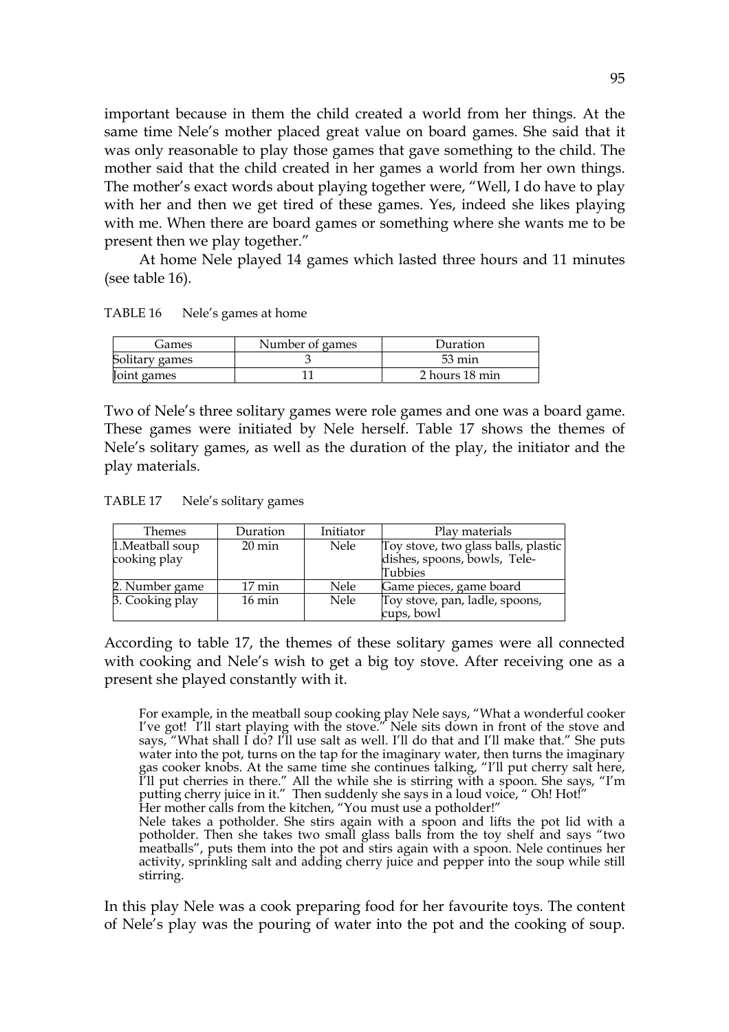important because in them the child created a world from her things. At the same time Nele's mother placed great value on board games. She said that it was only reasonable to play those games that gave something to the child. The mother said that the child created in her games a world from her own things. The mother's exact words about playing together were, "Well, I do have to play with her and then we get tired of these games. Yes, indeed she likes playing with me. When there are board games or something where she wants me to be present then we play together."

At home Nele played 14 games which lasted three hours and 11 minutes (see table 16).

TABLE 16 Nele's games at home

| Games | Number of games | Duration |
|---|---|---|
| Solitary games | 3 | 53 min |
| Joint games | 11 | 2 hours 18 min |

Two of Nele's three solitary games were role games and one was a board game. These games were initiated by Nele herself. Table 17 shows the themes of Nele's solitary games, as well as the duration of the play, the initiator and the play materials.

TABLE 17 Nele's solitary games

| Themes | Duration | Initiator | Play materials |
|---|---|---|---|
| 1.Meatball soup cooking play | 20 min | Nele | Toy stove, two glass balls, plastic dishes, spoons, bowls, Tele-Tubbies |
| 2. Number game | 17 min | Nele | Game pieces, game board |
| 3. Cooking play | 16 min | Nele | Toy stove, pan, ladle, spoons, cups, bowl |

According to table 17, the themes of these solitary games were all connected with cooking and Nele's wish to get a big toy stove. After receiving one as a present she played constantly with it.

> For example, in the meatball soup cooking play Nele says, "What a wonderful cooker I've got! I'll start playing with the stove." Nele sits down in front of the stove and says, "What shall I do? I'll use salt as well. I'll do that and I'll make that." She puts water into the pot, turns on the tap for the imaginary water, then turns the imaginary gas cooker knobs. At the same time she continues talking, "I'll put cherry salt here, I'll put cherries in there." All the while she is stirring with a spoon. She says, "I'm putting cherry juice in it." Then suddenly she says in a loud voice, " Oh! Hot!"
> Her mother calls from the kitchen, "You must use a potholder!"
> Nele takes a potholder. She stirs again with a spoon and lifts the pot lid with a potholder. Then she takes two small glass balls from the toy shelf and says "two meatballs", puts them into the pot and stirs again with a spoon. Nele continues her activity, sprinkling salt and adding cherry juice and pepper into the soup while still stirring.

In this play Nele was a cook preparing food for her favourite toys. The content of Nele's play was the pouring of water into the pot and the cooking of soup.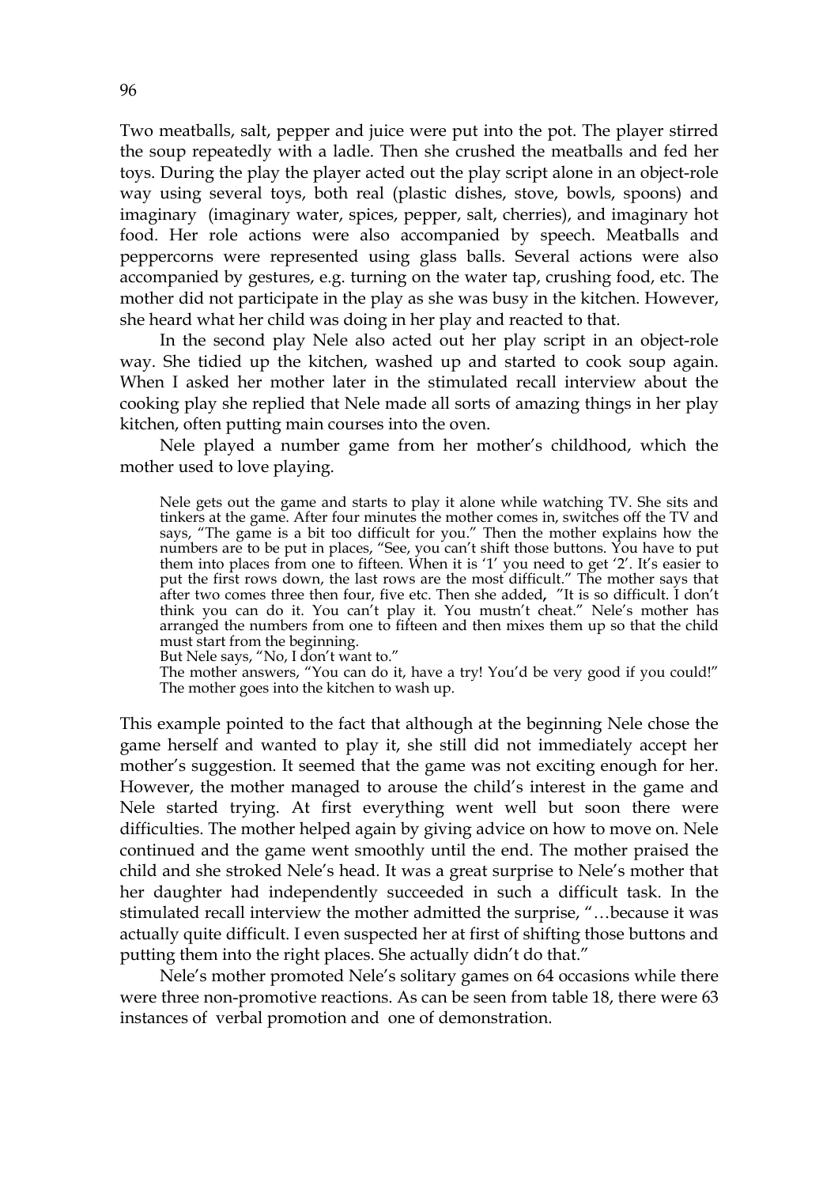Two meatballs, salt, pepper and juice were put into the pot. The player stirred the soup repeatedly with a ladle. Then she crushed the meatballs and fed her toys. During the play the player acted out the play script alone in an object-role way using several toys, both real (plastic dishes, stove, bowls, spoons) and imaginary (imaginary water, spices, pepper, salt, cherries), and imaginary hot food. Her role actions were also accompanied by speech. Meatballs and peppercorns were represented using glass balls. Several actions were also accompanied by gestures, e.g. turning on the water tap, crushing food, etc. The mother did not participate in the play as she was busy in the kitchen. However, she heard what her child was doing in her play and reacted to that.

In the second play Nele also acted out her play script in an object-role way. She tidied up the kitchen, washed up and started to cook soup again. When I asked her mother later in the stimulated recall interview about the cooking play she replied that Nele made all sorts of amazing things in her play kitchen, often putting main courses into the oven.

Nele played a number game from her mother's childhood, which the mother used to love playing.

> Nele gets out the game and starts to play it alone while watching TV. She sits and tinkers at the game. After four minutes the mother comes in, switches off the TV and says, "The game is a bit too difficult for you." Then the mother explains how the numbers are to be put in places, "See, you can't shift those buttons. You have to put them into places from one to fifteen. When it is '1' you need to get '2'. It's easier to put the first rows down, the last rows are the most difficult." The mother says that after two comes three then four, five etc. Then she added, "It is so difficult. I don't think you can do it. You can't play it. You mustn't cheat." Nele's mother has arranged the numbers from one to fifteen and then mixes them up so that the child must start from the beginning.
> But Nele says, "No, I don't want to."
> The mother answers, "You can do it, have a try! You'd be very good if you could!" The mother goes into the kitchen to wash up.

This example pointed to the fact that although at the beginning Nele chose the game herself and wanted to play it, she still did not immediately accept her mother's suggestion. It seemed that the game was not exciting enough for her. However, the mother managed to arouse the child's interest in the game and Nele started trying. At first everything went well but soon there were difficulties. The mother helped again by giving advice on how to move on. Nele continued and the game went smoothly until the end. The mother praised the child and she stroked Nele's head. It was a great surprise to Nele's mother that her daughter had independently succeeded in such a difficult task. In the stimulated recall interview the mother admitted the surprise, "…because it was actually quite difficult. I even suspected her at first of shifting those buttons and putting them into the right places. She actually didn't do that."

Nele's mother promoted Nele's solitary games on 64 occasions while there were three non-promotive reactions. As can be seen from table 18, there were 63 instances of verbal promotion and one of demonstration.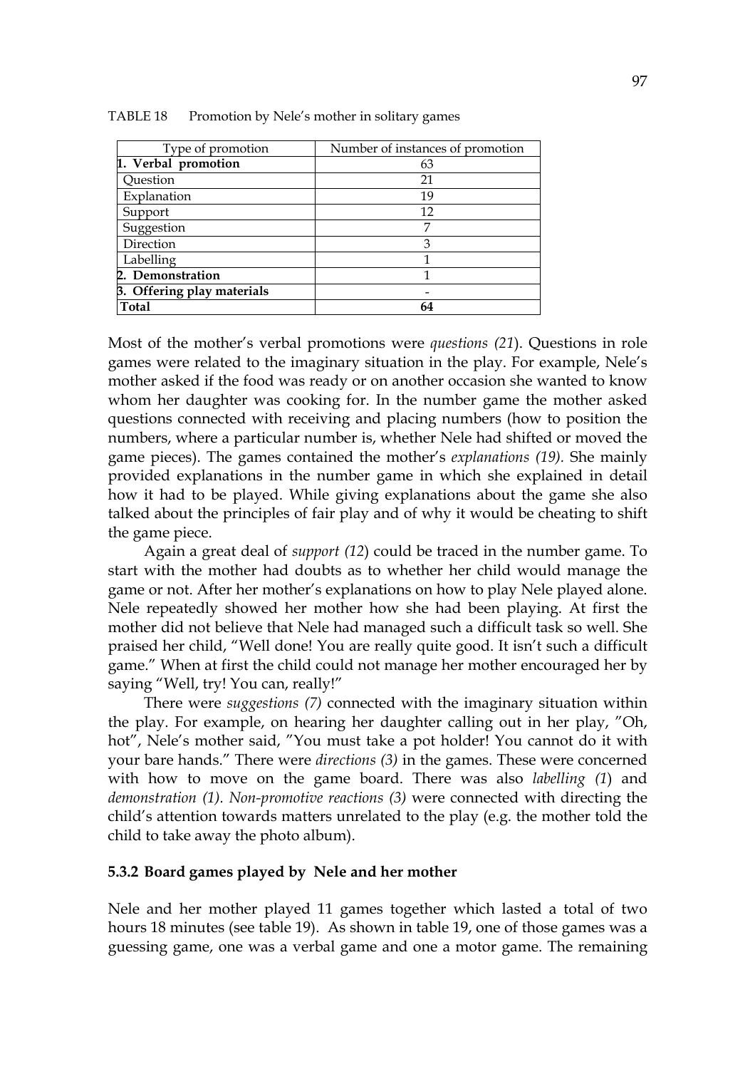TABLE 18 Promotion by Nele's mother in solitary games

| Type of promotion | Number of instances of promotion |
|---|---|
| **1. Verbal promotion** | 63 |
| Question | 21 |
| Explanation | 19 |
| Support | 12 |
| Suggestion | 7 |
| Direction | 3 |
| Labelling | 1 |
| **2. Demonstration** | 1 |
| **3. Offering play materials** | - |
| **Total** | **64** |

Most of the mother's verbal promotions were *questions (21*). Questions in role games were related to the imaginary situation in the play. For example, Nele's mother asked if the food was ready or on another occasion she wanted to know whom her daughter was cooking for. In the number game the mother asked questions connected with receiving and placing numbers (how to position the numbers, where a particular number is, whether Nele had shifted or moved the game pieces). The games contained the mother's *explanations (19).* She mainly provided explanations in the number game in which she explained in detail how it had to be played. While giving explanations about the game she also talked about the principles of fair play and of why it would be cheating to shift the game piece.

Again a great deal of *support (12*) could be traced in the number game. To start with the mother had doubts as to whether her child would manage the game or not. After her mother's explanations on how to play Nele played alone. Nele repeatedly showed her mother how she had been playing. At first the mother did not believe that Nele had managed such a difficult task so well. She praised her child, "Well done! You are really quite good. It isn't such a difficult game." When at first the child could not manage her mother encouraged her by saying "Well, try! You can, really!"

There were *suggestions (7)* connected with the imaginary situation within the play. For example, on hearing her daughter calling out in her play, "Oh, hot", Nele's mother said, "You must take a pot holder! You cannot do it with your bare hands." There were *directions (3)* in the games. These were concerned with how to move on the game board. There was also *labelling (1*) and *demonstration (1)*. *Non-promotive reactions (3)* were connected with directing the child's attention towards matters unrelated to the play (e.g. the mother told the child to take away the photo album).

### 5.3.2 Board games played by Nele and her mother

Nele and her mother played 11 games together which lasted a total of two hours 18 minutes (see table 19). As shown in table 19, one of those games was a guessing game, one was a verbal game and one a motor game. The remaining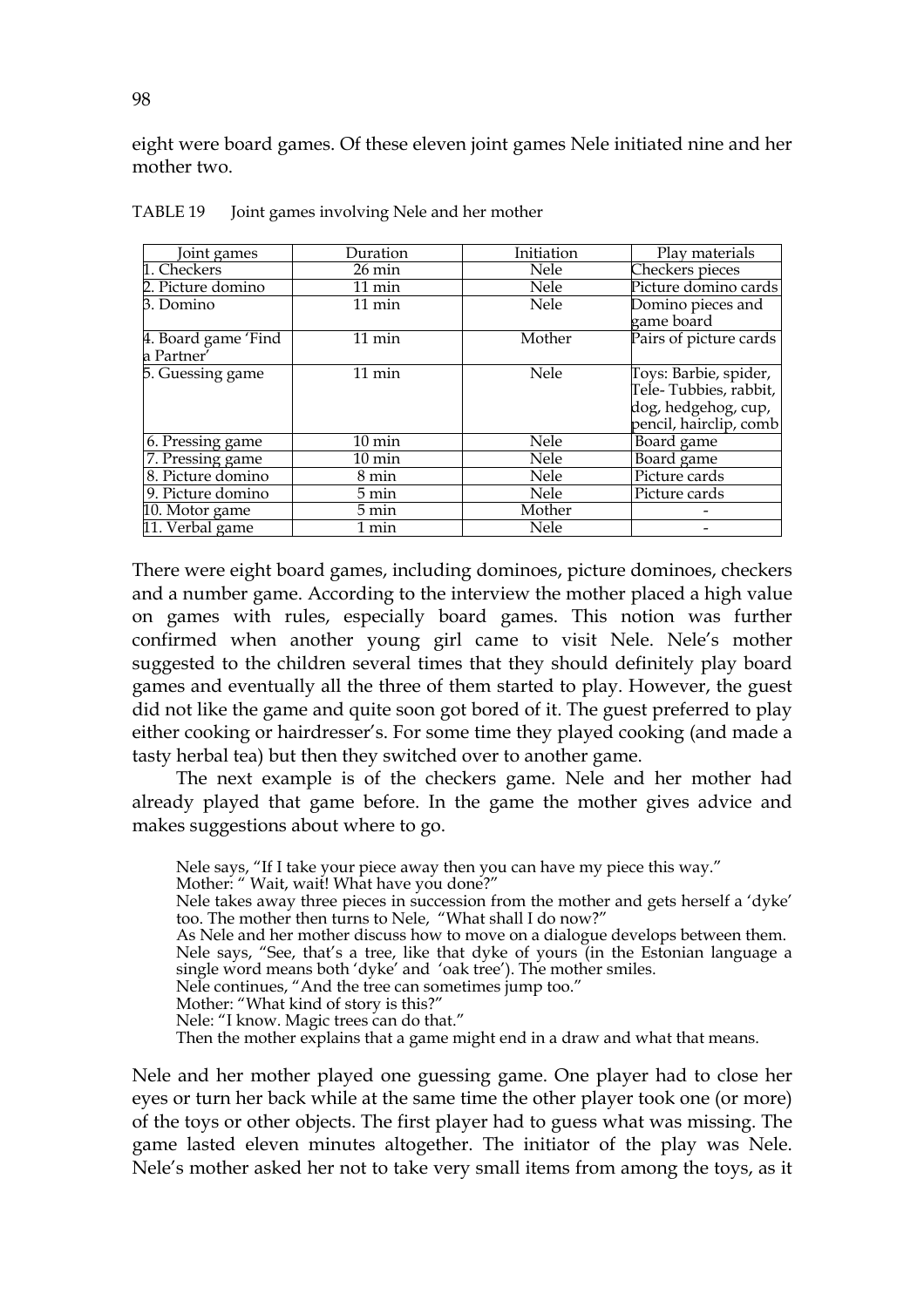eight were board games. Of these eleven joint games Nele initiated nine and her mother two.

TABLE 19 Joint games involving Nele and her mother

| Joint games | Duration | Initiation | Play materials |
|---|---|---|---|
| 1. Checkers | 26 min | Nele | Checkers pieces |
| 2. Picture domino | 11 min | Nele | Picture domino cards |
| 3. Domino | 11 min | Nele | Domino pieces and game board |
| 4. Board game 'Find a Partner' | 11 min | Mother | Pairs of picture cards |
| 5. Guessing game | 11 min | Nele | Toys: Barbie, spider, Tele- Tubbies, rabbit, dog, hedgehog, cup, pencil, hairclip, comb |
| 6. Pressing game | 10 min | Nele | Board game |
| 7. Pressing game | 10 min | Nele | Board game |
| 8. Picture domino | 8 min | Nele | Picture cards |
| 9. Picture domino | 5 min | Nele | Picture cards |
| 10. Motor game | 5 min | Mother | - |
| 11. Verbal game | 1 min | Nele | - |

There were eight board games, including dominoes, picture dominoes, checkers and a number game. According to the interview the mother placed a high value on games with rules, especially board games. This notion was further confirmed when another young girl came to visit Nele. Nele's mother suggested to the children several times that they should definitely play board games and eventually all the three of them started to play. However, the guest did not like the game and quite soon got bored of it. The guest preferred to play either cooking or hairdresser's. For some time they played cooking (and made a tasty herbal tea) but then they switched over to another game.

The next example is of the checkers game. Nele and her mother had already played that game before. In the game the mother gives advice and makes suggestions about where to go.

> Nele says, "If I take your piece away then you can have my piece this way."
> Mother: " Wait, wait! What have you done?"
> Nele takes away three pieces in succession from the mother and gets herself a 'dyke' too. The mother then turns to Nele, "What shall I do now?"
> As Nele and her mother discuss how to move on a dialogue develops between them. Nele says, "See, that's a tree, like that dyke of yours (in the Estonian language a single word means both 'dyke' and 'oak tree'). The mother smiles.
> Nele continues, "And the tree can sometimes jump too."
> Mother: "What kind of story is this?"
> Nele: "I know. Magic trees can do that."
> Then the mother explains that a game might end in a draw and what that means.

Nele and her mother played one guessing game. One player had to close her eyes or turn her back while at the same time the other player took one (or more) of the toys or other objects. The first player had to guess what was missing. The game lasted eleven minutes altogether. The initiator of the play was Nele. Nele's mother asked her not to take very small items from among the toys, as it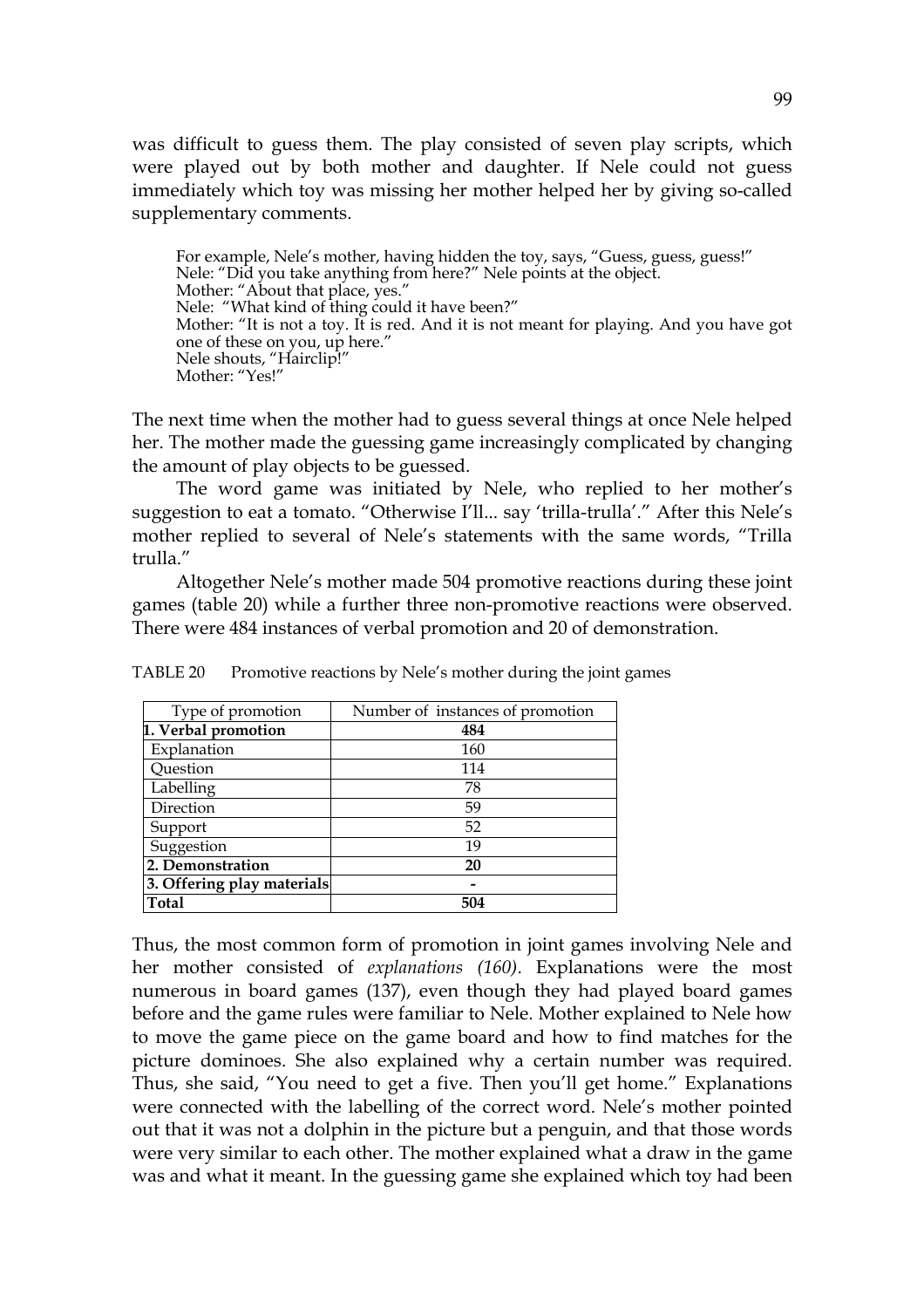was difficult to guess them. The play consisted of seven play scripts, which were played out by both mother and daughter. If Nele could not guess immediately which toy was missing her mother helped her by giving so-called supplementary comments.

> For example, Nele's mother, having hidden the toy, says, "Guess, guess, guess!"
> Nele: "Did you take anything from here?" Nele points at the object.
> Mother: "About that place, yes."
> Nele: "What kind of thing could it have been?"
> Mother: "It is not a toy. It is red. And it is not meant for playing. And you have got one of these on you, up here."
> Nele shouts, "Hairclip!"
> Mother: "Yes!"

The next time when the mother had to guess several things at once Nele helped her. The mother made the guessing game increasingly complicated by changing the amount of play objects to be guessed.

The word game was initiated by Nele, who replied to her mother's suggestion to eat a tomato. "Otherwise I'll... say 'trilla-trulla'." After this Nele's mother replied to several of Nele's statements with the same words, "Trilla trulla."

Altogether Nele's mother made 504 promotive reactions during these joint games (table 20) while a further three non-promotive reactions were observed. There were 484 instances of verbal promotion and 20 of demonstration.

TABLE 20 Promotive reactions by Nele's mother during the joint games

| Type of promotion | Number of instances of promotion |
|---|---|
| **1. Verbal promotion** | **484** |
| Explanation | 160 |
| Question | 114 |
| Labelling | 78 |
| Direction | 59 |
| Support | 52 |
| Suggestion | 19 |
| **2. Demonstration** | **20** |
| **3. Offering play materials** | **-** |
| **Total** | **504** |

Thus, the most common form of promotion in joint games involving Nele and her mother consisted of *explanations (160)*. Explanations were the most numerous in board games (137), even though they had played board games before and the game rules were familiar to Nele. Mother explained to Nele how to move the game piece on the game board and how to find matches for the picture dominoes. She also explained why a certain number was required. Thus, she said, "You need to get a five. Then you'll get home." Explanations were connected with the labelling of the correct word. Nele's mother pointed out that it was not a dolphin in the picture but a penguin, and that those words were very similar to each other. The mother explained what a draw in the game was and what it meant. In the guessing game she explained which toy had been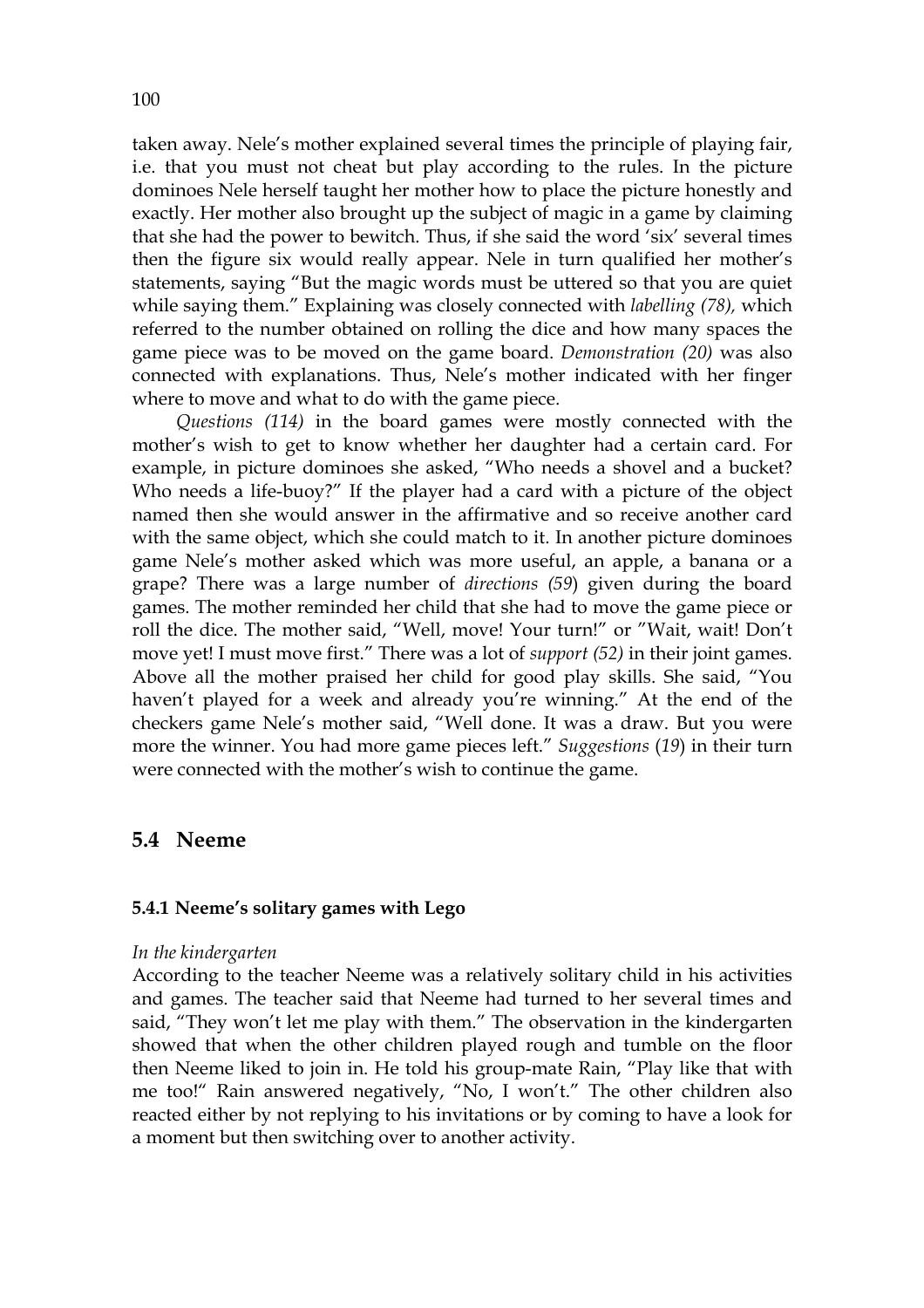taken away. Nele's mother explained several times the principle of playing fair, i.e. that you must not cheat but play according to the rules. In the picture dominoes Nele herself taught her mother how to place the picture honestly and exactly. Her mother also brought up the subject of magic in a game by claiming that she had the power to bewitch. Thus, if she said the word 'six' several times then the figure six would really appear. Nele in turn qualified her mother's statements, saying "But the magic words must be uttered so that you are quiet while saying them." Explaining was closely connected with *labelling (78),* which referred to the number obtained on rolling the dice and how many spaces the game piece was to be moved on the game board. *Demonstration (20)* was also connected with explanations. Thus, Nele's mother indicated with her finger where to move and what to do with the game piece.

*Questions (114)* in the board games were mostly connected with the mother's wish to get to know whether her daughter had a certain card. For example, in picture dominoes she asked, "Who needs a shovel and a bucket? Who needs a life-buoy?" If the player had a card with a picture of the object named then she would answer in the affirmative and so receive another card with the same object, which she could match to it. In another picture dominoes game Nele's mother asked which was more useful, an apple, a banana or a grape? There was a large number of *directions (59*) given during the board games. The mother reminded her child that she had to move the game piece or roll the dice. The mother said, "Well, move! Your turn!" or "Wait, wait! Don't move yet! I must move first." There was a lot of *support (52)* in their joint games. Above all the mother praised her child for good play skills. She said, "You haven't played for a week and already you're winning." At the end of the checkers game Nele's mother said, "Well done. It was a draw. But you were more the winner. You had more game pieces left." *Suggestions* (*19*) in their turn were connected with the mother's wish to continue the game.

## 5.4 Neeme

### 5.4.1 Neeme's solitary games with Lego

*In the kindergarten*

According to the teacher Neeme was a relatively solitary child in his activities and games. The teacher said that Neeme had turned to her several times and said, "They won't let me play with them." The observation in the kindergarten showed that when the other children played rough and tumble on the floor then Neeme liked to join in. He told his group-mate Rain, "Play like that with me too!" Rain answered negatively, "No, I won't." The other children also reacted either by not replying to his invitations or by coming to have a look for a moment but then switching over to another activity.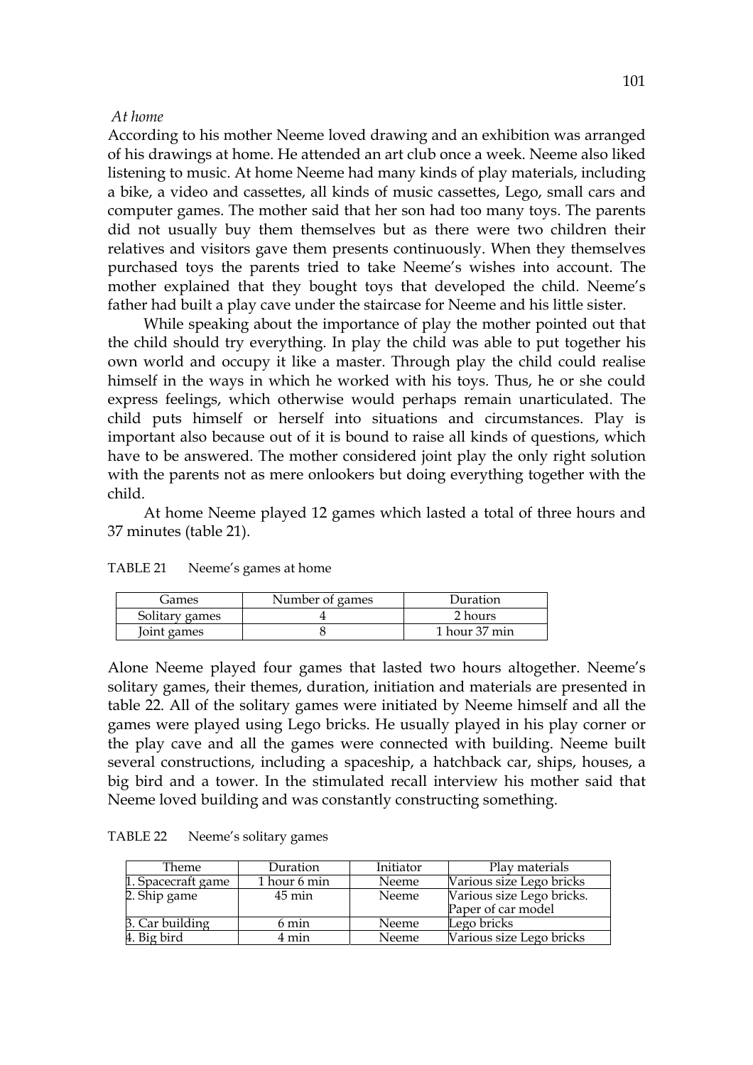*At home*

According to his mother Neeme loved drawing and an exhibition was arranged of his drawings at home. He attended an art club once a week. Neeme also liked listening to music. At home Neeme had many kinds of play materials, including a bike, a video and cassettes, all kinds of music cassettes, Lego, small cars and computer games. The mother said that her son had too many toys. The parents did not usually buy them themselves but as there were two children their relatives and visitors gave them presents continuously. When they themselves purchased toys the parents tried to take Neeme's wishes into account. The mother explained that they bought toys that developed the child. Neeme's father had built a play cave under the staircase for Neeme and his little sister.

While speaking about the importance of play the mother pointed out that the child should try everything. In play the child was able to put together his own world and occupy it like a master. Through play the child could realise himself in the ways in which he worked with his toys. Thus, he or she could express feelings, which otherwise would perhaps remain unarticulated. The child puts himself or herself into situations and circumstances. Play is important also because out of it is bound to raise all kinds of questions, which have to be answered. The mother considered joint play the only right solution with the parents not as mere onlookers but doing everything together with the child.

At home Neeme played 12 games which lasted a total of three hours and 37 minutes (table 21).

TABLE 21 Neeme's games at home

| Games | Number of games | Duration |
|---|---|---|
| Solitary games | 4 | 2 hours |
| Joint games | 8 | 1 hour 37 min |

Alone Neeme played four games that lasted two hours altogether. Neeme's solitary games, their themes, duration, initiation and materials are presented in table 22. All of the solitary games were initiated by Neeme himself and all the games were played using Lego bricks. He usually played in his play corner or the play cave and all the games were connected with building. Neeme built several constructions, including a spaceship, a hatchback car, ships, houses, a big bird and a tower. In the stimulated recall interview his mother said that Neeme loved building and was constantly constructing something.

TABLE 22 Neeme's solitary games

| Theme | Duration | Initiator | Play materials |
|---|---|---|---|
| 1. Spacecraft game | 1 hour 6 min | Neeme | Various size Lego bricks |
| 2. Ship game | 45 min | Neeme | Various size Lego bricks. Paper of car model |
| 3. Car building | 6 min | Neeme | Lego bricks |
| 4. Big bird | 4 min | Neeme | Various size Lego bricks |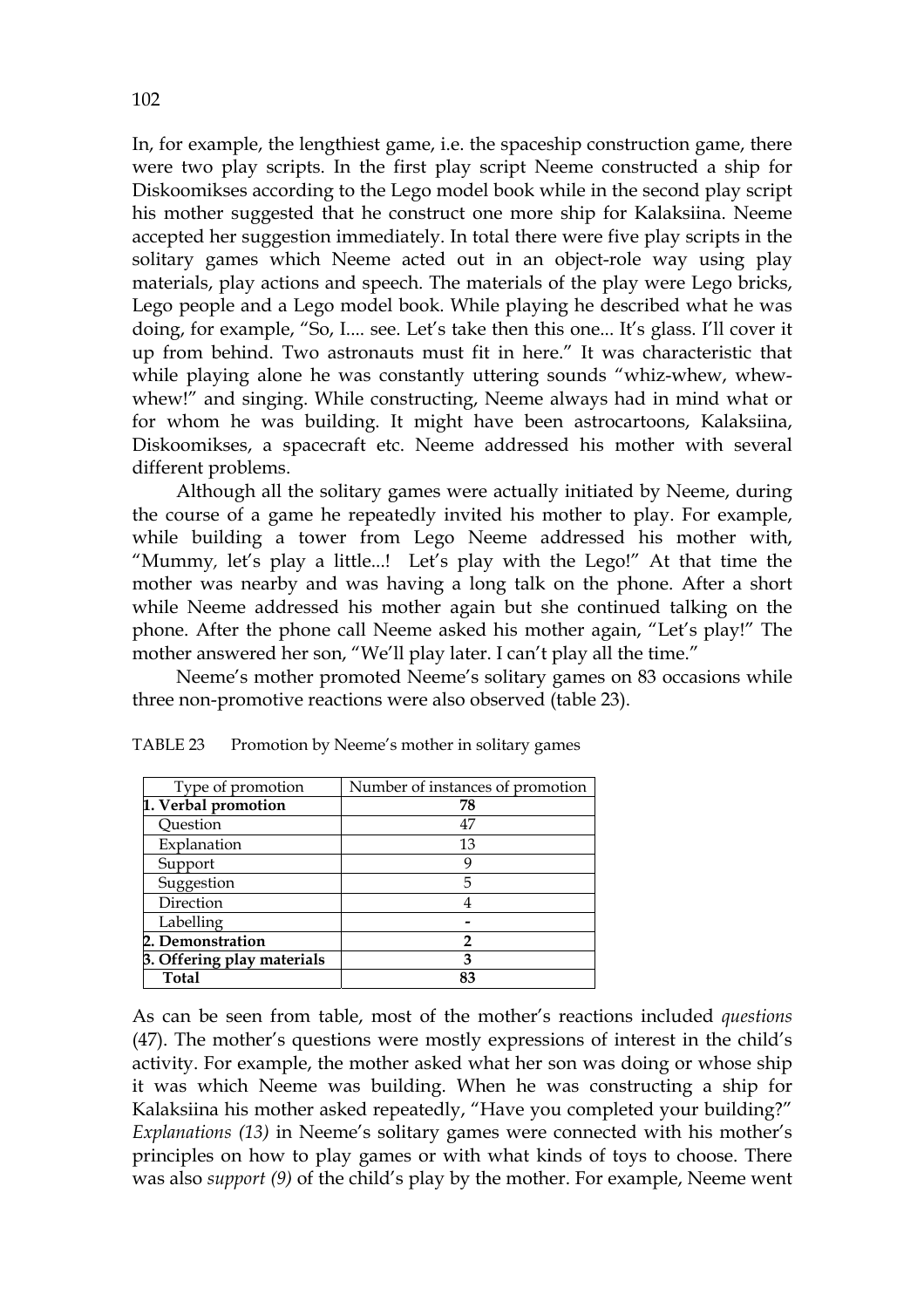In, for example, the lengthiest game, i.e. the spaceship construction game, there were two play scripts. In the first play script Neeme constructed a ship for Diskoomikses according to the Lego model book while in the second play script his mother suggested that he construct one more ship for Kalaksiina. Neeme accepted her suggestion immediately. In total there were five play scripts in the solitary games which Neeme acted out in an object-role way using play materials, play actions and speech. The materials of the play were Lego bricks, Lego people and a Lego model book. While playing he described what he was doing, for example, "So, I.... see. Let's take then this one... It's glass. I'll cover it up from behind. Two astronauts must fit in here." It was characteristic that while playing alone he was constantly uttering sounds "whiz-whew, whew-whew!" and singing. While constructing, Neeme always had in mind what or for whom he was building. It might have been astrocartoons, Kalaksiina, Diskoomikses, a spacecraft etc. Neeme addressed his mother with several different problems.

Although all the solitary games were actually initiated by Neeme, during the course of a game he repeatedly invited his mother to play. For example, while building a tower from Lego Neeme addressed his mother with, "Mummy, let's play a little...! Let's play with the Lego!" At that time the mother was nearby and was having a long talk on the phone. After a short while Neeme addressed his mother again but she continued talking on the phone. After the phone call Neeme asked his mother again, "Let's play!" The mother answered her son, "We'll play later. I can't play all the time."

Neeme's mother promoted Neeme's solitary games on 83 occasions while three non-promotive reactions were also observed (table 23).

TABLE 23 Promotion by Neeme's mother in solitary games

| Type of promotion | Number of instances of promotion |
|---|---|
| **1. Verbal promotion** | **78** |
| Question | 47 |
| Explanation | 13 |
| Support | 9 |
| Suggestion | 5 |
| Direction | 4 |
| Labelling | - |
| **2. Demonstration** | **2** |
| **3. Offering play materials** | **3** |
| **Total** | **83** |

As can be seen from table, most of the mother's reactions included *questions* (47). The mother's questions were mostly expressions of interest in the child's activity. For example, the mother asked what her son was doing or whose ship it was which Neeme was building. When he was constructing a ship for Kalaksiina his mother asked repeatedly, "Have you completed your building?" *Explanations (13)* in Neeme's solitary games were connected with his mother's principles on how to play games or with what kinds of toys to choose. There was also *support (9)* of the child's play by the mother. For example, Neeme went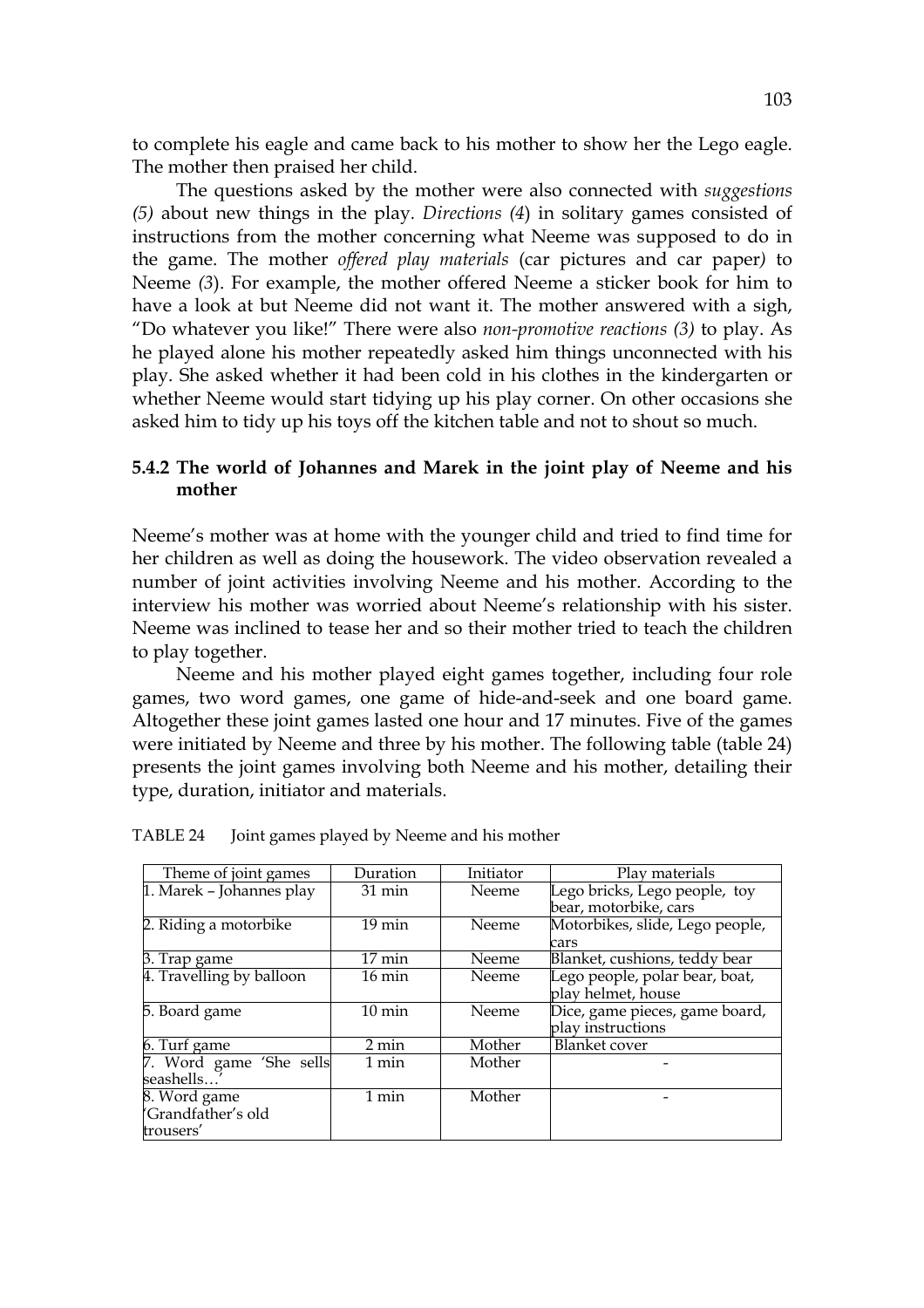to complete his eagle and came back to his mother to show her the Lego eagle. The mother then praised her child.

The questions asked by the mother were also connected with *suggestions (5)* about new things in the play. *Directions (4*) in solitary games consisted of instructions from the mother concerning what Neeme was supposed to do in the game. The mother *offered play materials* (car pictures and car paper*)* to Neeme *(3*). For example, the mother offered Neeme a sticker book for him to have a look at but Neeme did not want it. The mother answered with a sigh, "Do whatever you like!" There were also *non-promotive reactions (3)* to play. As he played alone his mother repeatedly asked him things unconnected with his play. She asked whether it had been cold in his clothes in the kindergarten or whether Neeme would start tidying up his play corner. On other occasions she asked him to tidy up his toys off the kitchen table and not to shout so much.

### 5.4.2 The world of Johannes and Marek in the joint play of Neeme and his mother

Neeme's mother was at home with the younger child and tried to find time for her children as well as doing the housework. The video observation revealed a number of joint activities involving Neeme and his mother. According to the interview his mother was worried about Neeme's relationship with his sister. Neeme was inclined to tease her and so their mother tried to teach the children to play together.

Neeme and his mother played eight games together, including four role games, two word games, one game of hide-and-seek and one board game. Altogether these joint games lasted one hour and 17 minutes. Five of the games were initiated by Neeme and three by his mother. The following table (table 24) presents the joint games involving both Neeme and his mother, detailing their type, duration, initiator and materials.

TABLE 24 Joint games played by Neeme and his mother

| Theme of joint games | Duration | Initiator | Play materials |
|---|---|---|---|
| 1. Marek – Johannes play | 31 min | Neeme | Lego bricks, Lego people, toy bear, motorbike, cars |
| 2. Riding a motorbike | 19 min | Neeme | Motorbikes, slide, Lego people, cars |
| 3. Trap game | 17 min | Neeme | Blanket, cushions, teddy bear |
| 4. Travelling by balloon | 16 min | Neeme | Lego people, polar bear, boat, play helmet, house |
| 5. Board game | 10 min | Neeme | Dice, game pieces, game board, play instructions |
| 6. Turf game | 2 min | Mother | Blanket cover |
| 7. Word game 'She sells seashells…' | 1 min | Mother | - |
| 8. Word game 'Grandfather's old trousers' | 1 min | Mother | - |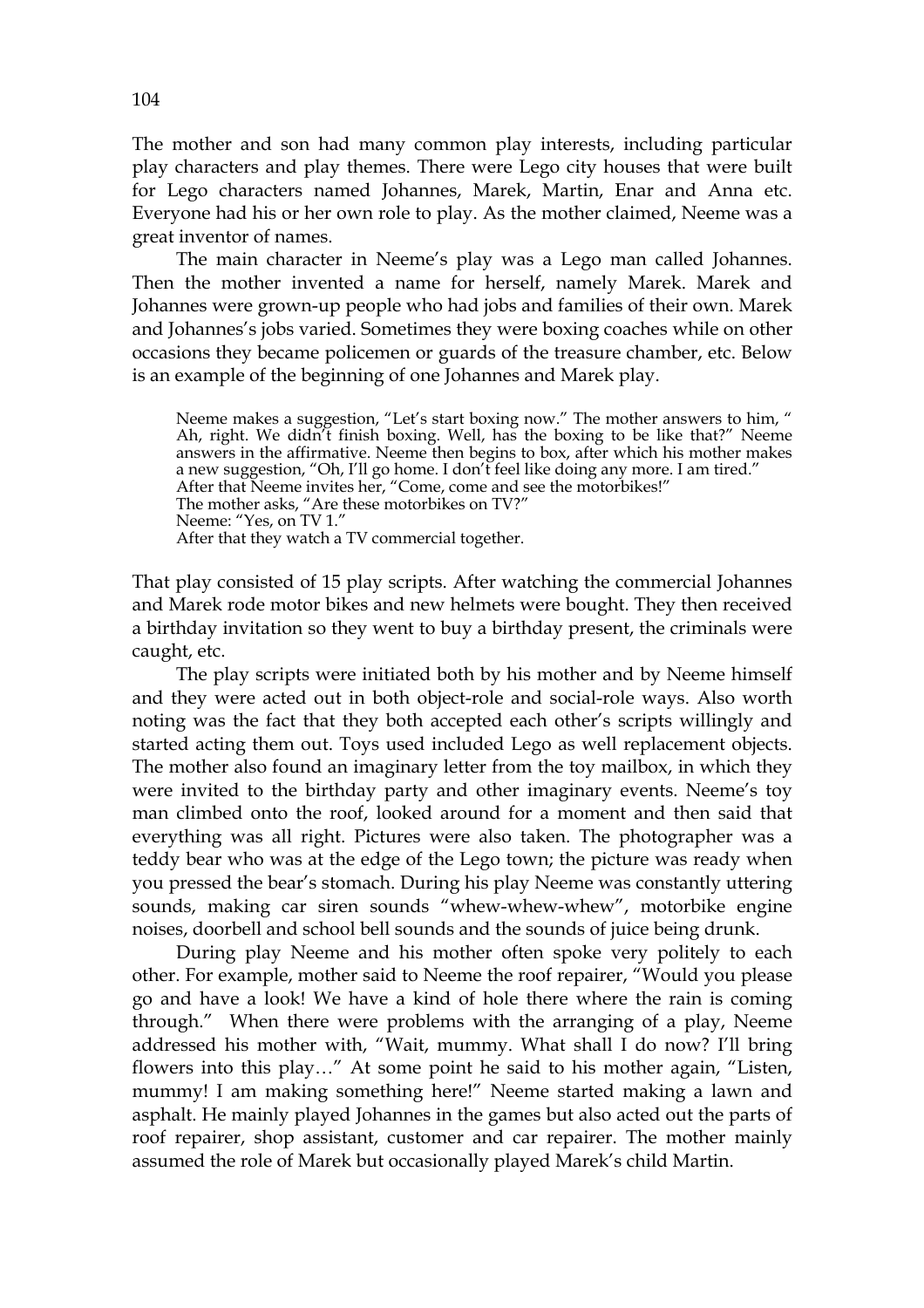The mother and son had many common play interests, including particular play characters and play themes. There were Lego city houses that were built for Lego characters named Johannes, Marek, Martin, Enar and Anna etc. Everyone had his or her own role to play. As the mother claimed, Neeme was a great inventor of names.

The main character in Neeme's play was a Lego man called Johannes. Then the mother invented a name for herself, namely Marek. Marek and Johannes were grown-up people who had jobs and families of their own. Marek and Johannes's jobs varied. Sometimes they were boxing coaches while on other occasions they became policemen or guards of the treasure chamber, etc. Below is an example of the beginning of one Johannes and Marek play.

> Neeme makes a suggestion, "Let's start boxing now." The mother answers to him, " Ah, right. We didn't finish boxing. Well, has the boxing to be like that?" Neeme answers in the affirmative. Neeme then begins to box, after which his mother makes a new suggestion, "Oh, I'll go home. I don't feel like doing any more. I am tired."
> After that Neeme invites her, "Come, come and see the motorbikes!"
> The mother asks, "Are these motorbikes on TV?"
> Neeme: "Yes, on TV 1."
> After that they watch a TV commercial together.

That play consisted of 15 play scripts. After watching the commercial Johannes and Marek rode motor bikes and new helmets were bought. They then received a birthday invitation so they went to buy a birthday present, the criminals were caught, etc.

The play scripts were initiated both by his mother and by Neeme himself and they were acted out in both object-role and social-role ways. Also worth noting was the fact that they both accepted each other's scripts willingly and started acting them out. Toys used included Lego as well replacement objects. The mother also found an imaginary letter from the toy mailbox, in which they were invited to the birthday party and other imaginary events. Neeme's toy man climbed onto the roof, looked around for a moment and then said that everything was all right. Pictures were also taken. The photographer was a teddy bear who was at the edge of the Lego town; the picture was ready when you pressed the bear's stomach. During his play Neeme was constantly uttering sounds, making car siren sounds "whew-whew-whew", motorbike engine noises, doorbell and school bell sounds and the sounds of juice being drunk.

During play Neeme and his mother often spoke very politely to each other. For example, mother said to Neeme the roof repairer, "Would you please go and have a look! We have a kind of hole there where the rain is coming through." When there were problems with the arranging of a play, Neeme addressed his mother with, "Wait, mummy. What shall I do now? I'll bring flowers into this play…" At some point he said to his mother again, "Listen, mummy! I am making something here!" Neeme started making a lawn and asphalt. He mainly played Johannes in the games but also acted out the parts of roof repairer, shop assistant, customer and car repairer. The mother mainly assumed the role of Marek but occasionally played Marek's child Martin.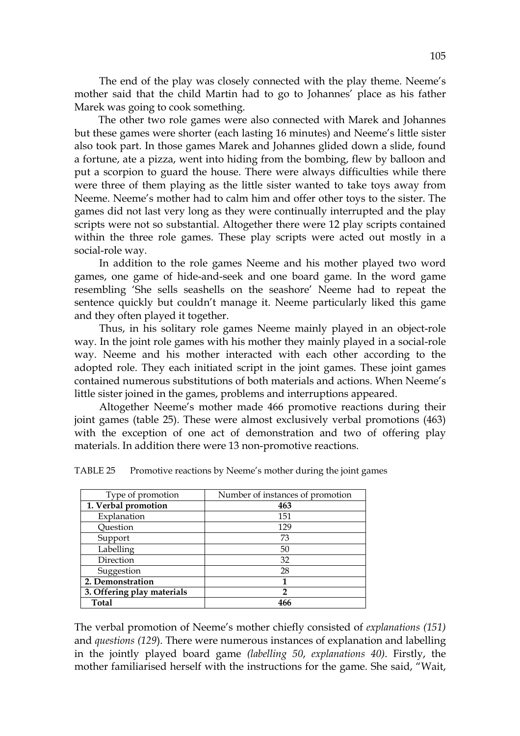The end of the play was closely connected with the play theme. Neeme's mother said that the child Martin had to go to Johannes' place as his father Marek was going to cook something.

The other two role games were also connected with Marek and Johannes but these games were shorter (each lasting 16 minutes) and Neeme's little sister also took part. In those games Marek and Johannes glided down a slide, found a fortune, ate a pizza, went into hiding from the bombing, flew by balloon and put a scorpion to guard the house. There were always difficulties while there were three of them playing as the little sister wanted to take toys away from Neeme. Neeme's mother had to calm him and offer other toys to the sister. The games did not last very long as they were continually interrupted and the play scripts were not so substantial. Altogether there were 12 play scripts contained within the three role games. These play scripts were acted out mostly in a social-role way.

In addition to the role games Neeme and his mother played two word games, one game of hide-and-seek and one board game. In the word game resembling 'She sells seashells on the seashore' Neeme had to repeat the sentence quickly but couldn't manage it. Neeme particularly liked this game and they often played it together.

Thus, in his solitary role games Neeme mainly played in an object-role way. In the joint role games with his mother they mainly played in a social-role way. Neeme and his mother interacted with each other according to the adopted role. They each initiated script in the joint games. These joint games contained numerous substitutions of both materials and actions. When Neeme's little sister joined in the games, problems and interruptions appeared.

Altogether Neeme's mother made 466 promotive reactions during their joint games (table 25). These were almost exclusively verbal promotions (463) with the exception of one act of demonstration and two of offering play materials. In addition there were 13 non-promotive reactions.

TABLE 25 Promotive reactions by Neeme's mother during the joint games

| Type of promotion | Number of instances of promotion |
|---|---|
| **1. Verbal promotion** | **463** |
| Explanation | 151 |
| Question | 129 |
| Support | 73 |
| Labelling | 50 |
| Direction | 32 |
| Suggestion | 28 |
| **2. Demonstration** | **1** |
| **3. Offering play materials** | **2** |
| **Total** | **466** |

The verbal promotion of Neeme's mother chiefly consisted of *explanations (151)* and *questions (129*). There were numerous instances of explanation and labelling in the jointly played board game *(labelling 50*, *explanations 40)*. Firstly, the mother familiarised herself with the instructions for the game. She said, "Wait,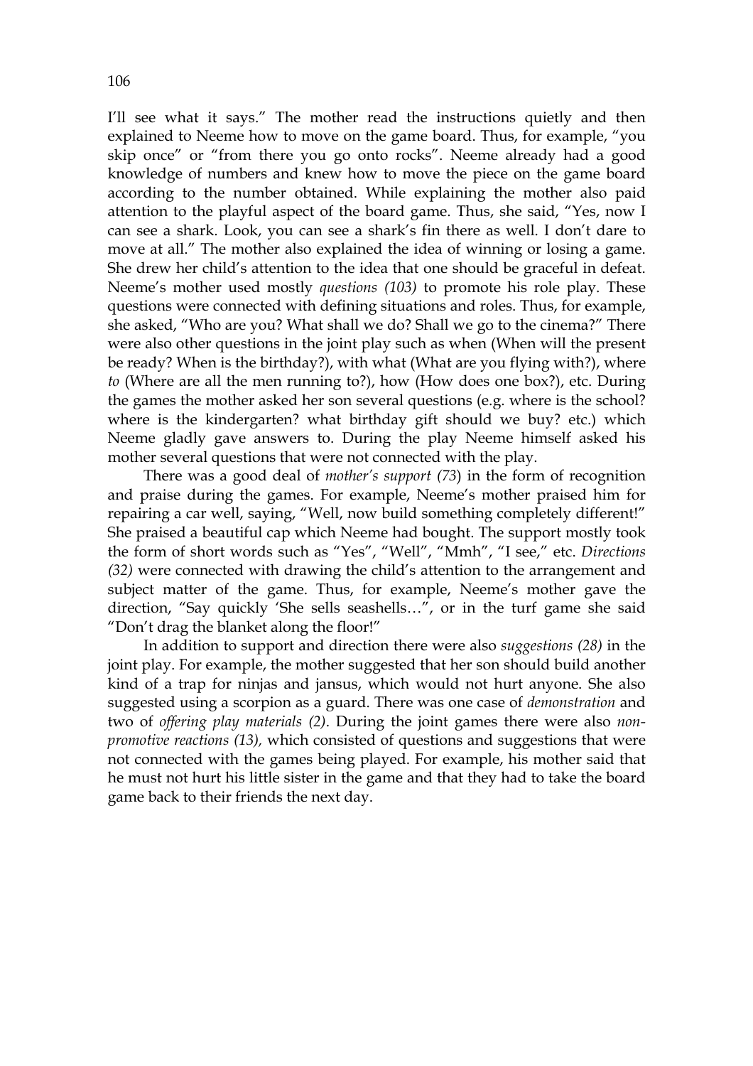I'll see what it says." The mother read the instructions quietly and then explained to Neeme how to move on the game board. Thus, for example, "you skip once" or "from there you go onto rocks". Neeme already had a good knowledge of numbers and knew how to move the piece on the game board according to the number obtained. While explaining the mother also paid attention to the playful aspect of the board game. Thus, she said, "Yes, now I can see a shark. Look, you can see a shark's fin there as well. I don't dare to move at all." The mother also explained the idea of winning or losing a game. She drew her child's attention to the idea that one should be graceful in defeat. Neeme's mother used mostly *questions (103)* to promote his role play. These questions were connected with defining situations and roles. Thus, for example, she asked, "Who are you? What shall we do? Shall we go to the cinema?" There were also other questions in the joint play such as when (When will the present be ready? When is the birthday?), with what (What are you flying with?), where *to* (Where are all the men running to?), how (How does one box?), etc. During the games the mother asked her son several questions (e.g. where is the school? where is the kindergarten? what birthday gift should we buy? etc.) which Neeme gladly gave answers to. During the play Neeme himself asked his mother several questions that were not connected with the play.

There was a good deal of *mother's support (73*) in the form of recognition and praise during the games. For example, Neeme's mother praised him for repairing a car well, saying, "Well, now build something completely different!" She praised a beautiful cap which Neeme had bought. The support mostly took the form of short words such as "Yes", "Well", "Mmh", "I see," etc. *Directions (32)* were connected with drawing the child's attention to the arrangement and subject matter of the game. Thus, for example, Neeme's mother gave the direction, "Say quickly 'She sells seashells…", or in the turf game she said "Don't drag the blanket along the floor!"

In addition to support and direction there were also *suggestions (28)* in the joint play. For example, the mother suggested that her son should build another kind of a trap for ninjas and jansus, which would not hurt anyone. She also suggested using a scorpion as a guard. There was one case of *demonstration* and two of *offering play materials (2)*. During the joint games there were also *non-promotive reactions (13),* which consisted of questions and suggestions that were not connected with the games being played. For example, his mother said that he must not hurt his little sister in the game and that they had to take the board game back to their friends the next day.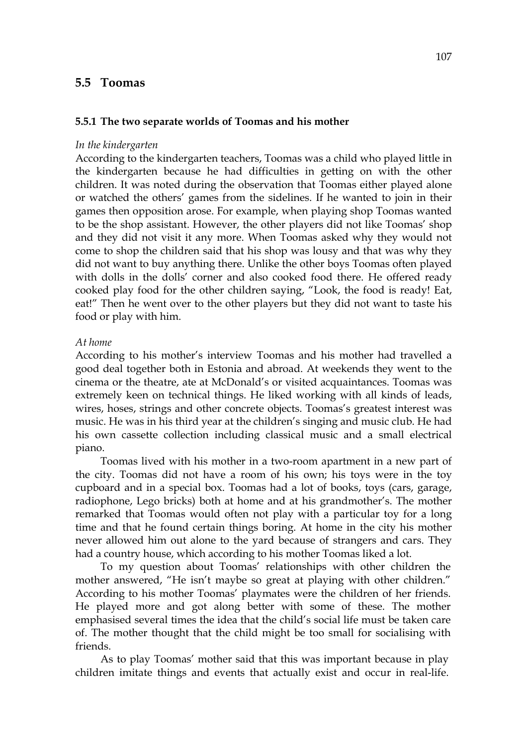## 5.5 Toomas

### 5.5.1 The two separate worlds of Toomas and his mother

*In the kindergarten*

According to the kindergarten teachers, Toomas was a child who played little in the kindergarten because he had difficulties in getting on with the other children. It was noted during the observation that Toomas either played alone or watched the others' games from the sidelines. If he wanted to join in their games then opposition arose. For example, when playing shop Toomas wanted to be the shop assistant. However, the other players did not like Toomas' shop and they did not visit it any more. When Toomas asked why they would not come to shop the children said that his shop was lousy and that was why they did not want to buy anything there. Unlike the other boys Toomas often played with dolls in the dolls' corner and also cooked food there. He offered ready cooked play food for the other children saying, "Look, the food is ready! Eat, eat!" Then he went over to the other players but they did not want to taste his food or play with him.

*At home*

According to his mother's interview Toomas and his mother had travelled a good deal together both in Estonia and abroad. At weekends they went to the cinema or the theatre, ate at McDonald's or visited acquaintances. Toomas was extremely keen on technical things. He liked working with all kinds of leads, wires, hoses, strings and other concrete objects. Toomas's greatest interest was music. He was in his third year at the children's singing and music club. He had his own cassette collection including classical music and a small electrical piano.

Toomas lived with his mother in a two-room apartment in a new part of the city. Toomas did not have a room of his own; his toys were in the toy cupboard and in a special box. Toomas had a lot of books, toys (cars, garage, radiophone, Lego bricks) both at home and at his grandmother's. The mother remarked that Toomas would often not play with a particular toy for a long time and that he found certain things boring. At home in the city his mother never allowed him out alone to the yard because of strangers and cars. They had a country house, which according to his mother Toomas liked a lot.

To my question about Toomas' relationships with other children the mother answered, "He isn't maybe so great at playing with other children." According to his mother Toomas' playmates were the children of her friends. He played more and got along better with some of these. The mother emphasised several times the idea that the child's social life must be taken care of. The mother thought that the child might be too small for socialising with friends.

As to play Toomas' mother said that this was important because in play children imitate things and events that actually exist and occur in real-life.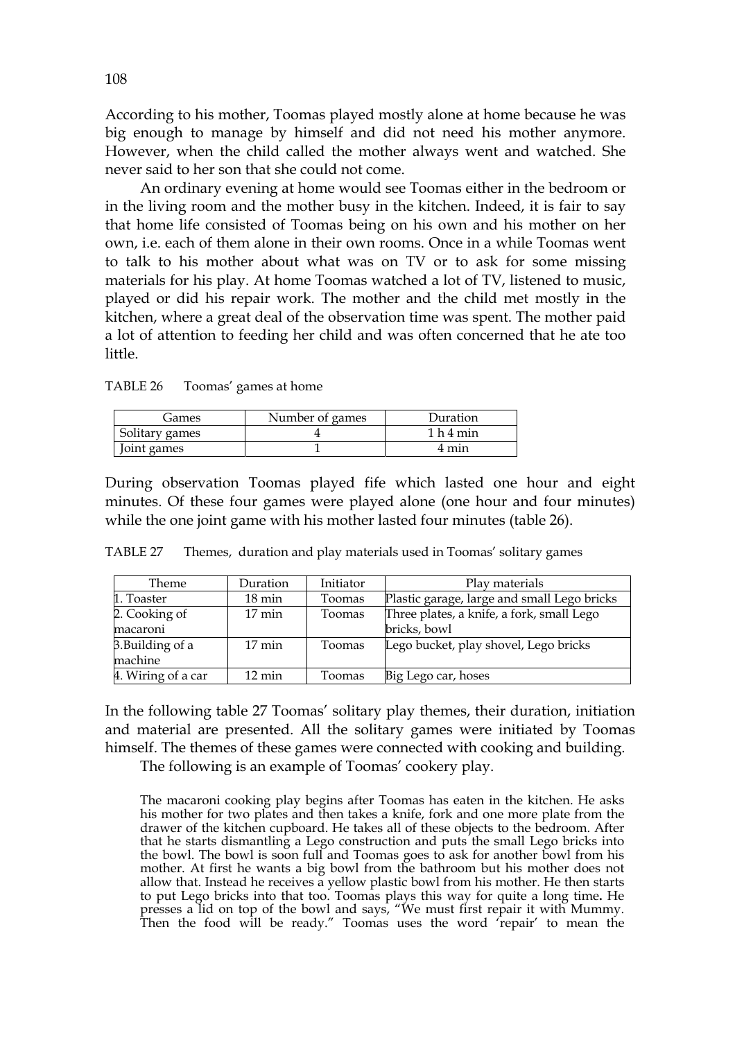According to his mother, Toomas played mostly alone at home because he was big enough to manage by himself and did not need his mother anymore. However, when the child called the mother always went and watched. She never said to her son that she could not come.

An ordinary evening at home would see Toomas either in the bedroom or in the living room and the mother busy in the kitchen. Indeed, it is fair to say that home life consisted of Toomas being on his own and his mother on her own, i.e. each of them alone in their own rooms. Once in a while Toomas went to talk to his mother about what was on TV or to ask for some missing materials for his play. At home Toomas watched a lot of TV, listened to music, played or did his repair work. The mother and the child met mostly in the kitchen, where a great deal of the observation time was spent. The mother paid a lot of attention to feeding her child and was often concerned that he ate too little.

TABLE 26 Toomas' games at home

| Games | Number of games | Duration |
|---|---|---|
| Solitary games | 4 | 1 h 4 min |
| Joint games | 1 | 4 min |

During observation Toomas played fife which lasted one hour and eight minutes. Of these four games were played alone (one hour and four minutes) while the one joint game with his mother lasted four minutes (table 26).

TABLE 27 Themes, duration and play materials used in Toomas' solitary games

| Theme | Duration | Initiator | Play materials |
|---|---|---|---|
| 1. Toaster | 18 min | Toomas | Plastic garage, large and small Lego bricks |
| 2. Cooking of macaroni | 17 min | Toomas | Three plates, a knife, a fork, small Lego bricks, bowl |
| 3.Building of a machine | 17 min | Toomas | Lego bucket, play shovel, Lego bricks |
| 4. Wiring of a car | 12 min | Toomas | Big Lego car, hoses |

In the following table 27 Toomas' solitary play themes, their duration, initiation and material are presented. All the solitary games were initiated by Toomas himself. The themes of these games were connected with cooking and building.

The following is an example of Toomas' cookery play.

> The macaroni cooking play begins after Toomas has eaten in the kitchen. He asks his mother for two plates and then takes a knife, fork and one more plate from the drawer of the kitchen cupboard. He takes all of these objects to the bedroom. After that he starts dismantling a Lego construction and puts the small Lego bricks into the bowl. The bowl is soon full and Toomas goes to ask for another bowl from his mother. At first he wants a big bowl from the bathroom but his mother does not allow that. Instead he receives a yellow plastic bowl from his mother. He then starts to put Lego bricks into that too. Toomas plays this way for quite a long time. He presses a lid on top of the bowl and says, "We must first repair it with Mummy. Then the food will be ready." Toomas uses the word 'repair' to mean the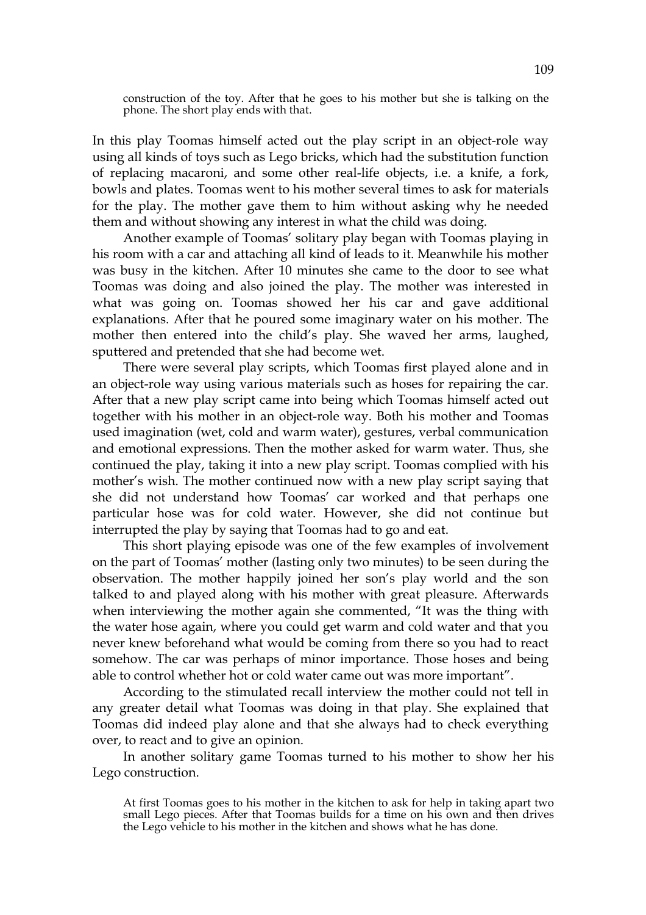> construction of the toy. After that he goes to his mother but she is talking on the phone. The short play ends with that.

In this play Toomas himself acted out the play script in an object-role way using all kinds of toys such as Lego bricks, which had the substitution function of replacing macaroni, and some other real-life objects, i.e. a knife, a fork, bowls and plates. Toomas went to his mother several times to ask for materials for the play. The mother gave them to him without asking why he needed them and without showing any interest in what the child was doing.

Another example of Toomas' solitary play began with Toomas playing in his room with a car and attaching all kind of leads to it. Meanwhile his mother was busy in the kitchen. After 10 minutes she came to the door to see what Toomas was doing and also joined the play. The mother was interested in what was going on. Toomas showed her his car and gave additional explanations. After that he poured some imaginary water on his mother. The mother then entered into the child's play. She waved her arms, laughed, sputtered and pretended that she had become wet.

There were several play scripts, which Toomas first played alone and in an object-role way using various materials such as hoses for repairing the car. After that a new play script came into being which Toomas himself acted out together with his mother in an object-role way. Both his mother and Toomas used imagination (wet, cold and warm water), gestures, verbal communication and emotional expressions. Then the mother asked for warm water. Thus, she continued the play, taking it into a new play script. Toomas complied with his mother's wish. The mother continued now with a new play script saying that she did not understand how Toomas' car worked and that perhaps one particular hose was for cold water. However, she did not continue but interrupted the play by saying that Toomas had to go and eat.

This short playing episode was one of the few examples of involvement on the part of Toomas' mother (lasting only two minutes) to be seen during the observation. The mother happily joined her son's play world and the son talked to and played along with his mother with great pleasure. Afterwards when interviewing the mother again she commented, "It was the thing with the water hose again, where you could get warm and cold water and that you never knew beforehand what would be coming from there so you had to react somehow. The car was perhaps of minor importance. Those hoses and being able to control whether hot or cold water came out was more important".

According to the stimulated recall interview the mother could not tell in any greater detail what Toomas was doing in that play. She explained that Toomas did indeed play alone and that she always had to check everything over, to react and to give an opinion.

In another solitary game Toomas turned to his mother to show her his Lego construction.

> At first Toomas goes to his mother in the kitchen to ask for help in taking apart two small Lego pieces. After that Toomas builds for a time on his own and then drives the Lego vehicle to his mother in the kitchen and shows what he has done.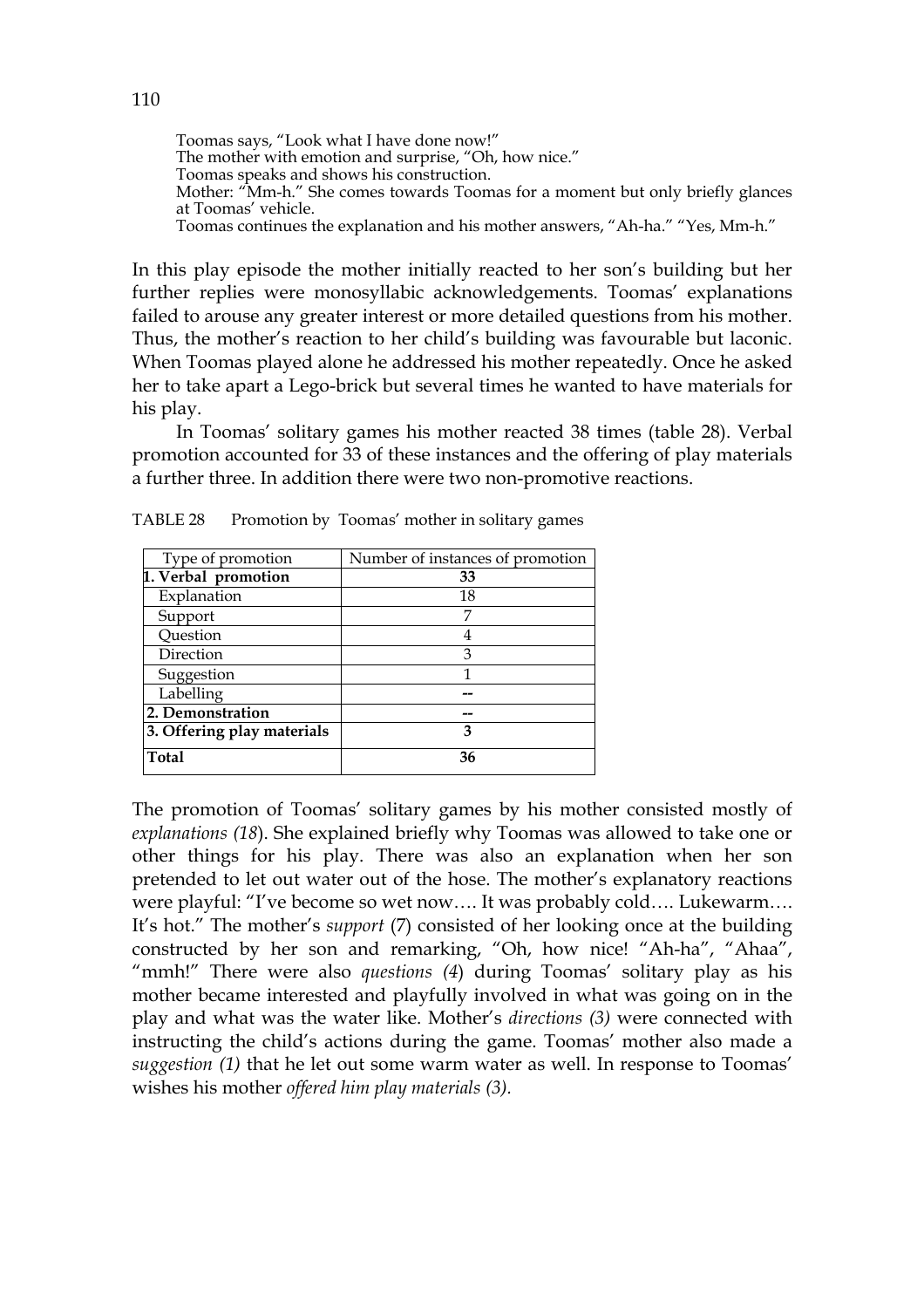Toomas says, “Look what I have done now!”
The mother with emotion and surprise, “Oh, how nice.”
Toomas speaks and shows his construction.
Mother: “Mm-h.” She comes towards Toomas for a moment but only briefly glances at Toomas’ vehicle.
Toomas continues the explanation and his mother answers, “Ah-ha.” “Yes, Mm-h.”

In this play episode the mother initially reacted to her son’s building but her further replies were monosyllabic acknowledgements. Toomas’ explanations failed to arouse any greater interest or more detailed questions from his mother. Thus, the mother’s reaction to her child’s building was favourable but laconic. When Toomas played alone he addressed his mother repeatedly. Once he asked her to take apart a Lego-brick but several times he wanted to have materials for his play.

In Toomas’ solitary games his mother reacted 38 times (table 28). Verbal promotion accounted for 33 of these instances and the offering of play materials a further three. In addition there were two non-promotive reactions.

TABLE 28 Promotion by Toomas’ mother in solitary games

| Type of promotion | Number of instances of promotion |
|---|---|
| **1. Verbal promotion** | **33** |
| Explanation | 18 |
| Support | 7 |
| Question | 4 |
| Direction | 3 |
| Suggestion | 1 |
| Labelling | -- |
| **2. Demonstration** | -- |
| **3. Offering play materials** | **3** |
| **Total** | **36** |

The promotion of Toomas’ solitary games by his mother consisted mostly of *explanations (18*). She explained briefly why Toomas was allowed to take one or other things for his play. There was also an explanation when her son pretended to let out water out of the hose. The mother’s explanatory reactions were playful: “I’ve become so wet now…. It was probably cold…. Lukewarm…. It’s hot.” The mother’s *support* (7) consisted of her looking once at the building constructed by her son and remarking, “Oh, how nice! “Ah-ha”, “Ahaa”, “mmh!” There were also *questions (4*) during Toomas’ solitary play as his mother became interested and playfully involved in what was going on in the play and what was the water like. Mother’s *directions (3)* were connected with instructing the child’s actions during the game. Toomas’ mother also made a *suggestion (1)* that he let out some warm water as well. In response to Toomas’ wishes his mother *offered him play materials (3).*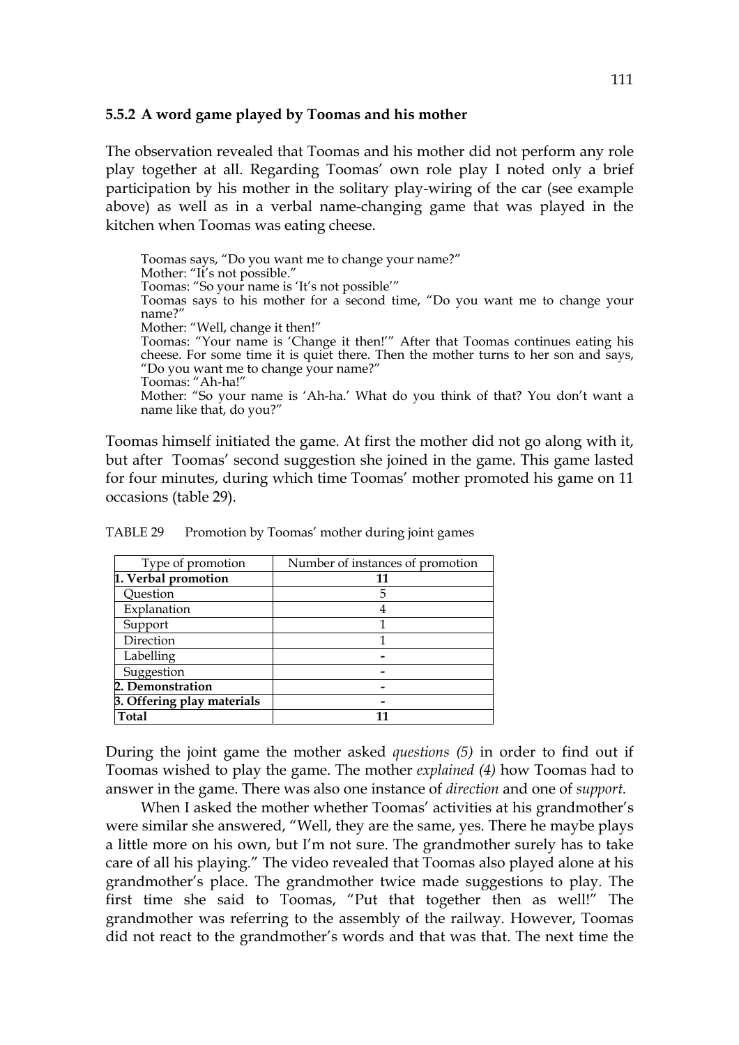### 5.5.2 A word game played by Toomas and his mother

The observation revealed that Toomas and his mother did not perform any role play together at all. Regarding Toomas' own role play I noted only a brief participation by his mother in the solitary play-wiring of the car (see example above) as well as in a verbal name-changing game that was played in the kitchen when Toomas was eating cheese.

> Toomas says, "Do you want me to change your name?"
> Mother: "It's not possible."
> Toomas: "So your name is 'It's not possible'"
> Toomas says to his mother for a second time, "Do you want me to change your name?"
> Mother: "Well, change it then!"
> Toomas: "Your name is 'Change it then!'" After that Toomas continues eating his cheese. For some time it is quiet there. Then the mother turns to her son and says, "Do you want me to change your name?"
> Toomas: "Ah-ha!"
> Mother: "So your name is 'Ah-ha.' What do you think of that? You don't want a name like that, do you?"

Toomas himself initiated the game. At first the mother did not go along with it, but after Toomas' second suggestion she joined in the game. This game lasted for four minutes, during which time Toomas' mother promoted his game on 11 occasions (table 29).

TABLE 29 Promotion by Toomas' mother during joint games

| Type of promotion | Number of instances of promotion |
|---|---|
| **1. Verbal promotion** | **11** |
| Question | 5 |
| Explanation | 4 |
| Support | 1 |
| Direction | 1 |
| Labelling | - |
| Suggestion | - |
| **2. Demonstration** | **-** |
| **3. Offering play materials** | **-** |
| **Total** | **11** |

During the joint game the mother asked *questions (5)* in order to find out if Toomas wished to play the game. The mother *explained (4)* how Toomas had to answer in the game. There was also one instance of *direction* and one of *support.*

When I asked the mother whether Toomas' activities at his grandmother's were similar she answered, "Well, they are the same, yes. There he maybe plays a little more on his own, but I'm not sure. The grandmother surely has to take care of all his playing." The video revealed that Toomas also played alone at his grandmother's place. The grandmother twice made suggestions to play. The first time she said to Toomas, "Put that together then as well!" The grandmother was referring to the assembly of the railway. However, Toomas did not react to the grandmother's words and that was that. The next time the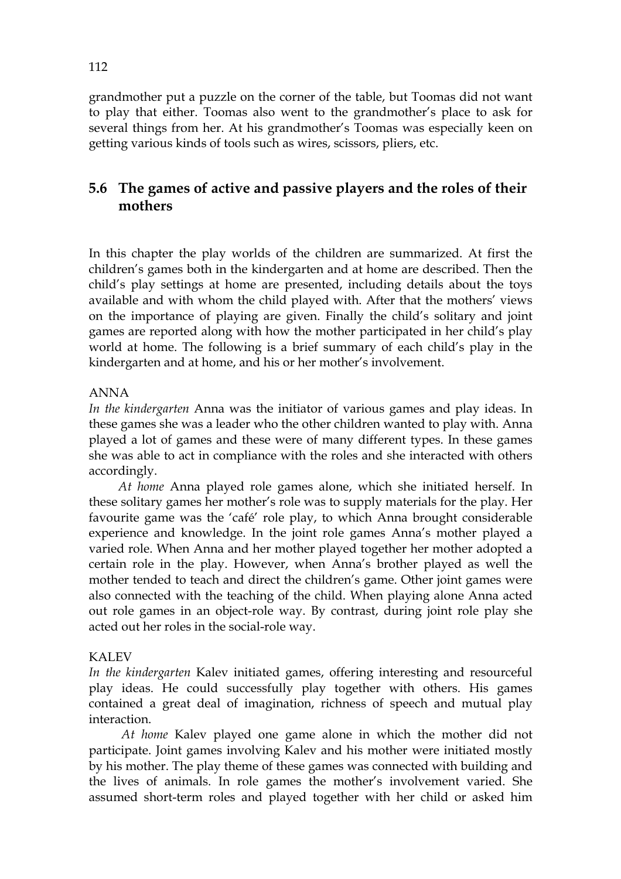grandmother put a puzzle on the corner of the table, but Toomas did not want to play that either. Toomas also went to the grandmother's place to ask for several things from her. At his grandmother's Toomas was especially keen on getting various kinds of tools such as wires, scissors, pliers, etc.

## 5.6 The games of active and passive players and the roles of their mothers

In this chapter the play worlds of the children are summarized. At first the children's games both in the kindergarten and at home are described. Then the child's play settings at home are presented, including details about the toys available and with whom the child played with. After that the mothers' views on the importance of playing are given. Finally the child's solitary and joint games are reported along with how the mother participated in her child's play world at home. The following is a brief summary of each child's play in the kindergarten and at home, and his or her mother's involvement.

ANNA

*In the kindergarten* Anna was the initiator of various games and play ideas. In these games she was a leader who the other children wanted to play with. Anna played a lot of games and these were of many different types. In these games she was able to act in compliance with the roles and she interacted with others accordingly.

*At home* Anna played role games alone, which she initiated herself. In these solitary games her mother's role was to supply materials for the play. Her favourite game was the 'café' role play, to which Anna brought considerable experience and knowledge. In the joint role games Anna's mother played a varied role. When Anna and her mother played together her mother adopted a certain role in the play. However, when Anna's brother played as well the mother tended to teach and direct the children's game. Other joint games were also connected with the teaching of the child. When playing alone Anna acted out role games in an object-role way. By contrast, during joint role play she acted out her roles in the social-role way.

KALEV

*In the kindergarten* Kalev initiated games, offering interesting and resourceful play ideas. He could successfully play together with others. His games contained a great deal of imagination, richness of speech and mutual play interaction.

*At home* Kalev played one game alone in which the mother did not participate. Joint games involving Kalev and his mother were initiated mostly by his mother. The play theme of these games was connected with building and the lives of animals. In role games the mother's involvement varied. She assumed short-term roles and played together with her child or asked him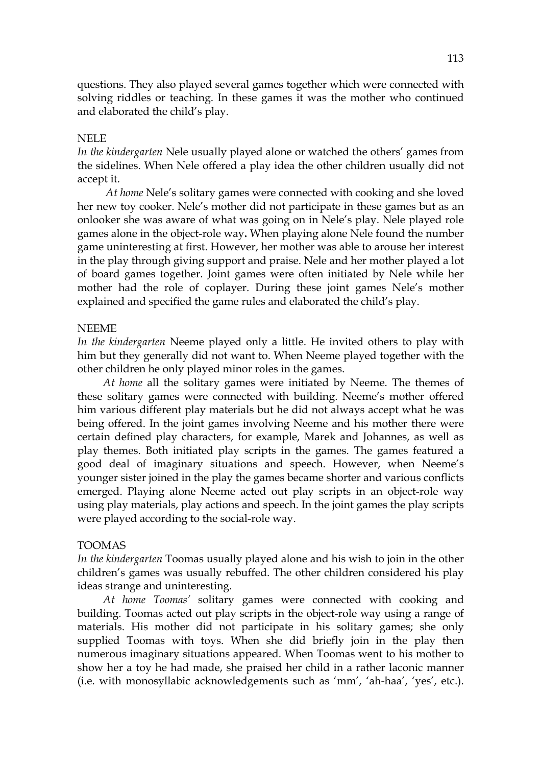questions. They also played several games together which were connected with solving riddles or teaching. In these games it was the mother who continued and elaborated the child's play.

NELE

*In the kindergarten* Nele usually played alone or watched the others' games from the sidelines. When Nele offered a play idea the other children usually did not accept it.

*At home* Nele's solitary games were connected with cooking and she loved her new toy cooker. Nele's mother did not participate in these games but as an onlooker she was aware of what was going on in Nele's play. Nele played role games alone in the object-role way**.** When playing alone Nele found the number game uninteresting at first. However, her mother was able to arouse her interest in the play through giving support and praise. Nele and her mother played a lot of board games together. Joint games were often initiated by Nele while her mother had the role of coplayer. During these joint games Nele's mother explained and specified the game rules and elaborated the child's play.

NEEME

*In the kindergarten* Neeme played only a little. He invited others to play with him but they generally did not want to. When Neeme played together with the other children he only played minor roles in the games.

*At home* all the solitary games were initiated by Neeme. The themes of these solitary games were connected with building. Neeme's mother offered him various different play materials but he did not always accept what he was being offered. In the joint games involving Neeme and his mother there were certain defined play characters, for example, Marek and Johannes, as well as play themes. Both initiated play scripts in the games. The games featured a good deal of imaginary situations and speech. However, when Neeme's younger sister joined in the play the games became shorter and various conflicts emerged. Playing alone Neeme acted out play scripts in an object-role way using play materials, play actions and speech. In the joint games the play scripts were played according to the social-role way.

TOOMAS

*In the kindergarten* Toomas usually played alone and his wish to join in the other children's games was usually rebuffed. The other children considered his play ideas strange and uninteresting.

*At home Toomas'* solitary games were connected with cooking and building. Toomas acted out play scripts in the object-role way using a range of materials. His mother did not participate in his solitary games; she only supplied Toomas with toys. When she did briefly join in the play then numerous imaginary situations appeared. When Toomas went to his mother to show her a toy he had made, she praised her child in a rather laconic manner (i.e. with monosyllabic acknowledgements such as 'mm', 'ah-haa', 'yes', etc.).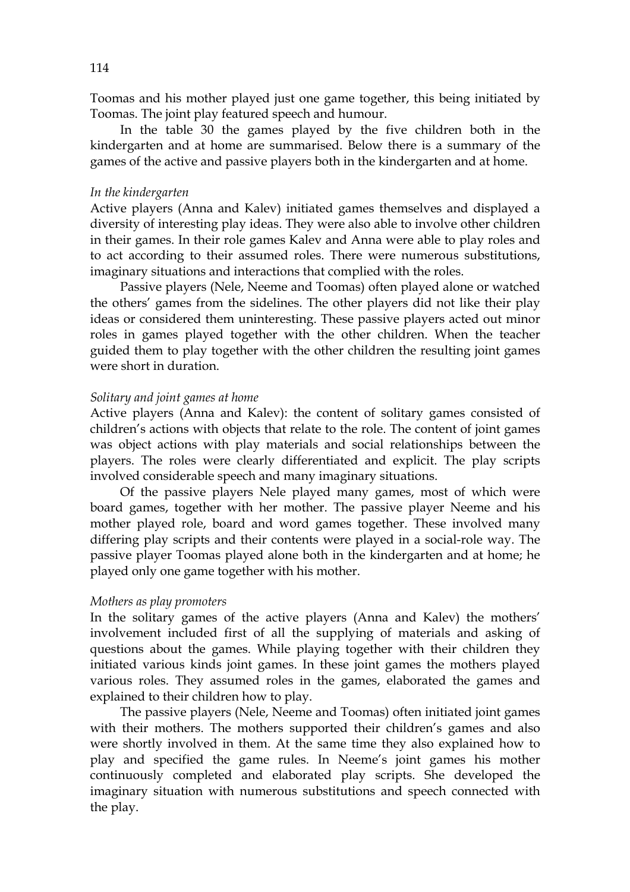Toomas and his mother played just one game together, this being initiated by Toomas. The joint play featured speech and humour.

In the table 30 the games played by the five children both in the kindergarten and at home are summarised. Below there is a summary of the games of the active and passive players both in the kindergarten and at home.

*In the kindergarten*

Active players (Anna and Kalev) initiated games themselves and displayed a diversity of interesting play ideas. They were also able to involve other children in their games. In their role games Kalev and Anna were able to play roles and to act according to their assumed roles. There were numerous substitutions, imaginary situations and interactions that complied with the roles.

Passive players (Nele, Neeme and Toomas) often played alone or watched the others' games from the sidelines. The other players did not like their play ideas or considered them uninteresting. These passive players acted out minor roles in games played together with the other children. When the teacher guided them to play together with the other children the resulting joint games were short in duration.

*Solitary and joint games at home*

Active players (Anna and Kalev): the content of solitary games consisted of children's actions with objects that relate to the role. The content of joint games was object actions with play materials and social relationships between the players. The roles were clearly differentiated and explicit. The play scripts involved considerable speech and many imaginary situations.

Of the passive players Nele played many games, most of which were board games, together with her mother. The passive player Neeme and his mother played role, board and word games together. These involved many differing play scripts and their contents were played in a social-role way. The passive player Toomas played alone both in the kindergarten and at home; he played only one game together with his mother.

*Mothers as play promoters*

In the solitary games of the active players (Anna and Kalev) the mothers' involvement included first of all the supplying of materials and asking of questions about the games. While playing together with their children they initiated various kinds joint games. In these joint games the mothers played various roles. They assumed roles in the games, elaborated the games and explained to their children how to play.

The passive players (Nele, Neeme and Toomas) often initiated joint games with their mothers. The mothers supported their children's games and also were shortly involved in them. At the same time they also explained how to play and specified the game rules. In Neeme's joint games his mother continuously completed and elaborated play scripts. She developed the imaginary situation with numerous substitutions and speech connected with the play.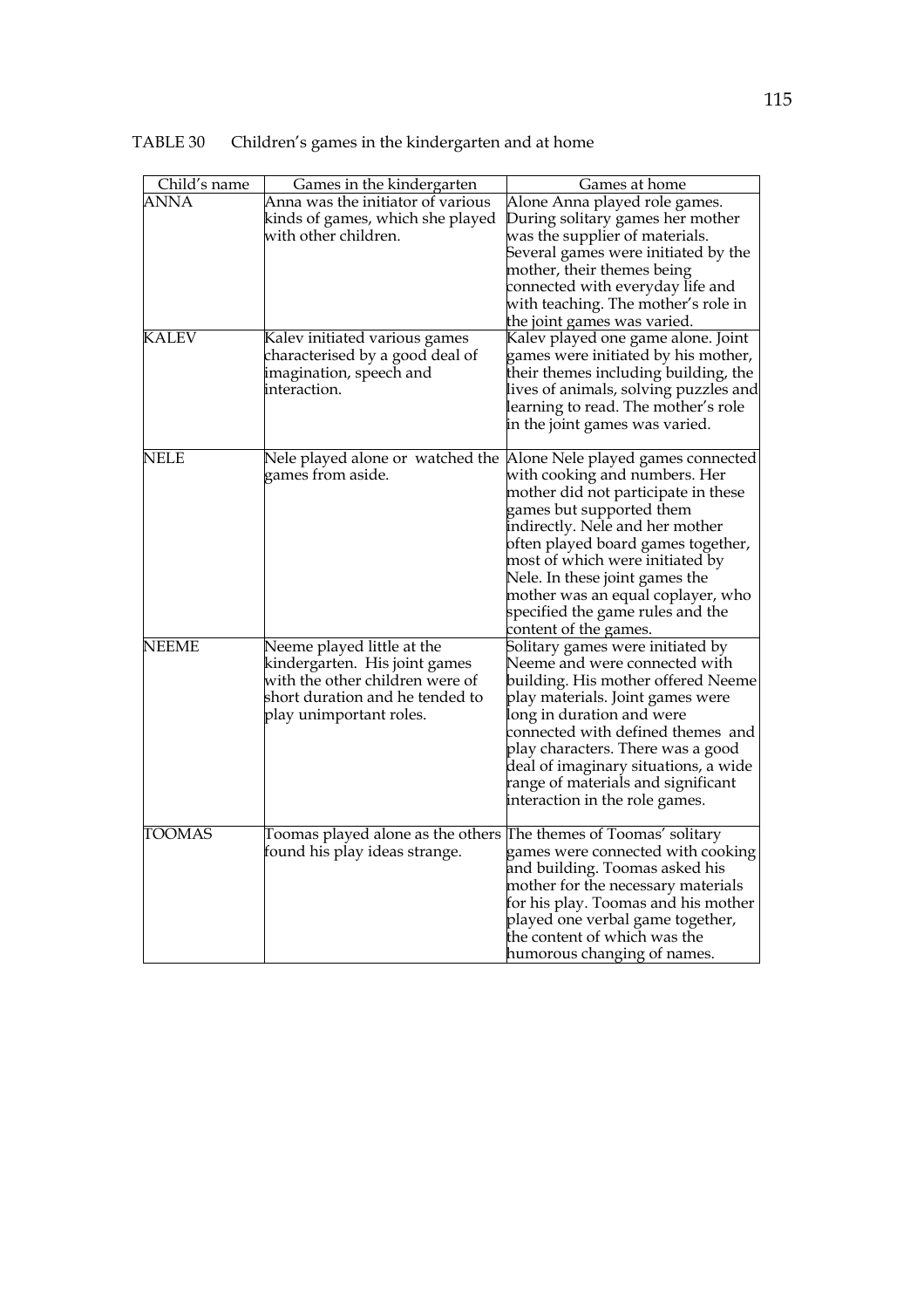TABLE 30 Children's games in the kindergarten and at home

| Child's name | Games in the kindergarten | Games at home |
|---|---|---|
| ANNA | Anna was the initiator of various kinds of games, which she played with other children. | Alone Anna played role games. During solitary games her mother was the supplier of materials. Several games were initiated by the mother, their themes being connected with everyday life and with teaching. The mother's role in the joint games was varied. |
| KALEV | Kalev initiated various games characterised by a good deal of imagination, speech and interaction. | Kalev played one game alone. Joint games were initiated by his mother, their themes including building, the lives of animals, solving puzzles and learning to read. The mother's role in the joint games was varied. |
| NELE | Nele played alone or watched the games from aside. | Alone Nele played games connected with cooking and numbers. Her mother did not participate in these games but supported them indirectly. Nele and her mother often played board games together, most of which were initiated by Nele. In these joint games the mother was an equal coplayer, who specified the game rules and the content of the games. |
| NEEME | Neeme played little at the kindergarten. His joint games with the other children were of short duration and he tended to play unimportant roles. | Solitary games were initiated by Neeme and were connected with building. His mother offered Neeme play materials. Joint games were long in duration and were connected with defined themes and play characters. There was a good deal of imaginary situations, a wide range of materials and significant interaction in the role games. |
| TOOMAS | Toomas played alone as the others found his play ideas strange. | The themes of Toomas' solitary games were connected with cooking and building. Toomas asked his mother for the necessary materials for his play. Toomas and his mother played one verbal game together, the content of which was the humorous changing of names. |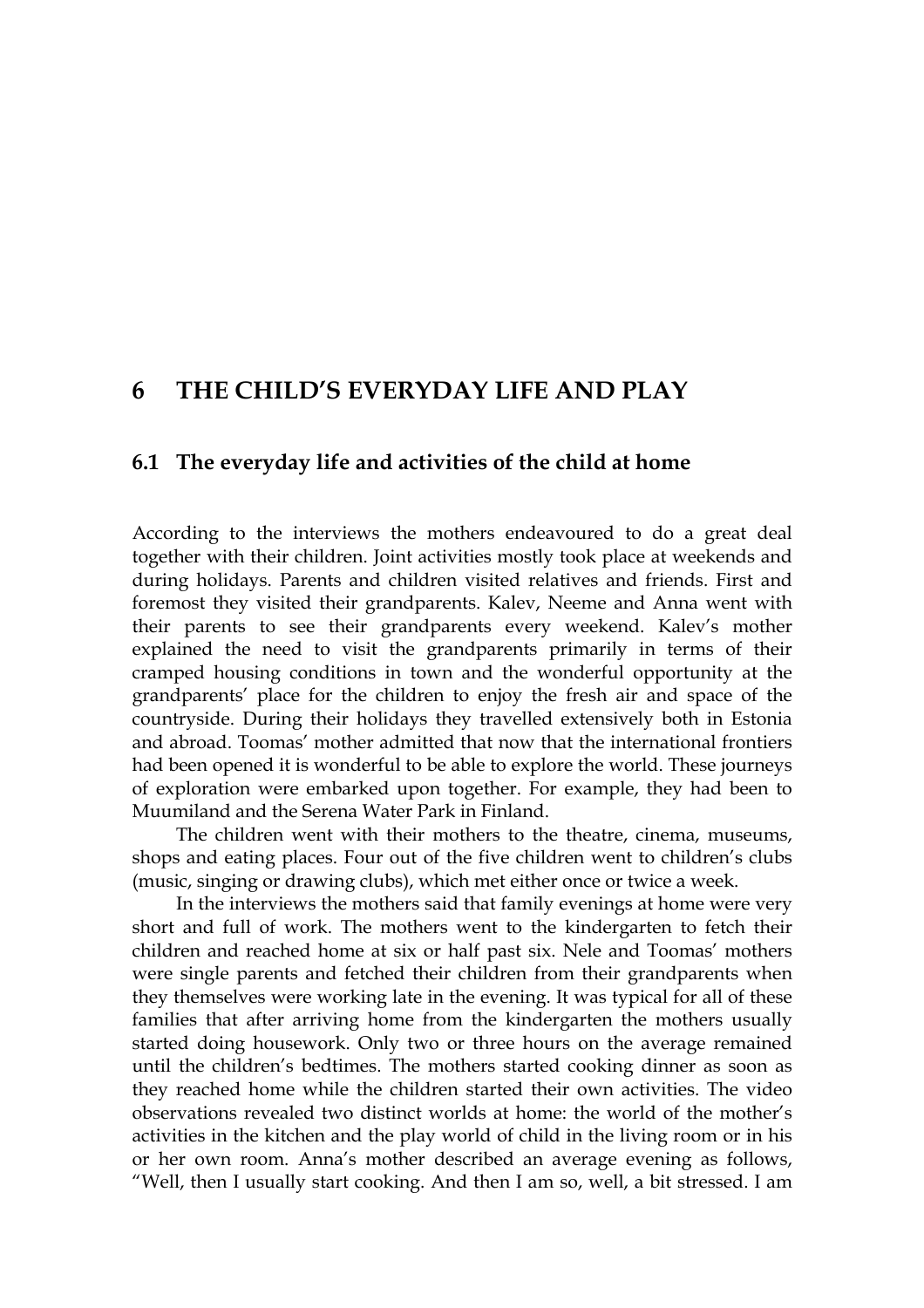# 6 THE CHILD'S EVERYDAY LIFE AND PLAY

## 6.1 The everyday life and activities of the child at home

According to the interviews the mothers endeavoured to do a great deal together with their children. Joint activities mostly took place at weekends and during holidays. Parents and children visited relatives and friends. First and foremost they visited their grandparents. Kalev, Neeme and Anna went with their parents to see their grandparents every weekend. Kalev's mother explained the need to visit the grandparents primarily in terms of their cramped housing conditions in town and the wonderful opportunity at the grandparents' place for the children to enjoy the fresh air and space of the countryside. During their holidays they travelled extensively both in Estonia and abroad. Toomas' mother admitted that now that the international frontiers had been opened it is wonderful to be able to explore the world. These journeys of exploration were embarked upon together. For example, they had been to Muumiland and the Serena Water Park in Finland.

The children went with their mothers to the theatre, cinema, museums, shops and eating places. Four out of the five children went to children's clubs (music, singing or drawing clubs), which met either once or twice a week.

In the interviews the mothers said that family evenings at home were very short and full of work. The mothers went to the kindergarten to fetch their children and reached home at six or half past six. Nele and Toomas' mothers were single parents and fetched their children from their grandparents when they themselves were working late in the evening. It was typical for all of these families that after arriving home from the kindergarten the mothers usually started doing housework. Only two or three hours on the average remained until the children's bedtimes. The mothers started cooking dinner as soon as they reached home while the children started their own activities. The video observations revealed two distinct worlds at home: the world of the mother's activities in the kitchen and the play world of child in the living room or in his or her own room. Anna's mother described an average evening as follows, "Well, then I usually start cooking. And then I am so, well, a bit stressed. I am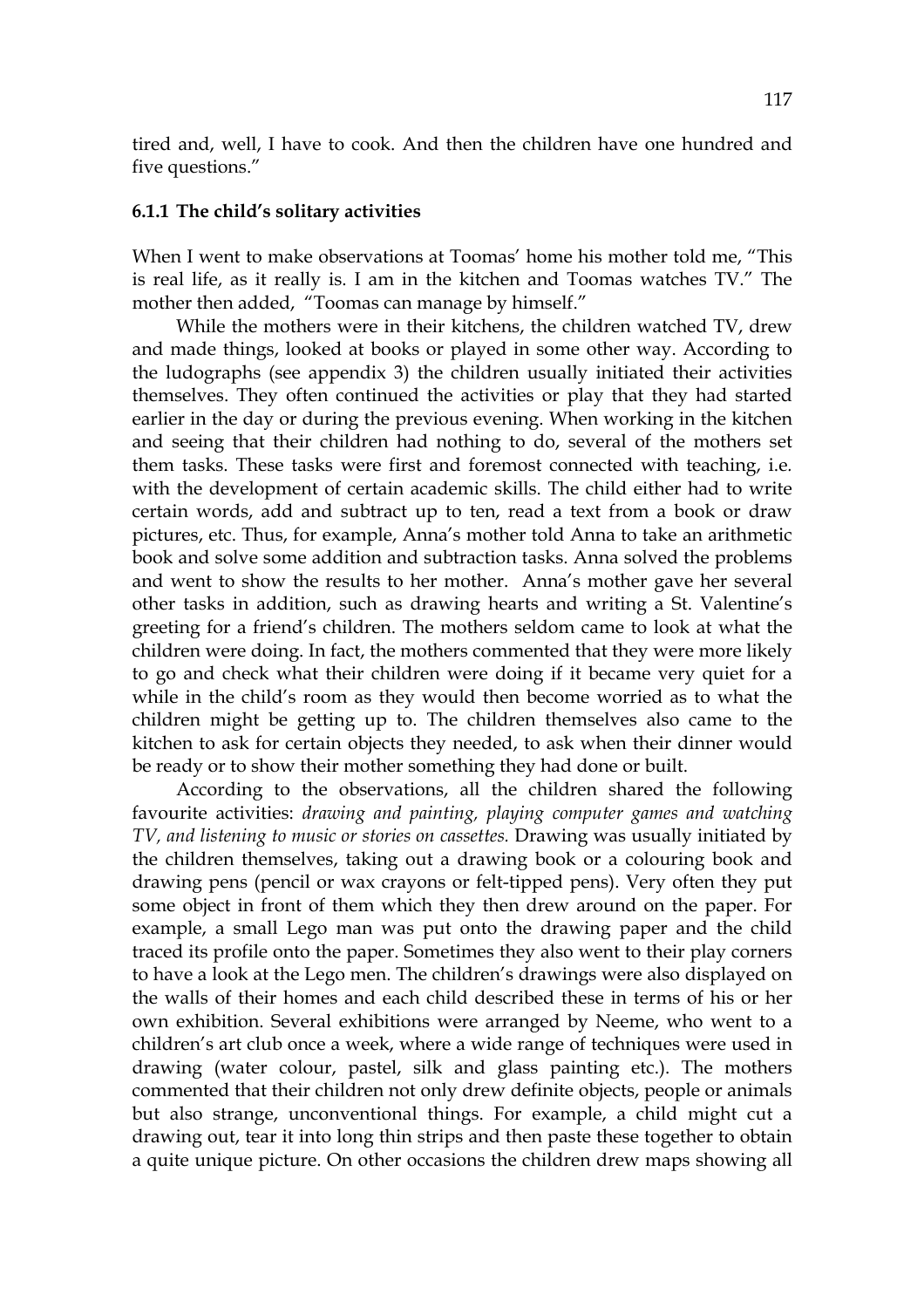tired and, well, I have to cook. And then the children have one hundred and five questions."

### 6.1.1 The child's solitary activities

When I went to make observations at Toomas' home his mother told me, "This is real life, as it really is. I am in the kitchen and Toomas watches TV." The mother then added, "Toomas can manage by himself."

While the mothers were in their kitchens, the children watched TV, drew and made things, looked at books or played in some other way. According to the ludographs (see appendix 3) the children usually initiated their activities themselves. They often continued the activities or play that they had started earlier in the day or during the previous evening. When working in the kitchen and seeing that their children had nothing to do, several of the mothers set them tasks. These tasks were first and foremost connected with teaching, i.e. with the development of certain academic skills. The child either had to write certain words, add and subtract up to ten, read a text from a book or draw pictures, etc. Thus, for example, Anna's mother told Anna to take an arithmetic book and solve some addition and subtraction tasks. Anna solved the problems and went to show the results to her mother. Anna's mother gave her several other tasks in addition, such as drawing hearts and writing a St. Valentine's greeting for a friend's children. The mothers seldom came to look at what the children were doing. In fact, the mothers commented that they were more likely to go and check what their children were doing if it became very quiet for a while in the child's room as they would then become worried as to what the children might be getting up to. The children themselves also came to the kitchen to ask for certain objects they needed, to ask when their dinner would be ready or to show their mother something they had done or built.

According to the observations, all the children shared the following favourite activities: *drawing and painting, playing computer games and watching TV, and listening to music or stories on cassettes.* Drawing was usually initiated by the children themselves, taking out a drawing book or a colouring book and drawing pens (pencil or wax crayons or felt-tipped pens). Very often they put some object in front of them which they then drew around on the paper. For example, a small Lego man was put onto the drawing paper and the child traced its profile onto the paper. Sometimes they also went to their play corners to have a look at the Lego men. The children's drawings were also displayed on the walls of their homes and each child described these in terms of his or her own exhibition. Several exhibitions were arranged by Neeme, who went to a children's art club once a week, where a wide range of techniques were used in drawing (water colour, pastel, silk and glass painting etc.). The mothers commented that their children not only drew definite objects, people or animals but also strange, unconventional things. For example, a child might cut a drawing out, tear it into long thin strips and then paste these together to obtain a quite unique picture. On other occasions the children drew maps showing all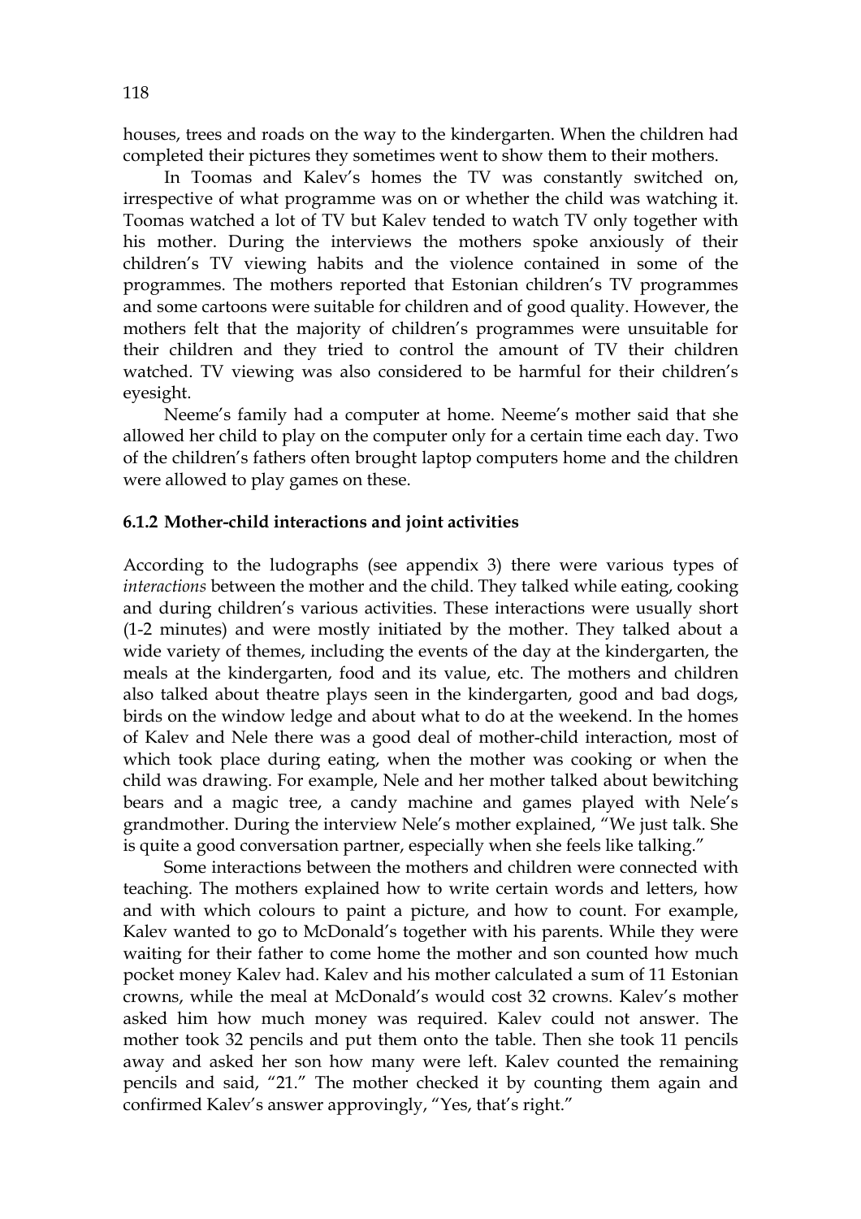houses, trees and roads on the way to the kindergarten. When the children had completed their pictures they sometimes went to show them to their mothers.

In Toomas and Kalev's homes the TV was constantly switched on, irrespective of what programme was on or whether the child was watching it. Toomas watched a lot of TV but Kalev tended to watch TV only together with his mother. During the interviews the mothers spoke anxiously of their children's TV viewing habits and the violence contained in some of the programmes. The mothers reported that Estonian children's TV programmes and some cartoons were suitable for children and of good quality. However, the mothers felt that the majority of children's programmes were unsuitable for their children and they tried to control the amount of TV their children watched. TV viewing was also considered to be harmful for their children's eyesight.

Neeme's family had a computer at home. Neeme's mother said that she allowed her child to play on the computer only for a certain time each day. Two of the children's fathers often brought laptop computers home and the children were allowed to play games on these.

### 6.1.2 Mother-child interactions and joint activities

According to the ludographs (see appendix 3) there were various types of *interactions* between the mother and the child. They talked while eating, cooking and during children's various activities. These interactions were usually short (1-2 minutes) and were mostly initiated by the mother. They talked about a wide variety of themes, including the events of the day at the kindergarten, the meals at the kindergarten, food and its value, etc. The mothers and children also talked about theatre plays seen in the kindergarten, good and bad dogs, birds on the window ledge and about what to do at the weekend. In the homes of Kalev and Nele there was a good deal of mother-child interaction, most of which took place during eating, when the mother was cooking or when the child was drawing. For example, Nele and her mother talked about bewitching bears and a magic tree, a candy machine and games played with Nele's grandmother. During the interview Nele's mother explained, "We just talk. She is quite a good conversation partner, especially when she feels like talking."

Some interactions between the mothers and children were connected with teaching. The mothers explained how to write certain words and letters, how and with which colours to paint a picture, and how to count. For example, Kalev wanted to go to McDonald's together with his parents. While they were waiting for their father to come home the mother and son counted how much pocket money Kalev had. Kalev and his mother calculated a sum of 11 Estonian crowns, while the meal at McDonald's would cost 32 crowns. Kalev's mother asked him how much money was required. Kalev could not answer. The mother took 32 pencils and put them onto the table. Then she took 11 pencils away and asked her son how many were left. Kalev counted the remaining pencils and said, "21." The mother checked it by counting them again and confirmed Kalev's answer approvingly, "Yes, that's right."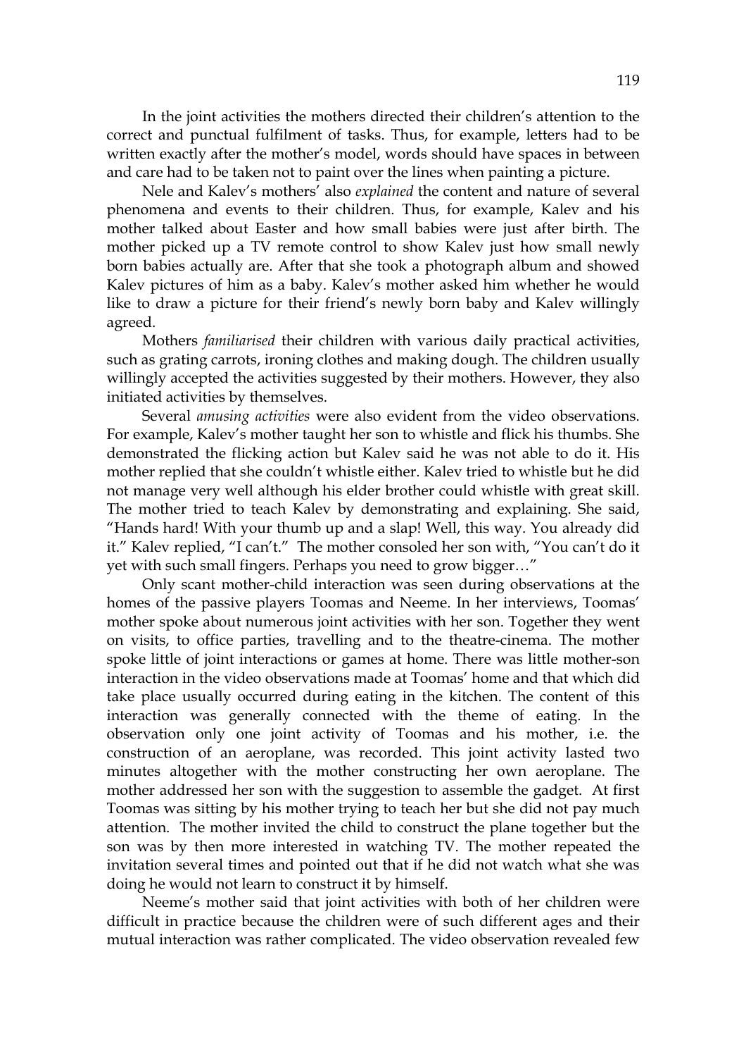In the joint activities the mothers directed their children's attention to the correct and punctual fulfilment of tasks. Thus, for example, letters had to be written exactly after the mother's model, words should have spaces in between and care had to be taken not to paint over the lines when painting a picture.

Nele and Kalev's mothers' also *explained* the content and nature of several phenomena and events to their children. Thus, for example, Kalev and his mother talked about Easter and how small babies were just after birth. The mother picked up a TV remote control to show Kalev just how small newly born babies actually are. After that she took a photograph album and showed Kalev pictures of him as a baby. Kalev's mother asked him whether he would like to draw a picture for their friend's newly born baby and Kalev willingly agreed.

Mothers *familiarised* their children with various daily practical activities, such as grating carrots, ironing clothes and making dough. The children usually willingly accepted the activities suggested by their mothers. However, they also initiated activities by themselves.

Several *amusing activities* were also evident from the video observations. For example, Kalev's mother taught her son to whistle and flick his thumbs. She demonstrated the flicking action but Kalev said he was not able to do it. His mother replied that she couldn't whistle either. Kalev tried to whistle but he did not manage very well although his elder brother could whistle with great skill. The mother tried to teach Kalev by demonstrating and explaining. She said, "Hands hard! With your thumb up and a slap! Well, this way. You already did it." Kalev replied, "I can't." The mother consoled her son with, "You can't do it yet with such small fingers. Perhaps you need to grow bigger…"

Only scant mother-child interaction was seen during observations at the homes of the passive players Toomas and Neeme. In her interviews, Toomas' mother spoke about numerous joint activities with her son. Together they went on visits, to office parties, travelling and to the theatre-cinema. The mother spoke little of joint interactions or games at home. There was little mother-son interaction in the video observations made at Toomas' home and that which did take place usually occurred during eating in the kitchen. The content of this interaction was generally connected with the theme of eating. In the observation only one joint activity of Toomas and his mother, i.e. the construction of an aeroplane, was recorded. This joint activity lasted two minutes altogether with the mother constructing her own aeroplane. The mother addressed her son with the suggestion to assemble the gadget. At first Toomas was sitting by his mother trying to teach her but she did not pay much attention. The mother invited the child to construct the plane together but the son was by then more interested in watching TV. The mother repeated the invitation several times and pointed out that if he did not watch what she was doing he would not learn to construct it by himself.

Neeme's mother said that joint activities with both of her children were difficult in practice because the children were of such different ages and their mutual interaction was rather complicated. The video observation revealed few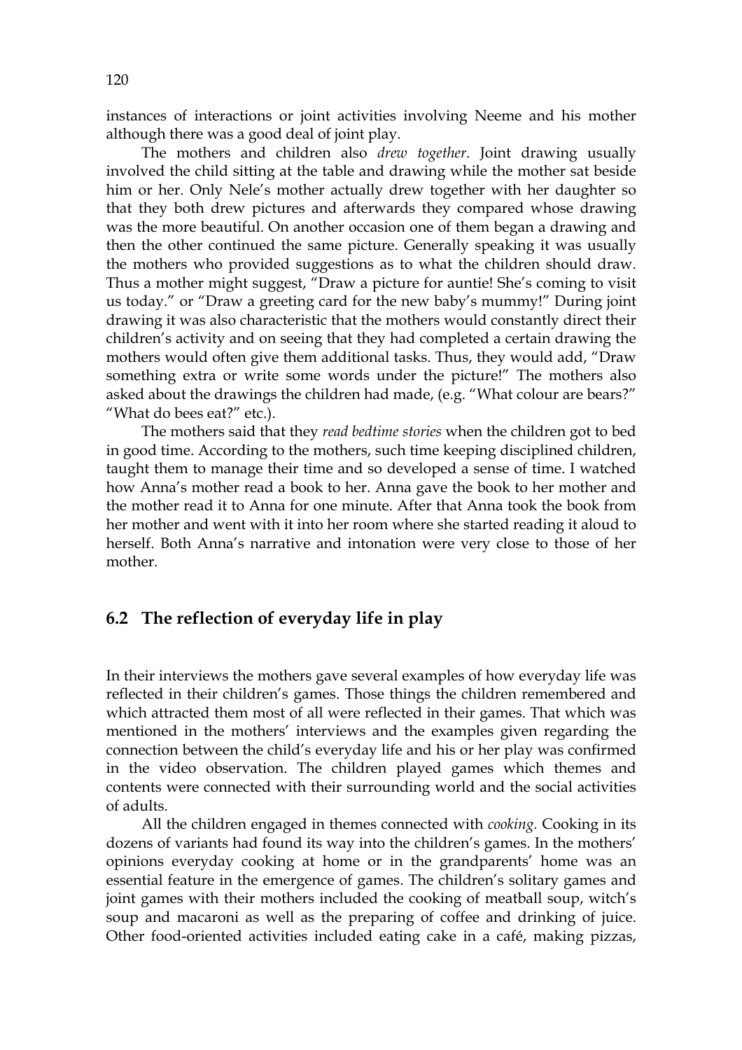instances of interactions or joint activities involving Neeme and his mother although there was a good deal of joint play.

The mothers and children also *drew together*. Joint drawing usually involved the child sitting at the table and drawing while the mother sat beside him or her. Only Nele's mother actually drew together with her daughter so that they both drew pictures and afterwards they compared whose drawing was the more beautiful. On another occasion one of them began a drawing and then the other continued the same picture. Generally speaking it was usually the mothers who provided suggestions as to what the children should draw. Thus a mother might suggest, "Draw a picture for auntie! She's coming to visit us today." or "Draw a greeting card for the new baby's mummy!" During joint drawing it was also characteristic that the mothers would constantly direct their children's activity and on seeing that they had completed a certain drawing the mothers would often give them additional tasks. Thus, they would add, "Draw something extra or write some words under the picture!" The mothers also asked about the drawings the children had made, (e.g. "What colour are bears?" "What do bees eat?" etc.).

The mothers said that they *read bedtime stories* when the children got to bed in good time. According to the mothers, such time keeping disciplined children, taught them to manage their time and so developed a sense of time. I watched how Anna's mother read a book to her. Anna gave the book to her mother and the mother read it to Anna for one minute. After that Anna took the book from her mother and went with it into her room where she started reading it aloud to herself. Both Anna's narrative and intonation were very close to those of her mother.

## 6.2 The reflection of everyday life in play

In their interviews the mothers gave several examples of how everyday life was reflected in their children's games. Those things the children remembered and which attracted them most of all were reflected in their games. That which was mentioned in the mothers' interviews and the examples given regarding the connection between the child's everyday life and his or her play was confirmed in the video observation. The children played games which themes and contents were connected with their surrounding world and the social activities of adults.

All the children engaged in themes connected with *cooking*. Cooking in its dozens of variants had found its way into the children's games. In the mothers' opinions everyday cooking at home or in the grandparents' home was an essential feature in the emergence of games. The children's solitary games and joint games with their mothers included the cooking of meatball soup, witch's soup and macaroni as well as the preparing of coffee and drinking of juice. Other food-oriented activities included eating cake in a café, making pizzas,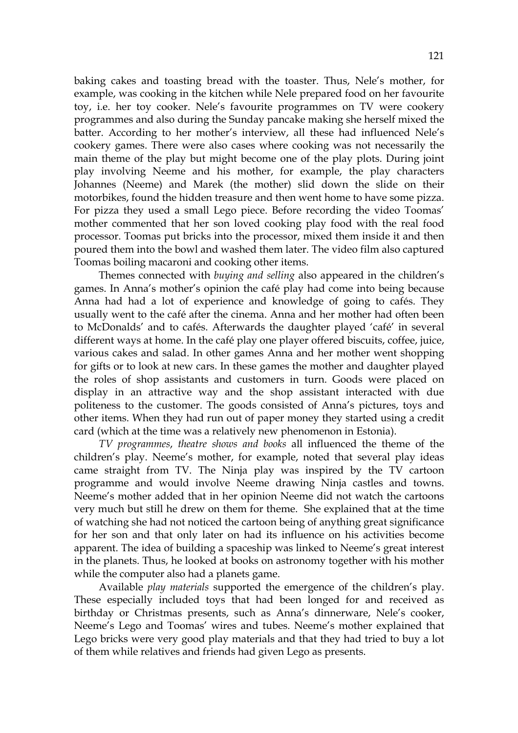baking cakes and toasting bread with the toaster. Thus, Nele's mother, for example, was cooking in the kitchen while Nele prepared food on her favourite toy, i.e. her toy cooker. Nele's favourite programmes on TV were cookery programmes and also during the Sunday pancake making she herself mixed the batter. According to her mother's interview, all these had influenced Nele's cookery games. There were also cases where cooking was not necessarily the main theme of the play but might become one of the play plots. During joint play involving Neeme and his mother, for example, the play characters Johannes (Neeme) and Marek (the mother) slid down the slide on their motorbikes, found the hidden treasure and then went home to have some pizza. For pizza they used a small Lego piece. Before recording the video Toomas' mother commented that her son loved cooking play food with the real food processor. Toomas put bricks into the processor, mixed them inside it and then poured them into the bowl and washed them later. The video film also captured Toomas boiling macaroni and cooking other items.

Themes connected with *buying and selling* also appeared in the children's games. In Anna's mother's opinion the café play had come into being because Anna had had a lot of experience and knowledge of going to cafés. They usually went to the café after the cinema. Anna and her mother had often been to McDonalds' and to cafés. Afterwards the daughter played 'café' in several different ways at home. In the café play one player offered biscuits, coffee, juice, various cakes and salad. In other games Anna and her mother went shopping for gifts or to look at new cars. In these games the mother and daughter played the roles of shop assistants and customers in turn. Goods were placed on display in an attractive way and the shop assistant interacted with due politeness to the customer. The goods consisted of Anna's pictures, toys and other items. When they had run out of paper money they started using a credit card (which at the time was a relatively new phenomenon in Estonia).

*TV programmes*, *theatre shows and books* all influenced the theme of the children's play. Neeme's mother, for example, noted that several play ideas came straight from TV. The Ninja play was inspired by the TV cartoon programme and would involve Neeme drawing Ninja castles and towns. Neeme's mother added that in her opinion Neeme did not watch the cartoons very much but still he drew on them for theme. She explained that at the time of watching she had not noticed the cartoon being of anything great significance for her son and that only later on had its influence on his activities become apparent. The idea of building a spaceship was linked to Neeme's great interest in the planets. Thus, he looked at books on astronomy together with his mother while the computer also had a planets game.

Available *play materials* supported the emergence of the children's play. These especially included toys that had been longed for and received as birthday or Christmas presents, such as Anna's dinnerware, Nele's cooker, Neeme's Lego and Toomas' wires and tubes. Neeme's mother explained that Lego bricks were very good play materials and that they had tried to buy a lot of them while relatives and friends had given Lego as presents.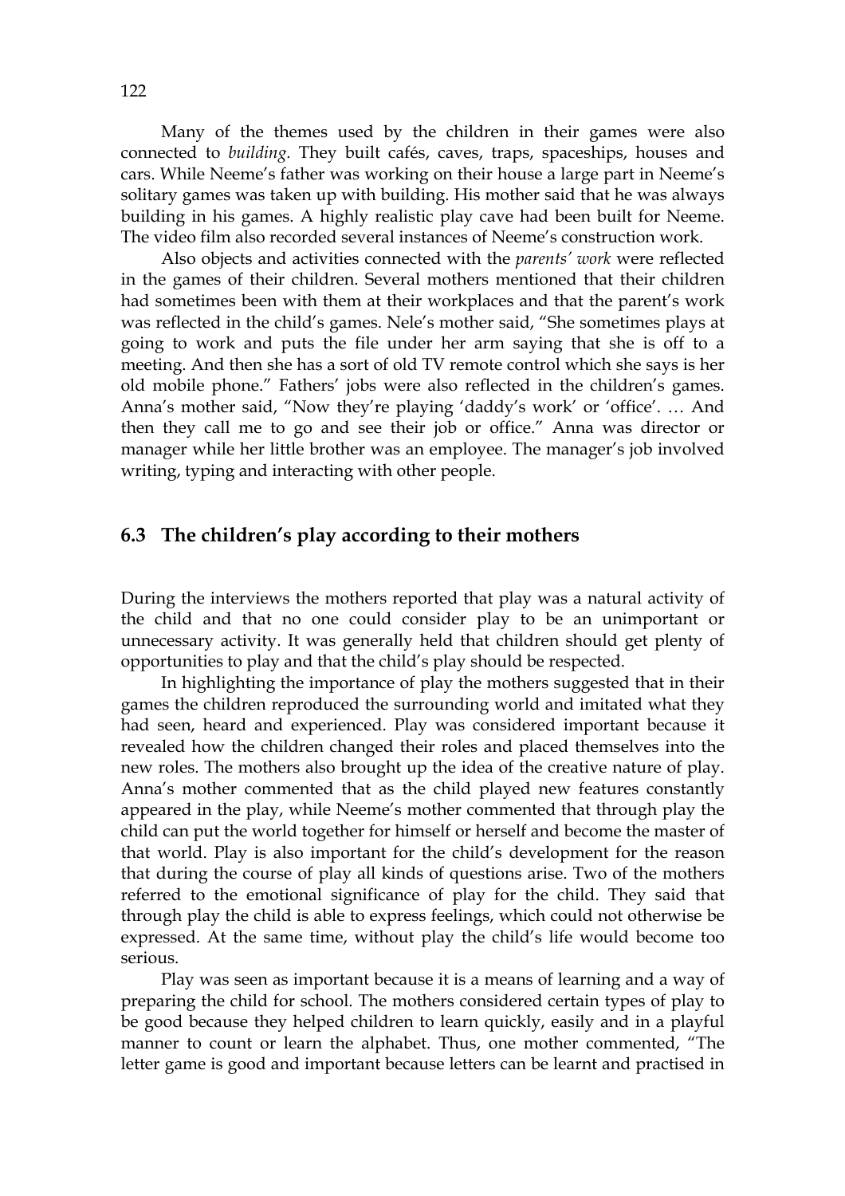Many of the themes used by the children in their games were also connected to *building*. They built cafés, caves, traps, spaceships, houses and cars. While Neeme's father was working on their house a large part in Neeme's solitary games was taken up with building. His mother said that he was always building in his games. A highly realistic play cave had been built for Neeme. The video film also recorded several instances of Neeme's construction work.

Also objects and activities connected with the *parents' work* were reflected in the games of their children. Several mothers mentioned that their children had sometimes been with them at their workplaces and that the parent's work was reflected in the child's games. Nele's mother said, "She sometimes plays at going to work and puts the file under her arm saying that she is off to a meeting. And then she has a sort of old TV remote control which she says is her old mobile phone." Fathers' jobs were also reflected in the children's games. Anna's mother said, "Now they're playing 'daddy's work' or 'office'. … And then they call me to go and see their job or office." Anna was director or manager while her little brother was an employee. The manager's job involved writing, typing and interacting with other people.

## 6.3 The children's play according to their mothers

During the interviews the mothers reported that play was a natural activity of the child and that no one could consider play to be an unimportant or unnecessary activity. It was generally held that children should get plenty of opportunities to play and that the child's play should be respected.

In highlighting the importance of play the mothers suggested that in their games the children reproduced the surrounding world and imitated what they had seen, heard and experienced. Play was considered important because it revealed how the children changed their roles and placed themselves into the new roles. The mothers also brought up the idea of the creative nature of play. Anna's mother commented that as the child played new features constantly appeared in the play, while Neeme's mother commented that through play the child can put the world together for himself or herself and become the master of that world. Play is also important for the child's development for the reason that during the course of play all kinds of questions arise. Two of the mothers referred to the emotional significance of play for the child. They said that through play the child is able to express feelings, which could not otherwise be expressed. At the same time, without play the child's life would become too serious.

Play was seen as important because it is a means of learning and a way of preparing the child for school. The mothers considered certain types of play to be good because they helped children to learn quickly, easily and in a playful manner to count or learn the alphabet. Thus, one mother commented, "The letter game is good and important because letters can be learnt and practised in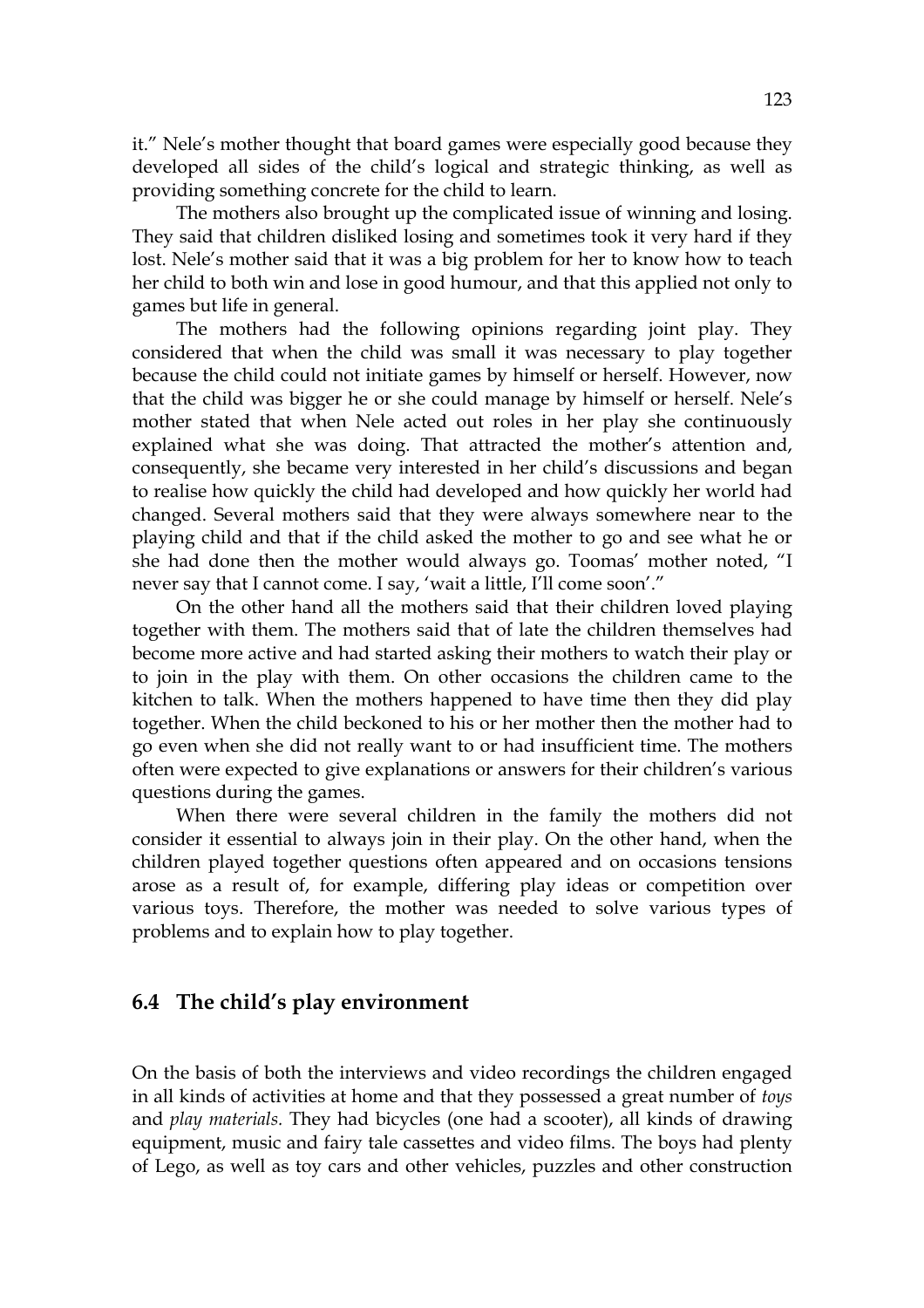it." Nele's mother thought that board games were especially good because they developed all sides of the child's logical and strategic thinking, as well as providing something concrete for the child to learn.

The mothers also brought up the complicated issue of winning and losing. They said that children disliked losing and sometimes took it very hard if they lost. Nele's mother said that it was a big problem for her to know how to teach her child to both win and lose in good humour, and that this applied not only to games but life in general.

The mothers had the following opinions regarding joint play. They considered that when the child was small it was necessary to play together because the child could not initiate games by himself or herself. However, now that the child was bigger he or she could manage by himself or herself. Nele's mother stated that when Nele acted out roles in her play she continuously explained what she was doing. That attracted the mother's attention and, consequently, she became very interested in her child's discussions and began to realise how quickly the child had developed and how quickly her world had changed. Several mothers said that they were always somewhere near to the playing child and that if the child asked the mother to go and see what he or she had done then the mother would always go. Toomas' mother noted, "I never say that I cannot come. I say, 'wait a little, I'll come soon'."

On the other hand all the mothers said that their children loved playing together with them. The mothers said that of late the children themselves had become more active and had started asking their mothers to watch their play or to join in the play with them. On other occasions the children came to the kitchen to talk. When the mothers happened to have time then they did play together. When the child beckoned to his or her mother then the mother had to go even when she did not really want to or had insufficient time. The mothers often were expected to give explanations or answers for their children's various questions during the games.

When there were several children in the family the mothers did not consider it essential to always join in their play. On the other hand, when the children played together questions often appeared and on occasions tensions arose as a result of, for example, differing play ideas or competition over various toys. Therefore, the mother was needed to solve various types of problems and to explain how to play together.

## 6.4 The child's play environment

On the basis of both the interviews and video recordings the children engaged in all kinds of activities at home and that they possessed a great number of *toys* and *play materials*. They had bicycles (one had a scooter), all kinds of drawing equipment, music and fairy tale cassettes and video films. The boys had plenty of Lego, as well as toy cars and other vehicles, puzzles and other construction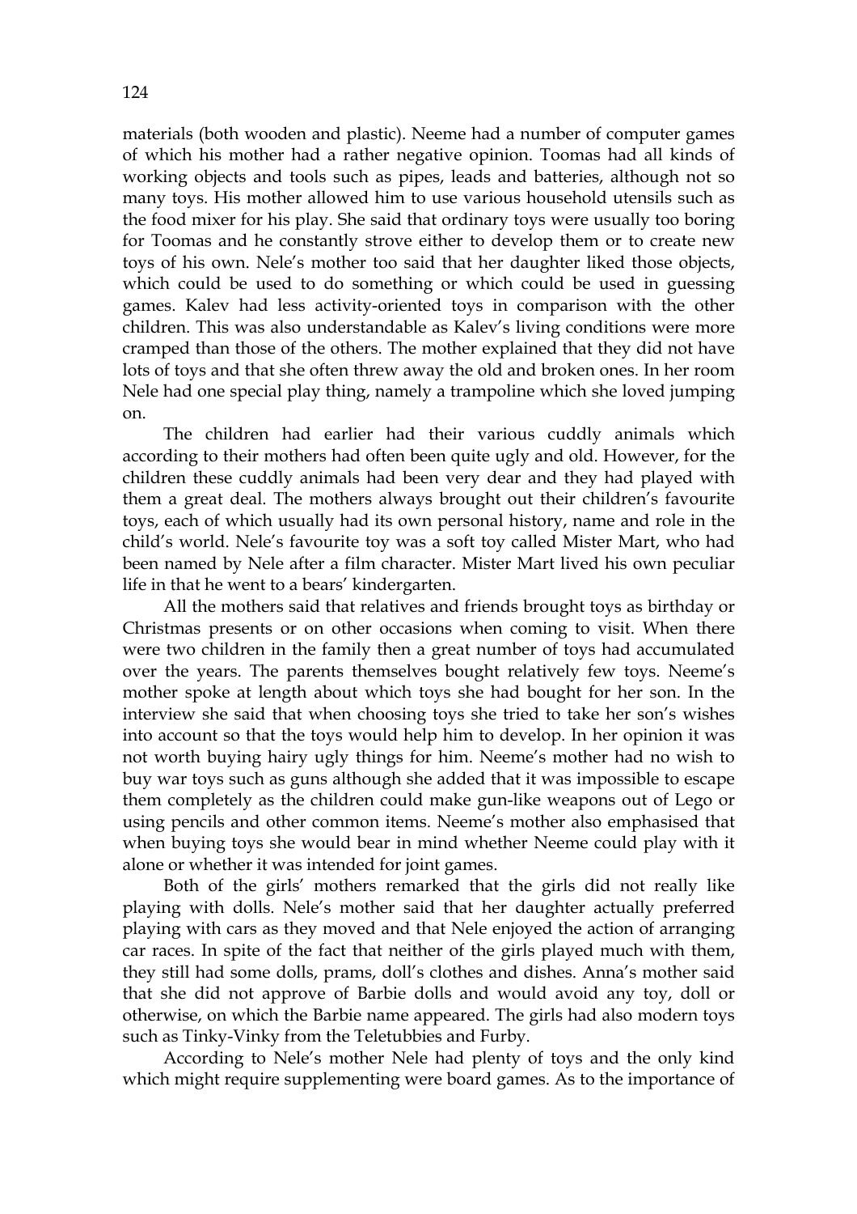materials (both wooden and plastic). Neeme had a number of computer games of which his mother had a rather negative opinion. Toomas had all kinds of working objects and tools such as pipes, leads and batteries, although not so many toys. His mother allowed him to use various household utensils such as the food mixer for his play. She said that ordinary toys were usually too boring for Toomas and he constantly strove either to develop them or to create new toys of his own. Nele's mother too said that her daughter liked those objects, which could be used to do something or which could be used in guessing games. Kalev had less activity-oriented toys in comparison with the other children. This was also understandable as Kalev's living conditions were more cramped than those of the others. The mother explained that they did not have lots of toys and that she often threw away the old and broken ones. In her room Nele had one special play thing, namely a trampoline which she loved jumping on.

The children had earlier had their various cuddly animals which according to their mothers had often been quite ugly and old. However, for the children these cuddly animals had been very dear and they had played with them a great deal. The mothers always brought out their children's favourite toys, each of which usually had its own personal history, name and role in the child's world. Nele's favourite toy was a soft toy called Mister Mart, who had been named by Nele after a film character. Mister Mart lived his own peculiar life in that he went to a bears' kindergarten.

All the mothers said that relatives and friends brought toys as birthday or Christmas presents or on other occasions when coming to visit. When there were two children in the family then a great number of toys had accumulated over the years. The parents themselves bought relatively few toys. Neeme's mother spoke at length about which toys she had bought for her son. In the interview she said that when choosing toys she tried to take her son's wishes into account so that the toys would help him to develop. In her opinion it was not worth buying hairy ugly things for him. Neeme's mother had no wish to buy war toys such as guns although she added that it was impossible to escape them completely as the children could make gun-like weapons out of Lego or using pencils and other common items. Neeme's mother also emphasised that when buying toys she would bear in mind whether Neeme could play with it alone or whether it was intended for joint games.

Both of the girls' mothers remarked that the girls did not really like playing with dolls. Nele's mother said that her daughter actually preferred playing with cars as they moved and that Nele enjoyed the action of arranging car races. In spite of the fact that neither of the girls played much with them, they still had some dolls, prams, doll's clothes and dishes. Anna's mother said that she did not approve of Barbie dolls and would avoid any toy, doll or otherwise, on which the Barbie name appeared. The girls had also modern toys such as Tinky-Vinky from the Teletubbies and Furby.

According to Nele's mother Nele had plenty of toys and the only kind which might require supplementing were board games. As to the importance of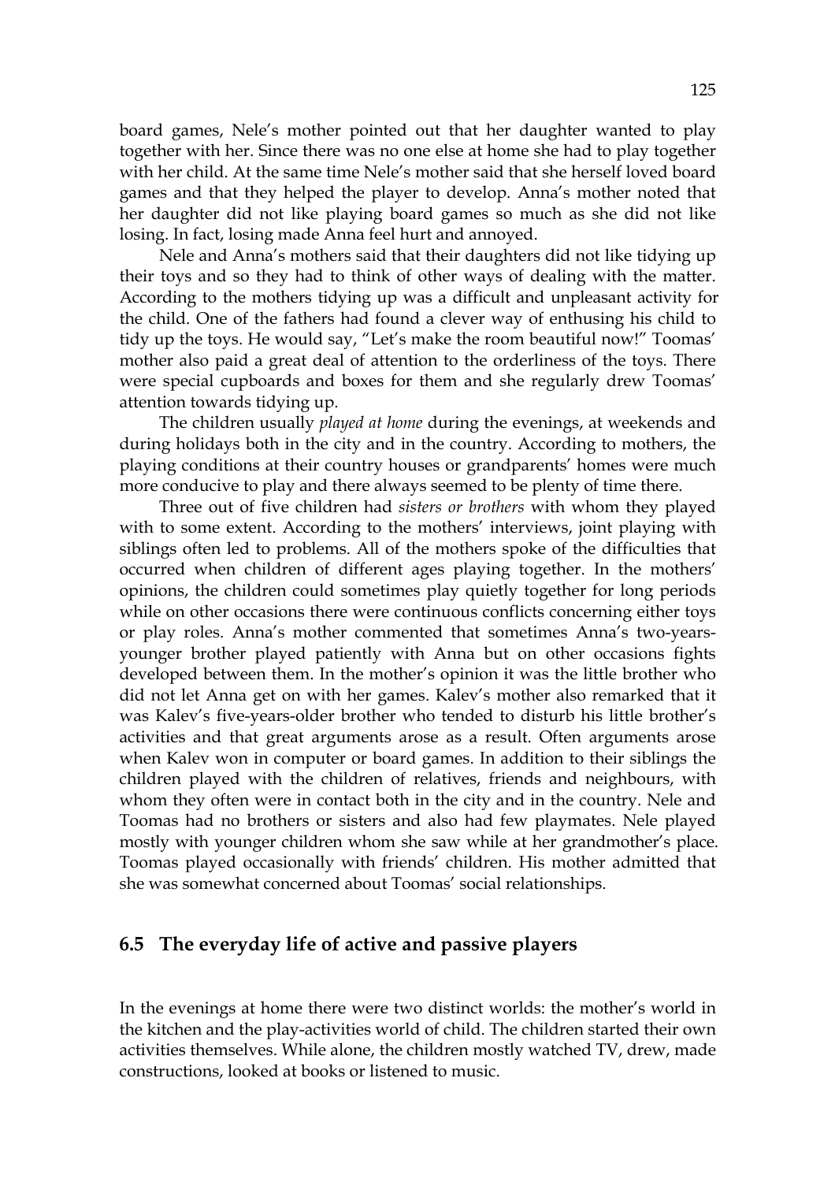board games, Nele's mother pointed out that her daughter wanted to play together with her. Since there was no one else at home she had to play together with her child. At the same time Nele's mother said that she herself loved board games and that they helped the player to develop. Anna's mother noted that her daughter did not like playing board games so much as she did not like losing. In fact, losing made Anna feel hurt and annoyed.

Nele and Anna's mothers said that their daughters did not like tidying up their toys and so they had to think of other ways of dealing with the matter. According to the mothers tidying up was a difficult and unpleasant activity for the child. One of the fathers had found a clever way of enthusing his child to tidy up the toys. He would say, "Let's make the room beautiful now!" Toomas' mother also paid a great deal of attention to the orderliness of the toys. There were special cupboards and boxes for them and she regularly drew Toomas' attention towards tidying up.

The children usually *played at home* during the evenings, at weekends and during holidays both in the city and in the country. According to mothers, the playing conditions at their country houses or grandparents' homes were much more conducive to play and there always seemed to be plenty of time there.

Three out of five children had *sisters or brothers* with whom they played with to some extent. According to the mothers' interviews, joint playing with siblings often led to problems. All of the mothers spoke of the difficulties that occurred when children of different ages playing together. In the mothers' opinions, the children could sometimes play quietly together for long periods while on other occasions there were continuous conflicts concerning either toys or play roles. Anna's mother commented that sometimes Anna's two-years-younger brother played patiently with Anna but on other occasions fights developed between them. In the mother's opinion it was the little brother who did not let Anna get on with her games. Kalev's mother also remarked that it was Kalev's five-years-older brother who tended to disturb his little brother's activities and that great arguments arose as a result. Often arguments arose when Kalev won in computer or board games. In addition to their siblings the children played with the children of relatives, friends and neighbours, with whom they often were in contact both in the city and in the country. Nele and Toomas had no brothers or sisters and also had few playmates. Nele played mostly with younger children whom she saw while at her grandmother's place. Toomas played occasionally with friends' children. His mother admitted that she was somewhat concerned about Toomas' social relationships.

## 6.5 The everyday life of active and passive players

In the evenings at home there were two distinct worlds: the mother's world in the kitchen and the play-activities world of child. The children started their own activities themselves. While alone, the children mostly watched TV, drew, made constructions, looked at books or listened to music.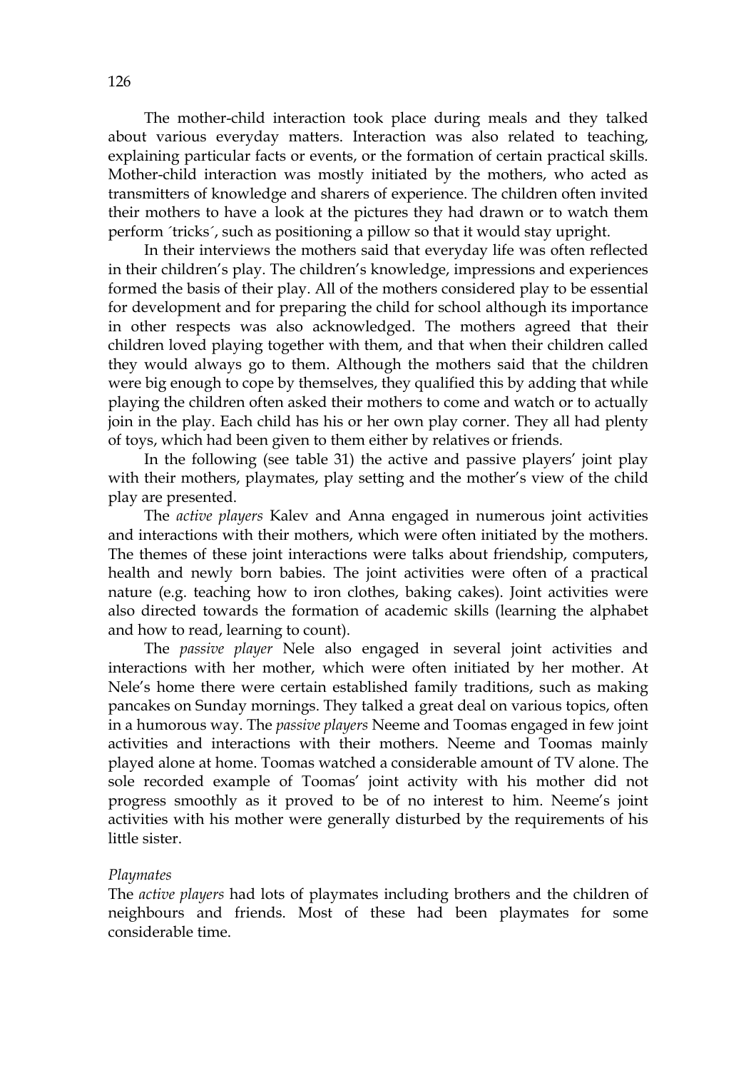The mother-child interaction took place during meals and they talked about various everyday matters. Interaction was also related to teaching, explaining particular facts or events, or the formation of certain practical skills. Mother-child interaction was mostly initiated by the mothers, who acted as transmitters of knowledge and sharers of experience. The children often invited their mothers to have a look at the pictures they had drawn or to watch them perform ´tricks´, such as positioning a pillow so that it would stay upright.

In their interviews the mothers said that everyday life was often reflected in their children's play. The children's knowledge, impressions and experiences formed the basis of their play. All of the mothers considered play to be essential for development and for preparing the child for school although its importance in other respects was also acknowledged. The mothers agreed that their children loved playing together with them, and that when their children called they would always go to them. Although the mothers said that the children were big enough to cope by themselves, they qualified this by adding that while playing the children often asked their mothers to come and watch or to actually join in the play. Each child has his or her own play corner. They all had plenty of toys, which had been given to them either by relatives or friends.

In the following (see table 31) the active and passive players' joint play with their mothers, playmates, play setting and the mother's view of the child play are presented.

The *active players* Kalev and Anna engaged in numerous joint activities and interactions with their mothers, which were often initiated by the mothers. The themes of these joint interactions were talks about friendship, computers, health and newly born babies. The joint activities were often of a practical nature (e.g. teaching how to iron clothes, baking cakes). Joint activities were also directed towards the formation of academic skills (learning the alphabet and how to read, learning to count).

The *passive player* Nele also engaged in several joint activities and interactions with her mother, which were often initiated by her mother. At Nele's home there were certain established family traditions, such as making pancakes on Sunday mornings. They talked a great deal on various topics, often in a humorous way. The *passive players* Neeme and Toomas engaged in few joint activities and interactions with their mothers. Neeme and Toomas mainly played alone at home. Toomas watched a considerable amount of TV alone. The sole recorded example of Toomas' joint activity with his mother did not progress smoothly as it proved to be of no interest to him. Neeme's joint activities with his mother were generally disturbed by the requirements of his little sister.

*Playmates*

The *active players* had lots of playmates including brothers and the children of neighbours and friends. Most of these had been playmates for some considerable time.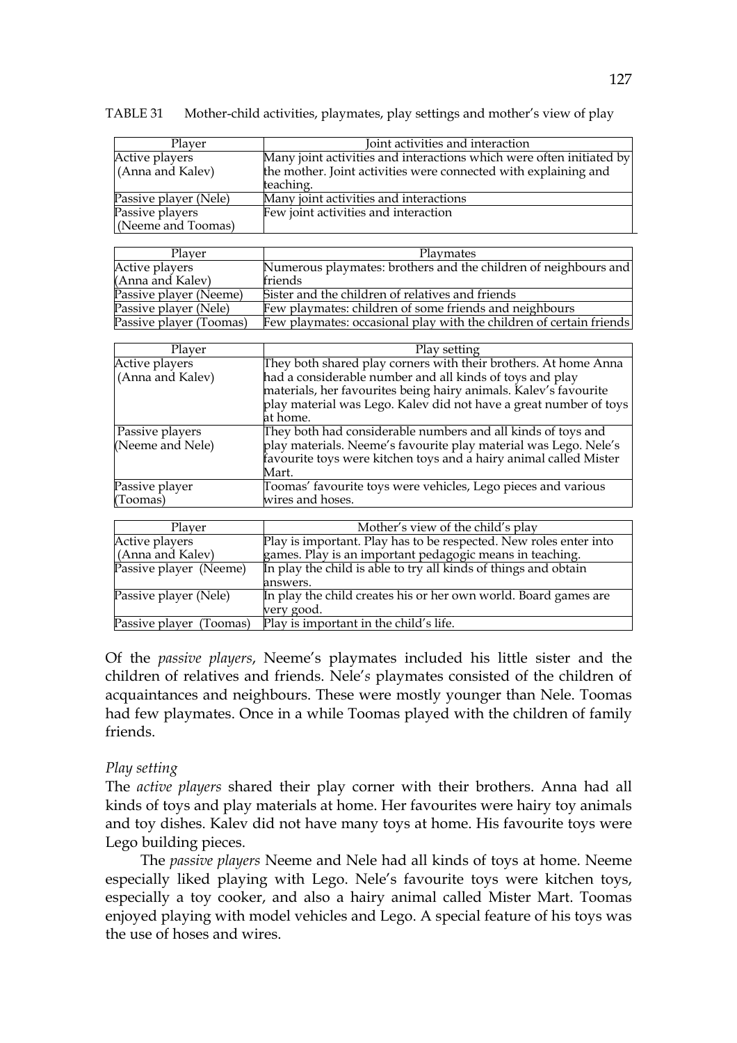TABLE 31 Mother-child activities, playmates, play settings and mother's view of play

| Player | Joint activities and interaction |
|---|---|
| Active players (Anna and Kalev) | Many joint activities and interactions which were often initiated by the mother. Joint activities were connected with explaining and teaching. |
| Passive player (Nele) | Many joint activities and interactions |
| Passive players (Neeme and Toomas) | Few joint activities and interaction |

| Player | Playmates |
|---|---|
| Active players (Anna and Kalev) | Numerous playmates: brothers and the children of neighbours and friends |
| Passive player (Neeme) | Sister and the children of relatives and friends |
| Passive player (Nele) | Few playmates: children of some friends and neighbours |
| Passive player (Toomas) | Few playmates: occasional play with the children of certain friends |

| Player | Play setting |
|---|---|
| Active players (Anna and Kalev) | They both shared play corners with their brothers. At home Anna had a considerable number and all kinds of toys and play materials, her favourites being hairy animals. Kalev's favourite play material was Lego. Kalev did not have a great number of toys at home. |
| Passive players (Neeme and Nele) | They both had considerable numbers and all kinds of toys and play materials. Neeme's favourite play material was Lego. Nele's favourite toys were kitchen toys and a hairy animal called Mister Mart. |
| Passive player (Toomas) | Toomas' favourite toys were vehicles, Lego pieces and various wires and hoses. |

| Player | Mother's view of the child's play |
|---|---|
| Active players (Anna and Kalev) | Play is important. Play has to be respected. New roles enter into games. Play is an important pedagogic means in teaching. |
| Passive player (Neeme) | In play the child is able to try all kinds of things and obtain answers. |
| Passive player (Nele) | In play the child creates his or her own world. Board games are very good. |
| Passive player (Toomas) | Play is important in the child's life. |

Of the *passive players*, Neeme's playmates included his little sister and the children of relatives and friends. Nele's playmates consisted of the children of acquaintances and neighbours. These were mostly younger than Nele. Toomas had few playmates. Once in a while Toomas played with the children of family friends.

*Play setting*

The *active players* shared their play corner with their brothers. Anna had all kinds of toys and play materials at home. Her favourites were hairy toy animals and toy dishes. Kalev did not have many toys at home. His favourite toys were Lego building pieces.

The *passive players* Neeme and Nele had all kinds of toys at home. Neeme especially liked playing with Lego. Nele's favourite toys were kitchen toys, especially a toy cooker, and also a hairy animal called Mister Mart. Toomas enjoyed playing with model vehicles and Lego. A special feature of his toys was the use of hoses and wires.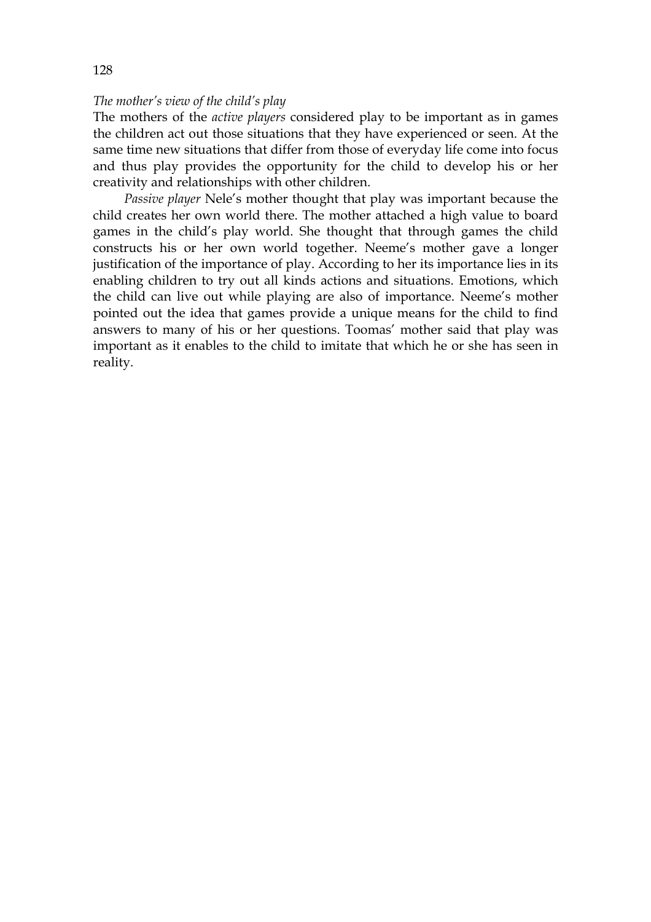*The mother's view of the child's play*

The mothers of the *active players* considered play to be important as in games the children act out those situations that they have experienced or seen. At the same time new situations that differ from those of everyday life come into focus and thus play provides the opportunity for the child to develop his or her creativity and relationships with other children.

*Passive player* Nele's mother thought that play was important because the child creates her own world there. The mother attached a high value to board games in the child's play world. She thought that through games the child constructs his or her own world together. Neeme's mother gave a longer justification of the importance of play. According to her its importance lies in its enabling children to try out all kinds actions and situations. Emotions, which the child can live out while playing are also of importance. Neeme's mother pointed out the idea that games provide a unique means for the child to find answers to many of his or her questions. Toomas' mother said that play was important as it enables to the child to imitate that which he or she has seen in reality.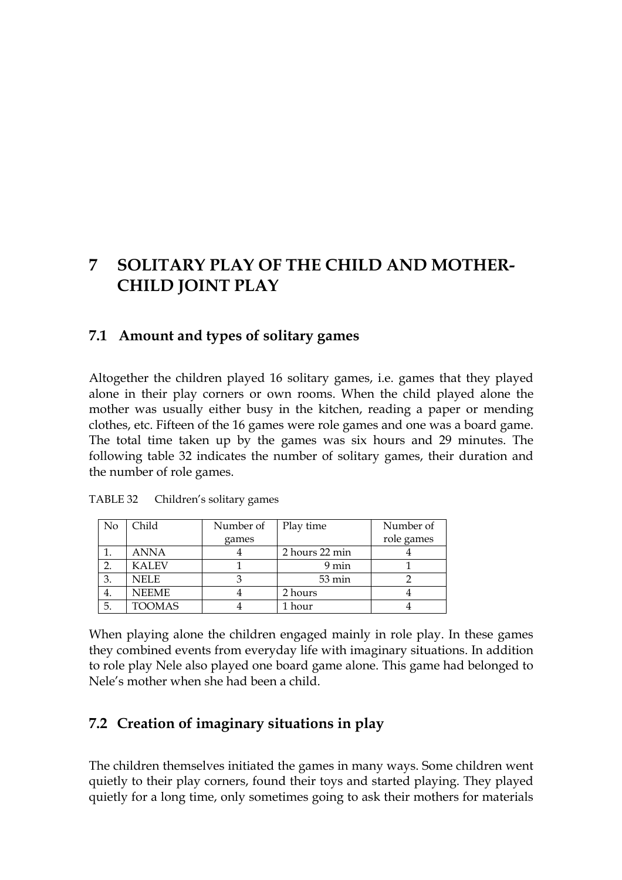# 7 SOLITARY PLAY OF THE CHILD AND MOTHER-CHILD JOINT PLAY

## 7.1 Amount and types of solitary games

Altogether the children played 16 solitary games, i.e. games that they played alone in their play corners or own rooms. When the child played alone the mother was usually either busy in the kitchen, reading a paper or mending clothes, etc. Fifteen of the 16 games were role games and one was a board game. The total time taken up by the games was six hours and 29 minutes. The following table 32 indicates the number of solitary games, their duration and the number of role games.

TABLE 32 Children's solitary games

| No | Child | Number of games | Play time | Number of role games |
|---|---|---|---|---|
| 1. | ANNA | 4 | 2 hours 22 min | 4 |
| 2. | KALEV | 1 | 9 min | 1 |
| 3. | NELE | 3 | 53 min | 2 |
| 4. | NEEME | 4 | 2 hours | 4 |
| 5. | TOOMAS | 4 | 1 hour | 4 |

When playing alone the children engaged mainly in role play. In these games they combined events from everyday life with imaginary situations. In addition to role play Nele also played one board game alone. This game had belonged to Nele's mother when she had been a child.

## 7.2 Creation of imaginary situations in play

The children themselves initiated the games in many ways. Some children went quietly to their play corners, found their toys and started playing. They played quietly for a long time, only sometimes going to ask their mothers for materials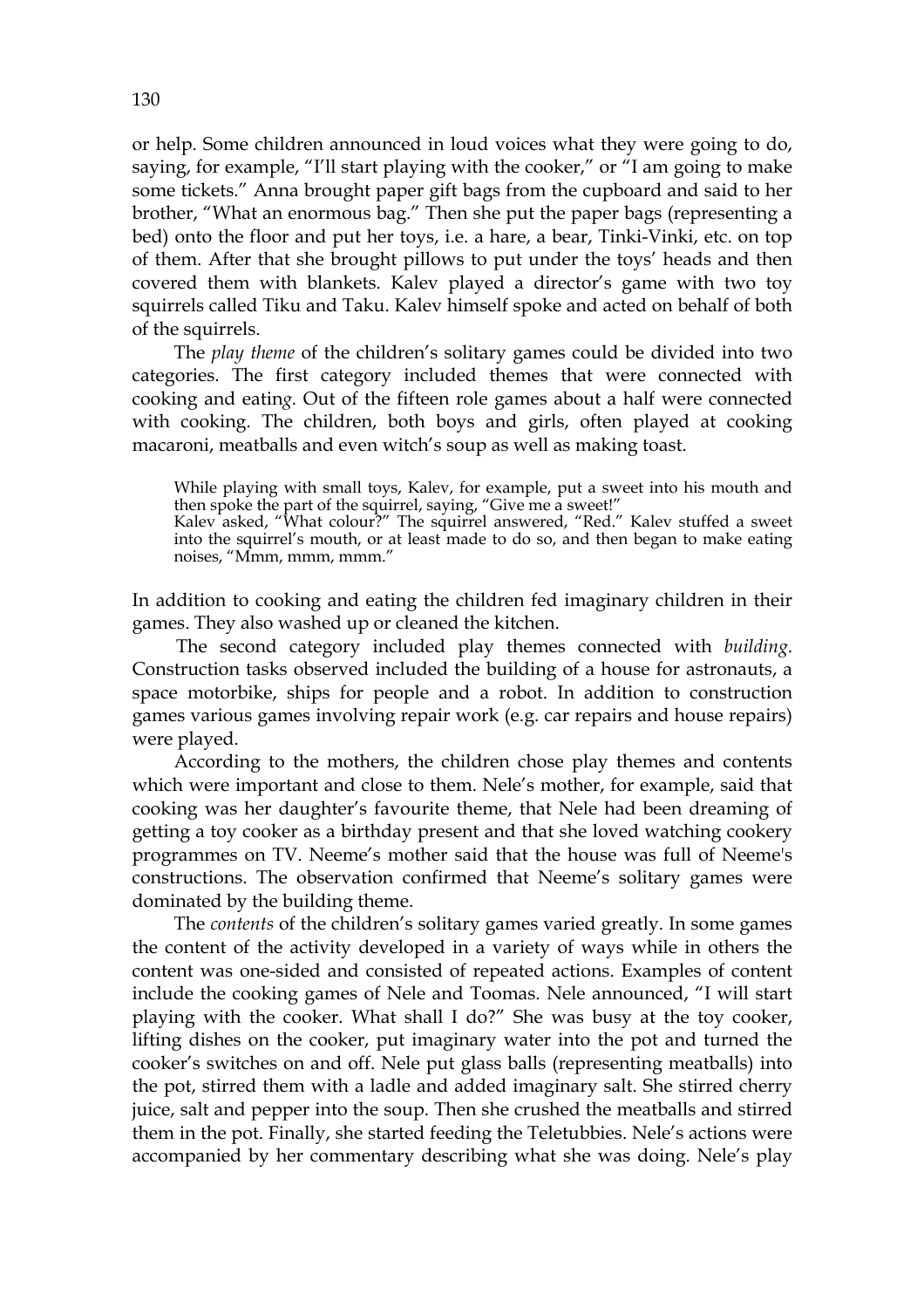or help. Some children announced in loud voices what they were going to do, saying, for example, "I'll start playing with the cooker," or "I am going to make some tickets." Anna brought paper gift bags from the cupboard and said to her brother, "What an enormous bag." Then she put the paper bags (representing a bed) onto the floor and put her toys, i.e. a hare, a bear, Tinki-Vinki, etc. on top of them. After that she brought pillows to put under the toys' heads and then covered them with blankets. Kalev played a director's game with two toy squirrels called Tiku and Taku. Kalev himself spoke and acted on behalf of both of the squirrels.

The *play theme* of the children's solitary games could be divided into two categories. The first category included themes that were connected with cooking and eatin*g.* Out of the fifteen role games about a half were connected with cooking. The children, both boys and girls, often played at cooking macaroni, meatballs and even witch's soup as well as making toast.

> While playing with small toys, Kalev, for example, put a sweet into his mouth and then spoke the part of the squirrel, saying, "Give me a sweet!"
> Kalev asked, "What colour?" The squirrel answered, "Red." Kalev stuffed a sweet into the squirrel's mouth, or at least made to do so, and then began to make eating noises, "Mmm, mmm, mmm."

In addition to cooking and eating the children fed imaginary children in their games. They also washed up or cleaned the kitchen.

The second category included play themes connected with *building*. Construction tasks observed included the building of a house for astronauts, a space motorbike, ships for people and a robot. In addition to construction games various games involving repair work (e.g. car repairs and house repairs) were played.

According to the mothers, the children chose play themes and contents which were important and close to them. Nele's mother, for example, said that cooking was her daughter's favourite theme, that Nele had been dreaming of getting a toy cooker as a birthday present and that she loved watching cookery programmes on TV. Neeme's mother said that the house was full of Neeme's constructions. The observation confirmed that Neeme's solitary games were dominated by the building theme.

The *contents* of the children's solitary games varied greatly. In some games the content of the activity developed in a variety of ways while in others the content was one-sided and consisted of repeated actions. Examples of content include the cooking games of Nele and Toomas. Nele announced, "I will start playing with the cooker. What shall I do?" She was busy at the toy cooker, lifting dishes on the cooker, put imaginary water into the pot and turned the cooker's switches on and off. Nele put glass balls (representing meatballs) into the pot, stirred them with a ladle and added imaginary salt. She stirred cherry juice, salt and pepper into the soup. Then she crushed the meatballs and stirred them in the pot. Finally, she started feeding the Teletubbies. Nele's actions were accompanied by her commentary describing what she was doing. Nele's play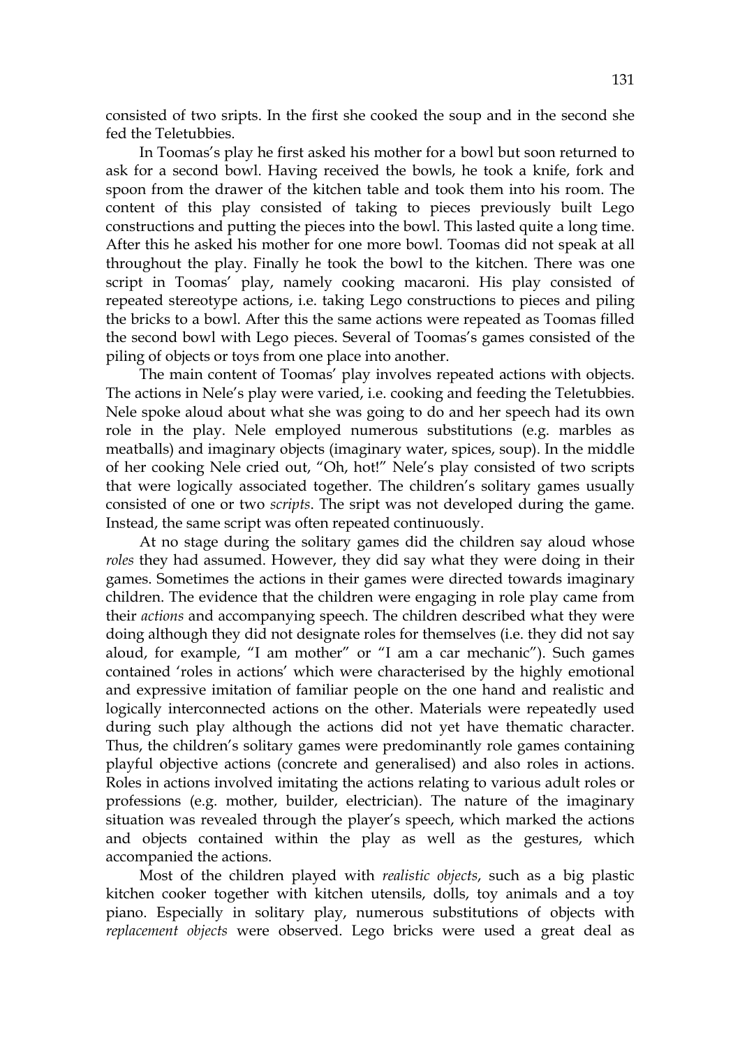consisted of two sripts. In the first she cooked the soup and in the second she fed the Teletubbies.

In Toomas's play he first asked his mother for a bowl but soon returned to ask for a second bowl. Having received the bowls, he took a knife, fork and spoon from the drawer of the kitchen table and took them into his room. The content of this play consisted of taking to pieces previously built Lego constructions and putting the pieces into the bowl. This lasted quite a long time. After this he asked his mother for one more bowl. Toomas did not speak at all throughout the play. Finally he took the bowl to the kitchen. There was one script in Toomas' play, namely cooking macaroni. His play consisted of repeated stereotype actions, i.e. taking Lego constructions to pieces and piling the bricks to a bowl. After this the same actions were repeated as Toomas filled the second bowl with Lego pieces. Several of Toomas's games consisted of the piling of objects or toys from one place into another.

The main content of Toomas' play involves repeated actions with objects. The actions in Nele's play were varied, i.e. cooking and feeding the Teletubbies. Nele spoke aloud about what she was going to do and her speech had its own role in the play. Nele employed numerous substitutions (e.g. marbles as meatballs) and imaginary objects (imaginary water, spices, soup). In the middle of her cooking Nele cried out, "Oh, hot!" Nele's play consisted of two scripts that were logically associated together. The children's solitary games usually consisted of one or two *scripts*. The sript was not developed during the game. Instead, the same script was often repeated continuously.

At no stage during the solitary games did the children say aloud whose *roles* they had assumed. However, they did say what they were doing in their games. Sometimes the actions in their games were directed towards imaginary children. The evidence that the children were engaging in role play came from their *actions* and accompanying speech. The children described what they were doing although they did not designate roles for themselves (i.e. they did not say aloud, for example, "I am mother" or "I am a car mechanic"). Such games contained 'roles in actions' which were characterised by the highly emotional and expressive imitation of familiar people on the one hand and realistic and logically interconnected actions on the other. Materials were repeatedly used during such play although the actions did not yet have thematic character. Thus, the children's solitary games were predominantly role games containing playful objective actions (concrete and generalised) and also roles in actions. Roles in actions involved imitating the actions relating to various adult roles or professions (e.g. mother, builder, electrician). The nature of the imaginary situation was revealed through the player's speech, which marked the actions and objects contained within the play as well as the gestures, which accompanied the actions.

Most of the children played with *realistic objects*, such as a big plastic kitchen cooker together with kitchen utensils, dolls, toy animals and a toy piano. Especially in solitary play, numerous substitutions of objects with *replacement objects* were observed. Lego bricks were used a great deal as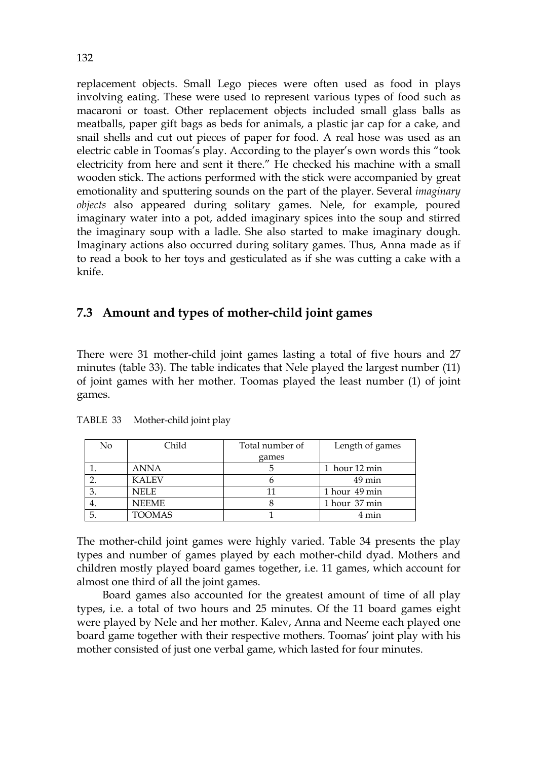replacement objects. Small Lego pieces were often used as food in plays involving eating. These were used to represent various types of food such as macaroni or toast. Other replacement objects included small glass balls as meatballs, paper gift bags as beds for animals, a plastic jar cap for a cake, and snail shells and cut out pieces of paper for food. A real hose was used as an electric cable in Toomas's play. According to the player's own words this "took electricity from here and sent it there." He checked his machine with a small wooden stick. The actions performed with the stick were accompanied by great emotionality and sputtering sounds on the part of the player. Several *imaginary objects* also appeared during solitary games. Nele, for example, poured imaginary water into a pot, added imaginary spices into the soup and stirred the imaginary soup with a ladle. She also started to make imaginary dough. Imaginary actions also occurred during solitary games. Thus, Anna made as if to read a book to her toys and gesticulated as if she was cutting a cake with a knife.

## 7.3 Amount and types of mother-child joint games

There were 31 mother-child joint games lasting a total of five hours and 27 minutes (table 33). The table indicates that Nele played the largest number (11) of joint games with her mother. Toomas played the least number (1) of joint games.

TABLE 33 Mother-child joint play

| No | Child | Total number of games | Length of games |
|---|---|---|---|
| 1. | ANNA | 5 | 1 hour 12 min |
| 2. | KALEV | 6 | 49 min |
| 3. | NELE | 11 | 1 hour 49 min |
| 4. | NEEME | 8 | 1 hour 37 min |
| 5. | TOOMAS | 1 | 4 min |

The mother-child joint games were highly varied. Table 34 presents the play types and number of games played by each mother-child dyad. Mothers and children mostly played board games together, i.e. 11 games, which account for almost one third of all the joint games.

Board games also accounted for the greatest amount of time of all play types, i.e. a total of two hours and 25 minutes. Of the 11 board games eight were played by Nele and her mother. Kalev, Anna and Neeme each played one board game together with their respective mothers. Toomas' joint play with his mother consisted of just one verbal game, which lasted for four minutes.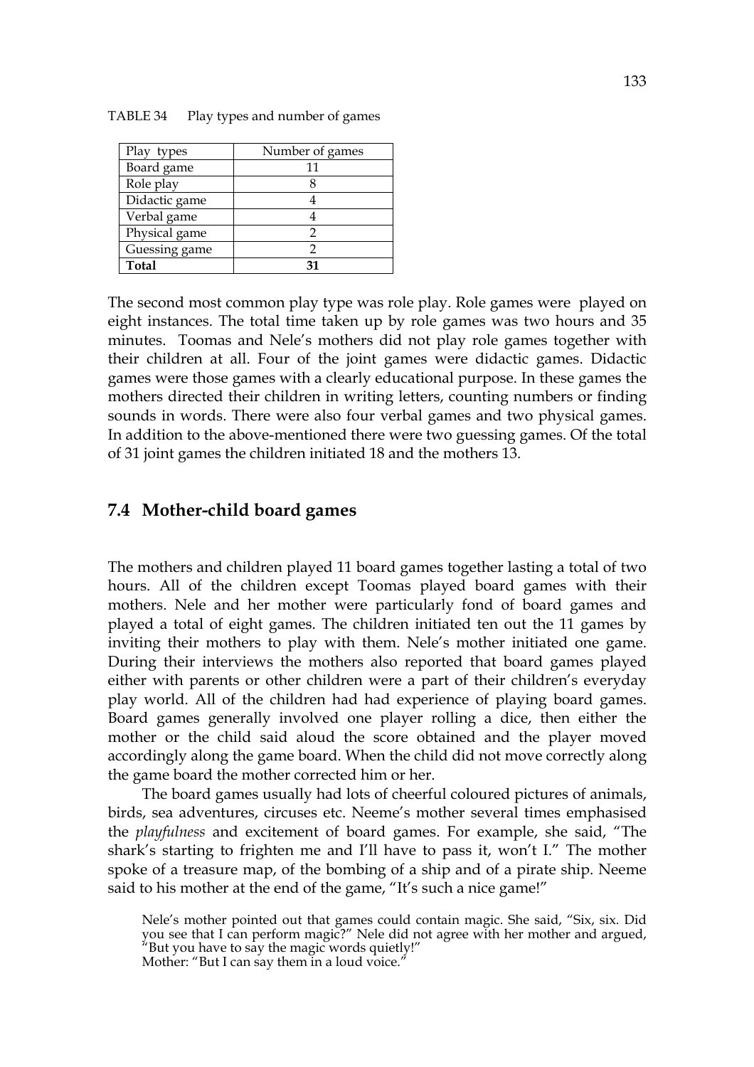TABLE 34 Play types and number of games

| Play types | Number of games |
| --- | --- |
| Board game | 11 |
| Role play | 8 |
| Didactic game | 4 |
| Verbal game | 4 |
| Physical game | 2 |
| Guessing game | 2 |
| **Total** | **31** |

The second most common play type was role play. Role games were played on eight instances. The total time taken up by role games was two hours and 35 minutes. Toomas and Nele's mothers did not play role games together with their children at all. Four of the joint games were didactic games. Didactic games were those games with a clearly educational purpose. In these games the mothers directed their children in writing letters, counting numbers or finding sounds in words. There were also four verbal games and two physical games. In addition to the above-mentioned there were two guessing games. Of the total of 31 joint games the children initiated 18 and the mothers 13.

## 7.4 Mother-child board games

The mothers and children played 11 board games together lasting a total of two hours. All of the children except Toomas played board games with their mothers. Nele and her mother were particularly fond of board games and played a total of eight games. The children initiated ten out the 11 games by inviting their mothers to play with them. Nele's mother initiated one game. During their interviews the mothers also reported that board games played either with parents or other children were a part of their children's everyday play world. All of the children had had experience of playing board games. Board games generally involved one player rolling a dice, then either the mother or the child said aloud the score obtained and the player moved accordingly along the game board. When the child did not move correctly along the game board the mother corrected him or her.

The board games usually had lots of cheerful coloured pictures of animals, birds, sea adventures, circuses etc. Neeme's mother several times emphasised the *playfulness* and excitement of board games. For example, she said, "The shark's starting to frighten me and I'll have to pass it, won't I." The mother spoke of a treasure map, of the bombing of a ship and of a pirate ship. Neeme said to his mother at the end of the game, "It's such a nice game!"

> Nele's mother pointed out that games could contain magic. She said, "Six, six. Did you see that I can perform magic?" Nele did not agree with her mother and argued, "But you have to say the magic words quietly!"
> Mother: "But I can say them in a loud voice."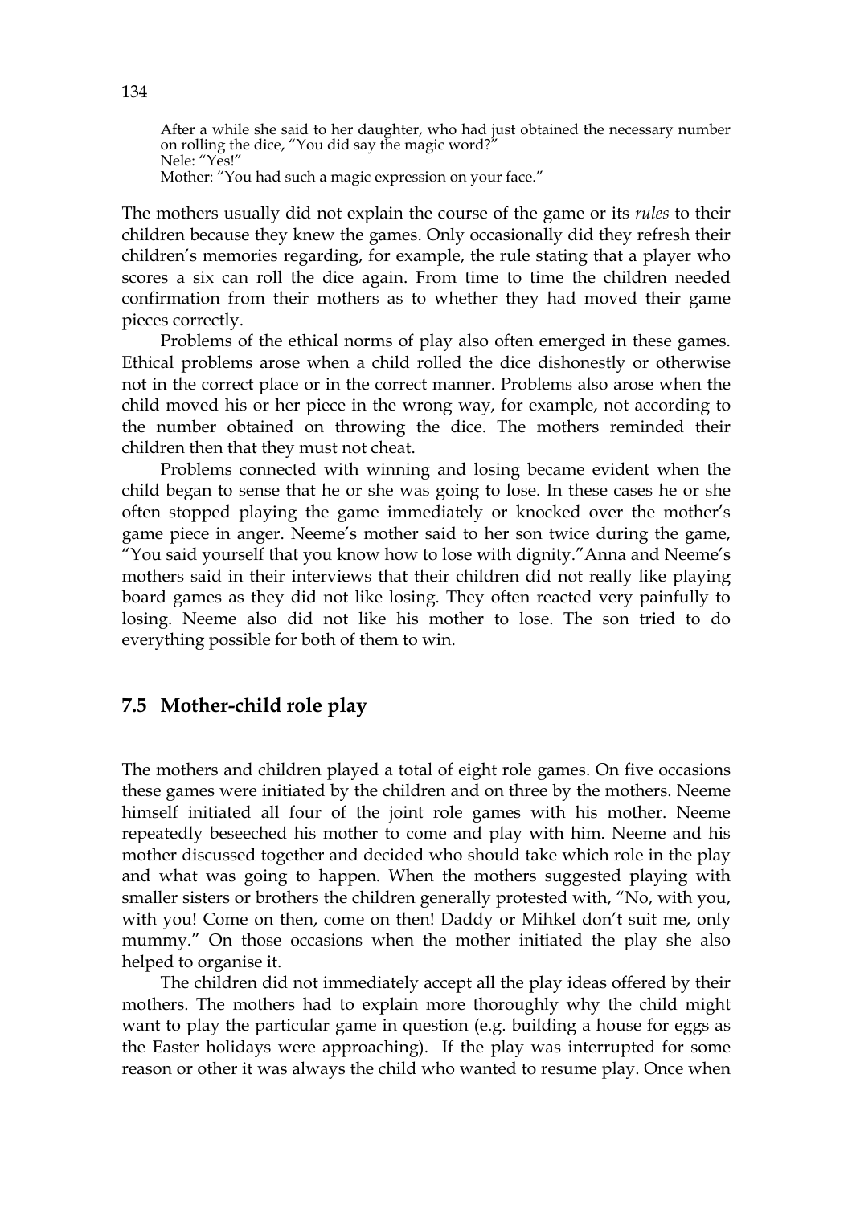> After a while she said to her daughter, who had just obtained the necessary number on rolling the dice, "You did say the magic word?"
> Nele: "Yes!"
> Mother: "You had such a magic expression on your face."

The mothers usually did not explain the course of the game or its *rules* to their children because they knew the games. Only occasionally did they refresh their children's memories regarding, for example, the rule stating that a player who scores a six can roll the dice again. From time to time the children needed confirmation from their mothers as to whether they had moved their game pieces correctly.

Problems of the ethical norms of play also often emerged in these games. Ethical problems arose when a child rolled the dice dishonestly or otherwise not in the correct place or in the correct manner. Problems also arose when the child moved his or her piece in the wrong way, for example, not according to the number obtained on throwing the dice. The mothers reminded their children then that they must not cheat.

Problems connected with winning and losing became evident when the child began to sense that he or she was going to lose. In these cases he or she often stopped playing the game immediately or knocked over the mother's game piece in anger. Neeme's mother said to her son twice during the game, "You said yourself that you know how to lose with dignity."Anna and Neeme's mothers said in their interviews that their children did not really like playing board games as they did not like losing. They often reacted very painfully to losing. Neeme also did not like his mother to lose. The son tried to do everything possible for both of them to win.

## 7.5 Mother-child role play

The mothers and children played a total of eight role games. On five occasions these games were initiated by the children and on three by the mothers. Neeme himself initiated all four of the joint role games with his mother. Neeme repeatedly beseeched his mother to come and play with him. Neeme and his mother discussed together and decided who should take which role in the play and what was going to happen. When the mothers suggested playing with smaller sisters or brothers the children generally protested with, "No, with you, with you! Come on then, come on then! Daddy or Mihkel don't suit me, only mummy." On those occasions when the mother initiated the play she also helped to organise it.

The children did not immediately accept all the play ideas offered by their mothers. The mothers had to explain more thoroughly why the child might want to play the particular game in question (e.g. building a house for eggs as the Easter holidays were approaching). If the play was interrupted for some reason or other it was always the child who wanted to resume play. Once when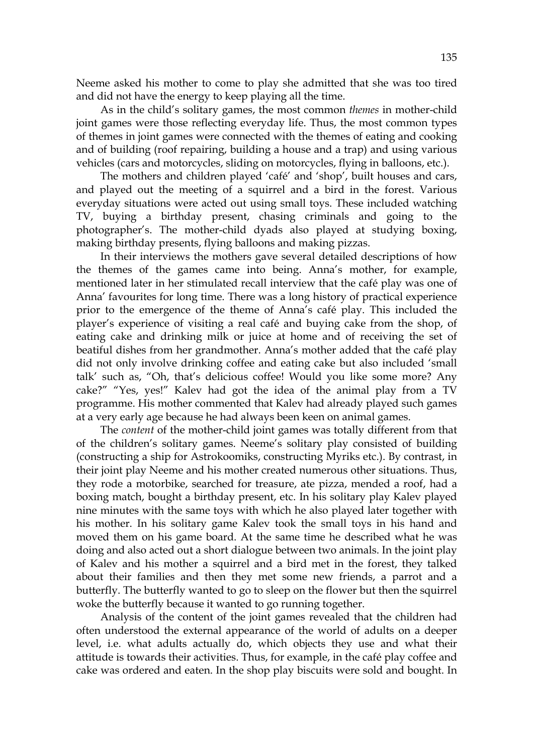Neeme asked his mother to come to play she admitted that she was too tired and did not have the energy to keep playing all the time.

As in the child's solitary games, the most common *themes* in mother-child joint games were those reflecting everyday life. Thus, the most common types of themes in joint games were connected with the themes of eating and cooking and of building (roof repairing, building a house and a trap) and using various vehicles (cars and motorcycles, sliding on motorcycles, flying in balloons, etc.).

The mothers and children played 'café' and 'shop', built houses and cars, and played out the meeting of a squirrel and a bird in the forest. Various everyday situations were acted out using small toys. These included watching TV, buying a birthday present, chasing criminals and going to the photographer's. The mother-child dyads also played at studying boxing, making birthday presents, flying balloons and making pizzas.

In their interviews the mothers gave several detailed descriptions of how the themes of the games came into being. Anna's mother, for example, mentioned later in her stimulated recall interview that the café play was one of Anna' favourites for long time. There was a long history of practical experience prior to the emergence of the theme of Anna's café play. This included the player's experience of visiting a real café and buying cake from the shop, of eating cake and drinking milk or juice at home and of receiving the set of beatiful dishes from her grandmother. Anna's mother added that the café play did not only involve drinking coffee and eating cake but also included 'small talk' such as, "Oh, that's delicious coffee! Would you like some more? Any cake?" "Yes, yes!" Kalev had got the idea of the animal play from a TV programme. His mother commented that Kalev had already played such games at a very early age because he had always been keen on animal games.

The *content* of the mother-child joint games was totally different from that of the children's solitary games. Neeme's solitary play consisted of building (constructing a ship for Astrokoomiks, constructing Myriks etc.). By contrast, in their joint play Neeme and his mother created numerous other situations. Thus, they rode a motorbike, searched for treasure, ate pizza, mended a roof, had a boxing match, bought a birthday present, etc. In his solitary play Kalev played nine minutes with the same toys with which he also played later together with his mother. In his solitary game Kalev took the small toys in his hand and moved them on his game board. At the same time he described what he was doing and also acted out a short dialogue between two animals. In the joint play of Kalev and his mother a squirrel and a bird met in the forest, they talked about their families and then they met some new friends, a parrot and a butterfly. The butterfly wanted to go to sleep on the flower but then the squirrel woke the butterfly because it wanted to go running together.

Analysis of the content of the joint games revealed that the children had often understood the external appearance of the world of adults on a deeper level, i.e. what adults actually do, which objects they use and what their attitude is towards their activities. Thus, for example, in the café play coffee and cake was ordered and eaten. In the shop play biscuits were sold and bought. In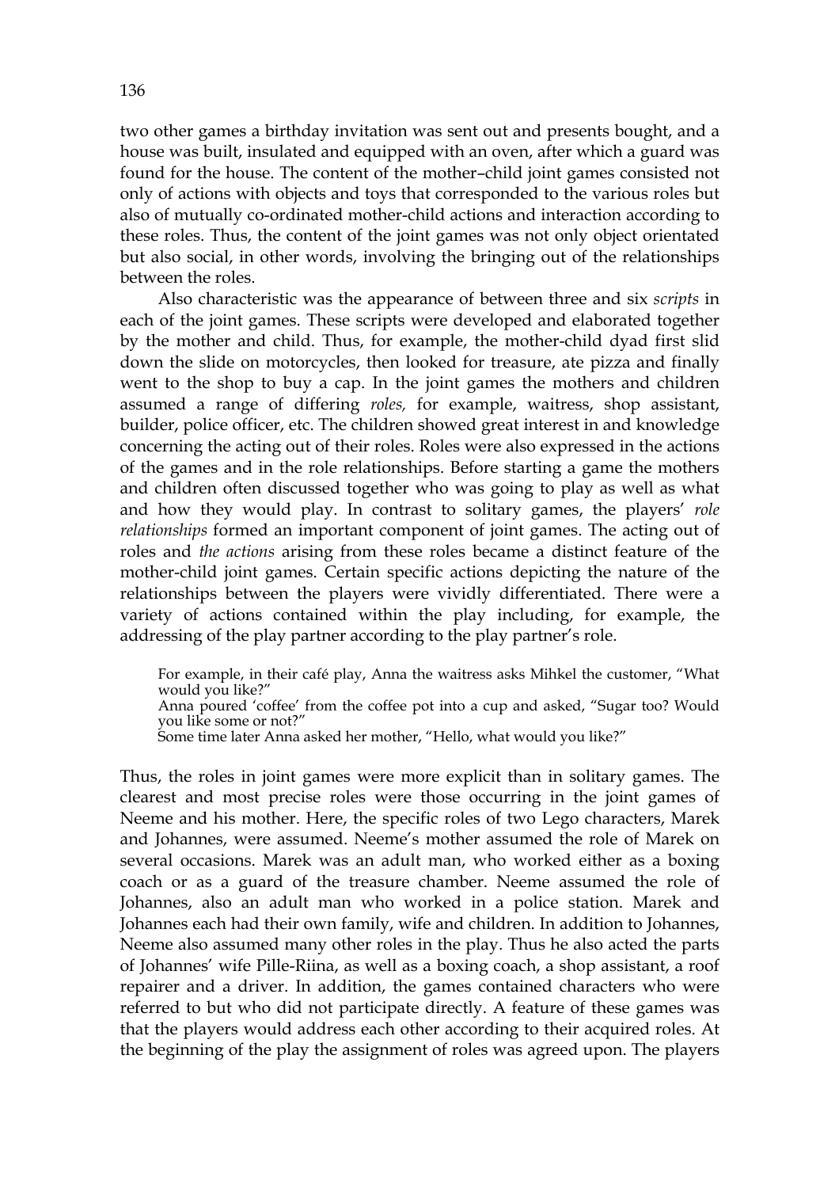two other games a birthday invitation was sent out and presents bought, and a house was built, insulated and equipped with an oven, after which a guard was found for the house. The content of the mother–child joint games consisted not only of actions with objects and toys that corresponded to the various roles but also of mutually co-ordinated mother-child actions and interaction according to these roles. Thus, the content of the joint games was not only object orientated but also social, in other words, involving the bringing out of the relationships between the roles.

Also characteristic was the appearance of between three and six *scripts* in each of the joint games. These scripts were developed and elaborated together by the mother and child. Thus, for example, the mother-child dyad first slid down the slide on motorcycles, then looked for treasure, ate pizza and finally went to the shop to buy a cap. In the joint games the mothers and children assumed a range of differing *roles,* for example, waitress, shop assistant, builder, police officer, etc. The children showed great interest in and knowledge concerning the acting out of their roles. Roles were also expressed in the actions of the games and in the role relationships. Before starting a game the mothers and children often discussed together who was going to play as well as what and how they would play. In contrast to solitary games, the players' *role relationships* formed an important component of joint games. The acting out of roles and *the actions* arising from these roles became a distinct feature of the mother-child joint games. Certain specific actions depicting the nature of the relationships between the players were vividly differentiated. There were a variety of actions contained within the play including, for example, the addressing of the play partner according to the play partner's role.

> For example, in their café play, Anna the waitress asks Mihkel the customer, "What would you like?"
> Anna poured 'coffee' from the coffee pot into a cup and asked, "Sugar too? Would you like some or not?"
> Some time later Anna asked her mother, "Hello, what would you like?"

Thus, the roles in joint games were more explicit than in solitary games. The clearest and most precise roles were those occurring in the joint games of Neeme and his mother. Here, the specific roles of two Lego characters, Marek and Johannes, were assumed. Neeme's mother assumed the role of Marek on several occasions. Marek was an adult man, who worked either as a boxing coach or as a guard of the treasure chamber. Neeme assumed the role of Johannes, also an adult man who worked in a police station. Marek and Johannes each had their own family, wife and children. In addition to Johannes, Neeme also assumed many other roles in the play. Thus he also acted the parts of Johannes' wife Pille-Riina, as well as a boxing coach, a shop assistant, a roof repairer and a driver. In addition, the games contained characters who were referred to but who did not participate directly. A feature of these games was that the players would address each other according to their acquired roles. At the beginning of the play the assignment of roles was agreed upon. The players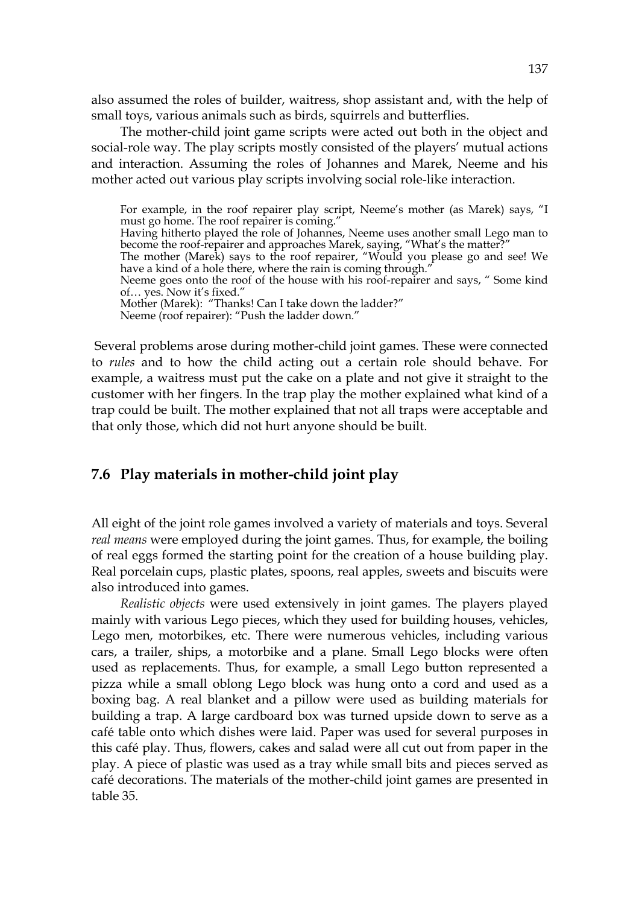also assumed the roles of builder, waitress, shop assistant and, with the help of small toys, various animals such as birds, squirrels and butterflies.

The mother-child joint game scripts were acted out both in the object and social-role way. The play scripts mostly consisted of the players' mutual actions and interaction. Assuming the roles of Johannes and Marek, Neeme and his mother acted out various play scripts involving social role-like interaction.

> For example, in the roof repairer play script, Neeme's mother (as Marek) says, "I must go home. The roof repairer is coming."
> Having hitherto played the role of Johannes, Neeme uses another small Lego man to become the roof-repairer and approaches Marek, saying, "What's the matter?"
> The mother (Marek) says to the roof repairer, "Would you please go and see! We have a kind of a hole there, where the rain is coming through."
> Neeme goes onto the roof of the house with his roof-repairer and says, " Some kind of… yes. Now it's fixed."
> Mother (Marek): "Thanks! Can I take down the ladder?"
> Neeme (roof repairer): "Push the ladder down."

Several problems arose during mother-child joint games. These were connected to *rules* and to how the child acting out a certain role should behave. For example, a waitress must put the cake on a plate and not give it straight to the customer with her fingers. In the trap play the mother explained what kind of a trap could be built. The mother explained that not all traps were acceptable and that only those, which did not hurt anyone should be built.

## 7.6 Play materials in mother-child joint play

All eight of the joint role games involved a variety of materials and toys. Several *real means* were employed during the joint games. Thus, for example, the boiling of real eggs formed the starting point for the creation of a house building play. Real porcelain cups, plastic plates, spoons, real apples, sweets and biscuits were also introduced into games.

*Realistic objects* were used extensively in joint games. The players played mainly with various Lego pieces, which they used for building houses, vehicles, Lego men, motorbikes, etc. There were numerous vehicles, including various cars, a trailer, ships, a motorbike and a plane. Small Lego blocks were often used as replacements. Thus, for example, a small Lego button represented a pizza while a small oblong Lego block was hung onto a cord and used as a boxing bag. A real blanket and a pillow were used as building materials for building a trap. A large cardboard box was turned upside down to serve as a café table onto which dishes were laid. Paper was used for several purposes in this café play. Thus, flowers, cakes and salad were all cut out from paper in the play. A piece of plastic was used as a tray while small bits and pieces served as café decorations. The materials of the mother-child joint games are presented in table 35.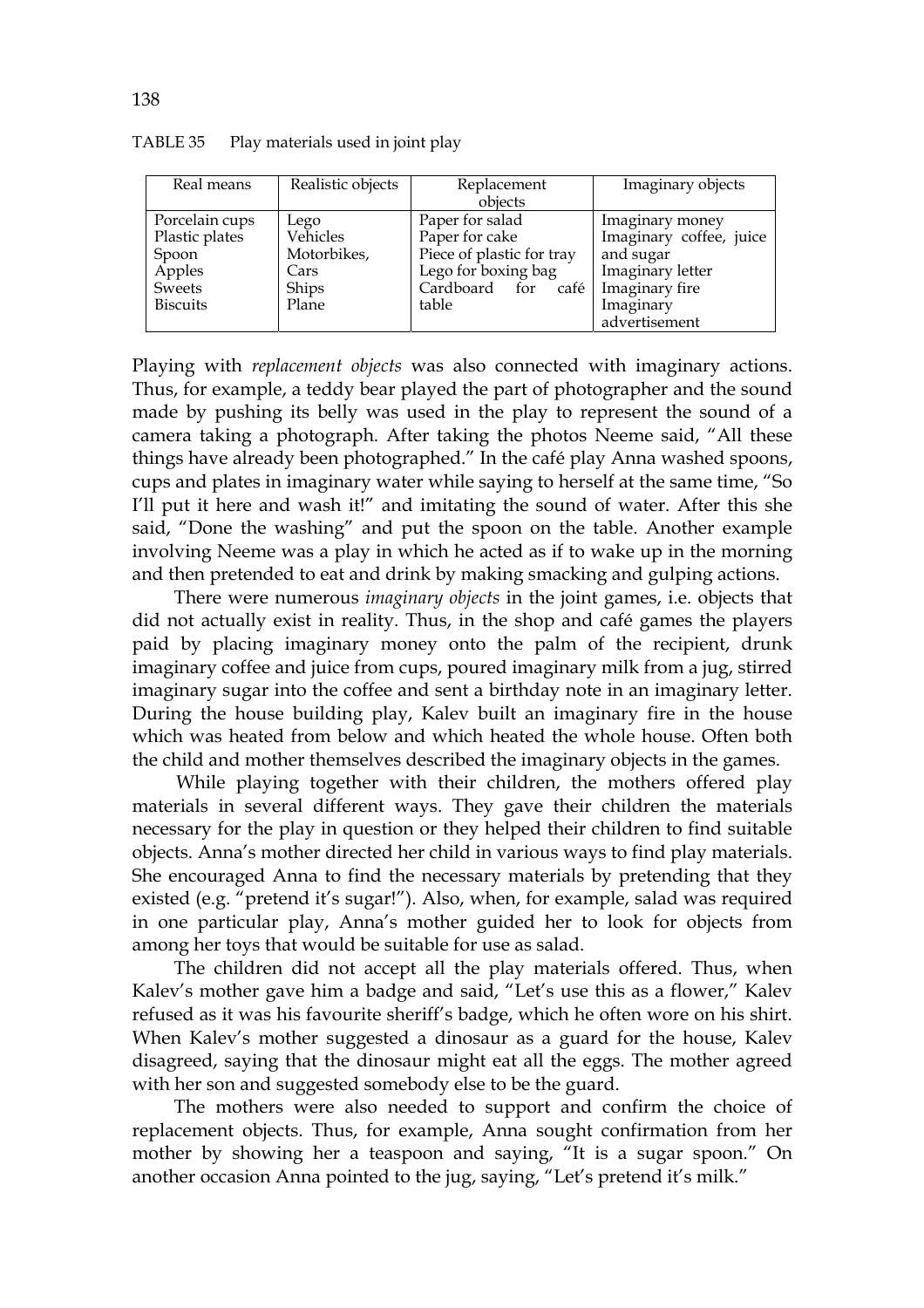TABLE 35 Play materials used in joint play

| Real means | Realistic objects | Replacement objects | Imaginary objects |
|---|---|---|---|
| Porcelain cups<br>Plastic plates<br>Spoon<br>Apples<br>Sweets<br>Biscuits | Lego<br>Vehicles<br>Motorbikes,<br>Cars<br>Ships<br>Plane | Paper for salad<br>Paper for cake<br>Piece of plastic for tray<br>Lego for boxing bag<br>Cardboard for café table | Imaginary money<br>Imaginary coffee, juice and sugar<br>Imaginary letter<br>Imaginary fire<br>Imaginary advertisement |

Playing with *replacement objects* was also connected with imaginary actions. Thus, for example, a teddy bear played the part of photographer and the sound made by pushing its belly was used in the play to represent the sound of a camera taking a photograph. After taking the photos Neeme said, "All these things have already been photographed." In the café play Anna washed spoons, cups and plates in imaginary water while saying to herself at the same time, "So I'll put it here and wash it!" and imitating the sound of water. After this she said, "Done the washing" and put the spoon on the table. Another example involving Neeme was a play in which he acted as if to wake up in the morning and then pretended to eat and drink by making smacking and gulping actions.

There were numerous *imaginary objects* in the joint games, i.e. objects that did not actually exist in reality. Thus, in the shop and café games the players paid by placing imaginary money onto the palm of the recipient, drunk imaginary coffee and juice from cups, poured imaginary milk from a jug, stirred imaginary sugar into the coffee and sent a birthday note in an imaginary letter. During the house building play, Kalev built an imaginary fire in the house which was heated from below and which heated the whole house. Often both the child and mother themselves described the imaginary objects in the games.

While playing together with their children, the mothers offered play materials in several different ways. They gave their children the materials necessary for the play in question or they helped their children to find suitable objects. Anna's mother directed her child in various ways to find play materials. She encouraged Anna to find the necessary materials by pretending that they existed (e.g. "pretend it's sugar!"). Also, when, for example, salad was required in one particular play, Anna's mother guided her to look for objects from among her toys that would be suitable for use as salad.

The children did not accept all the play materials offered. Thus, when Kalev's mother gave him a badge and said, "Let's use this as a flower," Kalev refused as it was his favourite sheriff's badge, which he often wore on his shirt. When Kalev's mother suggested a dinosaur as a guard for the house, Kalev disagreed, saying that the dinosaur might eat all the eggs. The mother agreed with her son and suggested somebody else to be the guard.

The mothers were also needed to support and confirm the choice of replacement objects. Thus, for example, Anna sought confirmation from her mother by showing her a teaspoon and saying, "It is a sugar spoon." On another occasion Anna pointed to the jug, saying, "Let's pretend it's milk."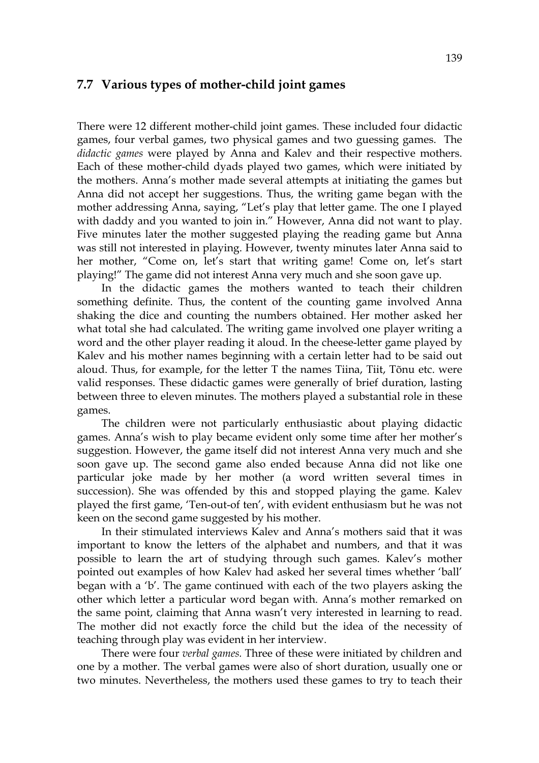## 7.7 Various types of mother-child joint games

There were 12 different mother-child joint games. These included four didactic games, four verbal games, two physical games and two guessing games. The *didactic games* were played by Anna and Kalev and their respective mothers. Each of these mother-child dyads played two games, which were initiated by the mothers. Anna's mother made several attempts at initiating the games but Anna did not accept her suggestions. Thus, the writing game began with the mother addressing Anna, saying, "Let's play that letter game. The one I played with daddy and you wanted to join in." However, Anna did not want to play. Five minutes later the mother suggested playing the reading game but Anna was still not interested in playing. However, twenty minutes later Anna said to her mother, "Come on, let's start that writing game! Come on, let's start playing!" The game did not interest Anna very much and she soon gave up.

In the didactic games the mothers wanted to teach their children something definite. Thus, the content of the counting game involved Anna shaking the dice and counting the numbers obtained. Her mother asked her what total she had calculated. The writing game involved one player writing a word and the other player reading it aloud. In the cheese-letter game played by Kalev and his mother names beginning with a certain letter had to be said out aloud. Thus, for example, for the letter T the names Tiina, Tiit, Tõnu etc. were valid responses. These didactic games were generally of brief duration, lasting between three to eleven minutes. The mothers played a substantial role in these games.

The children were not particularly enthusiastic about playing didactic games. Anna's wish to play became evident only some time after her mother's suggestion. However, the game itself did not interest Anna very much and she soon gave up. The second game also ended because Anna did not like one particular joke made by her mother (a word written several times in succession). She was offended by this and stopped playing the game. Kalev played the first game, 'Ten-out-of ten', with evident enthusiasm but he was not keen on the second game suggested by his mother.

In their stimulated interviews Kalev and Anna's mothers said that it was important to know the letters of the alphabet and numbers, and that it was possible to learn the art of studying through such games. Kalev's mother pointed out examples of how Kalev had asked her several times whether 'ball' began with a 'b'. The game continued with each of the two players asking the other which letter a particular word began with. Anna's mother remarked on the same point, claiming that Anna wasn't very interested in learning to read. The mother did not exactly force the child but the idea of the necessity of teaching through play was evident in her interview.

There were four *verbal games.* Three of these were initiated by children and one by a mother. The verbal games were also of short duration, usually one or two minutes. Nevertheless, the mothers used these games to try to teach their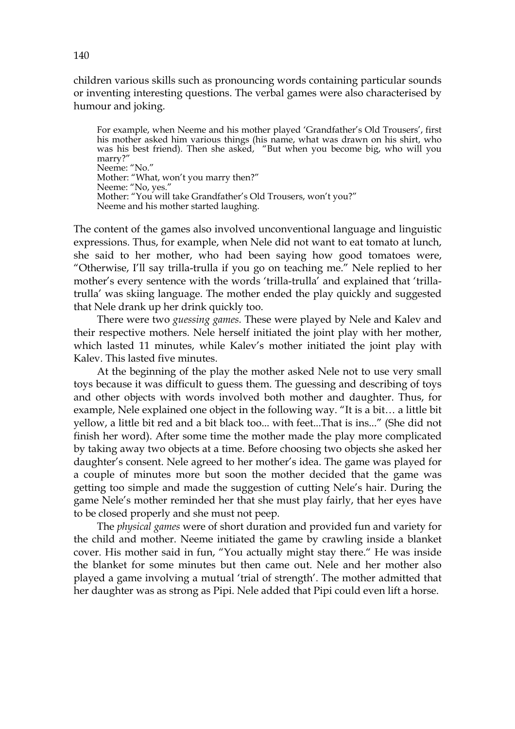children various skills such as pronouncing words containing particular sounds or inventing interesting questions. The verbal games were also characterised by humour and joking.

> For example, when Neeme and his mother played 'Grandfather's Old Trousers', first his mother asked him various things (his name, what was drawn on his shirt, who was his best friend). Then she asked, "But when you become big, who will you marry?"
> Neeme: "No."
> Mother: "What, won't you marry then?"
> Neeme: "No, yes."
> Mother: "You will take Grandfather's Old Trousers, won't you?"
> Neeme and his mother started laughing.

The content of the games also involved unconventional language and linguistic expressions. Thus, for example, when Nele did not want to eat tomato at lunch, she said to her mother, who had been saying how good tomatoes were, "Otherwise, I'll say trilla-trulla if you go on teaching me." Nele replied to her mother's every sentence with the words 'trilla-trulla' and explained that 'trilla-trulla' was skiing language. The mother ended the play quickly and suggested that Nele drank up her drink quickly too.

There were two *guessing games.* These were played by Nele and Kalev and their respective mothers. Nele herself initiated the joint play with her mother, which lasted 11 minutes, while Kalev's mother initiated the joint play with Kalev. This lasted five minutes.

At the beginning of the play the mother asked Nele not to use very small toys because it was difficult to guess them. The guessing and describing of toys and other objects with words involved both mother and daughter. Thus, for example, Nele explained one object in the following way. "It is a bit… a little bit yellow, a little bit red and a bit black too... with feet...That is ins..." (She did not finish her word). After some time the mother made the play more complicated by taking away two objects at a time. Before choosing two objects she asked her daughter's consent. Nele agreed to her mother's idea. The game was played for a couple of minutes more but soon the mother decided that the game was getting too simple and made the suggestion of cutting Nele's hair. During the game Nele's mother reminded her that she must play fairly, that her eyes have to be closed properly and she must not peep.

The *physical games* were of short duration and provided fun and variety for the child and mother. Neeme initiated the game by crawling inside a blanket cover. His mother said in fun, "You actually might stay there." He was inside the blanket for some minutes but then came out. Nele and her mother also played a game involving a mutual 'trial of strength'. The mother admitted that her daughter was as strong as Pipi. Nele added that Pipi could even lift a horse.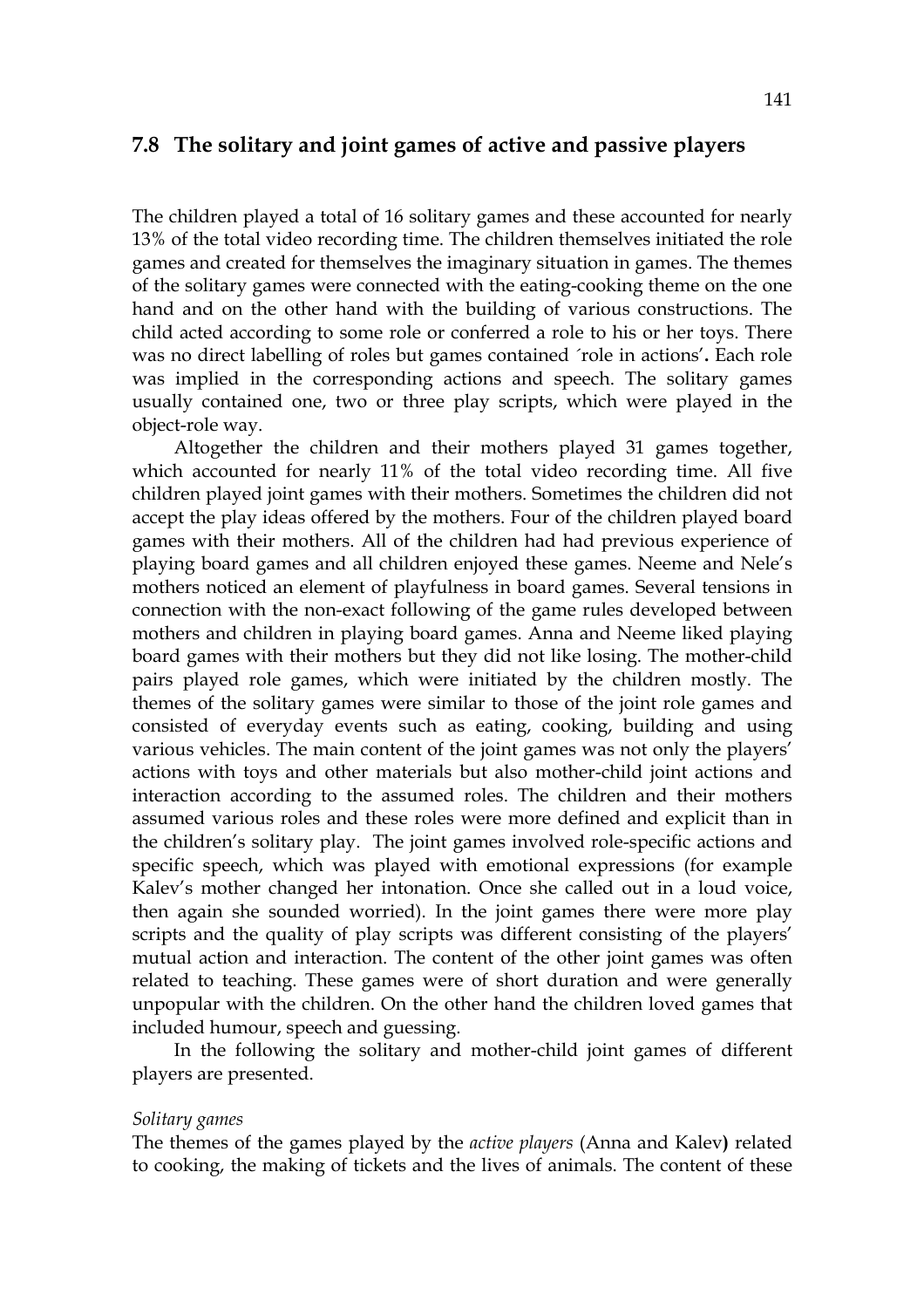## 7.8 The solitary and joint games of active and passive players

The children played a total of 16 solitary games and these accounted for nearly 13% of the total video recording time. The children themselves initiated the role games and created for themselves the imaginary situation in games. The themes of the solitary games were connected with the eating-cooking theme on the one hand and on the other hand with the building of various constructions. The child acted according to some role or conferred a role to his or her toys. There was no direct labelling of roles but games contained ´role in actions'**.** Each role was implied in the corresponding actions and speech. The solitary games usually contained one, two or three play scripts, which were played in the object-role way.

Altogether the children and their mothers played 31 games together, which accounted for nearly 11% of the total video recording time. All five children played joint games with their mothers. Sometimes the children did not accept the play ideas offered by the mothers. Four of the children played board games with their mothers. All of the children had had previous experience of playing board games and all children enjoyed these games. Neeme and Nele's mothers noticed an element of playfulness in board games. Several tensions in connection with the non-exact following of the game rules developed between mothers and children in playing board games. Anna and Neeme liked playing board games with their mothers but they did not like losing. The mother-child pairs played role games, which were initiated by the children mostly. The themes of the solitary games were similar to those of the joint role games and consisted of everyday events such as eating, cooking, building and using various vehicles. The main content of the joint games was not only the players' actions with toys and other materials but also mother-child joint actions and interaction according to the assumed roles. The children and their mothers assumed various roles and these roles were more defined and explicit than in the children's solitary play. The joint games involved role-specific actions and specific speech, which was played with emotional expressions (for example Kalev's mother changed her intonation. Once she called out in a loud voice, then again she sounded worried). In the joint games there were more play scripts and the quality of play scripts was different consisting of the players' mutual action and interaction. The content of the other joint games was often related to teaching. These games were of short duration and were generally unpopular with the children. On the other hand the children loved games that included humour, speech and guessing.

In the following the solitary and mother-child joint games of different players are presented.

*Solitary games*

The themes of the games played by the *active players* (Anna and Kalev**)** related to cooking, the making of tickets and the lives of animals. The content of these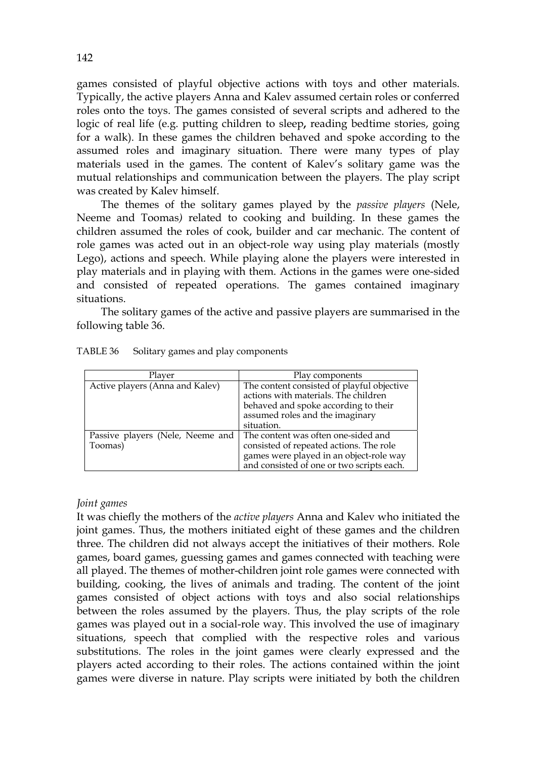games consisted of playful objective actions with toys and other materials. Typically, the active players Anna and Kalev assumed certain roles or conferred roles onto the toys. The games consisted of several scripts and adhered to the logic of real life (e.g. putting children to sleep**,** reading bedtime stories, going for a walk). In these games the children behaved and spoke according to the assumed roles and imaginary situation. There were many types of play materials used in the games. The content of Kalev's solitary game was the mutual relationships and communication between the players. The play script was created by Kalev himself.

The themes of the solitary games played by the *passive players* (Nele, Neeme and Toomas*)* related to cooking and building. In these games the children assumed the roles of cook, builder and car mechanic. The content of role games was acted out in an object-role way using play materials (mostly Lego), actions and speech. While playing alone the players were interested in play materials and in playing with them. Actions in the games were one-sided and consisted of repeated operations. The games contained imaginary situations.

The solitary games of the active and passive players are summarised in the following table 36.

TABLE 36 Solitary games and play components

| Player | Play components |
|---|---|
| Active players (Anna and Kalev) | The content consisted of playful objective actions with materials. The children behaved and spoke according to their assumed roles and the imaginary situation. |
| Passive players (Nele, Neeme and Toomas) | The content was often one-sided and consisted of repeated actions. The role games were played in an object-role way and consisted of one or two scripts each. |

*Joint games*

It was chiefly the mothers of the *active players* Anna and Kalev who initiated the joint games. Thus, the mothers initiated eight of these games and the children three. The children did not always accept the initiatives of their mothers. Role games, board games, guessing games and games connected with teaching were all played. The themes of mother-children joint role games were connected with building, cooking, the lives of animals and trading. The content of the joint games consisted of object actions with toys and also social relationships between the roles assumed by the players. Thus, the play scripts of the role games was played out in a social-role way. This involved the use of imaginary situations, speech that complied with the respective roles and various substitutions. The roles in the joint games were clearly expressed and the players acted according to their roles. The actions contained within the joint games were diverse in nature. Play scripts were initiated by both the children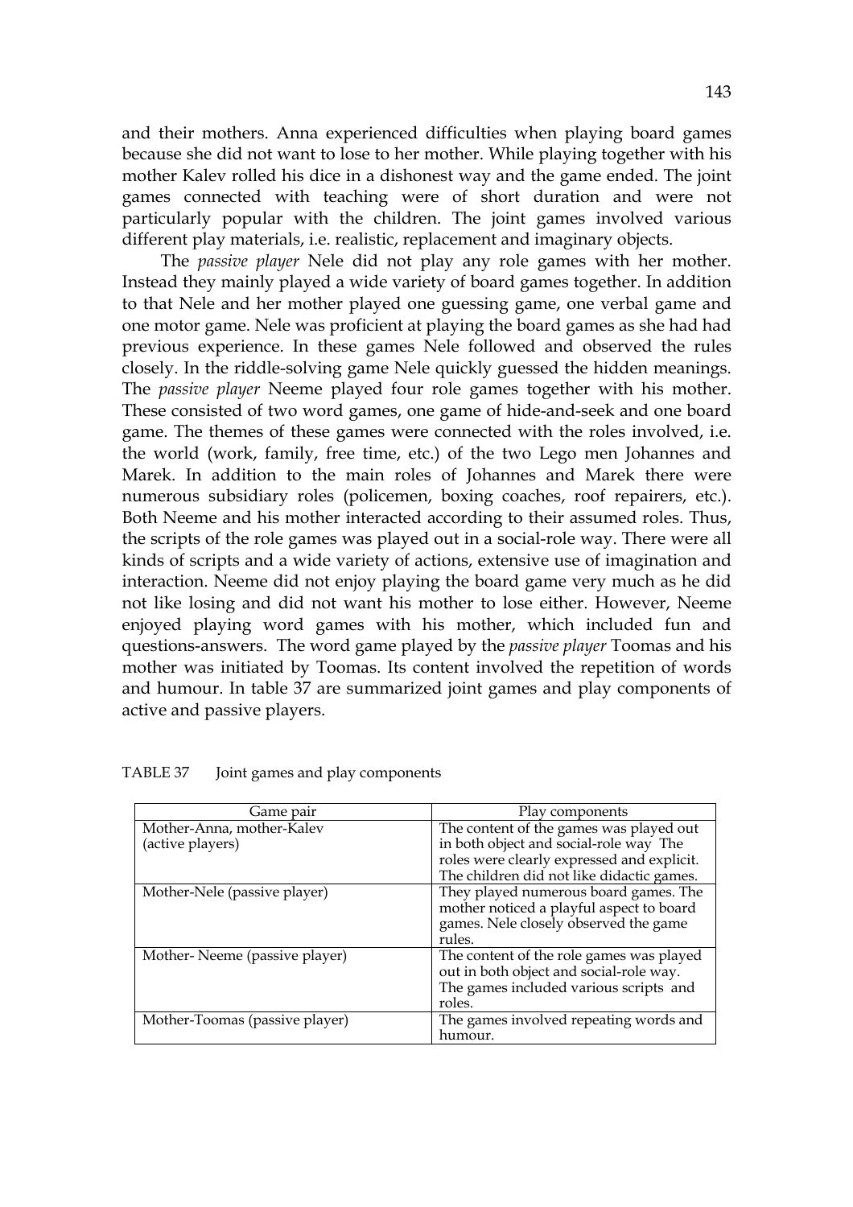and their mothers. Anna experienced difficulties when playing board games because she did not want to lose to her mother. While playing together with his mother Kalev rolled his dice in a dishonest way and the game ended. The joint games connected with teaching were of short duration and were not particularly popular with the children. The joint games involved various different play materials, i.e. realistic, replacement and imaginary objects.

The *passive player* Nele did not play any role games with her mother. Instead they mainly played a wide variety of board games together. In addition to that Nele and her mother played one guessing game, one verbal game and one motor game. Nele was proficient at playing the board games as she had had previous experience. In these games Nele followed and observed the rules closely. In the riddle-solving game Nele quickly guessed the hidden meanings. The *passive player* Neeme played four role games together with his mother. These consisted of two word games, one game of hide-and-seek and one board game. The themes of these games were connected with the roles involved, i.e. the world (work, family, free time, etc.) of the two Lego men Johannes and Marek. In addition to the main roles of Johannes and Marek there were numerous subsidiary roles (policemen, boxing coaches, roof repairers, etc.). Both Neeme and his mother interacted according to their assumed roles. Thus, the scripts of the role games was played out in a social-role way. There were all kinds of scripts and a wide variety of actions, extensive use of imagination and interaction. Neeme did not enjoy playing the board game very much as he did not like losing and did not want his mother to lose either. However, Neeme enjoyed playing word games with his mother, which included fun and questions-answers. The word game played by the *passive player* Toomas and his mother was initiated by Toomas. Its content involved the repetition of words and humour. In table 37 are summarized joint games and play components of active and passive players.

TABLE 37 Joint games and play components

| Game pair | Play components |
|---|---|
| Mother-Anna, mother-Kalev (active players) | The content of the games was played out in both object and social-role way The roles were clearly expressed and explicit. The children did not like didactic games. |
| Mother-Nele (passive player) | They played numerous board games. The mother noticed a playful aspect to board games. Nele closely observed the game rules. |
| Mother- Neeme (passive player) | The content of the role games was played out in both object and social-role way. The games included various scripts and roles. |
| Mother-Toomas (passive player) | The games involved repeating words and humour. |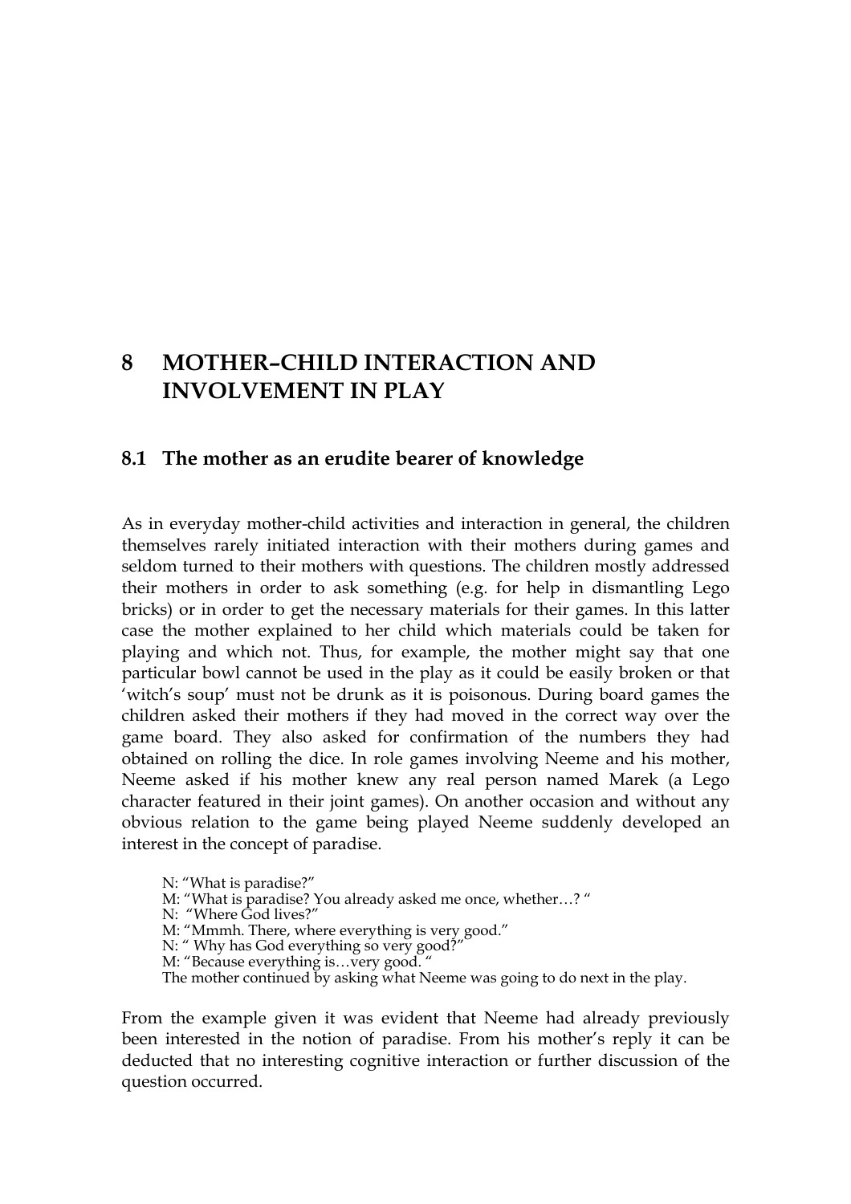# 8 MOTHER–CHILD INTERACTION AND INVOLVEMENT IN PLAY

## 8.1 The mother as an erudite bearer of knowledge

As in everyday mother-child activities and interaction in general, the children themselves rarely initiated interaction with their mothers during games and seldom turned to their mothers with questions. The children mostly addressed their mothers in order to ask something (e.g. for help in dismantling Lego bricks) or in order to get the necessary materials for their games. In this latter case the mother explained to her child which materials could be taken for playing and which not. Thus, for example, the mother might say that one particular bowl cannot be used in the play as it could be easily broken or that 'witch's soup' must not be drunk as it is poisonous. During board games the children asked their mothers if they had moved in the correct way over the game board. They also asked for confirmation of the numbers they had obtained on rolling the dice. In role games involving Neeme and his mother, Neeme asked if his mother knew any real person named Marek (a Lego character featured in their joint games). On another occasion and without any obvious relation to the game being played Neeme suddenly developed an interest in the concept of paradise.

> N: "What is paradise?"
> M: "What is paradise? You already asked me once, whether…? "
> N: "Where God lives?"
> M: "Mmmh. There, where everything is very good."
> N: " Why has God everything so very good?"
> M: "Because everything is…very good. "
> The mother continued by asking what Neeme was going to do next in the play.

From the example given it was evident that Neeme had already previously been interested in the notion of paradise. From his mother's reply it can be deducted that no interesting cognitive interaction or further discussion of the question occurred.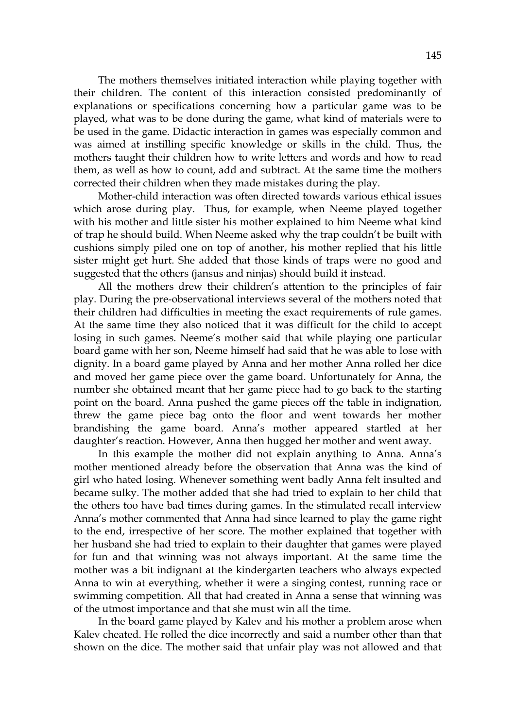The mothers themselves initiated interaction while playing together with their children. The content of this interaction consisted predominantly of explanations or specifications concerning how a particular game was to be played, what was to be done during the game, what kind of materials were to be used in the game. Didactic interaction in games was especially common and was aimed at instilling specific knowledge or skills in the child. Thus, the mothers taught their children how to write letters and words and how to read them, as well as how to count, add and subtract. At the same time the mothers corrected their children when they made mistakes during the play.

Mother-child interaction was often directed towards various ethical issues which arose during play. Thus, for example, when Neeme played together with his mother and little sister his mother explained to him Neeme what kind of trap he should build. When Neeme asked why the trap couldn't be built with cushions simply piled one on top of another, his mother replied that his little sister might get hurt. She added that those kinds of traps were no good and suggested that the others (jansus and ninjas) should build it instead.

All the mothers drew their children's attention to the principles of fair play. During the pre-observational interviews several of the mothers noted that their children had difficulties in meeting the exact requirements of rule games. At the same time they also noticed that it was difficult for the child to accept losing in such games. Neeme's mother said that while playing one particular board game with her son, Neeme himself had said that he was able to lose with dignity. In a board game played by Anna and her mother Anna rolled her dice and moved her game piece over the game board. Unfortunately for Anna, the number she obtained meant that her game piece had to go back to the starting point on the board. Anna pushed the game pieces off the table in indignation, threw the game piece bag onto the floor and went towards her mother brandishing the game board. Anna's mother appeared startled at her daughter's reaction. However, Anna then hugged her mother and went away.

In this example the mother did not explain anything to Anna. Anna's mother mentioned already before the observation that Anna was the kind of girl who hated losing. Whenever something went badly Anna felt insulted and became sulky. The mother added that she had tried to explain to her child that the others too have bad times during games. In the stimulated recall interview Anna's mother commented that Anna had since learned to play the game right to the end, irrespective of her score. The mother explained that together with her husband she had tried to explain to their daughter that games were played for fun and that winning was not always important. At the same time the mother was a bit indignant at the kindergarten teachers who always expected Anna to win at everything, whether it were a singing contest, running race or swimming competition. All that had created in Anna a sense that winning was of the utmost importance and that she must win all the time.

In the board game played by Kalev and his mother a problem arose when Kalev cheated. He rolled the dice incorrectly and said a number other than that shown on the dice. The mother said that unfair play was not allowed and that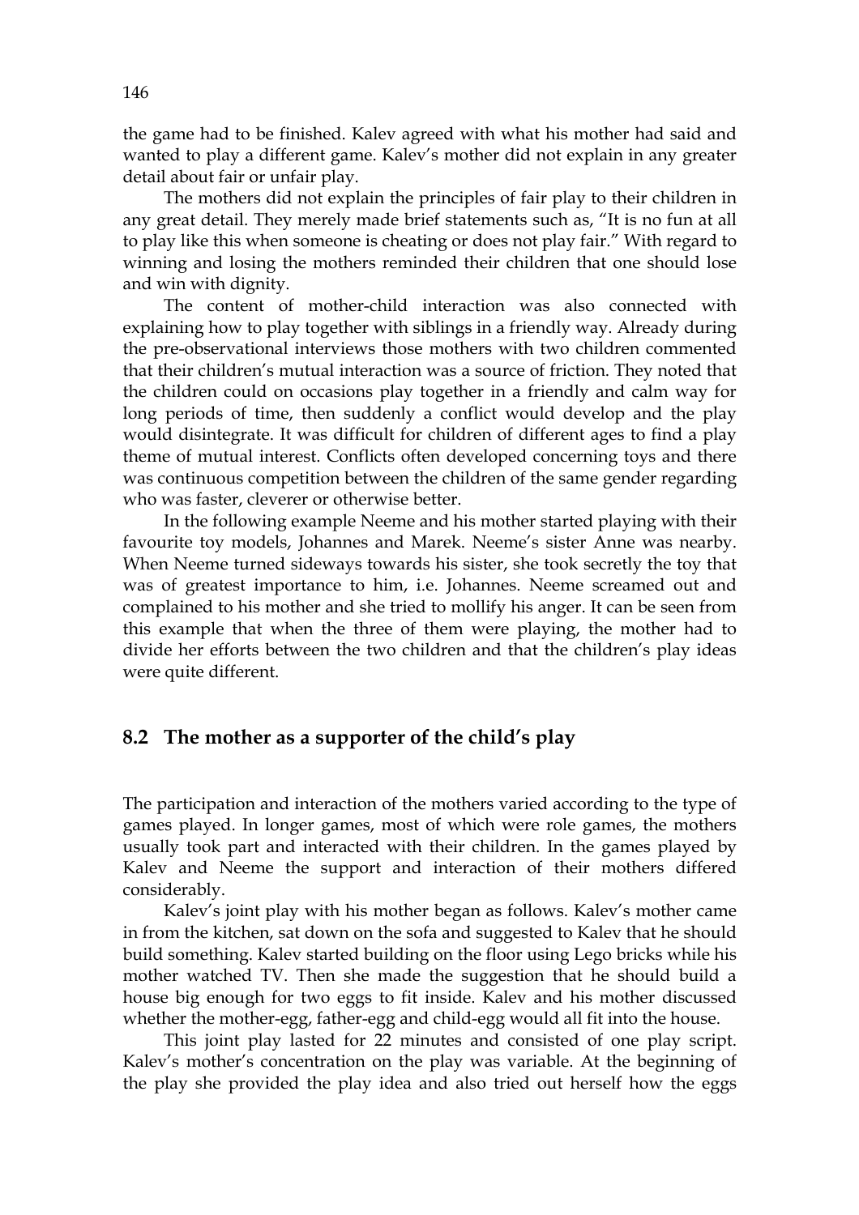the game had to be finished. Kalev agreed with what his mother had said and wanted to play a different game. Kalev's mother did not explain in any greater detail about fair or unfair play.

The mothers did not explain the principles of fair play to their children in any great detail. They merely made brief statements such as, "It is no fun at all to play like this when someone is cheating or does not play fair." With regard to winning and losing the mothers reminded their children that one should lose and win with dignity.

The content of mother-child interaction was also connected with explaining how to play together with siblings in a friendly way. Already during the pre-observational interviews those mothers with two children commented that their children's mutual interaction was a source of friction. They noted that the children could on occasions play together in a friendly and calm way for long periods of time, then suddenly a conflict would develop and the play would disintegrate. It was difficult for children of different ages to find a play theme of mutual interest. Conflicts often developed concerning toys and there was continuous competition between the children of the same gender regarding who was faster, cleverer or otherwise better.

In the following example Neeme and his mother started playing with their favourite toy models, Johannes and Marek. Neeme's sister Anne was nearby. When Neeme turned sideways towards his sister, she took secretly the toy that was of greatest importance to him, i.e. Johannes. Neeme screamed out and complained to his mother and she tried to mollify his anger. It can be seen from this example that when the three of them were playing, the mother had to divide her efforts between the two children and that the children's play ideas were quite different.

## 8.2 The mother as a supporter of the child's play

The participation and interaction of the mothers varied according to the type of games played. In longer games, most of which were role games, the mothers usually took part and interacted with their children. In the games played by Kalev and Neeme the support and interaction of their mothers differed considerably.

Kalev's joint play with his mother began as follows. Kalev's mother came in from the kitchen, sat down on the sofa and suggested to Kalev that he should build something. Kalev started building on the floor using Lego bricks while his mother watched TV. Then she made the suggestion that he should build a house big enough for two eggs to fit inside. Kalev and his mother discussed whether the mother-egg, father-egg and child-egg would all fit into the house.

This joint play lasted for 22 minutes and consisted of one play script. Kalev's mother's concentration on the play was variable. At the beginning of the play she provided the play idea and also tried out herself how the eggs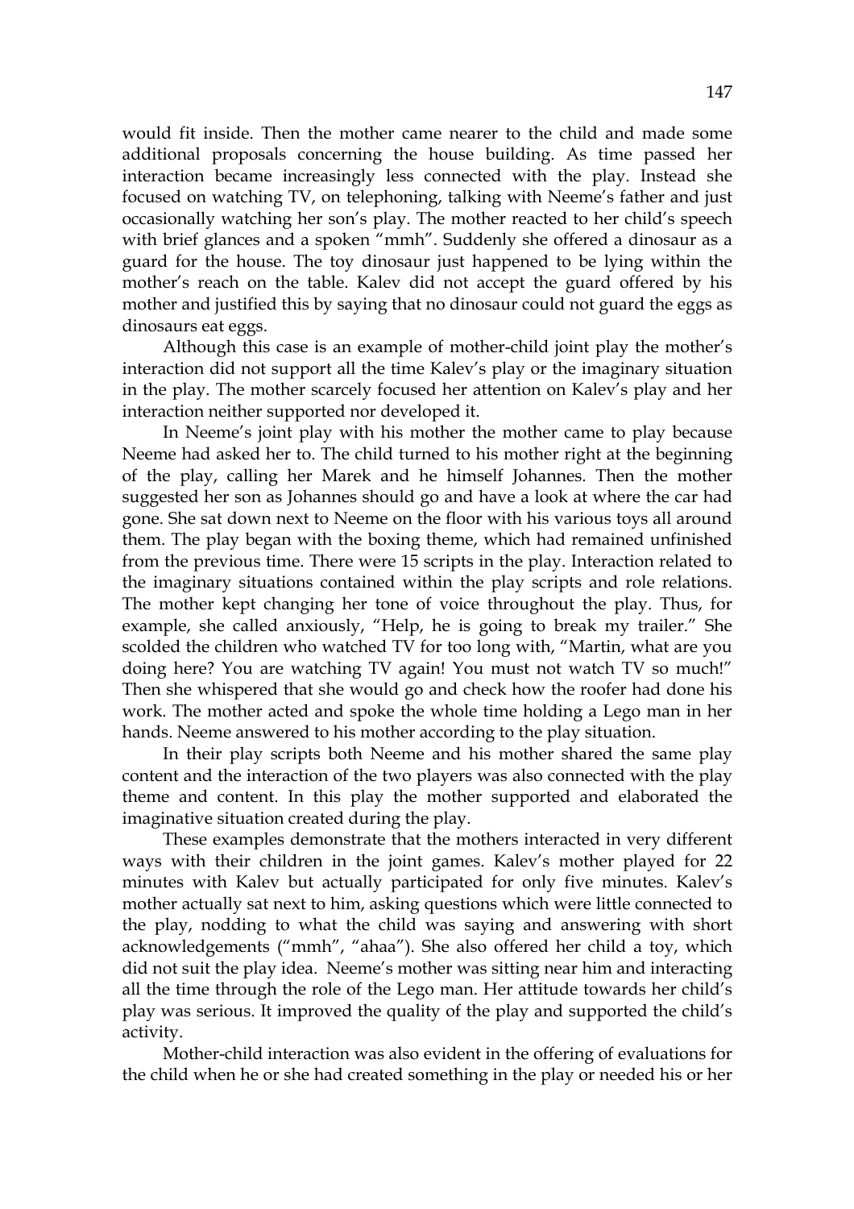would fit inside. Then the mother came nearer to the child and made some additional proposals concerning the house building. As time passed her interaction became increasingly less connected with the play. Instead she focused on watching TV, on telephoning, talking with Neeme's father and just occasionally watching her son's play. The mother reacted to her child's speech with brief glances and a spoken "mmh". Suddenly she offered a dinosaur as a guard for the house. The toy dinosaur just happened to be lying within the mother's reach on the table. Kalev did not accept the guard offered by his mother and justified this by saying that no dinosaur could not guard the eggs as dinosaurs eat eggs.

Although this case is an example of mother-child joint play the mother's interaction did not support all the time Kalev's play or the imaginary situation in the play. The mother scarcely focused her attention on Kalev's play and her interaction neither supported nor developed it.

In Neeme's joint play with his mother the mother came to play because Neeme had asked her to. The child turned to his mother right at the beginning of the play, calling her Marek and he himself Johannes. Then the mother suggested her son as Johannes should go and have a look at where the car had gone. She sat down next to Neeme on the floor with his various toys all around them. The play began with the boxing theme, which had remained unfinished from the previous time. There were 15 scripts in the play. Interaction related to the imaginary situations contained within the play scripts and role relations. The mother kept changing her tone of voice throughout the play. Thus, for example, she called anxiously, "Help, he is going to break my trailer." She scolded the children who watched TV for too long with, "Martin, what are you doing here? You are watching TV again! You must not watch TV so much!" Then she whispered that she would go and check how the roofer had done his work. The mother acted and spoke the whole time holding a Lego man in her hands. Neeme answered to his mother according to the play situation.

In their play scripts both Neeme and his mother shared the same play content and the interaction of the two players was also connected with the play theme and content. In this play the mother supported and elaborated the imaginative situation created during the play.

These examples demonstrate that the mothers interacted in very different ways with their children in the joint games. Kalev's mother played for 22 minutes with Kalev but actually participated for only five minutes. Kalev's mother actually sat next to him, asking questions which were little connected to the play, nodding to what the child was saying and answering with short acknowledgements ("mmh", "ahaa"). She also offered her child a toy, which did not suit the play idea. Neeme's mother was sitting near him and interacting all the time through the role of the Lego man. Her attitude towards her child's play was serious. It improved the quality of the play and supported the child's activity.

Mother-child interaction was also evident in the offering of evaluations for the child when he or she had created something in the play or needed his or her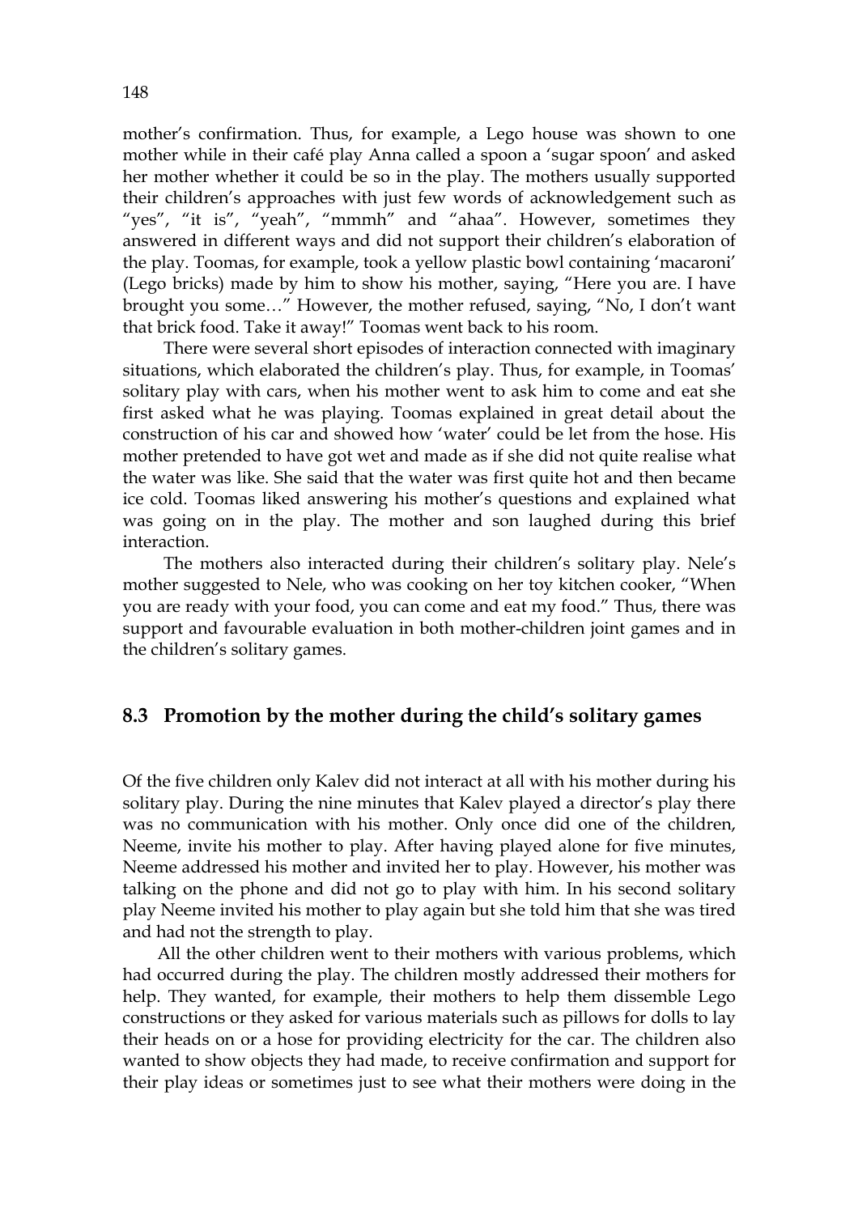mother's confirmation. Thus, for example, a Lego house was shown to one mother while in their café play Anna called a spoon a 'sugar spoon' and asked her mother whether it could be so in the play. The mothers usually supported their children's approaches with just few words of acknowledgement such as "yes", "it is", "yeah", "mmmh" and "ahaa". However, sometimes they answered in different ways and did not support their children's elaboration of the play. Toomas, for example, took a yellow plastic bowl containing 'macaroni' (Lego bricks) made by him to show his mother, saying, "Here you are. I have brought you some…" However, the mother refused, saying, "No, I don't want that brick food. Take it away!" Toomas went back to his room.

There were several short episodes of interaction connected with imaginary situations, which elaborated the children's play. Thus, for example, in Toomas' solitary play with cars, when his mother went to ask him to come and eat she first asked what he was playing. Toomas explained in great detail about the construction of his car and showed how 'water' could be let from the hose. His mother pretended to have got wet and made as if she did not quite realise what the water was like. She said that the water was first quite hot and then became ice cold. Toomas liked answering his mother's questions and explained what was going on in the play. The mother and son laughed during this brief interaction.

The mothers also interacted during their children's solitary play. Nele's mother suggested to Nele, who was cooking on her toy kitchen cooker, "When you are ready with your food, you can come and eat my food." Thus, there was support and favourable evaluation in both mother-children joint games and in the children's solitary games.

## 8.3 Promotion by the mother during the child's solitary games

Of the five children only Kalev did not interact at all with his mother during his solitary play. During the nine minutes that Kalev played a director's play there was no communication with his mother. Only once did one of the children, Neeme, invite his mother to play. After having played alone for five minutes, Neeme addressed his mother and invited her to play. However, his mother was talking on the phone and did not go to play with him. In his second solitary play Neeme invited his mother to play again but she told him that she was tired and had not the strength to play.

All the other children went to their mothers with various problems, which had occurred during the play. The children mostly addressed their mothers for help. They wanted, for example, their mothers to help them dissemble Lego constructions or they asked for various materials such as pillows for dolls to lay their heads on or a hose for providing electricity for the car. The children also wanted to show objects they had made, to receive confirmation and support for their play ideas or sometimes just to see what their mothers were doing in the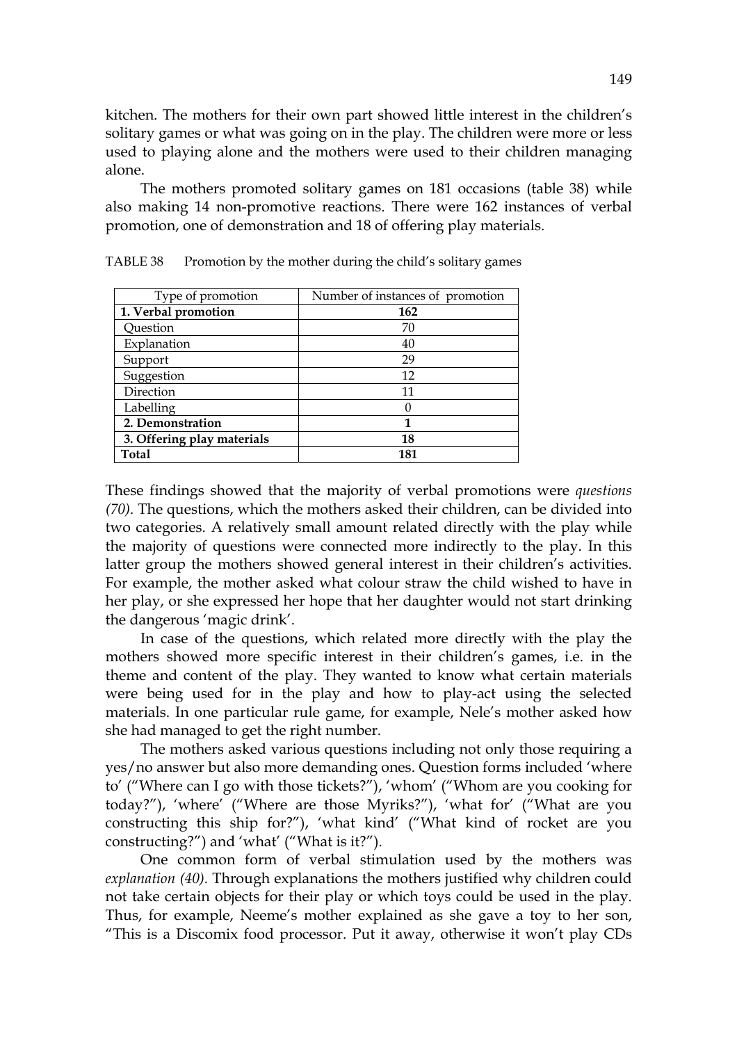kitchen. The mothers for their own part showed little interest in the children's solitary games or what was going on in the play. The children were more or less used to playing alone and the mothers were used to their children managing alone.

The mothers promoted solitary games on 181 occasions (table 38) while also making 14 non-promotive reactions. There were 162 instances of verbal promotion, one of demonstration and 18 of offering play materials.

TABLE 38 Promotion by the mother during the child's solitary games

| Type of promotion | Number of instances of promotion |
|---|---|
| **1. Verbal promotion** | **162** |
| Question | 70 |
| Explanation | 40 |
| Support | 29 |
| Suggestion | 12 |
| Direction | 11 |
| Labelling | 0 |
| **2. Demonstration** | **1** |
| **3. Offering play materials** | **18** |
| **Total** | **181** |

These findings showed that the majority of verbal promotions were *questions (70).* The questions, which the mothers asked their children, can be divided into two categories. A relatively small amount related directly with the play while the majority of questions were connected more indirectly to the play. In this latter group the mothers showed general interest in their children's activities. For example, the mother asked what colour straw the child wished to have in her play, or she expressed her hope that her daughter would not start drinking the dangerous 'magic drink'.

In case of the questions, which related more directly with the play the mothers showed more specific interest in their children's games, i.e. in the theme and content of the play. They wanted to know what certain materials were being used for in the play and how to play-act using the selected materials. In one particular rule game, for example, Nele's mother asked how she had managed to get the right number.

The mothers asked various questions including not only those requiring a yes/no answer but also more demanding ones. Question forms included 'where to' ("Where can I go with those tickets?"), 'whom' ("Whom are you cooking for today?"), 'where' ("Where are those Myriks?"), 'what for' ("What are you constructing this ship for?"), 'what kind' ("What kind of rocket are you constructing?") and 'what' ("What is it?").

One common form of verbal stimulation used by the mothers was *explanation (40).* Through explanations the mothers justified why children could not take certain objects for their play or which toys could be used in the play. Thus, for example, Neeme's mother explained as she gave a toy to her son, "This is a Discomix food processor. Put it away, otherwise it won't play CDs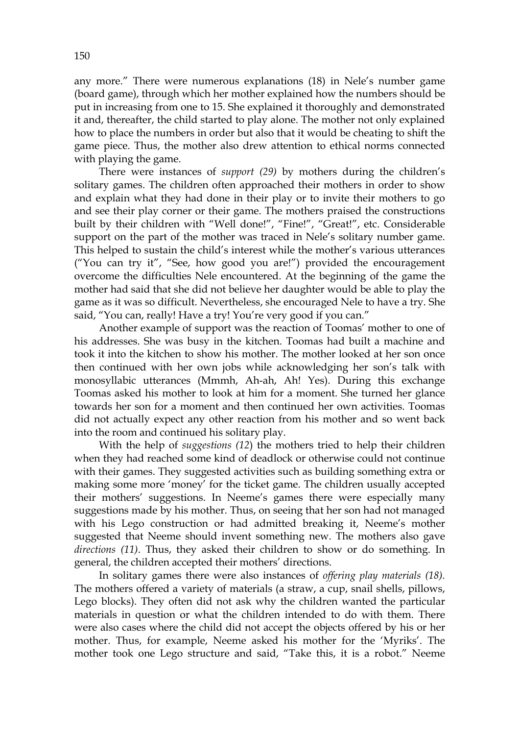any more." There were numerous explanations (18) in Nele's number game (board game), through which her mother explained how the numbers should be put in increasing from one to 15. She explained it thoroughly and demonstrated it and, thereafter, the child started to play alone. The mother not only explained how to place the numbers in order but also that it would be cheating to shift the game piece. Thus, the mother also drew attention to ethical norms connected with playing the game.

There were instances of *support (29)* by mothers during the children's solitary games. The children often approached their mothers in order to show and explain what they had done in their play or to invite their mothers to go and see their play corner or their game. The mothers praised the constructions built by their children with "Well done!", "Fine!", "Great!", etc. Considerable support on the part of the mother was traced in Nele's solitary number game. This helped to sustain the child's interest while the mother's various utterances ("You can try it", "See, how good you are!") provided the encouragement overcome the difficulties Nele encountered. At the beginning of the game the mother had said that she did not believe her daughter would be able to play the game as it was so difficult. Nevertheless, she encouraged Nele to have a try. She said, "You can, really! Have a try! You're very good if you can."

Another example of support was the reaction of Toomas' mother to one of his addresses. She was busy in the kitchen. Toomas had built a machine and took it into the kitchen to show his mother. The mother looked at her son once then continued with her own jobs while acknowledging her son's talk with monosyllabic utterances (Mmmh, Ah-ah, Ah! Yes). During this exchange Toomas asked his mother to look at him for a moment. She turned her glance towards her son for a moment and then continued her own activities. Toomas did not actually expect any other reaction from his mother and so went back into the room and continued his solitary play.

With the help of *suggestions (12)* the mothers tried to help their children when they had reached some kind of deadlock or otherwise could not continue with their games. They suggested activities such as building something extra or making some more 'money' for the ticket game. The children usually accepted their mothers' suggestions. In Neeme's games there were especially many suggestions made by his mother. Thus, on seeing that her son had not managed with his Lego construction or had admitted breaking it, Neeme's mother suggested that Neeme should invent something new. The mothers also gave *directions (11)*. Thus, they asked their children to show or do something. In general, the children accepted their mothers' directions.

In solitary games there were also instances of *offering play materials (18).* The mothers offered a variety of materials (a straw, a cup, snail shells, pillows, Lego blocks). They often did not ask why the children wanted the particular materials in question or what the children intended to do with them. There were also cases where the child did not accept the objects offered by his or her mother. Thus, for example, Neeme asked his mother for the 'Myriks'. The mother took one Lego structure and said, "Take this, it is a robot." Neeme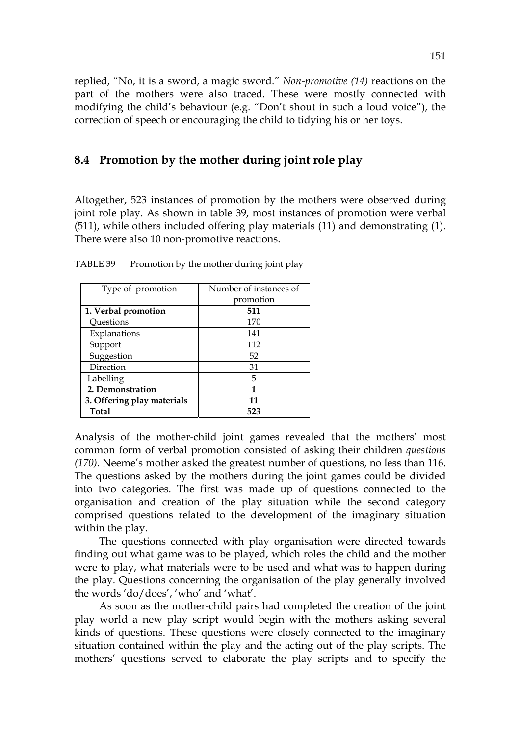replied, "No, it is a sword, a magic sword." *Non-promotive (14)* reactions on the part of the mothers were also traced. These were mostly connected with modifying the child's behaviour (e.g. "Don't shout in such a loud voice"), the correction of speech or encouraging the child to tidying his or her toys.

## 8.4 Promotion by the mother during joint role play

Altogether, 523 instances of promotion by the mothers were observed during joint role play. As shown in table 39, most instances of promotion were verbal (511), while others included offering play materials (11) and demonstrating (1). There were also 10 non-promotive reactions.

TABLE 39 Promotion by the mother during joint play

| Type of promotion | Number of instances of promotion |
|---|---|
| **1. Verbal promotion** | **511** |
| Questions | 170 |
| Explanations | 141 |
| Support | 112 |
| Suggestion | 52 |
| Direction | 31 |
| Labelling | 5 |
| **2. Demonstration** | **1** |
| **3. Offering play materials** | **11** |
| **Total** | **523** |

Analysis of the mother-child joint games revealed that the mothers' most common form of verbal promotion consisted of asking their children *questions (170).* Neeme's mother asked the greatest number of questions, no less than 116. The questions asked by the mothers during the joint games could be divided into two categories. The first was made up of questions connected to the organisation and creation of the play situation while the second category comprised questions related to the development of the imaginary situation within the play.

The questions connected with play organisation were directed towards finding out what game was to be played, which roles the child and the mother were to play, what materials were to be used and what was to happen during the play. Questions concerning the organisation of the play generally involved the words 'do/does', 'who' and 'what'.

As soon as the mother-child pairs had completed the creation of the joint play world a new play script would begin with the mothers asking several kinds of questions. These questions were closely connected to the imaginary situation contained within the play and the acting out of the play scripts. The mothers' questions served to elaborate the play scripts and to specify the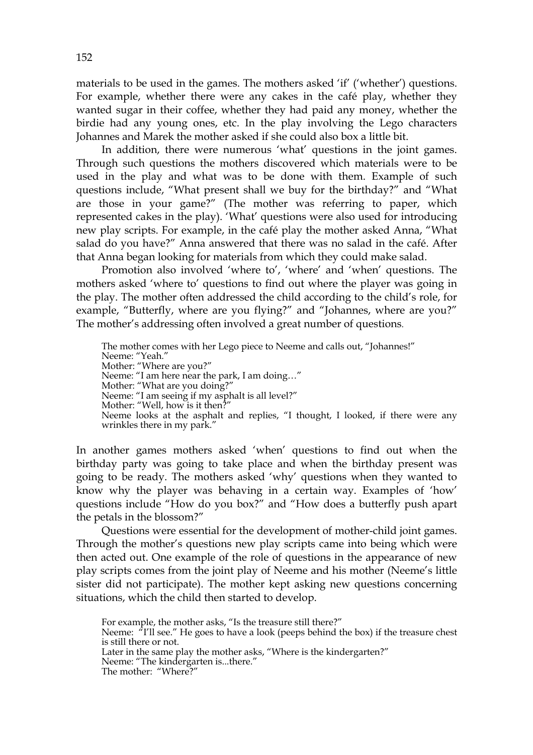materials to be used in the games. The mothers asked 'if' ('whether') questions. For example, whether there were any cakes in the café play, whether they wanted sugar in their coffee, whether they had paid any money, whether the birdie had any young ones, etc. In the play involving the Lego characters Johannes and Marek the mother asked if she could also box a little bit.

In addition, there were numerous 'what' questions in the joint games. Through such questions the mothers discovered which materials were to be used in the play and what was to be done with them. Example of such questions include, "What present shall we buy for the birthday?" and "What are those in your game?" (The mother was referring to paper, which represented cakes in the play). 'What' questions were also used for introducing new play scripts. For example, in the café play the mother asked Anna, "What salad do you have?" Anna answered that there was no salad in the café. After that Anna began looking for materials from which they could make salad.

Promotion also involved 'where to', 'where' and 'when' questions. The mothers asked 'where to' questions to find out where the player was going in the play. The mother often addressed the child according to the child's role, for example, "Butterfly, where are you flying?" and "Johannes, where are you?" The mother's addressing often involved a great number of questions.

> The mother comes with her Lego piece to Neeme and calls out, "Johannes!"
> Neeme: "Yeah."
> Mother: "Where are you?"
> Neeme: "I am here near the park, I am doing…"
> Mother: "What are you doing?"
> Neeme: "I am seeing if my asphalt is all level?"
> Mother: "Well, how is it then?"
> Neeme looks at the asphalt and replies, "I thought, I looked, if there were any wrinkles there in my park."

In another games mothers asked 'when' questions to find out when the birthday party was going to take place and when the birthday present was going to be ready. The mothers asked 'why' questions when they wanted to know why the player was behaving in a certain way. Examples of 'how' questions include "How do you box?" and "How does a butterfly push apart the petals in the blossom?"

Questions were essential for the development of mother-child joint games. Through the mother's questions new play scripts came into being which were then acted out. One example of the role of questions in the appearance of new play scripts comes from the joint play of Neeme and his mother (Neeme's little sister did not participate). The mother kept asking new questions concerning situations, which the child then started to develop.

> For example, the mother asks, "Is the treasure still there?"
> Neeme: "I'll see." He goes to have a look (peeps behind the box) if the treasure chest is still there or not.
> Later in the same play the mother asks, "Where is the kindergarten?"
> Neeme: "The kindergarten is...there."
> The mother: "Where?"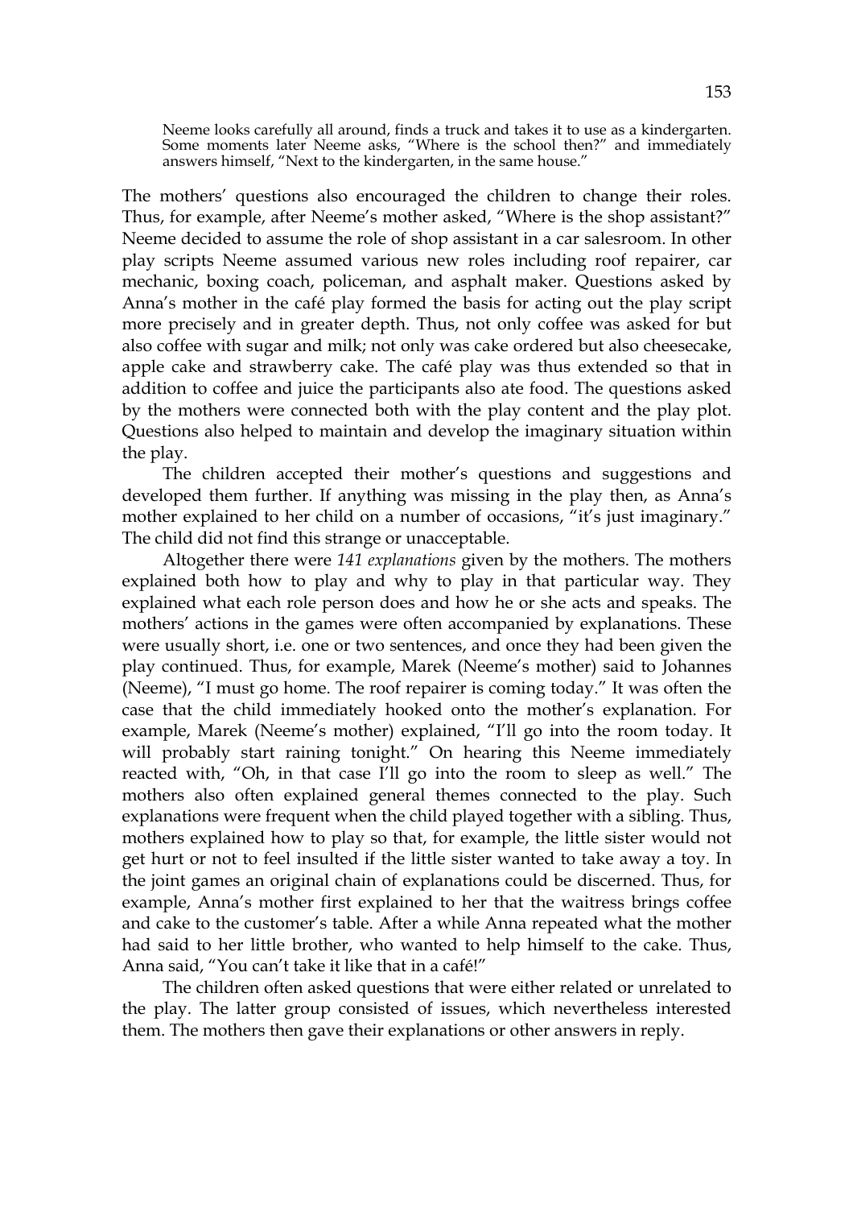> Neeme looks carefully all around, finds a truck and takes it to use as a kindergarten. Some moments later Neeme asks, "Where is the school then?" and immediately answers himself, "Next to the kindergarten, in the same house."

The mothers' questions also encouraged the children to change their roles. Thus, for example, after Neeme's mother asked, "Where is the shop assistant?" Neeme decided to assume the role of shop assistant in a car salesroom. In other play scripts Neeme assumed various new roles including roof repairer, car mechanic, boxing coach, policeman, and asphalt maker. Questions asked by Anna's mother in the café play formed the basis for acting out the play script more precisely and in greater depth. Thus, not only coffee was asked for but also coffee with sugar and milk; not only was cake ordered but also cheesecake, apple cake and strawberry cake. The café play was thus extended so that in addition to coffee and juice the participants also ate food. The questions asked by the mothers were connected both with the play content and the play plot. Questions also helped to maintain and develop the imaginary situation within the play.

The children accepted their mother's questions and suggestions and developed them further. If anything was missing in the play then, as Anna's mother explained to her child on a number of occasions, "it's just imaginary." The child did not find this strange or unacceptable.

Altogether there were *141 explanations* given by the mothers. The mothers explained both how to play and why to play in that particular way. They explained what each role person does and how he or she acts and speaks. The mothers' actions in the games were often accompanied by explanations. These were usually short, i.e. one or two sentences, and once they had been given the play continued. Thus, for example, Marek (Neeme's mother) said to Johannes (Neeme), "I must go home. The roof repairer is coming today." It was often the case that the child immediately hooked onto the mother's explanation. For example, Marek (Neeme's mother) explained, "I'll go into the room today. It will probably start raining tonight." On hearing this Neeme immediately reacted with, "Oh, in that case I'll go into the room to sleep as well." The mothers also often explained general themes connected to the play. Such explanations were frequent when the child played together with a sibling. Thus, mothers explained how to play so that, for example, the little sister would not get hurt or not to feel insulted if the little sister wanted to take away a toy. In the joint games an original chain of explanations could be discerned. Thus, for example, Anna's mother first explained to her that the waitress brings coffee and cake to the customer's table. After a while Anna repeated what the mother had said to her little brother, who wanted to help himself to the cake. Thus, Anna said, "You can't take it like that in a café!"

The children often asked questions that were either related or unrelated to the play. The latter group consisted of issues, which nevertheless interested them. The mothers then gave their explanations or other answers in reply.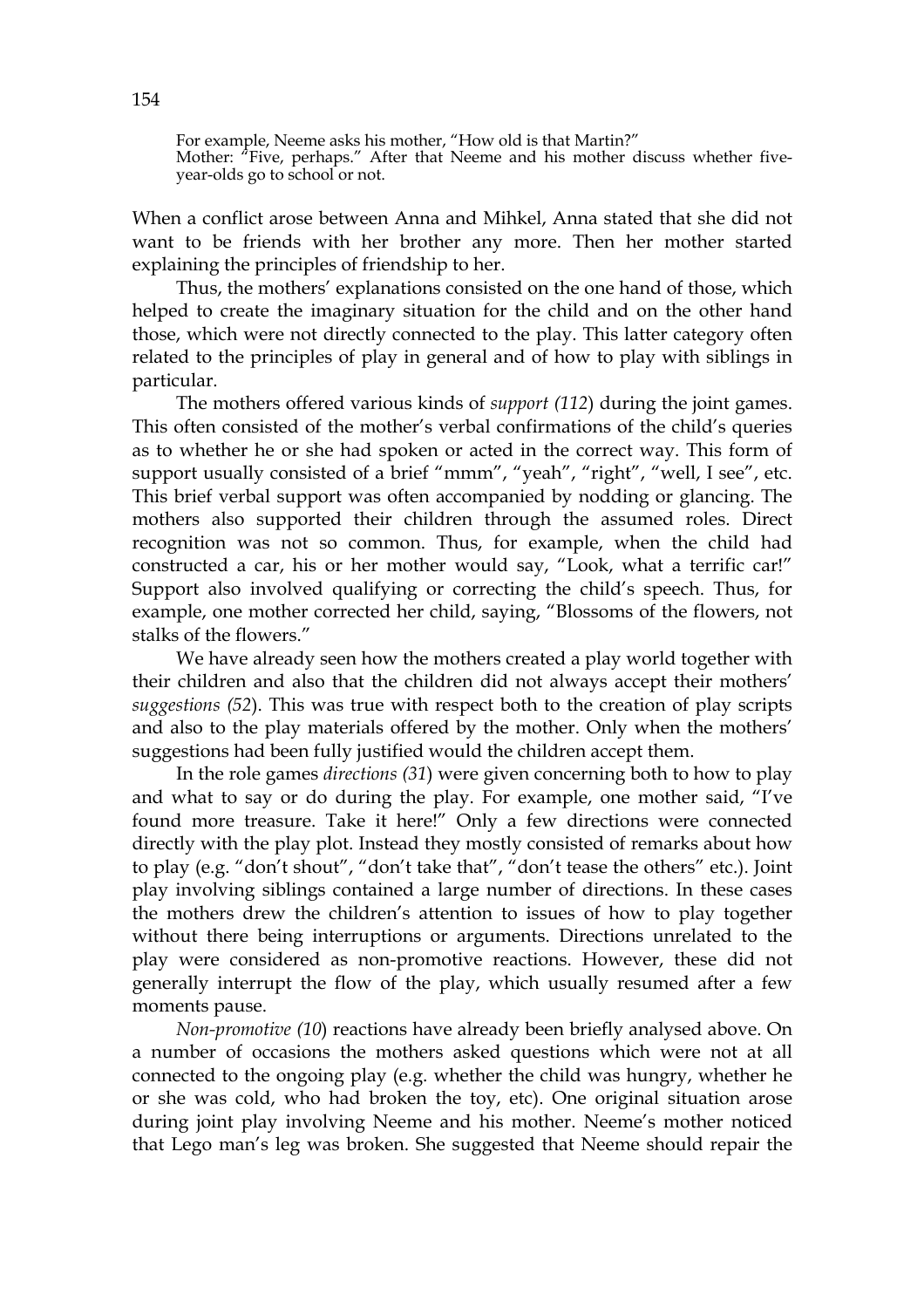For example, Neeme asks his mother, "How old is that Martin?"
Mother: "Five, perhaps." After that Neeme and his mother discuss whether five-year-olds go to school or not.

When a conflict arose between Anna and Mihkel, Anna stated that she did not want to be friends with her brother any more. Then her mother started explaining the principles of friendship to her.

Thus, the mothers' explanations consisted on the one hand of those, which helped to create the imaginary situation for the child and on the other hand those, which were not directly connected to the play. This latter category often related to the principles of play in general and of how to play with siblings in particular.

The mothers offered various kinds of *support (112*) during the joint games. This often consisted of the mother's verbal confirmations of the child's queries as to whether he or she had spoken or acted in the correct way. This form of support usually consisted of a brief "mmm", "yeah", "right", "well, I see", etc. This brief verbal support was often accompanied by nodding or glancing. The mothers also supported their children through the assumed roles. Direct recognition was not so common. Thus, for example, when the child had constructed a car, his or her mother would say, "Look, what a terrific car!" Support also involved qualifying or correcting the child's speech. Thus, for example, one mother corrected her child, saying, "Blossoms of the flowers, not stalks of the flowers."

We have already seen how the mothers created a play world together with their children and also that the children did not always accept their mothers' *suggestions (52*). This was true with respect both to the creation of play scripts and also to the play materials offered by the mother. Only when the mothers' suggestions had been fully justified would the children accept them.

In the role games *directions (31*) were given concerning both to how to play and what to say or do during the play. For example, one mother said, "I've found more treasure. Take it here!" Only a few directions were connected directly with the play plot. Instead they mostly consisted of remarks about how to play (e.g. "don't shout", "don't take that", "don't tease the others" etc.). Joint play involving siblings contained a large number of directions. In these cases the mothers drew the children's attention to issues of how to play together without there being interruptions or arguments. Directions unrelated to the play were considered as non-promotive reactions. However, these did not generally interrupt the flow of the play, which usually resumed after a few moments pause.

*Non-promotive (10*) reactions have already been briefly analysed above. On a number of occasions the mothers asked questions which were not at all connected to the ongoing play (e.g. whether the child was hungry, whether he or she was cold, who had broken the toy, etc). One original situation arose during joint play involving Neeme and his mother. Neeme's mother noticed that Lego man's leg was broken. She suggested that Neeme should repair the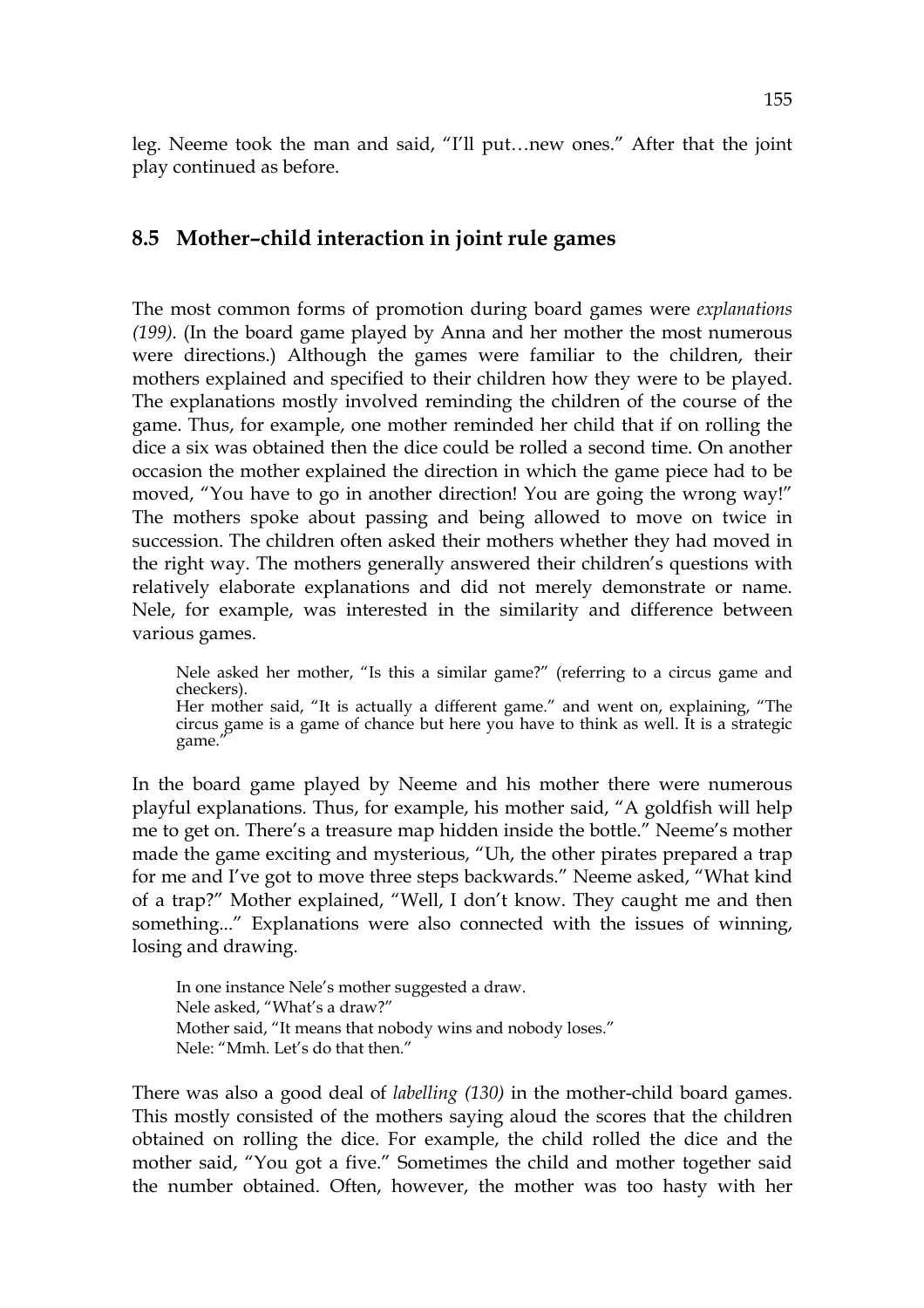leg. Neeme took the man and said, "I'll put…new ones." After that the joint play continued as before.

## 8.5 Mother–child interaction in joint rule games

The most common forms of promotion during board games were *explanations (199)*. (In the board game played by Anna and her mother the most numerous were directions.) Although the games were familiar to the children, their mothers explained and specified to their children how they were to be played. The explanations mostly involved reminding the children of the course of the game. Thus, for example, one mother reminded her child that if on rolling the dice a six was obtained then the dice could be rolled a second time. On another occasion the mother explained the direction in which the game piece had to be moved, "You have to go in another direction! You are going the wrong way!" The mothers spoke about passing and being allowed to move on twice in succession. The children often asked their mothers whether they had moved in the right way. The mothers generally answered their children's questions with relatively elaborate explanations and did not merely demonstrate or name. Nele, for example, was interested in the similarity and difference between various games.

> Nele asked her mother, "Is this a similar game?" (referring to a circus game and checkers).
> Her mother said, "It is actually a different game." and went on, explaining, "The circus game is a game of chance but here you have to think as well. It is a strategic game."

In the board game played by Neeme and his mother there were numerous playful explanations. Thus, for example, his mother said, "A goldfish will help me to get on. There's a treasure map hidden inside the bottle." Neeme's mother made the game exciting and mysterious, "Uh, the other pirates prepared a trap for me and I've got to move three steps backwards." Neeme asked, "What kind of a trap?" Mother explained, "Well, I don't know. They caught me and then something..." Explanations were also connected with the issues of winning, losing and drawing.

> In one instance Nele's mother suggested a draw.
> Nele asked, "What's a draw?"
> Mother said, "It means that nobody wins and nobody loses."
> Nele: "Mmh. Let's do that then."

There was also a good deal of *labelling (130)* in the mother-child board games. This mostly consisted of the mothers saying aloud the scores that the children obtained on rolling the dice. For example, the child rolled the dice and the mother said, "You got a five." Sometimes the child and mother together said the number obtained. Often, however, the mother was too hasty with her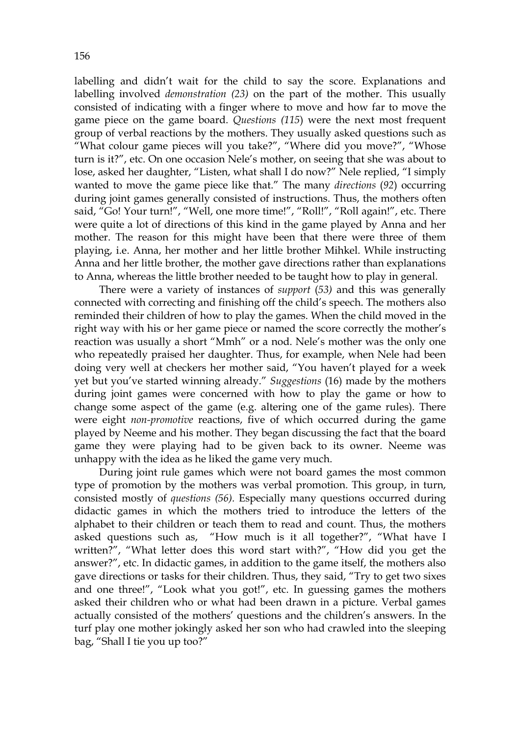labelling and didn’t wait for the child to say the score. Explanations and labelling involved *demonstration (23)* on the part of the mother. This usually consisted of indicating with a finger where to move and how far to move the game piece on the game board. *Questions (115*) were the next most frequent group of verbal reactions by the mothers. They usually asked questions such as “What colour game pieces will you take?”, “Where did you move?”, “Whose turn is it?”, etc. On one occasion Nele’s mother, on seeing that she was about to lose, asked her daughter, “Listen, what shall I do now?” Nele replied, “I simply wanted to move the game piece like that.” The many *directions* (*92*) occurring during joint games generally consisted of instructions. Thus, the mothers often said, “Go! Your turn!”, “Well, one more time!”, “Roll!”, “Roll again!”, etc. There were quite a lot of directions of this kind in the game played by Anna and her mother. The reason for this might have been that there were three of them playing, i.e. Anna, her mother and her little brother Mihkel. While instructing Anna and her little brother, the mother gave directions rather than explanations to Anna, whereas the little brother needed to be taught how to play in general.

There were a variety of instances of *support* (*53)* and this was generally connected with correcting and finishing off the child’s speech. The mothers also reminded their children of how to play the games. When the child moved in the right way with his or her game piece or named the score correctly the mother’s reaction was usually a short “Mmh” or a nod. Nele’s mother was the only one who repeatedly praised her daughter. Thus, for example, when Nele had been doing very well at checkers her mother said, “You haven’t played for a week yet but you’ve started winning already.” *Suggestions* (16) made by the mothers during joint games were concerned with how to play the game or how to change some aspect of the game (e.g. altering one of the game rules). There were eight *non-promotive* reactions, five of which occurred during the game played by Neeme and his mother. They began discussing the fact that the board game they were playing had to be given back to its owner. Neeme was unhappy with the idea as he liked the game very much.

During joint rule games which were not board games the most common type of promotion by the mothers was verbal promotion. This group, in turn, consisted mostly of *questions (56)*. Especially many questions occurred during didactic games in which the mothers tried to introduce the letters of the alphabet to their children or teach them to read and count. Thus, the mothers asked questions such as, “How much is it all together?”, “What have I written?”, “What letter does this word start with?”, “How did you get the answer?”, etc. In didactic games, in addition to the game itself, the mothers also gave directions or tasks for their children. Thus, they said, “Try to get two sixes and one three!”, “Look what you got!”, etc. In guessing games the mothers asked their children who or what had been drawn in a picture. Verbal games actually consisted of the mothers’ questions and the children’s answers. In the turf play one mother jokingly asked her son who had crawled into the sleeping bag, “Shall I tie you up too?”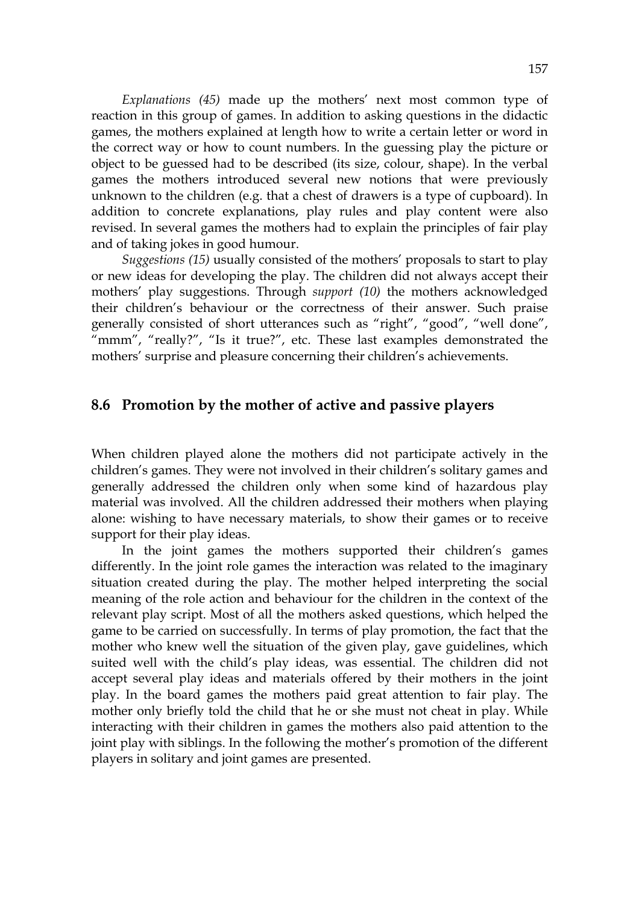*Explanations (45)* made up the mothers' next most common type of reaction in this group of games. In addition to asking questions in the didactic games, the mothers explained at length how to write a certain letter or word in the correct way or how to count numbers. In the guessing play the picture or object to be guessed had to be described (its size, colour, shape). In the verbal games the mothers introduced several new notions that were previously unknown to the children (e.g. that a chest of drawers is a type of cupboard). In addition to concrete explanations, play rules and play content were also revised. In several games the mothers had to explain the principles of fair play and of taking jokes in good humour.

*Suggestions (15)* usually consisted of the mothers' proposals to start to play or new ideas for developing the play. The children did not always accept their mothers' play suggestions. Through *support (10)* the mothers acknowledged their children's behaviour or the correctness of their answer. Such praise generally consisted of short utterances such as "right", "good", "well done", "mmm", "really?", "Is it true?", etc. These last examples demonstrated the mothers' surprise and pleasure concerning their children's achievements.

## 8.6 Promotion by the mother of active and passive players

When children played alone the mothers did not participate actively in the children's games. They were not involved in their children's solitary games and generally addressed the children only when some kind of hazardous play material was involved. All the children addressed their mothers when playing alone: wishing to have necessary materials, to show their games or to receive support for their play ideas.

In the joint games the mothers supported their children's games differently. In the joint role games the interaction was related to the imaginary situation created during the play. The mother helped interpreting the social meaning of the role action and behaviour for the children in the context of the relevant play script. Most of all the mothers asked questions, which helped the game to be carried on successfully. In terms of play promotion, the fact that the mother who knew well the situation of the given play, gave guidelines, which suited well with the child's play ideas, was essential. The children did not accept several play ideas and materials offered by their mothers in the joint play. In the board games the mothers paid great attention to fair play. The mother only briefly told the child that he or she must not cheat in play. While interacting with their children in games the mothers also paid attention to the joint play with siblings. In the following the mother's promotion of the different players in solitary and joint games are presented.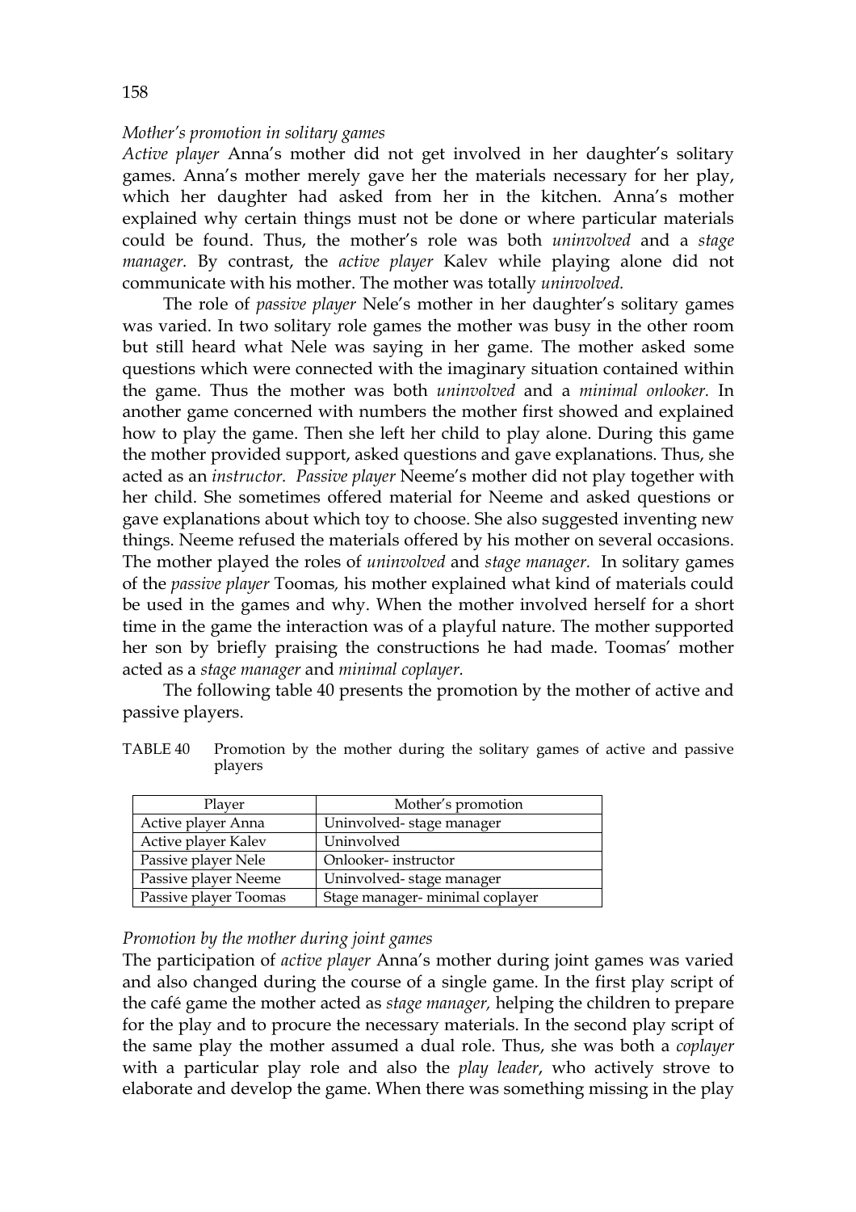*Mother's promotion in solitary games*

*Active player* Anna's mother did not get involved in her daughter's solitary games. Anna's mother merely gave her the materials necessary for her play, which her daughter had asked from her in the kitchen. Anna's mother explained why certain things must not be done or where particular materials could be found. Thus, the mother's role was both *uninvolved* and a *stage manager.* By contrast, the *active player* Kalev while playing alone did not communicate with his mother. The mother was totally *uninvolved.*

The role of *passive player* Nele's mother in her daughter's solitary games was varied. In two solitary role games the mother was busy in the other room but still heard what Nele was saying in her game. The mother asked some questions which were connected with the imaginary situation contained within the game. Thus the mother was both *uninvolved* and a *minimal onlooker.* In another game concerned with numbers the mother first showed and explained how to play the game. Then she left her child to play alone. During this game the mother provided support, asked questions and gave explanations. Thus, she acted as an *instructor. Passive player* Neeme's mother did not play together with her child. She sometimes offered material for Neeme and asked questions or gave explanations about which toy to choose. She also suggested inventing new things. Neeme refused the materials offered by his mother on several occasions. The mother played the roles of *uninvolved* and *stage manager.* In solitary games of the *passive player* Toomas, his mother explained what kind of materials could be used in the games and why. When the mother involved herself for a short time in the game the interaction was of a playful nature. The mother supported her son by briefly praising the constructions he had made. Toomas' mother acted as a *stage manager* and *minimal coplayer.*

The following table 40 presents the promotion by the mother of active and passive players.

TABLE 40 Promotion by the mother during the solitary games of active and passive players

| Player | Mother's promotion |
|---|---|
| Active player Anna | Uninvolved- stage manager |
| Active player Kalev | Uninvolved |
| Passive player Nele | Onlooker- instructor |
| Passive player Neeme | Uninvolved- stage manager |
| Passive player Toomas | Stage manager- minimal coplayer |

*Promotion by the mother during joint games*

The participation of *active player* Anna's mother during joint games was varied and also changed during the course of a single game. In the first play script of the café game the mother acted as *stage manager,* helping the children to prepare for the play and to procure the necessary materials. In the second play script of the same play the mother assumed a dual role. Thus, she was both a *coplayer* with a particular play role and also the *play leader*, who actively strove to elaborate and develop the game. When there was something missing in the play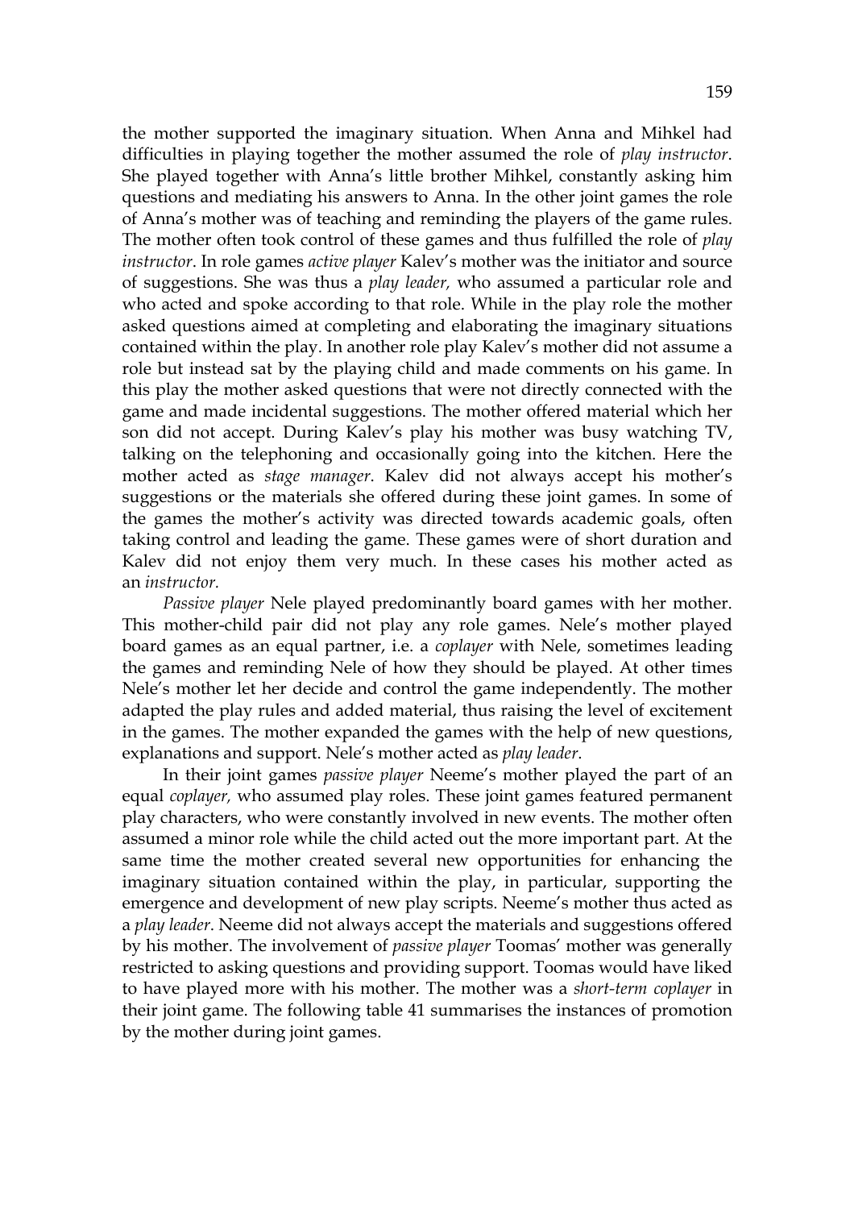the mother supported the imaginary situation. When Anna and Mihkel had difficulties in playing together the mother assumed the role of *play instructor*. She played together with Anna's little brother Mihkel, constantly asking him questions and mediating his answers to Anna. In the other joint games the role of Anna's mother was of teaching and reminding the players of the game rules. The mother often took control of these games and thus fulfilled the role of *play instructor*. In role games *active player* Kalev's mother was the initiator and source of suggestions. She was thus a *play leader,* who assumed a particular role and who acted and spoke according to that role. While in the play role the mother asked questions aimed at completing and elaborating the imaginary situations contained within the play. In another role play Kalev's mother did not assume a role but instead sat by the playing child and made comments on his game. In this play the mother asked questions that were not directly connected with the game and made incidental suggestions. The mother offered material which her son did not accept. During Kalev's play his mother was busy watching TV, talking on the telephoning and occasionally going into the kitchen. Here the mother acted as *stage manager*. Kalev did not always accept his mother's suggestions or the materials she offered during these joint games. In some of the games the mother's activity was directed towards academic goals, often taking control and leading the game. These games were of short duration and Kalev did not enjoy them very much. In these cases his mother acted as an *instructor.*

*Passive player* Nele played predominantly board games with her mother. This mother-child pair did not play any role games. Nele's mother played board games as an equal partner, i.e. a *coplayer* with Nele, sometimes leading the games and reminding Nele of how they should be played. At other times Nele's mother let her decide and control the game independently. The mother adapted the play rules and added material, thus raising the level of excitement in the games. The mother expanded the games with the help of new questions, explanations and support. Nele's mother acted as *play leader*.

In their joint games *passive player* Neeme's mother played the part of an equal *coplayer,* who assumed play roles. These joint games featured permanent play characters, who were constantly involved in new events. The mother often assumed a minor role while the child acted out the more important part. At the same time the mother created several new opportunities for enhancing the imaginary situation contained within the play, in particular, supporting the emergence and development of new play scripts. Neeme's mother thus acted as a *play leader*. Neeme did not always accept the materials and suggestions offered by his mother. The involvement of *passive player* Toomas' mother was generally restricted to asking questions and providing support. Toomas would have liked to have played more with his mother. The mother was a *short-term coplayer* in their joint game. The following table 41 summarises the instances of promotion by the mother during joint games.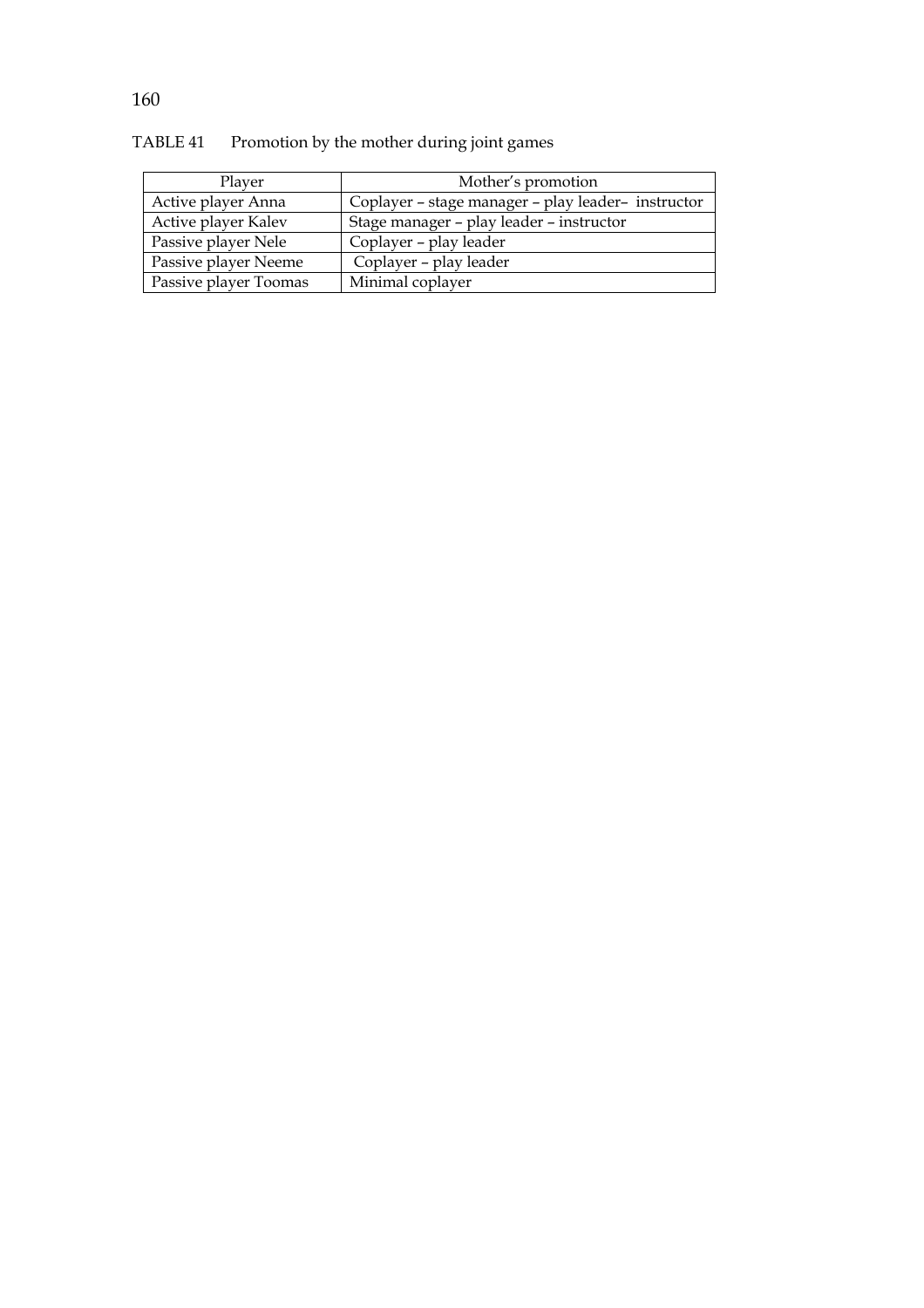TABLE 41 Promotion by the mother during joint games

| Player | Mother's promotion |
| --- | --- |
| Active player Anna | Coplayer – stage manager – play leader– instructor |
| Active player Kalev | Stage manager – play leader – instructor |
| Passive player Nele | Coplayer – play leader |
| Passive player Neeme | Coplayer – play leader |
| Passive player Toomas | Minimal coplayer |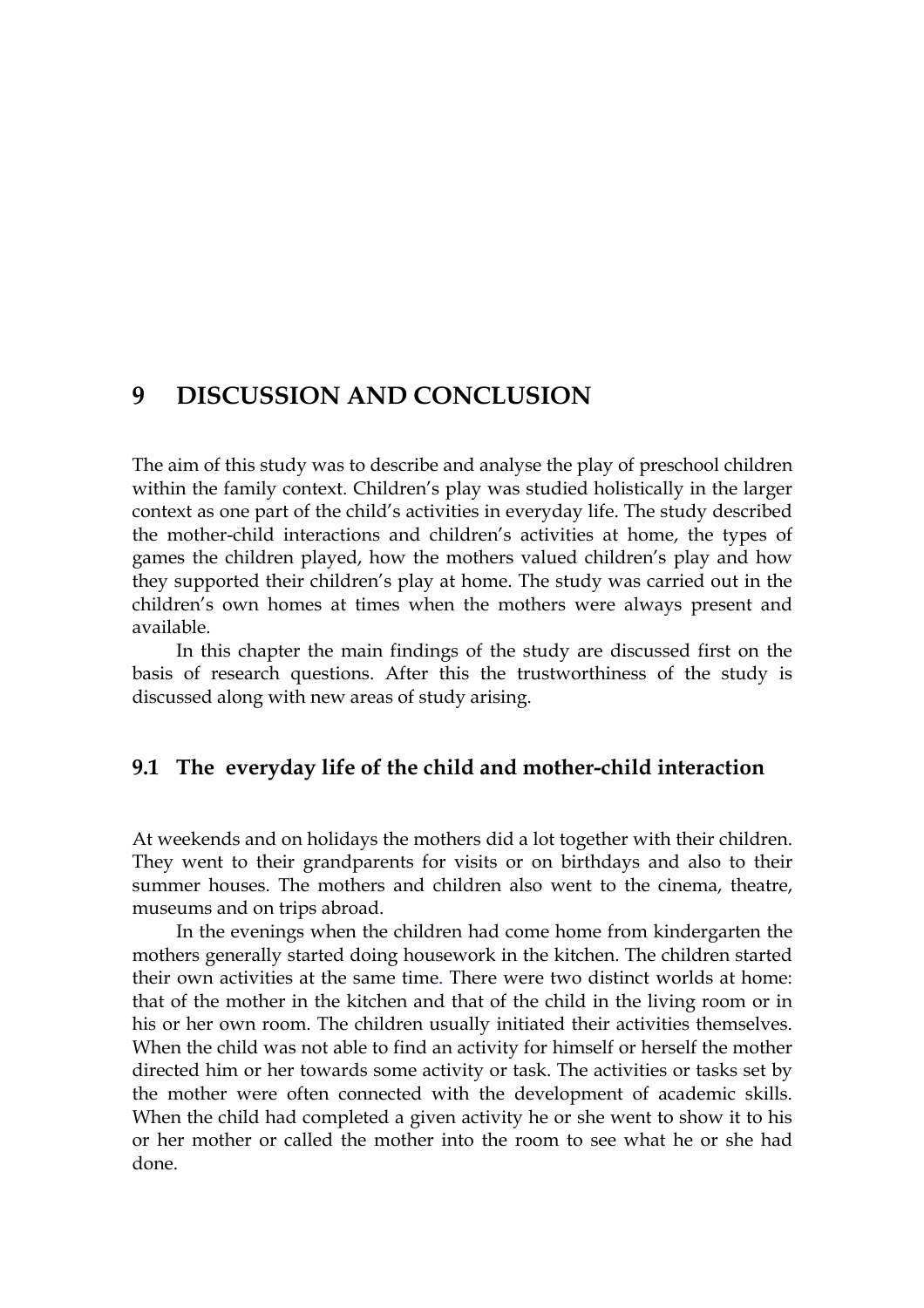# 9 DISCUSSION AND CONCLUSION

The aim of this study was to describe and analyse the play of preschool children within the family context. Children's play was studied holistically in the larger context as one part of the child's activities in everyday life. The study described the mother-child interactions and children's activities at home, the types of games the children played, how the mothers valued children's play and how they supported their children's play at home. The study was carried out in the children's own homes at times when the mothers were always present and available.

In this chapter the main findings of the study are discussed first on the basis of research questions. After this the trustworthiness of the study is discussed along with new areas of study arising.

## 9.1 The everyday life of the child and mother-child interaction

At weekends and on holidays the mothers did a lot together with their children. They went to their grandparents for visits or on birthdays and also to their summer houses. The mothers and children also went to the cinema, theatre, museums and on trips abroad.

In the evenings when the children had come home from kindergarten the mothers generally started doing housework in the kitchen. The children started their own activities at the same time. There were two distinct worlds at home: that of the mother in the kitchen and that of the child in the living room or in his or her own room. The children usually initiated their activities themselves. When the child was not able to find an activity for himself or herself the mother directed him or her towards some activity or task. The activities or tasks set by the mother were often connected with the development of academic skills. When the child had completed a given activity he or she went to show it to his or her mother or called the mother into the room to see what he or she had done.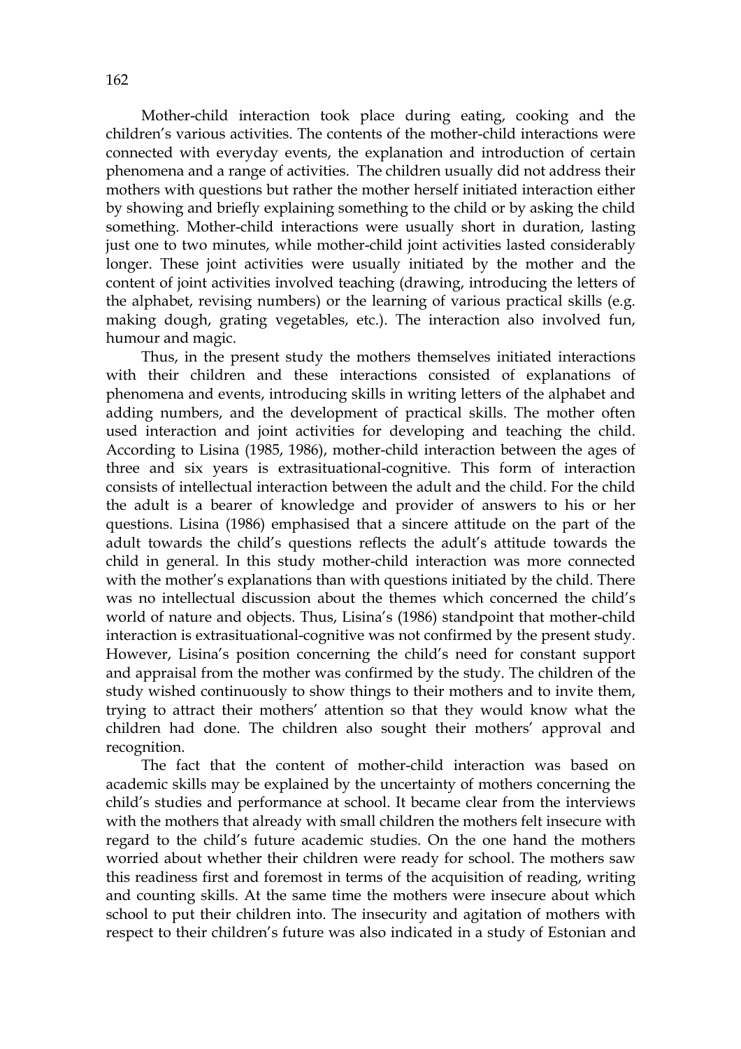Mother-child interaction took place during eating, cooking and the children's various activities. The contents of the mother-child interactions were connected with everyday events, the explanation and introduction of certain phenomena and a range of activities. The children usually did not address their mothers with questions but rather the mother herself initiated interaction either by showing and briefly explaining something to the child or by asking the child something. Mother-child interactions were usually short in duration, lasting just one to two minutes, while mother-child joint activities lasted considerably longer. These joint activities were usually initiated by the mother and the content of joint activities involved teaching (drawing, introducing the letters of the alphabet, revising numbers) or the learning of various practical skills (e.g. making dough, grating vegetables, etc.). The interaction also involved fun, humour and magic.

Thus, in the present study the mothers themselves initiated interactions with their children and these interactions consisted of explanations of phenomena and events, introducing skills in writing letters of the alphabet and adding numbers, and the development of practical skills. The mother often used interaction and joint activities for developing and teaching the child. According to Lisina (1985, 1986), mother-child interaction between the ages of three and six years is extrasituational-cognitive. This form of interaction consists of intellectual interaction between the adult and the child. For the child the adult is a bearer of knowledge and provider of answers to his or her questions. Lisina (1986) emphasised that a sincere attitude on the part of the adult towards the child's questions reflects the adult's attitude towards the child in general. In this study mother-child interaction was more connected with the mother's explanations than with questions initiated by the child. There was no intellectual discussion about the themes which concerned the child's world of nature and objects. Thus, Lisina's (1986) standpoint that mother-child interaction is extrasituational-cognitive was not confirmed by the present study. However, Lisina's position concerning the child's need for constant support and appraisal from the mother was confirmed by the study. The children of the study wished continuously to show things to their mothers and to invite them, trying to attract their mothers' attention so that they would know what the children had done. The children also sought their mothers' approval and recognition.

The fact that the content of mother-child interaction was based on academic skills may be explained by the uncertainty of mothers concerning the child's studies and performance at school. It became clear from the interviews with the mothers that already with small children the mothers felt insecure with regard to the child's future academic studies. On the one hand the mothers worried about whether their children were ready for school. The mothers saw this readiness first and foremost in terms of the acquisition of reading, writing and counting skills. At the same time the mothers were insecure about which school to put their children into. The insecurity and agitation of mothers with respect to their children's future was also indicated in a study of Estonian and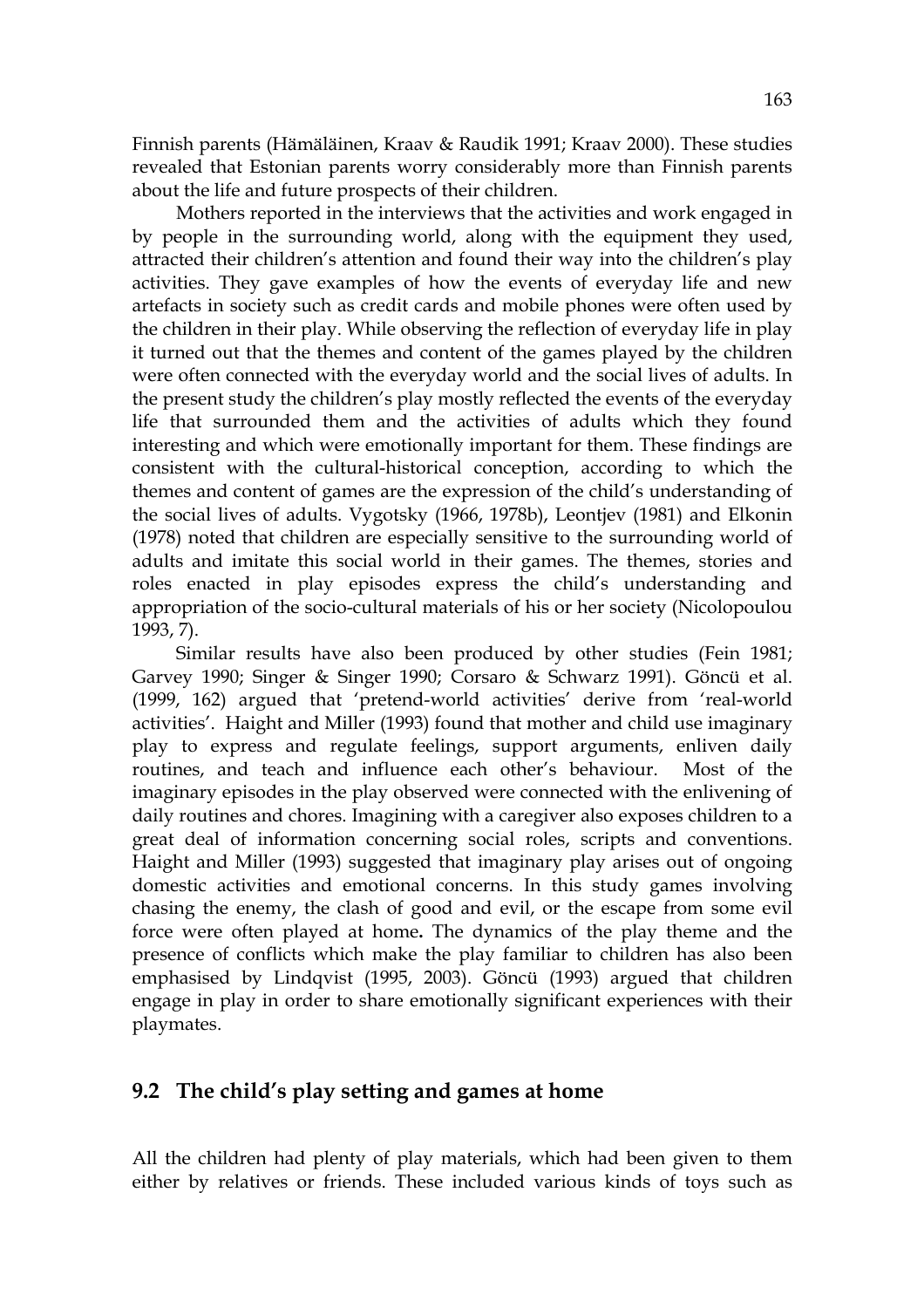Finnish parents (Hämäläinen, Kraav & Raudik 1991; Kraav 2000). These studies revealed that Estonian parents worry considerably more than Finnish parents about the life and future prospects of their children.

Mothers reported in the interviews that the activities and work engaged in by people in the surrounding world, along with the equipment they used, attracted their children's attention and found their way into the children's play activities. They gave examples of how the events of everyday life and new artefacts in society such as credit cards and mobile phones were often used by the children in their play. While observing the reflection of everyday life in play it turned out that the themes and content of the games played by the children were often connected with the everyday world and the social lives of adults. In the present study the children's play mostly reflected the events of the everyday life that surrounded them and the activities of adults which they found interesting and which were emotionally important for them. These findings are consistent with the cultural-historical conception, according to which the themes and content of games are the expression of the child's understanding of the social lives of adults. Vygotsky (1966, 1978b), Leontjev (1981) and Elkonin (1978) noted that children are especially sensitive to the surrounding world of adults and imitate this social world in their games. The themes, stories and roles enacted in play episodes express the child's understanding and appropriation of the socio-cultural materials of his or her society (Nicolopoulou 1993, 7).

Similar results have also been produced by other studies (Fein 1981; Garvey 1990; Singer & Singer 1990; Corsaro & Schwarz 1991). Göncü et al. (1999, 162) argued that 'pretend-world activities' derive from 'real-world activities'. Haight and Miller (1993) found that mother and child use imaginary play to express and regulate feelings, support arguments, enliven daily routines, and teach and influence each other's behaviour. Most of the imaginary episodes in the play observed were connected with the enlivening of daily routines and chores. Imagining with a caregiver also exposes children to a great deal of information concerning social roles, scripts and conventions. Haight and Miller (1993) suggested that imaginary play arises out of ongoing domestic activities and emotional concerns. In this study games involving chasing the enemy, the clash of good and evil, or the escape from some evil force were often played at home**.** The dynamics of the play theme and the presence of conflicts which make the play familiar to children has also been emphasised by Lindqvist (1995, 2003). Göncü (1993) argued that children engage in play in order to share emotionally significant experiences with their playmates.

## 9.2 The child's play setting and games at home

All the children had plenty of play materials, which had been given to them either by relatives or friends. These included various kinds of toys such as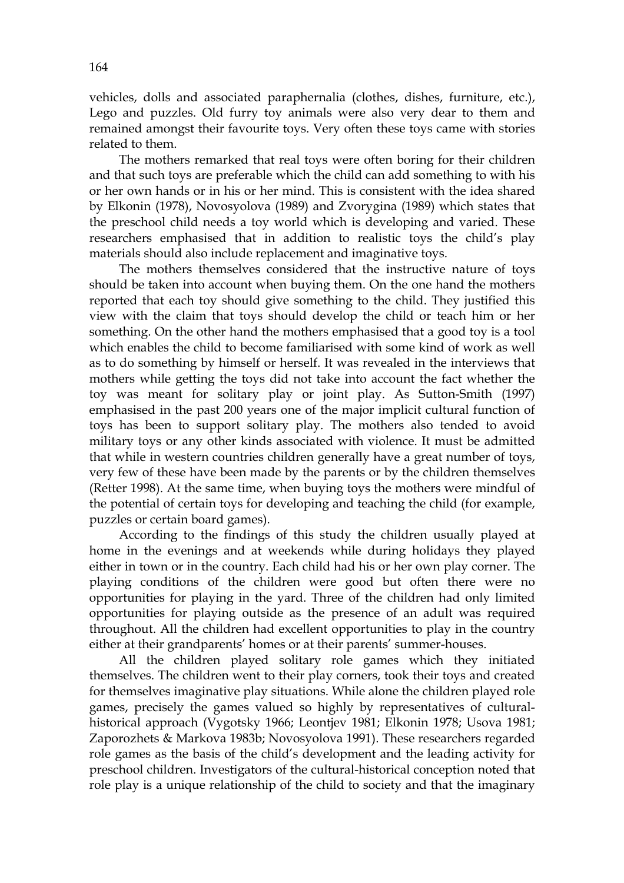vehicles, dolls and associated paraphernalia (clothes, dishes, furniture, etc.), Lego and puzzles. Old furry toy animals were also very dear to them and remained amongst their favourite toys. Very often these toys came with stories related to them.

The mothers remarked that real toys were often boring for their children and that such toys are preferable which the child can add something to with his or her own hands or in his or her mind. This is consistent with the idea shared by Elkonin (1978), Novosyolova (1989) and Zvorygina (1989) which states that the preschool child needs a toy world which is developing and varied. These researchers emphasised that in addition to realistic toys the child's play materials should also include replacement and imaginative toys.

The mothers themselves considered that the instructive nature of toys should be taken into account when buying them. On the one hand the mothers reported that each toy should give something to the child. They justified this view with the claim that toys should develop the child or teach him or her something. On the other hand the mothers emphasised that a good toy is a tool which enables the child to become familiarised with some kind of work as well as to do something by himself or herself. It was revealed in the interviews that mothers while getting the toys did not take into account the fact whether the toy was meant for solitary play or joint play. As Sutton-Smith (1997) emphasised in the past 200 years one of the major implicit cultural function of toys has been to support solitary play. The mothers also tended to avoid military toys or any other kinds associated with violence. It must be admitted that while in western countries children generally have a great number of toys, very few of these have been made by the parents or by the children themselves (Retter 1998). At the same time, when buying toys the mothers were mindful of the potential of certain toys for developing and teaching the child (for example, puzzles or certain board games).

According to the findings of this study the children usually played at home in the evenings and at weekends while during holidays they played either in town or in the country. Each child had his or her own play corner. The playing conditions of the children were good but often there were no opportunities for playing in the yard. Three of the children had only limited opportunities for playing outside as the presence of an adult was required throughout. All the children had excellent opportunities to play in the country either at their grandparents' homes or at their parents' summer-houses.

All the children played solitary role games which they initiated themselves. The children went to their play corners, took their toys and created for themselves imaginative play situations. While alone the children played role games, precisely the games valued so highly by representatives of cultural-historical approach (Vygotsky 1966; Leontjev 1981; Elkonin 1978; Usova 1981; Zaporozhets & Markova 1983b; Novosyolova 1991). These researchers regarded role games as the basis of the child's development and the leading activity for preschool children. Investigators of the cultural-historical conception noted that role play is a unique relationship of the child to society and that the imaginary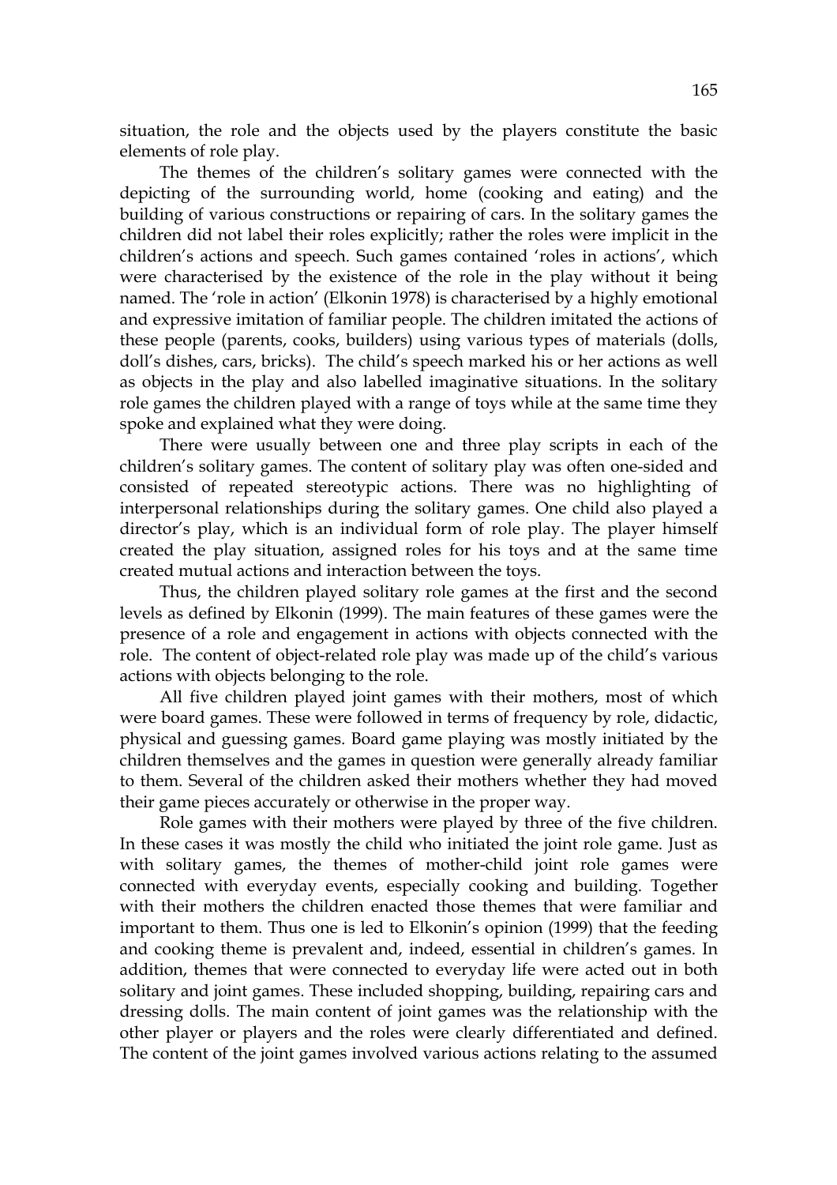situation, the role and the objects used by the players constitute the basic elements of role play.

The themes of the children's solitary games were connected with the depicting of the surrounding world, home (cooking and eating) and the building of various constructions or repairing of cars. In the solitary games the children did not label their roles explicitly; rather the roles were implicit in the children's actions and speech. Such games contained 'roles in actions', which were characterised by the existence of the role in the play without it being named. The 'role in action' (Elkonin 1978) is characterised by a highly emotional and expressive imitation of familiar people. The children imitated the actions of these people (parents, cooks, builders) using various types of materials (dolls, doll's dishes, cars, bricks). The child's speech marked his or her actions as well as objects in the play and also labelled imaginative situations. In the solitary role games the children played with a range of toys while at the same time they spoke and explained what they were doing.

There were usually between one and three play scripts in each of the children's solitary games. The content of solitary play was often one-sided and consisted of repeated stereotypic actions. There was no highlighting of interpersonal relationships during the solitary games. One child also played a director's play, which is an individual form of role play. The player himself created the play situation, assigned roles for his toys and at the same time created mutual actions and interaction between the toys.

Thus, the children played solitary role games at the first and the second levels as defined by Elkonin (1999). The main features of these games were the presence of a role and engagement in actions with objects connected with the role. The content of object-related role play was made up of the child's various actions with objects belonging to the role.

All five children played joint games with their mothers, most of which were board games. These were followed in terms of frequency by role, didactic, physical and guessing games. Board game playing was mostly initiated by the children themselves and the games in question were generally already familiar to them. Several of the children asked their mothers whether they had moved their game pieces accurately or otherwise in the proper way.

Role games with their mothers were played by three of the five children. In these cases it was mostly the child who initiated the joint role game. Just as with solitary games, the themes of mother-child joint role games were connected with everyday events, especially cooking and building. Together with their mothers the children enacted those themes that were familiar and important to them. Thus one is led to Elkonin's opinion (1999) that the feeding and cooking theme is prevalent and, indeed, essential in children's games. In addition, themes that were connected to everyday life were acted out in both solitary and joint games. These included shopping, building, repairing cars and dressing dolls. The main content of joint games was the relationship with the other player or players and the roles were clearly differentiated and defined. The content of the joint games involved various actions relating to the assumed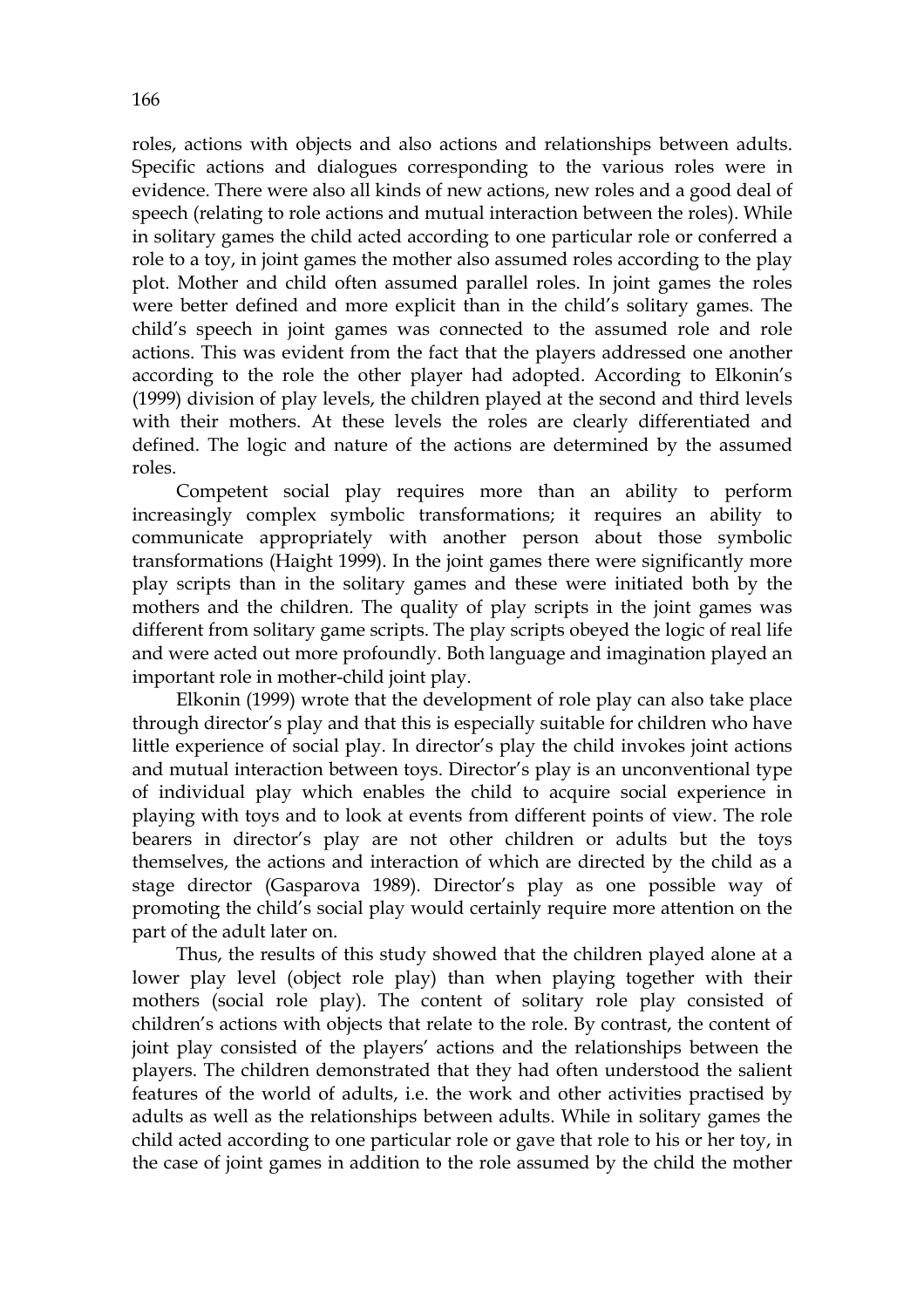roles, actions with objects and also actions and relationships between adults. Specific actions and dialogues corresponding to the various roles were in evidence. There were also all kinds of new actions, new roles and a good deal of speech (relating to role actions and mutual interaction between the roles). While in solitary games the child acted according to one particular role or conferred a role to a toy, in joint games the mother also assumed roles according to the play plot. Mother and child often assumed parallel roles. In joint games the roles were better defined and more explicit than in the child's solitary games. The child's speech in joint games was connected to the assumed role and role actions. This was evident from the fact that the players addressed one another according to the role the other player had adopted. According to Elkonin's (1999) division of play levels, the children played at the second and third levels with their mothers. At these levels the roles are clearly differentiated and defined. The logic and nature of the actions are determined by the assumed roles.

Competent social play requires more than an ability to perform increasingly complex symbolic transformations; it requires an ability to communicate appropriately with another person about those symbolic transformations (Haight 1999). In the joint games there were significantly more play scripts than in the solitary games and these were initiated both by the mothers and the children. The quality of play scripts in the joint games was different from solitary game scripts. The play scripts obeyed the logic of real life and were acted out more profoundly. Both language and imagination played an important role in mother-child joint play.

Elkonin (1999) wrote that the development of role play can also take place through director's play and that this is especially suitable for children who have little experience of social play. In director's play the child invokes joint actions and mutual interaction between toys. Director's play is an unconventional type of individual play which enables the child to acquire social experience in playing with toys and to look at events from different points of view. The role bearers in director's play are not other children or adults but the toys themselves, the actions and interaction of which are directed by the child as a stage director (Gasparova 1989). Director's play as one possible way of promoting the child's social play would certainly require more attention on the part of the adult later on.

Thus, the results of this study showed that the children played alone at a lower play level (object role play) than when playing together with their mothers (social role play). The content of solitary role play consisted of children's actions with objects that relate to the role. By contrast, the content of joint play consisted of the players' actions and the relationships between the players. The children demonstrated that they had often understood the salient features of the world of adults, i.e. the work and other activities practised by adults as well as the relationships between adults. While in solitary games the child acted according to one particular role or gave that role to his or her toy, in the case of joint games in addition to the role assumed by the child the mother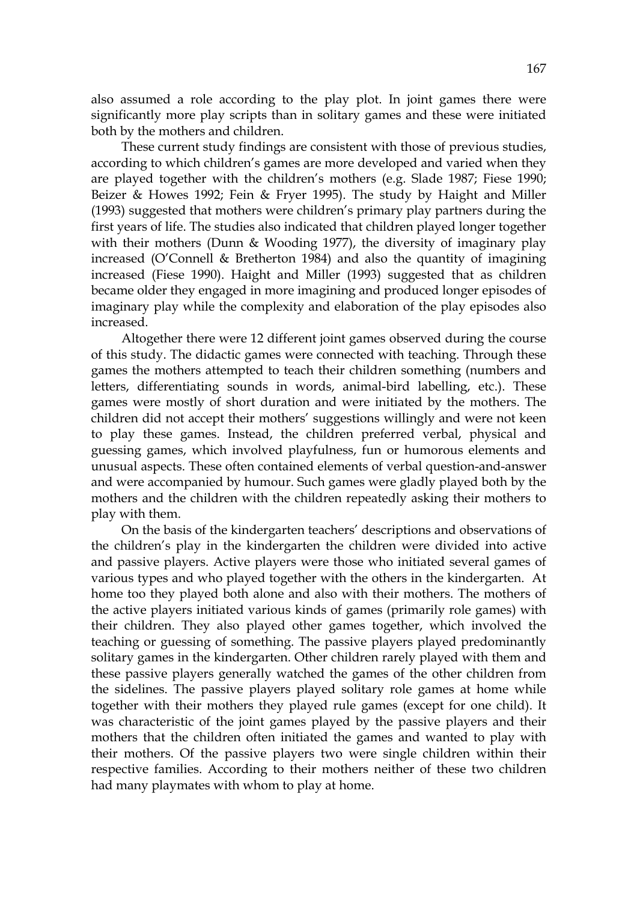also assumed a role according to the play plot. In joint games there were significantly more play scripts than in solitary games and these were initiated both by the mothers and children.

These current study findings are consistent with those of previous studies, according to which children's games are more developed and varied when they are played together with the children's mothers (e.g. Slade 1987; Fiese 1990; Beizer & Howes 1992; Fein & Fryer 1995). The study by Haight and Miller (1993) suggested that mothers were children's primary play partners during the first years of life. The studies also indicated that children played longer together with their mothers (Dunn & Wooding 1977), the diversity of imaginary play increased (O'Connell & Bretherton 1984) and also the quantity of imagining increased (Fiese 1990). Haight and Miller (1993) suggested that as children became older they engaged in more imagining and produced longer episodes of imaginary play while the complexity and elaboration of the play episodes also increased.

Altogether there were 12 different joint games observed during the course of this study. The didactic games were connected with teaching. Through these games the mothers attempted to teach their children something (numbers and letters, differentiating sounds in words, animal-bird labelling, etc.). These games were mostly of short duration and were initiated by the mothers. The children did not accept their mothers' suggestions willingly and were not keen to play these games. Instead, the children preferred verbal, physical and guessing games, which involved playfulness, fun or humorous elements and unusual aspects. These often contained elements of verbal question-and-answer and were accompanied by humour. Such games were gladly played both by the mothers and the children with the children repeatedly asking their mothers to play with them.

On the basis of the kindergarten teachers' descriptions and observations of the children's play in the kindergarten the children were divided into active and passive players. Active players were those who initiated several games of various types and who played together with the others in the kindergarten. At home too they played both alone and also with their mothers. The mothers of the active players initiated various kinds of games (primarily role games) with their children. They also played other games together, which involved the teaching or guessing of something. The passive players played predominantly solitary games in the kindergarten. Other children rarely played with them and these passive players generally watched the games of the other children from the sidelines. The passive players played solitary role games at home while together with their mothers they played rule games (except for one child). It was characteristic of the joint games played by the passive players and their mothers that the children often initiated the games and wanted to play with their mothers. Of the passive players two were single children within their respective families. According to their mothers neither of these two children had many playmates with whom to play at home.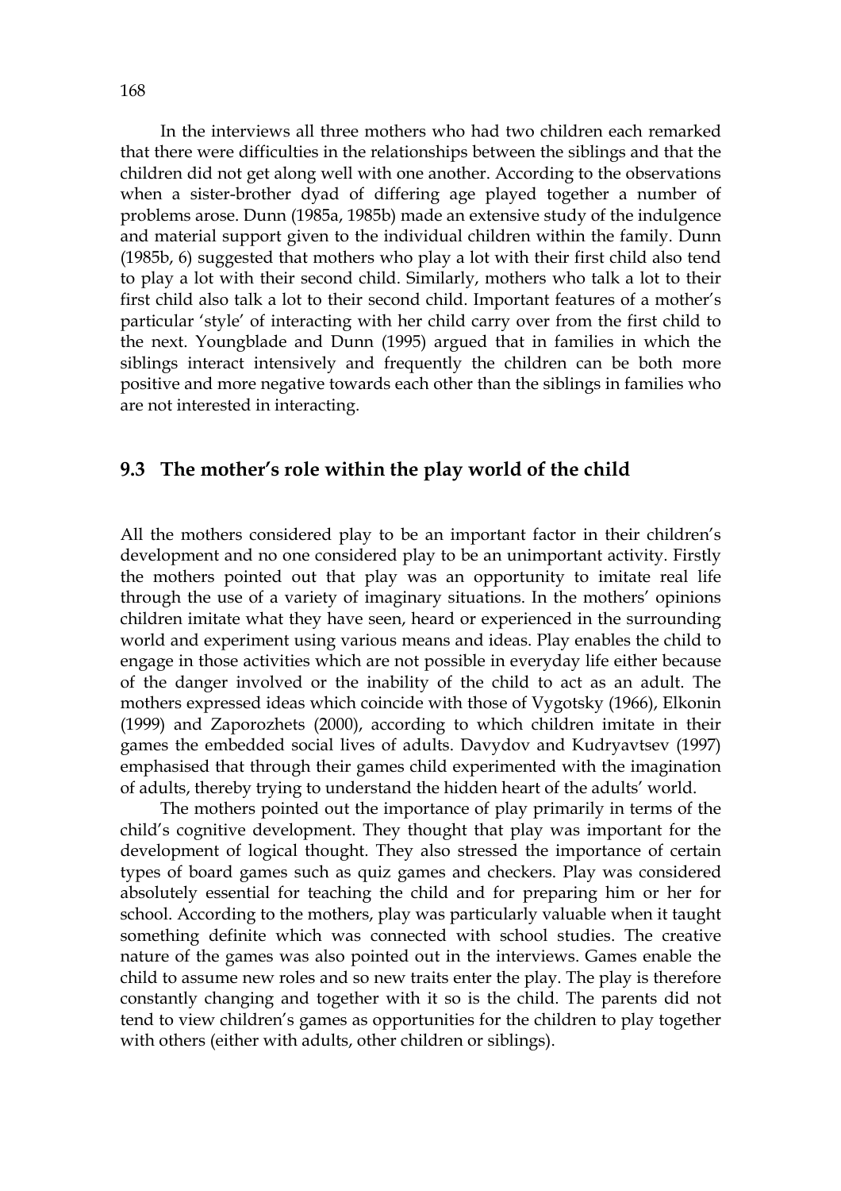In the interviews all three mothers who had two children each remarked that there were difficulties in the relationships between the siblings and that the children did not get along well with one another. According to the observations when a sister-brother dyad of differing age played together a number of problems arose. Dunn (1985a, 1985b) made an extensive study of the indulgence and material support given to the individual children within the family. Dunn (1985b, 6) suggested that mothers who play a lot with their first child also tend to play a lot with their second child. Similarly, mothers who talk a lot to their first child also talk a lot to their second child. Important features of a mother's particular 'style' of interacting with her child carry over from the first child to the next. Youngblade and Dunn (1995) argued that in families in which the siblings interact intensively and frequently the children can be both more positive and more negative towards each other than the siblings in families who are not interested in interacting.

## 9.3 The mother's role within the play world of the child

All the mothers considered play to be an important factor in their children's development and no one considered play to be an unimportant activity. Firstly the mothers pointed out that play was an opportunity to imitate real life through the use of a variety of imaginary situations. In the mothers' opinions children imitate what they have seen, heard or experienced in the surrounding world and experiment using various means and ideas. Play enables the child to engage in those activities which are not possible in everyday life either because of the danger involved or the inability of the child to act as an adult. The mothers expressed ideas which coincide with those of Vygotsky (1966), Elkonin (1999) and Zaporozhets (2000), according to which children imitate in their games the embedded social lives of adults. Davydov and Kudryavtsev (1997) emphasised that through their games child experimented with the imagination of adults, thereby trying to understand the hidden heart of the adults' world.

The mothers pointed out the importance of play primarily in terms of the child's cognitive development. They thought that play was important for the development of logical thought. They also stressed the importance of certain types of board games such as quiz games and checkers. Play was considered absolutely essential for teaching the child and for preparing him or her for school. According to the mothers, play was particularly valuable when it taught something definite which was connected with school studies. The creative nature of the games was also pointed out in the interviews. Games enable the child to assume new roles and so new traits enter the play. The play is therefore constantly changing and together with it so is the child. The parents did not tend to view children's games as opportunities for the children to play together with others (either with adults, other children or siblings).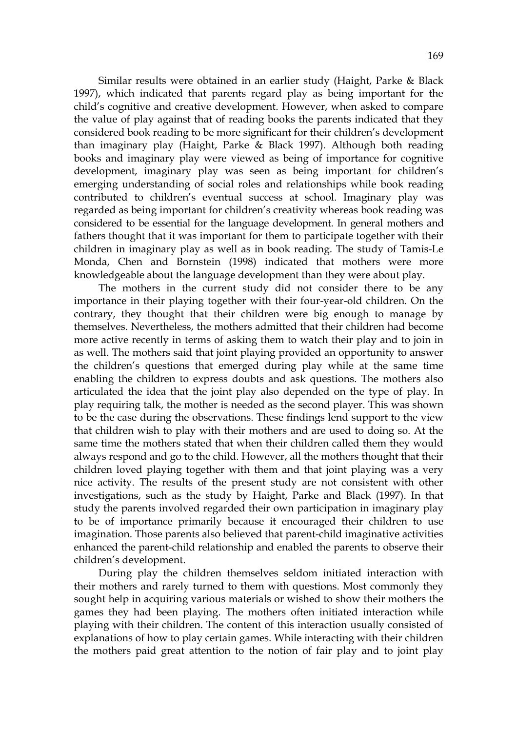Similar results were obtained in an earlier study (Haight, Parke & Black 1997), which indicated that parents regard play as being important for the child's cognitive and creative development. However, when asked to compare the value of play against that of reading books the parents indicated that they considered book reading to be more significant for their children's development than imaginary play (Haight, Parke & Black 1997). Although both reading books and imaginary play were viewed as being of importance for cognitive development, imaginary play was seen as being important for children's emerging understanding of social roles and relationships while book reading contributed to children's eventual success at school. Imaginary play was regarded as being important for children's creativity whereas book reading was considered to be essential for the language development. In general mothers and fathers thought that it was important for them to participate together with their children in imaginary play as well as in book reading. The study of Tamis-Le Monda, Chen and Bornstein (1998) indicated that mothers were more knowledgeable about the language development than they were about play.

The mothers in the current study did not consider there to be any importance in their playing together with their four-year-old children. On the contrary, they thought that their children were big enough to manage by themselves. Nevertheless, the mothers admitted that their children had become more active recently in terms of asking them to watch their play and to join in as well. The mothers said that joint playing provided an opportunity to answer the children's questions that emerged during play while at the same time enabling the children to express doubts and ask questions. The mothers also articulated the idea that the joint play also depended on the type of play. In play requiring talk, the mother is needed as the second player. This was shown to be the case during the observations. These findings lend support to the view that children wish to play with their mothers and are used to doing so. At the same time the mothers stated that when their children called them they would always respond and go to the child. However, all the mothers thought that their children loved playing together with them and that joint playing was a very nice activity. The results of the present study are not consistent with other investigations, such as the study by Haight, Parke and Black (1997). In that study the parents involved regarded their own participation in imaginary play to be of importance primarily because it encouraged their children to use imagination. Those parents also believed that parent-child imaginative activities enhanced the parent-child relationship and enabled the parents to observe their children's development.

During play the children themselves seldom initiated interaction with their mothers and rarely turned to them with questions. Most commonly they sought help in acquiring various materials or wished to show their mothers the games they had been playing. The mothers often initiated interaction while playing with their children. The content of this interaction usually consisted of explanations of how to play certain games. While interacting with their children the mothers paid great attention to the notion of fair play and to joint play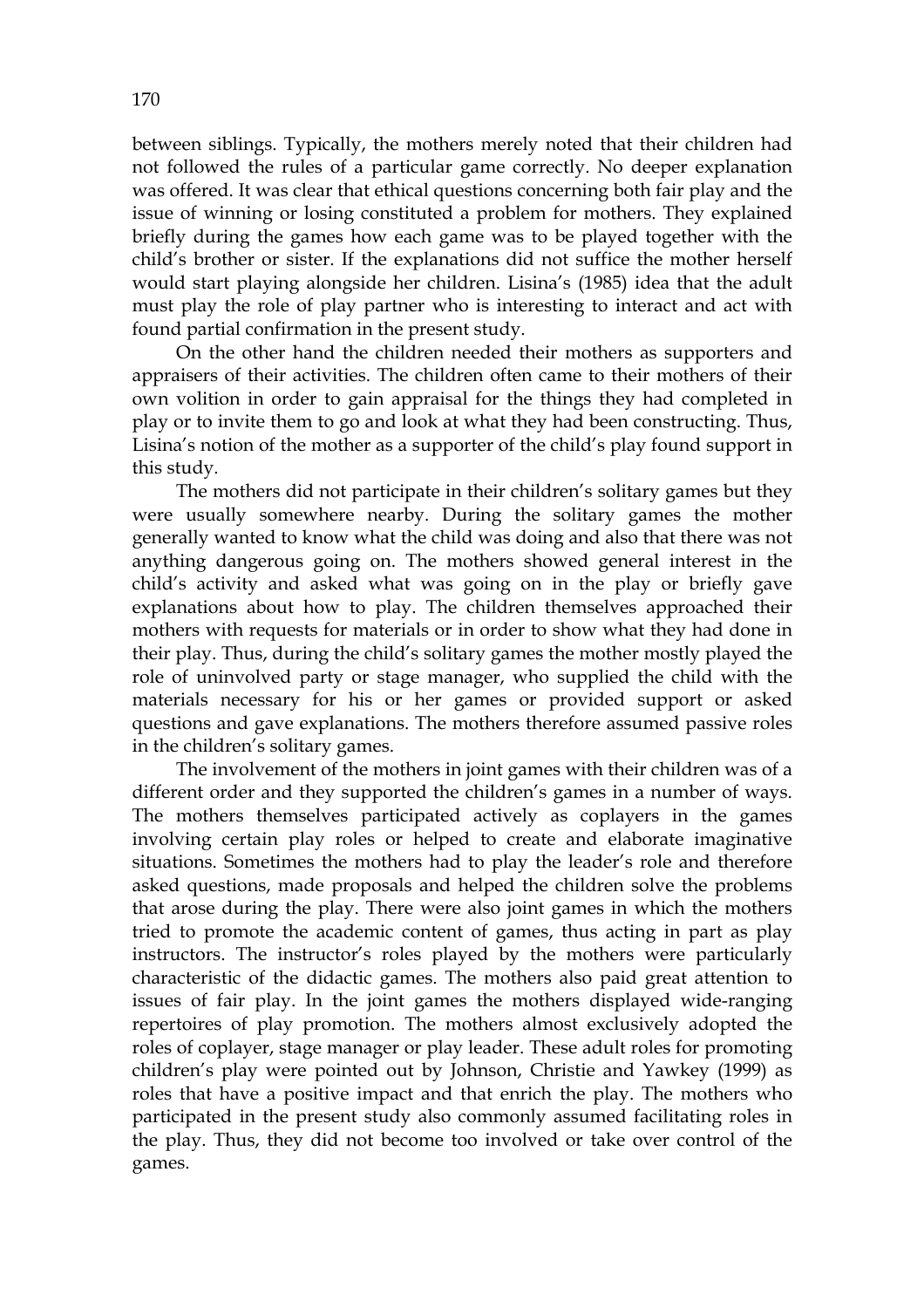between siblings. Typically, the mothers merely noted that their children had not followed the rules of a particular game correctly. No deeper explanation was offered. It was clear that ethical questions concerning both fair play and the issue of winning or losing constituted a problem for mothers. They explained briefly during the games how each game was to be played together with the child's brother or sister. If the explanations did not suffice the mother herself would start playing alongside her children. Lisina's (1985) idea that the adult must play the role of play partner who is interesting to interact and act with found partial confirmation in the present study.

On the other hand the children needed their mothers as supporters and appraisers of their activities. The children often came to their mothers of their own volition in order to gain appraisal for the things they had completed in play or to invite them to go and look at what they had been constructing. Thus, Lisina's notion of the mother as a supporter of the child's play found support in this study.

The mothers did not participate in their children's solitary games but they were usually somewhere nearby. During the solitary games the mother generally wanted to know what the child was doing and also that there was not anything dangerous going on. The mothers showed general interest in the child's activity and asked what was going on in the play or briefly gave explanations about how to play. The children themselves approached their mothers with requests for materials or in order to show what they had done in their play. Thus, during the child's solitary games the mother mostly played the role of uninvolved party or stage manager, who supplied the child with the materials necessary for his or her games or provided support or asked questions and gave explanations. The mothers therefore assumed passive roles in the children's solitary games.

The involvement of the mothers in joint games with their children was of a different order and they supported the children's games in a number of ways. The mothers themselves participated actively as coplayers in the games involving certain play roles or helped to create and elaborate imaginative situations. Sometimes the mothers had to play the leader's role and therefore asked questions, made proposals and helped the children solve the problems that arose during the play. There were also joint games in which the mothers tried to promote the academic content of games, thus acting in part as play instructors. The instructor's roles played by the mothers were particularly characteristic of the didactic games. The mothers also paid great attention to issues of fair play. In the joint games the mothers displayed wide-ranging repertoires of play promotion. The mothers almost exclusively adopted the roles of coplayer, stage manager or play leader. These adult roles for promoting children's play were pointed out by Johnson, Christie and Yawkey (1999) as roles that have a positive impact and that enrich the play. The mothers who participated in the present study also commonly assumed facilitating roles in the play. Thus, they did not become too involved or take over control of the games.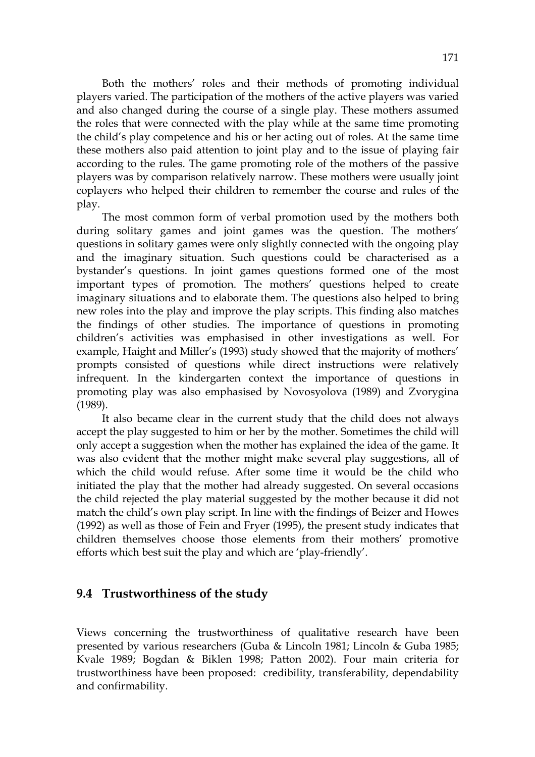Both the mothers' roles and their methods of promoting individual players varied. The participation of the mothers of the active players was varied and also changed during the course of a single play. These mothers assumed the roles that were connected with the play while at the same time promoting the child's play competence and his or her acting out of roles. At the same time these mothers also paid attention to joint play and to the issue of playing fair according to the rules. The game promoting role of the mothers of the passive players was by comparison relatively narrow. These mothers were usually joint coplayers who helped their children to remember the course and rules of the play.

The most common form of verbal promotion used by the mothers both during solitary games and joint games was the question. The mothers' questions in solitary games were only slightly connected with the ongoing play and the imaginary situation. Such questions could be characterised as a bystander's questions. In joint games questions formed one of the most important types of promotion. The mothers' questions helped to create imaginary situations and to elaborate them. The questions also helped to bring new roles into the play and improve the play scripts. This finding also matches the findings of other studies. The importance of questions in promoting children's activities was emphasised in other investigations as well. For example, Haight and Miller's (1993) study showed that the majority of mothers' prompts consisted of questions while direct instructions were relatively infrequent. In the kindergarten context the importance of questions in promoting play was also emphasised by Novosyolova (1989) and Zvorygina (1989).

It also became clear in the current study that the child does not always accept the play suggested to him or her by the mother. Sometimes the child will only accept a suggestion when the mother has explained the idea of the game. It was also evident that the mother might make several play suggestions, all of which the child would refuse. After some time it would be the child who initiated the play that the mother had already suggested. On several occasions the child rejected the play material suggested by the mother because it did not match the child's own play script. In line with the findings of Beizer and Howes (1992) as well as those of Fein and Fryer (1995), the present study indicates that children themselves choose those elements from their mothers' promotive efforts which best suit the play and which are 'play-friendly'.

## 9.4 Trustworthiness of the study

Views concerning the trustworthiness of qualitative research have been presented by various researchers (Guba & Lincoln 1981; Lincoln & Guba 1985; Kvale 1989; Bogdan & Biklen 1998; Patton 2002). Four main criteria for trustworthiness have been proposed: credibility, transferability, dependability and confirmability.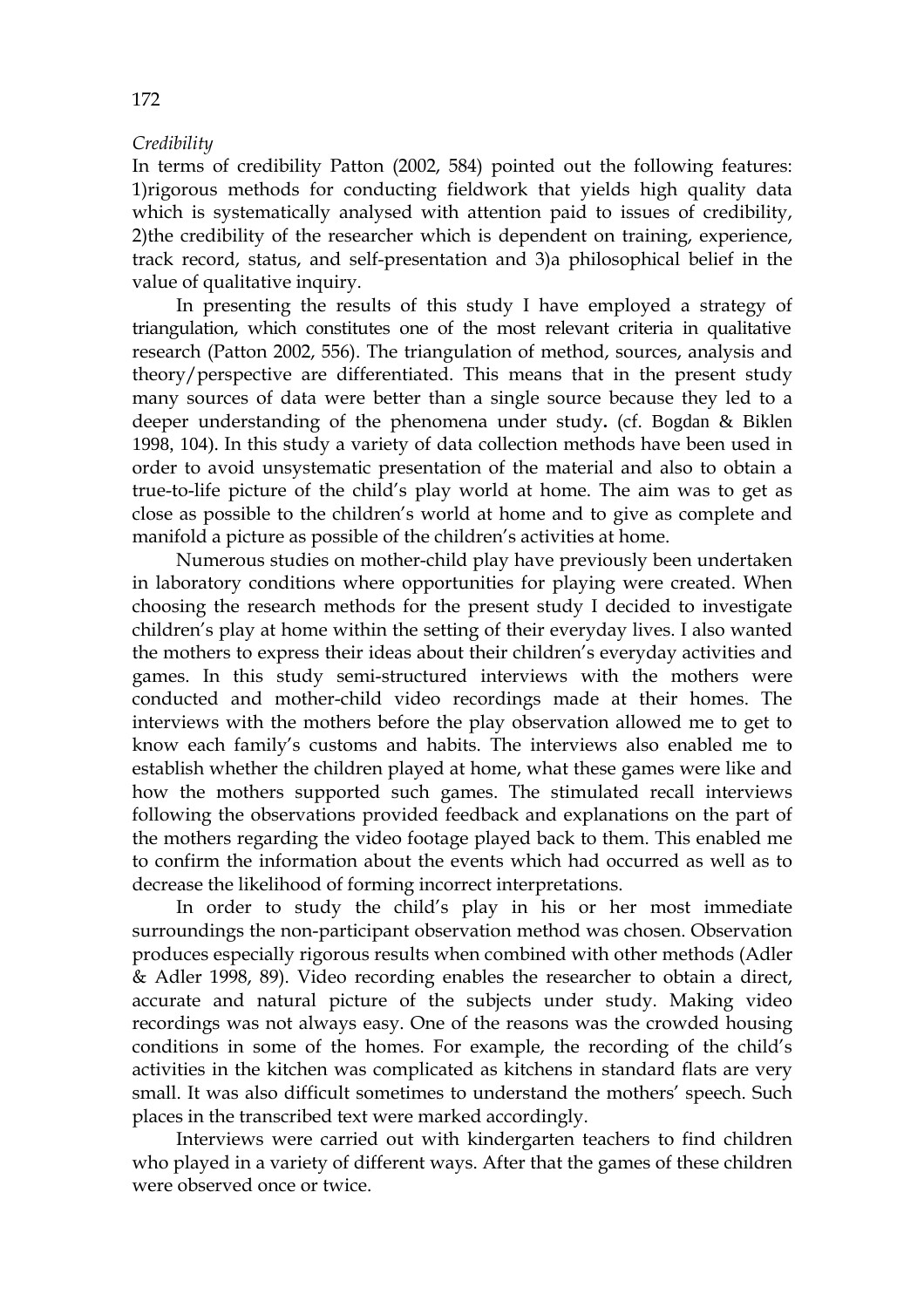*Credibility*

In terms of credibility Patton (2002, 584) pointed out the following features: 1)rigorous methods for conducting fieldwork that yields high quality data which is systematically analysed with attention paid to issues of credibility, 2)the credibility of the researcher which is dependent on training, experience, track record, status, and self-presentation and 3)a philosophical belief in the value of qualitative inquiry.

In presenting the results of this study I have employed a strategy of triangulation, which constitutes one of the most relevant criteria in qualitative research (Patton 2002, 556). The triangulation of method, sources, analysis and theory/perspective are differentiated. This means that in the present study many sources of data were better than a single source because they led to a deeper understanding of the phenomena under study**.** (cf. Bogdan & Biklen 1998, 104). In this study a variety of data collection methods have been used in order to avoid unsystematic presentation of the material and also to obtain a true-to-life picture of the child's play world at home. The aim was to get as close as possible to the children's world at home and to give as complete and manifold a picture as possible of the children's activities at home.

Numerous studies on mother-child play have previously been undertaken in laboratory conditions where opportunities for playing were created. When choosing the research methods for the present study I decided to investigate children's play at home within the setting of their everyday lives. I also wanted the mothers to express their ideas about their children's everyday activities and games. In this study semi-structured interviews with the mothers were conducted and mother-child video recordings made at their homes. The interviews with the mothers before the play observation allowed me to get to know each family's customs and habits. The interviews also enabled me to establish whether the children played at home, what these games were like and how the mothers supported such games. The stimulated recall interviews following the observations provided feedback and explanations on the part of the mothers regarding the video footage played back to them. This enabled me to confirm the information about the events which had occurred as well as to decrease the likelihood of forming incorrect interpretations.

In order to study the child's play in his or her most immediate surroundings the non-participant observation method was chosen. Observation produces especially rigorous results when combined with other methods (Adler & Adler 1998, 89). Video recording enables the researcher to obtain a direct, accurate and natural picture of the subjects under study. Making video recordings was not always easy. One of the reasons was the crowded housing conditions in some of the homes. For example, the recording of the child's activities in the kitchen was complicated as kitchens in standard flats are very small. It was also difficult sometimes to understand the mothers' speech. Such places in the transcribed text were marked accordingly.

Interviews were carried out with kindergarten teachers to find children who played in a variety of different ways. After that the games of these children were observed once or twice.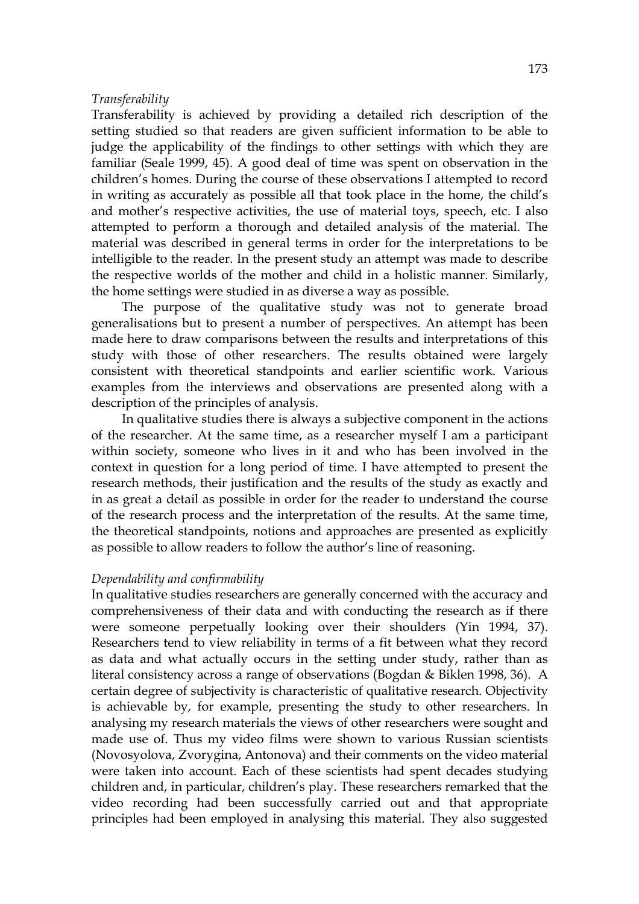*Transferability*

Transferability is achieved by providing a detailed rich description of the setting studied so that readers are given sufficient information to be able to judge the applicability of the findings to other settings with which they are familiar (Seale 1999, 45). A good deal of time was spent on observation in the children's homes. During the course of these observations I attempted to record in writing as accurately as possible all that took place in the home, the child's and mother's respective activities, the use of material toys, speech, etc. I also attempted to perform a thorough and detailed analysis of the material. The material was described in general terms in order for the interpretations to be intelligible to the reader. In the present study an attempt was made to describe the respective worlds of the mother and child in a holistic manner. Similarly, the home settings were studied in as diverse a way as possible.

The purpose of the qualitative study was not to generate broad generalisations but to present a number of perspectives. An attempt has been made here to draw comparisons between the results and interpretations of this study with those of other researchers. The results obtained were largely consistent with theoretical standpoints and earlier scientific work. Various examples from the interviews and observations are presented along with a description of the principles of analysis.

In qualitative studies there is always a subjective component in the actions of the researcher. At the same time, as a researcher myself I am a participant within society, someone who lives in it and who has been involved in the context in question for a long period of time. I have attempted to present the research methods, their justification and the results of the study as exactly and in as great a detail as possible in order for the reader to understand the course of the research process and the interpretation of the results. At the same time, the theoretical standpoints, notions and approaches are presented as explicitly as possible to allow readers to follow the author's line of reasoning.

*Dependability and confirmability*

In qualitative studies researchers are generally concerned with the accuracy and comprehensiveness of their data and with conducting the research as if there were someone perpetually looking over their shoulders (Yin 1994, 37). Researchers tend to view reliability in terms of a fit between what they record as data and what actually occurs in the setting under study, rather than as literal consistency across a range of observations (Bogdan & Biklen 1998, 36). A certain degree of subjectivity is characteristic of qualitative research. Objectivity is achievable by, for example, presenting the study to other researchers. In analysing my research materials the views of other researchers were sought and made use of. Thus my video films were shown to various Russian scientists (Novosyolova, Zvorygina, Antonova) and their comments on the video material were taken into account. Each of these scientists had spent decades studying children and, in particular, children's play. These researchers remarked that the video recording had been successfully carried out and that appropriate principles had been employed in analysing this material. They also suggested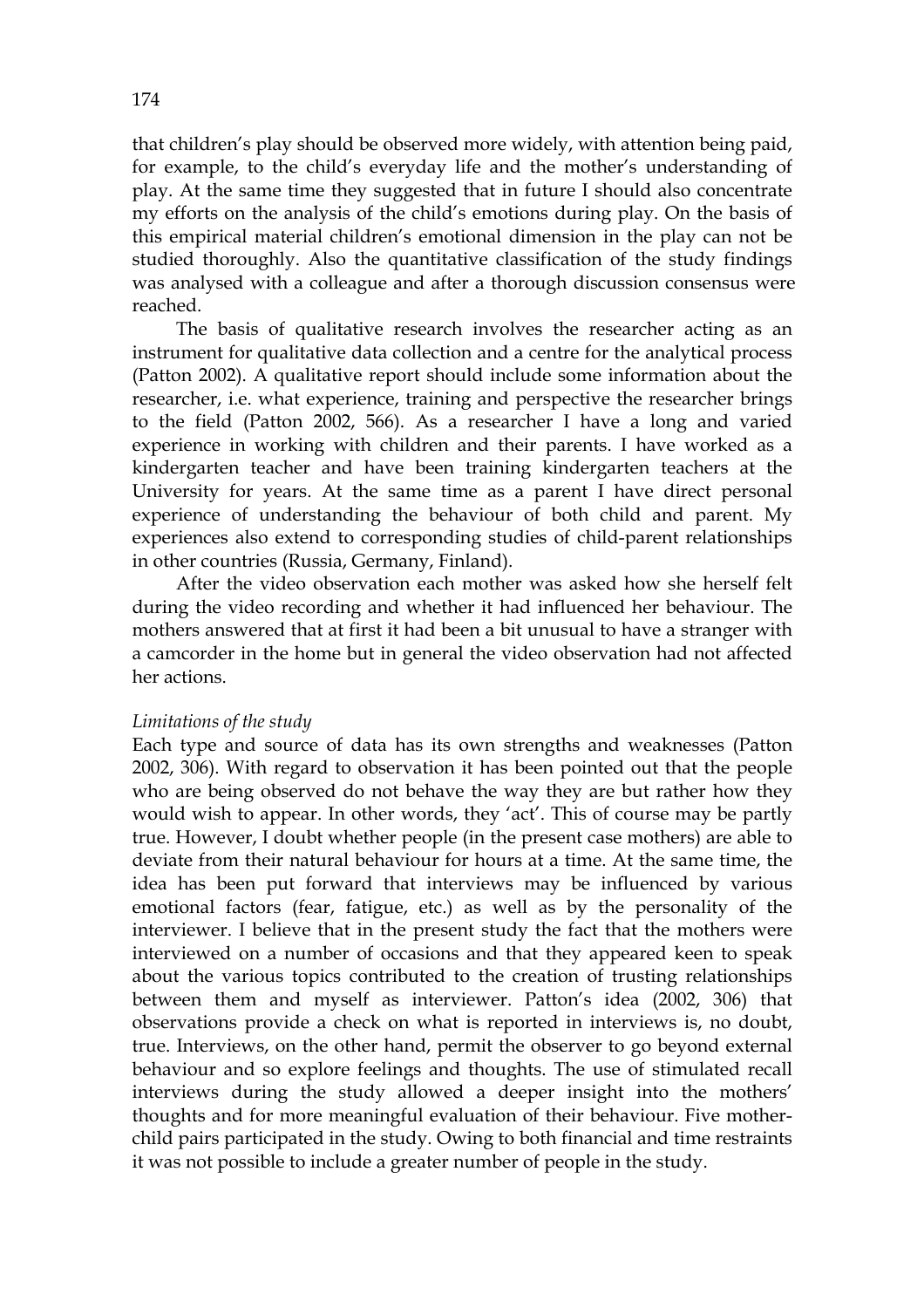that children's play should be observed more widely, with attention being paid, for example, to the child's everyday life and the mother's understanding of play. At the same time they suggested that in future I should also concentrate my efforts on the analysis of the child's emotions during play. On the basis of this empirical material children's emotional dimension in the play can not be studied thoroughly. Also the quantitative classification of the study findings was analysed with a colleague and after a thorough discussion consensus were reached.

The basis of qualitative research involves the researcher acting as an instrument for qualitative data collection and a centre for the analytical process (Patton 2002). A qualitative report should include some information about the researcher, i.e. what experience, training and perspective the researcher brings to the field (Patton 2002, 566). As a researcher I have a long and varied experience in working with children and their parents. I have worked as a kindergarten teacher and have been training kindergarten teachers at the University for years. At the same time as a parent I have direct personal experience of understanding the behaviour of both child and parent. My experiences also extend to corresponding studies of child-parent relationships in other countries (Russia, Germany, Finland).

After the video observation each mother was asked how she herself felt during the video recording and whether it had influenced her behaviour. The mothers answered that at first it had been a bit unusual to have a stranger with a camcorder in the home but in general the video observation had not affected her actions.

*Limitations of the study*

Each type and source of data has its own strengths and weaknesses (Patton 2002, 306). With regard to observation it has been pointed out that the people who are being observed do not behave the way they are but rather how they would wish to appear. In other words, they 'act'. This of course may be partly true. However, I doubt whether people (in the present case mothers) are able to deviate from their natural behaviour for hours at a time. At the same time, the idea has been put forward that interviews may be influenced by various emotional factors (fear, fatigue, etc.) as well as by the personality of the interviewer. I believe that in the present study the fact that the mothers were interviewed on a number of occasions and that they appeared keen to speak about the various topics contributed to the creation of trusting relationships between them and myself as interviewer. Patton's idea (2002, 306) that observations provide a check on what is reported in interviews is, no doubt, true. Interviews, on the other hand, permit the observer to go beyond external behaviour and so explore feelings and thoughts. The use of stimulated recall interviews during the study allowed a deeper insight into the mothers' thoughts and for more meaningful evaluation of their behaviour. Five mother-child pairs participated in the study. Owing to both financial and time restraints it was not possible to include a greater number of people in the study.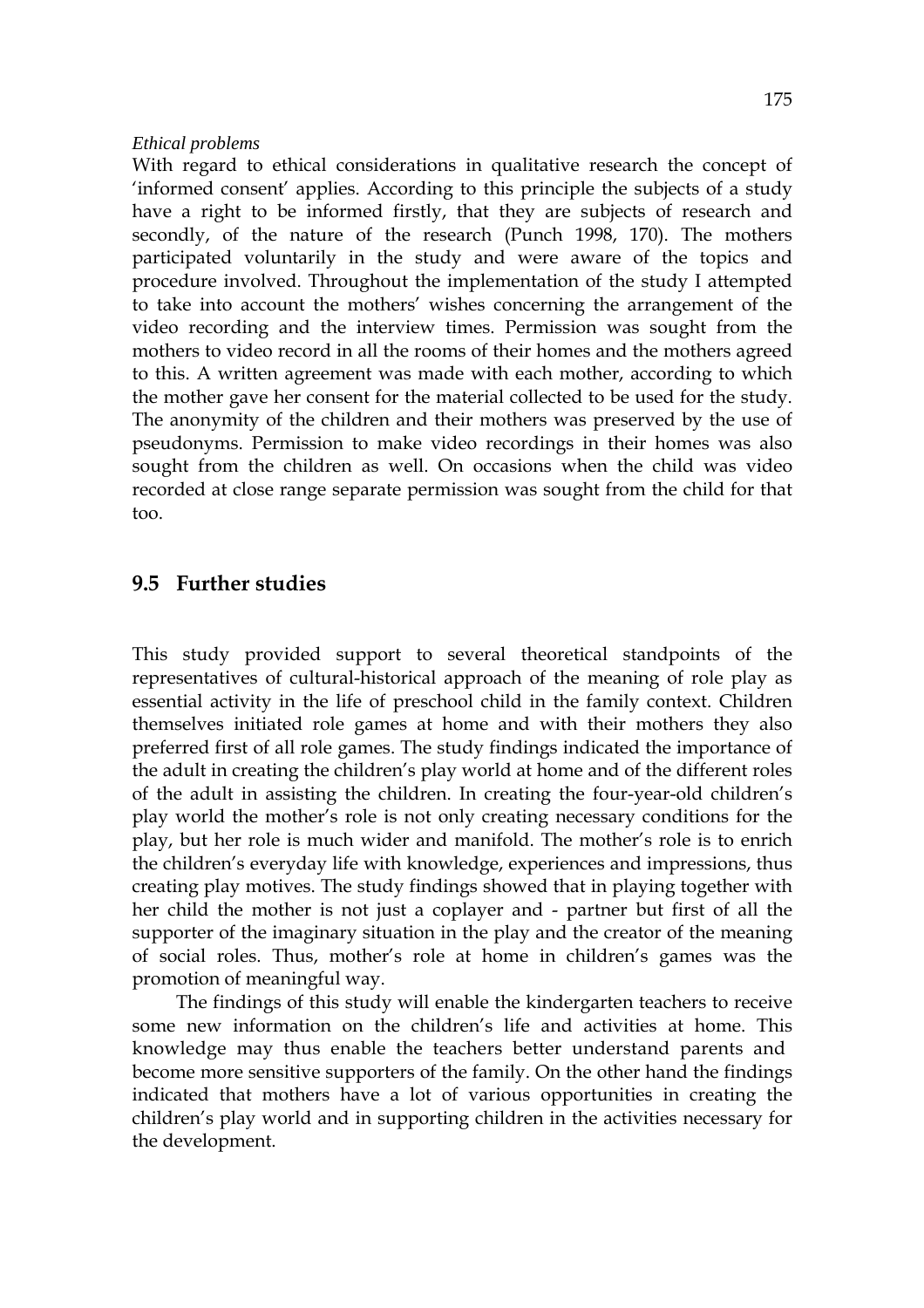*Ethical problems*

With regard to ethical considerations in qualitative research the concept of 'informed consent' applies. According to this principle the subjects of a study have a right to be informed firstly, that they are subjects of research and secondly, of the nature of the research (Punch 1998, 170). The mothers participated voluntarily in the study and were aware of the topics and procedure involved. Throughout the implementation of the study I attempted to take into account the mothers' wishes concerning the arrangement of the video recording and the interview times. Permission was sought from the mothers to video record in all the rooms of their homes and the mothers agreed to this. A written agreement was made with each mother, according to which the mother gave her consent for the material collected to be used for the study. The anonymity of the children and their mothers was preserved by the use of pseudonyms. Permission to make video recordings in their homes was also sought from the children as well. On occasions when the child was video recorded at close range separate permission was sought from the child for that too.

## 9.5 Further studies

This study provided support to several theoretical standpoints of the representatives of cultural-historical approach of the meaning of role play as essential activity in the life of preschool child in the family context. Children themselves initiated role games at home and with their mothers they also preferred first of all role games. The study findings indicated the importance of the adult in creating the children's play world at home and of the different roles of the adult in assisting the children. In creating the four-year-old children's play world the mother's role is not only creating necessary conditions for the play, but her role is much wider and manifold. The mother's role is to enrich the children's everyday life with knowledge, experiences and impressions, thus creating play motives. The study findings showed that in playing together with her child the mother is not just a coplayer and - partner but first of all the supporter of the imaginary situation in the play and the creator of the meaning of social roles. Thus, mother's role at home in children's games was the promotion of meaningful way.

The findings of this study will enable the kindergarten teachers to receive some new information on the children's life and activities at home. This knowledge may thus enable the teachers better understand parents and become more sensitive supporters of the family. On the other hand the findings indicated that mothers have a lot of various opportunities in creating the children's play world and in supporting children in the activities necessary for the development.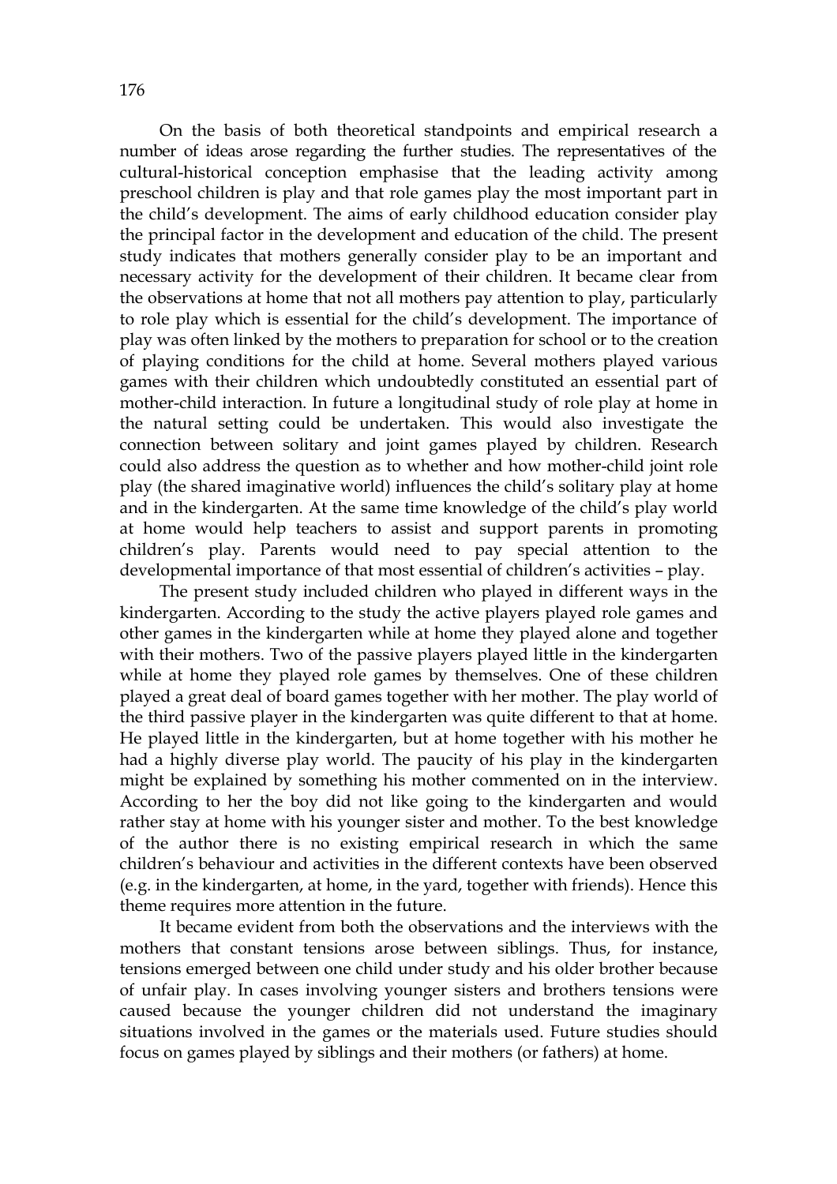On the basis of both theoretical standpoints and empirical research a number of ideas arose regarding the further studies. The representatives of the cultural-historical conception emphasise that the leading activity among preschool children is play and that role games play the most important part in the child's development. The aims of early childhood education consider play the principal factor in the development and education of the child. The present study indicates that mothers generally consider play to be an important and necessary activity for the development of their children. It became clear from the observations at home that not all mothers pay attention to play, particularly to role play which is essential for the child's development. The importance of play was often linked by the mothers to preparation for school or to the creation of playing conditions for the child at home. Several mothers played various games with their children which undoubtedly constituted an essential part of mother-child interaction. In future a longitudinal study of role play at home in the natural setting could be undertaken. This would also investigate the connection between solitary and joint games played by children. Research could also address the question as to whether and how mother-child joint role play (the shared imaginative world) influences the child's solitary play at home and in the kindergarten. At the same time knowledge of the child's play world at home would help teachers to assist and support parents in promoting children's play. Parents would need to pay special attention to the developmental importance of that most essential of children's activities – play.

The present study included children who played in different ways in the kindergarten. According to the study the active players played role games and other games in the kindergarten while at home they played alone and together with their mothers. Two of the passive players played little in the kindergarten while at home they played role games by themselves. One of these children played a great deal of board games together with her mother. The play world of the third passive player in the kindergarten was quite different to that at home. He played little in the kindergarten, but at home together with his mother he had a highly diverse play world. The paucity of his play in the kindergarten might be explained by something his mother commented on in the interview. According to her the boy did not like going to the kindergarten and would rather stay at home with his younger sister and mother. To the best knowledge of the author there is no existing empirical research in which the same children's behaviour and activities in the different contexts have been observed (e.g. in the kindergarten, at home, in the yard, together with friends). Hence this theme requires more attention in the future.

It became evident from both the observations and the interviews with the mothers that constant tensions arose between siblings. Thus, for instance, tensions emerged between one child under study and his older brother because of unfair play. In cases involving younger sisters and brothers tensions were caused because the younger children did not understand the imaginary situations involved in the games or the materials used. Future studies should focus on games played by siblings and their mothers (or fathers) at home.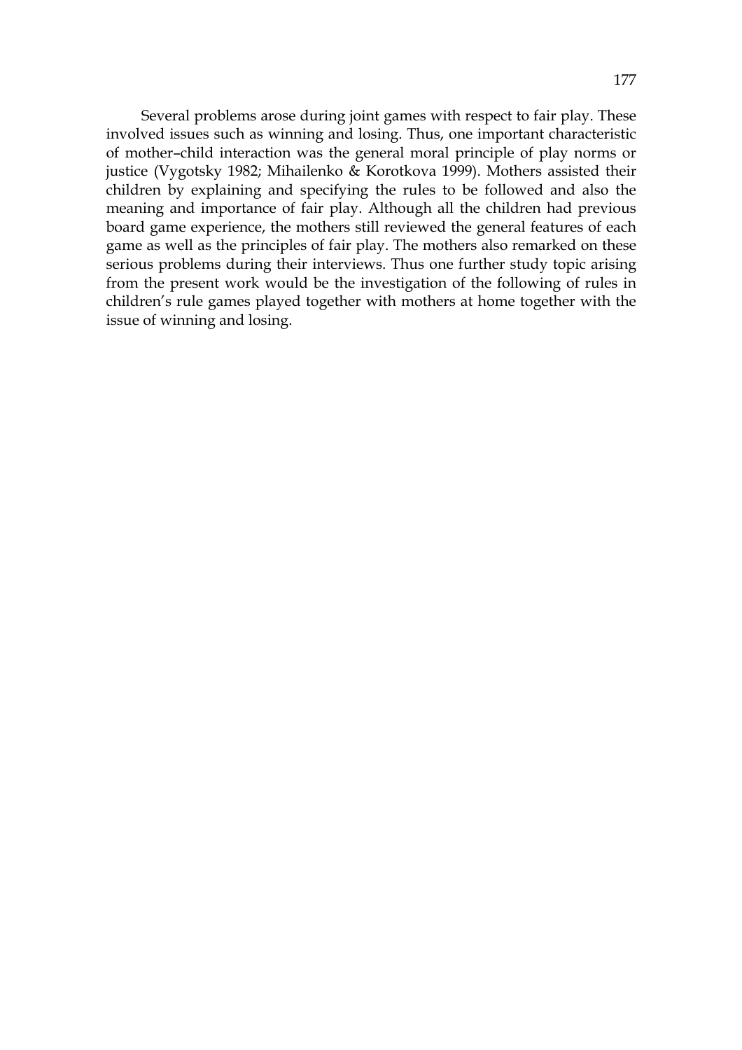Several problems arose during joint games with respect to fair play. These involved issues such as winning and losing. Thus, one important characteristic of mother–child interaction was the general moral principle of play norms or justice (Vygotsky 1982; Mihailenko & Korotkova 1999). Mothers assisted their children by explaining and specifying the rules to be followed and also the meaning and importance of fair play. Although all the children had previous board game experience, the mothers still reviewed the general features of each game as well as the principles of fair play. The mothers also remarked on these serious problems during their interviews. Thus one further study topic arising from the present work would be the investigation of the following of rules in children's rule games played together with mothers at home together with the issue of winning and losing.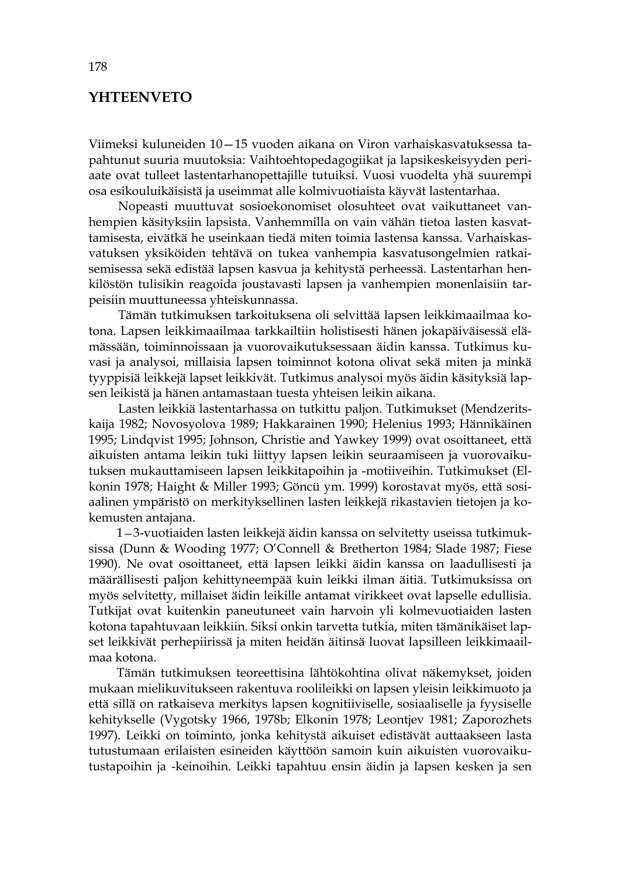# YHTEENVETO

Viimeksi kuluneiden 10—15 vuoden aikana on Viron varhaiskasvatuksessa tapahtunut suuria muutoksia: Vaihtoehtopedagogiikat ja lapsikeskeisyyden periaate ovat tulleet lastentarhanopettajille tutuiksi. Vuosi vuodelta yhä suurempi osa esikouluikäisistä ja useimmat alle kolmivuotiaista käyvät lastentarhaa.

Nopeasti muuttuvat sosioekonomiset olosuhteet ovat vaikuttaneet vanhempien käsityksiin lapsista. Vanhemmilla on vain vähän tietoa lasten kasvattamisesta, eivätkä he useinkaan tiedä miten toimia lastensa kanssa. Varhaiskasvatuksen yksiköiden tehtävä on tukea vanhempia kasvatusongelmien ratkaisemisessa sekä edistää lapsen kasvua ja kehitystä perheessä. Lastentarhan henkilöstön tulisikin reagoida joustavasti lapsen ja vanhempien monenlaisiin tarpeisiin muuttuneessa yhteiskunnassa.

Tämän tutkimuksen tarkoituksena oli selvittää lapsen leikkimaailmaa kotona. Lapsen leikkimaailmaa tarkkailtiin holistisesti hänen jokapäiväisessä elämässään, toiminnoissaan ja vuorovaikutuksessaan äidin kanssa. Tutkimus kuvasi ja analysoi, millaisia lapsen toiminnot kotona olivat sekä miten ja minkä tyyppisiä leikkejä lapset leikkivät. Tutkimus analysoi myös äidin käsityksiä lapsen leikistä ja hänen antamastaan tuesta yhteisen leikin aikana.

Lasten leikkiä lastentarhassa on tutkittu paljon. Tutkimukset (Mendzeritskaija 1982; Novosyolova 1989; Hakkarainen 1990; Helenius 1993; Hännikäinen 1995; Lindqvist 1995; Johnson, Christie and Yawkey 1999) ovat osoittaneet, että aikuisten antama leikin tuki liittyy lapsen leikin seuraamiseen ja vuorovaikutuksen mukauttamiseen lapsen leikkitapoihin ja -motiiveihin. Tutkimukset (Elkonin 1978; Haight & Miller 1993; Göncü ym. 1999) korostavat myös, että sosiaalinen ympäristö on merkityksellinen lasten leikkejä rikastavien tietojen ja kokemusten antajana.

1—3-vuotiaiden lasten leikkejä äidin kanssa on selvitetty useissa tutkimuksissa (Dunn & Wooding 1977; O'Connell & Bretherton 1984; Slade 1987; Fiese 1990). Ne ovat osoittaneet, että lapsen leikki äidin kanssa on laadullisesti ja määrällisesti paljon kehittyneempää kuin leikki ilman äitiä. Tutkimuksissa on myös selvitetty, millaiset äidin leikille antamat virikkeet ovat lapselle edullisia. Tutkijat ovat kuitenkin paneutuneet vain harvoin yli kolmevuotiaiden lasten kotona tapahtuvaan leikkiin. Siksi onkin tarvetta tutkia, miten tämänikäiset lapset leikkivät perhepiirissä ja miten heidän äitinsä luovat lapsilleen leikkimaailmaa kotona.

Tämän tutkimuksen teoreettisina lähtökohtina olivat näkemykset, joiden mukaan mielikuvitukseen rakentuva roolileikki on lapsen yleisin leikkimuoto ja että sillä on ratkaiseva merkitys lapsen kognitiiviselle, sosiaaliselle ja fyysiselle kehitykselle (Vygotsky 1966, 1978b; Elkonin 1978; Leontjev 1981; Zaporozhets 1997). Leikki on toiminto, jonka kehitystä aikuiset edistävät auttaakseen lasta tutustumaan erilaisten esineiden käyttöön samoin kuin aikuisten vuorovaikutustapoihin ja -keinoihin. Leikki tapahtuu ensin äidin ja lapsen kesken ja sen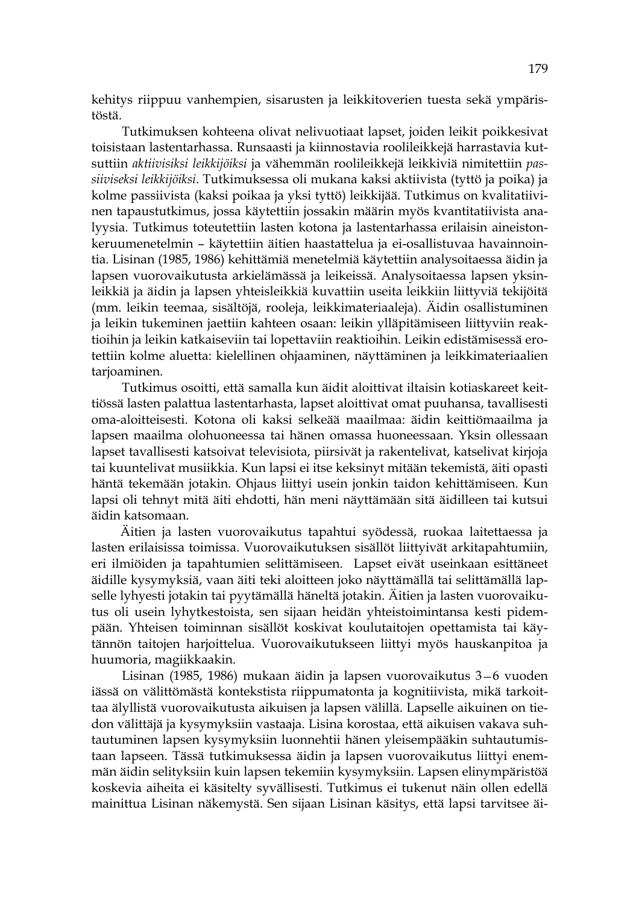kehitys riippuu vanhempien, sisarusten ja leikkitoverien tuesta sekä ympäristöstä.

Tutkimuksen kohteena olivat nelivuotiaat lapset, joiden leikit poikkesivat toisistaan lastentarhassa. Runsaasti ja kiinnostavia roolileikkejä harrastavia kutsuttiin *aktiivisiksi leikkijöiksi* ja vähemmän roolileikkejä leikkiviä nimitettiin *passiiviseksi leikkijöiksi*. Tutkimuksessa oli mukana kaksi aktiivista (tyttö ja poika) ja kolme passiivista (kaksi poikaa ja yksi tyttö) leikkijää. Tutkimus on kvalitatiivinen tapaustutkimus, jossa käytettiin jossakin määrin myös kvantitatiivista analyysia. Tutkimus toteutettiin lasten kotona ja lastentarhassa erilaisin aineistonkeruumenetelmin – käytettiin äitien haastattelua ja ei-osallistuvaa havainnointia. Lisinan (1985, 1986) kehittämiä menetelmiä käytettiin analysoitaessa äidin ja lapsen vuorovaikutusta arkielämässä ja leikeissä. Analysoitaessa lapsen yksinleikkiä ja äidin ja lapsen yhteisleikkiä kuvattiin useita leikkiin liittyviä tekijöitä (mm. leikin teemaa, sisältöjä, rooleja, leikkimateriaaleja). Äidin osallistuminen ja leikin tukeminen jaettiin kahteen osaan: leikin ylläpitämiseen liittyviin reaktioihin ja leikin katkaiseviin tai lopettaviin reaktioihin. Leikin edistämisessä erotettiin kolme aluetta: kielellinen ohjaaminen, näyttäminen ja leikkimateriaalien tarjoaminen.

Tutkimus osoitti, että samalla kun äidit aloittivat iltaisin kotiaskareet keittiössä lasten palattua lastentarhasta, lapset aloittivat omat puuhansa, tavallisesti oma-aloitteisesti. Kotona oli kaksi selkeää maailmaa: äidin keittiömaailma ja lapsen maailma olohuoneessa tai hänen omassa huoneessaan. Yksin ollessaan lapset tavallisesti katsoivat televisiota, piirsivät ja rakentelivat, katselivat kirjoja tai kuuntelivat musiikkia. Kun lapsi ei itse keksinyt mitään tekemistä, äiti opasti häntä tekemään jotakin. Ohjaus liittyi usein jonkin taidon kehittämiseen. Kun lapsi oli tehnyt mitä äiti ehdotti, hän meni näyttämään sitä äidilleen tai kutsui äidin katsomaan.

Äitien ja lasten vuorovaikutus tapahtui syödessä, ruokaa laitettaessa ja lasten erilaisissa toimissa. Vuorovaikutuksen sisällöt liittyivät arkitapahtumiin, eri ilmiöiden ja tapahtumien selittämiseen. Lapset eivät useinkaan esittäneet äidille kysymyksiä, vaan äiti teki aloitteen joko näyttämällä tai selittämällä lapselle lyhyesti jotakin tai pyytämällä häneltä jotakin. Äitien ja lasten vuorovaikutus oli usein lyhytkestoista, sen sijaan heidän yhteistoimintansa kesti pidempään. Yhteisen toiminnan sisällöt koskivat koulutaitojen opettamista tai käytännön taitojen harjoittelua. Vuorovaikutukseen liittyi myös hauskanpitoa ja huumoria, magiikkaakin.

Lisinan (1985, 1986) mukaan äidin ja lapsen vuorovaikutus 3–6 vuoden iässä on välittömästä kontekstista riippumatonta ja kognitiivista, mikä tarkoittaa älyllistä vuorovaikutusta aikuisen ja lapsen välillä. Lapselle aikuinen on tiedon välittäjä ja kysymyksiin vastaaja. Lisina korostaa, että aikuisen vakava suhtautuminen lapsen kysymyksiin luonnehtii hänen yleisempääkin suhtautumistaan lapseen. Tässä tutkimuksessa äidin ja lapsen vuorovaikutus liittyi enemmän äidin selityksiin kuin lapsen tekemiin kysymyksiin. Lapsen elinympäristöä koskevia aiheita ei käsitelty syvällisesti. Tutkimus ei tukenut näin ollen edellä mainittua Lisinan näkemystä. Sen sijaan Lisinan käsitys, että lapsi tarvitsee äi-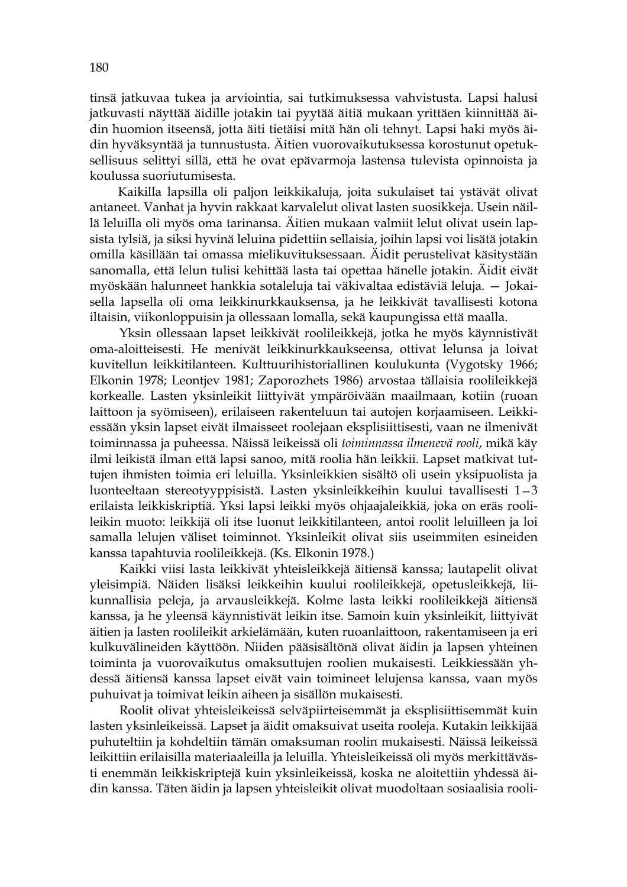tinsä jatkuvaa tukea ja arviointia, sai tutkimuksessa vahvistusta. Lapsi halusi jatkuvasti näyttää äidille jotakin tai pyytää äitiä mukaan yrittäen kiinnittää äidin huomion itseensä, jotta äiti tietäisi mitä hän oli tehnyt. Lapsi haki myös äidin hyväksyntää ja tunnustusta. Äitien vuorovaikutuksessa korostunut opetuksellisuus selittyi sillä, että he ovat epävarmoja lastensa tulevista opinnoista ja koulussa suoriutumisesta.

Kaikilla lapsilla oli paljon leikkikaluja, joita sukulaiset tai ystävät olivat antaneet. Vanhat ja hyvin rakkaat karvalelut olivat lasten suosikkeja. Usein näillä leluilla oli myös oma tarinansa. Äitien mukaan valmiit lelut olivat usein lapsista tylsiä, ja siksi hyvinä leluina pidettiin sellaisia, joihin lapsi voi lisätä jotakin omilla käsillään tai omassa mielikuvituksessaan. Äidit perustelivat käsitystään sanomalla, että lelun tulisi kehittää lasta tai opettaa hänelle jotakin. Äidit eivät myöskään halunneet hankkia sotaleluja tai väkivaltaa edistäviä leluja. — Jokaisella lapsella oli oma leikkinurkkauksensa, ja he leikkivät tavallisesti kotona iltaisin, viikonloppuisin ja ollessaan lomalla, sekä kaupungissa että maalla.

Yksin ollessaan lapset leikkivät roolileikkejä, jotka he myös käynnistivät oma-aloitteisesti. He menivät leikkinurkkaukseensa, ottivat lelunsa ja loivat kuvitellun leikkitilanteen. Kulttuurihistoriallinen koulukunta (Vygotsky 1966; Elkonin 1978; Leontjev 1981; Zaporozhets 1986) arvostaa tällaisia roolileikkejä korkealle. Lasten yksinleikit liittyivät ympäröivään maailmaan, kotiin (ruoan laittoon ja syömiseen), erilaiseen rakenteluun tai autojen korjaamiseen. Leikkiessään yksin lapset eivät ilmaisseet roolejaan eksplisiittisesti, vaan ne ilmenivät toiminnassa ja puheessa. Näissä leikeissä oli *toiminnassa ilmenevä rooli*, mikä käy ilmi leikistä ilman että lapsi sanoo, mitä roolia hän leikkii. Lapset matkivat tuttujen ihmisten toimia eri leluilla. Yksinleikkien sisältö oli usein yksipuolista ja luonteeltaan stereotyyppisistä. Lasten yksinleikkeihin kuului tavallisesti 1–3 erilaista leikkiskriptiä. Yksi lapsi leikki myös ohjaajaleikkiä, joka on eräs roolileikin muoto: leikkijä oli itse luonut leikkitilanteen, antoi roolit leluilleen ja loi samalla lelujen väliset toiminnot. Yksinleikit olivat siis useimmiten esineiden kanssa tapahtuvia roolileikkejä. (Ks. Elkonin 1978.)

Kaikki viisi lasta leikkivät yhteisleikkejä äitiensä kanssa; lautapelit olivat yleisimpiä. Näiden lisäksi leikkeihin kuului roolileikkejä, opetusleikkejä, liikunnallisia peleja, ja arvausleikkejä. Kolme lasta leikki roolileikkejä äitiensä kanssa, ja he yleensä käynnistivät leikin itse. Samoin kuin yksinleikit, liittyivät äitien ja lasten roolileikit arkielämään, kuten ruoanlaittoon, rakentamiseen ja eri kulkuvälineiden käyttöön. Niiden pääsisältönä olivat äidin ja lapsen yhteinen toiminta ja vuorovaikutus omaksuttujen roolien mukaisesti. Leikkiessään yhdessä äitiensä kanssa lapset eivät vain toimineet lelujensa kanssa, vaan myös puhuivat ja toimivat leikin aiheen ja sisällön mukaisesti.

Roolit olivat yhteisleikeissä selväpiirteisemmät ja eksplisiittisemmät kuin lasten yksinleikeissä. Lapset ja äidit omaksuivat useita rooleja. Kutakin leikkijää puhuteltiin ja kohdeltiin tämän omaksuman roolin mukaisesti. Näissä leikeissä leikittiin erilaisilla materiaaleilla ja leluilla. Yhteisleikeissä oli myös merkittävästi enemmän leikkiskriptejä kuin yksinleikeissä, koska ne aloitettiin yhdessä äidin kanssa. Täten äidin ja lapsen yhteisleikit olivat muodoltaan sosiaalisia rooli-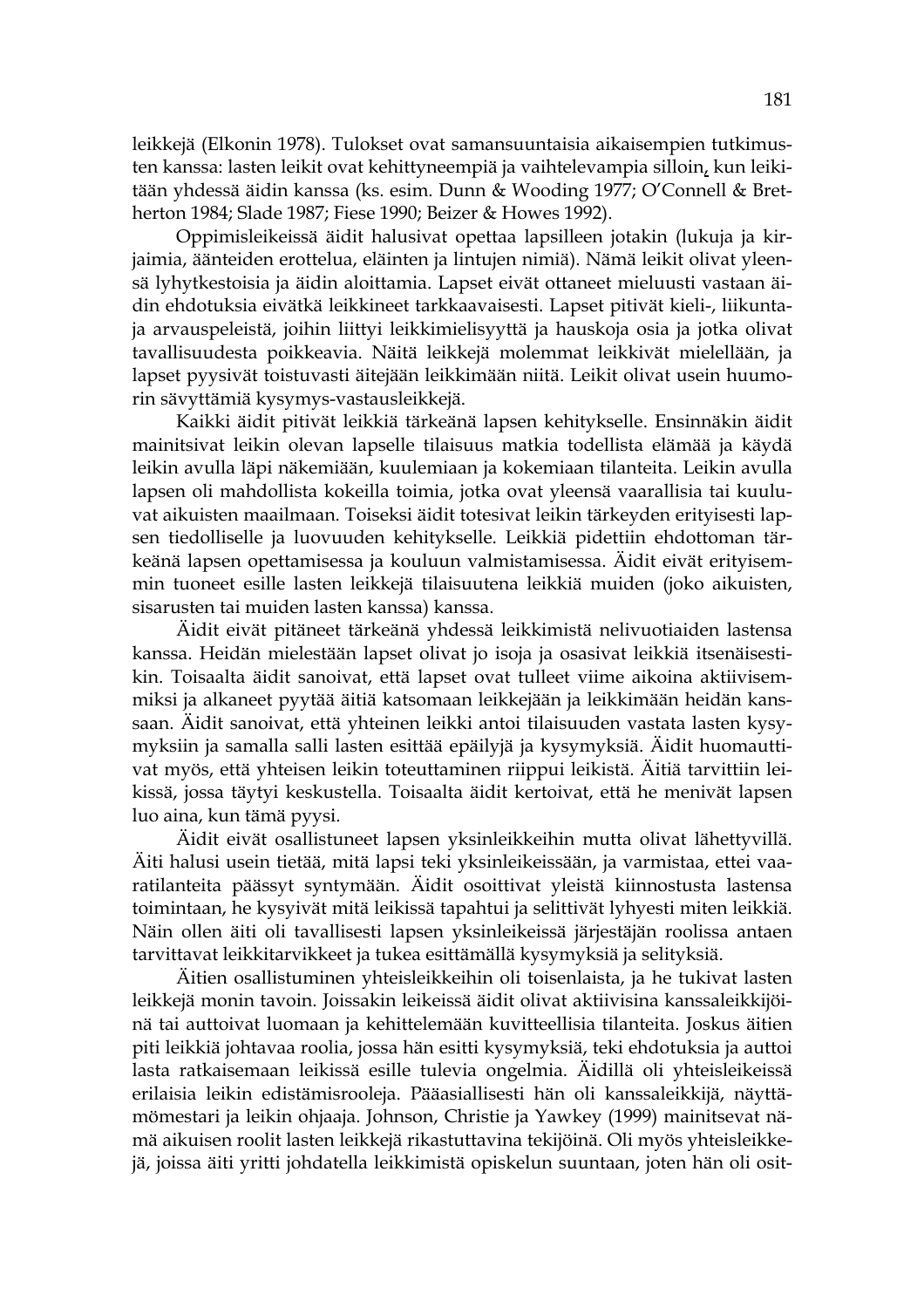leikkejä (Elkonin 1978). Tulokset ovat samansuuntaisia aikaisempien tutkimusten kanssa: lasten leikit ovat kehittyneempiä ja vaihtelevampia silloin, kun leikitään yhdessä äidin kanssa (ks. esim. Dunn & Wooding 1977; O'Connell & Bretherton 1984; Slade 1987; Fiese 1990; Beizer & Howes 1992).

Oppimisleikeissä äidit halusivat opettaa lapsilleen jotakin (lukuja ja kirjaimia, äänteiden erottelua, eläinten ja lintujen nimiä). Nämä leikit olivat yleensä lyhytkestoisia ja äidin aloittamia. Lapset eivät ottaneet mieluusti vastaan äidin ehdotuksia eivätkä leikkineet tarkkaavaisesti. Lapset pitivät kieli-, liikunta- ja arvauspeleistä, joihin liittyi leikkimielisyyttä ja hauskoja osia ja jotka olivat tavallisuudesta poikkeavia. Näitä leikkejä molemmat leikkivät mielellään, ja lapset pyysivät toistuvasti äitejään leikkimään niitä. Leikit olivat usein huumorin sävyttämiä kysymys-vastausleikkejä.

Kaikki äidit pitivät leikkiä tärkeänä lapsen kehitykselle. Ensinnäkin äidit mainitsivat leikin olevan lapselle tilaisuus matkia todellista elämää ja käydä leikin avulla läpi näkemiään, kuulemiaan ja kokemiaan tilanteita. Leikin avulla lapsen oli mahdollista kokeilla toimia, jotka ovat yleensä vaarallisia tai kuuluvat aikuisten maailmaan. Toiseksi äidit totesivat leikin tärkeyden erityisesti lapsen tiedolliselle ja luovuuden kehitykselle. Leikkiä pidettiin ehdottoman tärkeänä lapsen opettamisessa ja kouluun valmistamisessa. Äidit eivät erityisemmin tuoneet esille lasten leikkejä tilaisuutena leikkiä muiden (joko aikuisten, sisarusten tai muiden lasten kanssa) kanssa.

Äidit eivät pitäneet tärkeänä yhdessä leikkimistä nelivuotiaiden lastensa kanssa. Heidän mielestään lapset olivat jo isoja ja osasivat leikkiä itsenäisestikin. Toisaalta äidit sanoivat, että lapset ovat tulleet viime aikoina aktiivisemmiksi ja alkaneet pyytää äitiä katsomaan leikkejään ja leikkimään heidän kanssaan. Äidit sanoivat, että yhteinen leikki antoi tilaisuuden vastata lasten kysymyksiin ja samalla salli lasten esittää epäilyjä ja kysymyksiä. Äidit huomauttivat myös, että yhteisen leikin toteuttaminen riippui leikistä. Äitiä tarvittiin leikissä, jossa täytyi keskustella. Toisaalta äidit kertoivat, että he menivät lapsen luo aina, kun tämä pyysi.

Äidit eivät osallistuneet lapsen yksinleikkeihin mutta olivat lähettyvillä. Äiti halusi usein tietää, mitä lapsi teki yksinleikeissään, ja varmistaa, ettei vaaratilanteita päässyt syntymään. Äidit osoittivat yleistä kiinnostusta lastensa toimintaan, he kysyivät mitä leikissä tapahtui ja selittivät lyhyesti miten leikkiä. Näin ollen äiti oli tavallisesti lapsen yksinleikeissä järjestäjän roolissa antaen tarvittavat leikkitarvikkeet ja tukea esittämällä kysymyksiä ja selityksiä.

Äitien osallistuminen yhteisleikkeihin oli toisenlaista, ja he tukivat lasten leikkejä monin tavoin. Joissakin leikeissä äidit olivat aktiivisina kanssaleikkijöinä tai auttoivat luomaan ja kehittelemään kuvitteellisia tilanteita. Joskus äitien piti leikkiä johtavaa roolia, jossa hän esitti kysymyksiä, teki ehdotuksia ja auttoi lasta ratkaisemaan leikissä esille tulevia ongelmia. Äidillä oli yhteisleikeissä erilaisia leikin edistämisrooleja. Pääasiallisesti hän oli kanssaleikkijä, näyttämömestari ja leikin ohjaaja. Johnson, Christie ja Yawkey (1999) mainitsevat nämä aikuisen roolit lasten leikkejä rikastuttavina tekijöinä. Oli myös yhteisleikkejä, joissa äiti yritti johdatella leikkimistä opiskelun suuntaan, joten hän oli osit-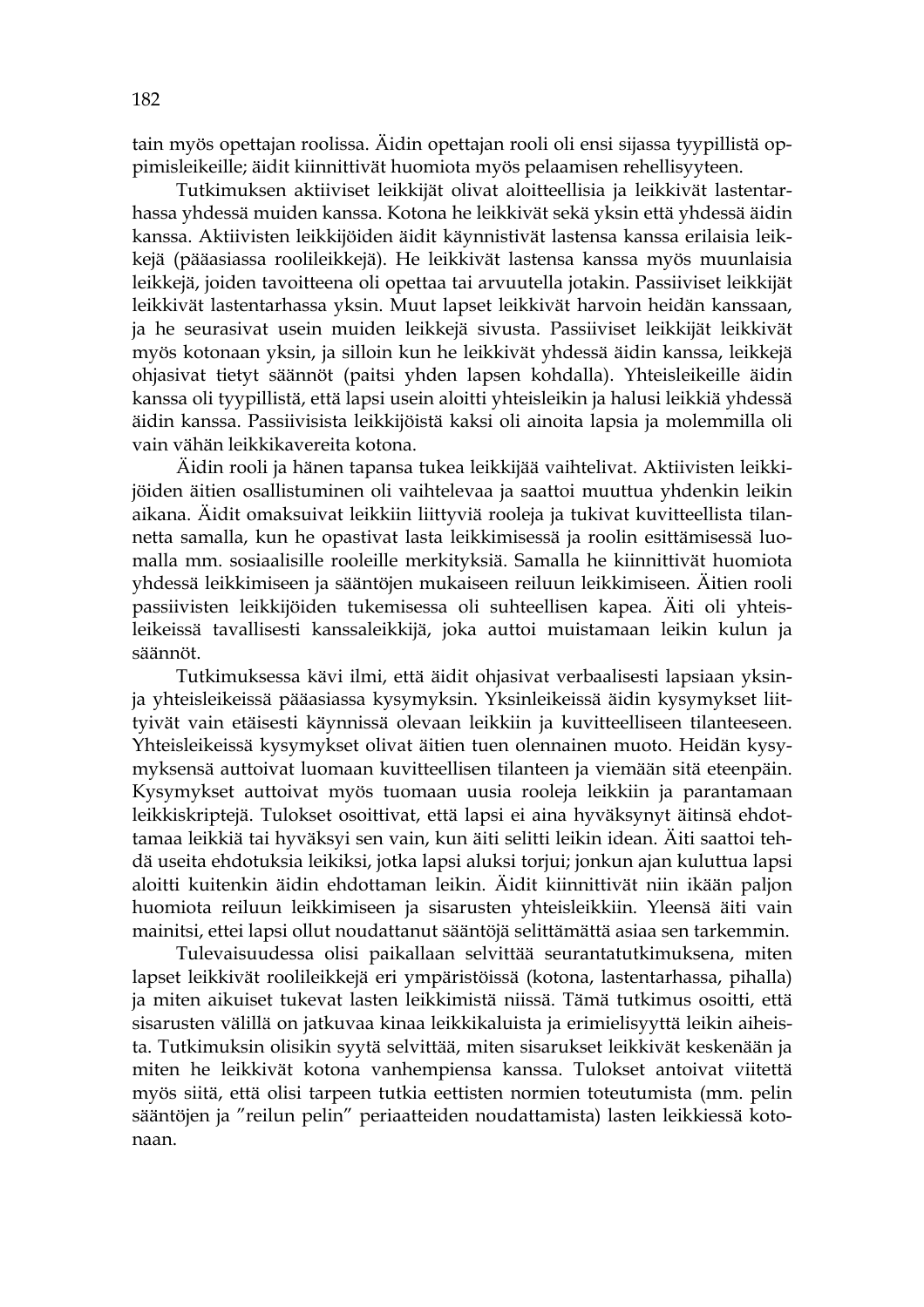tain myös opettajan roolissa. Äidin opettajan rooli oli ensi sijassa tyypillistä oppimisleikeille; äidit kiinnittivät huomiota myös pelaamisen rehellisyyteen.

Tutkimuksen aktiiviset leikkijät olivat aloitteellisia ja leikkivät lastentarhassa yhdessä muiden kanssa. Kotona he leikkivät sekä yksin että yhdessä äidin kanssa. Aktiivisten leikkijöiden äidit käynnistivät lastensa kanssa erilaisia leikkejä (pääasiassa roolileikkejä). He leikkivät lastensa kanssa myös muunlaisia leikkejä, joiden tavoitteena oli opettaa tai arvuutella jotakin. Passiiviset leikkijät leikkivät lastentarhassa yksin. Muut lapset leikkivät harvoin heidän kanssaan, ja he seurasivat usein muiden leikkejä sivusta. Passiiviset leikkijät leikkivät myös kotonaan yksin, ja silloin kun he leikkivät yhdessä äidin kanssa, leikkejä ohjasivat tietyt säännöt (paitsi yhden lapsen kohdalla). Yhteisleikeille äidin kanssa oli tyypillistä, että lapsi usein aloitti yhteisleikin ja halusi leikkiä yhdessä äidin kanssa. Passiivisista leikkijöistä kaksi oli ainoita lapsia ja molemmilla oli vain vähän leikkikavereita kotona.

Äidin rooli ja hänen tapansa tukea leikkijää vaihtelivat. Aktiivisten leikkijöiden äitien osallistuminen oli vaihtelevaa ja saattoi muuttua yhdenkin leikin aikana. Äidit omaksuivat leikkiin liittyviä rooleja ja tukivat kuvitteellista tilannetta samalla, kun he opastivat lasta leikkimisessä ja roolin esittämisessä luomalla mm. sosiaalisille rooleille merkityksiä. Samalla he kiinnittivät huomiota yhdessä leikkimiseen ja sääntöjen mukaiseen reiluun leikkimiseen. Äitien rooli passiivisten leikkijöiden tukemisessa oli suhteellisen kapea. Äiti oli yhteisleikeissä tavallisesti kanssaleikkijä, joka auttoi muistamaan leikin kulun ja säännöt.

Tutkimuksessa kävi ilmi, että äidit ohjasivat verbaalisesti lapsiaan yksin- ja yhteisleikeissä pääasiassa kysymyksin. Yksinleikeissä äidin kysymykset liittyivät vain etäisesti käynnissä olevaan leikkiin ja kuvitteelliseen tilanteeseen. Yhteisleikeissä kysymykset olivat äitien tuen olennainen muoto. Heidän kysymyksensä auttoivat luomaan kuvitteellisen tilanteen ja viemään sitä eteenpäin. Kysymykset auttoivat myös tuomaan uusia rooleja leikkiin ja parantamaan leikkiskriptejä. Tulokset osoittivat, että lapsi ei aina hyväksynyt äitinsä ehdottamaa leikkiä tai hyväksyi sen vain, kun äiti selitti leikin idean. Äiti saattoi tehdä useita ehdotuksia leikiksi, jotka lapsi aluksi torjui; jonkun ajan kuluttua lapsi aloitti kuitenkin äidin ehdottaman leikin. Äidit kiinnittivät niin ikään paljon huomiota reiluun leikkimiseen ja sisarusten yhteisleikkiin. Yleensä äiti vain mainitsi, ettei lapsi ollut noudattanut sääntöjä selittämättä asiaa sen tarkemmin.

Tulevaisuudessa olisi paikallaan selvittää seurantatutkimuksena, miten lapset leikkivät roolileikkejä eri ympäristöissä (kotona, lastentarhassa, pihalla) ja miten aikuiset tukevat lasten leikkimistä niissä. Tämä tutkimus osoitti, että sisarusten välillä on jatkuvaa kinaa leikkikaluista ja erimielisyyttä leikin aiheista. Tutkimuksin olisikin syytä selvittää, miten sisarukset leikkivät keskenään ja miten he leikkivät kotona vanhempiensa kanssa. Tulokset antoivat viitettä myös siitä, että olisi tarpeen tutkia eettisten normien toteutumista (mm. pelin sääntöjen ja ”reilun pelin” periaatteiden noudattamista) lasten leikkiessä kotonaan.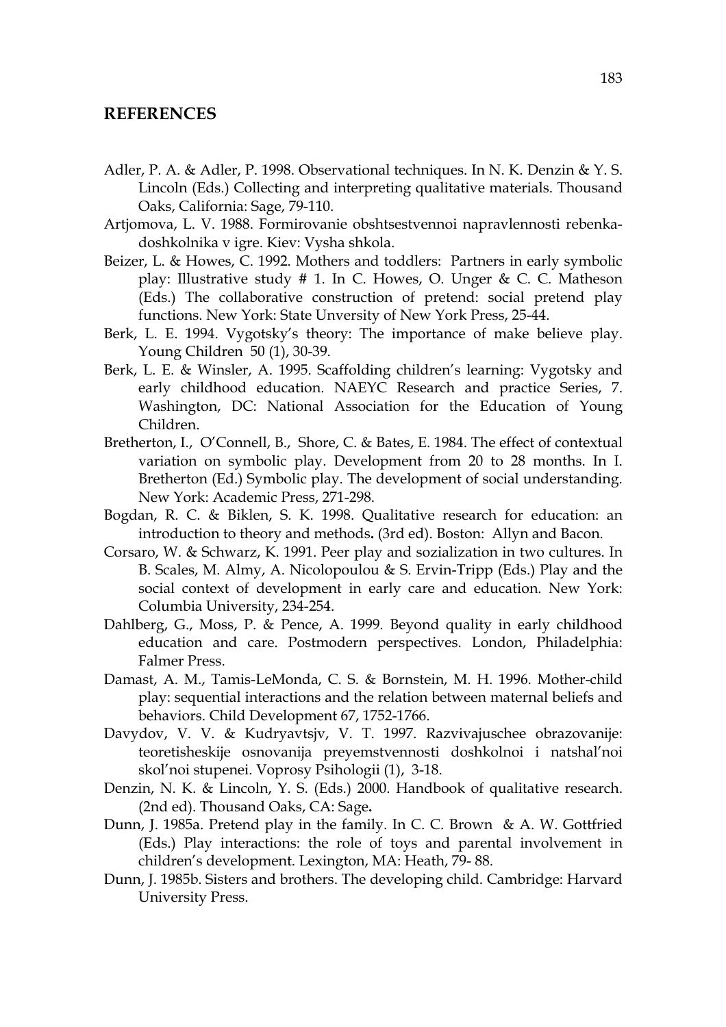## REFERENCES

Adler, P. A. & Adler, P. 1998. Observational techniques. In N. K. Denzin & Y. S. Lincoln (Eds.) Collecting and interpreting qualitative materials. Thousand Oaks, California: Sage, 79-110.

Artjomova, L. V. 1988. Formirovanie obshtsestvennoi napravlennosti rebenka-doshkolnika v igre. Kiev: Vysha shkola.

Beizer, L. & Howes, C. 1992. Mothers and toddlers: Partners in early symbolic play: Illustrative study # 1. In C. Howes, O. Unger & C. C. Matheson (Eds.) The collaborative construction of pretend: social pretend play functions. New York: State Unversity of New York Press, 25-44.

Berk, L. E. 1994. Vygotsky's theory: The importance of make believe play. Young Children 50 (1), 30-39.

Berk, L. E. & Winsler, A. 1995. Scaffolding children's learning: Vygotsky and early childhood education. NAEYC Research and practice Series, 7. Washington, DC: National Association for the Education of Young Children.

Bretherton, I., O'Connell, B., Shore, C. & Bates, E. 1984. The effect of contextual variation on symbolic play. Development from 20 to 28 months. In I. Bretherton (Ed.) Symbolic play. The development of social understanding. New York: Academic Press, 271-298.

Bogdan, R. C. & Biklen, S. K. 1998. Qualitative research for education: an introduction to theory and methods**.** (3rd ed). Boston: Allyn and Bacon.

Corsaro, W. & Schwarz, K. 1991. Peer play and sozialization in two cultures. In B. Scales, M. Almy, A. Nicolopoulou & S. Ervin-Tripp (Eds.) Play and the social context of development in early care and education. New York: Columbia University, 234-254.

Dahlberg, G., Moss, P. & Pence, A. 1999. Beyond quality in early childhood education and care. Postmodern perspectives. London, Philadelphia: Falmer Press.

Damast, A. M., Tamis-LeMonda, C. S. & Bornstein, M. H. 1996. Mother-child play: sequential interactions and the relation between maternal beliefs and behaviors. Child Development 67, 1752-1766.

Davydov, V. V. & Kudryavtsjv, V. T. 1997. Razvivajuschee obrazovanije: teoretisheskije osnovanija preyemstvennosti doshkolnoi i natshal'noi skol'noi stupenei. Voprosy Psihologii (1), 3-18.

Denzin, N. K. & Lincoln, Y. S. (Eds.) 2000. Handbook of qualitative research. (2nd ed). Thousand Oaks, CA: Sage**.**

Dunn, J. 1985a. Pretend play in the family. In C. C. Brown & A. W. Gottfried (Eds.) Play interactions: the role of toys and parental involvement in children's development. Lexington, MA: Heath, 79- 88.

Dunn, J. 1985b. Sisters and brothers. The developing child. Cambridge: Harvard University Press.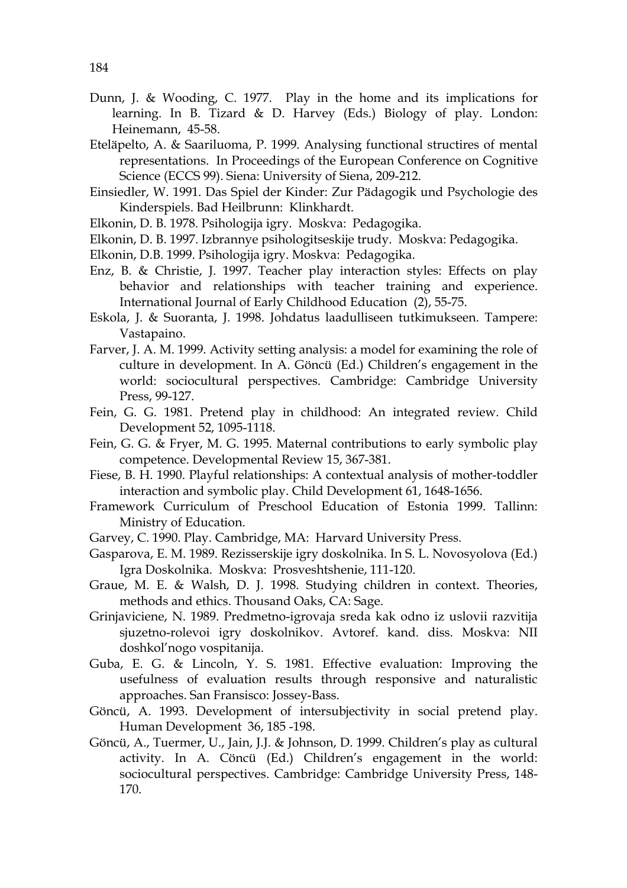Dunn, J. & Wooding, C. 1977. Play in the home and its implications for learning. In B. Tizard & D. Harvey (Eds.) Biology of play. London: Heinemann, 45-58.

Eteläpelto, A. & Saariluoma, P. 1999. Analysing functional structires of mental representations. In Proceedings of the European Conference on Cognitive Science (ECCS 99). Siena: University of Siena, 209-212.

Einsiedler, W. 1991. Das Spiel der Kinder: Zur Pädagogik und Psychologie des Kinderspiels. Bad Heilbrunn: Klinkhardt.

Elkonin, D. B. 1978. Psihologija igry. Moskva: Pedagogika.

Elkonin, D. B. 1997. Izbrannye psihologitseskije trudy. Moskva: Pedagogika.

Elkonin, D.B. 1999. Psihologija igry. Moskva: Pedagogika.

Enz, B. & Christie, J. 1997. Teacher play interaction styles: Effects on play behavior and relationships with teacher training and experience. International Journal of Early Childhood Education (2), 55-75.

Eskola, J. & Suoranta, J. 1998. Johdatus laadulliseen tutkimukseen. Tampere: Vastapaino.

Farver, J. A. M. 1999. Activity setting analysis: a model for examining the role of culture in development. In A. Göncü (Ed.) Children's engagement in the world: sociocultural perspectives. Cambridge: Cambridge University Press, 99-127.

Fein, G. G. 1981. Pretend play in childhood: An integrated review. Child Development 52, 1095-1118.

Fein, G. G. & Fryer, M. G. 1995. Maternal contributions to early symbolic play competence. Developmental Review 15, 367-381.

Fiese, B. H. 1990. Playful relationships: A contextual analysis of mother-toddler interaction and symbolic play. Child Development 61, 1648-1656.

Framework Curriculum of Preschool Education of Estonia 1999. Tallinn: Ministry of Education.

Garvey, C. 1990. Play. Cambridge, MA: Harvard University Press.

Gasparova, E. M. 1989. Rezisserskije igry doskolnika. In S. L. Novosyolova (Ed.) Igra Doskolnika. Moskva: Prosveshtshenie, 111-120.

Graue, M. E. & Walsh, D. J. 1998. Studying children in context. Theories, methods and ethics. Thousand Oaks, CA: Sage.

Grinjaviciene, N. 1989. Predmetno-igrovaja sreda kak odno iz uslovii razvitija sjuzetno-rolevoi igry doskolnikov. Avtoref. kand. diss. Moskva: NII doshkol'nogo vospitanija.

Guba, E. G. & Lincoln, Y. S. 1981. Effective evaluation: Improving the usefulness of evaluation results through responsive and naturalistic approaches. San Fransisco: Jossey-Bass.

Göncü, A. 1993. Development of intersubjectivity in social pretend play. Human Development 36, 185 -198.

Göncü, A., Tuermer, U., Jain, J.J. & Johnson, D. 1999. Children's play as cultural activity. In A. Cöncü (Ed.) Children's engagement in the world: sociocultural perspectives. Cambridge: Cambridge University Press, 148-170.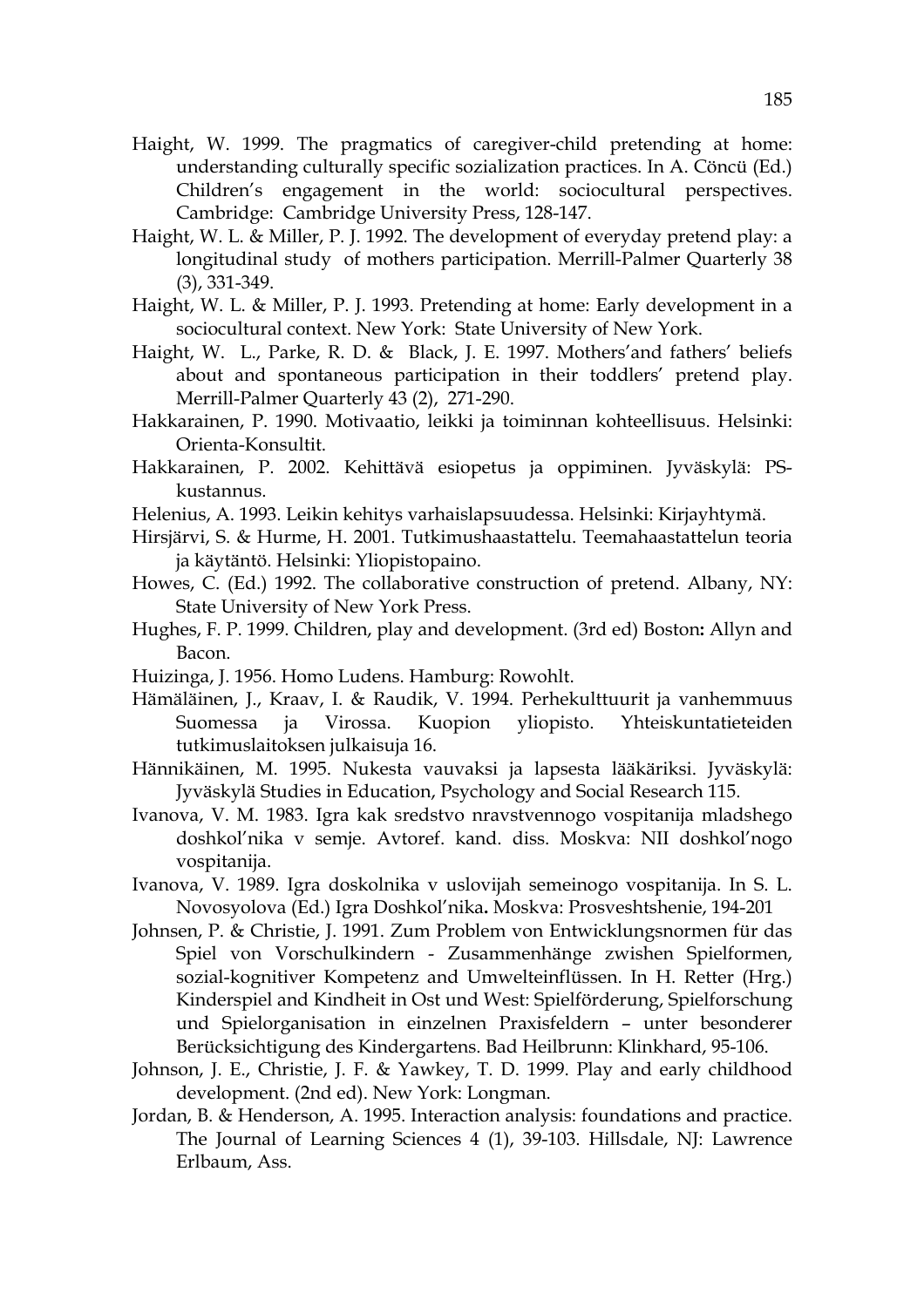Haight, W. 1999. The pragmatics of caregiver-child pretending at home: understanding culturally specific sozialization practices. In A. Cöncü (Ed.) Children's engagement in the world: sociocultural perspectives. Cambridge: Cambridge University Press, 128-147.

Haight, W. L. & Miller, P. J. 1992. The development of everyday pretend play: a longitudinal study of mothers participation. Merrill-Palmer Quarterly 38 (3), 331-349.

Haight, W. L. & Miller, P. J. 1993. Pretending at home: Early development in a sociocultural context. New York: State University of New York.

Haight, W. L., Parke, R. D. & Black, J. E. 1997. Mothers'and fathers' beliefs about and spontaneous participation in their toddlers' pretend play. Merrill-Palmer Quarterly 43 (2), 271-290.

Hakkarainen, P. 1990. Motivaatio, leikki ja toiminnan kohteellisuus. Helsinki: Orienta-Konsultit.

Hakkarainen, P. 2002. Kehittävä esiopetus ja oppiminen. Jyväskylä: PS-kustannus.

Helenius, A. 1993. Leikin kehitys varhaislapsuudessa. Helsinki: Kirjayhtymä.

Hirsjärvi, S. & Hurme, H. 2001. Tutkimushaastattelu. Teemahaastattelun teoria ja käytäntö. Helsinki: Yliopistopaino.

Howes, C. (Ed.) 1992. The collaborative construction of pretend. Albany, NY: State University of New York Press.

Hughes, F. P. 1999. Children, play and development. (3rd ed) Boston**:** Allyn and Bacon.

Huizinga, J. 1956. Homo Ludens. Hamburg: Rowohlt.

Hämäläinen, J., Kraav, I. & Raudik, V. 1994. Perhekulttuurit ja vanhemmuus Suomessa ja Virossa. Kuopion yliopisto. Yhteiskuntatieteiden tutkimuslaitoksen julkaisuja 16.

Hännikäinen, M. 1995. Nukesta vauvaksi ja lapsesta lääkäriksi. Jyväskylä: Jyväskylä Studies in Education, Psychology and Social Research 115.

Ivanova, V. M. 1983. Igra kak sredstvo nravstvennogo vospitanija mladshego doshkol'nika v semje. Avtoref. kand. diss. Moskva: NII doshkol'nogo vospitanija.

Ivanova, V. 1989. Igra doskolnika v uslovijah semeinogo vospitanija. In S. L. Novosyolova (Ed.) Igra Doshkol'nika**.** Moskva: Prosveshtshenie, 194-201

Johnsen, P. & Christie, J. 1991. Zum Problem von Entwicklungsnormen für das Spiel von Vorschulkindern - Zusammenhänge zwishen Spielformen, sozial-kognitiver Kompetenz and Umwelteinflüssen. In H. Retter (Hrg.) Kinderspiel and Kindheit in Ost und West: Spielförderung, Spielforschung und Spielorganisation in einzelnen Praxisfeldern – unter besonderer Berücksichtigung des Kindergartens. Bad Heilbrunn: Klinkhard, 95-106.

Johnson, J. E., Christie, J. F. & Yawkey, T. D. 1999. Play and early childhood development. (2nd ed). New York: Longman.

Jordan, B. & Henderson, A. 1995. Interaction analysis: foundations and practice. The Journal of Learning Sciences 4 (1), 39-103. Hillsdale, NJ: Lawrence Erlbaum, Ass.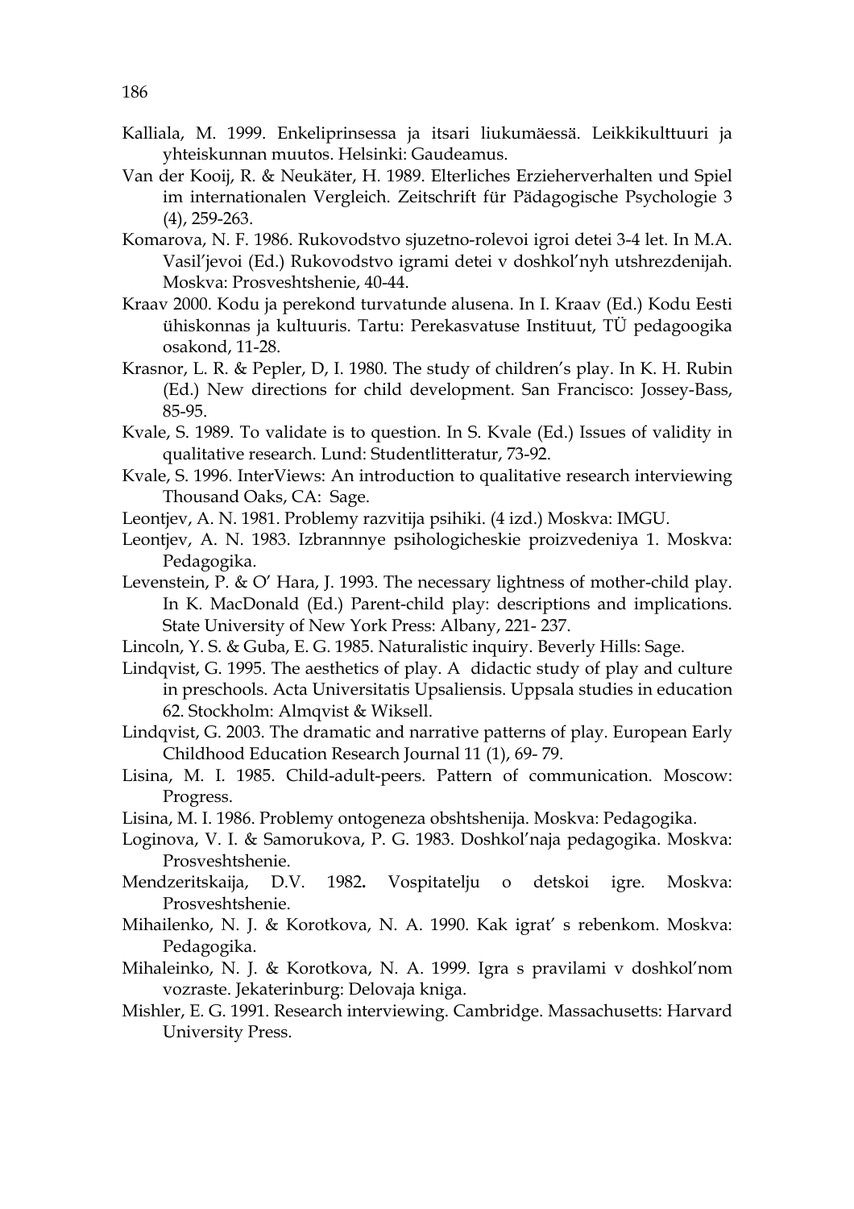Kalliala, M. 1999. Enkeliprinsessa ja itsari liukumäessä. Leikkikulttuuri ja yhteiskunnan muutos. Helsinki: Gaudeamus.

Van der Kooij, R. & Neukäter, H. 1989. Elterliches Erzieherverhalten und Spiel im internationalen Vergleich. Zeitschrift für Pädagogische Psychologie 3 (4), 259-263.

Komarova, N. F. 1986. Rukovodstvo sjuzetno-rolevoi igroi detei 3-4 let. In M.A. Vasil'jevoi (Ed.) Rukovodstvo igrami detei v doshkol'nyh utshrezdenijah. Moskva: Prosveshtshenie, 40-44.

Kraav 2000. Kodu ja perekond turvatunde alusena. In I. Kraav (Ed.) Kodu Eesti ühiskonnas ja kultuuris. Tartu: Perekasvatuse Instituut, TÜ pedagoogika osakond, 11-28.

Krasnor, L. R. & Pepler, D, I. 1980. The study of children's play. In K. H. Rubin (Ed.) New directions for child development. San Francisco: Jossey-Bass, 85-95.

Kvale, S. 1989. To validate is to question. In S. Kvale (Ed.) Issues of validity in qualitative research. Lund: Studentlitteratur, 73-92.

Kvale, S. 1996. InterViews: An introduction to qualitative research interviewing Thousand Oaks, CA: Sage.

Leontjev, A. N. 1981. Problemy razvitija psihiki. (4 izd.) Moskva: IMGU.

Leontjev, A. N. 1983. Izbrannnye psihologicheskie proizvedeniya 1. Moskva: Pedagogika.

Levenstein, P. & O' Hara, J. 1993. The necessary lightness of mother-child play. In K. MacDonald (Ed.) Parent-child play: descriptions and implications. State University of New York Press: Albany, 221- 237.

Lincoln, Y. S. & Guba, E. G. 1985. Naturalistic inquiry. Beverly Hills: Sage.

Lindqvist, G. 1995. The aesthetics of play. A didactic study of play and culture in preschools. Acta Universitatis Upsaliensis. Uppsala studies in education 62. Stockholm: Almqvist & Wiksell.

Lindqvist, G. 2003. The dramatic and narrative patterns of play. European Early Childhood Education Research Journal 11 (1), 69- 79.

Lisina, M. I. 1985. Child-adult-peers. Pattern of communication. Moscow: Progress.

Lisina, M. I. 1986. Problemy ontogeneza obshtshenija. Moskva: Pedagogika.

Loginova, V. I. & Samorukova, P. G. 1983. Doshkol'naja pedagogika. Moskva: Prosveshtshenie.

Mendzeritskaija, D.V. 1982**.** Vospitatelju o detskoi igre. Moskva: Prosveshtshenie.

Mihailenko, N. J. & Korotkova, N. A. 1990. Kak igrat' s rebenkom. Moskva: Pedagogika.

Mihaleinko, N. J. & Korotkova, N. A. 1999. Igra s pravilami v doshkol'nom vozraste. Jekaterinburg: Delovaja kniga.

Mishler, E. G. 1991. Research interviewing. Cambridge. Massachusetts: Harvard University Press.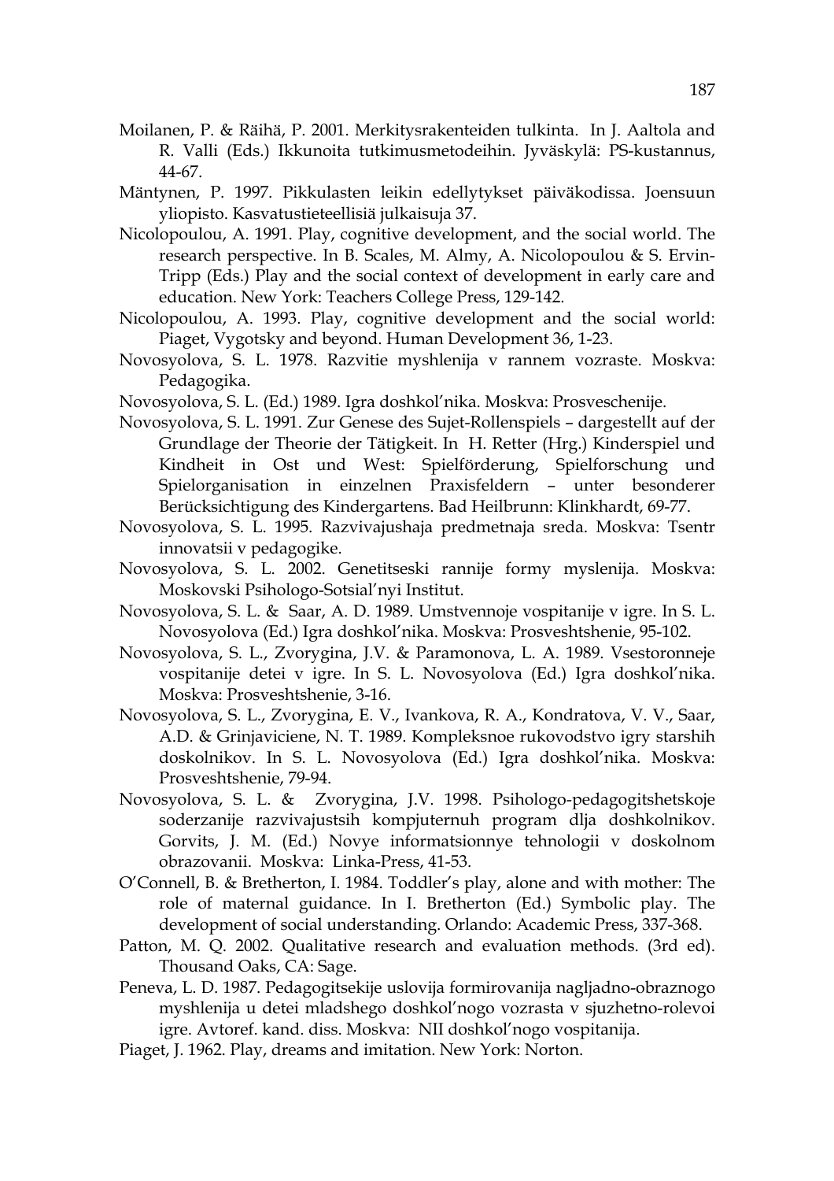Moilanen, P. & Räihä, P. 2001. Merkitysrakenteiden tulkinta. In J. Aaltola and R. Valli (Eds.) Ikkunoita tutkimusmetodeihin. Jyväskylä: PS-kustannus, 44-67.

Mäntynen, P. 1997. Pikkulasten leikin edellytykset päiväkodissa. Joensuun yliopisto. Kasvatustieteellisiä julkaisuja 37.

Nicolopoulou, A. 1991. Play, cognitive development, and the social world. The research perspective. In B. Scales, M. Almy, A. Nicolopoulou & S. Ervin-Tripp (Eds.) Play and the social context of development in early care and education. New York: Teachers College Press, 129-142.

Nicolopoulou, A. 1993. Play, cognitive development and the social world: Piaget, Vygotsky and beyond. Human Development 36, 1-23.

Novosyolova, S. L. 1978. Razvitie myshlenija v rannem vozraste. Moskva: Pedagogika.

Novosyolova, S. L. (Ed.) 1989. Igra doshkol'nika. Moskva: Prosveschenije.

Novosyolova, S. L. 1991. Zur Genese des Sujet-Rollenspiels – dargestellt auf der Grundlage der Theorie der Tätigkeit. In H. Retter (Hrg.) Kinderspiel und Kindheit in Ost und West: Spielförderung, Spielforschung und Spielorganisation in einzelnen Praxisfeldern – unter besonderer Berücksichtigung des Kindergartens. Bad Heilbrunn: Klinkhardt, 69-77.

Novosyolova, S. L. 1995. Razvivajushaja predmetnaja sreda. Moskva: Tsentr innovatsii v pedagogike.

Novosyolova, S. L. 2002. Genetitseski rannije formy myslenija. Moskva: Moskovski Psihologo-Sotsial'nyi Institut.

Novosyolova, S. L. & Saar, A. D. 1989. Umstvennoje vospitanije v igre. In S. L. Novosyolova (Ed.) Igra doshkol'nika. Moskva: Prosveshtshenie, 95-102.

Novosyolova, S. L., Zvorygina, J.V. & Paramonova, L. A. 1989. Vsestoronneje vospitanije detei v igre. In S. L. Novosyolova (Ed.) Igra doshkol'nika. Moskva: Prosveshtshenie, 3-16.

Novosyolova, S. L., Zvorygina, E. V., Ivankova, R. A., Kondratova, V. V., Saar, A.D. & Grinjaviciene, N. T. 1989. Kompleksnoe rukovodstvo igry starshih doskolnikov. In S. L. Novosyolova (Ed.) Igra doshkol'nika. Moskva: Prosveshtshenie, 79-94.

Novosyolova, S. L. & Zvorygina, J.V. 1998. Psihologo-pedagogitshetskoje soderzanije razvivajustsih kompjuternuh program dlja doshkolnikov. Gorvits, J. M. (Ed.) Novye informatsionnye tehnologii v doskolnom obrazovanii. Moskva: Linka-Press, 41-53.

O'Connell, B. & Bretherton, I. 1984. Toddler's play, alone and with mother: The role of maternal guidance. In I. Bretherton (Ed.) Symbolic play. The development of social understanding. Orlando: Academic Press, 337-368.

Patton, M. Q. 2002. Qualitative research and evaluation methods. (3rd ed). Thousand Oaks, CA: Sage.

Peneva, L. D. 1987. Pedagogitsekije uslovija formirovanija nagljadno-obraznogo myshlenija u detei mladshego doshkol'nogo vozrasta v sjuzhetno-rolevoi igre. Avtoref. kand. diss. Moskva: NII doshkol'nogo vospitanija.

Piaget, J. 1962. Play, dreams and imitation. New York: Norton.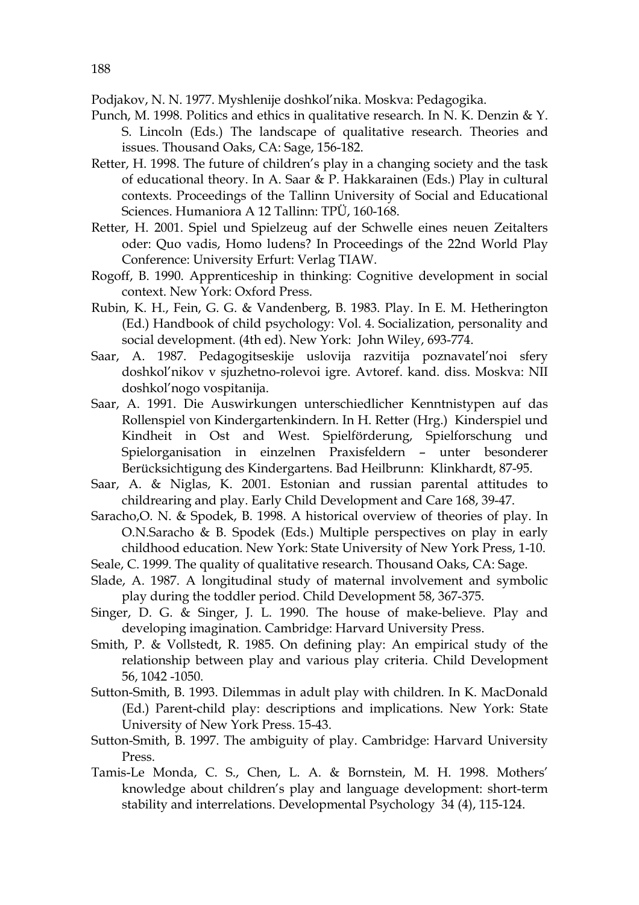Podjakov, N. N. 1977. Myshlenije doshkol'nika. Moskva: Pedagogika.

Punch, M. 1998. Politics and ethics in qualitative research. In N. K. Denzin & Y. S. Lincoln (Eds.) The landscape of qualitative research. Theories and issues. Thousand Oaks, CA: Sage, 156-182.

Retter, H. 1998. The future of children's play in a changing society and the task of educational theory. In A. Saar & P. Hakkarainen (Eds.) Play in cultural contexts. Proceedings of the Tallinn University of Social and Educational Sciences. Humaniora A 12 Tallinn: TPÜ, 160-168.

Retter, H. 2001. Spiel und Spielzeug auf der Schwelle eines neuen Zeitalters oder: Quo vadis, Homo ludens? In Proceedings of the 22nd World Play Conference: University Erfurt: Verlag TIAW.

Rogoff, B. 1990. Apprenticeship in thinking: Cognitive development in social context. New York: Oxford Press.

Rubin, K. H., Fein, G. G. & Vandenberg, B. 1983. Play. In E. M. Hetherington (Ed.) Handbook of child psychology: Vol. 4. Socialization, personality and social development. (4th ed). New York: John Wiley, 693-774.

Saar, A. 1987. Pedagogitseskije uslovija razvitija poznavatel'noi sfery doshkol'nikov v sjuzhetno-rolevoi igre. Avtoref. kand. diss. Moskva: NII doshkol'nogo vospitanija.

Saar, A. 1991. Die Auswirkungen unterschiedlicher Kenntnistypen auf das Rollenspiel von Kindergartenkindern. In H. Retter (Hrg.) Kinderspiel und Kindheit in Ost and West. Spielförderung, Spielforschung und Spielorganisation in einzelnen Praxisfeldern – unter besonderer Berücksichtigung des Kindergartens. Bad Heilbrunn: Klinkhardt, 87-95.

Saar, A. & Niglas, K. 2001. Estonian and russian parental attitudes to childrearing and play. Early Child Development and Care 168, 39-47.

Saracho,O. N. & Spodek, B. 1998. A historical overview of theories of play. In O.N.Saracho & B. Spodek (Eds.) Multiple perspectives on play in early childhood education. New York: State University of New York Press, 1-10.

Seale, C. 1999. The quality of qualitative research. Thousand Oaks, CA: Sage.

Slade, A. 1987. A longitudinal study of maternal involvement and symbolic play during the toddler period. Child Development 58, 367-375.

Singer, D. G. & Singer, J. L. 1990. The house of make-believe. Play and developing imagination. Cambridge: Harvard University Press.

Smith, P. & Vollstedt, R. 1985. On defining play: An empirical study of the relationship between play and various play criteria. Child Development 56, 1042 -1050.

Sutton-Smith, B. 1993. Dilemmas in adult play with children. In K. MacDonald (Ed.) Parent-child play: descriptions and implications. New York: State University of New York Press. 15-43.

Sutton-Smith, B. 1997. The ambiguity of play. Cambridge: Harvard University Press.

Tamis-Le Monda, C. S., Chen, L. A. & Bornstein, M. H. 1998. Mothers' knowledge about children's play and language development: short-term stability and interrelations. Developmental Psychology 34 (4), 115-124.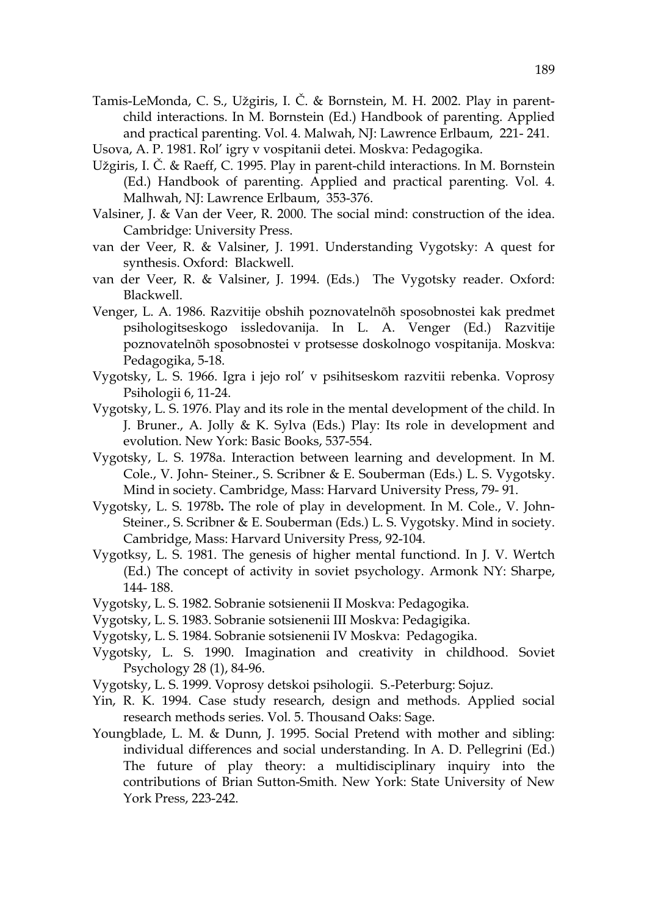Tamis-LeMonda, C. S., Užgiris, I. Č. & Bornstein, M. H. 2002. Play in parent-child interactions. In M. Bornstein (Ed.) Handbook of parenting. Applied and practical parenting. Vol. 4. Malwah, NJ: Lawrence Erlbaum, 221- 241.

Usova, A. P. 1981. Rol' igry v vospitanii detei. Moskva: Pedagogika.

Užgiris, I. Č. & Raeff, C. 1995. Play in parent-child interactions. In M. Bornstein (Ed.) Handbook of parenting. Applied and practical parenting. Vol. 4. Malhwah, NJ: Lawrence Erlbaum, 353-376.

Valsiner, J. & Van der Veer, R. 2000. The social mind: construction of the idea. Cambridge: University Press.

van der Veer, R. & Valsiner, J. 1991. Understanding Vygotsky: A quest for synthesis. Oxford: Blackwell.

van der Veer, R. & Valsiner, J. 1994. (Eds.) The Vygotsky reader. Oxford: Blackwell.

Venger, L. A. 1986. Razvitije obshih poznovatelnõh sposobnostei kak predmet psihologitseskogo issledovanija. In L. A. Venger (Ed.) Razvitije poznovatelnõh sposobnostei v protsesse doskolnogo vospitanija. Moskva: Pedagogika, 5-18.

Vygotsky, L. S. 1966. Igra i jejo rol' v psihitseskom razvitii rebenka. Voprosy Psihologii 6, 11-24.

Vygotsky, L. S. 1976. Play and its role in the mental development of the child. In J. Bruner., A. Jolly & K. Sylva (Eds.) Play: Its role in development and evolution. New York: Basic Books, 537-554.

Vygotsky, L. S. 1978a. Interaction between learning and development. In M. Cole., V. John- Steiner., S. Scribner & E. Souberman (Eds.) L. S. Vygotsky. Mind in society. Cambridge, Mass: Harvard University Press, 79- 91.

Vygotsky, L. S. 1978b**.** The role of play in development. In M. Cole., V. John-Steiner., S. Scribner & E. Souberman (Eds.) L. S. Vygotsky. Mind in society. Cambridge, Mass: Harvard University Press, 92-104.

Vygotksy, L. S. 1981. The genesis of higher mental functiond. In J. V. Wertch (Ed.) The concept of activity in soviet psychology. Armonk NY: Sharpe, 144- 188.

Vygotsky, L. S. 1982. Sobranie sotsienenii II Moskva: Pedagogika.

Vygotsky, L. S. 1983. Sobranie sotsienenii III Moskva: Pedagigika.

Vygotsky, L. S. 1984. Sobranie sotsienenii IV Moskva: Pedagogika.

Vygotsky, L. S. 1990. Imagination and creativity in childhood. Soviet Psychology 28 (1), 84-96.

Vygotsky, L. S. 1999. Voprosy detskoi psihologii. S.-Peterburg: Sojuz.

Yin, R. K. 1994. Case study research, design and methods. Applied social research methods series. Vol. 5. Thousand Oaks: Sage.

Youngblade, L. M. & Dunn, J. 1995. Social Pretend with mother and sibling: individual differences and social understanding. In A. D. Pellegrini (Ed.) The future of play theory: a multidisciplinary inquiry into the contributions of Brian Sutton-Smith. New York: State University of New York Press, 223-242.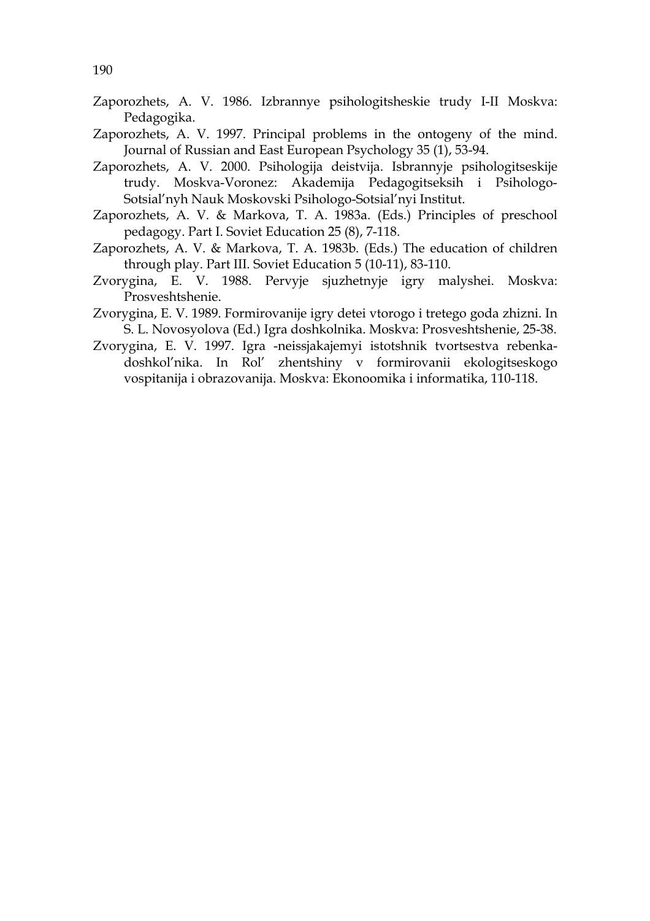Zaporozhets, A. V. 1986. Izbrannye psihologitsheskie trudy I-II Moskva: Pedagogika.

Zaporozhets, A. V. 1997. Principal problems in the ontogeny of the mind. Journal of Russian and East European Psychology 35 (1), 53-94.

Zaporozhets, A. V. 2000. Psihologija deistvija. Isbrannyje psihologitseskije trudy. Moskva-Voronez: Akademija Pedagogitseksih i Psihologo-Sotsial'nyh Nauk Moskovski Psihologo-Sotsial'nyi Institut.

Zaporozhets, A. V. & Markova, T. A. 1983a. (Eds.) Principles of preschool pedagogy. Part I. Soviet Education 25 (8), 7-118.

Zaporozhets, A. V. & Markova, T. A. 1983b. (Eds.) The education of children through play. Part III. Soviet Education 5 (10-11), 83-110.

Zvorygina, E. V. 1988. Pervyje sjuzhetnyje igry malyshei. Moskva: Prosveshtshenie.

Zvorygina, E. V. 1989. Formirovanije igry detei vtorogo i tretego goda zhizni. In S. L. Novosyolova (Ed.) Igra doshkolnika. Moskva: Prosveshtshenie, 25-38.

Zvorygina, E. V. 1997. Igra -neissjakajemyi istotshnik tvortsestva rebenka-doshkol'nika. In Rol' zhentshiny v formirovanii ekologitseskogo vospitanija i obrazovanija. Moskva: Ekonoomika i informatika, 110-118.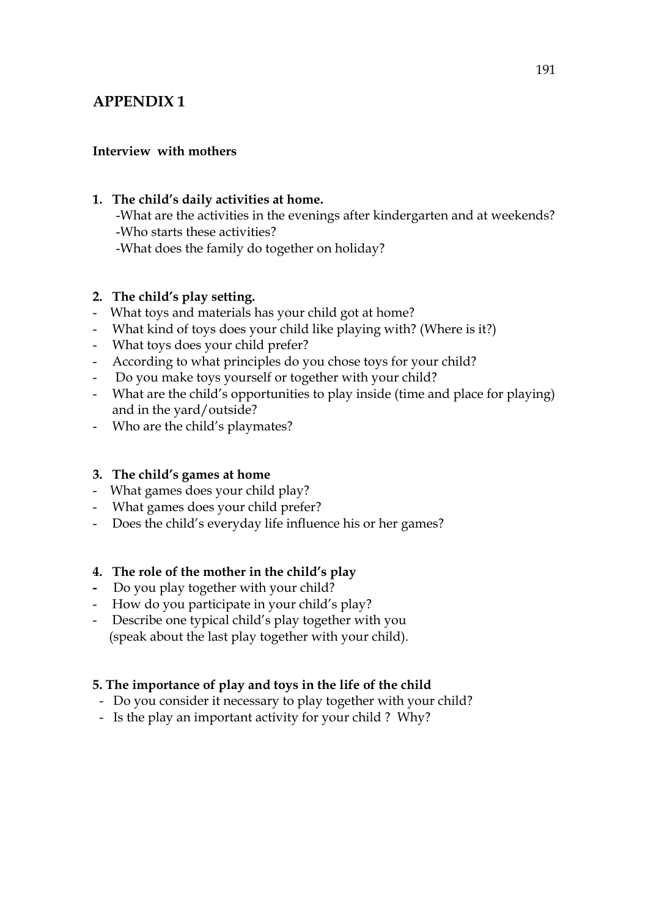# APPENDIX 1

**Interview with mothers**

1. **The child's daily activities at home.**
   -What are the activities in the evenings after kindergarten and at weekends?
   -Who starts these activities?
   -What does the family do together on holiday?

2. **The child's play setting.**

- What toys and materials has your child got at home?
- What kind of toys does your child like playing with? (Where is it?)
- What toys does your child prefer?
- According to what principles do you chose toys for your child?
- Do you make toys yourself or together with your child?
- What are the child's opportunities to play inside (time and place for playing) and in the yard/outside?
- Who are the child's playmates?

3. **The child's games at home**

- What games does your child play?
- What games does your child prefer?
- Does the child's everyday life influence his or her games?

4. **The role of the mother in the child's play**

- Do you play together with your child?
- How do you participate in your child's play?
- Describe one typical child's play together with you (speak about the last play together with your child).

**5. The importance of play and toys in the life of the child**

- Do you consider it necessary to play together with your child?
- Is the play an important activity for your child ? Why?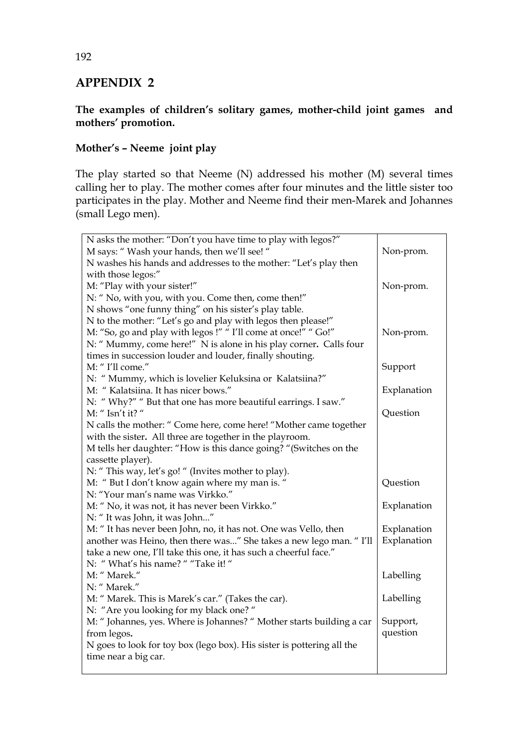## APPENDIX 2

**The examples of children's solitary games, mother-child joint games and mothers' promotion.**

### Mother's – Neeme joint play

The play started so that Neeme (N) addressed his mother (M) several times calling her to play. The mother comes after four minutes and the little sister too participates in the play. Mother and Neeme find their men-Marek and Johannes (small Lego men).

| | |
|---|---|
| N asks the mother: "Don't you have time to play with legos?" | |
| M says: " Wash your hands, then we'll see! " | Non-prom. |
| N washes his hands and addresses to the mother: "Let's play then with those legos:" | |
| M: "Play with your sister!" | Non-prom. |
| N: " No, with you, with you. Come then, come then!" | |
| N shows "one funny thing" on his sister's play table. | |
| N to the mother: "Let's go and play with legos then please!" | |
| M: "So, go and play with legos !" " I'll come at once!" " Go!" | Non-prom. |
| N: " Mummy, come here!" N is alone in his play corner**.** Calls four times in succession louder and louder, finally shouting. | |
| M: " I'll come." | Support |
| N: " Mummy, which is lovelier Keluksina or Kalatsiina?" | |
| M: " Kalatsiina. It has nicer bows." | Explanation |
| N: " Why?" " But that one has more beautiful earrings. I saw." | |
| M: " Isn't it? " | Question |
| N calls the mother: " Come here, come here! "Mother came together with the sister**.** All three are together in the playroom. | |
| M tells her daughter: "How is this dance going? "(Switches on the cassette player). | |
| N: " This way, let's go! " (Invites mother to play). | |
| M: " But I don't know again where my man is. " | Question |
| N: "Your man's name was Virkko." | |
| M: " No, it was not, it has never been Virkko." | Explanation |
| N: " It was John, it was John..." | |
| M: " It has never been John, no, it has not. One was Vello, then another was Heino, then there was..." She takes a new lego man. " I'll take a new one, I'll take this one, it has such a cheerful face." | Explanation<br>Explanation |
| N: " What's his name? " "Take it! " | |
| M: " Marek." | Labelling |
| N: " Marek." | |
| M: " Marek. This is Marek's car." (Takes the car). | Labelling |
| N: "Are you looking for my black one? " | |
| M: " Johannes, yes. Where is Johannes? " Mother starts building a car from legos**.** | Support, question |
| N goes to look for toy box (lego box). His sister is pottering all the time near a big car. | |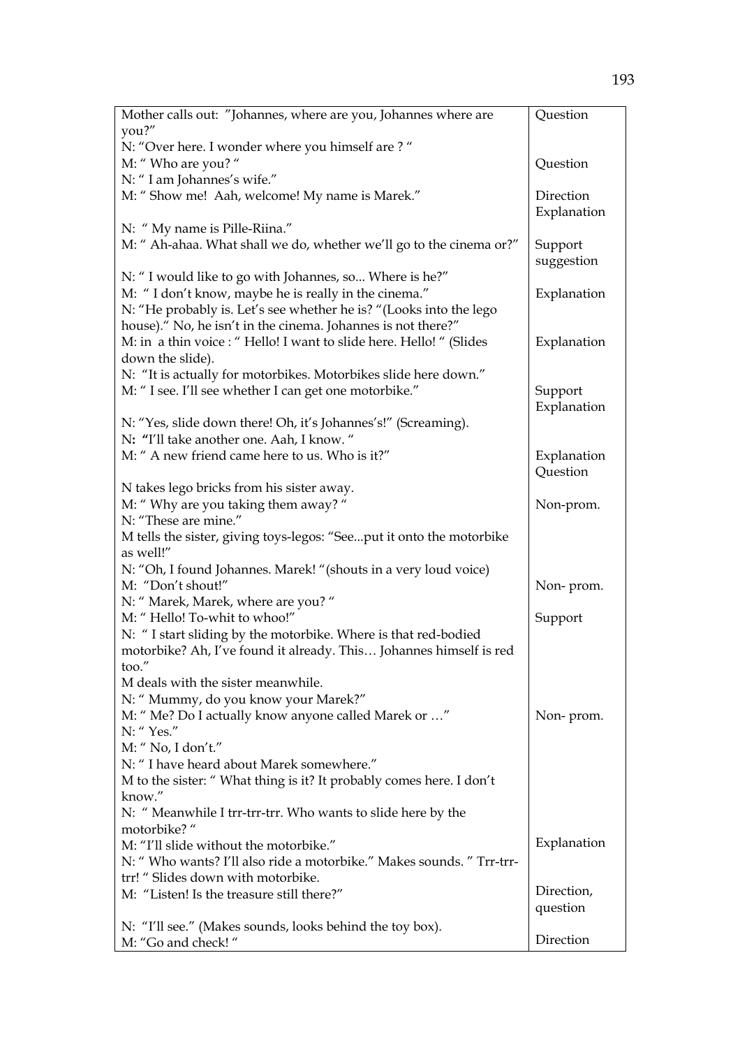| | |
|---|---|
| Mother calls out: "Johannes, where are you, Johannes where are you?" | Question |
| N: "Over here. I wonder where you himself are ? " | |
| M: " Who are you? " | Question |
| N: " I am Johannes's wife." | |
| M: " Show me! Aah, welcome! My name is Marek." | Direction Explanation |
| N: " My name is Pille-Riina." | |
| M: " Ah-ahaa. What shall we do, whether we'll go to the cinema or?" | Support suggestion |
| N: " I would like to go with Johannes, so... Where is he?" | |
| M: " I don't know, maybe he is really in the cinema." | Explanation |
| N: "He probably is. Let's see whether he is? "(Looks into the lego house)." No, he isn't in the cinema. Johannes is not there?" | |
| M: in a thin voice : " Hello! I want to slide here. Hello! " (Slides down the slide). | Explanation |
| N: "It is actually for motorbikes. Motorbikes slide here down." | |
| M: " I see. I'll see whether I can get one motorbike." | Support Explanation |
| N: "Yes, slide down there! Oh, it's Johannes's!" (Screaming). | |
| **N: "**I'll take another one. Aah, I know. " | |
| M: " A new friend came here to us. Who is it?" | Explanation Question |
| N takes lego bricks from his sister away. | |
| M: " Why are you taking them away? " | Non-prom. |
| N: "These are mine." | |
| M tells the sister, giving toys-legos: "See...put it onto the motorbike as well!" | |
| N: "Oh, I found Johannes. Marek! "(shouts in a very loud voice) | |
| M: "Don't shout!" | Non- prom. |
| N: " Marek, Marek, where are you? " | |
| M: " Hello! To-whit to whoo!" | Support |
| N: " I start sliding by the motorbike. Where is that red-bodied motorbike? Ah, I've found it already. This… Johannes himself is red too." | |
| M deals with the sister meanwhile. | |
| N: " Mummy, do you know your Marek?" | |
| M: " Me? Do I actually know anyone called Marek or …" | Non- prom. |
| N: " Yes." | |
| M: " No, I don't." | |
| N: " I have heard about Marek somewhere." | |
| M to the sister: " What thing is it? It probably comes here. I don't know." | |
| N: " Meanwhile I trr-trr-trr. Who wants to slide here by the motorbike? " | |
| M: "I'll slide without the motorbike." | Explanation |
| N: " Who wants? I'll also ride a motorbike." Makes sounds. " Trr-trr-trr! " Slides down with motorbike. | |
| M: "Listen! Is the treasure still there?" | Direction, question |
| N: "I'll see." (Makes sounds, looks behind the toy box). | |
| M: "Go and check! " | Direction |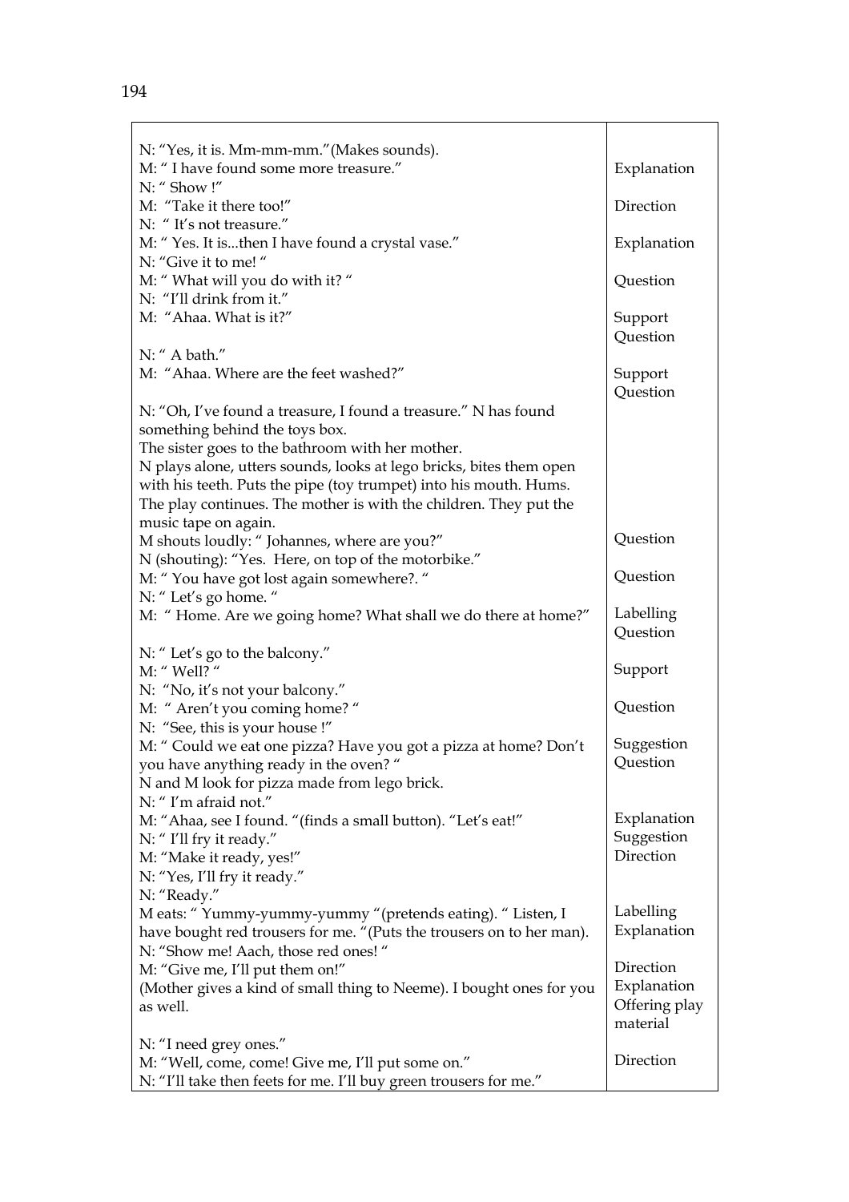| | |
|---|---|
| N: "Yes, it is. Mm-mm-mm."(Makes sounds). | |
| M: " I have found some more treasure." | Explanation |
| N: " Show !" | |
| M: "Take it there too!" | Direction |
| N: " It's not treasure." | |
| M: " Yes. It is...then I have found a crystal vase." | Explanation |
| N: "Give it to me! " | |
| M: " What will you do with it? " | Question |
| N: "I'll drink from it." | |
| M: "Ahaa. What is it?" | Support<br>Question |
| N: " A bath." | |
| M: "Ahaa. Where are the feet washed?" | Support<br>Question |
| N: "Oh, I've found a treasure, I found a treasure." N has found something behind the toys box.<br>The sister goes to the bathroom with her mother.<br>N plays alone, utters sounds, looks at lego bricks, bites them open with his teeth. Puts the pipe (toy trumpet) into his mouth. Hums.<br>The play continues. The mother is with the children. They put the music tape on again. | |
| M shouts loudly: " Johannes, where are you?" | Question |
| N (shouting): "Yes. Here, on top of the motorbike." | |
| M: " You have got lost again somewhere?. " | Question |
| N: " Let's go home. " | |
| M: " Home. Are we going home? What shall we do there at home?" | Labelling<br>Question |
| N: " Let's go to the balcony." | |
| M: " Well? " | Support |
| N: "No, it's not your balcony." | |
| M: " Aren't you coming home? " | Question |
| N: "See, this is your house !" | |
| M: " Could we eat one pizza? Have you got a pizza at home? Don't you have anything ready in the oven? " | Suggestion<br>Question |
| N and M look for pizza made from lego brick. | |
| N: " I'm afraid not." | |
| M: "Ahaa, see I found. "(finds a small button). "Let's eat!" | Explanation<br>Suggestion |
| N: " I'll fry it ready." | |
| M: "Make it ready, yes!" | Direction |
| N: "Yes, I'll fry it ready." | |
| N: "Ready." | |
| M eats: " Yummy-yummy-yummy "(pretends eating). " Listen, I have bought red trousers for me. "(Puts the trousers on to her man). | Labelling<br>Explanation |
| N: "Show me! Aach, those red ones! " | |
| M: "Give me, I'll put them on!"<br>(Mother gives a kind of small thing to Neeme). I bought ones for you as well. | Direction<br>Explanation<br>Offering play material |
| N: "I need grey ones." | |
| M: "Well, come, come! Give me, I'll put some on." | Direction |
| N: "I'll take then feets for me. I'll buy green trousers for me." | |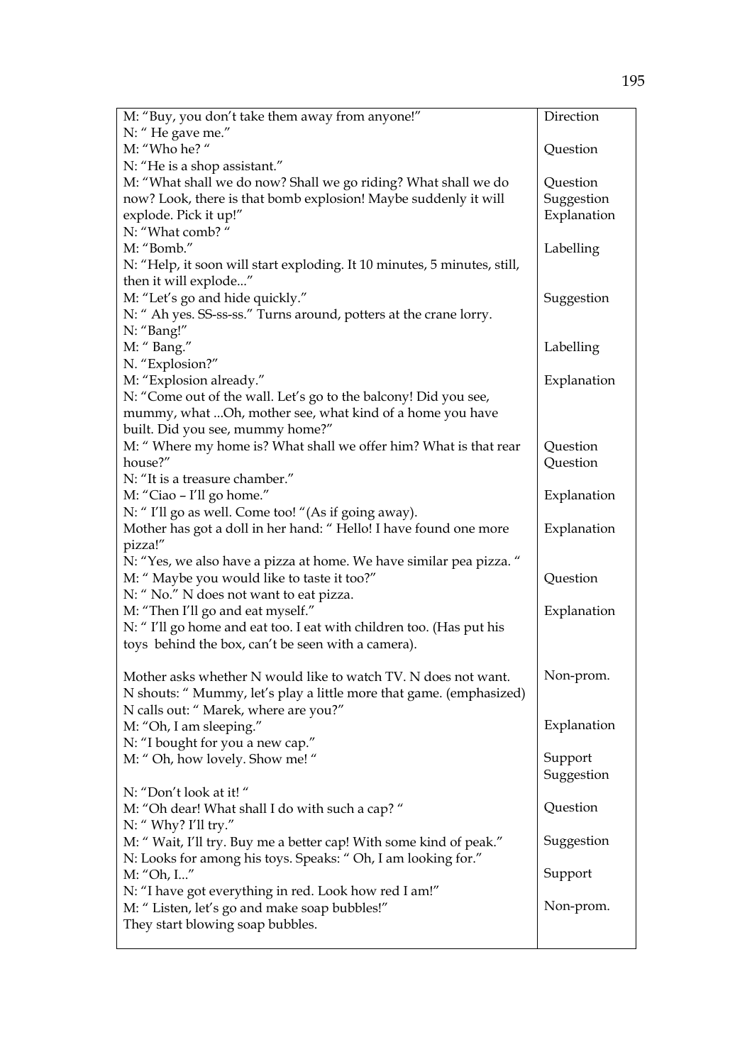| | |
|---|---|
| M: "Buy, you don't take them away from anyone!" | Direction |
| N: " He gave me." | |
| M: "Who he? " | Question |
| N: "He is a shop assistant." | |
| M: "What shall we do now? Shall we go riding? What shall we do now? Look, there is that bomb explosion! Maybe suddenly it will explode. Pick it up!" | Question<br>Suggestion<br>Explanation |
| N: "What comb? " | |
| M: "Bomb." | Labelling |
| N: "Help, it soon will start exploding. It 10 minutes, 5 minutes, still, then it will explode..." | |
| M: "Let's go and hide quickly." | Suggestion |
| N: " Ah yes. SS-ss-ss." Turns around, potters at the crane lorry. | |
| N: "Bang!" | |
| M: " Bang." | Labelling |
| N. "Explosion?" | |
| M: "Explosion already." | Explanation |
| N: "Come out of the wall. Let's go to the balcony! Did you see, mummy, what ...Oh, mother see, what kind of a home you have built. Did you see, mummy home?" | |
| M: " Where my home is? What shall we offer him? What is that rear house?" | Question<br>Question |
| N: "It is a treasure chamber." | |
| M: "Ciao – I'll go home." | Explanation |
| N: " I'll go as well. Come too! "(As if going away). | |
| Mother has got a doll in her hand: " Hello! I have found one more pizza!" | Explanation |
| N: "Yes, we also have a pizza at home. We have similar pea pizza. " | |
| M: " Maybe you would like to taste it too?" | Question |
| N: " No." N does not want to eat pizza. | |
| M: "Then I'll go and eat myself." | Explanation |
| N: " I'll go home and eat too. I eat with children too. (Has put his toys behind the box, can't be seen with a camera). | |
| Mother asks whether N would like to watch TV. N does not want. | Non-prom. |
| N shouts: " Mummy, let's play a little more that game. (emphasized) | |
| N calls out: " Marek, where are you?" | |
| M: "Oh, I am sleeping." | Explanation |
| N: "I bought for you a new cap." | |
| M: " Oh, how lovely. Show me! " | Support<br>Suggestion |
| N: "Don't look at it! " | |
| M: "Oh dear! What shall I do with such a cap? " | Question |
| N: " Why? I'll try." | |
| M: " Wait, I'll try. Buy me a better cap! With some kind of peak." | Suggestion |
| N: Looks for among his toys. Speaks: " Oh, I am looking for." | |
| M: "Oh, I..." | Support |
| N: "I have got everything in red. Look how red I am!" | |
| M: " Listen, let's go and make soap bubbles!" | Non-prom. |
| They start blowing soap bubbles. | |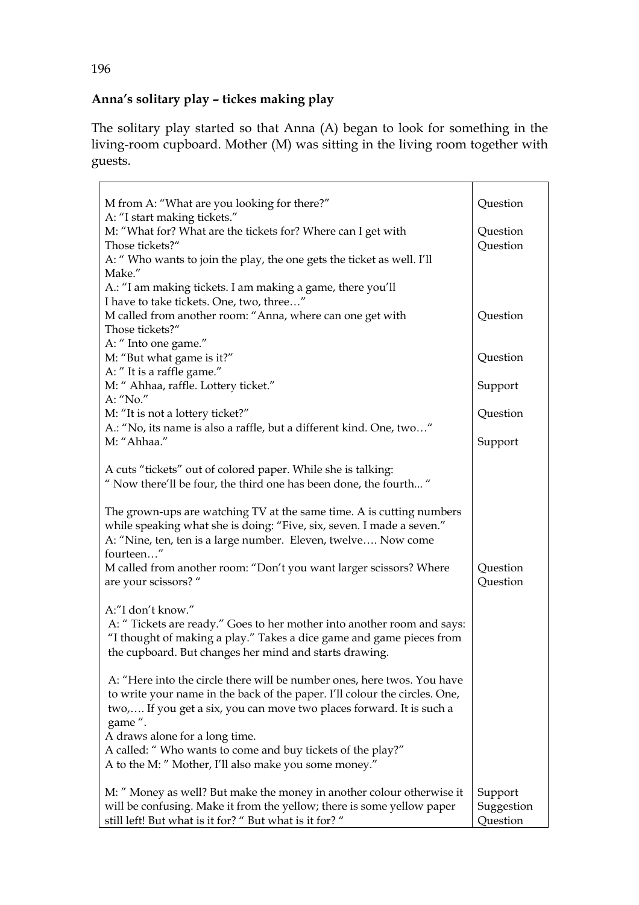**Anna's solitary play – tickes making play**

The solitary play started so that Anna (A) began to look for something in the living-room cupboard. Mother (M) was sitting in the living room together with guests.

| | |
|---|---|
| M from A: "What are you looking for there?" | Question |
| A: "I start making tickets." | |
| M: "What for? What are the tickets for? Where can I get with | Question |
| Those tickets?" | Question |
| A: " Who wants to join the play, the one gets the ticket as well. I'll Make." | |
| A.: "I am making tickets. I am making a game, there you'll I have to take tickets. One, two, three…" | |
| M called from another room: "Anna, where can one get with | Question |
| Those tickets?" | |
| A: " Into one game." | |
| M: "But what game is it?" | Question |
| A: " It is a raffle game." | |
| M: " Ahhaa, raffle. Lottery ticket." | Support |
| A: "No." | |
| M: "It is not a lottery ticket?" | Question |
| A.: "No, its name is also a raffle, but a different kind. One, two…" | |
| M: "Ahhaa." | Support |
| A cuts "tickets" out of colored paper. While she is talking: " Now there'll be four, the third one has been done, the fourth... " | |
| The grown-ups are watching TV at the same time. A is cutting numbers while speaking what she is doing: "Five, six, seven. I made a seven." | |
| A: "Nine, ten, ten is a large number. Eleven, twelve…. Now come fourteen…" | |
| M called from another room: "Don't you want larger scissors? Where | Question |
| are your scissors? " | Question |
| A:"I don't know." | |
| A: " Tickets are ready." Goes to her mother into another room and says: "I thought of making a play." Takes a dice game and game pieces from the cupboard. But changes her mind and starts drawing. | |
| A: "Here into the circle there will be number ones, here twos. You have to write your name in the back of the paper. I'll colour the circles. One, two,…. If you get a six, you can move two places forward. It is such a game ". | |
| A draws alone for a long time. | |
| A called: " Who wants to come and buy tickets of the play?" | |
| A to the M: " Mother, I'll also make you some money." | |
| M: " Money as well? | Support |
| But make the money in another colour otherwise it will be confusing. Make it from the yellow; there is some yellow paper still left! | Suggestion |
| But what is it for? " But what is it for? " | Question |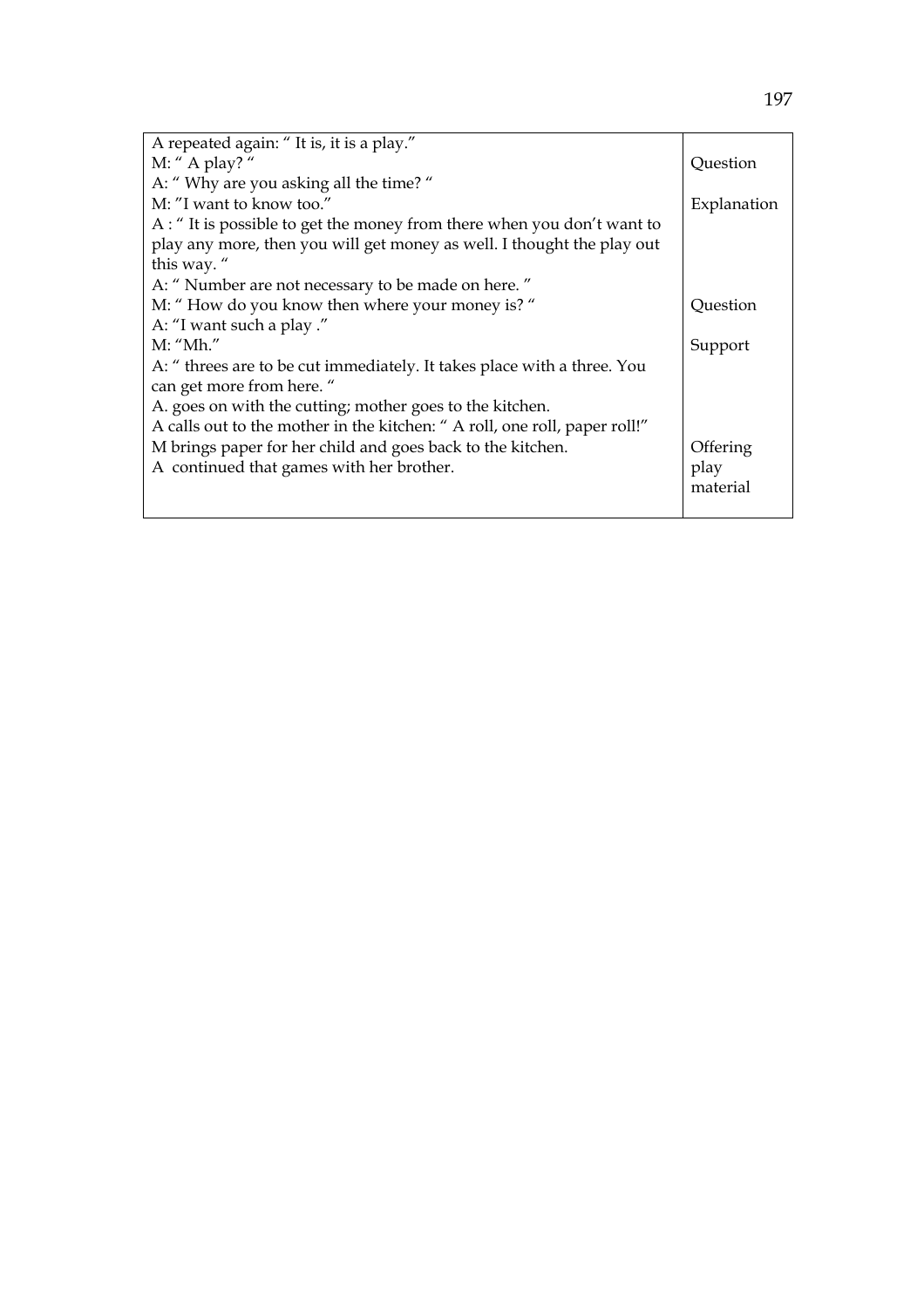| | |
|---|---|
| A repeated again: " It is, it is a play." | |
| M: " A play? " | Question |
| A: " Why are you asking all the time? " | |
| M: "I want to know too." | Explanation |
| A : " It is possible to get the money from there when you don't want to play any more, then you will get money as well. I thought the play out this way. " | |
| A: " Number are not necessary to be made on here. " | |
| M: " How do you know then where your money is? " | Question |
| A: "I want such a play ." | |
| M: "Mh." | Support |
| A: " threes are to be cut immediately. It takes place with a three. You can get more from here. " | |
| A. goes on with the cutting; mother goes to the kitchen. | |
| A calls out to the mother in the kitchen: " A roll, one roll, paper roll!" | |
| M brings paper for her child and goes back to the kitchen. | Offering play material |
| A continued that games with her brother. | |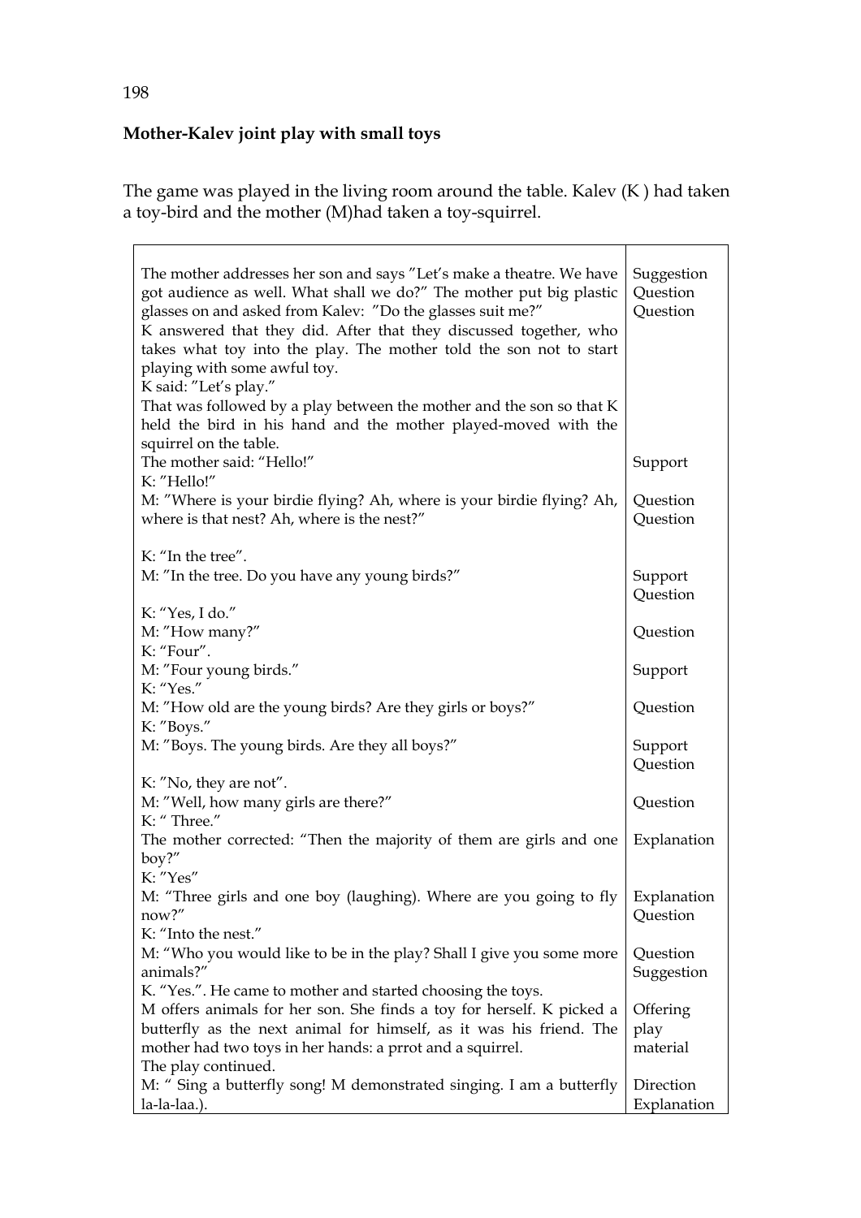**Mother-Kalev joint play with small toys**

The game was played in the living room around the table. Kalev (K ) had taken a toy-bird and the mother (M)had taken a toy-squirrel.

| | |
|---|---|
| The mother addresses her son and says ″Let's make a theatre. We have got audience as well. What shall we do?″ The mother put big plastic glasses on and asked from Kalev: ″Do the glasses suit me?″ | Suggestion Question Question |
| K answered that they did. After that they discussed together, who takes what toy into the play. The mother told the son not to start playing with some awful toy. | |
| K said: ″Let's play.″ | |
| That was followed by a play between the mother and the son so that K held the bird in his hand and the mother played-moved with the squirrel on the table. | |
| The mother said: "Hello!″ | Support |
| K: ″Hello!″ | |
| M: ″Where is your birdie flying? Ah, where is your birdie flying? Ah, where is that nest? Ah, where is the nest?″ | Question Question |
| K: "In the tree". | |
| M: ″In the tree. Do you have any young birds?″ | Support Question |
| K: "Yes, I do." | |
| M: ″How many?″ | Question |
| K: "Four". | |
| M: ″Four young birds." | Support |
| K: "Yes." | |
| M: ″How old are the young birds? Are they girls or boys?″ | Question |
| K: ″Boys.″ | |
| M: ″Boys. The young birds. Are they all boys?″ | Support Question |
| K: ″No, they are not". | |
| M: ″Well, how many girls are there?″ | Question |
| K: " Three." | |
| The mother corrected: "Then the majority of them are girls and one boy?" | Explanation |
| K: ″Yes″ | |
| M: "Three girls and one boy (laughing). Where are you going to fly now?" | Explanation Question |
| K: "Into the nest." | |
| M: "Who you would like to be in the play? Shall I give you some more animals?" | Question Suggestion |
| K. "Yes.". He came to mother and started choosing the toys. | |
| M offers animals for her son. She finds a toy for herself. K picked a butterfly as the next animal for himself, as it was his friend. The mother had two toys in her hands: a prrot and a squirrel. | Offering play material |
| The play continued. | |
| M: " Sing a butterfly song! M demonstrated singing. I am a butterfly la-la-laa.). | Direction Explanation |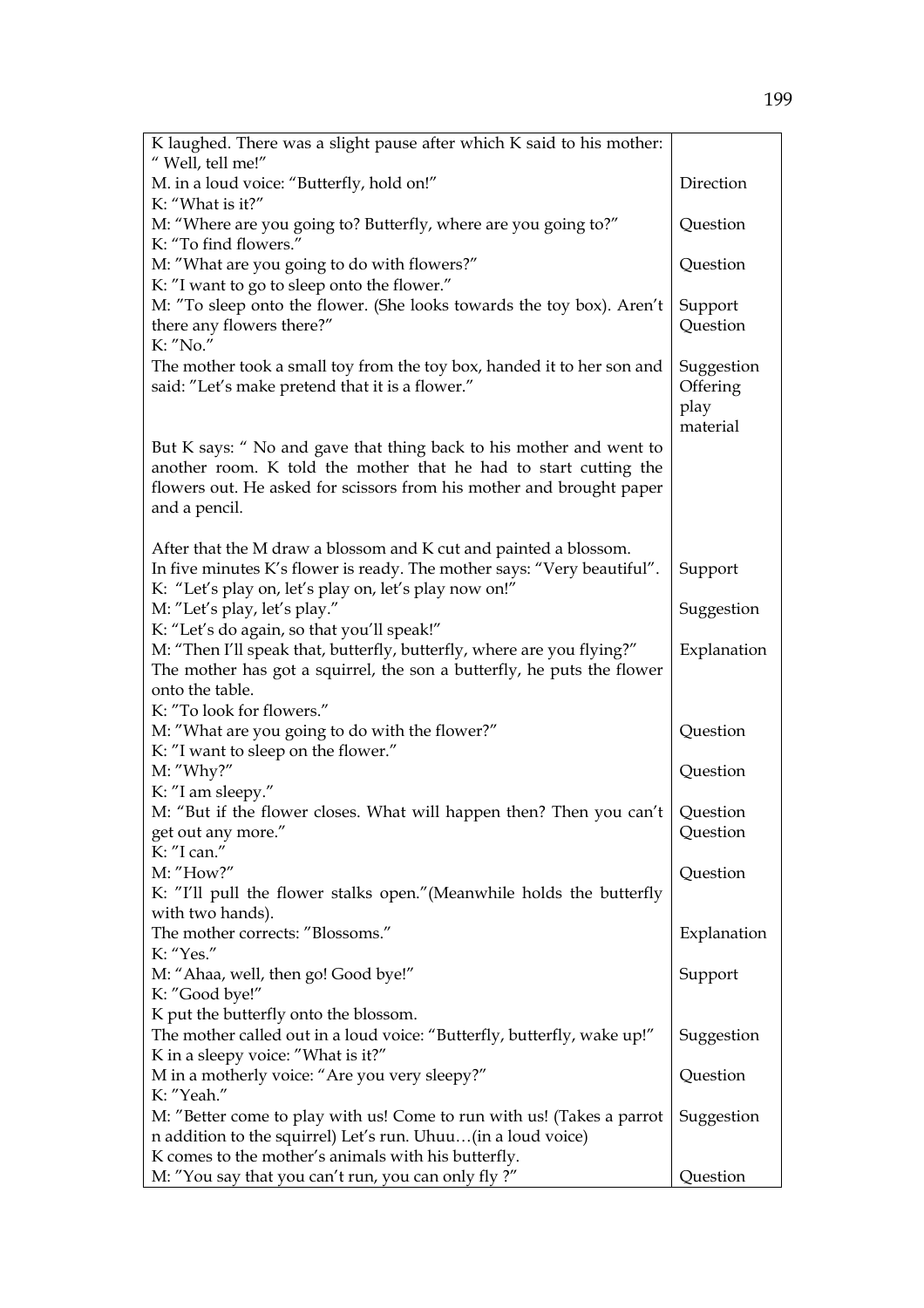| | |
|---|---|
| K laughed. There was a slight pause after which K said to his mother: " Well, tell me!" | |
| M. in a loud voice: "Butterfly, hold on!" | Direction |
| K: "What is it?" | |
| M: "Where are you going to? Butterfly, where are you going to?" | Question |
| K: "To find flowers." | |
| M: "What are you going to do with flowers?" | Question |
| K: "I want to go to sleep onto the flower." | |
| M: "To sleep onto the flower. (She looks towards the toy box). Aren't there any flowers there?" | Support<br>Question |
| K: "No." | |
| The mother took a small toy from the toy box, handed it to her son and said: "Let's make pretend that it is a flower." | Suggestion<br>Offering play material |
| But K says: " No and gave that thing back to his mother and went to another room. K told the mother that he had to start cutting the flowers out. He asked for scissors from his mother and brought paper and a pencil. | |
| After that the M draw a blossom and K cut and painted a blossom. | |
| In five minutes K's flower is ready. The mother says: "Very beautiful". | Support |
| K: "Let's play on, let's play on, let's play now on!" | |
| M: "Let's play, let's play." | Suggestion |
| K: "Let's do again, so that you'll speak!" | |
| M: "Then I'll speak that, butterfly, butterfly, where are you flying?" The mother has got a squirrel, the son a butterfly, he puts the flower onto the table. | Explanation |
| K: "To look for flowers." | |
| M: "What are you going to do with the flower?" | Question |
| K: "I want to sleep on the flower." | |
| M: "Why?" | Question |
| K: "I am sleepy." | |
| M: "But if the flower closes. What will happen then? Then you can't get out any more." | Question<br>Question |
| K: "I can." | |
| M: "How?" | Question |
| K: "I'll pull the flower stalks open."(Meanwhile holds the butterfly with two hands). | |
| The mother corrects: "Blossoms." | Explanation |
| K: "Yes." | |
| M: "Ahaa, well, then go! Good bye!" | Support |
| K: "Good bye!" | |
| K put the butterfly onto the blossom. | |
| The mother called out in a loud voice: "Butterfly, butterfly, wake up!" | Suggestion |
| K in a sleepy voice: "What is it?" | |
| M in a motherly voice: "Are you very sleepy?" | Question |
| K: "Yeah." | |
| M: "Better come to play with us! Come to run with us! (Takes a parrot n addition to the squirrel) Let's run. Uhuu…(in a loud voice) | Suggestion |
| K comes to the mother's animals with his butterfly. | |
| M: "You say that you can't run, you can only fly ?" | Question |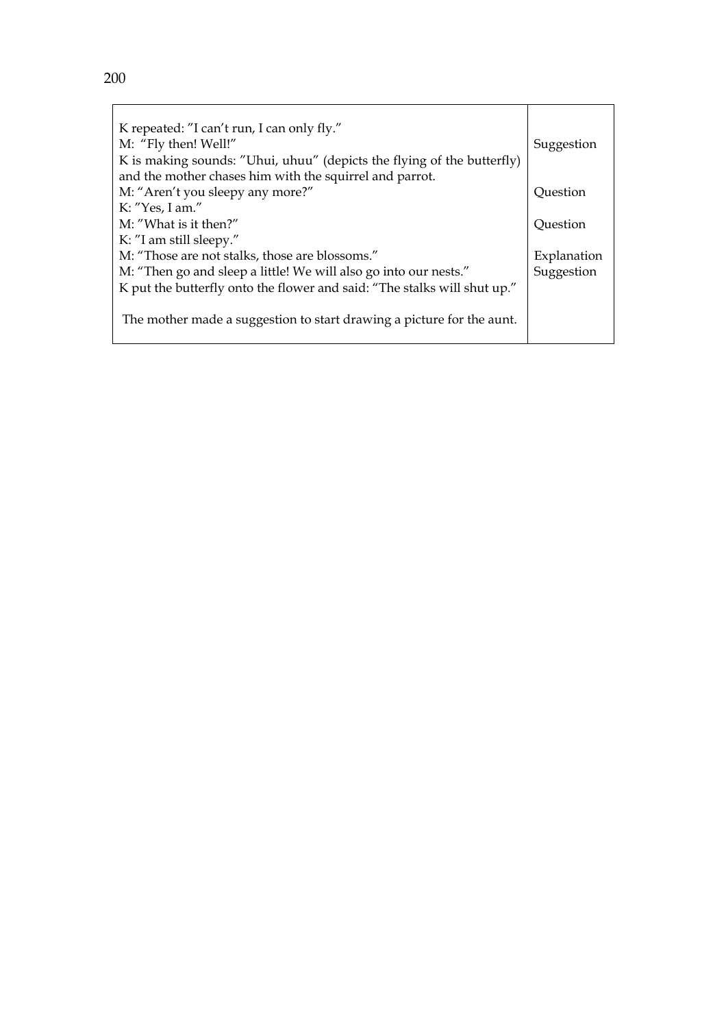| | |
|---|---|
| K repeated: ″I can't run, I can only fly.″ | |
| M: "Fly then! Well!″ | Suggestion |
| K is making sounds: ″Uhui, uhuu″ (depicts the flying of the butterfly) and the mother chases him with the squirrel and parrot. | |
| M: "Aren't you sleepy any more?″ | Question |
| K: ″Yes, I am.″ | |
| M: ″What is it then?″ | Question |
| K: ″I am still sleepy.″ | |
| M: "Those are not stalks, those are blossoms." | Explanation |
| M: "Then go and sleep a little! We will also go into our nests." | Suggestion |
| K put the butterfly onto the flower and said: "The stalks will shut up." | |
| The mother made a suggestion to start drawing a picture for the aunt. | |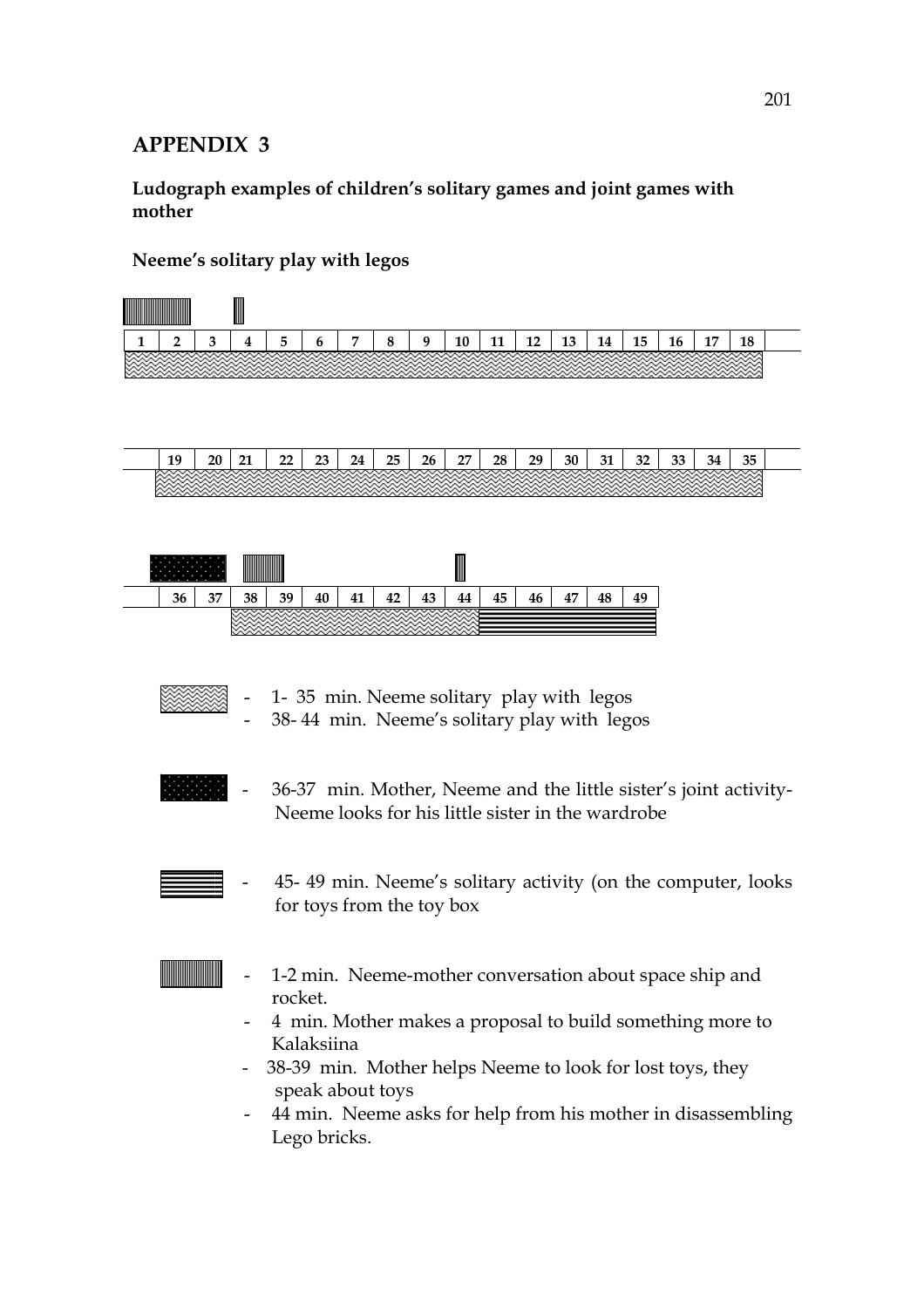## APPENDIX 3

**Ludograph examples of children's solitary games and joint games with mother**

**Neeme's solitary play with legos**

| 1 | 2 | 3 | 4 | 5 | 6 | 7 | 8 | 9 | 10 | 11 | 12 | 13 | 14 | 15 | 16 | 17 | 18 |
|---|---|---|---|---|---|---|---|---|---|---|---|---|---|---|---|---|---|

| 19 | 20 | 21 | 22 | 23 | 24 | 25 | 26 | 27 | 28 | 29 | 30 | 31 | 32 | 33 | 34 | 35 |
|---|---|---|---|---|---|---|---|---|---|---|---|---|---|---|---|---|

| 36 | 37 | 38 | 39 | 40 | 41 | 42 | 43 | 44 | 45 | 46 | 47 | 48 | 49 |
|---|---|---|---|---|---|---|---|---|---|---|---|---|---|

- 1- 35 min. Neeme solitary play with legos
- 38- 44 min. Neeme's solitary play with legos

- 36-37 min. Mother, Neeme and the little sister's joint activity- Neeme looks for his little sister in the wardrobe

- 45- 49 min. Neeme's solitary activity (on the computer, looks for toys from the toy box

- 1-2 min. Neeme-mother conversation about space ship and rocket.
- 4 min. Mother makes a proposal to build something more to Kalaksiina
- 38-39 min. Mother helps Neeme to look for lost toys, they speak about toys
- 44 min. Neeme asks for help from his mother in disassembling Lego bricks.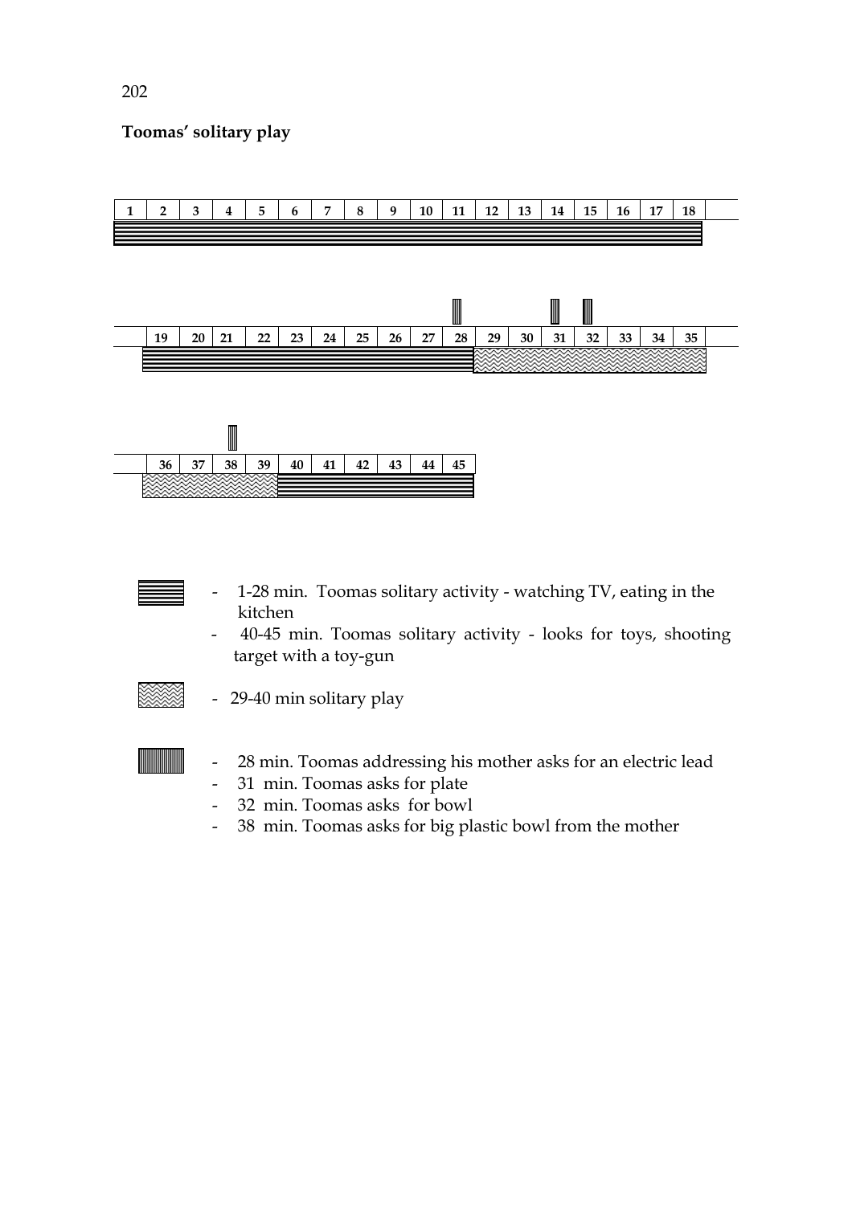**Toomas' solitary play**

| 1 | 2 | 3 | 4 | 5 | 6 | 7 | 8 | 9 | 10 | 11 | 12 | 13 | 14 | 15 | 16 | 17 | 18 |
|---|---|---|---|---|---|---|---|---|---|---|---|---|---|---|---|---|---|

| 19 | 20 | 21 | 22 | 23 | 24 | 25 | 26 | 27 | 28 | 29 | 30 | 31 | 32 | 33 | 34 | 35 |
|---|---|---|---|---|---|---|---|---|---|---|---|---|---|---|---|---|

| 36 | 37 | 38 | 39 | 40 | 41 | 42 | 43 | 44 | 45 |
|---|---|---|---|---|---|---|---|---|---|

- 1-28 min. Toomas solitary activity - watching TV, eating in the kitchen
- 40-45 min. Toomas solitary activity - looks for toys, shooting target with a toy-gun

- 29-40 min solitary play

- 28 min. Toomas addressing his mother asks for an electric lead
- 31 min. Toomas asks for plate
- 32 min. Toomas asks for bowl
- 38 min. Toomas asks for big plastic bowl from the mother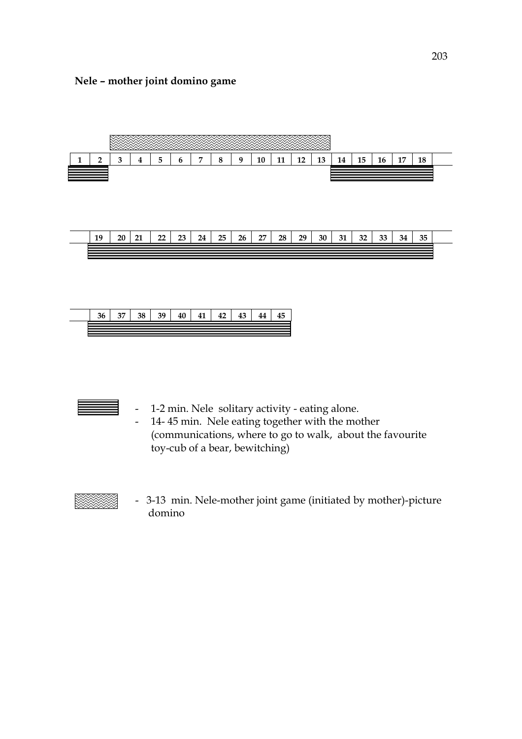**Nele – mother joint domino game**

| 1 | 2 | 3 | 4 | 5 | 6 | 7 | 8 | 9 | 10 | 11 | 12 | 13 | 14 | 15 | 16 | 17 | 18 |
|---|---|---|---|---|---|---|---|---|---|---|---|---|---|---|---|---|---|

| 19 | 20 | 21 | 22 | 23 | 24 | 25 | 26 | 27 | 28 | 29 | 30 | 31 | 32 | 33 | 34 | 35 |
|---|---|---|---|---|---|---|---|---|---|---|---|---|---|---|---|---|

| 36 | 37 | 38 | 39 | 40 | 41 | 42 | 43 | 44 | 45 |
|---|---|---|---|---|---|---|---|---|---|

- 1-2 min. Nele solitary activity - eating alone.
- 14- 45 min. Nele eating together with the mother (communications, where to go to walk, about the favourite toy-cub of a bear, bewitching)

- 3-13 min. Nele-mother joint game (initiated by mother)-picture domino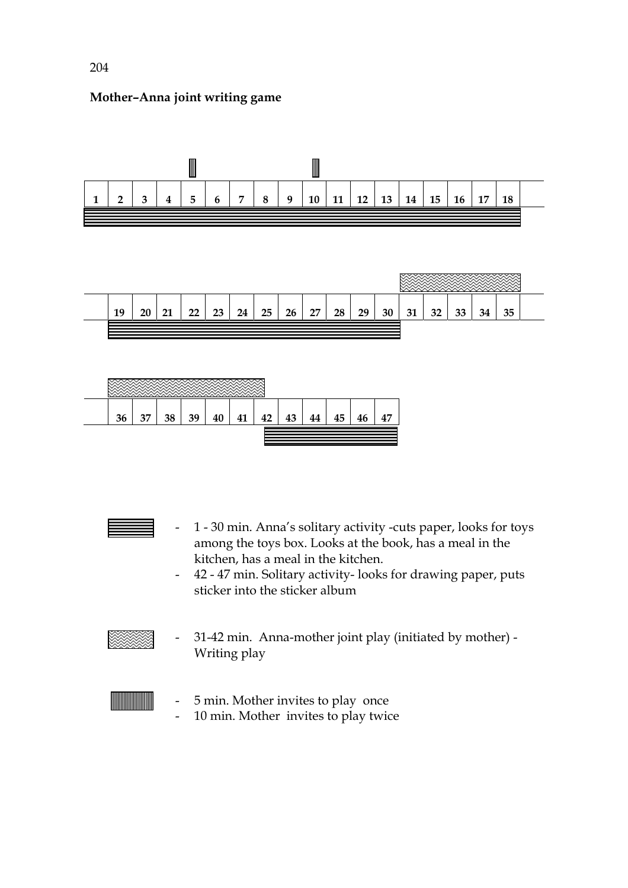**Mother–Anna joint writing game**

| 1 | 2 | 3 | 4 | 5 | 6 | 7 | 8 | 9 | 10 | 11 | 12 | 13 | 14 | 15 | 16 | 17 | 18 |
|---|---|---|---|---|---|---|---|---|---|---|---|---|---|---|---|---|---|

| 19 | 20 | 21 | 22 | 23 | 24 | 25 | 26 | 27 | 28 | 29 | 30 | 31 | 32 | 33 | 34 | 35 |
|---|---|---|---|---|---|---|---|---|---|---|---|---|---|---|---|---|

| 36 | 37 | 38 | 39 | 40 | 41 | 42 | 43 | 44 | 45 | 46 | 47 |
|---|---|---|---|---|---|---|---|---|---|---|---|

- 1 - 30 min. Anna's solitary activity -cuts paper, looks for toys among the toys box. Looks at the book, has a meal in the kitchen, has a meal in the kitchen.
- 42 - 47 min. Solitary activity- looks for drawing paper, puts sticker into the sticker album

- 31-42 min. Anna-mother joint play (initiated by mother) - Writing play

- 5 min. Mother invites to play once
- 10 min. Mother invites to play twice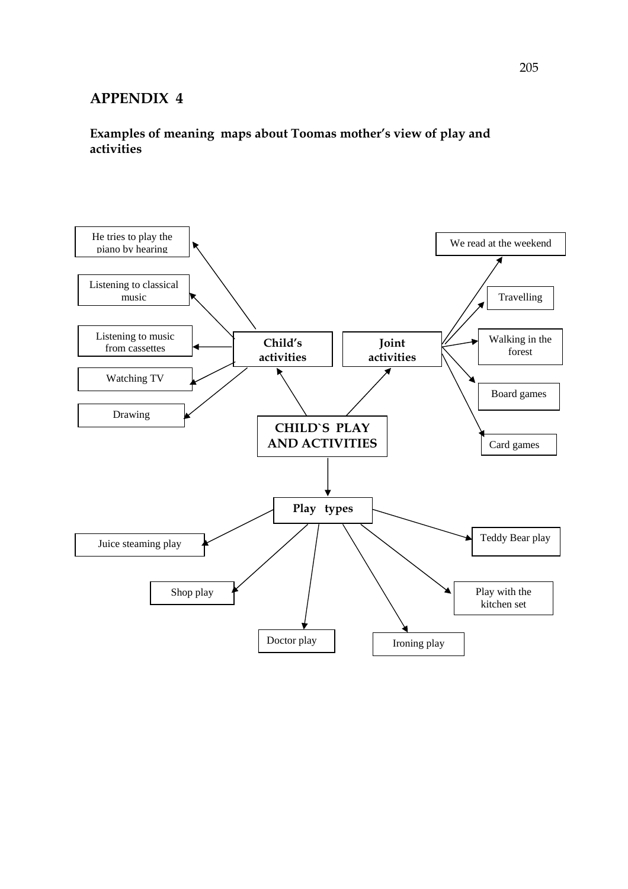# APPENDIX 4

**Examples of meaning maps about Toomas mother's view of play and activities**

- **CHILD`S PLAY AND ACTIVITIES**
  - **Child's activities**
    - He tries to play the piano by hearing
    - Listening to classical music
    - Listening to music from cassettes
    - Watching TV
    - Drawing
  - **Joint activities**
    - We read at the weekend
    - Travelling
    - Walking in the forest
    - Board games
    - Card games
  - **Play types**
    - Juice steaming play
    - Shop play
    - Doctor play
    - Ironing play
    - Play with the kitchen set
    - Teddy Bear play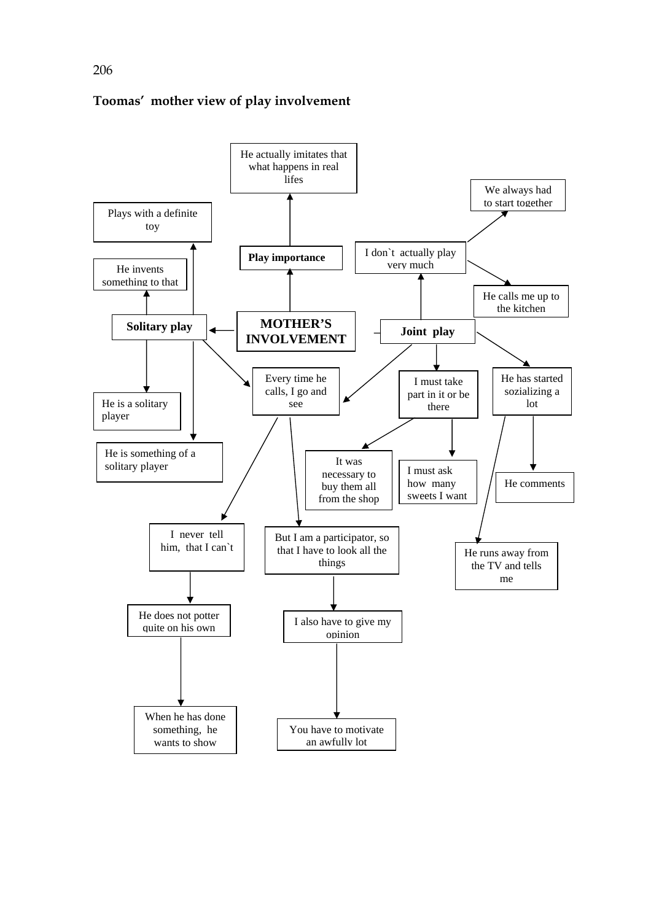**Toomas' mother view of play involvement**

- **MOTHER'S INVOLVEMENT**
  - **Play importance**
    - He actually imitates that what happens in real lifes
  - **Solitary play**
    - He invents something to that
    - Plays with a definite toy
    - He is a solitary player
    - He is something of a solitary player
    - Every time he calls, I go and see
  - **Joint play**
    - I don`t actually play very much
      - We always had to start together
      - He calls me up to the kitchen
    - Every time he calls, I go and see
      - I never tell him, that I can`t
        - He does not potter quite on his own
          - When he has done something, he wants to show
      - But I am a participator, so that I have to look all the things
        - I also have to give my opinion
          - You have to motivate an awfully lot
    - I must take part in it or be there
      - It was necessary to buy them all from the shop
      - I must ask how many sweets I want
    - He has started sozializing a lot
      - He runs away from the TV and tells me
      - He comments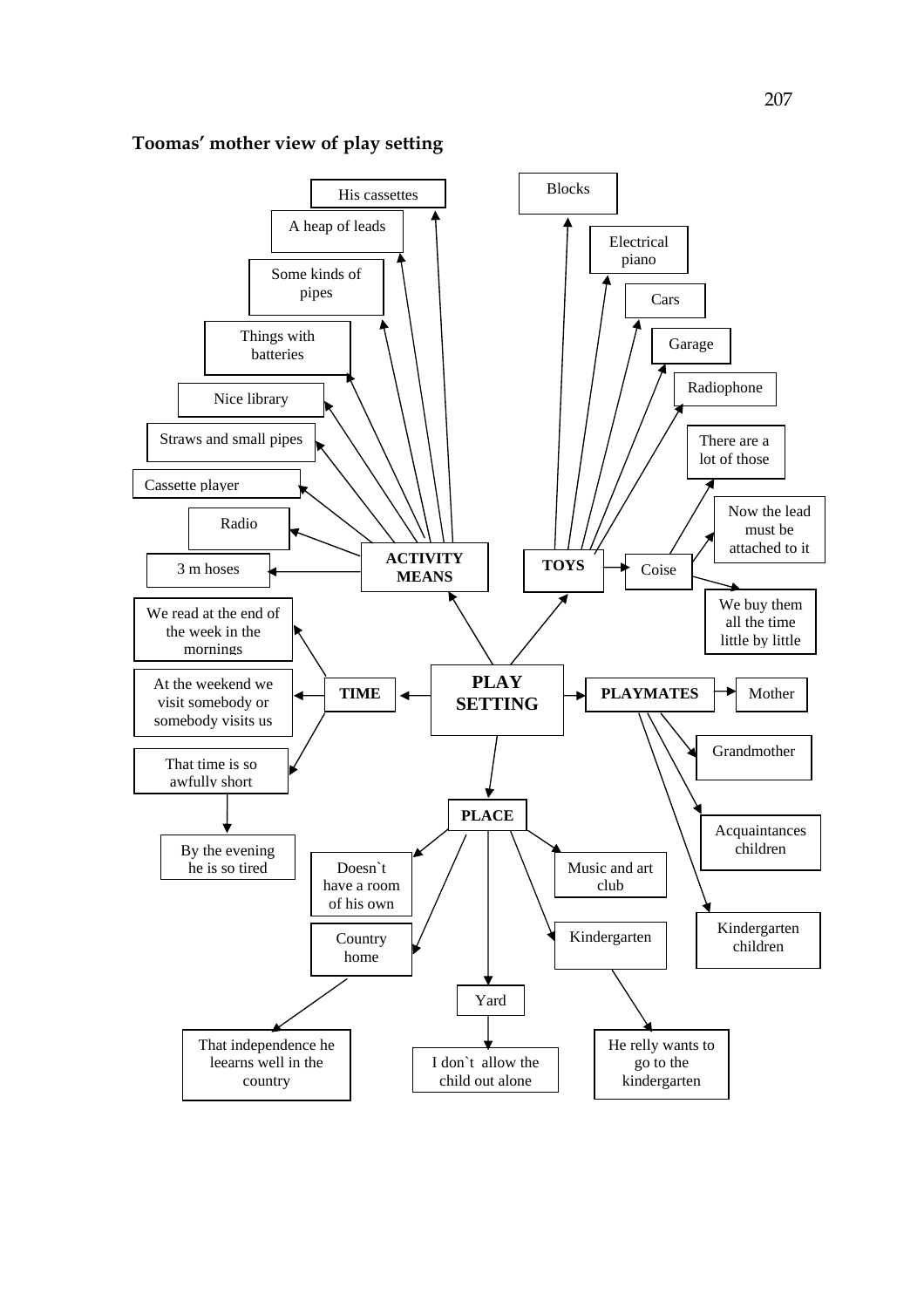**Toomas' mother view of play setting**

PLAY SETTING

ACTIVITY MEANS

His cassettes

A heap of leads

Some kinds of pipes

Things with batteries

Nice library

Straws and small pipes

Cassette player

Radio

3 m hoses

TOYS

Blocks

Electrical piano

Cars

Garage

Radiophone

Coise

There are a lot of those

Now the lead must be attached to it

We buy them all the time little by little

TIME

We read at the end of the week in the mornings

At the weekend we visit somebody or somebody visits us

That time is so awfully short

By the evening he is so tired

PLAYMATES

Mother

Grandmother

Acquaintances children

Kindergarten children

PLACE

Doesn`t have a room of his own

Country home

That independence he leearns well in the country

Yard

I don`t allow the child out alone

Music and art club

Kindergarten

He relly wants to go to the kindergarten